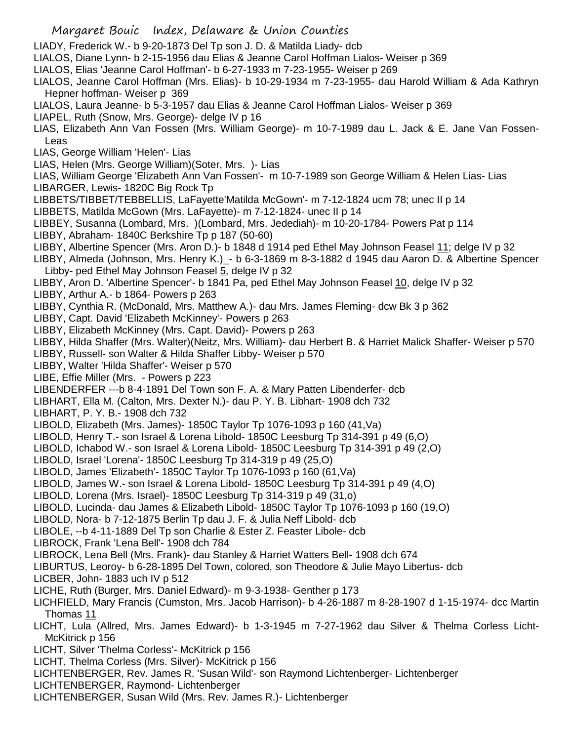LIADY, Frederick W.- b 9-20-1873 Del Tp son J. D. & Matilda Liady- dcb

LIALOS, Diane Lynn- b 2-15-1956 dau Elias & Jeanne Carol Hoffman Lialos- Weiser p 369

LIALOS, Elias 'Jeanne Carol Hoffman'- b 6-27-1933 m 7-23-1955- Weiser p 269

LIALOS, Jeanne Carol Hoffman (Mrs. Elias)- b 10-29-1934 m 7-23-1955- dau Harold William & Ada Kathryn Hepner hoffman- Weiser p 369

LIALOS, Laura Jeanne- b 5-3-1957 dau Elias & Jeanne Carol Hoffman Lialos- Weiser p 369

LIAPEL, Ruth (Snow, Mrs. George)- delge IV p 16

LIAS, Elizabeth Ann Van Fossen (Mrs. William George)- m 10-7-1989 dau L. Jack & E. Jane Van Fossen- Leas

LIAS, George William 'Helen'- Lias

LIAS, Helen (Mrs. George William)(Soter, Mrs. )- Lias

LIAS, William George 'Elizabeth Ann Van Fossen'- m 10-7-1989 son George William & Helen Lias- Lias

LIBARGER, Lewis- 1820C Big Rock Tp

LIBBETS/TIBBET/TEBBELLIS, LaFayette'Matilda McGown'- m 7-12-1824 ucm 78; unec II p 14

LIBBETS, Matilda McGown (Mrs. LaFayette)- m 7-12-1824- unec II p 14

LIBBEY, Susanna (Lombard, Mrs. )(Lombard, Mrs. Jedediah)- m 10-20-1784- Powers Pat p 114

LIBBY, Abraham- 1840C Berkshire Tp p 187 (50-60)

LIBBY, Albertine Spencer (Mrs. Aron D.)- b 1848 d 1914 ped Ethel May Johnson Feasel 11; delge IV p 32

LIBBY, Almeda (Johnson, Mrs. Henry K.)_- b 6-3-1869 m 8-3-1882 d 1945 dau Aaron D. & Albertine Spencer Libby- ped Ethel May Johnson Feasel 5, delge IV p 32

LIBBY, Aron D. 'Albertine Spencer'- b 1841 Pa, ped Ethel May Johnson Feasel 10, delge IV p 32

LIBBY, Arthur A.- b 1864- Powers p 263

LIBBY, Cynthia R. (McDonald, Mrs. Matthew A.)- dau Mrs. James Fleming- dcw Bk 3 p 362

LIBBY, Capt. David 'Elizabeth McKinney'- Powers p 263

LIBBY, Elizabeth McKinney (Mrs. Capt. David)- Powers p 263

LIBBY, Hilda Shaffer (Mrs. Walter)(Neitz, Mrs. William)- dau Herbert B. & Harriet Malick Shaffer- Weiser p 570

LIBBY, Russell- son Walter & Hilda Shaffer Libby- Weiser p 570

LIBBY, Walter 'Hilda Shaffer'- Weiser p 570

LIBE, Effie Miller (Mrs. - Powers p 223

LIBENDERFER ---b 8-4-1891 Del Town son F. A. & Mary Patten Libenderfer- dcb

LIBHART, Ella M. (Calton, Mrs. Dexter N.)- dau P. Y. B. Libhart- 1908 dch 732

LIBHART, P. Y. B.- 1908 dch 732

LIBOLD, Elizabeth (Mrs. James)- 1850C Taylor Tp 1076-1093 p 160 (41,Va)

LIBOLD, Henry T.- son Israel & Lorena Libold- 1850C Leesburg Tp 314-391 p 49 (6,O)

LIBOLD, Ichabod W.- son Israel & Lorena Libold- 1850C Leesburg Tp 314-391 p 49 (2,O)

LIBOLD, Israel 'Lorena'- 1850C Leesburg Tp 314-319 p 49 (25,O)

LIBOLD, James 'Elizabeth'- 1850C Taylor Tp 1076-1093 p 160 (61,Va)

LIBOLD, James W.- son Israel & Lorena Libold- 1850C Leesburg Tp 314-391 p 49 (4,O)

LIBOLD, Lorena (Mrs. Israel)- 1850C Leesburg Tp 314-319 p 49 (31,o)

LIBOLD, Lucinda- dau James & Elizabeth Libold- 1850C Taylor Tp 1076-1093 p 160 (19,O)

LIBOLD, Nora- b 7-12-1875 Berlin Tp dau J. F. & Julia Neff Libold- dcb

LIBOLE, --b 4-11-1889 Del Tp son Charlie & Ester Z. Feaster Libole- dcb

LIBROCK, Frank 'Lena Bell'- 1908 dch 784

LIBROCK, Lena Bell (Mrs. Frank)- dau Stanley & Harriet Watters Bell- 1908 dch 674

LIBURTUS, Leoroy- b 6-28-1895 Del Town, colored, son Theodore & Julie Mayo Libertus- dcb

LICBER, John- 1883 uch IV p 512

LICHE, Ruth (Burger, Mrs. Daniel Edward)- m 9-3-1938- Genther p 173

LICHFIELD, Mary Francis (Cumston, Mrs. Jacob Harrison)- b 4-26-1887 m 8-28-1907 d 1-15-1974- dcc Martin Thomas 11

LICHT, Lula (Allred, Mrs. James Edward)- b 1-3-1945 m 7-27-1962 dau Silver & Thelma Corless Licht- McKitrick p 156

LICHT, Silver 'Thelma Corless'- McKitrick p 156

LICHT, Thelma Corless (Mrs. Silver)- McKitrick p 156

LICHTENBERGER, Rev. James R. 'Susan Wild'- son Raymond Lichtenberger- Lichtenberger

LICHTENBERGER, Raymond- Lichtenberger

LICHTENBERGER, Susan Wild (Mrs. Rev. James R.)- Lichtenberger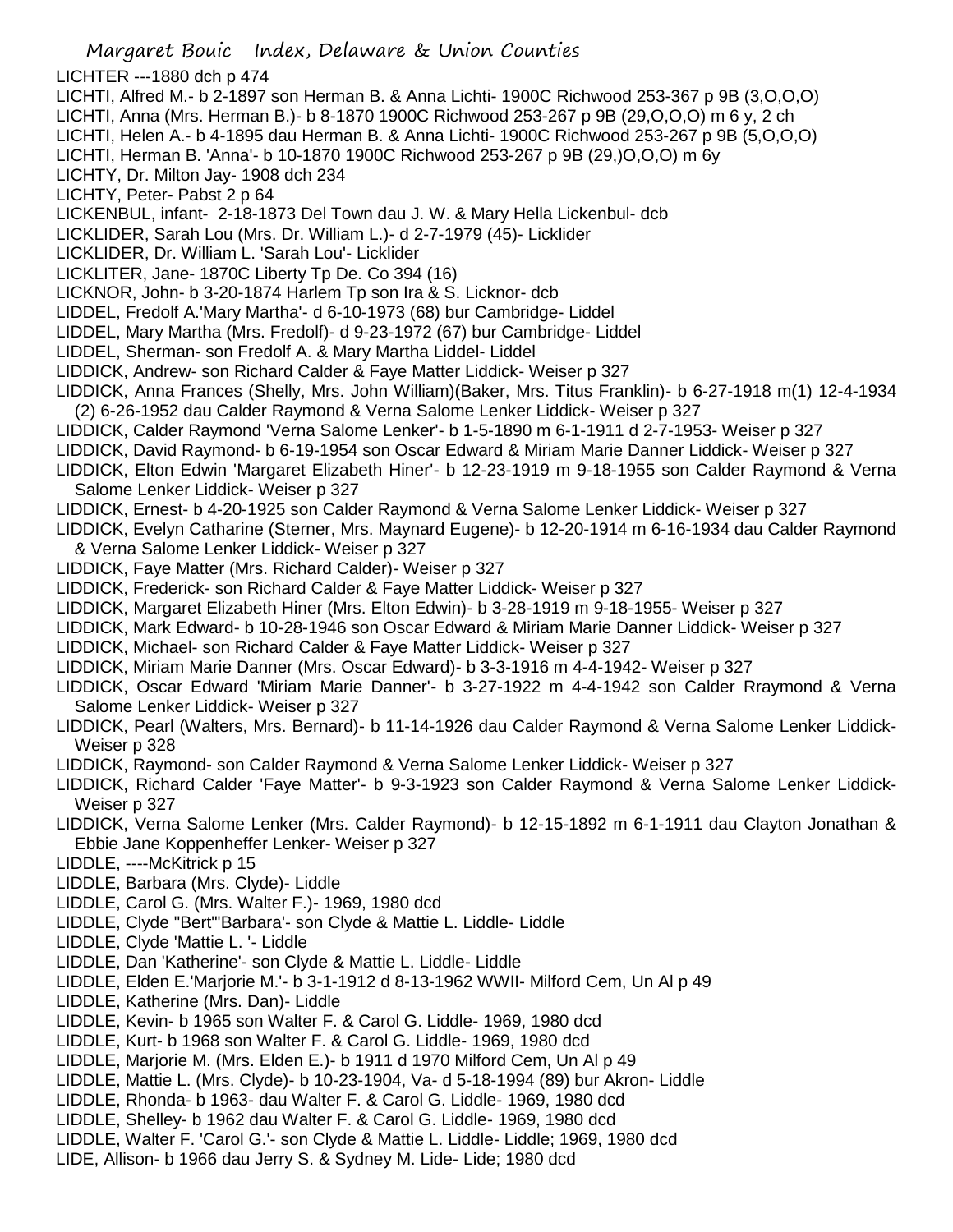LICHTER ---1880 dch p 474
LICHTI, Alfred M.- b 2-1897 son Herman B. & Anna Lichti- 1900C Richwood 253-367 p 9B (3,O,O,O)
LICHTI, Anna (Mrs. Herman B.)- b 8-1870 1900C Richwood 253-267 p 9B (29,O,O,O) m 6 y, 2 ch
LICHTI, Helen A.- b 4-1895 dau Herman B. & Anna Lichti- 1900C Richwood 253-267 p 9B (5,O,O,O)
LICHTI, Herman B. 'Anna'- b 10-1870 1900C Richwood 253-267 p 9B (29,)O,O,O) m 6y
LICHTY, Dr. Milton Jay- 1908 dch 234
LICHTY, Peter- Pabst 2 p 64
LICKENBUL, infant- 2-18-1873 Del Town dau J. W. & Mary Hella Lickenbul- dcb
LICKLIDER, Sarah Lou (Mrs. Dr. William L.)- d 2-7-1979 (45)- Licklider
LICKLIDER, Dr. William L. 'Sarah Lou'- Licklider
LICKLITER, Jane- 1870C Liberty Tp De. Co 394 (16)
LICKNOR, John- b 3-20-1874 Harlem Tp son Ira & S. Licknor- dcb
LIDDEL, Fredolf A.'Mary Martha'- d 6-10-1973 (68) bur Cambridge- Liddel
LIDDEL, Mary Martha (Mrs. Fredolf)- d 9-23-1972 (67) bur Cambridge- Liddel
LIDDEL, Sherman- son Fredolf A. & Mary Martha Liddel- Liddel
LIDDICK, Andrew- son Richard Calder & Faye Matter Liddick- Weiser p 327
LIDDICK, Anna Frances (Shelly, Mrs. John William)(Baker, Mrs. Titus Franklin)- b 6-27-1918 m(1) 12-4-1934 (2) 6-26-1952 dau Calder Raymond & Verna Salome Lenker Liddick- Weiser p 327
LIDDICK, Calder Raymond 'Verna Salome Lenker'- b 1-5-1890 m 6-1-1911 d 2-7-1953- Weiser p 327
LIDDICK, David Raymond- b 6-19-1954 son Oscar Edward & Miriam Marie Danner Liddick- Weiser p 327
LIDDICK, Elton Edwin 'Margaret Elizabeth Hiner'- b 12-23-1919 m 9-18-1955 son Calder Raymond & Verna Salome Lenker Liddick- Weiser p 327
LIDDICK, Ernest- b 4-20-1925 son Calder Raymond & Verna Salome Lenker Liddick- Weiser p 327
LIDDICK, Evelyn Catharine (Sterner, Mrs. Maynard Eugene)- b 12-20-1914 m 6-16-1934 dau Calder Raymond & Verna Salome Lenker Liddick- Weiser p 327
LIDDICK, Faye Matter (Mrs. Richard Calder)- Weiser p 327
LIDDICK, Frederick- son Richard Calder & Faye Matter Liddick- Weiser p 327
LIDDICK, Margaret Elizabeth Hiner (Mrs. Elton Edwin)- b 3-28-1919 m 9-18-1955- Weiser p 327
LIDDICK, Mark Edward- b 10-28-1946 son Oscar Edward & Miriam Marie Danner Liddick- Weiser p 327
LIDDICK, Michael- son Richard Calder & Faye Matter Liddick- Weiser p 327
LIDDICK, Miriam Marie Danner (Mrs. Oscar Edward)- b 3-3-1916 m 4-4-1942- Weiser p 327
LIDDICK, Oscar Edward 'Miriam Marie Danner'- b 3-27-1922 m 4-4-1942 son Calder Rraymond & Verna Salome Lenker Liddick- Weiser p 327
LIDDICK, Pearl (Walters, Mrs. Bernard)- b 11-14-1926 dau Calder Raymond & Verna Salome Lenker Liddick- Weiser p 328
LIDDICK, Raymond- son Calder Raymond & Verna Salome Lenker Liddick- Weiser p 327
LIDDICK, Richard Calder 'Faye Matter'- b 9-3-1923 son Calder Raymond & Verna Salome Lenker Liddick- Weiser p 327
LIDDICK, Verna Salome Lenker (Mrs. Calder Raymond)- b 12-15-1892 m 6-1-1911 dau Clayton Jonathan & Ebbie Jane Koppenheffer Lenker- Weiser p 327
LIDDLE, ----McKitrick p 15
LIDDLE, Barbara (Mrs. Clyde)- Liddle
LIDDLE, Carol G. (Mrs. Walter F.)- 1969, 1980 dcd
LIDDLE, Clyde "Bert"'Barbara'- son Clyde & Mattie L. Liddle- Liddle
LIDDLE, Clyde 'Mattie L. '- Liddle
LIDDLE, Dan 'Katherine'- son Clyde & Mattie L. Liddle- Liddle
LIDDLE, Elden E.'Marjorie M.'- b 3-1-1912 d 8-13-1962 WWII- Milford Cem, Un Al p 49
LIDDLE, Katherine (Mrs. Dan)- Liddle
LIDDLE, Kevin- b 1965 son Walter F. & Carol G. Liddle- 1969, 1980 dcd
LIDDLE, Kurt- b 1968 son Walter F. & Carol G. Liddle- 1969, 1980 dcd
LIDDLE, Marjorie M. (Mrs. Elden E.)- b 1911 d 1970 Milford Cem, Un Al p 49
LIDDLE, Mattie L. (Mrs. Clyde)- b 10-23-1904, Va- d 5-18-1994 (89) bur Akron- Liddle
LIDDLE, Rhonda- b 1963- dau Walter F. & Carol G. Liddle- 1969, 1980 dcd
LIDDLE, Shelley- b 1962 dau Walter F. & Carol G. Liddle- 1969, 1980 dcd
LIDDLE, Walter F. 'Carol G.'- son Clyde & Mattie L. Liddle- Liddle; 1969, 1980 dcd
LIDE, Allison- b 1966 dau Jerry S. & Sydney M. Lide- Lide; 1980 dcd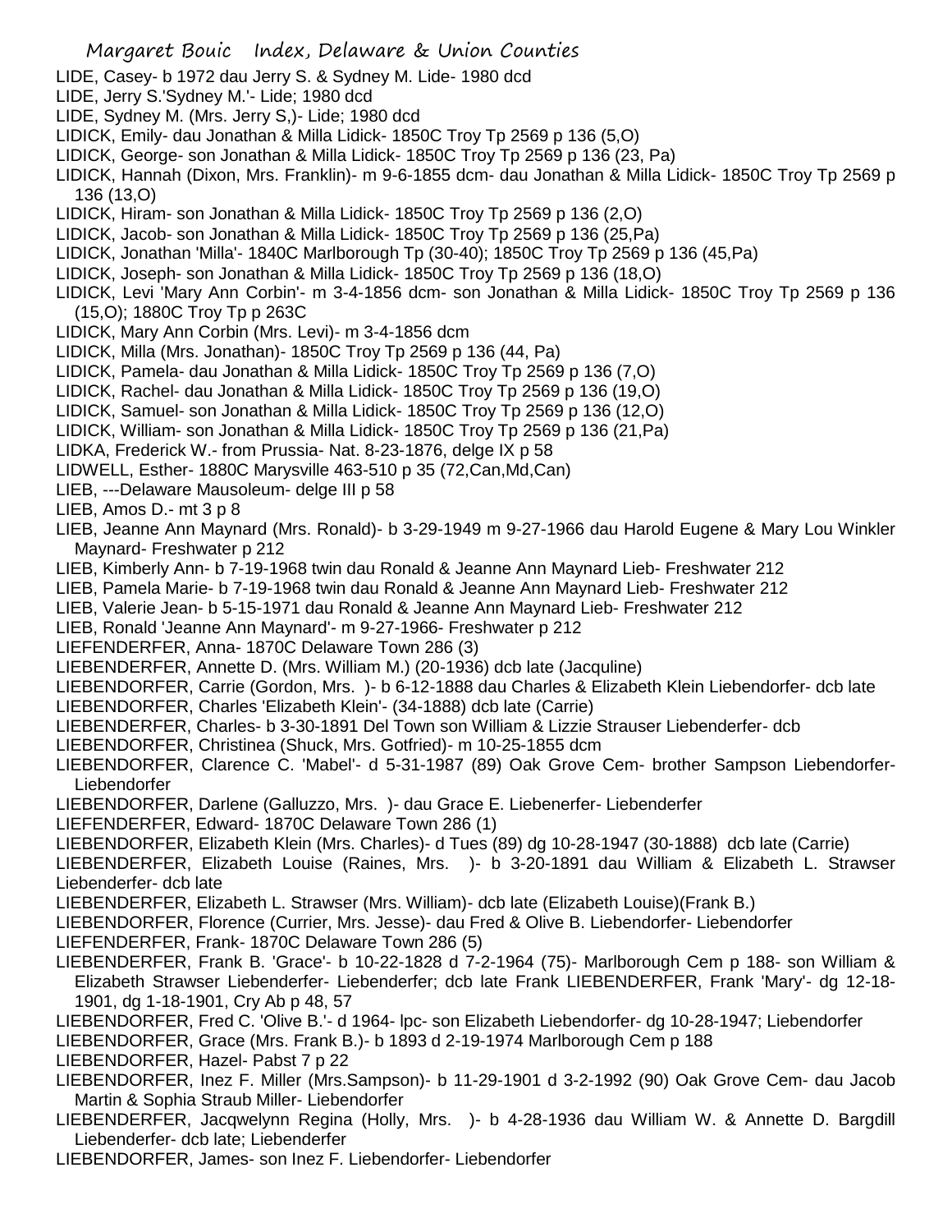LIDE, Casey- b 1972 dau Jerry S. & Sydney M. Lide- 1980 dcd

LIDE, Jerry S.'Sydney M.'- Lide; 1980 dcd

LIDE, Sydney M. (Mrs. Jerry S,)- Lide; 1980 dcd

LIDICK, Emily- dau Jonathan & Milla Lidick- 1850C Troy Tp 2569 p 136 (5,O)

LIDICK, George- son Jonathan & Milla Lidick- 1850C Troy Tp 2569 p 136 (23, Pa)

LIDICK, Hannah (Dixon, Mrs. Franklin)- m 9-6-1855 dcm- dau Jonathan & Milla Lidick- 1850C Troy Tp 2569 p 136 (13,O)

LIDICK, Hiram- son Jonathan & Milla Lidick- 1850C Troy Tp 2569 p 136 (2,O)

LIDICK, Jacob- son Jonathan & Milla Lidick- 1850C Troy Tp 2569 p 136 (25,Pa)

LIDICK, Jonathan 'Milla'- 1840C Marlborough Tp (30-40); 1850C Troy Tp 2569 p 136 (45,Pa)

LIDICK, Joseph- son Jonathan & Milla Lidick- 1850C Troy Tp 2569 p 136 (18,O)

LIDICK, Levi 'Mary Ann Corbin'- m 3-4-1856 dcm- son Jonathan & Milla Lidick- 1850C Troy Tp 2569 p 136 (15,O); 1880C Troy Tp p 263C

LIDICK, Mary Ann Corbin (Mrs. Levi)- m 3-4-1856 dcm

LIDICK, Milla (Mrs. Jonathan)- 1850C Troy Tp 2569 p 136 (44, Pa)

LIDICK, Pamela- dau Jonathan & Milla Lidick- 1850C Troy Tp 2569 p 136 (7,O)

LIDICK, Rachel- dau Jonathan & Milla Lidick- 1850C Troy Tp 2569 p 136 (19,O)

LIDICK, Samuel- son Jonathan & Milla Lidick- 1850C Troy Tp 2569 p 136 (12,O)

LIDICK, William- son Jonathan & Milla Lidick- 1850C Troy Tp 2569 p 136 (21,Pa)

LIDKA, Frederick W.- from Prussia- Nat. 8-23-1876, delge IX p 58

LIDWELL, Esther- 1880C Marysville 463-510 p 35 (72,Can,Md,Can)

LIEB, ---Delaware Mausoleum- delge III p 58

LIEB, Amos D.- mt 3 p 8

LIEB, Jeanne Ann Maynard (Mrs. Ronald)- b 3-29-1949 m 9-27-1966 dau Harold Eugene & Mary Lou Winkler Maynard- Freshwater p 212

LIEB, Kimberly Ann- b 7-19-1968 twin dau Ronald & Jeanne Ann Maynard Lieb- Freshwater 212

LIEB, Pamela Marie- b 7-19-1968 twin dau Ronald & Jeanne Ann Maynard Lieb- Freshwater 212

LIEB, Valerie Jean- b 5-15-1971 dau Ronald & Jeanne Ann Maynard Lieb- Freshwater 212

LIEB, Ronald 'Jeanne Ann Maynard'- m 9-27-1966- Freshwater p 212

LIEFENDERFER, Anna- 1870C Delaware Town 286 (3)

LIEBENDERFER, Annette D. (Mrs. William M.) (20-1936) dcb late (Jacquline)

LIEBENDORFER, Carrie (Gordon, Mrs. )- b 6-12-1888 dau Charles & Elizabeth Klein Liebendorfer- dcb late

LIEBENDORFER, Charles 'Elizabeth Klein'- (34-1888) dcb late (Carrie)

LIEBENDERFER, Charles- b 3-30-1891 Del Town son William & Lizzie Strauser Liebenderfer- dcb

LIEBENDORFER, Christinea (Shuck, Mrs. Gotfried)- m 10-25-1855 dcm

LIEBENDORFER, Clarence C. 'Mabel'- d 5-31-1987 (89) Oak Grove Cem- brother Sampson Liebendorfer- Liebendorfer

LIEBENDORFER, Darlene (Galluzzo, Mrs. )- dau Grace E. Liebenerfer- Liebenderfer

LIEFENDERFER, Edward- 1870C Delaware Town 286 (1)

LIEBENDORFER, Elizabeth Klein (Mrs. Charles)- d Tues (89) dg 10-28-1947 (30-1888) dcb late (Carrie)

LIEBENDERFER, Elizabeth Louise (Raines, Mrs. )- b 3-20-1891 dau William & Elizabeth L. Strawser Liebenderfer- dcb late

LIEBENDERFER, Elizabeth L. Strawser (Mrs. William)- dcb late (Elizabeth Louise)(Frank B.)

LIEBENDORFER, Florence (Currier, Mrs. Jesse)- dau Fred & Olive B. Liebendorfer- Liebendorfer

LIEFENDERFER, Frank- 1870C Delaware Town 286 (5)

LIEBENDERFER, Frank B. 'Grace'- b 10-22-1828 d 7-2-1964 (75)- Marlborough Cem p 188- son William & Elizabeth Strawser Liebenderfer- Liebenderfer; dcb late Frank LIEBENDERFER, Frank 'Mary'- dg 12-18-1901, dg 1-18-1901, Cry Ab p 48, 57

LIEBENDORFER, Fred C. 'Olive B.'- d 1964- lpc- son Elizabeth Liebendorfer- dg 10-28-1947; Liebendorfer

LIEBENDORFER, Grace (Mrs. Frank B.)- b 1893 d 2-19-1974 Marlborough Cem p 188

LIEBENDORFER, Hazel- Pabst 7 p 22

LIEBENDORFER, Inez F. Miller (Mrs.Sampson)- b 11-29-1901 d 3-2-1992 (90) Oak Grove Cem- dau Jacob Martin & Sophia Straub Miller- Liebendorfer

LIEBENDERFER, Jacqwelynn Regina (Holly, Mrs. )- b 4-28-1936 dau William W. & Annette D. Bargdill Liebenderfer- dcb late; Liebenderfer

LIEBENDORFER, James- son Inez F. Liebendorfer- Liebendorfer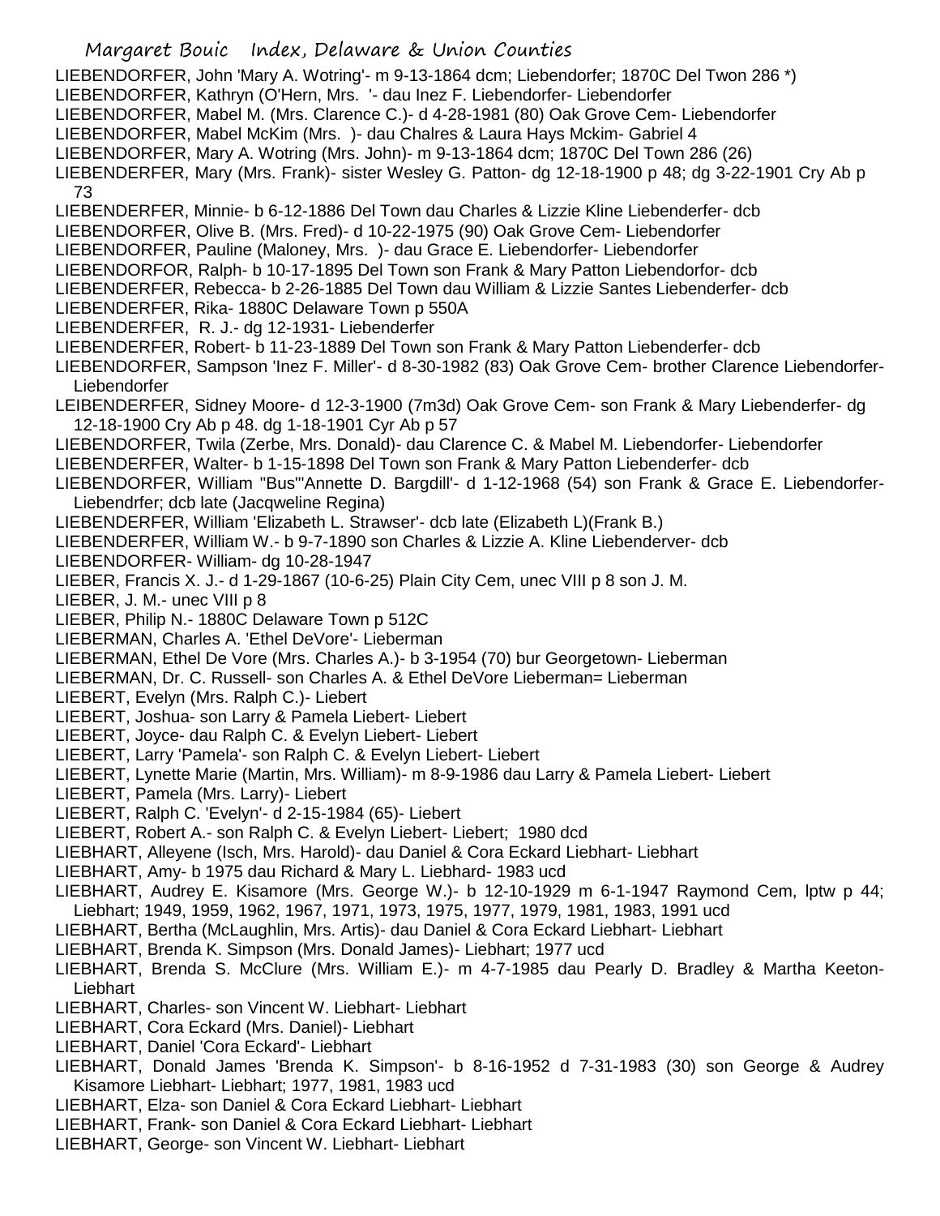LIEBENDORFER, John 'Mary A. Wotring'- m 9-13-1864 dcm; Liebendorfer; 1870C Del Twon 286 *)
LIEBENDORFER, Kathryn (O'Hern, Mrs. '- dau Inez F. Liebendorfer- Liebendorfer
LIEBENDORFER, Mabel M. (Mrs. Clarence C.)- d 4-28-1981 (80) Oak Grove Cem- Liebendorfer
LIEBENDORFER, Mabel McKim (Mrs. )- dau Chalres & Laura Hays Mckim- Gabriel 4
LIEBENDORFER, Mary A. Wotring (Mrs. John)- m 9-13-1864 dcm; 1870C Del Town 286 (26)
LIEBENDERFER, Mary (Mrs. Frank)- sister Wesley G. Patton- dg 12-18-1900 p 48; dg 3-22-1901 Cry Ab p 73
LIEBENDERFER, Minnie- b 6-12-1886 Del Town dau Charles & Lizzie Kline Liebenderfer- dcb
LIEBENDORFER, Olive B. (Mrs. Fred)- d 10-22-1975 (90) Oak Grove Cem- Liebendorfer
LIEBENDORFER, Pauline (Maloney, Mrs. )- dau Grace E. Liebendorfer- Liebendorfer
LIEBENDORFOR, Ralph- b 10-17-1895 Del Town son Frank & Mary Patton Liebendorfor- dcb
LIEBENDERFER, Rebecca- b 2-26-1885 Del Town dau William & Lizzie Santes Liebenderfer- dcb
LIEBENDERFER, Rika- 1880C Delaware Town p 550A
LIEBENDERFER, R. J.- dg 12-1931- Liebenderfer
LIEBENDERFER, Robert- b 11-23-1889 Del Town son Frank & Mary Patton Liebenderfer- dcb
LIEBENDORFER, Sampson 'Inez F. Miller'- d 8-30-1982 (83) Oak Grove Cem- brother Clarence Liebendorfer- Liebendorfer
LEIBENDERFER, Sidney Moore- d 12-3-1900 (7m3d) Oak Grove Cem- son Frank & Mary Liebenderfer- dg 12-18-1900 Cry Ab p 48. dg 1-18-1901 Cyr Ab p 57
LIEBENDORFER, Twila (Zerbe, Mrs. Donald)- dau Clarence C. & Mabel M. Liebendorfer- Liebendorfer
LIEBENDERFER, Walter- b 1-15-1898 Del Town son Frank & Mary Patton Liebenderfer- dcb
LIEBENDORFER, William "Bus"'Annette D. Bargdill'- d 1-12-1968 (54) son Frank & Grace E. Liebendorfer- Liebendrfer; dcb late (Jacqweline Regina)
LIEBENDERFER, William 'Elizabeth L. Strawser'- dcb late (Elizabeth L)(Frank B.)
LIEBENDERFER, William W.- b 9-7-1890 son Charles & Lizzie A. Kline Liebenderver- dcb
LIEBENDORFER- William- dg 10-28-1947
LIEBER, Francis X. J.- d 1-29-1867 (10-6-25) Plain City Cem, unec VIII p 8 son J. M.
LIEBER, J. M.- unec VIII p 8
LIEBER, Philip N.- 1880C Delaware Town p 512C
LIEBERMAN, Charles A. 'Ethel DeVore'- Lieberman
LIEBERMAN, Ethel De Vore (Mrs. Charles A.)- b 3-1954 (70) bur Georgetown- Lieberman
LIEBERMAN, Dr. C. Russell- son Charles A. & Ethel DeVore Lieberman= Lieberman
LIEBERT, Evelyn (Mrs. Ralph C.)- Liebert
LIEBERT, Joshua- son Larry & Pamela Liebert- Liebert
LIEBERT, Joyce- dau Ralph C. & Evelyn Liebert- Liebert
LIEBERT, Larry 'Pamela'- son Ralph C. & Evelyn Liebert- Liebert
LIEBERT, Lynette Marie (Martin, Mrs. William)- m 8-9-1986 dau Larry & Pamela Liebert- Liebert
LIEBERT, Pamela (Mrs. Larry)- Liebert
LIEBERT, Ralph C. 'Evelyn'- d 2-15-1984 (65)- Liebert
LIEBERT, Robert A.- son Ralph C. & Evelyn Liebert- Liebert; 1980 dcd
LIEBHART, Alleyene (Isch, Mrs. Harold)- dau Daniel & Cora Eckard Liebhart- Liebhart
LIEBHART, Amy- b 1975 dau Richard & Mary L. Liebhard- 1983 ucd
LIEBHART, Audrey E. Kisamore (Mrs. George W.)- b 12-10-1929 m 6-1-1947 Raymond Cem, lptw p 44; Liebhart; 1949, 1959, 1962, 1967, 1971, 1973, 1975, 1977, 1979, 1981, 1983, 1991 ucd
LIEBHART, Bertha (McLaughlin, Mrs. Artis)- dau Daniel & Cora Eckard Liebhart- Liebhart
LIEBHART, Brenda K. Simpson (Mrs. Donald James)- Liebhart; 1977 ucd
LIEBHART, Brenda S. McClure (Mrs. William E.)- m 4-7-1985 dau Pearly D. Bradley & Martha Keeton- Liebhart
LIEBHART, Charles- son Vincent W. Liebhart- Liebhart
LIEBHART, Cora Eckard (Mrs. Daniel)- Liebhart
LIEBHART, Daniel 'Cora Eckard'- Liebhart
LIEBHART, Donald James 'Brenda K. Simpson'- b 8-16-1952 d 7-31-1983 (30) son George & Audrey Kisamore Liebhart- Liebhart; 1977, 1981, 1983 ucd
LIEBHART, Elza- son Daniel & Cora Eckard Liebhart- Liebhart
LIEBHART, Frank- son Daniel & Cora Eckard Liebhart- Liebhart
LIEBHART, George- son Vincent W. Liebhart- Liebhart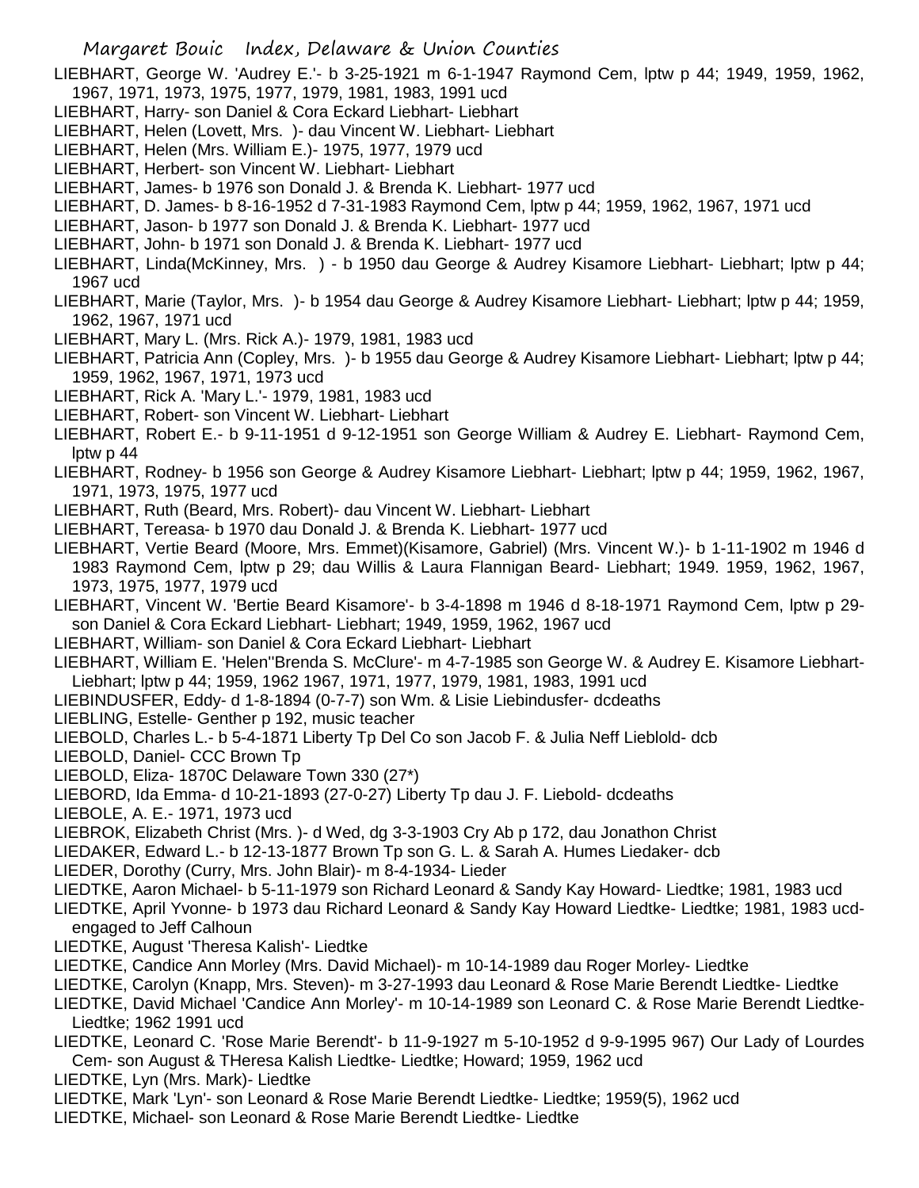LIEBHART, George W. 'Audrey E.'- b 3-25-1921 m 6-1-1947 Raymond Cem, lptw p 44; 1949, 1959, 1962, 1967, 1971, 1973, 1975, 1977, 1979, 1981, 1983, 1991 ucd

LIEBHART, Harry- son Daniel & Cora Eckard Liebhart- Liebhart

LIEBHART, Helen (Lovett, Mrs. )- dau Vincent W. Liebhart- Liebhart

LIEBHART, Helen (Mrs. William E.)- 1975, 1977, 1979 ucd

LIEBHART, Herbert- son Vincent W. Liebhart- Liebhart

LIEBHART, James- b 1976 son Donald J. & Brenda K. Liebhart- 1977 ucd

LIEBHART, D. James- b 8-16-1952 d 7-31-1983 Raymond Cem, lptw p 44; 1959, 1962, 1967, 1971 ucd

LIEBHART, Jason- b 1977 son Donald J. & Brenda K. Liebhart- 1977 ucd

LIEBHART, John- b 1971 son Donald J. & Brenda K. Liebhart- 1977 ucd

LIEBHART, Linda(McKinney, Mrs. ) - b 1950 dau George & Audrey Kisamore Liebhart- Liebhart; lptw p 44; 1967 ucd

LIEBHART, Marie (Taylor, Mrs. )- b 1954 dau George & Audrey Kisamore Liebhart- Liebhart; lptw p 44; 1959, 1962, 1967, 1971 ucd

LIEBHART, Mary L. (Mrs. Rick A.)- 1979, 1981, 1983 ucd

LIEBHART, Patricia Ann (Copley, Mrs. )- b 1955 dau George & Audrey Kisamore Liebhart- Liebhart; lptw p 44; 1959, 1962, 1967, 1971, 1973 ucd

LIEBHART, Rick A. 'Mary L.'- 1979, 1981, 1983 ucd

LIEBHART, Robert- son Vincent W. Liebhart- Liebhart

LIEBHART, Robert E.- b 9-11-1951 d 9-12-1951 son George William & Audrey E. Liebhart- Raymond Cem, lptw p 44

LIEBHART, Rodney- b 1956 son George & Audrey Kisamore Liebhart- Liebhart; lptw p 44; 1959, 1962, 1967, 1971, 1973, 1975, 1977 ucd

LIEBHART, Ruth (Beard, Mrs. Robert)- dau Vincent W. Liebhart- Liebhart

LIEBHART, Tereasa- b 1970 dau Donald J. & Brenda K. Liebhart- 1977 ucd

LIEBHART, Vertie Beard (Moore, Mrs. Emmet)(Kisamore, Gabriel) (Mrs. Vincent W.)- b 1-11-1902 m 1946 d 1983 Raymond Cem, lptw p 29; dau Willis & Laura Flannigan Beard- Liebhart; 1949. 1959, 1962, 1967, 1973, 1975, 1977, 1979 ucd

LIEBHART, Vincent W. 'Bertie Beard Kisamore'- b 3-4-1898 m 1946 d 8-18-1971 Raymond Cem, lptw p 29- son Daniel & Cora Eckard Liebhart- Liebhart; 1949, 1959, 1962, 1967 ucd

LIEBHART, William- son Daniel & Cora Eckard Liebhart- Liebhart

LIEBHART, William E. 'Helen''Brenda S. McClure'- m 4-7-1985 son George W. & Audrey E. Kisamore Liebhart- Liebhart; lptw p 44; 1959, 1962 1967, 1971, 1977, 1979, 1981, 1983, 1991 ucd

LIEBINDUSFER, Eddy- d 1-8-1894 (0-7-7) son Wm. & Lisie Liebindusfer- dcdeaths

LIEBLING, Estelle- Genther p 192, music teacher

LIEBOLD, Charles L.- b 5-4-1871 Liberty Tp Del Co son Jacob F. & Julia Neff Lieblold- dcb

LIEBOLD, Daniel- CCC Brown Tp

LIEBOLD, Eliza- 1870C Delaware Town 330 (27*)

LIEBORD, Ida Emma- d 10-21-1893 (27-0-27) Liberty Tp dau J. F. Liebold- dcdeaths

LIEBOLE, A. E.- 1971, 1973 ucd

LIEBROK, Elizabeth Christ (Mrs. )- d Wed, dg 3-3-1903 Cry Ab p 172, dau Jonathon Christ

LIEDAKER, Edward L.- b 12-13-1877 Brown Tp son G. L. & Sarah A. Humes Liedaker- dcb

LIEDER, Dorothy (Curry, Mrs. John Blair)- m 8-4-1934- Lieder

LIEDTKE, Aaron Michael- b 5-11-1979 son Richard Leonard & Sandy Kay Howard- Liedtke; 1981, 1983 ucd

LIEDTKE, April Yvonne- b 1973 dau Richard Leonard & Sandy Kay Howard Liedtke- Liedtke; 1981, 1983 ucd- engaged to Jeff Calhoun

LIEDTKE, August 'Theresa Kalish'- Liedtke

LIEDTKE, Candice Ann Morley (Mrs. David Michael)- m 10-14-1989 dau Roger Morley- Liedtke

LIEDTKE, Carolyn (Knapp, Mrs. Steven)- m 3-27-1993 dau Leonard & Rose Marie Berendt Liedtke- Liedtke

LIEDTKE, David Michael 'Candice Ann Morley'- m 10-14-1989 son Leonard C. & Rose Marie Berendt Liedtke- Liedtke; 1962 1991 ucd

LIEDTKE, Leonard C. 'Rose Marie Berendt'- b 11-9-1927 m 5-10-1952 d 9-9-1995 967) Our Lady of Lourdes Cem- son August & THeresa Kalish Liedtke- Liedtke; Howard; 1959, 1962 ucd

LIEDTKE, Lyn (Mrs. Mark)- Liedtke

LIEDTKE, Mark 'Lyn'- son Leonard & Rose Marie Berendt Liedtke- Liedtke; 1959(5), 1962 ucd

LIEDTKE, Michael- son Leonard & Rose Marie Berendt Liedtke- Liedtke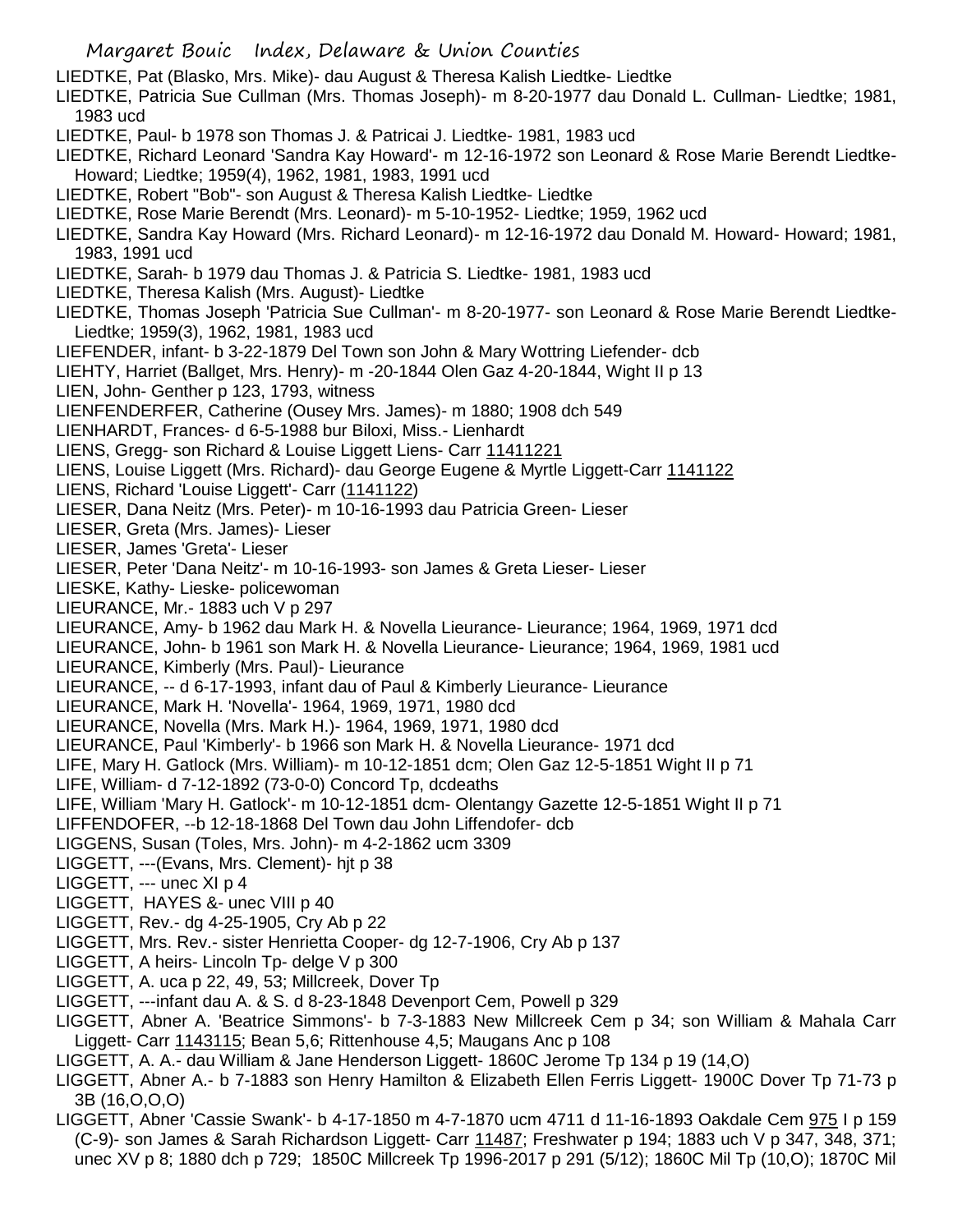LIEDTKE, Pat (Blasko, Mrs. Mike)- dau August & Theresa Kalish Liedtke- Liedtke

LIEDTKE, Patricia Sue Cullman (Mrs. Thomas Joseph)- m 8-20-1977 dau Donald L. Cullman- Liedtke; 1981, 1983 ucd

LIEDTKE, Paul- b 1978 son Thomas J. & Patricai J. Liedtke- 1981, 1983 ucd

LIEDTKE, Richard Leonard 'Sandra Kay Howard'- m 12-16-1972 son Leonard & Rose Marie Berendt Liedtke- Howard; Liedtke; 1959(4), 1962, 1981, 1983, 1991 ucd

LIEDTKE, Robert "Bob"- son August & Theresa Kalish Liedtke- Liedtke

LIEDTKE, Rose Marie Berendt (Mrs. Leonard)- m 5-10-1952- Liedtke; 1959, 1962 ucd

LIEDTKE, Sandra Kay Howard (Mrs. Richard Leonard)- m 12-16-1972 dau Donald M. Howard- Howard; 1981, 1983, 1991 ucd

LIEDTKE, Sarah- b 1979 dau Thomas J. & Patricia S. Liedtke- 1981, 1983 ucd

LIEDTKE, Theresa Kalish (Mrs. August)- Liedtke

LIEDTKE, Thomas Joseph 'Patricia Sue Cullman'- m 8-20-1977- son Leonard & Rose Marie Berendt Liedtke- Liedtke; 1959(3), 1962, 1981, 1983 ucd

LIEFENDER, infant- b 3-22-1879 Del Town son John & Mary Wottring Liefender- dcb

LIEHTY, Harriet (Ballget, Mrs. Henry)- m -20-1844 Olen Gaz 4-20-1844, Wight II p 13

LIEN, John- Genther p 123, 1793, witness

LIENFENDERFER, Catherine (Ousey Mrs. James)- m 1880; 1908 dch 549

LIENHARDT, Frances- d 6-5-1988 bur Biloxi, Miss.- Lienhardt

LIENS, Gregg- son Richard & Louise Liggett Liens- Carr 11411221

LIENS, Louise Liggett (Mrs. Richard)- dau George Eugene & Myrtle Liggett-Carr 1141122

LIENS, Richard 'Louise Liggett'- Carr (1141122)

LIESER, Dana Neitz (Mrs. Peter)- m 10-16-1993 dau Patricia Green- Lieser

LIESER, Greta (Mrs. James)- Lieser

LIESER, James 'Greta'- Lieser

LIESER, Peter 'Dana Neitz'- m 10-16-1993- son James & Greta Lieser- Lieser

LIESKE, Kathy- Lieske- policewoman

LIEURANCE, Mr.- 1883 uch V p 297

LIEURANCE, Amy- b 1962 dau Mark H. & Novella Lieurance- Lieurance; 1964, 1969, 1971 dcd

LIEURANCE, John- b 1961 son Mark H. & Novella Lieurance- Lieurance; 1964, 1969, 1981 ucd

LIEURANCE, Kimberly (Mrs. Paul)- Lieurance

LIEURANCE, -- d 6-17-1993, infant dau of Paul & Kimberly Lieurance- Lieurance

LIEURANCE, Mark H. 'Novella'- 1964, 1969, 1971, 1980 dcd

LIEURANCE, Novella (Mrs. Mark H.)- 1964, 1969, 1971, 1980 dcd

LIEURANCE, Paul 'Kimberly'- b 1966 son Mark H. & Novella Lieurance- 1971 dcd

LIFE, Mary H. Gatlock (Mrs. William)- m 10-12-1851 dcm; Olen Gaz 12-5-1851 Wight II p 71

LIFE, William- d 7-12-1892 (73-0-0) Concord Tp, dcdeaths

LIFE, William 'Mary H. Gatlock'- m 10-12-1851 dcm- Olentangy Gazette 12-5-1851 Wight II p 71

LIFFENDOFER, --b 12-18-1868 Del Town dau John Liffendofer- dcb

LIGGENS, Susan (Toles, Mrs. John)- m 4-2-1862 ucm 3309

LIGGETT, ---(Evans, Mrs. Clement)- hjt p 38

LIGGETT, --- unec XI p 4

LIGGETT, HAYES &- unec VIII p 40

LIGGETT, Rev.- dg 4-25-1905, Cry Ab p 22

LIGGETT, Mrs. Rev.- sister Henrietta Cooper- dg 12-7-1906, Cry Ab p 137

LIGGETT, A heirs- Lincoln Tp- delge V p 300

LIGGETT, A. uca p 22, 49, 53; Millcreek, Dover Tp

LIGGETT, ---infant dau A. & S. d 8-23-1848 Devenport Cem, Powell p 329

LIGGETT, Abner A. 'Beatrice Simmons'- b 7-3-1883 New Millcreek Cem p 34; son William & Mahala Carr Liggett- Carr 1143115; Bean 5,6; Rittenhouse 4,5; Maugans Anc p 108

LIGGETT, A. A.- dau William & Jane Henderson Liggett- 1860C Jerome Tp 134 p 19 (14,O)

LIGGETT, Abner A.- b 7-1883 son Henry Hamilton & Elizabeth Ellen Ferris Liggett- 1900C Dover Tp 71-73 p 3B (16,O,O,O)

LIGGETT, Abner 'Cassie Swank'- b 4-17-1850 m 4-7-1870 ucm 4711 d 11-16-1893 Oakdale Cem 975 I p 159 (C-9)- son James & Sarah Richardson Liggett- Carr 11487; Freshwater p 194; 1883 uch V p 347, 348, 371; unec XV p 8; 1880 dch p 729; 1850C Millcreek Tp 1996-2017 p 291 (5/12); 1860C Mil Tp (10,O); 1870C Mil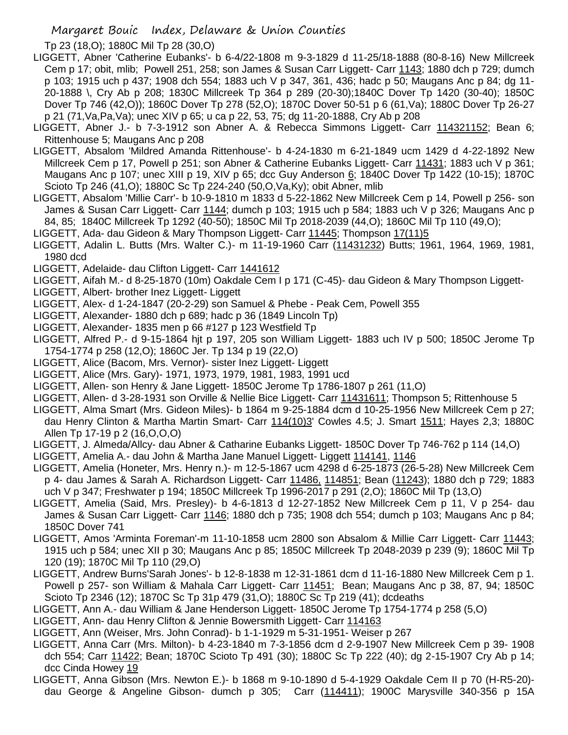Tp 23 (18,O); 1880C Mil Tp 28 (30,O)

LIGGETT, Abner 'Catherine Eubanks'- b 6-4/22-1808 m 9-3-1829 d 11-25/18-1888 (80-8-16) New Millcreek Cem p 17; obit, mlib; Powell 251, 258; son James & Susan Carr Liggett- Carr 1143; 1880 dch p 729; dumch p 103; 1915 uch p 437; 1908 dch 554; 1883 uch V p 347, 361, 436; hadc p 50; Maugans Anc p 84; dg 11-20-1888 \, Cry Ab p 208; 1830C Millcreek Tp 364 p 289 (20-30);1840C Dover Tp 1420 (30-40); 1850C Dover Tp 746 (42,O)); 1860C Dover Tp 278 (52,O); 1870C Dover 50-51 p 6 (61,Va); 1880C Dover Tp 26-27 p 21 (71,Va,Pa,Va); unec XIV p 65; u ca p 22, 53, 75; dg 11-20-1888, Cry Ab p 208

LIGGETT, Abner J.- b 7-3-1912 son Abner A. & Rebecca Simmons Liggett- Carr 114321152; Bean 6; Rittenhouse 5; Maugans Anc p 208

LIGGETT, Absalom 'Mildred Amanda Rittenhouse'- b 4-24-1830 m 6-21-1849 ucm 1429 d 4-22-1892 New Millcreek Cem p 17, Powell p 251; son Abner & Catherine Eubanks Liggett- Carr 11431; 1883 uch V p 361; Maugans Anc p 107; unec XIII p 19, XIV p 65; dcc Guy Anderson 6; 1840C Dover Tp 1422 (10-15); 1870C Scioto Tp 246 (41,O); 1880C Sc Tp 224-240 (50,O,Va,Ky); obit Abner, mlib

LIGGETT, Absalom 'Millie Carr'- b 10-9-1810 m 1833 d 5-22-1862 New Millcreek Cem p 14, Powell p 256- son James & Susan Carr Liggett- Carr 1144; dumch p 103; 1915 uch p 584; 1883 uch V p 326; Maugans Anc p 84, 85; 1840C Millcreek Tp 1292 (40-50); 1850C Mil Tp 2018-2039 (44,O); 1860C Mil Tp 110 (49,O);

LIGGETT, Ada- dau Gideon & Mary Thompson Liggett- Carr 11445; Thompson 17(11)5

LIGGETT, Adalin L. Butts (Mrs. Walter C.)- m 11-19-1960 Carr (11431232) Butts; 1961, 1964, 1969, 1981, 1980 dcd

LIGGETT, Adelaide- dau Clifton Liggett- Carr 1441612

LIGGETT, Aifah M.- d 8-25-1870 (10m) Oakdale Cem I p 171 (C-45)- dau Gideon & Mary Thompson Liggett-

LIGGETT, Albert- brother Inez Liggett- Liggett

LIGGETT, Alex- d 1-24-1847 (20-2-29) son Samuel & Phebe - Peak Cem, Powell 355

LIGGETT, Alexander- 1880 dch p 689; hadc p 36 (1849 Lincoln Tp)

LIGGETT, Alexander- 1835 men p 66 #127 p 123 Westfield Tp

LIGGETT, Alfred P.- d 9-15-1864 hjt p 197, 205 son William Liggett- 1883 uch IV p 500; 1850C Jerome Tp 1754-1774 p 258 (12,O); 1860C Jer. Tp 134 p 19 (22,O)

LIGGETT, Alice (Bacom, Mrs. Vernor)- sister Inez Liggett- Liggett

LIGGETT, Alice (Mrs. Gary)- 1971, 1973, 1979, 1981, 1983, 1991 ucd

LIGGETT, Allen- son Henry & Jane Liggett- 1850C Jerome Tp 1786-1807 p 261 (11,O)

LIGGETT, Allen- d 3-28-1931 son Orville & Nellie Bice Liggett- Carr 11431611; Thompson 5; Rittenhouse 5

LIGGETT, Alma Smart (Mrs. Gideon Miles)- b 1864 m 9-25-1884 dcm d 10-25-1956 New Millcreek Cem p 27; dau Henry Clinton & Martha Martin Smart- Carr 114(10)3' Cowles 4.5; J. Smart 1511; Hayes 2,3; 1880C Allen Tp 17-19 p 2 (16,O,O,O)

LIGGETT, J. Almeda/Allcy- dau Abner & Catharine Eubanks Liggett- 1850C Dover Tp 746-762 p 114 (14,O)

LIGGETT, Amelia A.- dau John & Martha Jane Manuel Liggett- Liggett 114141, 1146

LIGGETT, Amelia (Honeter, Mrs. Henry n.)- m 12-5-1867 ucm 4298 d 6-25-1873 (26-5-28) New Millcreek Cem p 4- dau James & Sarah A. Richardson Liggett- Carr 11486, 114851; Bean (11243); 1880 dch p 729; 1883 uch V p 347; Freshwater p 194; 1850C Millcreek Tp 1996-2017 p 291 (2,O); 1860C Mil Tp (13,O)

LIGGETT, Amelia (Said, Mrs. Presley)- b 4-6-1813 d 12-27-1852 New Millcreek Cem p 11, V p 254- dau James & Susan Carr Liggett- Carr 1146; 1880 dch p 735; 1908 dch 554; dumch p 103; Maugans Anc p 84; 1850C Dover 741

LIGGETT, Amos 'Arminta Foreman'-m 11-10-1858 ucm 2800 son Absalom & Millie Carr Liggett- Carr 11443; 1915 uch p 584; unec XII p 30; Maugans Anc p 85; 1850C Millcreek Tp 2048-2039 p 239 (9); 1860C Mil Tp 120 (19); 1870C Mil Tp 110 (29,O)

LIGGETT, Andrew Burns'Sarah Jones'- b 12-8-1838 m 12-31-1861 dcm d 11-16-1880 New Millcreek Cem p 1. Powell p 257- son William & Mahala Carr Liggett- Carr 11451; Bean; Maugans Anc p 38, 87, 94; 1850C Scioto Tp 2346 (12); 1870C Sc Tp 31p 479 (31,O); 1880C Sc Tp 219 (41); dcdeaths

LIGGETT, Ann A.- dau William & Jane Henderson Liggett- 1850C Jerome Tp 1754-1774 p 258 (5,O)

LIGGETT, Ann- dau Henry Clifton & Jennie Bowersmith Liggett- Carr 114163

LIGGETT, Ann (Weiser, Mrs. John Conrad)- b 1-1-1929 m 5-31-1951- Weiser p 267

LIGGETT, Anna Carr (Mrs. Milton)- b 4-23-1840 m 7-3-1856 dcm d 2-9-1907 New Millcreek Cem p 39- 1908 dch 554; Carr 11422; Bean; 1870C Scioto Tp 491 (30); 1880C Sc Tp 222 (40); dg 2-15-1907 Cry Ab p 14; dcc Cinda Howey 19

LIGGETT, Anna Gibson (Mrs. Newton E.)- b 1868 m 9-10-1890 d 5-4-1929 Oakdale Cem II p 70 (H-R5-20)- dau George & Angeline Gibson- dumch p 305; Carr (114411); 1900C Marysville 340-356 p 15A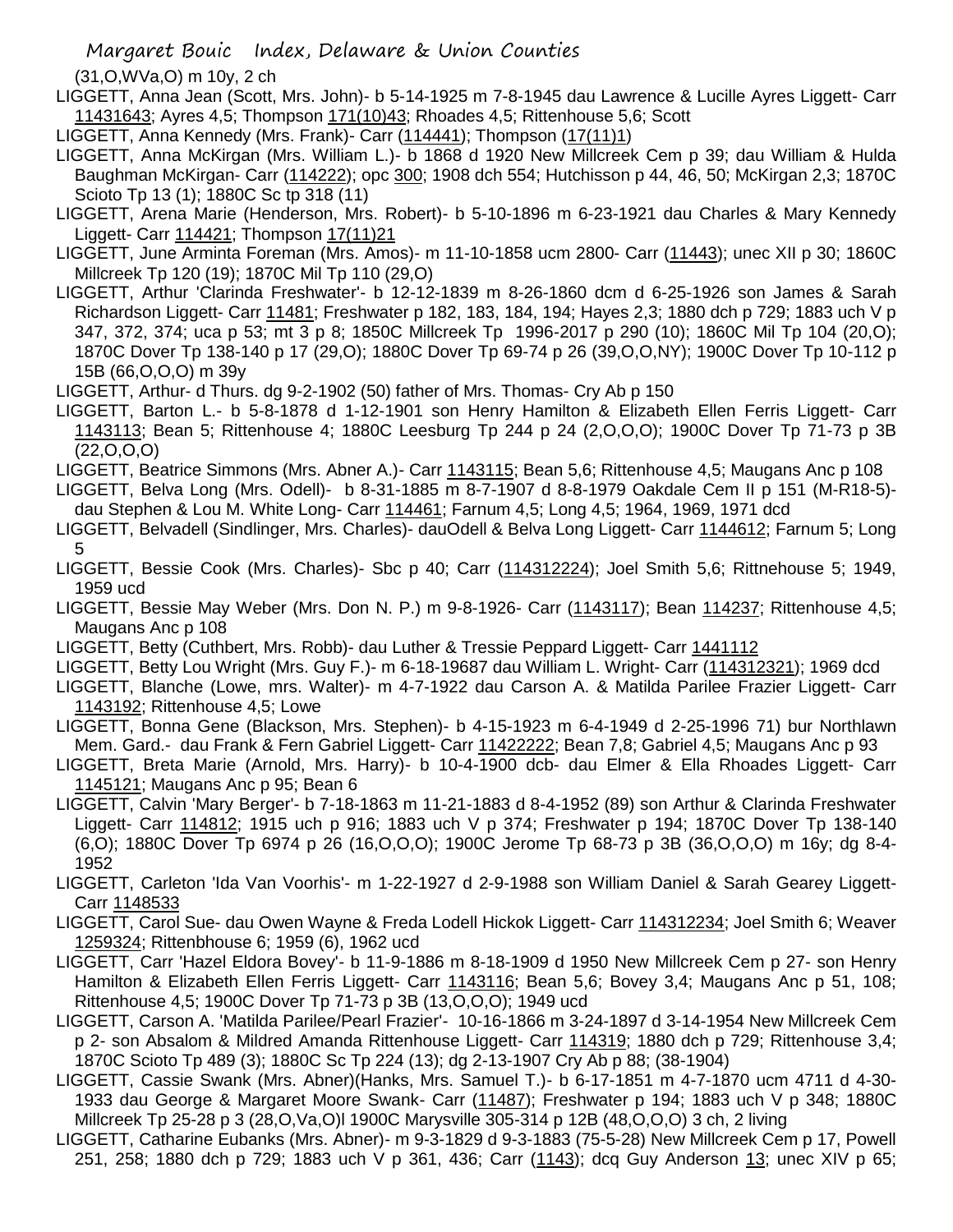(31,O,WVa,O) m 10y, 2 ch

LIGGETT, Anna Jean (Scott, Mrs. John)- b 5-14-1925 m 7-8-1945 dau Lawrence & Lucille Ayres Liggett- Carr 11431643; Ayres 4,5; Thompson 171(10)43; Rhoades 4,5; Rittenhouse 5,6; Scott

LIGGETT, Anna Kennedy (Mrs. Frank)- Carr (114441); Thompson (17(11)1)

LIGGETT, Anna McKirgan (Mrs. William L.)- b 1868 d 1920 New Millcreek Cem p 39; dau William & Hulda Baughman McKirgan- Carr (114222); opc 300; 1908 dch 554; Hutchisson p 44, 46, 50; McKirgan 2,3; 1870C Scioto Tp 13 (1); 1880C Sc tp 318 (11)

LIGGETT, Arena Marie (Henderson, Mrs. Robert)- b 5-10-1896 m 6-23-1921 dau Charles & Mary Kennedy Liggett- Carr 114421; Thompson 17(11)21

LIGGETT, June Arminta Foreman (Mrs. Amos)- m 11-10-1858 ucm 2800- Carr (11443); unec XII p 30; 1860C Millcreek Tp 120 (19); 1870C Mil Tp 110 (29,O)

LIGGETT, Arthur 'Clarinda Freshwater'- b 12-12-1839 m 8-26-1860 dcm d 6-25-1926 son James & Sarah Richardson Liggett- Carr 11481; Freshwater p 182, 183, 184, 194; Hayes 2,3; 1880 dch p 729; 1883 uch V p 347, 372, 374; uca p 53; mt 3 p 8; 1850C Millcreek Tp 1996-2017 p 290 (10); 1860C Mil Tp 104 (20,O); 1870C Dover Tp 138-140 p 17 (29,O); 1880C Dover Tp 69-74 p 26 (39,O,O,NY); 1900C Dover Tp 10-112 p 15B (66,O,O,O) m 39y

LIGGETT, Arthur- d Thurs. dg 9-2-1902 (50) father of Mrs. Thomas- Cry Ab p 150

LIGGETT, Barton L.- b 5-8-1878 d 1-12-1901 son Henry Hamilton & Elizabeth Ellen Ferris Liggett- Carr 1143113; Bean 5; Rittenhouse 4; 1880C Leesburg Tp 244 p 24 (2,O,O,O); 1900C Dover Tp 71-73 p 3B (22,O,O,O)

LIGGETT, Beatrice Simmons (Mrs. Abner A.)- Carr 1143115; Bean 5,6; Rittenhouse 4,5; Maugans Anc p 108

LIGGETT, Belva Long (Mrs. Odell)- b 8-31-1885 m 8-7-1907 d 8-8-1979 Oakdale Cem II p 151 (M-R18-5)- dau Stephen & Lou M. White Long- Carr 114461; Farnum 4,5; Long 4,5; 1964, 1969, 1971 dcd

LIGGETT, Belvadell (Sindlinger, Mrs. Charles)- dauOdell & Belva Long Liggett- Carr 1144612; Farnum 5; Long 5

LIGGETT, Bessie Cook (Mrs. Charles)- Sbc p 40; Carr (114312224); Joel Smith 5,6; Rittnehouse 5; 1949, 1959 ucd

LIGGETT, Bessie May Weber (Mrs. Don N. P.) m 9-8-1926- Carr (1143117); Bean 114237; Rittenhouse 4,5; Maugans Anc p 108

LIGGETT, Betty (Cuthbert, Mrs. Robb)- dau Luther & Tressie Peppard Liggett- Carr 1441112

LIGGETT, Betty Lou Wright (Mrs. Guy F.)- m 6-18-19687 dau William L. Wright- Carr (114312321); 1969 dcd

LIGGETT, Blanche (Lowe, mrs. Walter)- m 4-7-1922 dau Carson A. & Matilda Parilee Frazier Liggett- Carr 1143192; Rittenhouse 4,5; Lowe

LIGGETT, Bonna Gene (Blackson, Mrs. Stephen)- b 4-15-1923 m 6-4-1949 d 2-25-1996 71) bur Northlawn Mem. Gard.- dau Frank & Fern Gabriel Liggett- Carr 11422222; Bean 7,8; Gabriel 4,5; Maugans Anc p 93

LIGGETT, Breta Marie (Arnold, Mrs. Harry)- b 10-4-1900 dcb- dau Elmer & Ella Rhoades Liggett- Carr 1145121; Maugans Anc p 95; Bean 6

LIGGETT, Calvin 'Mary Berger'- b 7-18-1863 m 11-21-1883 d 8-4-1952 (89) son Arthur & Clarinda Freshwater Liggett- Carr 114812; 1915 uch p 916; 1883 uch V p 374; Freshwater p 194; 1870C Dover Tp 138-140 (6,O); 1880C Dover Tp 6974 p 26 (16,O,O,O); 1900C Jerome Tp 68-73 p 3B (36,O,O,O) m 16y; dg 8-4-1952

LIGGETT, Carleton 'Ida Van Voorhis'- m 1-22-1927 d 2-9-1988 son William Daniel & Sarah Gearey Liggett- Carr 1148533

LIGGETT, Carol Sue- dau Owen Wayne & Freda Lodell Hickok Liggett- Carr 114312234; Joel Smith 6; Weaver 1259324; Rittenbhouse 6; 1959 (6), 1962 ucd

LIGGETT, Carr 'Hazel Eldora Bovey'- b 11-9-1886 m 8-18-1909 d 1950 New Millcreek Cem p 27- son Henry Hamilton & Elizabeth Ellen Ferris Liggett- Carr 1143116; Bean 5,6; Bovey 3,4; Maugans Anc p 51, 108; Rittenhouse 4,5; 1900C Dover Tp 71-73 p 3B (13,O,O,O); 1949 ucd

LIGGETT, Carson A. 'Matilda Parilee/Pearl Frazier'- 10-16-1866 m 3-24-1897 d 3-14-1954 New Millcreek Cem p 2- son Absalom & Mildred Amanda Rittenhouse Liggett- Carr 114319; 1880 dch p 729; Rittenhouse 3,4; 1870C Scioto Tp 489 (3); 1880C Sc Tp 224 (13); dg 2-13-1907 Cry Ab p 88; (38-1904)

LIGGETT, Cassie Swank (Mrs. Abner)(Hanks, Mrs. Samuel T.)- b 6-17-1851 m 4-7-1870 ucm 4711 d 4-30-1933 dau George & Margaret Moore Swank- Carr (11487); Freshwater p 194; 1883 uch V p 348; 1880C Millcreek Tp 25-28 p 3 (28,O,Va,O)l 1900C Marysville 305-314 p 12B (48,O,O,O) 3 ch, 2 living

LIGGETT, Catharine Eubanks (Mrs. Abner)- m 9-3-1829 d 9-3-1883 (75-5-28) New Millcreek Cem p 17, Powell 251, 258; 1880 dch p 729; 1883 uch V p 361, 436; Carr (1143); dcq Guy Anderson 13; unec XIV p 65;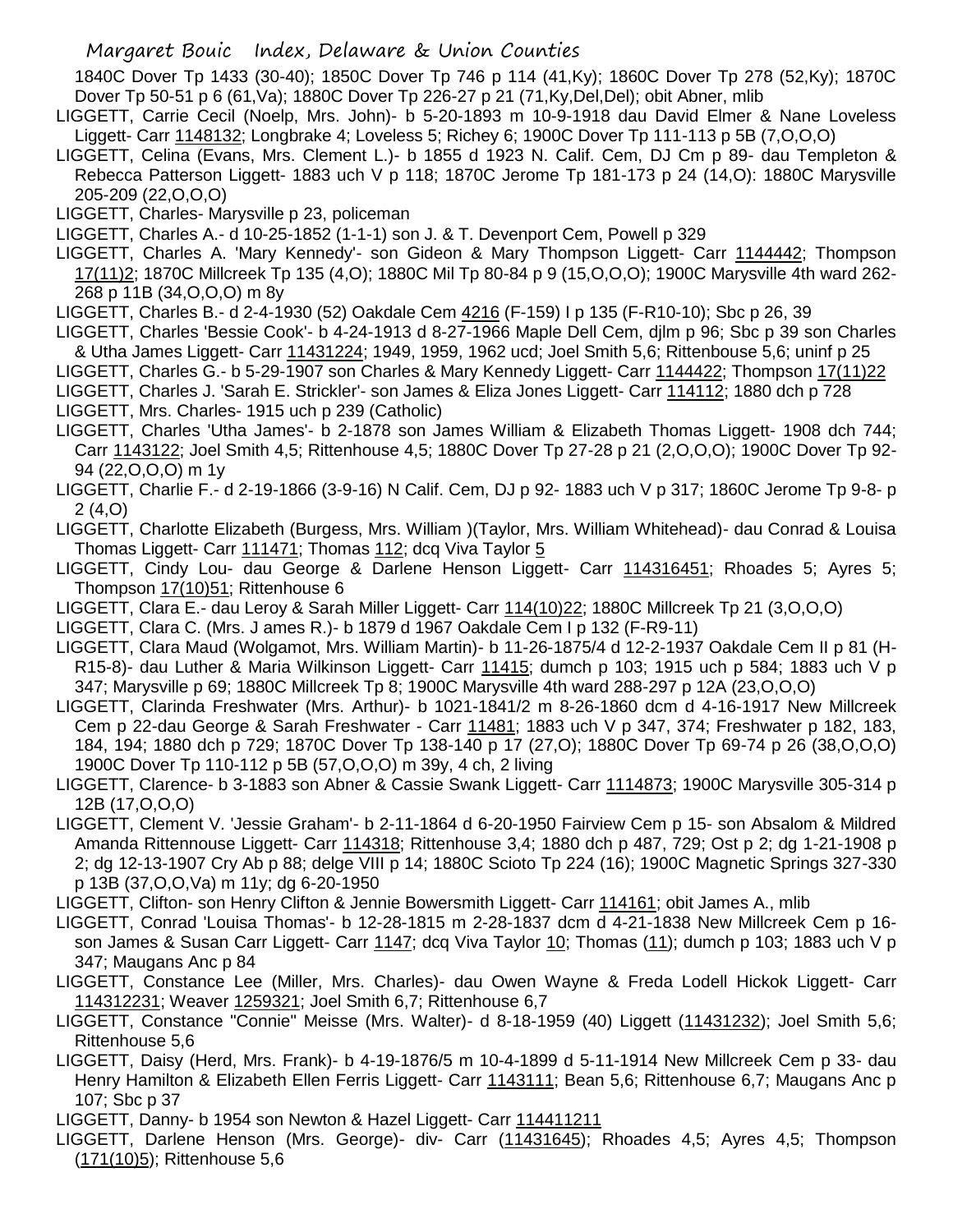1840C Dover Tp 1433 (30-40); 1850C Dover Tp 746 p 114 (41,Ky); 1860C Dover Tp 278 (52,Ky); 1870C Dover Tp 50-51 p 6 (61,Va); 1880C Dover Tp 226-27 p 21 (71,Ky,Del,Del); obit Abner, mlib

LIGGETT, Carrie Cecil (Noelp, Mrs. John)- b 5-20-1893 m 10-9-1918 dau David Elmer & Nane Loveless Liggett- Carr 1148132; Longbrake 4; Loveless 5; Richey 6; 1900C Dover Tp 111-113 p 5B (7,O,O,O)

LIGGETT, Celina (Evans, Mrs. Clement L.)- b 1855 d 1923 N. Calif. Cem, DJ Cm p 89- dau Templeton & Rebecca Patterson Liggett- 1883 uch V p 118; 1870C Jerome Tp 181-173 p 24 (14,O): 1880C Marysville 205-209 (22,O,O,O)

LIGGETT, Charles- Marysville p 23, policeman

LIGGETT, Charles A.- d 10-25-1852 (1-1-1) son J. & T. Devenport Cem, Powell p 329

LIGGETT, Charles A. 'Mary Kennedy'- son Gideon & Mary Thompson Liggett- Carr 1144442; Thompson 17(11)2; 1870C Millcreek Tp 135 (4,O); 1880C Mil Tp 80-84 p 9 (15,O,O,O); 1900C Marysville 4th ward 262-268 p 11B (34,O,O,O) m 8y

LIGGETT, Charles B.- d 2-4-1930 (52) Oakdale Cem 4216 (F-159) I p 135 (F-R10-10); Sbc p 26, 39

LIGGETT, Charles 'Bessie Cook'- b 4-24-1913 d 8-27-1966 Maple Dell Cem, djlm p 96; Sbc p 39 son Charles & Utha James Liggett- Carr 11431224; 1949, 1959, 1962 ucd; Joel Smith 5,6; Rittenbouse 5,6; uninf p 25

LIGGETT, Charles G.- b 5-29-1907 son Charles & Mary Kennedy Liggett- Carr 1144422; Thompson 17(11)22

LIGGETT, Charles J. 'Sarah E. Strickler'- son James & Eliza Jones Liggett- Carr 114112; 1880 dch p 728

LIGGETT, Mrs. Charles- 1915 uch p 239 (Catholic)

LIGGETT, Charles 'Utha James'- b 2-1878 son James William & Elizabeth Thomas Liggett- 1908 dch 744; Carr 1143122; Joel Smith 4,5; Rittenhouse 4,5; 1880C Dover Tp 27-28 p 21 (2,O,O,O); 1900C Dover Tp 92-94 (22,O,O,O) m 1y

LIGGETT, Charlie F.- d 2-19-1866 (3-9-16) N Calif. Cem, DJ p 92- 1883 uch V p 317; 1860C Jerome Tp 9-8- p 2 (4,O)

LIGGETT, Charlotte Elizabeth (Burgess, Mrs. William )(Taylor, Mrs. William Whitehead)- dau Conrad & Louisa Thomas Liggett- Carr 111471; Thomas 112; dcq Viva Taylor 5

LIGGETT, Cindy Lou- dau George & Darlene Henson Liggett- Carr 114316451; Rhoades 5; Ayres 5; Thompson 17(10)51; Rittenhouse 6

LIGGETT, Clara E.- dau Leroy & Sarah Miller Liggett- Carr 114(10)22; 1880C Millcreek Tp 21 (3,O,O,O)

LIGGETT, Clara C. (Mrs. J ames R.)- b 1879 d 1967 Oakdale Cem I p 132 (F-R9-11)

LIGGETT, Clara Maud (Wolgamot, Mrs. William Martin)- b 11-26-1875/4 d 12-2-1937 Oakdale Cem II p 81 (H-R15-8)- dau Luther & Maria Wilkinson Liggett- Carr 11415; dumch p 103; 1915 uch p 584; 1883 uch V p 347; Marysville p 69; 1880C Millcreek Tp 8; 1900C Marysville 4th ward 288-297 p 12A (23,O,O,O)

LIGGETT, Clarinda Freshwater (Mrs. Arthur)- b 1021-1841/2 m 8-26-1860 dcm d 4-16-1917 New Millcreek Cem p 22-dau George & Sarah Freshwater - Carr 11481; 1883 uch V p 347, 374; Freshwater p 182, 183, 184, 194; 1880 dch p 729; 1870C Dover Tp 138-140 p 17 (27,O); 1880C Dover Tp 69-74 p 26 (38,O,O,O) 1900C Dover Tp 110-112 p 5B (57,O,O,O) m 39y, 4 ch, 2 living

LIGGETT, Clarence- b 3-1883 son Abner & Cassie Swank Liggett- Carr 1114873; 1900C Marysville 305-314 p 12B (17,O,O,O)

LIGGETT, Clement V. 'Jessie Graham'- b 2-11-1864 d 6-20-1950 Fairview Cem p 15- son Absalom & Mildred Amanda Rittennouse Liggett- Carr 114318; Rittenhouse 3,4; 1880 dch p 487, 729; Ost p 2; dg 1-21-1908 p 2; dg 12-13-1907 Cry Ab p 88; delge VIII p 14; 1880C Scioto Tp 224 (16); 1900C Magnetic Springs 327-330 p 13B (37,O,O,Va) m 11y; dg 6-20-1950

LIGGETT, Clifton- son Henry Clifton & Jennie Bowersmith Liggett- Carr 114161; obit James A., mlib

LIGGETT, Conrad 'Louisa Thomas'- b 12-28-1815 m 2-28-1837 dcm d 4-21-1838 New Millcreek Cem p 16- son James & Susan Carr Liggett- Carr 1147; dcq Viva Taylor 10; Thomas (11); dumch p 103; 1883 uch V p 347; Maugans Anc p 84

LIGGETT, Constance Lee (Miller, Mrs. Charles)- dau Owen Wayne & Freda Lodell Hickok Liggett- Carr 114312231; Weaver 1259321; Joel Smith 6,7; Rittenhouse 6,7

LIGGETT, Constance "Connie" Meisse (Mrs. Walter)- d 8-18-1959 (40) Liggett (11431232); Joel Smith 5,6; Rittenhouse 5,6

LIGGETT, Daisy (Herd, Mrs. Frank)- b 4-19-1876/5 m 10-4-1899 d 5-11-1914 New Millcreek Cem p 33- dau Henry Hamilton & Elizabeth Ellen Ferris Liggett- Carr 1143111; Bean 5,6; Rittenhouse 6,7; Maugans Anc p 107; Sbc p 37

LIGGETT, Danny- b 1954 son Newton & Hazel Liggett- Carr 114411211

LIGGETT, Darlene Henson (Mrs. George)- div- Carr (11431645); Rhoades 4,5; Ayres 4,5; Thompson (171(10)5); Rittenhouse 5,6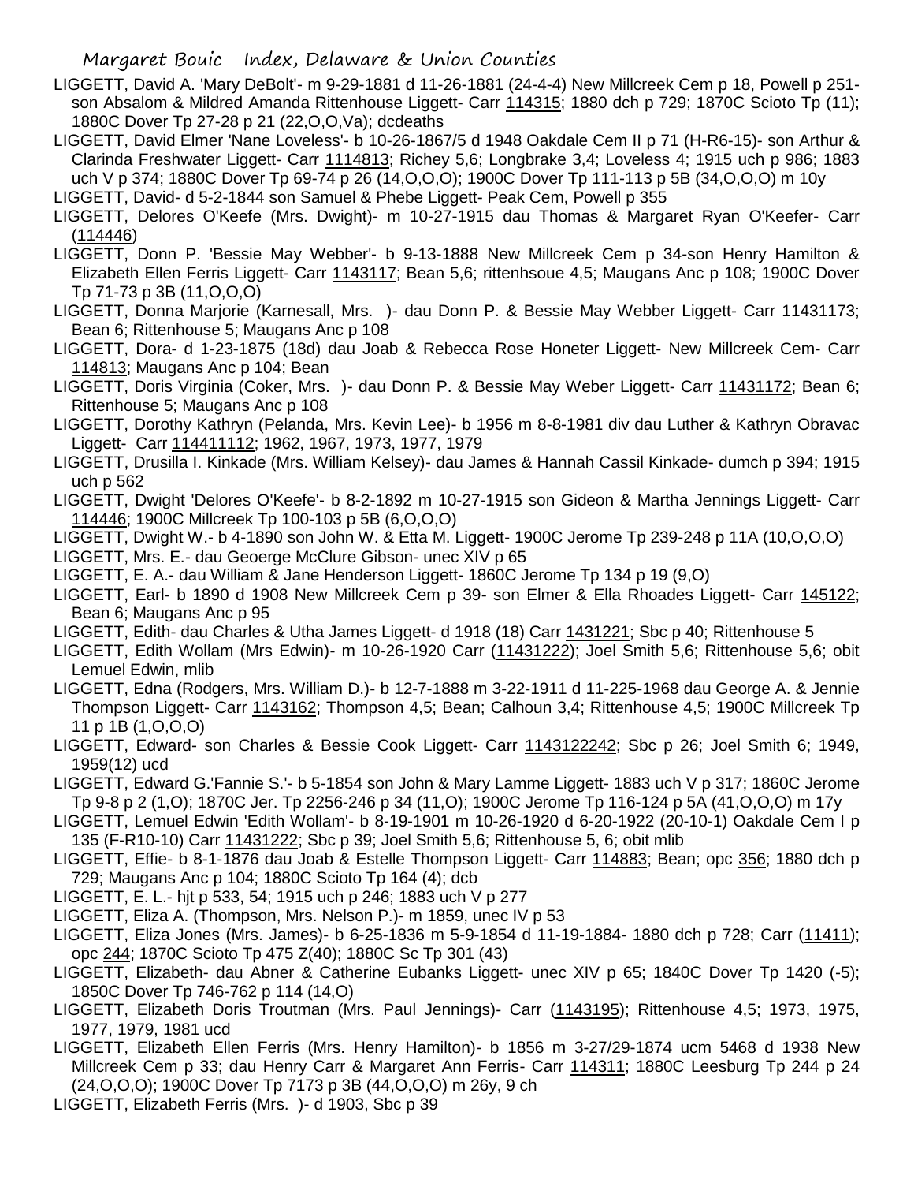LIGGETT, David A. 'Mary DeBolt'- m 9-29-1881 d 11-26-1881 (24-4-4) New Millcreek Cem p 18, Powell p 251- son Absalom & Mildred Amanda Rittenhouse Liggett- Carr 114315; 1880 dch p 729; 1870C Scioto Tp (11); 1880C Dover Tp 27-28 p 21 (22,O,O,Va); dcdeaths

LIGGETT, David Elmer 'Nane Loveless'- b 10-26-1867/5 d 1948 Oakdale Cem II p 71 (H-R6-15)- son Arthur & Clarinda Freshwater Liggett- Carr 1114813; Richey 5,6; Longbrake 3,4; Loveless 4; 1915 uch p 986; 1883 uch V p 374; 1880C Dover Tp 69-74 p 26 (14,O,O,O); 1900C Dover Tp 111-113 p 5B (34,O,O,O) m 10y

LIGGETT, David- d 5-2-1844 son Samuel & Phebe Liggett- Peak Cem, Powell p 355

LIGGETT, Delores O'Keefe (Mrs. Dwight)- m 10-27-1915 dau Thomas & Margaret Ryan O'Keefer- Carr (114446)

LIGGETT, Donn P. 'Bessie May Webber'- b 9-13-1888 New Millcreek Cem p 34-son Henry Hamilton & Elizabeth Ellen Ferris Liggett- Carr 1143117; Bean 5,6; rittenhsoue 4,5; Maugans Anc p 108; 1900C Dover Tp 71-73 p 3B (11,O,O,O)

LIGGETT, Donna Marjorie (Karnesall, Mrs. )- dau Donn P. & Bessie May Webber Liggett- Carr 11431173; Bean 6; Rittenhouse 5; Maugans Anc p 108

LIGGETT, Dora- d 1-23-1875 (18d) dau Joab & Rebecca Rose Honeter Liggett- New Millcreek Cem- Carr 114813; Maugans Anc p 104; Bean

LIGGETT, Doris Virginia (Coker, Mrs. )- dau Donn P. & Bessie May Weber Liggett- Carr 11431172; Bean 6; Rittenhouse 5; Maugans Anc p 108

LIGGETT, Dorothy Kathryn (Pelanda, Mrs. Kevin Lee)- b 1956 m 8-8-1981 div dau Luther & Kathryn Obravac Liggett- Carr 114411112; 1962, 1967, 1973, 1977, 1979

LIGGETT, Drusilla I. Kinkade (Mrs. William Kelsey)- dau James & Hannah Cassil Kinkade- dumch p 394; 1915 uch p 562

LIGGETT, Dwight 'Delores O'Keefe'- b 8-2-1892 m 10-27-1915 son Gideon & Martha Jennings Liggett- Carr 114446; 1900C Millcreek Tp 100-103 p 5B (6,O,O,O)

LIGGETT, Dwight W.- b 4-1890 son John W. & Etta M. Liggett- 1900C Jerome Tp 239-248 p 11A (10,O,O,O)

LIGGETT, Mrs. E.- dau Geoerge McClure Gibson- unec XIV p 65

LIGGETT, E. A.- dau William & Jane Henderson Liggett- 1860C Jerome Tp 134 p 19 (9,O)

LIGGETT, Earl- b 1890 d 1908 New Millcreek Cem p 39- son Elmer & Ella Rhoades Liggett- Carr 145122; Bean 6; Maugans Anc p 95

LIGGETT, Edith- dau Charles & Utha James Liggett- d 1918 (18) Carr 1431221; Sbc p 40; Rittenhouse 5

LIGGETT, Edith Wollam (Mrs Edwin)- m 10-26-1920 Carr (11431222); Joel Smith 5,6; Rittenhouse 5,6; obit Lemuel Edwin, mlib

LIGGETT, Edna (Rodgers, Mrs. William D.)- b 12-7-1888 m 3-22-1911 d 11-225-1968 dau George A. & Jennie Thompson Liggett- Carr 1143162; Thompson 4,5; Bean; Calhoun 3,4; Rittenhouse 4,5; 1900C Millcreek Tp 11 p 1B (1,O,O,O)

LIGGETT, Edward- son Charles & Bessie Cook Liggett- Carr 1143122242; Sbc p 26; Joel Smith 6; 1949, 1959(12) ucd

LIGGETT, Edward G.'Fannie S.'- b 5-1854 son John & Mary Lamme Liggett- 1883 uch V p 317; 1860C Jerome Tp 9-8 p 2 (1,O); 1870C Jer. Tp 2256-246 p 34 (11,O); 1900C Jerome Tp 116-124 p 5A (41,O,O,O) m 17y

LIGGETT, Lemuel Edwin 'Edith Wollam'- b 8-19-1901 m 10-26-1920 d 6-20-1922 (20-10-1) Oakdale Cem I p 135 (F-R10-10) Carr 11431222; Sbc p 39; Joel Smith 5,6; Rittenhouse 5, 6; obit mlib

LIGGETT, Effie- b 8-1-1876 dau Joab & Estelle Thompson Liggett- Carr 114883; Bean; opc 356; 1880 dch p 729; Maugans Anc p 104; 1880C Scioto Tp 164 (4); dcb

LIGGETT, E. L.- hjt p 533, 54; 1915 uch p 246; 1883 uch V p 277

LIGGETT, Eliza A. (Thompson, Mrs. Nelson P.)- m 1859, unec IV p 53

LIGGETT, Eliza Jones (Mrs. James)- b 6-25-1836 m 5-9-1854 d 11-19-1884- 1880 dch p 728; Carr (11411); opc 244; 1870C Scioto Tp 475 Z(40); 1880C Sc Tp 301 (43)

LIGGETT, Elizabeth- dau Abner & Catherine Eubanks Liggett- unec XIV p 65; 1840C Dover Tp 1420 (-5); 1850C Dover Tp 746-762 p 114 (14,O)

LIGGETT, Elizabeth Doris Troutman (Mrs. Paul Jennings)- Carr (1143195); Rittenhouse 4,5; 1973, 1975, 1977, 1979, 1981 ucd

LIGGETT, Elizabeth Ellen Ferris (Mrs. Henry Hamilton)- b 1856 m 3-27/29-1874 ucm 5468 d 1938 New Millcreek Cem p 33; dau Henry Carr & Margaret Ann Ferris- Carr 114311; 1880C Leesburg Tp 244 p 24 (24,O,O,O); 1900C Dover Tp 7173 p 3B (44,O,O,O) m 26y, 9 ch

LIGGETT, Elizabeth Ferris (Mrs. )- d 1903, Sbc p 39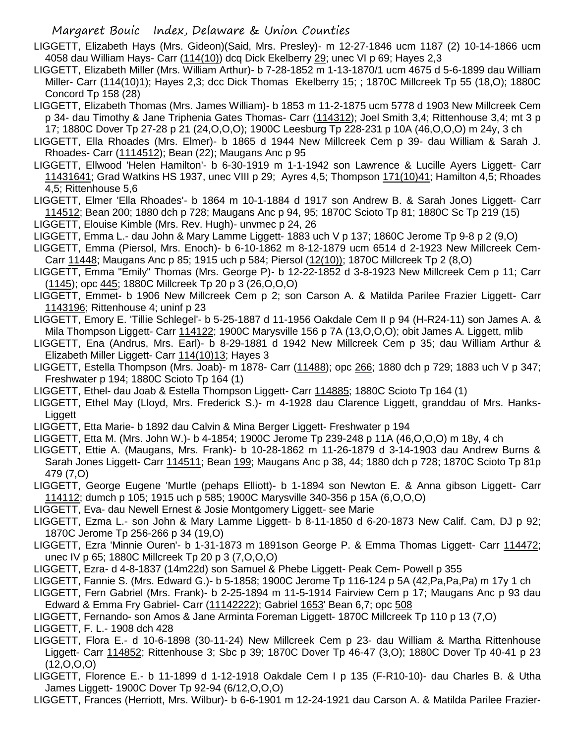LIGGETT, Elizabeth Hays (Mrs. Gideon)(Said, Mrs. Presley)- m 12-27-1846 ucm 1187 (2) 10-14-1866 ucm 4058 dau William Hays- Carr (114(10)) dcq Dick Ekelberry 29; unec VI p 69; Hayes 2,3

LIGGETT, Elizabeth Miller (Mrs. William Arthur)- b 7-28-1852 m 1-13-1870/1 ucm 4675 d 5-6-1899 dau William Miller- Carr (114(10)1); Hayes 2,3; dcc Dick Thomas Ekelberry 15; ; 1870C Millcreek Tp 55 (18,O); 1880C Concord Tp 158 (28)

LIGGETT, Elizabeth Thomas (Mrs. James William)- b 1853 m 11-2-1875 ucm 5778 d 1903 New Millcreek Cem p 34- dau Timothy & Jane Triphenia Gates Thomas- Carr (114312); Joel Smith 3,4; Rittenhouse 3,4; mt 3 p 17; 1880C Dover Tp 27-28 p 21 (24,O,O,O); 1900C Leesburg Tp 228-231 p 10A (46,O,O,O) m 24y, 3 ch

LIGGETT, Ella Rhoades (Mrs. Elmer)- b 1865 d 1944 New Millcreek Cem p 39- dau William & Sarah J. Rhoades- Carr (1114512); Bean (22); Maugans Anc p 95

LIGGETT, Ellwood 'Helen Hamilton'- b 6-30-1919 m 1-1-1942 son Lawrence & Lucille Ayers Liggett- Carr 11431641; Grad Watkins HS 1937, unec VIII p 29; Ayres 4,5; Thompson 171(10)41; Hamilton 4,5; Rhoades 4,5; Rittenhouse 5,6

LIGGETT, Elmer 'Ella Rhoades'- b 1864 m 10-1-1884 d 1917 son Andrew B. & Sarah Jones Liggett- Carr 114512; Bean 200; 1880 dch p 728; Maugans Anc p 94, 95; 1870C Scioto Tp 81; 1880C Sc Tp 219 (15)

LIGGETT, Elouise Kimble (Mrs. Rev. Hugh)- unvmec p 24, 26

LIGGETT, Emma L.- dau John & Mary Lamme Liggett- 1883 uch V p 137; 1860C Jerome Tp 9-8 p 2 (9,O)

LIGGETT, Emma (Piersol, Mrs. Enoch)- b 6-10-1862 m 8-12-1879 ucm 6514 d 2-1923 New Millcreek Cem- Carr 11448; Maugans Anc p 85; 1915 uch p 584; Piersol (12(10)); 1870C Millcreek Tp 2 (8,O)

LIGGETT, Emma "Emily" Thomas (Mrs. George P)- b 12-22-1852 d 3-8-1923 New Millcreek Cem p 11; Carr (1145); opc 445; 1880C Millcreek Tp 20 p 3 (26,O,O,O)

LIGGETT, Emmet- b 1906 New Millcreek Cem p 2; son Carson A. & Matilda Parilee Frazier Liggett- Carr 1143196; Rittenhouse 4; uninf p 23

LIGGETT, Emory E. 'Tillie Schlegel'- b 5-25-1887 d 11-1956 Oakdale Cem II p 94 (H-R24-11) son James A. & Mila Thompson Liggett- Carr 114122; 1900C Marysville 156 p 7A (13,O,O,O); obit James A. Liggett, mlib

LIGGETT, Ena (Andrus, Mrs. Earl)- b 8-29-1881 d 1942 New Millcreek Cem p 35; dau William Arthur & Elizabeth Miller Liggett- Carr 114(10)13; Hayes 3

LIGGETT, Estella Thompson (Mrs. Joab)- m 1878- Carr (11488); opc 266; 1880 dch p 729; 1883 uch V p 347; Freshwater p 194; 1880C Scioto Tp 164 (1)

LIGGETT, Ethel- dau Joab & Estella Thompson Liggett- Carr 114885; 1880C Scioto Tp 164 (1)

LIGGETT, Ethel May (Lloyd, Mrs. Frederick S.)- m 4-1928 dau Clarence Liggett, granddau of Mrs. Hanks-Liggett

LIGGETT, Etta Marie- b 1892 dau Calvin & Mina Berger Liggett- Freshwater p 194

LIGGETT, Etta M. (Mrs. John W.)- b 4-1854; 1900C Jerome Tp 239-248 p 11A (46,O,O,O) m 18y, 4 ch

LIGGETT, Ettie A. (Maugans, Mrs. Frank)- b 10-28-1862 m 11-26-1879 d 3-14-1903 dau Andrew Burns & Sarah Jones Liggett- Carr 114511; Bean 199; Maugans Anc p 38, 44; 1880 dch p 728; 1870C Scioto Tp 81p 479 (7,O)

LIGGETT, George Eugene 'Murtle (pehaps Elliott)- b 1-1894 son Newton E. & Anna gibson Liggett- Carr 114112; dumch p 105; 1915 uch p 585; 1900C Marysville 340-356 p 15A (6,O,O,O)

LIGGETT, Eva- dau Newell Ernest & Josie Montgomery Liggett- see Marie

LIGGETT, Ezma L.- son John & Mary Lamme Liggett- b 8-11-1850 d 6-20-1873 New Calif. Cam, DJ p 92; 1870C Jerome Tp 256-266 p 34 (19,O)

LIGGETT, Ezra 'Minnie Ouren'- b 1-31-1873 m 1891son George P. & Emma Thomas Liggett- Carr 114472; unec IV p 65; 1880C Millcreek Tp 20 p 3 (7,O,O,O)

LIGGETT, Ezra- d 4-8-1837 (14m22d) son Samuel & Phebe Liggett- Peak Cem- Powell p 355

LIGGETT, Fannie S. (Mrs. Edward G.)- b 5-1858; 1900C Jerome Tp 116-124 p 5A (42,Pa,Pa,Pa) m 17y 1 ch

LIGGETT, Fern Gabriel (Mrs. Frank)- b 2-25-1894 m 11-5-1914 Fairview Cem p 17; Maugans Anc p 93 dau Edward & Emma Fry Gabriel- Carr (11142222); Gabriel 1653' Bean 6,7; opc 508

LIGGETT, Fernando- son Amos & Jane Arminta Foreman Liggett- 1870C Millcreek Tp 110 p 13 (7,O)

LIGGETT, F. L.- 1908 dch 428

LIGGETT, Flora E.- d 10-6-1898 (30-11-24) New Millcreek Cem p 23- dau William & Martha Rittenhouse Liggett- Carr 114852; Rittenhouse 3; Sbc p 39; 1870C Dover Tp 46-47 (3,O); 1880C Dover Tp 40-41 p 23 (12,O,O,O)

LIGGETT, Florence E.- b 11-1899 d 1-12-1918 Oakdale Cem I p 135 (F-R10-10)- dau Charles B. & Utha James Liggett- 1900C Dover Tp 92-94 (6/12,O,O,O)

LIGGETT, Frances (Herriott, Mrs. Wilbur)- b 6-6-1901 m 12-24-1921 dau Carson A. & Matilda Parilee Frazier-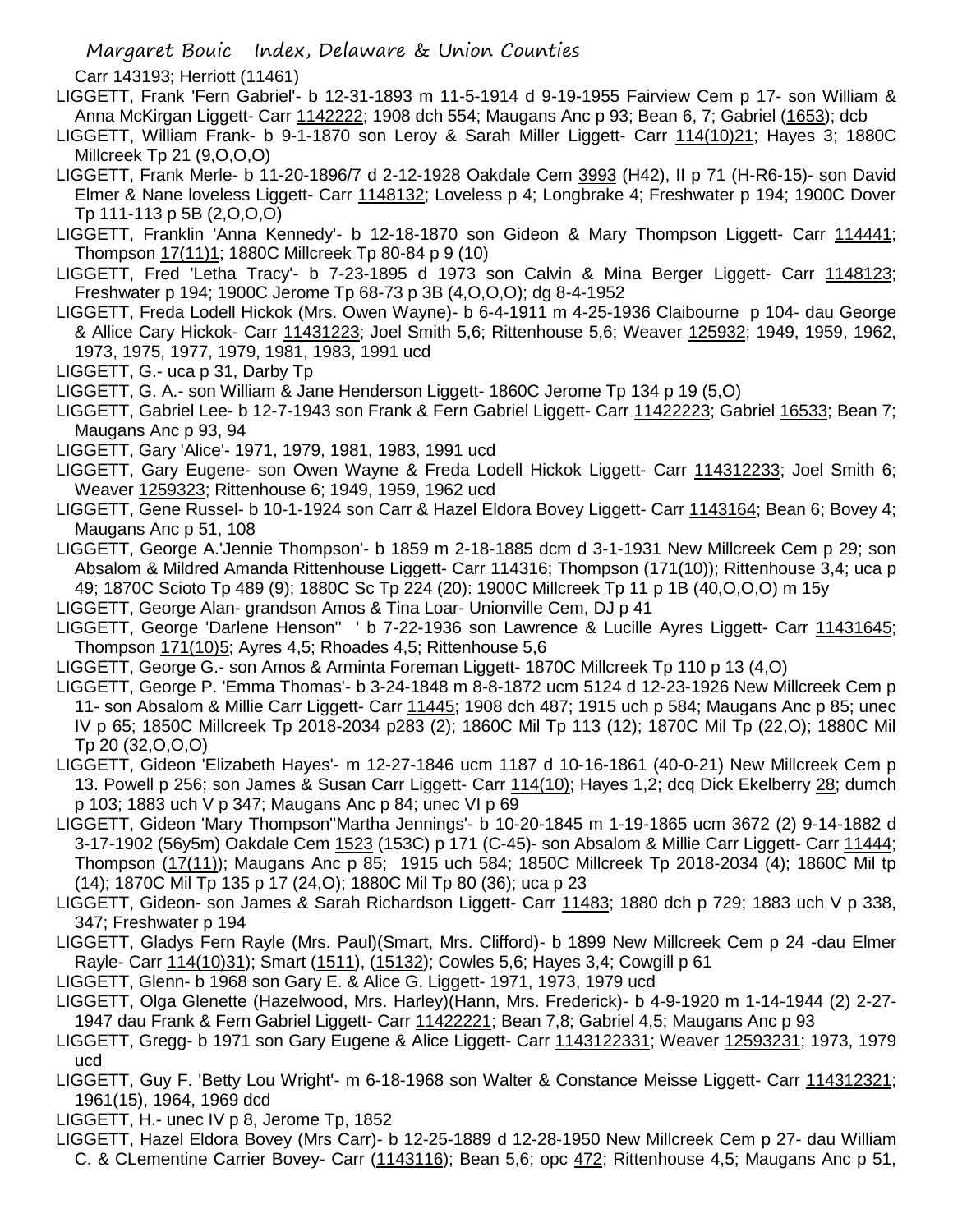Carr 143193; Herriott (11461)

LIGGETT, Frank 'Fern Gabriel'- b 12-31-1893 m 11-5-1914 d 9-19-1955 Fairview Cem p 17- son William & Anna McKirgan Liggett- Carr 1142222; 1908 dch 554; Maugans Anc p 93; Bean 6, 7; Gabriel (1653); dcb

LIGGETT, William Frank- b 9-1-1870 son Leroy & Sarah Miller Liggett- Carr 114(10)21; Hayes 3; 1880C Millcreek Tp 21 (9,O,O,O)

LIGGETT, Frank Merle- b 11-20-1896/7 d 2-12-1928 Oakdale Cem 3993 (H42), II p 71 (H-R6-15)- son David Elmer & Nane loveless Liggett- Carr 1148132; Loveless p 4; Longbrake 4; Freshwater p 194; 1900C Dover Tp 111-113 p 5B (2,O,O,O)

LIGGETT, Franklin 'Anna Kennedy'- b 12-18-1870 son Gideon & Mary Thompson Liggett- Carr 114441; Thompson 17(11)1; 1880C Millcreek Tp 80-84 p 9 (10)

LIGGETT, Fred 'Letha Tracy'- b 7-23-1895 d 1973 son Calvin & Mina Berger Liggett- Carr 1148123; Freshwater p 194; 1900C Jerome Tp 68-73 p 3B (4,O,O,O); dg 8-4-1952

LIGGETT, Freda Lodell Hickok (Mrs. Owen Wayne)- b 6-4-1911 m 4-25-1936 Claibourne p 104- dau George & Allice Cary Hickok- Carr 11431223; Joel Smith 5,6; Rittenhouse 5,6; Weaver 125932; 1949, 1959, 1962, 1973, 1975, 1977, 1979, 1981, 1983, 1991 ucd

LIGGETT, G.- uca p 31, Darby Tp

LIGGETT, G. A.- son William & Jane Henderson Liggett- 1860C Jerome Tp 134 p 19 (5,O)

LIGGETT, Gabriel Lee- b 12-7-1943 son Frank & Fern Gabriel Liggett- Carr 11422223; Gabriel 16533; Bean 7; Maugans Anc p 93, 94

LIGGETT, Gary 'Alice'- 1971, 1979, 1981, 1983, 1991 ucd

LIGGETT, Gary Eugene- son Owen Wayne & Freda Lodell Hickok Liggett- Carr 114312233; Joel Smith 6; Weaver 1259323; Rittenhouse 6; 1949, 1959, 1962 ucd

LIGGETT, Gene Russel- b 10-1-1924 son Carr & Hazel Eldora Bovey Liggett- Carr 1143164; Bean 6; Bovey 4; Maugans Anc p 51, 108

LIGGETT, George A.'Jennie Thompson'- b 1859 m 2-18-1885 dcm d 3-1-1931 New Millcreek Cem p 29; son Absalom & Mildred Amanda Rittenhouse Liggett- Carr 114316; Thompson (171(10)); Rittenhouse 3,4; uca p 49; 1870C Scioto Tp 489 (9); 1880C Sc Tp 224 (20): 1900C Millcreek Tp 11 p 1B (40,O,O,O) m 15y

LIGGETT, George Alan- grandson Amos & Tina Loar- Unionville Cem, DJ p 41

LIGGETT, George 'Darlene Henson'' ' b 7-22-1936 son Lawrence & Lucille Ayres Liggett- Carr 11431645; Thompson 171(10)5; Ayres 4,5; Rhoades 4,5; Rittenhouse 5,6

LIGGETT, George G.- son Amos & Arminta Foreman Liggett- 1870C Millcreek Tp 110 p 13 (4,O)

LIGGETT, George P. 'Emma Thomas'- b 3-24-1848 m 8-8-1872 ucm 5124 d 12-23-1926 New Millcreek Cem p 11- son Absalom & Millie Carr Liggett- Carr 11445; 1908 dch 487; 1915 uch p 584; Maugans Anc p 85; unec IV p 65; 1850C Millcreek Tp 2018-2034 p283 (2); 1860C Mil Tp 113 (12); 1870C Mil Tp (22,O); 1880C Mil Tp 20 (32,O,O,O)

LIGGETT, Gideon 'Elizabeth Hayes'- m 12-27-1846 ucm 1187 d 10-16-1861 (40-0-21) New Millcreek Cem p 13. Powell p 256; son James & Susan Carr Liggett- Carr 114(10); Hayes 1,2; dcq Dick Ekelberry 28; dumch p 103; 1883 uch V p 347; Maugans Anc p 84; unec VI p 69

LIGGETT, Gideon 'Mary Thompson''Martha Jennings'- b 10-20-1845 m 1-19-1865 ucm 3672 (2) 9-14-1882 d 3-17-1902 (56y5m) Oakdale Cem 1523 (153C) p 171 (C-45)- son Absalom & Millie Carr Liggett- Carr 11444; Thompson (17(11)); Maugans Anc p 85; 1915 uch 584; 1850C Millcreek Tp 2018-2034 (4); 1860C Mil tp (14); 1870C Mil Tp 135 p 17 (24,O); 1880C Mil Tp 80 (36); uca p 23

LIGGETT, Gideon- son James & Sarah Richardson Liggett- Carr 11483; 1880 dch p 729; 1883 uch V p 338, 347; Freshwater p 194

LIGGETT, Gladys Fern Rayle (Mrs. Paul)(Smart, Mrs. Clifford)- b 1899 New Millcreek Cem p 24 -dau Elmer Rayle- Carr 114(10)31); Smart (1511), (15132); Cowles 5,6; Hayes 3,4; Cowgill p 61

LIGGETT, Glenn- b 1968 son Gary E. & Alice G. Liggett- 1971, 1973, 1979 ucd

LIGGETT, Olga Glenette (Hazelwood, Mrs. Harley)(Hann, Mrs. Frederick)- b 4-9-1920 m 1-14-1944 (2) 2-27-1947 dau Frank & Fern Gabriel Liggett- Carr 11422221; Bean 7,8; Gabriel 4,5; Maugans Anc p 93

LIGGETT, Gregg- b 1971 son Gary Eugene & Alice Liggett- Carr 1143122331; Weaver 12593231; 1973, 1979 ucd

LIGGETT, Guy F. 'Betty Lou Wright'- m 6-18-1968 son Walter & Constance Meisse Liggett- Carr 114312321; 1961(15), 1964, 1969 dcd

LIGGETT, H.- unec IV p 8, Jerome Tp, 1852

LIGGETT, Hazel Eldora Bovey (Mrs Carr)- b 12-25-1889 d 12-28-1950 New Millcreek Cem p 27- dau William C. & CLementine Carrier Bovey- Carr (1143116); Bean 5,6; opc 472; Rittenhouse 4,5; Maugans Anc p 51,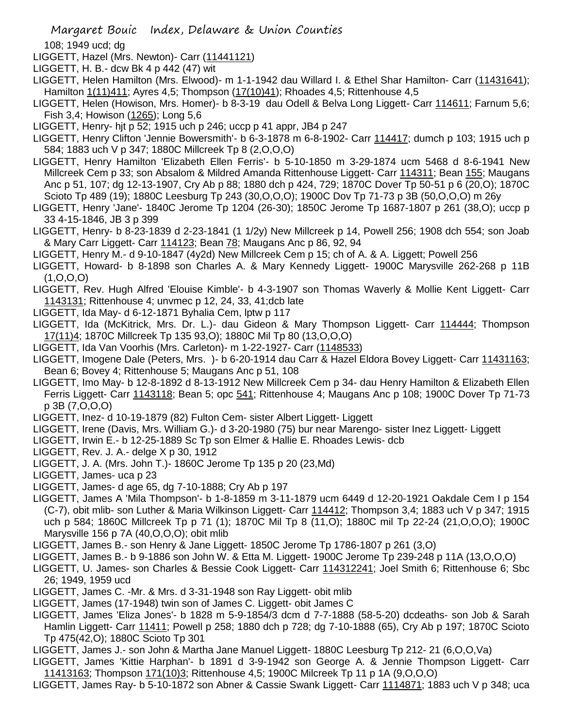108; 1949 ucd; dg

LIGGETT, Hazel (Mrs. Newton)- Carr (11441121)

LIGGETT, H. B.- dcw Bk 4 p 442 (47) wit

LIGGETT, Helen Hamilton (Mrs. Elwood)- m 1-1-1942 dau Willard I. & Ethel Shar Hamilton- Carr (11431641); Hamilton 1(11)411; Ayres 4,5; Thompson (17(10)41); Rhoades 4,5; Rittenhouse 4,5

LIGGETT, Helen (Howison, Mrs. Homer)- b 8-3-19 dau Odell & Belva Long Liggett- Carr 114611; Farnum 5,6; Fish 3,4; Howison (1265); Long 5,6

LIGGETT, Henry- hjt p 52; 1915 uch p 246; uccp p 41 appr, JB4 p 247

LIGGETT, Henry Clifton 'Jennie Bowersmith'- b 6-3-1878 m 6-8-1902- Carr 114417; dumch p 103; 1915 uch p 584; 1883 uch V p 347; 1880C Millcreek Tp 8 (2,O,O,O)

LIGGETT, Henry Hamilton 'Elizabeth Ellen Ferris'- b 5-10-1850 m 3-29-1874 ucm 5468 d 8-6-1941 New Millcreek Cem p 33; son Absalom & Mildred Amanda Rittenhouse Liggett- Carr 114311; Bean 155; Maugans Anc p 51, 107; dg 12-13-1907, Cry Ab p 88; 1880 dch p 424, 729; 1870C Dover Tp 50-51 p 6 (20,O); 1870C Scioto Tp 489 (19); 1880C Leesburg Tp 243 (30,O,O,O); 1900C Dov Tp 71-73 p 3B (50,O,O,O) m 26y

LIGGETT, Henry 'Jane'- 1840C Jerome Tp 1204 (26-30); 1850C Jerome Tp 1687-1807 p 261 (38,O); uccp p 33 4-15-1846, JB 3 p 399

LIGGETT, Henry- b 8-23-1839 d 2-23-1841 (1 1/2y) New Millcreek p 14, Powell 256; 1908 dch 554; son Joab & Mary Carr Liggett- Carr 114123; Bean 78; Maugans Anc p 86, 92, 94

LIGGETT, Henry M.- d 9-10-1847 (4y2d) New Millcreek Cem p 15; ch of A. & A. Liggett; Powell 256

LIGGETT, Howard- b 8-1898 son Charles A. & Mary Kennedy Liggett- 1900C Marysville 262-268 p 11B (1,O,O,O)

LIGGETT, Rev. Hugh Alfred 'Elouise Kimble'- b 4-3-1907 son Thomas Waverly & Mollie Kent Liggett- Carr 1143131; Rittenhouse 4; unvmec p 12, 24, 33, 41;dcb late

LIGGETT, Ida May- d 6-12-1871 Byhalia Cem, lptw p 117

LIGGETT, Ida (McKitrick, Mrs. Dr. L.)- dau Gideon & Mary Thompson Liggett- Carr 114444; Thompson 17(11)4; 1870C Millcreek Tp 135 93,O); 1880C Mil Tp 80 (13,O,O,O)

LIGGETT, Ida Van Voorhis (Mrs. Carleton)- m 1-22-1927- Carr (1148533)

LIGGETT, Imogene Dale (Peters, Mrs. )- b 6-20-1914 dau Carr & Hazel Eldora Bovey Liggett- Carr 11431163; Bean 6; Bovey 4; Rittenhouse 5; Maugans Anc p 51, 108

LIGGETT, Imo May- b 12-8-1892 d 8-13-1912 New Millcreek Cem p 34- dau Henry Hamilton & Elizabeth Ellen Ferris Liggett- Carr 1143118; Bean 5; opc 541; Rittenhouse 4; Maugans Anc p 108; 1900C Dover Tp 71-73 p 3B (7,O,O,O)

LIGGETT, Inez- d 10-19-1879 (82) Fulton Cem- sister Albert Liggett- Liggett

LIGGETT, Irene (Davis, Mrs. William G.)- d 3-20-1980 (75) bur near Marengo- sister Inez Liggett- Liggett

LIGGETT, Irwin E.- b 12-25-1889 Sc Tp son Elmer & Hallie E. Rhoades Lewis- dcb

LIGGETT, Rev. J. A.- delge X p 30, 1912

LIGGETT, J. A. (Mrs. John T.)- 1860C Jerome Tp 135 p 20 (23,Md)

LIGGETT, James- uca p 23

LIGGETT, James- d age 65, dg 7-10-1888; Cry Ab p 197

LIGGETT, James A 'Mila Thompson'- b 1-8-1859 m 3-11-1879 ucm 6449 d 12-20-1921 Oakdale Cem I p 154 (C-7), obit mlib- son Luther & Maria Wilkinson Liggett- Carr 114412; Thompson 3,4; 1883 uch V p 347; 1915 uch p 584; 1860C Millcreek Tp p 71 (1); 1870C Mil Tp 8 (11,O); 1880C mil Tp 22-24 (21,O,O,O); 1900C Marysville 156 p 7A (40,O,O,O); obit mlib

LIGGETT, James B.- son Henry & Jane Liggett- 1850C Jerome Tp 1786-1807 p 261 (3,O)

LIGGETT, James B.- b 9-1886 son John W. & Etta M. Liggett- 1900C Jerome Tp 239-248 p 11A (13,O,O,O)

LIGGETT, U. James- son Charles & Bessie Cook Liggett- Carr 114312241; Joel Smith 6; Rittenhouse 6; Sbc 26; 1949, 1959 ucd

LIGGETT, James C. -Mr. & Mrs. d 3-31-1948 son Ray Liggett- obit mlib

LIGGETT, James (17-1948) twin son of James C. Liggett- obit James C

LIGGETT, James 'Eliza Jones'- b 1828 m 5-9-1854/3 dcm d 7-7-1888 (58-5-20) dcdeaths- son Job & Sarah Hamlin Liggett- Carr 11411; Powell p 258; 1880 dch p 728; dg 7-10-1888 (65), Cry Ab p 197; 1870C Scioto Tp 475(42,O); 1880C Scioto Tp 301

LIGGETT, James J.- son John & Martha Jane Manuel Liggett- 1880C Leesburg Tp 212- 21 (6,O,O,Va)

LIGGETT, James 'Kittie Harphan'- b 1891 d 3-9-1942 son George A. & Jennie Thompson Liggett- Carr 11413163; Thompson 171(10)3; Rittenhouse 4,5; 1900C Milcreek Tp 11 p 1A (9,O,O,O)

LIGGETT, James Ray- b 5-10-1872 son Abner & Cassie Swank Liggett- Carr 1114871; 1883 uch V p 348; uca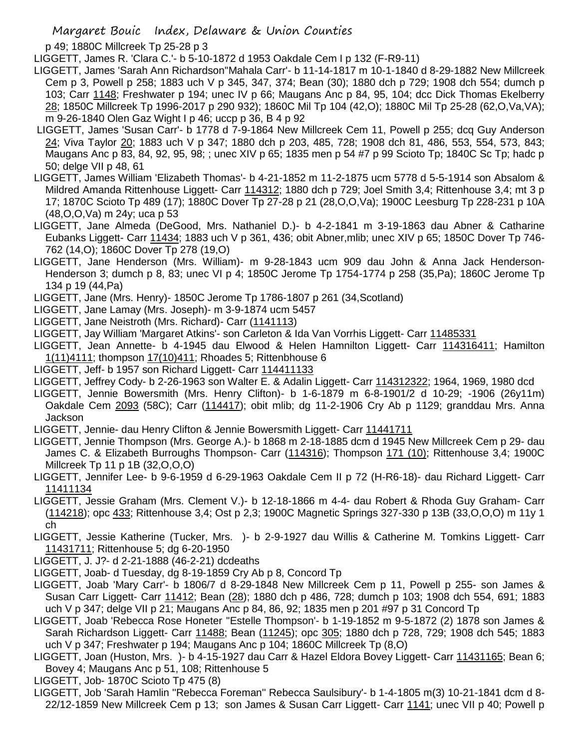p 49; 1880C Millcreek Tp 25-28 p 3

LIGGETT, James R. 'Clara C.'- b 5-10-1872 d 1953 Oakdale Cem I p 132 (F-R9-11)

LIGGETT, James 'Sarah Ann Richardson''Mahala Carr'- b 11-14-1817 m 10-1-1840 d 8-29-1882 New Millcreek Cem p 3, Powell p 258; 1883 uch V p 345, 347, 374; Bean (30); 1880 dch p 729; 1908 dch 554; dumch p 103; Carr 1148; Freshwater p 194; unec IV p 66; Maugans Anc p 84, 95, 104; dcc Dick Thomas Ekelberry 28; 1850C Millcreek Tp 1996-2017 p 290 932); 1860C Mil Tp 104 (42,O); 1880C Mil Tp 25-28 (62,O,Va,VA); m 9-26-1840 Olen Gaz Wight I p 46; uccp p 36, B 4 p 92

LIGGETT, James 'Susan Carr'- b 1778 d 7-9-1864 New Millcreek Cem 11, Powell p 255; dcq Guy Anderson 24; Viva Taylor 20; 1883 uch V p 347; 1880 dch p 203, 485, 728; 1908 dch 81, 486, 553, 554, 573, 843; Maugans Anc p 83, 84, 92, 95, 98; ; unec XIV p 65; 1835 men p 54 #7 p 99 Scioto Tp; 1840C Sc Tp; hadc p 50; delge VII p 48, 61

LIGGETT, James William 'Elizabeth Thomas'- b 4-21-1852 m 11-2-1875 ucm 5778 d 5-5-1914 son Absalom & Mildred Amanda Rittenhouse Liggett- Carr 114312; 1880 dch p 729; Joel Smith 3,4; Rittenhouse 3,4; mt 3 p 17; 1870C Scioto Tp 489 (17); 1880C Dover Tp 27-28 p 21 (28,O,O,Va); 1900C Leesburg Tp 228-231 p 10A (48,O,O,Va) m 24y; uca p 53

LIGGETT, Jane Almeda (DeGood, Mrs. Nathaniel D.)- b 4-2-1841 m 3-19-1863 dau Abner & Catharine Eubanks Liggett- Carr 11434; 1883 uch V p 361, 436; obit Abner,mlib; unec XIV p 65; 1850C Dover Tp 746-762 (14,O); 1860C Dover Tp 278 (19,O)

LIGGETT, Jane Henderson (Mrs. William)- m 9-28-1843 ucm 909 dau John & Anna Jack Henderson- Henderson 3; dumch p 8, 83; unec VI p 4; 1850C Jerome Tp 1754-1774 p 258 (35,Pa); 1860C Jerome Tp 134 p 19 (44,Pa)

LIGGETT, Jane (Mrs. Henry)- 1850C Jerome Tp 1786-1807 p 261 (34,Scotland)

LIGGETT, Jane Lamay (Mrs. Joseph)- m 3-9-1874 ucm 5457

LIGGETT, Jane Neistroth (Mrs. Richard)- Carr (1141113)

LIGGETT, Jay William 'Margaret Atkins'- son Carleton & Ida Van Vorrhis Liggett- Carr 11485331

LIGGETT, Jean Annette- b 4-1945 dau Elwood & Helen Hamnilton Liggett- Carr 114316411; Hamilton 1(11)4111; thompson 17(10)411; Rhoades 5; Rittenbhouse 6

LIGGETT, Jeff- b 1957 son Richard Liggett- Carr 114411133

LIGGETT, Jeffrey Cody- b 2-26-1963 son Walter E. & Adalin Liggett- Carr 114312322; 1964, 1969, 1980 dcd

LIGGETT, Jennie Bowersmith (Mrs. Henry Clifton)- b 1-6-1879 m 6-8-1901/2 d 10-29; -1906 (26y11m) Oakdale Cem 2093 (58C); Carr (114417); obit mlib; dg 11-2-1906 Cry Ab p 1129; granddau Mrs. Anna Jackson

LIGGETT, Jennie- dau Henry Clifton & Jennie Bowersmith Liggett- Carr 11441711

LIGGETT, Jennie Thompson (Mrs. George A.)- b 1868 m 2-18-1885 dcm d 1945 New Millcreek Cem p 29- dau James C. & Elizabeth Burroughs Thompson- Carr (114316); Thompson 171 (10); Rittenhouse 3,4; 1900C Millcreek Tp 11 p 1B (32,O,O,O)

LIGGETT, Jennifer Lee- b 9-6-1959 d 6-29-1963 Oakdale Cem II p 72 (H-R6-18)- dau Richard Liggett- Carr 11411134

LIGGETT, Jessie Graham (Mrs. Clement V.)- b 12-18-1866 m 4-4- dau Robert & Rhoda Guy Graham- Carr (114218); opc 433; Rittenhouse 3,4; Ost p 2,3; 1900C Magnetic Springs 327-330 p 13B (33,O,O,O) m 11y 1 ch

LIGGETT, Jessie Katherine (Tucker, Mrs. )- b 2-9-1927 dau Willis & Catherine M. Tomkins Liggett- Carr 11431711; Rittenhouse 5; dg 6-20-1950

LIGGETT, J. J?- d 2-21-1888 (46-2-21) dcdeaths

LIGGETT, Joab- d Tuesday, dg 8-19-1859 Cry Ab p 8, Concord Tp

LIGGETT, Joab 'Mary Carr'- b 1806/7 d 8-29-1848 New Millcreek Cem p 11, Powell p 255- son James & Susan Carr Liggett- Carr 11412; Bean (28); 1880 dch p 486, 728; dumch p 103; 1908 dch 554, 691; 1883 uch V p 347; delge VII p 21; Maugans Anc p 84, 86, 92; 1835 men p 201 #97 p 31 Concord Tp

LIGGETT, Joab 'Rebecca Rose Honeter ''Estelle Thompson'- b 1-19-1852 m 9-5-1872 (2) 1878 son James & Sarah Richardson Liggett- Carr 11488; Bean (11245); opc 305; 1880 dch p 728, 729; 1908 dch 545; 1883 uch V p 347; Freshwater p 194; Maugans Anc p 104; 1860C Millcreek Tp (8,O)

LIGGETT, Joan (Huston, Mrs. )- b 4-15-1927 dau Carr & Hazel Eldora Bovey Liggett- Carr 11431165; Bean 6; Bovey 4; Maugans Anc p 51, 108; Rittenhouse 5

LIGGETT, Job- 1870C Scioto Tp 475 (8)

LIGGETT, Job 'Sarah Hamlin ''Rebecca Foreman'' Rebecca Saulsbury'- b 1-4-1805 m(3) 10-21-1841 dcm d 8-22/12-1859 New Millcreek Cem p 13; son James & Susan Carr Liggett- Carr 1141; unec VII p 40; Powell p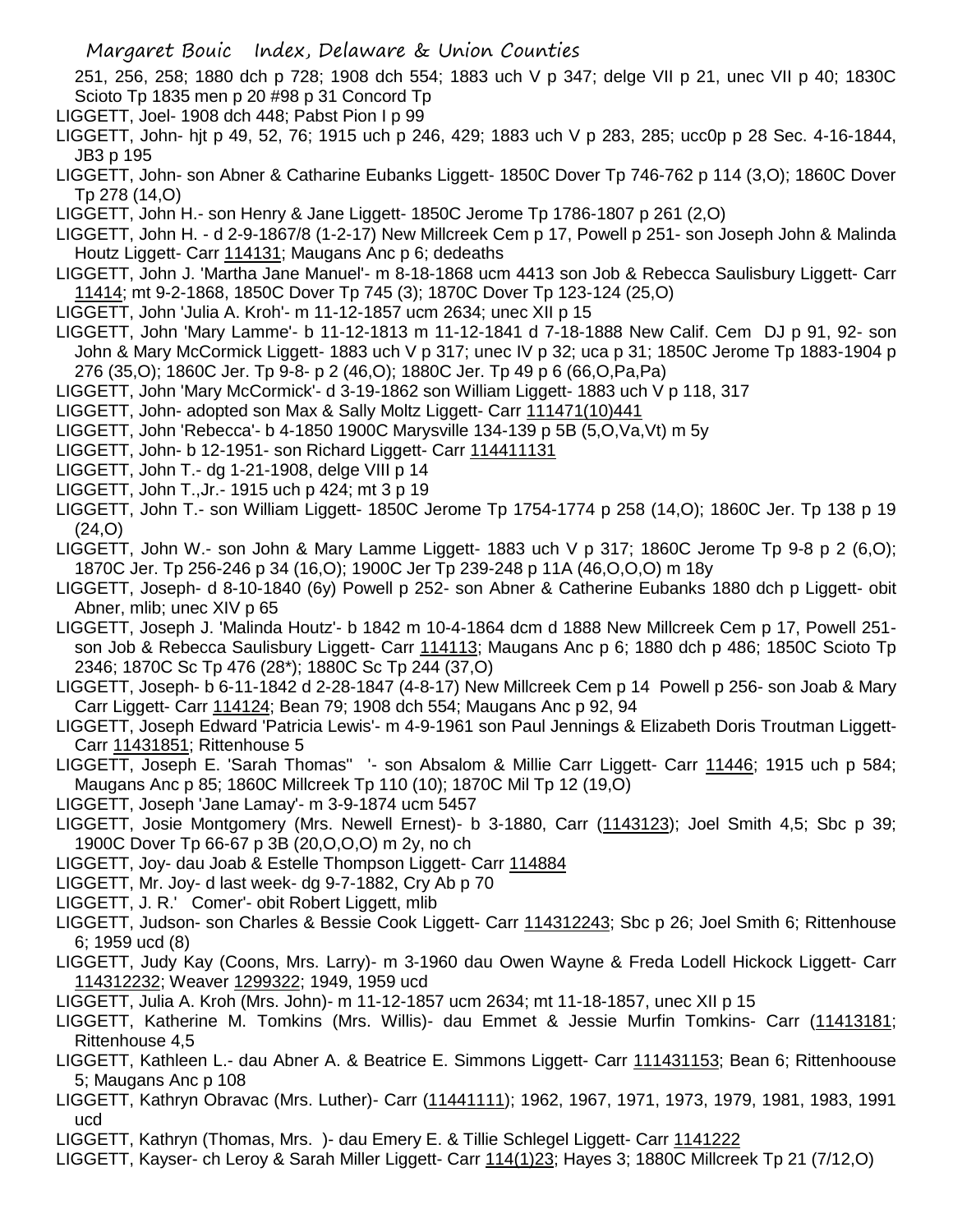251, 256, 258; 1880 dch p 728; 1908 dch 554; 1883 uch V p 347; delge VII p 21, unec VII p 40; 1830C Scioto Tp 1835 men p 20 #98 p 31 Concord Tp

LIGGETT, Joel- 1908 dch 448; Pabst Pion I p 99

LIGGETT, John- hjt p 49, 52, 76; 1915 uch p 246, 429; 1883 uch V p 283, 285; ucc0p p 28 Sec. 4-16-1844, JB3 p 195

LIGGETT, John- son Abner & Catharine Eubanks Liggett- 1850C Dover Tp 746-762 p 114 (3,O); 1860C Dover Tp 278 (14,O)

LIGGETT, John H.- son Henry & Jane Liggett- 1850C Jerome Tp 1786-1807 p 261 (2,O)

LIGGETT, John H. - d 2-9-1867/8 (1-2-17) New Millcreek Cem p 17, Powell p 251- son Joseph John & Malinda Houtz Liggett- Carr 114131; Maugans Anc p 6; dedeaths

LIGGETT, John J. 'Martha Jane Manuel'- m 8-18-1868 ucm 4413 son Job & Rebecca Saulisbury Liggett- Carr 11414; mt 9-2-1868, 1850C Dover Tp 745 (3); 1870C Dover Tp 123-124 (25,O)

LIGGETT, John 'Julia A. Kroh'- m 11-12-1857 ucm 2634; unec XII p 15

LIGGETT, John 'Mary Lamme'- b 11-12-1813 m 11-12-1841 d 7-18-1888 New Calif. Cem DJ p 91, 92- son John & Mary McCormick Liggett- 1883 uch V p 317; unec IV p 32; uca p 31; 1850C Jerome Tp 1883-1904 p 276 (35,O); 1860C Jer. Tp 9-8- p 2 (46,O); 1880C Jer. Tp 49 p 6 (66,O,Pa,Pa)

LIGGETT, John 'Mary McCormick'- d 3-19-1862 son William Liggett- 1883 uch V p 118, 317

LIGGETT, John- adopted son Max & Sally Moltz Liggett- Carr 111471(10)441

LIGGETT, John 'Rebecca'- b 4-1850 1900C Marysville 134-139 p 5B (5,O,Va,Vt) m 5y

LIGGETT, John- b 12-1951- son Richard Liggett- Carr 114411131

LIGGETT, John T.- dg 1-21-1908, delge VIII p 14

LIGGETT, John T.,Jr.- 1915 uch p 424; mt 3 p 19

LIGGETT, John T.- son William Liggett- 1850C Jerome Tp 1754-1774 p 258 (14,O); 1860C Jer. Tp 138 p 19 (24,O)

LIGGETT, John W.- son John & Mary Lamme Liggett- 1883 uch V p 317; 1860C Jerome Tp 9-8 p 2 (6,O); 1870C Jer. Tp 256-246 p 34 (16,O); 1900C Jer Tp 239-248 p 11A (46,O,O,O) m 18y

LIGGETT, Joseph- d 8-10-1840 (6y) Powell p 252- son Abner & Catherine Eubanks 1880 dch p Liggett- obit Abner, mlib; unec XIV p 65

LIGGETT, Joseph J. 'Malinda Houtz'- b 1842 m 10-4-1864 dcm d 1888 New Millcreek Cem p 17, Powell 251- son Job & Rebecca Saulisbury Liggett- Carr 114113; Maugans Anc p 6; 1880 dch p 486; 1850C Scioto Tp 2346; 1870C Sc Tp 476 (28*); 1880C Sc Tp 244 (37,O)

LIGGETT, Joseph- b 6-11-1842 d 2-28-1847 (4-8-17) New Millcreek Cem p 14 Powell p 256- son Joab & Mary Carr Liggett- Carr 114124; Bean 79; 1908 dch 554; Maugans Anc p 92, 94

LIGGETT, Joseph Edward 'Patricia Lewis'- m 4-9-1961 son Paul Jennings & Elizabeth Doris Troutman Liggett- Carr 11431851; Rittenhouse 5

LIGGETT, Joseph E. 'Sarah Thomas'' '- son Absalom & Millie Carr Liggett- Carr 11446; 1915 uch p 584; Maugans Anc p 85; 1860C Millcreek Tp 110 (10); 1870C Mil Tp 12 (19,O)

LIGGETT, Joseph 'Jane Lamay'- m 3-9-1874 ucm 5457

LIGGETT, Josie Montgomery (Mrs. Newell Ernest)- b 3-1880, Carr (1143123); Joel Smith 4,5; Sbc p 39; 1900C Dover Tp 66-67 p 3B (20,O,O,O) m 2y, no ch

LIGGETT, Joy- dau Joab & Estelle Thompson Liggett- Carr 114884

LIGGETT, Mr. Joy- d last week- dg 9-7-1882, Cry Ab p 70

LIGGETT, J. R.' Comer'- obit Robert Liggett, mlib

LIGGETT, Judson- son Charles & Bessie Cook Liggett- Carr 114312243; Sbc p 26; Joel Smith 6; Rittenhouse 6; 1959 ucd (8)

LIGGETT, Judy Kay (Coons, Mrs. Larry)- m 3-1960 dau Owen Wayne & Freda Lodell Hickock Liggett- Carr 114312232; Weaver 1299322; 1949, 1959 ucd

LIGGETT, Julia A. Kroh (Mrs. John)- m 11-12-1857 ucm 2634; mt 11-18-1857, unec XII p 15

LIGGETT, Katherine M. Tomkins (Mrs. Willis)- dau Emmet & Jessie Murfin Tomkins- Carr (11413181; Rittenhouse 4,5

LIGGETT, Kathleen L.- dau Abner A. & Beatrice E. Simmons Liggett- Carr 111431153; Bean 6; Rittenhoouse 5; Maugans Anc p 108

LIGGETT, Kathryn Obravac (Mrs. Luther)- Carr (11441111); 1962, 1967, 1971, 1973, 1979, 1981, 1983, 1991 ucd

LIGGETT, Kathryn (Thomas, Mrs. )- dau Emery E. & Tillie Schlegel Liggett- Carr 1141222

LIGGETT, Kayser- ch Leroy & Sarah Miller Liggett- Carr 114(1)23; Hayes 3; 1880C Millcreek Tp 21 (7/12,O)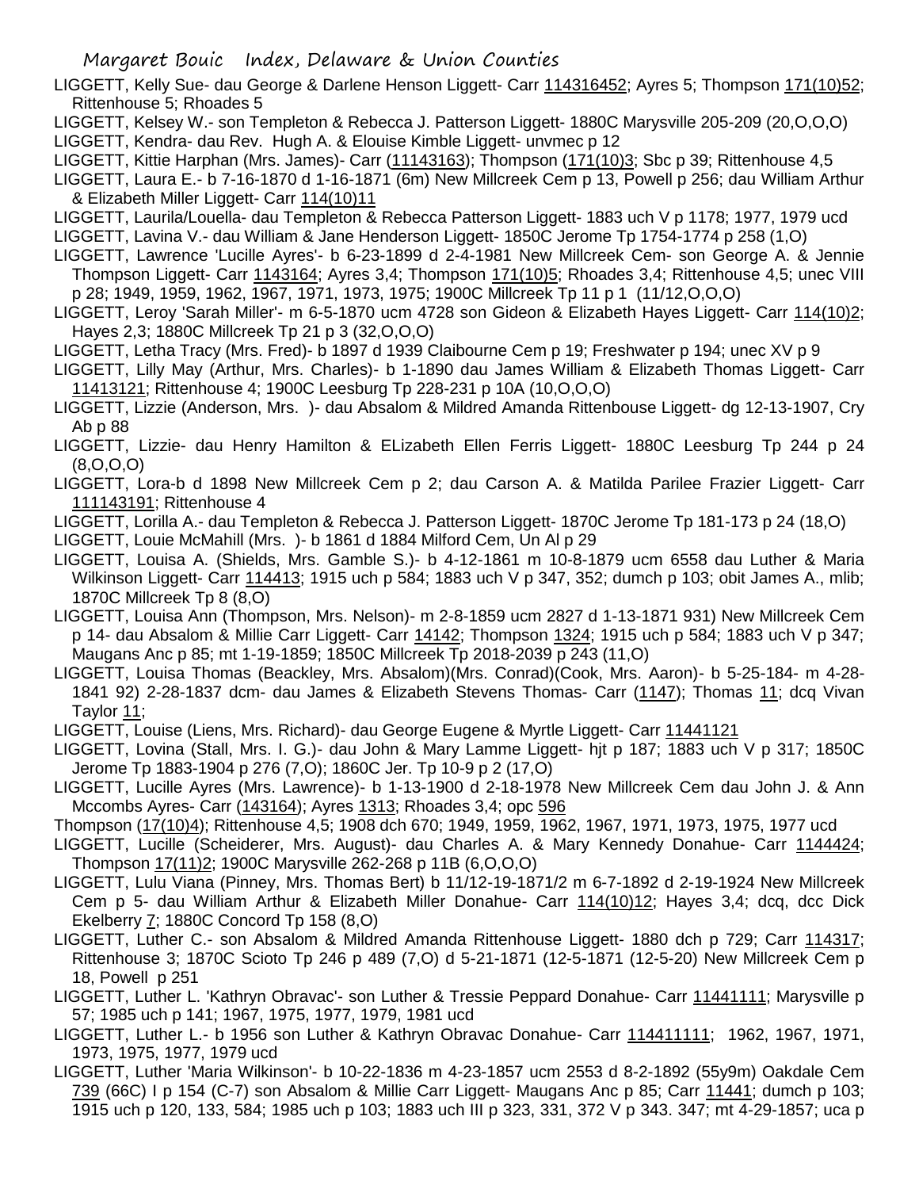LIGGETT, Kelly Sue- dau George & Darlene Henson Liggett- Carr 114316452; Ayres 5; Thompson 171(10)52; Rittenhouse 5; Rhoades 5

LIGGETT, Kelsey W.- son Templeton & Rebecca J. Patterson Liggett- 1880C Marysville 205-209 (20,O,O,O)

LIGGETT, Kendra- dau Rev. Hugh A. & Elouise Kimble Liggett- unvmec p 12

LIGGETT, Kittie Harphan (Mrs. James)- Carr (11143163); Thompson (171(10)3; Sbc p 39; Rittenhouse 4,5

LIGGETT, Laura E.- b 7-16-1870 d 1-16-1871 (6m) New Millcreek Cem p 13, Powell p 256; dau William Arthur & Elizabeth Miller Liggett- Carr 114(10)11

LIGGETT, Laurila/Louella- dau Templeton & Rebecca Patterson Liggett- 1883 uch V p 1178; 1977, 1979 ucd

LIGGETT, Lavina V.- dau William & Jane Henderson Liggett- 1850C Jerome Tp 1754-1774 p 258 (1,O)

LIGGETT, Lawrence 'Lucille Ayres'- b 6-23-1899 d 2-4-1981 New Millcreek Cem- son George A. & Jennie Thompson Liggett- Carr 1143164; Ayres 3,4; Thompson 171(10)5; Rhoades 3,4; Rittenhouse 4,5; unec VIII p 28; 1949, 1959, 1962, 1967, 1971, 1973, 1975; 1900C Millcreek Tp 11 p 1 (11/12,O,O,O)

LIGGETT, Leroy 'Sarah Miller'- m 6-5-1870 ucm 4728 son Gideon & Elizabeth Hayes Liggett- Carr 114(10)2; Hayes 2,3; 1880C Millcreek Tp 21 p 3 (32,O,O,O)

LIGGETT, Letha Tracy (Mrs. Fred)- b 1897 d 1939 Claibourne Cem p 19; Freshwater p 194; unec XV p 9

LIGGETT, Lilly May (Arthur, Mrs. Charles)- b 1-1890 dau James William & Elizabeth Thomas Liggett- Carr 11413121; Rittenhouse 4; 1900C Leesburg Tp 228-231 p 10A (10,O,O,O)

LIGGETT, Lizzie (Anderson, Mrs. )- dau Absalom & Mildred Amanda Rittenbouse Liggett- dg 12-13-1907, Cry Ab p 88

LIGGETT, Lizzie- dau Henry Hamilton & ELizabeth Ellen Ferris Liggett- 1880C Leesburg Tp 244 p 24 (8,O,O,O)

LIGGETT, Lora-b d 1898 New Millcreek Cem p 2; dau Carson A. & Matilda Parilee Frazier Liggett- Carr 111143191; Rittenhouse 4

LIGGETT, Lorilla A.- dau Templeton & Rebecca J. Patterson Liggett- 1870C Jerome Tp 181-173 p 24 (18,O)

LIGGETT, Louie McMahill (Mrs. )- b 1861 d 1884 Milford Cem, Un Al p 29

LIGGETT, Louisa A. (Shields, Mrs. Gamble S.)- b 4-12-1861 m 10-8-1879 ucm 6558 dau Luther & Maria Wilkinson Liggett- Carr 114413; 1915 uch p 584; 1883 uch V p 347, 352; dumch p 103; obit James A., mlib; 1870C Millcreek Tp 8 (8,O)

LIGGETT, Louisa Ann (Thompson, Mrs. Nelson)- m 2-8-1859 ucm 2827 d 1-13-1871 931) New Millcreek Cem p 14- dau Absalom & Millie Carr Liggett- Carr 14142; Thompson 1324; 1915 uch p 584; 1883 uch V p 347; Maugans Anc p 85; mt 1-19-1859; 1850C Millcreek Tp 2018-2039 p 243 (11,O)

LIGGETT, Louisa Thomas (Beackley, Mrs. Absalom)(Mrs. Conrad)(Cook, Mrs. Aaron)- b 5-25-184- m 4-28-1841 92) 2-28-1837 dcm- dau James & Elizabeth Stevens Thomas- Carr (1147); Thomas 11; dcq Vivan Taylor 11;

LIGGETT, Louise (Liens, Mrs. Richard)- dau George Eugene & Myrtle Liggett- Carr 11441121

LIGGETT, Lovina (Stall, Mrs. I. G.)- dau John & Mary Lamme Liggett- hjt p 187; 1883 uch V p 317; 1850C Jerome Tp 1883-1904 p 276 (7,O); 1860C Jer. Tp 10-9 p 2 (17,O)

LIGGETT, Lucille Ayres (Mrs. Lawrence)- b 1-13-1900 d 2-18-1978 New Millcreek Cem dau John J. & Ann Mccombs Ayres- Carr (143164); Ayres 1313; Rhoades 3,4; opc 596

Thompson (17(10)4); Rittenhouse 4,5; 1908 dch 670; 1949, 1959, 1962, 1967, 1971, 1973, 1975, 1977 ucd

LIGGETT, Lucille (Scheiderer, Mrs. August)- dau Charles A. & Mary Kennedy Donahue- Carr 1144424; Thompson 17(11)2; 1900C Marysville 262-268 p 11B (6,O,O,O)

LIGGETT, Lulu Viana (Pinney, Mrs. Thomas Bert) b 11/12-19-1871/2 m 6-7-1892 d 2-19-1924 New Millcreek Cem p 5- dau William Arthur & Elizabeth Miller Donahue- Carr 114(10)12; Hayes 3,4; dcq, dcc Dick Ekelberry 7; 1880C Concord Tp 158 (8,O)

LIGGETT, Luther C.- son Absalom & Mildred Amanda Rittenhouse Liggett- 1880 dch p 729; Carr 114317; Rittenhouse 3; 1870C Scioto Tp 246 p 489 (7,O) d 5-21-1871 (12-5-1871 (12-5-20) New Millcreek Cem p 18, Powell p 251

LIGGETT, Luther L. 'Kathryn Obravac'- son Luther & Tressie Peppard Donahue- Carr 11441111; Marysville p 57; 1985 uch p 141; 1967, 1975, 1977, 1979, 1981 ucd

LIGGETT, Luther L.- b 1956 son Luther & Kathryn Obravac Donahue- Carr 114411111; 1962, 1967, 1971, 1973, 1975, 1977, 1979 ucd

LIGGETT, Luther 'Maria Wilkinson'- b 10-22-1836 m 4-23-1857 ucm 2553 d 8-2-1892 (55y9m) Oakdale Cem 739 (66C) I p 154 (C-7) son Absalom & Millie Carr Liggett- Maugans Anc p 85; Carr 11441; dumch p 103; 1915 uch p 120, 133, 584; 1985 uch p 103; 1883 uch III p 323, 331, 372 V p 343. 347; mt 4-29-1857; uca p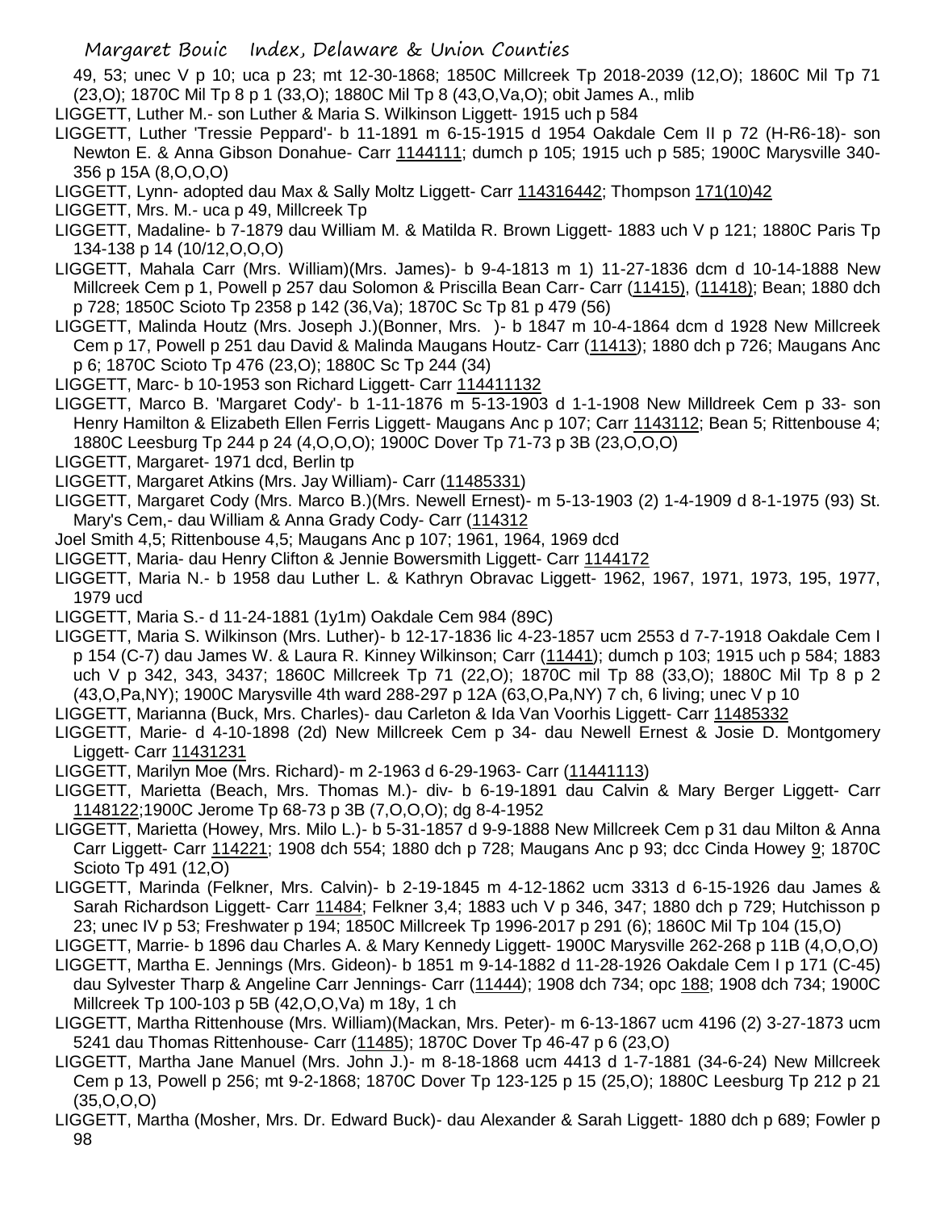49, 53; unec V p 10; uca p 23; mt 12-30-1868; 1850C Millcreek Tp 2018-2039 (12,O); 1860C Mil Tp 71 (23,O); 1870C Mil Tp 8 p 1 (33,O); 1880C Mil Tp 8 (43,O,Va,O); obit James A., mlib

LIGGETT, Luther M.- son Luther & Maria S. Wilkinson Liggett- 1915 uch p 584

LIGGETT, Luther 'Tressie Peppard'- b 11-1891 m 6-15-1915 d 1954 Oakdale Cem II p 72 (H-R6-18)- son Newton E. & Anna Gibson Donahue- Carr 1144111; dumch p 105; 1915 uch p 585; 1900C Marysville 340-356 p 15A (8,O,O,O)

LIGGETT, Lynn- adopted dau Max & Sally Moltz Liggett- Carr 114316442; Thompson 171(10)42

LIGGETT, Mrs. M.- uca p 49, Millcreek Tp

LIGGETT, Madaline- b 7-1879 dau William M. & Matilda R. Brown Liggett- 1883 uch V p 121; 1880C Paris Tp 134-138 p 14 (10/12,O,O,O)

LIGGETT, Mahala Carr (Mrs. William)(Mrs. James)- b 9-4-1813 m 1) 11-27-1836 dcm d 10-14-1888 New Millcreek Cem p 1, Powell p 257 dau Solomon & Priscilla Bean Carr- Carr (11415), (11418); Bean; 1880 dch p 728; 1850C Scioto Tp 2358 p 142 (36,Va); 1870C Sc Tp 81 p 479 (56)

LIGGETT, Malinda Houtz (Mrs. Joseph J.)(Bonner, Mrs. )- b 1847 m 10-4-1864 dcm d 1928 New Millcreek Cem p 17, Powell p 251 dau David & Malinda Maugans Houtz- Carr (11413); 1880 dch p 726; Maugans Anc p 6; 1870C Scioto Tp 476 (23,O); 1880C Sc Tp 244 (34)

LIGGETT, Marc- b 10-1953 son Richard Liggett- Carr 114411132

LIGGETT, Marco B. 'Margaret Cody'- b 1-11-1876 m 5-13-1903 d 1-1-1908 New Milldreek Cem p 33- son Henry Hamilton & Elizabeth Ellen Ferris Liggett- Maugans Anc p 107; Carr 1143112; Bean 5; Rittenbouse 4; 1880C Leesburg Tp 244 p 24 (4,O,O,O); 1900C Dover Tp 71-73 p 3B (23,O,O,O)

LIGGETT, Margaret- 1971 dcd, Berlin tp

LIGGETT, Margaret Atkins (Mrs. Jay William)- Carr (11485331)

LIGGETT, Margaret Cody (Mrs. Marco B.)(Mrs. Newell Ernest)- m 5-13-1903 (2) 1-4-1909 d 8-1-1975 (93) St. Mary's Cem,- dau William & Anna Grady Cody- Carr (114312
Joel Smith 4,5; Rittenbouse 4,5; Maugans Anc p 107; 1961, 1964, 1969 dcd

LIGGETT, Maria- dau Henry Clifton & Jennie Bowersmith Liggett- Carr 1144172

LIGGETT, Maria N.- b 1958 dau Luther L. & Kathryn Obravac Liggett- 1962, 1967, 1971, 1973, 195, 1977, 1979 ucd

LIGGETT, Maria S.- d 11-24-1881 (1y1m) Oakdale Cem 984 (89C)

LIGGETT, Maria S. Wilkinson (Mrs. Luther)- b 12-17-1836 lic 4-23-1857 ucm 2553 d 7-7-1918 Oakdale Cem I p 154 (C-7) dau James W. & Laura R. Kinney Wilkinson; Carr (11441); dumch p 103; 1915 uch p 584; 1883 uch V p 342, 343, 3437; 1860C Millcreek Tp 71 (22,O); 1870C mil Tp 88 (33,O); 1880C Mil Tp 8 p 2 (43,O,Pa,NY); 1900C Marysville 4th ward 288-297 p 12A (63,O,Pa,NY) 7 ch, 6 living; unec V p 10

LIGGETT, Marianna (Buck, Mrs. Charles)- dau Carleton & Ida Van Voorhis Liggett- Carr 11485332

LIGGETT, Marie- d 4-10-1898 (2d) New Millcreek Cem p 34- dau Newell Ernest & Josie D. Montgomery Liggett- Carr 11431231

LIGGETT, Marilyn Moe (Mrs. Richard)- m 2-1963 d 6-29-1963- Carr (11441113)

LIGGETT, Marietta (Beach, Mrs. Thomas M.)- div- b 6-19-1891 dau Calvin & Mary Berger Liggett- Carr 1148122;1900C Jerome Tp 68-73 p 3B (7,O,O,O); dg 8-4-1952

LIGGETT, Marietta (Howey, Mrs. Milo L.)- b 5-31-1857 d 9-9-1888 New Millcreek Cem p 31 dau Milton & Anna Carr Liggett- Carr 114221; 1908 dch 554; 1880 dch p 728; Maugans Anc p 93; dcc Cinda Howey 9; 1870C Scioto Tp 491 (12,O)

LIGGETT, Marinda (Felkner, Mrs. Calvin)- b 2-19-1845 m 4-12-1862 ucm 3313 d 6-15-1926 dau James & Sarah Richardson Liggett- Carr 11484; Felkner 3,4; 1883 uch V p 346, 347; 1880 dch p 729; Hutchisson p 23; unec IV p 53; Freshwater p 194; 1850C Millcreek Tp 1996-2017 p 291 (6); 1860C Mil Tp 104 (15,O)

LIGGETT, Marrie- b 1896 dau Charles A. & Mary Kennedy Liggett- 1900C Marysville 262-268 p 11B (4,O,O,O)

LIGGETT, Martha E. Jennings (Mrs. Gideon)- b 1851 m 9-14-1882 d 11-28-1926 Oakdale Cem I p 171 (C-45) dau Sylvester Tharp & Angeline Carr Jennings- Carr (11444); 1908 dch 734; opc 188; 1908 dch 734; 1900C Millcreek Tp 100-103 p 5B (42,O,O,Va) m 18y, 1 ch

LIGGETT, Martha Rittenhouse (Mrs. William)(Mackan, Mrs. Peter)- m 6-13-1867 ucm 4196 (2) 3-27-1873 ucm 5241 dau Thomas Rittenhouse- Carr (11485); 1870C Dover Tp 46-47 p 6 (23,O)

LIGGETT, Martha Jane Manuel (Mrs. John J.)- m 8-18-1868 ucm 4413 d 1-7-1881 (34-6-24) New Millcreek Cem p 13, Powell p 256; mt 9-2-1868; 1870C Dover Tp 123-125 p 15 (25,O); 1880C Leesburg Tp 212 p 21 (35,O,O,O)

LIGGETT, Martha (Mosher, Mrs. Dr. Edward Buck)- dau Alexander & Sarah Liggett- 1880 dch p 689; Fowler p 98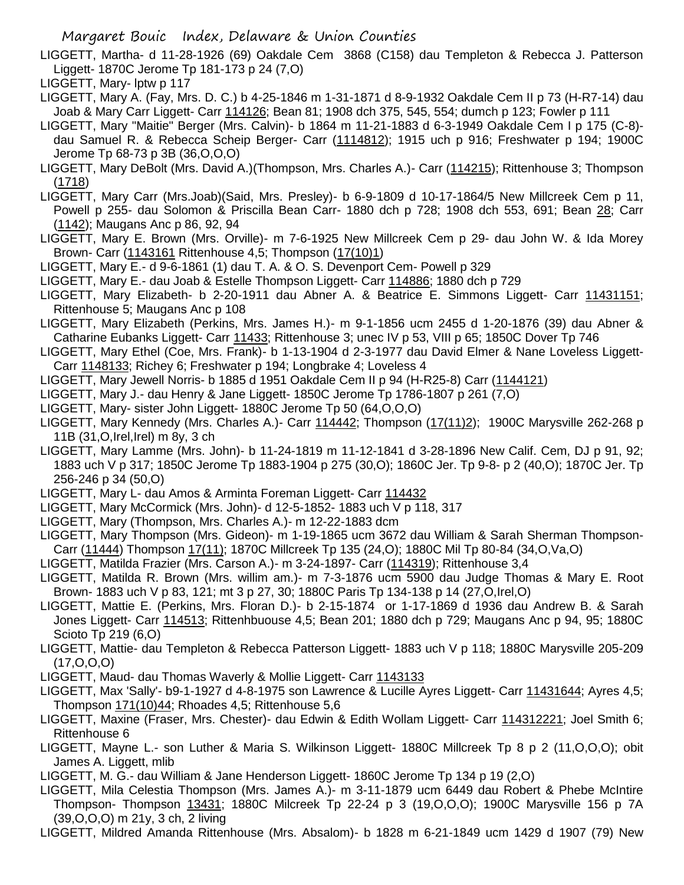LIGGETT, Martha- d 11-28-1926 (69) Oakdale Cem 3868 (C158) dau Templeton & Rebecca J. Patterson Liggett- 1870C Jerome Tp 181-173 p 24 (7,O)

LIGGETT, Mary- lptw p 117

LIGGETT, Mary A. (Fay, Mrs. D. C.) b 4-25-1846 m 1-31-1871 d 8-9-1932 Oakdale Cem II p 73 (H-R7-14) dau Joab & Mary Carr Liggett- Carr 114126; Bean 81; 1908 dch 375, 545, 554; dumch p 123; Fowler p 111

LIGGETT, Mary "Maitie" Berger (Mrs. Calvin)- b 1864 m 11-21-1883 d 6-3-1949 Oakdale Cem I p 175 (C-8)- dau Samuel R. & Rebecca Scheip Berger- Carr (1114812); 1915 uch p 916; Freshwater p 194; 1900C Jerome Tp 68-73 p 3B (36,O,O,O)

LIGGETT, Mary DeBolt (Mrs. David A.)(Thompson, Mrs. Charles A.)- Carr (114215); Rittenhouse 3; Thompson (1718)

LIGGETT, Mary Carr (Mrs.Joab)(Said, Mrs. Presley)- b 6-9-1809 d 10-17-1864/5 New Millcreek Cem p 11, Powell p 255- dau Solomon & Priscilla Bean Carr- 1880 dch p 728; 1908 dch 553, 691; Bean 28; Carr (1142); Maugans Anc p 86, 92, 94

LIGGETT, Mary E. Brown (Mrs. Orville)- m 7-6-1925 New Millcreek Cem p 29- dau John W. & Ida Morey Brown- Carr (1143161 Rittenhouse 4,5; Thompson (17(10)1)

LIGGETT, Mary E.- d 9-6-1861 (1) dau T. A. & O. S. Devenport Cem- Powell p 329

LIGGETT, Mary E.- dau Joab & Estelle Thompson Liggett- Carr 114886; 1880 dch p 729

LIGGETT, Mary Elizabeth- b 2-20-1911 dau Abner A. & Beatrice E. Simmons Liggett- Carr 11431151; Rittenhouse 5; Maugans Anc p 108

LIGGETT, Mary Elizabeth (Perkins, Mrs. James H.)- m 9-1-1856 ucm 2455 d 1-20-1876 (39) dau Abner & Catharine Eubanks Liggett- Carr 11433; Rittenhouse 3; unec IV p 53, VIII p 65; 1850C Dover Tp 746

LIGGETT, Mary Ethel (Coe, Mrs. Frank)- b 1-13-1904 d 2-3-1977 dau David Elmer & Nane Loveless Liggett- Carr 1148133; Richey 6; Freshwater p 194; Longbrake 4; Loveless 4

LIGGETT, Mary Jewell Norris- b 1885 d 1951 Oakdale Cem II p 94 (H-R25-8) Carr (1144121)

LIGGETT, Mary J.- dau Henry & Jane Liggett- 1850C Jerome Tp 1786-1807 p 261 (7,O)

LIGGETT, Mary- sister John Liggett- 1880C Jerome Tp 50 (64,O,O,O)

LIGGETT, Mary Kennedy (Mrs. Charles A.)- Carr 114442; Thompson (17(11)2); 1900C Marysville 262-268 p 11B (31,O,Irel,Irel) m 8y, 3 ch

LIGGETT, Mary Lamme (Mrs. John)- b 11-24-1819 m 11-12-1841 d 3-28-1896 New Calif. Cem, DJ p 91, 92; 1883 uch V p 317; 1850C Jerome Tp 1883-1904 p 275 (30,O); 1860C Jer. Tp 9-8- p 2 (40,O); 1870C Jer. Tp 256-246 p 34 (50,O)

LIGGETT, Mary L- dau Amos & Arminta Foreman Liggett- Carr 114432

LIGGETT, Mary McCormick (Mrs. John)- d 12-5-1852- 1883 uch V p 118, 317

LIGGETT, Mary (Thompson, Mrs. Charles A.)- m 12-22-1883 dcm

LIGGETT, Mary Thompson (Mrs. Gideon)- m 1-19-1865 ucm 3672 dau William & Sarah Sherman Thompson- Carr (11444) Thompson 17(11); 1870C Millcreek Tp 135 (24,O); 1880C Mil Tp 80-84 (34,O,Va,O)

LIGGETT, Matilda Frazier (Mrs. Carson A.)- m 3-24-1897- Carr (114319); Rittenhouse 3,4

LIGGETT, Matilda R. Brown (Mrs. willim am.)- m 7-3-1876 ucm 5900 dau Judge Thomas & Mary E. Root Brown- 1883 uch V p 83, 121; mt 3 p 27, 30; 1880C Paris Tp 134-138 p 14 (27,O,Irel,O)

LIGGETT, Mattie E. (Perkins, Mrs. Floran D.)- b 2-15-1874 or 1-17-1869 d 1936 dau Andrew B. & Sarah Jones Liggett- Carr 114513; Rittenhbuouse 4,5; Bean 201; 1880 dch p 729; Maugans Anc p 94, 95; 1880C Scioto Tp 219 (6,O)

LIGGETT, Mattie- dau Templeton & Rebecca Patterson Liggett- 1883 uch V p 118; 1880C Marysville 205-209 (17,O,O,O)

LIGGETT, Maud- dau Thomas Waverly & Mollie Liggett- Carr 1143133

LIGGETT, Max 'Sally'- b9-1-1927 d 4-8-1975 son Lawrence & Lucille Ayres Liggett- Carr 11431644; Ayres 4,5; Thompson 171(10)44; Rhoades 4,5; Rittenhouse 5,6

LIGGETT, Maxine (Fraser, Mrs. Chester)- dau Edwin & Edith Wollam Liggett- Carr 114312221; Joel Smith 6; Rittenhouse 6

LIGGETT, Mayne L.- son Luther & Maria S. Wilkinson Liggett- 1880C Millcreek Tp 8 p 2 (11,O,O,O); obit James A. Liggett, mlib

LIGGETT, M. G.- dau William & Jane Henderson Liggett- 1860C Jerome Tp 134 p 19 (2,O)

LIGGETT, Mila Celestia Thompson (Mrs. James A.)- m 3-11-1879 ucm 6449 dau Robert & Phebe McIntire Thompson- Thompson 13431; 1880C Milcreek Tp 22-24 p 3 (19,O,O,O); 1900C Marysville 156 p 7A (39,O,O,O) m 21y, 3 ch, 2 living

LIGGETT, Mildred Amanda Rittenhouse (Mrs. Absalom)- b 1828 m 6-21-1849 ucm 1429 d 1907 (79) New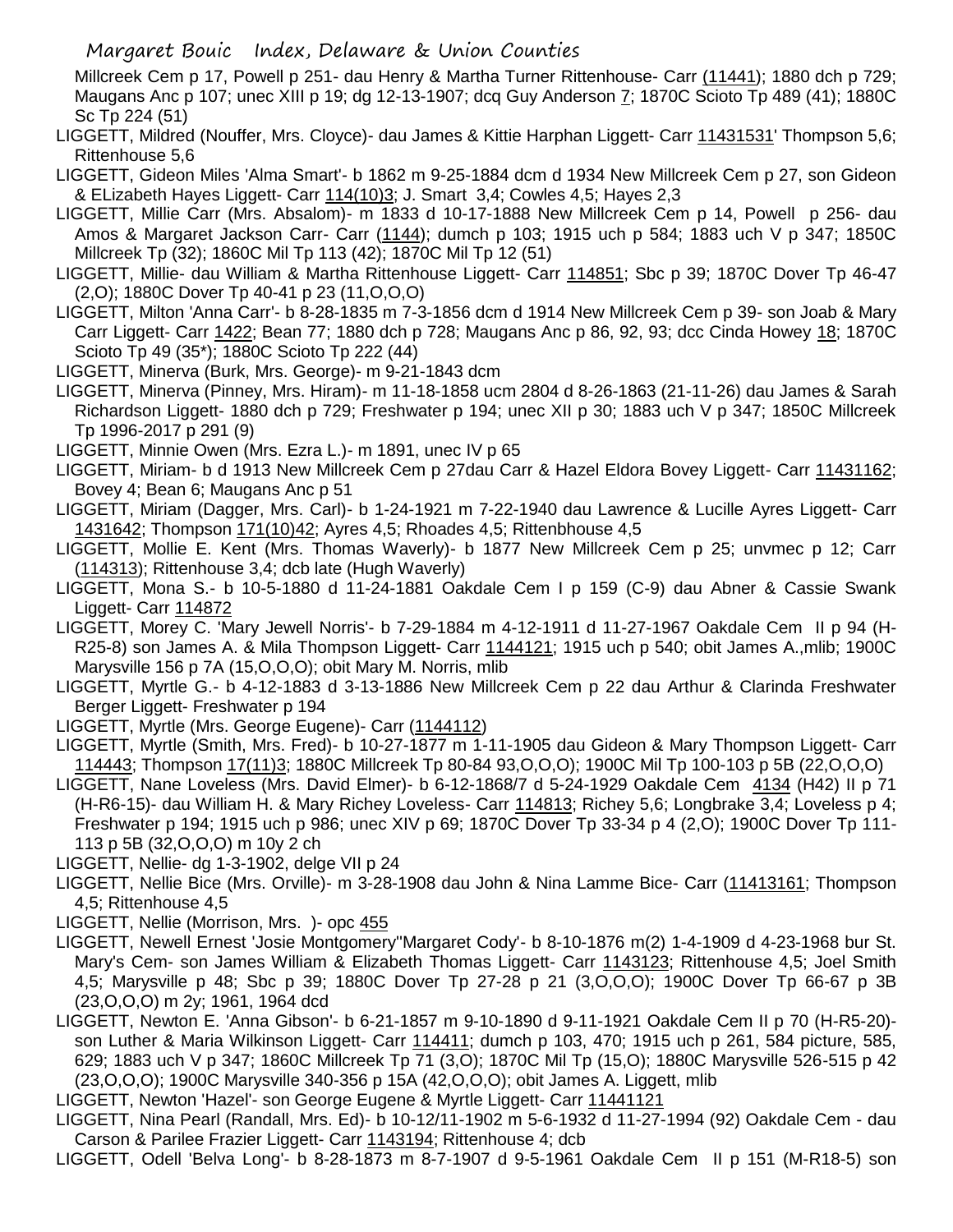Millcreek Cem p 17, Powell p 251- dau Henry & Martha Turner Rittenhouse- Carr (11441); 1880 dch p 729; Maugans Anc p 107; unec XIII p 19; dg 12-13-1907; dcq Guy Anderson 7; 1870C Scioto Tp 489 (41); 1880C Sc Tp 224 (51)

LIGGETT, Mildred (Nouffer, Mrs. Cloyce)- dau James & Kittie Harphan Liggett- Carr 11431531' Thompson 5,6; Rittenhouse 5,6

LIGGETT, Gideon Miles 'Alma Smart'- b 1862 m 9-25-1884 dcm d 1934 New Millcreek Cem p 27, son Gideon & ELizabeth Hayes Liggett- Carr 114(10)3; J. Smart 3,4; Cowles 4,5; Hayes 2,3

LIGGETT, Millie Carr (Mrs. Absalom)- m 1833 d 10-17-1888 New Millcreek Cem p 14, Powell p 256- dau Amos & Margaret Jackson Carr- Carr (1144); dumch p 103; 1915 uch p 584; 1883 uch V p 347; 1850C Millcreek Tp (32); 1860C Mil Tp 113 (42); 1870C Mil Tp 12 (51)

LIGGETT, Millie- dau William & Martha Rittenhouse Liggett- Carr 114851; Sbc p 39; 1870C Dover Tp 46-47 (2,O); 1880C Dover Tp 40-41 p 23 (11,O,O,O)

LIGGETT, Milton 'Anna Carr'- b 8-28-1835 m 7-3-1856 dcm d 1914 New Millcreek Cem p 39- son Joab & Mary Carr Liggett- Carr 1422; Bean 77; 1880 dch p 728; Maugans Anc p 86, 92, 93; dcc Cinda Howey 18; 1870C Scioto Tp 49 (35*); 1880C Scioto Tp 222 (44)

LIGGETT, Minerva (Burk, Mrs. George)- m 9-21-1843 dcm

LIGGETT, Minerva (Pinney, Mrs. Hiram)- m 11-18-1858 ucm 2804 d 8-26-1863 (21-11-26) dau James & Sarah Richardson Liggett- 1880 dch p 729; Freshwater p 194; unec XII p 30; 1883 uch V p 347; 1850C Millcreek Tp 1996-2017 p 291 (9)

LIGGETT, Minnie Owen (Mrs. Ezra L.)- m 1891, unec IV p 65

LIGGETT, Miriam- b d 1913 New Millcreek Cem p 27dau Carr & Hazel Eldora Bovey Liggett- Carr 11431162; Bovey 4; Bean 6; Maugans Anc p 51

LIGGETT, Miriam (Dagger, Mrs. Carl)- b 1-24-1921 m 7-22-1940 dau Lawrence & Lucille Ayres Liggett- Carr 1431642; Thompson 171(10)42; Ayres 4,5; Rhoades 4,5; Rittenbhouse 4,5

LIGGETT, Mollie E. Kent (Mrs. Thomas Waverly)- b 1877 New Millcreek Cem p 25; unvmec p 12; Carr (114313); Rittenhouse 3,4; dcb late (Hugh Waverly)

LIGGETT, Mona S.- b 10-5-1880 d 11-24-1881 Oakdale Cem I p 159 (C-9) dau Abner & Cassie Swank Liggett- Carr 114872

LIGGETT, Morey C. 'Mary Jewell Norris'- b 7-29-1884 m 4-12-1911 d 11-27-1967 Oakdale Cem II p 94 (H-R25-8) son James A. & Mila Thompson Liggett- Carr 1144121; 1915 uch p 540; obit James A.,mlib; 1900C Marysville 156 p 7A (15,O,O,O); obit Mary M. Norris, mlib

LIGGETT, Myrtle G.- b 4-12-1883 d 3-13-1886 New Millcreek Cem p 22 dau Arthur & Clarinda Freshwater Berger Liggett- Freshwater p 194

LIGGETT, Myrtle (Mrs. George Eugene)- Carr (1144112)

LIGGETT, Myrtle (Smith, Mrs. Fred)- b 10-27-1877 m 1-11-1905 dau Gideon & Mary Thompson Liggett- Carr 114443; Thompson 17(11)3; 1880C Millcreek Tp 80-84 93,O,O,O); 1900C Mil Tp 100-103 p 5B (22,O,O,O)

LIGGETT, Nane Loveless (Mrs. David Elmer)- b 6-12-1868/7 d 5-24-1929 Oakdale Cem 4134 (H42) II p 71 (H-R6-15)- dau William H. & Mary Richey Loveless- Carr 114813; Richey 5,6; Longbrake 3,4; Loveless p 4; Freshwater p 194; 1915 uch p 986; unec XIV p 69; 1870C Dover Tp 33-34 p 4 (2,O); 1900C Dover Tp 111-113 p 5B (32,O,O,O) m 10y 2 ch

LIGGETT, Nellie- dg 1-3-1902, delge VII p 24

LIGGETT, Nellie Bice (Mrs. Orville)- m 3-28-1908 dau John & Nina Lamme Bice- Carr (11413161; Thompson 4,5; Rittenhouse 4,5

LIGGETT, Nellie (Morrison, Mrs. )- opc 455

LIGGETT, Newell Ernest 'Josie Montgomery''Margaret Cody'- b 8-10-1876 m(2) 1-4-1909 d 4-23-1968 bur St. Mary's Cem- son James William & Elizabeth Thomas Liggett- Carr 1143123; Rittenhouse 4,5; Joel Smith 4,5; Marysville p 48; Sbc p 39; 1880C Dover Tp 27-28 p 21 (3,O,O,O); 1900C Dover Tp 66-67 p 3B (23,O,O,O) m 2y; 1961, 1964 dcd

LIGGETT, Newton E. 'Anna Gibson'- b 6-21-1857 m 9-10-1890 d 9-11-1921 Oakdale Cem II p 70 (H-R5-20)- son Luther & Maria Wilkinson Liggett- Carr 114411; dumch p 103, 470; 1915 uch p 261, 584 picture, 585, 629; 1883 uch V p 347; 1860C Millcreek Tp 71 (3,O); 1870C Mil Tp (15,O); 1880C Marysville 526-515 p 42 (23,O,O,O); 1900C Marysville 340-356 p 15A (42,O,O,O); obit James A. Liggett, mlib

LIGGETT, Newton 'Hazel'- son George Eugene & Myrtle Liggett- Carr 11441121

LIGGETT, Nina Pearl (Randall, Mrs. Ed)- b 10-12/11-1902 m 5-6-1932 d 11-27-1994 (92) Oakdale Cem - dau Carson & Parilee Frazier Liggett- Carr 1143194; Rittenhouse 4; dcb

LIGGETT, Odell 'Belva Long'- b 8-28-1873 m 8-7-1907 d 9-5-1961 Oakdale Cem II p 151 (M-R18-5) son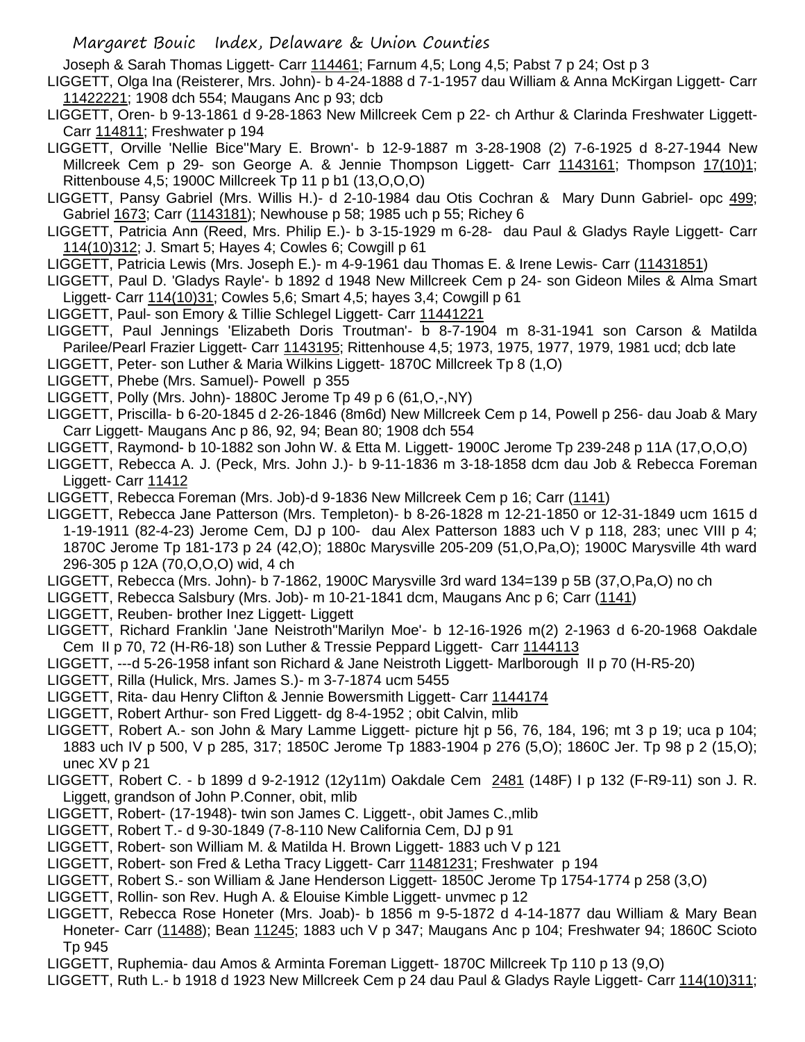Joseph & Sarah Thomas Liggett- Carr 114461; Farnum 4,5; Long 4,5; Pabst 7 p 24; Ost p 3

LIGGETT, Olga Ina (Reisterer, Mrs. John)- b 4-24-1888 d 7-1-1957 dau William & Anna McKirgan Liggett- Carr 11422221; 1908 dch 554; Maugans Anc p 93; dcb

LIGGETT, Oren- b 9-13-1861 d 9-28-1863 New Millcreek Cem p 22- ch Arthur & Clarinda Freshwater Liggett- Carr 114811; Freshwater p 194

LIGGETT, Orville 'Nellie Bice''Mary E. Brown'- b 12-9-1887 m 3-28-1908 (2) 7-6-1925 d 8-27-1944 New Millcreek Cem p 29- son George A. & Jennie Thompson Liggett- Carr 1143161; Thompson 17(10)1; Rittenbouse 4,5; 1900C Millcreek Tp 11 p b1 (13,O,O,O)

LIGGETT, Pansy Gabriel (Mrs. Willis H.)- d 2-10-1984 dau Otis Cochran & Mary Dunn Gabriel- opc 499; Gabriel 1673; Carr (1143181); Newhouse p 58; 1985 uch p 55; Richey 6

LIGGETT, Patricia Ann (Reed, Mrs. Philip E.)- b 3-15-1929 m 6-28- dau Paul & Gladys Rayle Liggett- Carr 114(10)312; J. Smart 5; Hayes 4; Cowles 6; Cowgill p 61

LIGGETT, Patricia Lewis (Mrs. Joseph E.)- m 4-9-1961 dau Thomas E. & Irene Lewis- Carr (11431851)

LIGGETT, Paul D. 'Gladys Rayle'- b 1892 d 1948 New Millcreek Cem p 24- son Gideon Miles & Alma Smart Liggett- Carr 114(10)31; Cowles 5,6; Smart 4,5; hayes 3,4; Cowgill p 61

LIGGETT, Paul- son Emory & Tillie Schlegel Liggett- Carr 11441221

LIGGETT, Paul Jennings 'Elizabeth Doris Troutman'- b 8-7-1904 m 8-31-1941 son Carson & Matilda Parilee/Pearl Frazier Liggett- Carr 1143195; Rittenhouse 4,5; 1973, 1975, 1977, 1979, 1981 ucd; dcb late

LIGGETT, Peter- son Luther & Maria Wilkins Liggett- 1870C Millcreek Tp 8 (1,O)

LIGGETT, Phebe (Mrs. Samuel)- Powell p 355

LIGGETT, Polly (Mrs. John)- 1880C Jerome Tp 49 p 6 (61,O,-,NY)

LIGGETT, Priscilla- b 6-20-1845 d 2-26-1846 (8m6d) New Millcreek Cem p 14, Powell p 256- dau Joab & Mary Carr Liggett- Maugans Anc p 86, 92, 94; Bean 80; 1908 dch 554

LIGGETT, Raymond- b 10-1882 son John W. & Etta M. Liggett- 1900C Jerome Tp 239-248 p 11A (17,O,O,O)

LIGGETT, Rebecca A. J. (Peck, Mrs. John J.)- b 9-11-1836 m 3-18-1858 dcm dau Job & Rebecca Foreman Liggett- Carr 11412

LIGGETT, Rebecca Foreman (Mrs. Job)-d 9-1836 New Millcreek Cem p 16; Carr (1141)

LIGGETT, Rebecca Jane Patterson (Mrs. Templeton)- b 8-26-1828 m 12-21-1850 or 12-31-1849 ucm 1615 d 1-19-1911 (82-4-23) Jerome Cem, DJ p 100- dau Alex Patterson 1883 uch V p 118, 283; unec VIII p 4; 1870C Jerome Tp 181-173 p 24 (42,O); 1880c Marysville 205-209 (51,O,Pa,O); 1900C Marysville 4th ward 296-305 p 12A (70,O,O,O) wid, 4 ch

LIGGETT, Rebecca (Mrs. John)- b 7-1862, 1900C Marysville 3rd ward 134=139 p 5B (37,O,Pa,O) no ch

LIGGETT, Rebecca Salsbury (Mrs. Job)- m 10-21-1841 dcm, Maugans Anc p 6; Carr (1141)

LIGGETT, Reuben- brother Inez Liggett- Liggett

LIGGETT, Richard Franklin 'Jane Neistroth''Marilyn Moe'- b 12-16-1926 m(2) 2-1963 d 6-20-1968 Oakdale Cem II p 70, 72 (H-R6-18) son Luther & Tressie Peppard Liggett- Carr 1144113

LIGGETT, ---d 5-26-1958 infant son Richard & Jane Neistroth Liggett- Marlborough II p 70 (H-R5-20)

LIGGETT, Rilla (Hulick, Mrs. James S.)- m 3-7-1874 ucm 5455

LIGGETT, Rita- dau Henry Clifton & Jennie Bowersmith Liggett- Carr 1144174

LIGGETT, Robert Arthur- son Fred Liggett- dg 8-4-1952 ; obit Calvin, mlib

LIGGETT, Robert A.- son John & Mary Lamme Liggett- picture hjt p 56, 76, 184, 196; mt 3 p 19; uca p 104; 1883 uch IV p 500, V p 285, 317; 1850C Jerome Tp 1883-1904 p 276 (5,O); 1860C Jer. Tp 98 p 2 (15,O); unec XV p 21

LIGGETT, Robert C. - b 1899 d 9-2-1912 (12y11m) Oakdale Cem 2481 (148F) I p 132 (F-R9-11) son J. R. Liggett, grandson of John P.Conner, obit, mlib

LIGGETT, Robert- (17-1948)- twin son James C. Liggett-, obit James C.,mlib

LIGGETT, Robert T.- d 9-30-1849 (7-8-110 New California Cem, DJ p 91

LIGGETT, Robert- son William M. & Matilda H. Brown Liggett- 1883 uch V p 121

LIGGETT, Robert- son Fred & Letha Tracy Liggett- Carr 11481231; Freshwater p 194

LIGGETT, Robert S.- son William & Jane Henderson Liggett- 1850C Jerome Tp 1754-1774 p 258 (3,O)

LIGGETT, Rollin- son Rev. Hugh A. & Elouise Kimble Liggett- unvmec p 12

LIGGETT, Rebecca Rose Honeter (Mrs. Joab)- b 1856 m 9-5-1872 d 4-14-1877 dau William & Mary Bean Honeter- Carr (11488); Bean 11245; 1883 uch V p 347; Maugans Anc p 104; Freshwater 94; 1860C Scioto Tp 945

LIGGETT, Ruphemia- dau Amos & Arminta Foreman Liggett- 1870C Millcreek Tp 110 p 13 (9,O)

LIGGETT, Ruth L.- b 1918 d 1923 New Millcreek Cem p 24 dau Paul & Gladys Rayle Liggett- Carr 114(10)311;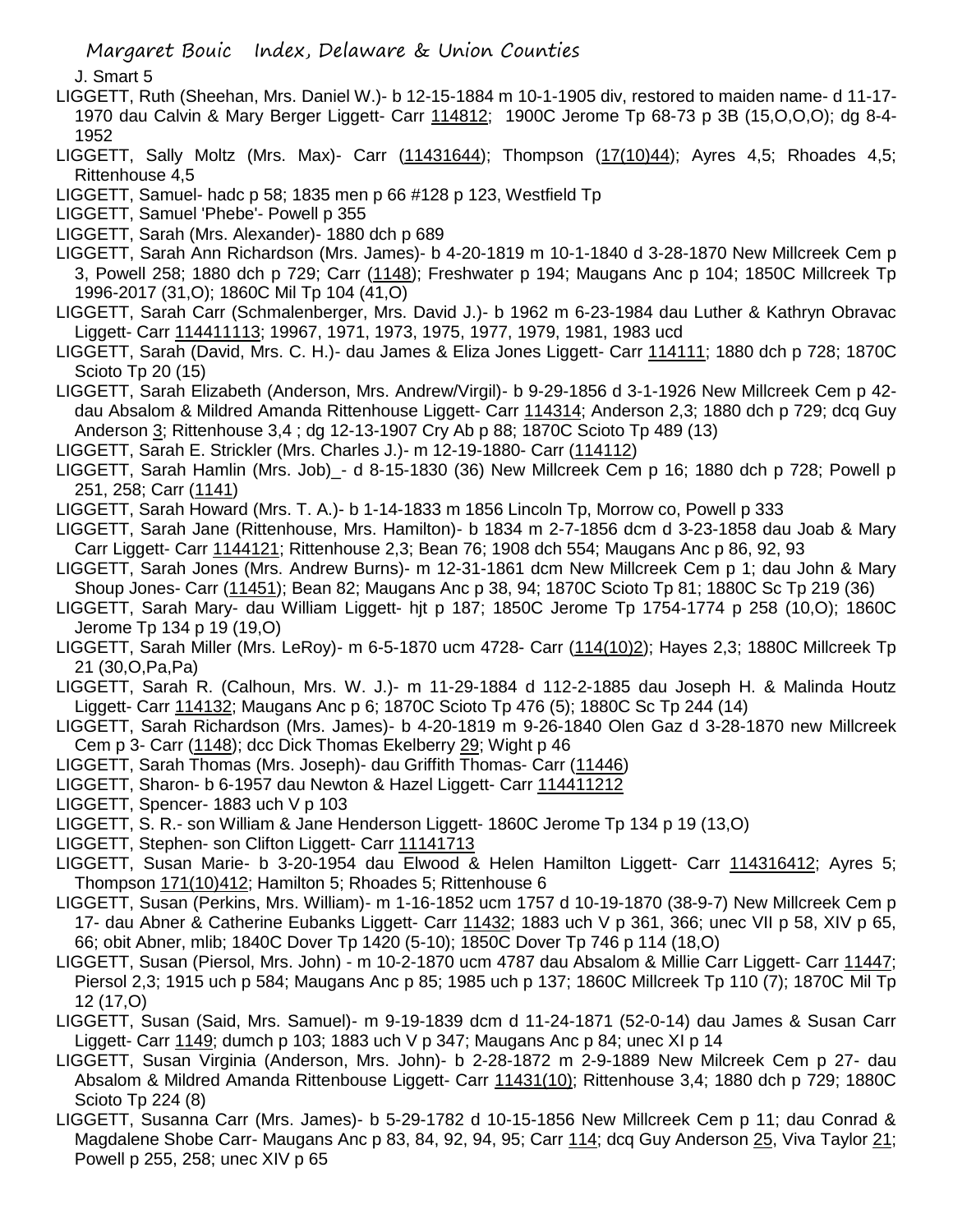J. Smart 5

LIGGETT, Ruth (Sheehan, Mrs. Daniel W.)- b 12-15-1884 m 10-1-1905 div, restored to maiden name- d 11-17-1970 dau Calvin & Mary Berger Liggett- Carr 114812; 1900C Jerome Tp 68-73 p 3B (15,O,O,O); dg 8-4-1952

LIGGETT, Sally Moltz (Mrs. Max)- Carr (11431644); Thompson (17(10)44); Ayres 4,5; Rhoades 4,5; Rittenhouse 4,5

LIGGETT, Samuel- hadc p 58; 1835 men p 66 #128 p 123, Westfield Tp

LIGGETT, Samuel 'Phebe'- Powell p 355

LIGGETT, Sarah (Mrs. Alexander)- 1880 dch p 689

LIGGETT, Sarah Ann Richardson (Mrs. James)- b 4-20-1819 m 10-1-1840 d 3-28-1870 New Millcreek Cem p 3, Powell 258; 1880 dch p 729; Carr (1148); Freshwater p 194; Maugans Anc p 104; 1850C Millcreek Tp 1996-2017 (31,O); 1860C Mil Tp 104 (41,O)

LIGGETT, Sarah Carr (Schmalenberger, Mrs. David J.)- b 1962 m 6-23-1984 dau Luther & Kathryn Obravac Liggett- Carr 114411113; 19967, 1971, 1973, 1975, 1977, 1979, 1981, 1983 ucd

LIGGETT, Sarah (David, Mrs. C. H.)- dau James & Eliza Jones Liggett- Carr 114111; 1880 dch p 728; 1870C Scioto Tp 20 (15)

LIGGETT, Sarah Elizabeth (Anderson, Mrs. Andrew/Virgil)- b 9-29-1856 d 3-1-1926 New Millcreek Cem p 42- dau Absalom & Mildred Amanda Rittenhouse Liggett- Carr 114314; Anderson 2,3; 1880 dch p 729; dcq Guy Anderson 3; Rittenhouse 3,4 ; dg 12-13-1907 Cry Ab p 88; 1870C Scioto Tp 489 (13)

LIGGETT, Sarah E. Strickler (Mrs. Charles J.)- m 12-19-1880- Carr (114112)

LIGGETT, Sarah Hamlin (Mrs. Job)_- d 8-15-1830 (36) New Millcreek Cem p 16; 1880 dch p 728; Powell p 251, 258; Carr (1141)

LIGGETT, Sarah Howard (Mrs. T. A.)- b 1-14-1833 m 1856 Lincoln Tp, Morrow co, Powell p 333

LIGGETT, Sarah Jane (Rittenhouse, Mrs. Hamilton)- b 1834 m 2-7-1856 dcm d 3-23-1858 dau Joab & Mary Carr Liggett- Carr 1144121; Rittenhouse 2,3; Bean 76; 1908 dch 554; Maugans Anc p 86, 92, 93

LIGGETT, Sarah Jones (Mrs. Andrew Burns)- m 12-31-1861 dcm New Millcreek Cem p 1; dau John & Mary Shoup Jones- Carr (11451); Bean 82; Maugans Anc p 38, 94; 1870C Scioto Tp 81; 1880C Sc Tp 219 (36)

LIGGETT, Sarah Mary- dau William Liggett- hjt p 187; 1850C Jerome Tp 1754-1774 p 258 (10,O); 1860C Jerome Tp 134 p 19 (19,O)

LIGGETT, Sarah Miller (Mrs. LeRoy)- m 6-5-1870 ucm 4728- Carr (114(10)2); Hayes 2,3; 1880C Millcreek Tp 21 (30,O,Pa,Pa)

LIGGETT, Sarah R. (Calhoun, Mrs. W. J.)- m 11-29-1884 d 112-2-1885 dau Joseph H. & Malinda Houtz Liggett- Carr 114132; Maugans Anc p 6; 1870C Scioto Tp 476 (5); 1880C Sc Tp 244 (14)

LIGGETT, Sarah Richardson (Mrs. James)- b 4-20-1819 m 9-26-1840 Olen Gaz d 3-28-1870 new Millcreek Cem p 3- Carr (1148); dcc Dick Thomas Ekelberry 29; Wight p 46

LIGGETT, Sarah Thomas (Mrs. Joseph)- dau Griffith Thomas- Carr (11446)

LIGGETT, Sharon- b 6-1957 dau Newton & Hazel Liggett- Carr 114411212

LIGGETT, Spencer- 1883 uch V p 103

LIGGETT, S. R.- son William & Jane Henderson Liggett- 1860C Jerome Tp 134 p 19 (13,O)

LIGGETT, Stephen- son Clifton Liggett- Carr 11141713

LIGGETT, Susan Marie- b 3-20-1954 dau Elwood & Helen Hamilton Liggett- Carr 114316412; Ayres 5; Thompson 171(10)412; Hamilton 5; Rhoades 5; Rittenhouse 6

LIGGETT, Susan (Perkins, Mrs. William)- m 1-16-1852 ucm 1757 d 10-19-1870 (38-9-7) New Millcreek Cem p 17- dau Abner & Catherine Eubanks Liggett- Carr 11432; 1883 uch V p 361, 366; unec VII p 58, XIV p 65, 66; obit Abner, mlib; 1840C Dover Tp 1420 (5-10); 1850C Dover Tp 746 p 114 (18,O)

LIGGETT, Susan (Piersol, Mrs. John) - m 10-2-1870 ucm 4787 dau Absalom & Millie Carr Liggett- Carr 11447; Piersol 2,3; 1915 uch p 584; Maugans Anc p 85; 1985 uch p 137; 1860C Millcreek Tp 110 (7); 1870C Mil Tp 12 (17,O)

LIGGETT, Susan (Said, Mrs. Samuel)- m 9-19-1839 dcm d 11-24-1871 (52-0-14) dau James & Susan Carr Liggett- Carr 1149; dumch p 103; 1883 uch V p 347; Maugans Anc p 84; unec XI p 14

LIGGETT, Susan Virginia (Anderson, Mrs. John)- b 2-28-1872 m 2-9-1889 New Milcreek Cem p 27- dau Absalom & Mildred Amanda Rittenbouse Liggett- Carr 11431(10); Rittenhouse 3,4; 1880 dch p 729; 1880C Scioto Tp 224 (8)

LIGGETT, Susanna Carr (Mrs. James)- b 5-29-1782 d 10-15-1856 New Millcreek Cem p 11; dau Conrad & Magdalene Shobe Carr- Maugans Anc p 83, 84, 92, 94, 95; Carr 114; dcq Guy Anderson 25, Viva Taylor 21; Powell p 255, 258; unec XIV p 65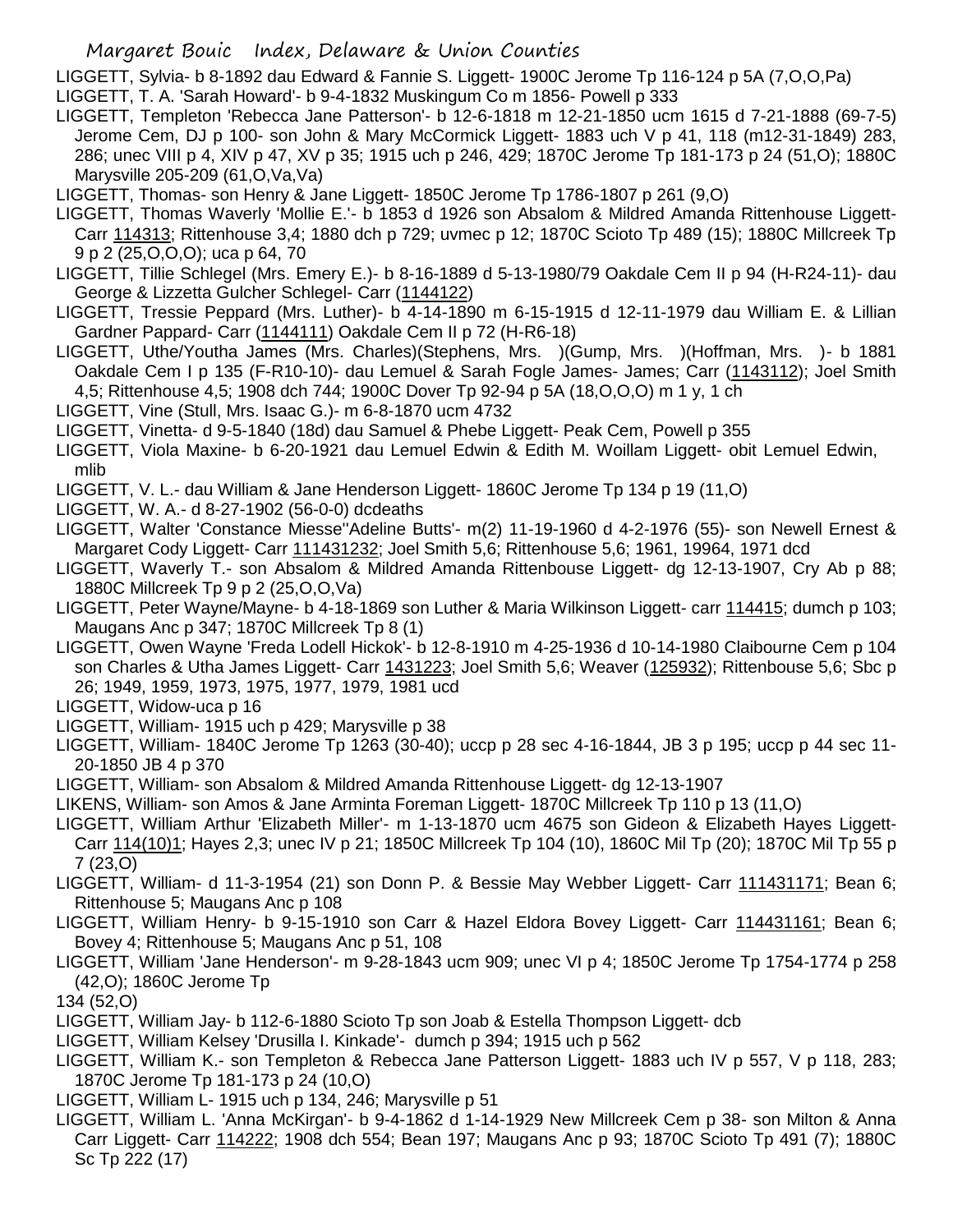LIGGETT, Sylvia- b 8-1892 dau Edward & Fannie S. Liggett- 1900C Jerome Tp 116-124 p 5A (7,O,O,Pa)

LIGGETT, T. A. 'Sarah Howard'- b 9-4-1832 Muskingum Co m 1856- Powell p 333

LIGGETT, Templeton 'Rebecca Jane Patterson'- b 12-6-1818 m 12-21-1850 ucm 1615 d 7-21-1888 (69-7-5) Jerome Cem, DJ p 100- son John & Mary McCormick Liggett- 1883 uch V p 41, 118 (m12-31-1849) 283, 286; unec VIII p 4, XIV p 47, XV p 35; 1915 uch p 246, 429; 1870C Jerome Tp 181-173 p 24 (51,O); 1880C Marysville 205-209 (61,O,Va,Va)

LIGGETT, Thomas- son Henry & Jane Liggett- 1850C Jerome Tp 1786-1807 p 261 (9,O)

LIGGETT, Thomas Waverly 'Mollie E.'- b 1853 d 1926 son Absalom & Mildred Amanda Rittenhouse Liggett- Carr 114313; Rittenhouse 3,4; 1880 dch p 729; uvmec p 12; 1870C Scioto Tp 489 (15); 1880C Millcreek Tp 9 p 2 (25,O,O,O); uca p 64, 70

LIGGETT, Tillie Schlegel (Mrs. Emery E.)- b 8-16-1889 d 5-13-1980/79 Oakdale Cem II p 94 (H-R24-11)- dau George & Lizzetta Gulcher Schlegel- Carr (1144122)

LIGGETT, Tressie Peppard (Mrs. Luther)- b 4-14-1890 m 6-15-1915 d 12-11-1979 dau William E. & Lillian Gardner Pappard- Carr (1144111) Oakdale Cem II p 72 (H-R6-18)

LIGGETT, Uthe/Youtha James (Mrs. Charles)(Stephens, Mrs. )(Gump, Mrs. )(Hoffman, Mrs. )- b 1881 Oakdale Cem I p 135 (F-R10-10)- dau Lemuel & Sarah Fogle James- James; Carr (1143112); Joel Smith 4,5; Rittenhouse 4,5; 1908 dch 744; 1900C Dover Tp 92-94 p 5A (18,O,O,O) m 1 y, 1 ch

LIGGETT, Vine (Stull, Mrs. Isaac G.)- m 6-8-1870 ucm 4732

LIGGETT, Vinetta- d 9-5-1840 (18d) dau Samuel & Phebe Liggett- Peak Cem, Powell p 355

LIGGETT, Viola Maxine- b 6-20-1921 dau Lemuel Edwin & Edith M. Woillam Liggett- obit Lemuel Edwin, mlib

LIGGETT, V. L.- dau William & Jane Henderson Liggett- 1860C Jerome Tp 134 p 19 (11,O)

LIGGETT, W. A.- d 8-27-1902 (56-0-0) dcdeaths

LIGGETT, Walter 'Constance Miesse''Adeline Butts'- m(2) 11-19-1960 d 4-2-1976 (55)- son Newell Ernest & Margaret Cody Liggett- Carr 111431232; Joel Smith 5,6; Rittenhouse 5,6; 1961, 19964, 1971 dcd

LIGGETT, Waverly T.- son Absalom & Mildred Amanda Rittenbouse Liggett- dg 12-13-1907, Cry Ab p 88; 1880C Millcreek Tp 9 p 2 (25,O,O,Va)

LIGGETT, Peter Wayne/Mayne- b 4-18-1869 son Luther & Maria Wilkinson Liggett- carr 114415; dumch p 103; Maugans Anc p 347; 1870C Millcreek Tp 8 (1)

LIGGETT, Owen Wayne 'Freda Lodell Hickok'- b 12-8-1910 m 4-25-1936 d 10-14-1980 Claibourne Cem p 104 son Charles & Utha James Liggett- Carr 1431223; Joel Smith 5,6; Weaver (125932); Rittenbouse 5,6; Sbc p 26; 1949, 1959, 1973, 1975, 1977, 1979, 1981 ucd

LIGGETT, Widow-uca p 16

LIGGETT, William- 1915 uch p 429; Marysville p 38

LIGGETT, William- 1840C Jerome Tp 1263 (30-40); uccp p 28 sec 4-16-1844, JB 3 p 195; uccp p 44 sec 11-20-1850 JB 4 p 370

LIGGETT, William- son Absalom & Mildred Amanda Rittenhouse Liggett- dg 12-13-1907

LIKENS, William- son Amos & Jane Arminta Foreman Liggett- 1870C Millcreek Tp 110 p 13 (11,O)

LIGGETT, William Arthur 'Elizabeth Miller'- m 1-13-1870 ucm 4675 son Gideon & Elizabeth Hayes Liggett- Carr 114(10)1; Hayes 2,3; unec IV p 21; 1850C Millcreek Tp 104 (10), 1860C Mil Tp (20); 1870C Mil Tp 55 p 7 (23,O)

LIGGETT, William- d 11-3-1954 (21) son Donn P. & Bessie May Webber Liggett- Carr 111431171; Bean 6; Rittenhouse 5; Maugans Anc p 108

LIGGETT, William Henry- b 9-15-1910 son Carr & Hazel Eldora Bovey Liggett- Carr 114431161; Bean 6; Bovey 4; Rittenhouse 5; Maugans Anc p 51, 108

LIGGETT, William 'Jane Henderson'- m 9-28-1843 ucm 909; unec VI p 4; 1850C Jerome Tp 1754-1774 p 258 (42,O); 1860C Jerome Tp 134 (52,O)

LIGGETT, William Jay- b 112-6-1880 Scioto Tp son Joab & Estella Thompson Liggett- dcb

LIGGETT, William Kelsey 'Drusilla I. Kinkade'- dumch p 394; 1915 uch p 562

LIGGETT, William K.- son Templeton & Rebecca Jane Patterson Liggett- 1883 uch IV p 557, V p 118, 283; 1870C Jerome Tp 181-173 p 24 (10,O)

LIGGETT, William L- 1915 uch p 134, 246; Marysville p 51

LIGGETT, William L. 'Anna McKirgan'- b 9-4-1862 d 1-14-1929 New Millcreek Cem p 38- son Milton & Anna Carr Liggett- Carr 114222; 1908 dch 554; Bean 197; Maugans Anc p 93; 1870C Scioto Tp 491 (7); 1880C Sc Tp 222 (17)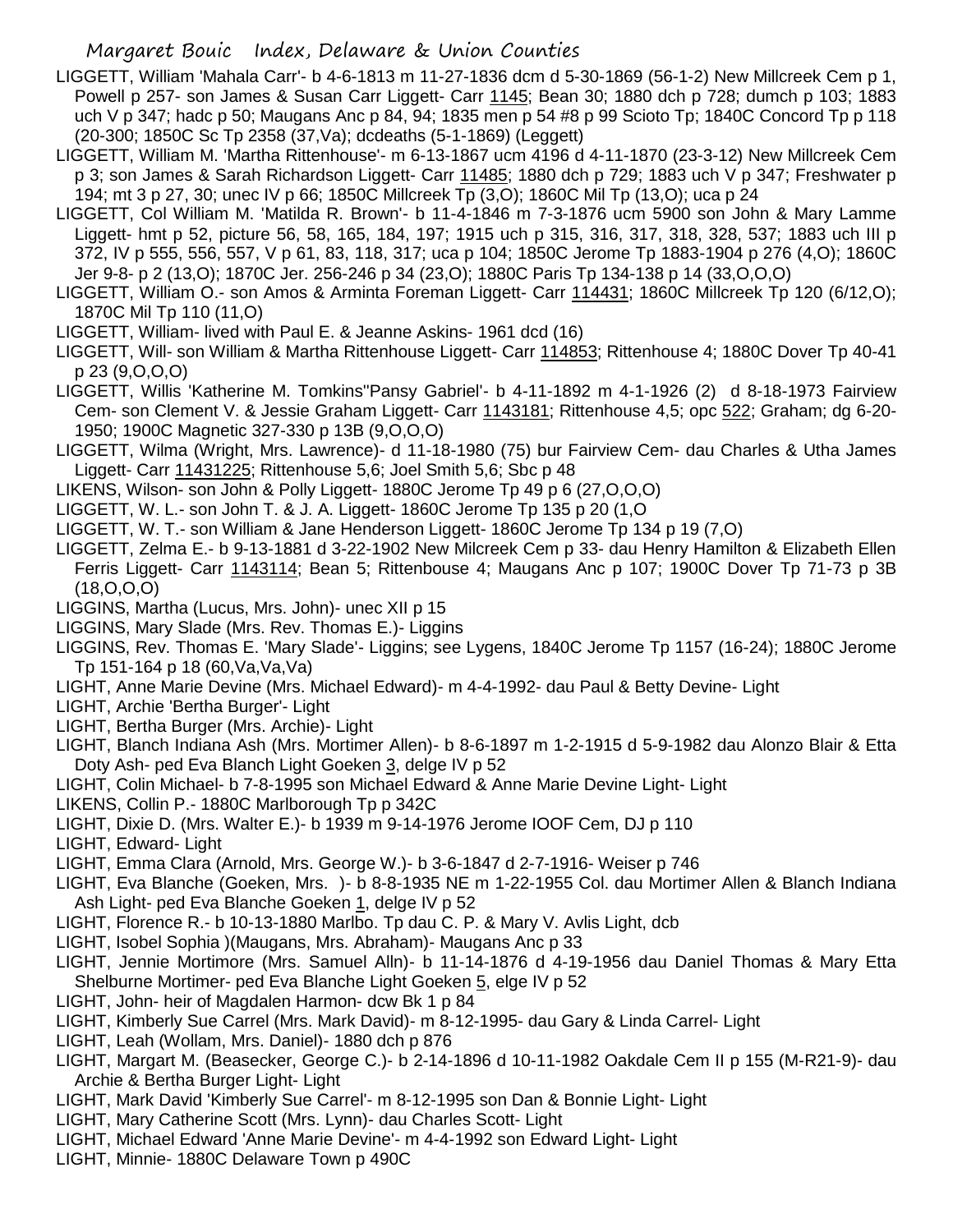LIGGETT, William 'Mahala Carr'- b 4-6-1813 m 11-27-1836 dcm d 5-30-1869 (56-1-2) New Millcreek Cem p 1, Powell p 257- son James & Susan Carr Liggett- Carr 1145; Bean 30; 1880 dch p 728; dumch p 103; 1883 uch V p 347; hadc p 50; Maugans Anc p 84, 94; 1835 men p 54 #8 p 99 Scioto Tp; 1840C Concord Tp p 118 (20-300; 1850C Sc Tp 2358 (37,Va); dcdeaths (5-1-1869) (Leggett)

LIGGETT, William M. 'Martha Rittenhouse'- m 6-13-1867 ucm 4196 d 4-11-1870 (23-3-12) New Millcreek Cem p 3; son James & Sarah Richardson Liggett- Carr 11485; 1880 dch p 729; 1883 uch V p 347; Freshwater p 194; mt 3 p 27, 30; unec IV p 66; 1850C Millcreek Tp (3,O); 1860C Mil Tp (13,O); uca p 24

LIGGETT, Col William M. 'Matilda R. Brown'- b 11-4-1846 m 7-3-1876 ucm 5900 son John & Mary Lamme Liggett- hmt p 52, picture 56, 58, 165, 184, 197; 1915 uch p 315, 316, 317, 318, 328, 537; 1883 uch III p 372, IV p 555, 556, 557, V p 61, 83, 118, 317; uca p 104; 1850C Jerome Tp 1883-1904 p 276 (4,O); 1860C Jer 9-8- p 2 (13,O); 1870C Jer. 256-246 p 34 (23,O); 1880C Paris Tp 134-138 p 14 (33,O,O,O)

LIGGETT, William O.- son Amos & Arminta Foreman Liggett- Carr 114431; 1860C Millcreek Tp 120 (6/12,O); 1870C Mil Tp 110 (11,O)

LIGGETT, William- lived with Paul E. & Jeanne Askins- 1961 dcd (16)

LIGGETT, Will- son William & Martha Rittenhouse Liggett- Carr 114853; Rittenhouse 4; 1880C Dover Tp 40-41 p 23 (9,O,O,O)

LIGGETT, Willis 'Katherine M. Tomkins''Pansy Gabriel'- b 4-11-1892 m 4-1-1926 (2) d 8-18-1973 Fairview Cem- son Clement V. & Jessie Graham Liggett- Carr 1143181; Rittenhouse 4,5; opc 522; Graham; dg 6-20-1950; 1900C Magnetic 327-330 p 13B (9,O,O,O)

LIGGETT, Wilma (Wright, Mrs. Lawrence)- d 11-18-1980 (75) bur Fairview Cem- dau Charles & Utha James Liggett- Carr 11431225; Rittenhouse 5,6; Joel Smith 5,6; Sbc p 48

LIKENS, Wilson- son John & Polly Liggett- 1880C Jerome Tp 49 p 6 (27,O,O,O)

LIGGETT, W. L.- son John T. & J. A. Liggett- 1860C Jerome Tp 135 p 20 (1,O

LIGGETT, W. T.- son William & Jane Henderson Liggett- 1860C Jerome Tp 134 p 19 (7,O)

LIGGETT, Zelma E.- b 9-13-1881 d 3-22-1902 New Milcreek Cem p 33- dau Henry Hamilton & Elizabeth Ellen Ferris Liggett- Carr 1143114; Bean 5; Rittenbouse 4; Maugans Anc p 107; 1900C Dover Tp 71-73 p 3B (18,O,O,O)

LIGGINS, Martha (Lucus, Mrs. John)- unec XII p 15

LIGGINS, Mary Slade (Mrs. Rev. Thomas E.)- Liggins

LIGGINS, Rev. Thomas E. 'Mary Slade'- Liggins; see Lygens, 1840C Jerome Tp 1157 (16-24); 1880C Jerome Tp 151-164 p 18 (60,Va,Va,Va)

LIGHT, Anne Marie Devine (Mrs. Michael Edward)- m 4-4-1992- dau Paul & Betty Devine- Light

LIGHT, Archie 'Bertha Burger'- Light

LIGHT, Bertha Burger (Mrs. Archie)- Light

LIGHT, Blanch Indiana Ash (Mrs. Mortimer Allen)- b 8-6-1897 m 1-2-1915 d 5-9-1982 dau Alonzo Blair & Etta Doty Ash- ped Eva Blanch Light Goeken 3, delge IV p 52

LIGHT, Colin Michael- b 7-8-1995 son Michael Edward & Anne Marie Devine Light- Light

LIKENS, Collin P.- 1880C Marlborough Tp p 342C

LIGHT, Dixie D. (Mrs. Walter E.)- b 1939 m 9-14-1976 Jerome IOOF Cem, DJ p 110

LIGHT, Edward- Light

LIGHT, Emma Clara (Arnold, Mrs. George W.)- b 3-6-1847 d 2-7-1916- Weiser p 746

LIGHT, Eva Blanche (Goeken, Mrs. )- b 8-8-1935 NE m 1-22-1955 Col. dau Mortimer Allen & Blanch Indiana Ash Light- ped Eva Blanche Goeken 1, delge IV p 52

LIGHT, Florence R.- b 10-13-1880 Marlbo. Tp dau C. P. & Mary V. Avlis Light, dcb

LIGHT, Isobel Sophia )(Maugans, Mrs. Abraham)- Maugans Anc p 33

LIGHT, Jennie Mortimore (Mrs. Samuel Alln)- b 11-14-1876 d 4-19-1956 dau Daniel Thomas & Mary Etta Shelburne Mortimer- ped Eva Blanche Light Goeken 5, elge IV p 52

LIGHT, John- heir of Magdalen Harmon- dcw Bk 1 p 84

LIGHT, Kimberly Sue Carrel (Mrs. Mark David)- m 8-12-1995- dau Gary & Linda Carrel- Light

LIGHT, Leah (Wollam, Mrs. Daniel)- 1880 dch p 876

LIGHT, Margart M. (Beasecker, George C.)- b 2-14-1896 d 10-11-1982 Oakdale Cem II p 155 (M-R21-9)- dau Archie & Bertha Burger Light- Light

LIGHT, Mark David 'Kimberly Sue Carrel'- m 8-12-1995 son Dan & Bonnie Light- Light

LIGHT, Mary Catherine Scott (Mrs. Lynn)- dau Charles Scott- Light

LIGHT, Michael Edward 'Anne Marie Devine'- m 4-4-1992 son Edward Light- Light

LIGHT, Minnie- 1880C Delaware Town p 490C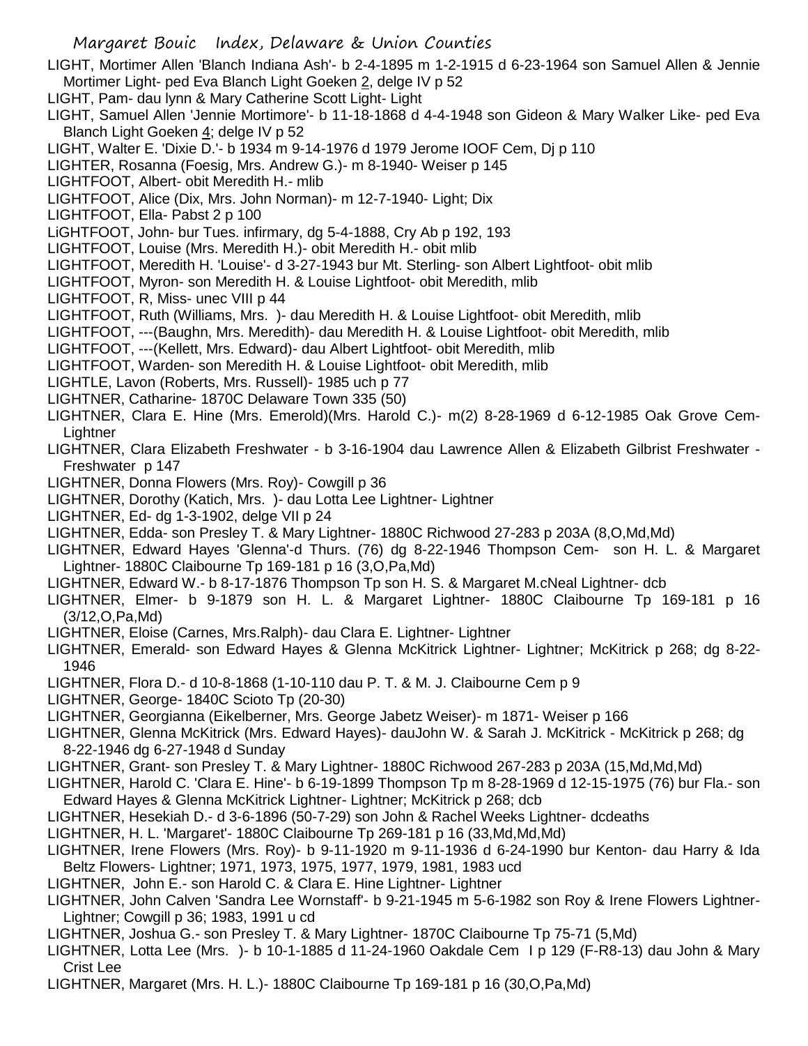LIGHT, Mortimer Allen 'Blanch Indiana Ash'- b 2-4-1895 m 1-2-1915 d 6-23-1964 son Samuel Allen & Jennie Mortimer Light- ped Eva Blanch Light Goeken 2, delge IV p 52

LIGHT, Pam- dau lynn & Mary Catherine Scott Light- Light

LIGHT, Samuel Allen 'Jennie Mortimore'- b 11-18-1868 d 4-4-1948 son Gideon & Mary Walker Like- ped Eva Blanch Light Goeken 4; delge IV p 52

LIGHT, Walter E. 'Dixie D.'- b 1934 m 9-14-1976 d 1979 Jerome IOOF Cem, Dj p 110

LIGHTER, Rosanna (Foesig, Mrs. Andrew G.)- m 8-1940- Weiser p 145

LIGHTFOOT, Albert- obit Meredith H.- mlib

LIGHTFOOT, Alice (Dix, Mrs. John Norman)- m 12-7-1940- Light; Dix

LIGHTFOOT, Ella- Pabst 2 p 100

LiGHTFOOT, John- bur Tues. infirmary, dg 5-4-1888, Cry Ab p 192, 193

LIGHTFOOT, Louise (Mrs. Meredith H.)- obit Meredith H.- obit mlib

LIGHTFOOT, Meredith H. 'Louise'- d 3-27-1943 bur Mt. Sterling- son Albert Lightfoot- obit mlib

LIGHTFOOT, Myron- son Meredith H. & Louise Lightfoot- obit Meredith, mlib

LIGHTFOOT, R, Miss- unec VIII p 44

LIGHTFOOT, Ruth (Williams, Mrs. )- dau Meredith H. & Louise Lightfoot- obit Meredith, mlib

LIGHTFOOT, ---(Baughn, Mrs. Meredith)- dau Meredith H. & Louise Lightfoot- obit Meredith, mlib

LIGHTFOOT, ---(Kellett, Mrs. Edward)- dau Albert Lightfoot- obit Meredith, mlib

LIGHTFOOT, Warden- son Meredith H. & Louise Lightfoot- obit Meredith, mlib

LIGHTLE, Lavon (Roberts, Mrs. Russell)- 1985 uch p 77

LIGHTNER, Catharine- 1870C Delaware Town 335 (50)

LIGHTNER, Clara E. Hine (Mrs. Emerold)(Mrs. Harold C.)- m(2) 8-28-1969 d 6-12-1985 Oak Grove Cem- Lightner

LIGHTNER, Clara Elizabeth Freshwater - b 3-16-1904 dau Lawrence Allen & Elizabeth Gilbrist Freshwater - Freshwater p 147

LIGHTNER, Donna Flowers (Mrs. Roy)- Cowgill p 36

LIGHTNER, Dorothy (Katich, Mrs. )- dau Lotta Lee Lightner- Lightner

LIGHTNER, Ed- dg 1-3-1902, delge VII p 24

LIGHTNER, Edda- son Presley T. & Mary Lightner- 1880C Richwood 27-283 p 203A (8,O,Md,Md)

LIGHTNER, Edward Hayes 'Glenna'-d Thurs. (76) dg 8-22-1946 Thompson Cem- son H. L. & Margaret Lightner- 1880C Claibourne Tp 169-181 p 16 (3,O,Pa,Md)

LIGHTNER, Edward W.- b 8-17-1876 Thompson Tp son H. S. & Margaret M.cNeal Lightner- dcb

LIGHTNER, Elmer- b 9-1879 son H. L. & Margaret Lightner- 1880C Claibourne Tp 169-181 p 16 (3/12,O,Pa,Md)

LIGHTNER, Eloise (Carnes, Mrs.Ralph)- dau Clara E. Lightner- Lightner

LIGHTNER, Emerald- son Edward Hayes & Glenna McKitrick Lightner- Lightner; McKitrick p 268; dg 8-22-1946

LIGHTNER, Flora D.- d 10-8-1868 (1-10-110 dau P. T. & M. J. Claibourne Cem p 9

LIGHTNER, George- 1840C Scioto Tp (20-30)

LIGHTNER, Georgianna (Eikelberner, Mrs. George Jabetz Weiser)- m 1871- Weiser p 166

LIGHTNER, Glenna McKitrick (Mrs. Edward Hayes)- dauJohn W. & Sarah J. McKitrick - McKitrick p 268; dg 8-22-1946 dg 6-27-1948 d Sunday

LIGHTNER, Grant- son Presley T. & Mary Lightner- 1880C Richwood 267-283 p 203A (15,Md,Md,Md)

LIGHTNER, Harold C. 'Clara E. Hine'- b 6-19-1899 Thompson Tp m 8-28-1969 d 12-15-1975 (76) bur Fla.- son Edward Hayes & Glenna McKitrick Lightner- Lightner; McKitrick p 268; dcb

LIGHTNER, Hesekiah D.- d 3-6-1896 (50-7-29) son John & Rachel Weeks Lightner- dcdeaths

LIGHTNER, H. L. 'Margaret'- 1880C Claibourne Tp 269-181 p 16 (33,Md,Md,Md)

LIGHTNER, Irene Flowers (Mrs. Roy)- b 9-11-1920 m 9-11-1936 d 6-24-1990 bur Kenton- dau Harry & Ida Beltz Flowers- Lightner; 1971, 1973, 1975, 1977, 1979, 1981, 1983 ucd

LIGHTNER, John E.- son Harold C. & Clara E. Hine Lightner- Lightner

LIGHTNER, John Calven 'Sandra Lee Wornstaff'- b 9-21-1945 m 5-6-1982 son Roy & Irene Flowers Lightner- Lightner; Cowgill p 36; 1983, 1991 u cd

LIGHTNER, Joshua G.- son Presley T. & Mary Lightner- 1870C Claibourne Tp 75-71 (5,Md)

LIGHTNER, Lotta Lee (Mrs. )- b 10-1-1885 d 11-24-1960 Oakdale Cem I p 129 (F-R8-13) dau John & Mary Crist Lee

LIGHTNER, Margaret (Mrs. H. L.)- 1880C Claibourne Tp 169-181 p 16 (30,O,Pa,Md)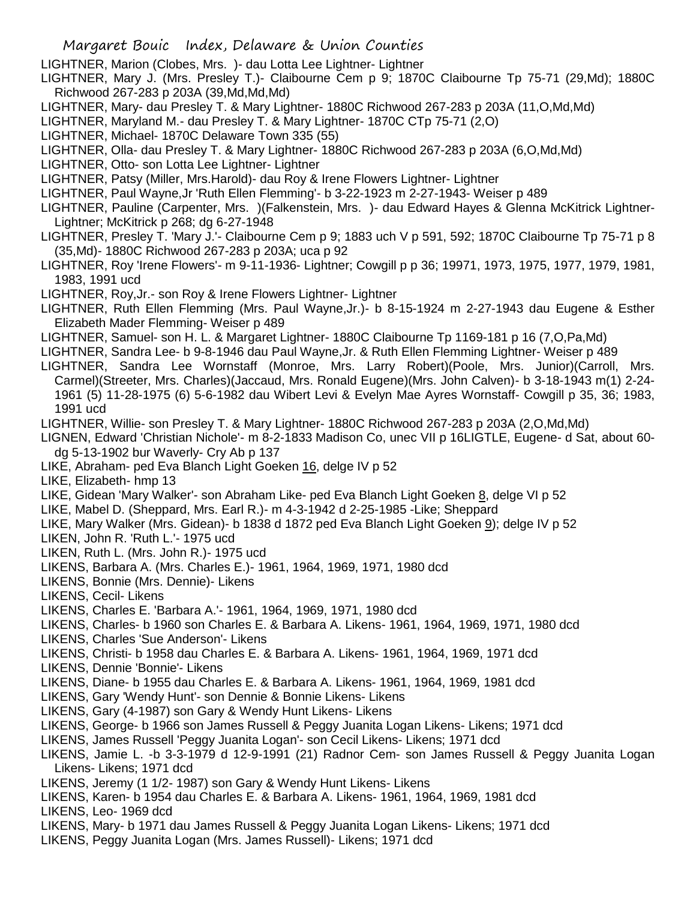LIGHTNER, Marion (Clobes, Mrs. )- dau Lotta Lee Lightner- Lightner

LIGHTNER, Mary J. (Mrs. Presley T.)- Claibourne Cem p 9; 1870C Claibourne Tp 75-71 (29,Md); 1880C Richwood 267-283 p 203A (39,Md,Md,Md)

LIGHTNER, Mary- dau Presley T. & Mary Lightner- 1880C Richwood 267-283 p 203A (11,O,Md,Md)

LIGHTNER, Maryland M.- dau Presley T. & Mary Lightner- 1870C CTp 75-71 (2,O)

LIGHTNER, Michael- 1870C Delaware Town 335 (55)

LIGHTNER, Olla- dau Presley T. & Mary Lightner- 1880C Richwood 267-283 p 203A (6,O,Md,Md)

LIGHTNER, Otto- son Lotta Lee Lightner- Lightner

LIGHTNER, Patsy (Miller, Mrs.Harold)- dau Roy & Irene Flowers Lightner- Lightner

LIGHTNER, Paul Wayne,Jr 'Ruth Ellen Flemming'- b 3-22-1923 m 2-27-1943- Weiser p 489

LIGHTNER, Pauline (Carpenter, Mrs. )(Falkenstein, Mrs. )- dau Edward Hayes & Glenna McKitrick Lightner- Lightner; McKitrick p 268; dg 6-27-1948

LIGHTNER, Presley T. 'Mary J.'- Claibourne Cem p 9; 1883 uch V p 591, 592; 1870C Claibourne Tp 75-71 p 8 (35,Md)- 1880C Richwood 267-283 p 203A; uca p 92

LIGHTNER, Roy 'Irene Flowers'- m 9-11-1936- Lightner; Cowgill p p 36; 19971, 1973, 1975, 1977, 1979, 1981, 1983, 1991 ucd

LIGHTNER, Roy,Jr.- son Roy & Irene Flowers Lightner- Lightner

LIGHTNER, Ruth Ellen Flemming (Mrs. Paul Wayne,Jr.)- b 8-15-1924 m 2-27-1943 dau Eugene & Esther Elizabeth Mader Flemming- Weiser p 489

LIGHTNER, Samuel- son H. L. & Margaret Lightner- 1880C Claibourne Tp 1169-181 p 16 (7,O,Pa,Md)

LIGHTNER, Sandra Lee- b 9-8-1946 dau Paul Wayne,Jr. & Ruth Ellen Flemming Lightner- Weiser p 489

LIGHTNER, Sandra Lee Wornstaff (Monroe, Mrs. Larry Robert)(Poole, Mrs. Junior)(Carroll, Mrs. Carmel)(Streeter, Mrs. Charles)(Jaccaud, Mrs. Ronald Eugene)(Mrs. John Calven)- b 3-18-1943 m(1) 2-24-1961 (5) 11-28-1975 (6) 5-6-1982 dau Wibert Levi & Evelyn Mae Ayres Wornstaff- Cowgill p 35, 36; 1983, 1991 ucd

LIGHTNER, Willie- son Presley T. & Mary Lightner- 1880C Richwood 267-283 p 203A (2,O,Md,Md)

LIGNEN, Edward 'Christian Nichole'- m 8-2-1833 Madison Co, unec VII p 16LIGTLE, Eugene- d Sat, about 60- dg 5-13-1902 bur Waverly- Cry Ab p 137

LIKE, Abraham- ped Eva Blanch Light Goeken 16, delge IV p 52

LIKE, Elizabeth- hmp 13

LIKE, Gidean 'Mary Walker'- son Abraham Like- ped Eva Blanch Light Goeken 8, delge VI p 52

LIKE, Mabel D. (Sheppard, Mrs. Earl R.)- m 4-3-1942 d 2-25-1985 -Like; Sheppard

LIKE, Mary Walker (Mrs. Gidean)- b 1838 d 1872 ped Eva Blanch Light Goeken 9); delge IV p 52

LIKEN, John R. 'Ruth L.'- 1975 ucd

LIKEN, Ruth L. (Mrs. John R.)- 1975 ucd

LIKENS, Barbara A. (Mrs. Charles E.)- 1961, 1964, 1969, 1971, 1980 dcd

LIKENS, Bonnie (Mrs. Dennie)- Likens

LIKENS, Cecil- Likens

LIKENS, Charles E. 'Barbara A.'- 1961, 1964, 1969, 1971, 1980 dcd

LIKENS, Charles- b 1960 son Charles E. & Barbara A. Likens- 1961, 1964, 1969, 1971, 1980 dcd

LIKENS, Charles 'Sue Anderson'- Likens

LIKENS, Christi- b 1958 dau Charles E. & Barbara A. Likens- 1961, 1964, 1969, 1971 dcd

LIKENS, Dennie 'Bonnie'- Likens

LIKENS, Diane- b 1955 dau Charles E. & Barbara A. Likens- 1961, 1964, 1969, 1981 dcd

LIKENS, Gary 'Wendy Hunt'- son Dennie & Bonnie Likens- Likens

LIKENS, Gary (4-1987) son Gary & Wendy Hunt Likens- Likens

LIKENS, George- b 1966 son James Russell & Peggy Juanita Logan Likens- Likens; 1971 dcd

LIKENS, James Russell 'Peggy Juanita Logan'- son Cecil Likens- Likens; 1971 dcd

LIKENS, Jamie L. -b 3-3-1979 d 12-9-1991 (21) Radnor Cem- son James Russell & Peggy Juanita Logan Likens- Likens; 1971 dcd

LIKENS, Jeremy (1 1/2- 1987) son Gary & Wendy Hunt Likens- Likens

LIKENS, Karen- b 1954 dau Charles E. & Barbara A. Likens- 1961, 1964, 1969, 1981 dcd

LIKENS, Leo- 1969 dcd

LIKENS, Mary- b 1971 dau James Russell & Peggy Juanita Logan Likens- Likens; 1971 dcd

LIKENS, Peggy Juanita Logan (Mrs. James Russell)- Likens; 1971 dcd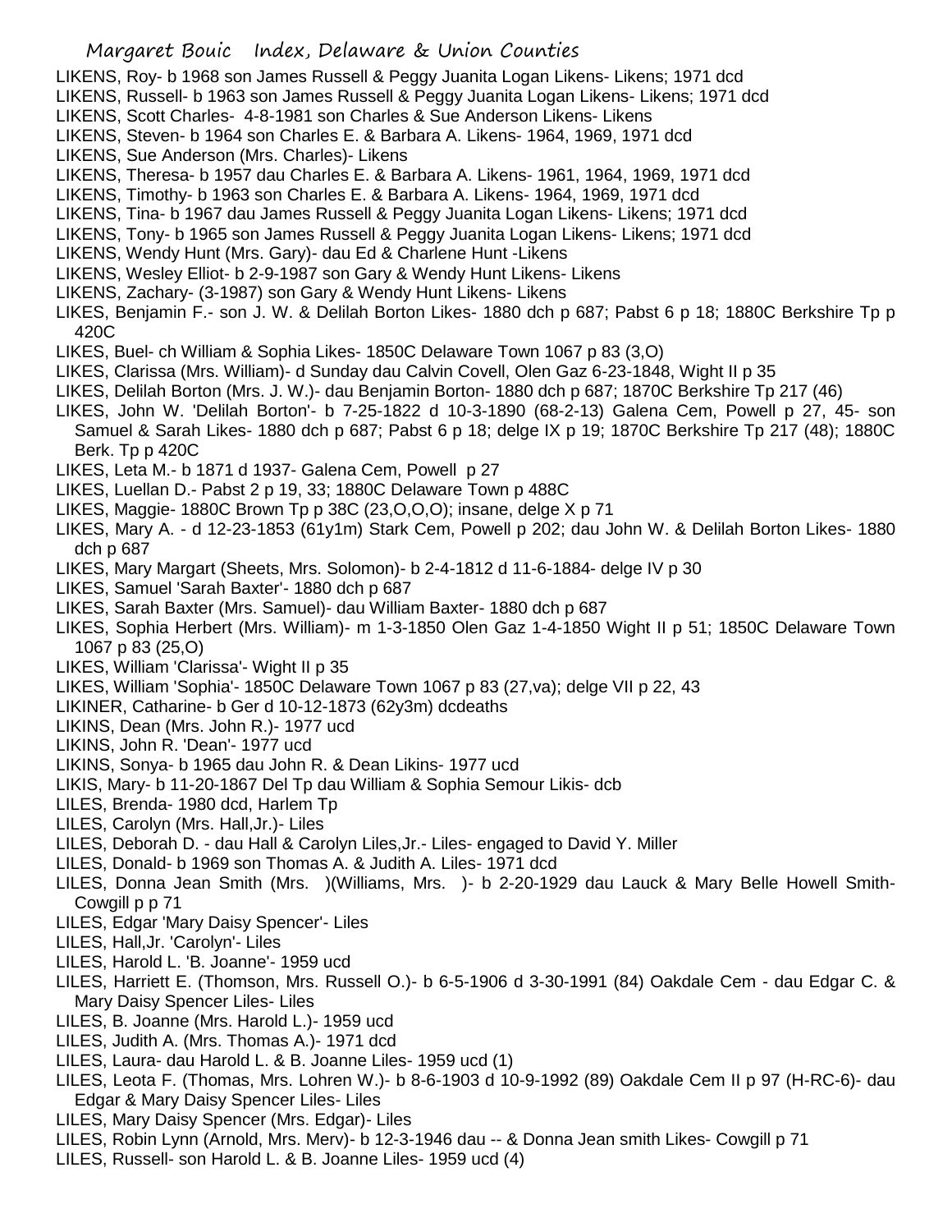LIKENS, Roy- b 1968 son James Russell & Peggy Juanita Logan Likens- Likens; 1971 dcd
LIKENS, Russell- b 1963 son James Russell & Peggy Juanita Logan Likens- Likens; 1971 dcd
LIKENS, Scott Charles- 4-8-1981 son Charles & Sue Anderson Likens- Likens
LIKENS, Steven- b 1964 son Charles E. & Barbara A. Likens- 1964, 1969, 1971 dcd
LIKENS, Sue Anderson (Mrs. Charles)- Likens
LIKENS, Theresa- b 1957 dau Charles E. & Barbara A. Likens- 1961, 1964, 1969, 1971 dcd
LIKENS, Timothy- b 1963 son Charles E. & Barbara A. Likens- 1964, 1969, 1971 dcd
LIKENS, Tina- b 1967 dau James Russell & Peggy Juanita Logan Likens- Likens; 1971 dcd
LIKENS, Tony- b 1965 son James Russell & Peggy Juanita Logan Likens- Likens; 1971 dcd
LIKENS, Wendy Hunt (Mrs. Gary)- dau Ed & Charlene Hunt -Likens
LIKENS, Wesley Elliot- b 2-9-1987 son Gary & Wendy Hunt Likens- Likens
LIKENS, Zachary- (3-1987) son Gary & Wendy Hunt Likens- Likens
LIKES, Benjamin F.- son J. W. & Delilah Borton Likes- 1880 dch p 687; Pabst 6 p 18; 1880C Berkshire Tp p 420C
LIKES, Buel- ch William & Sophia Likes- 1850C Delaware Town 1067 p 83 (3,O)
LIKES, Clarissa (Mrs. William)- d Sunday dau Calvin Covell, Olen Gaz 6-23-1848, Wight II p 35
LIKES, Delilah Borton (Mrs. J. W.)- dau Benjamin Borton- 1880 dch p 687; 1870C Berkshire Tp 217 (46)
LIKES, John W. 'Delilah Borton'- b 7-25-1822 d 10-3-1890 (68-2-13) Galena Cem, Powell p 27, 45- son Samuel & Sarah Likes- 1880 dch p 687; Pabst 6 p 18; delge IX p 19; 1870C Berkshire Tp 217 (48); 1880C Berk. Tp p 420C
LIKES, Leta M.- b 1871 d 1937- Galena Cem, Powell p 27
LIKES, Luellan D.- Pabst 2 p 19, 33; 1880C Delaware Town p 488C
LIKES, Maggie- 1880C Brown Tp p 38C (23,O,O,O); insane, delge X p 71
LIKES, Mary A. - d 12-23-1853 (61y1m) Stark Cem, Powell p 202; dau John W. & Delilah Borton Likes- 1880 dch p 687
LIKES, Mary Margart (Sheets, Mrs. Solomon)- b 2-4-1812 d 11-6-1884- delge IV p 30
LIKES, Samuel 'Sarah Baxter'- 1880 dch p 687
LIKES, Sarah Baxter (Mrs. Samuel)- dau William Baxter- 1880 dch p 687
LIKES, Sophia Herbert (Mrs. William)- m 1-3-1850 Olen Gaz 1-4-1850 Wight II p 51; 1850C Delaware Town 1067 p 83 (25,O)
LIKES, William 'Clarissa'- Wight II p 35
LIKES, William 'Sophia'- 1850C Delaware Town 1067 p 83 (27,va); delge VII p 22, 43
LIKINER, Catharine- b Ger d 10-12-1873 (62y3m) dcdeaths
LIKINS, Dean (Mrs. John R.)- 1977 ucd
LIKINS, John R. 'Dean'- 1977 ucd
LIKINS, Sonya- b 1965 dau John R. & Dean Likins- 1977 ucd
LIKIS, Mary- b 11-20-1867 Del Tp dau William & Sophia Semour Likis- dcb
LILES, Brenda- 1980 dcd, Harlem Tp
LILES, Carolyn (Mrs. Hall,Jr.)- Liles
LILES, Deborah D. - dau Hall & Carolyn Liles,Jr.- Liles- engaged to David Y. Miller
LILES, Donald- b 1969 son Thomas A. & Judith A. Liles- 1971 dcd
LILES, Donna Jean Smith (Mrs. )(Williams, Mrs. )- b 2-20-1929 dau Lauck & Mary Belle Howell Smith- Cowgill p p 71
LILES, Edgar 'Mary Daisy Spencer'- Liles
LILES, Hall,Jr. 'Carolyn'- Liles
LILES, Harold L. 'B. Joanne'- 1959 ucd
LILES, Harriett E. (Thomson, Mrs. Russell O.)- b 6-5-1906 d 3-30-1991 (84) Oakdale Cem - dau Edgar C. & Mary Daisy Spencer Liles- Liles
LILES, B. Joanne (Mrs. Harold L.)- 1959 ucd
LILES, Judith A. (Mrs. Thomas A.)- 1971 dcd
LILES, Laura- dau Harold L. & B. Joanne Liles- 1959 ucd (1)
LILES, Leota F. (Thomas, Mrs. Lohren W.)- b 8-6-1903 d 10-9-1992 (89) Oakdale Cem II p 97 (H-RC-6)- dau Edgar & Mary Daisy Spencer Liles- Liles
LILES, Mary Daisy Spencer (Mrs. Edgar)- Liles
LILES, Robin Lynn (Arnold, Mrs. Merv)- b 12-3-1946 dau -- & Donna Jean smith Likes- Cowgill p 71
LILES, Russell- son Harold L. & B. Joanne Liles- 1959 ucd (4)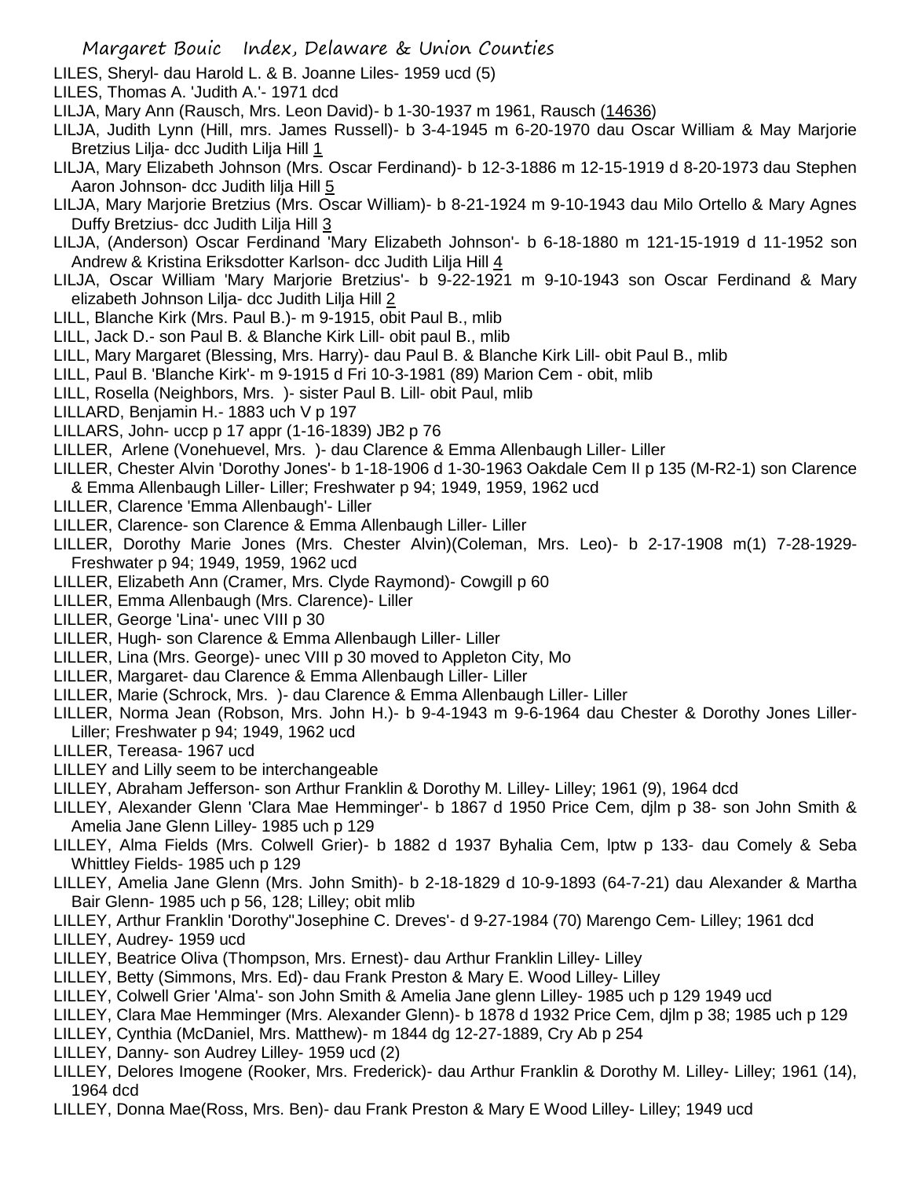LILES, Sheryl- dau Harold L. & B. Joanne Liles- 1959 ucd (5)

LILES, Thomas A. 'Judith A.'- 1971 dcd

LILJA, Mary Ann (Rausch, Mrs. Leon David)- b 1-30-1937 m 1961, Rausch (14636)

LILJA, Judith Lynn (Hill, mrs. James Russell)- b 3-4-1945 m 6-20-1970 dau Oscar William & May Marjorie Bretzius Lilja- dcc Judith Lilja Hill 1

LILJA, Mary Elizabeth Johnson (Mrs. Oscar Ferdinand)- b 12-3-1886 m 12-15-1919 d 8-20-1973 dau Stephen Aaron Johnson- dcc Judith lilja Hill 5

LILJA, Mary Marjorie Bretzius (Mrs. Oscar William)- b 8-21-1924 m 9-10-1943 dau Milo Ortello & Mary Agnes Duffy Bretzius- dcc Judith Lilja Hill 3

LILJA, (Anderson) Oscar Ferdinand 'Mary Elizabeth Johnson'- b 6-18-1880 m 121-15-1919 d 11-1952 son Andrew & Kristina Eriksdotter Karlson- dcc Judith Lilja Hill 4

LILJA, Oscar William 'Mary Marjorie Bretzius'- b 9-22-1921 m 9-10-1943 son Oscar Ferdinand & Mary elizabeth Johnson Lilja- dcc Judith Lilja Hill 2

LILL, Blanche Kirk (Mrs. Paul B.)- m 9-1915, obit Paul B., mlib

LILL, Jack D.- son Paul B. & Blanche Kirk Lill- obit paul B., mlib

LILL, Mary Margaret (Blessing, Mrs. Harry)- dau Paul B. & Blanche Kirk Lill- obit Paul B., mlib

LILL, Paul B. 'Blanche Kirk'- m 9-1915 d Fri 10-3-1981 (89) Marion Cem - obit, mlib

LILL, Rosella (Neighbors, Mrs. )- sister Paul B. Lill- obit Paul, mlib

LILLARD, Benjamin H.- 1883 uch V p 197

LILLARS, John- uccp p 17 appr (1-16-1839) JB2 p 76

LILLER, Arlene (Vonehuevel, Mrs. )- dau Clarence & Emma Allenbaugh Liller- Liller

LILLER, Chester Alvin 'Dorothy Jones'- b 1-18-1906 d 1-30-1963 Oakdale Cem II p 135 (M-R2-1) son Clarence & Emma Allenbaugh Liller- Liller; Freshwater p 94; 1949, 1959, 1962 ucd

LILLER, Clarence 'Emma Allenbaugh'- Liller

LILLER, Clarence- son Clarence & Emma Allenbaugh Liller- Liller

LILLER, Dorothy Marie Jones (Mrs. Chester Alvin)(Coleman, Mrs. Leo)- b 2-17-1908 m(1) 7-28-1929- Freshwater p 94; 1949, 1959, 1962 ucd

LILLER, Elizabeth Ann (Cramer, Mrs. Clyde Raymond)- Cowgill p 60

LILLER, Emma Allenbaugh (Mrs. Clarence)- Liller

LILLER, George 'Lina'- unec VIII p 30

LILLER, Hugh- son Clarence & Emma Allenbaugh Liller- Liller

LILLER, Lina (Mrs. George)- unec VIII p 30 moved to Appleton City, Mo

LILLER, Margaret- dau Clarence & Emma Allenbaugh Liller- Liller

LILLER, Marie (Schrock, Mrs. )- dau Clarence & Emma Allenbaugh Liller- Liller

LILLER, Norma Jean (Robson, Mrs. John H.)- b 9-4-1943 m 9-6-1964 dau Chester & Dorothy Jones Liller- Liller; Freshwater p 94; 1949, 1962 ucd

LILLER, Tereasa- 1967 ucd

LILLEY and Lilly seem to be interchangeable

LILLEY, Abraham Jefferson- son Arthur Franklin & Dorothy M. Lilley- Lilley; 1961 (9), 1964 dcd

LILLEY, Alexander Glenn 'Clara Mae Hemminger'- b 1867 d 1950 Price Cem, djlm p 38- son John Smith & Amelia Jane Glenn Lilley- 1985 uch p 129

LILLEY, Alma Fields (Mrs. Colwell Grier)- b 1882 d 1937 Byhalia Cem, lptw p 133- dau Comely & Seba Whittley Fields- 1985 uch p 129

LILLEY, Amelia Jane Glenn (Mrs. John Smith)- b 2-18-1829 d 10-9-1893 (64-7-21) dau Alexander & Martha Bair Glenn- 1985 uch p 56, 128; Lilley; obit mlib

LILLEY, Arthur Franklin 'Dorothy''Josephine C. Dreves'- d 9-27-1984 (70) Marengo Cem- Lilley; 1961 dcd

LILLEY, Audrey- 1959 ucd

LILLEY, Beatrice Oliva (Thompson, Mrs. Ernest)- dau Arthur Franklin Lilley- Lilley

LILLEY, Betty (Simmons, Mrs. Ed)- dau Frank Preston & Mary E. Wood Lilley- Lilley

LILLEY, Colwell Grier 'Alma'- son John Smith & Amelia Jane glenn Lilley- 1985 uch p 129 1949 ucd

LILLEY, Clara Mae Hemminger (Mrs. Alexander Glenn)- b 1878 d 1932 Price Cem, djlm p 38; 1985 uch p 129

LILLEY, Cynthia (McDaniel, Mrs. Matthew)- m 1844 dg 12-27-1889, Cry Ab p 254

LILLEY, Danny- son Audrey Lilley- 1959 ucd (2)

LILLEY, Delores Imogene (Rooker, Mrs. Frederick)- dau Arthur Franklin & Dorothy M. Lilley- Lilley; 1961 (14), 1964 dcd

LILLEY, Donna Mae(Ross, Mrs. Ben)- dau Frank Preston & Mary E Wood Lilley- Lilley; 1949 ucd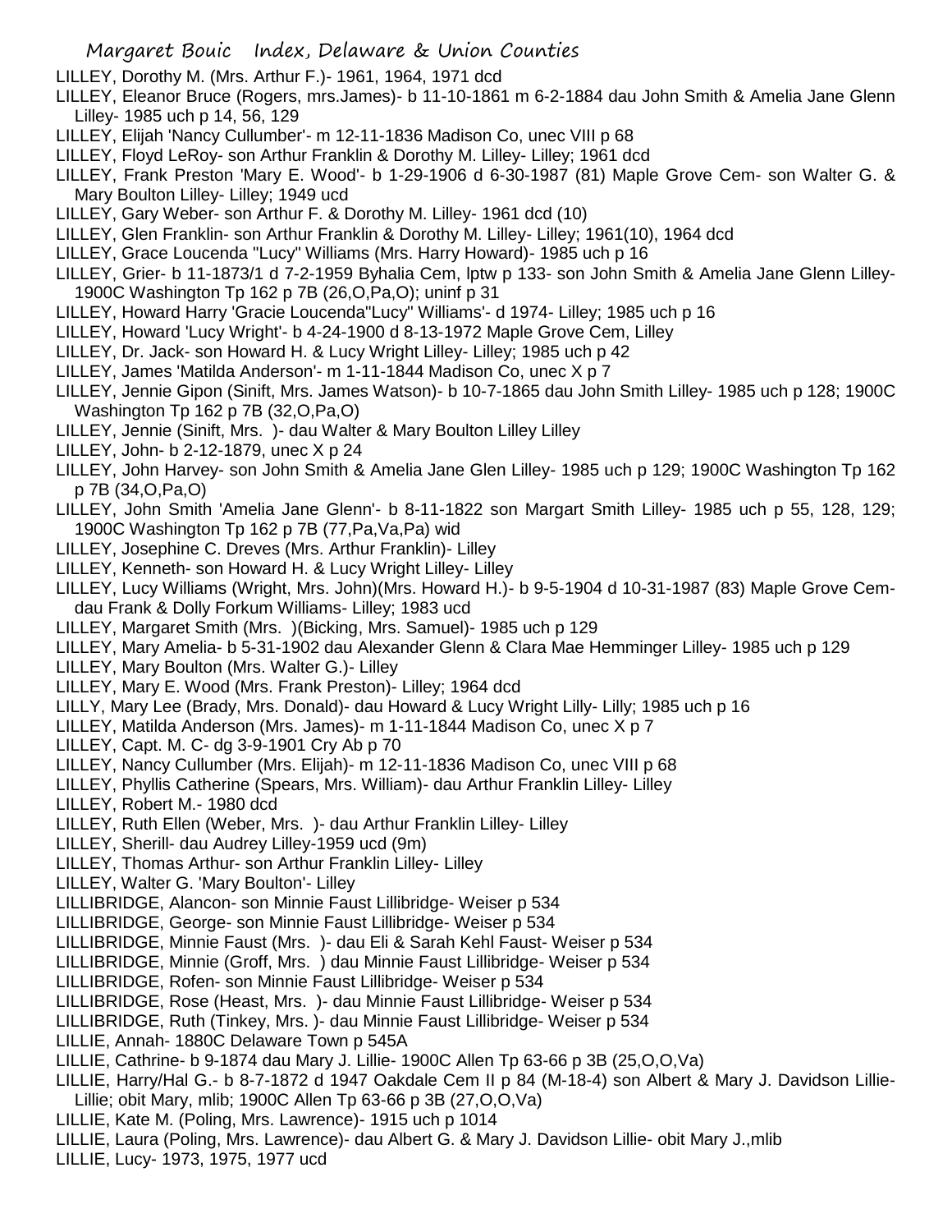LILLEY, Dorothy M. (Mrs. Arthur F.)- 1961, 1964, 1971 dcd

LILLEY, Eleanor Bruce (Rogers, mrs.James)- b 11-10-1861 m 6-2-1884 dau John Smith & Amelia Jane Glenn Lilley- 1985 uch p 14, 56, 129

LILLEY, Elijah 'Nancy Cullumber'- m 12-11-1836 Madison Co, unec VIII p 68

LILLEY, Floyd LeRoy- son Arthur Franklin & Dorothy M. Lilley- Lilley; 1961 dcd

LILLEY, Frank Preston 'Mary E. Wood'- b 1-29-1906 d 6-30-1987 (81) Maple Grove Cem- son Walter G. & Mary Boulton Lilley- Lilley; 1949 ucd

LILLEY, Gary Weber- son Arthur F. & Dorothy M. Lilley- 1961 dcd (10)

LILLEY, Glen Franklin- son Arthur Franklin & Dorothy M. Lilley- Lilley; 1961(10), 1964 dcd

LILLEY, Grace Loucenda "Lucy" Williams (Mrs. Harry Howard)- 1985 uch p 16

LILLEY, Grier- b 11-1873/1 d 7-2-1959 Byhalia Cem, lptw p 133- son John Smith & Amelia Jane Glenn Lilley- 1900C Washington Tp 162 p 7B (26,O,Pa,O); uninf p 31

LILLEY, Howard Harry 'Gracie Loucenda"Lucy" Williams'- d 1974- Lilley; 1985 uch p 16

LILLEY, Howard 'Lucy Wright'- b 4-24-1900 d 8-13-1972 Maple Grove Cem, Lilley

LILLEY, Dr. Jack- son Howard H. & Lucy Wright Lilley- Lilley; 1985 uch p 42

LILLEY, James 'Matilda Anderson'- m 1-11-1844 Madison Co, unec X p 7

LILLEY, Jennie Gipon (Sinift, Mrs. James Watson)- b 10-7-1865 dau John Smith Lilley- 1985 uch p 128; 1900C Washington Tp 162 p 7B (32,O,Pa,O)

LILLEY, Jennie (Sinift, Mrs. )- dau Walter & Mary Boulton Lilley Lilley

LILLEY, John- b 2-12-1879, unec X p 24

LILLEY, John Harvey- son John Smith & Amelia Jane Glen Lilley- 1985 uch p 129; 1900C Washington Tp 162 p 7B (34,O,Pa,O)

LILLEY, John Smith 'Amelia Jane Glenn'- b 8-11-1822 son Margart Smith Lilley- 1985 uch p 55, 128, 129; 1900C Washington Tp 162 p 7B (77,Pa,Va,Pa) wid

LILLEY, Josephine C. Dreves (Mrs. Arthur Franklin)- Lilley

LILLEY, Kenneth- son Howard H. & Lucy Wright Lilley- Lilley

LILLEY, Lucy Williams (Wright, Mrs. John)(Mrs. Howard H.)- b 9-5-1904 d 10-31-1987 (83) Maple Grove Cem- dau Frank & Dolly Forkum Williams- Lilley; 1983 ucd

LILLEY, Margaret Smith (Mrs. )(Bicking, Mrs. Samuel)- 1985 uch p 129

LILLEY, Mary Amelia- b 5-31-1902 dau Alexander Glenn & Clara Mae Hemminger Lilley- 1985 uch p 129

LILLEY, Mary Boulton (Mrs. Walter G.)- Lilley

LILLEY, Mary E. Wood (Mrs. Frank Preston)- Lilley; 1964 dcd

LILLY, Mary Lee (Brady, Mrs. Donald)- dau Howard & Lucy Wright Lilly- Lilly; 1985 uch p 16

LILLEY, Matilda Anderson (Mrs. James)- m 1-11-1844 Madison Co, unec X p 7

LILLEY, Capt. M. C- dg 3-9-1901 Cry Ab p 70

LILLEY, Nancy Cullumber (Mrs. Elijah)- m 12-11-1836 Madison Co, unec VIII p 68

LILLEY, Phyllis Catherine (Spears, Mrs. William)- dau Arthur Franklin Lilley- Lilley

LILLEY, Robert M.- 1980 dcd

LILLEY, Ruth Ellen (Weber, Mrs. )- dau Arthur Franklin Lilley- Lilley

LILLEY, Sherill- dau Audrey Lilley-1959 ucd (9m)

LILLEY, Thomas Arthur- son Arthur Franklin Lilley- Lilley

LILLEY, Walter G. 'Mary Boulton'- Lilley

LILLIBRIDGE, Alancon- son Minnie Faust Lillibridge- Weiser p 534

LILLIBRIDGE, George- son Minnie Faust Lillibridge- Weiser p 534

LILLIBRIDGE, Minnie Faust (Mrs. )- dau Eli & Sarah Kehl Faust- Weiser p 534

LILLIBRIDGE, Minnie (Groff, Mrs. ) dau Minnie Faust Lillibridge- Weiser p 534

LILLIBRIDGE, Rofen- son Minnie Faust Lillibridge- Weiser p 534

LILLIBRIDGE, Rose (Heast, Mrs. )- dau Minnie Faust Lillibridge- Weiser p 534

LILLIBRIDGE, Ruth (Tinkey, Mrs. )- dau Minnie Faust Lillibridge- Weiser p 534

LILLIE, Annah- 1880C Delaware Town p 545A

LILLIE, Cathrine- b 9-1874 dau Mary J. Lillie- 1900C Allen Tp 63-66 p 3B (25,O,O,Va)

LILLIE, Harry/Hal G.- b 8-7-1872 d 1947 Oakdale Cem II p 84 (M-18-4) son Albert & Mary J. Davidson Lillie- Lillie; obit Mary, mlib; 1900C Allen Tp 63-66 p 3B (27,O,O,Va)

LILLIE, Kate M. (Poling, Mrs. Lawrence)- 1915 uch p 1014

LILLIE, Laura (Poling, Mrs. Lawrence)- dau Albert G. & Mary J. Davidson Lillie- obit Mary J.,mlib

LILLIE, Lucy- 1973, 1975, 1977 ucd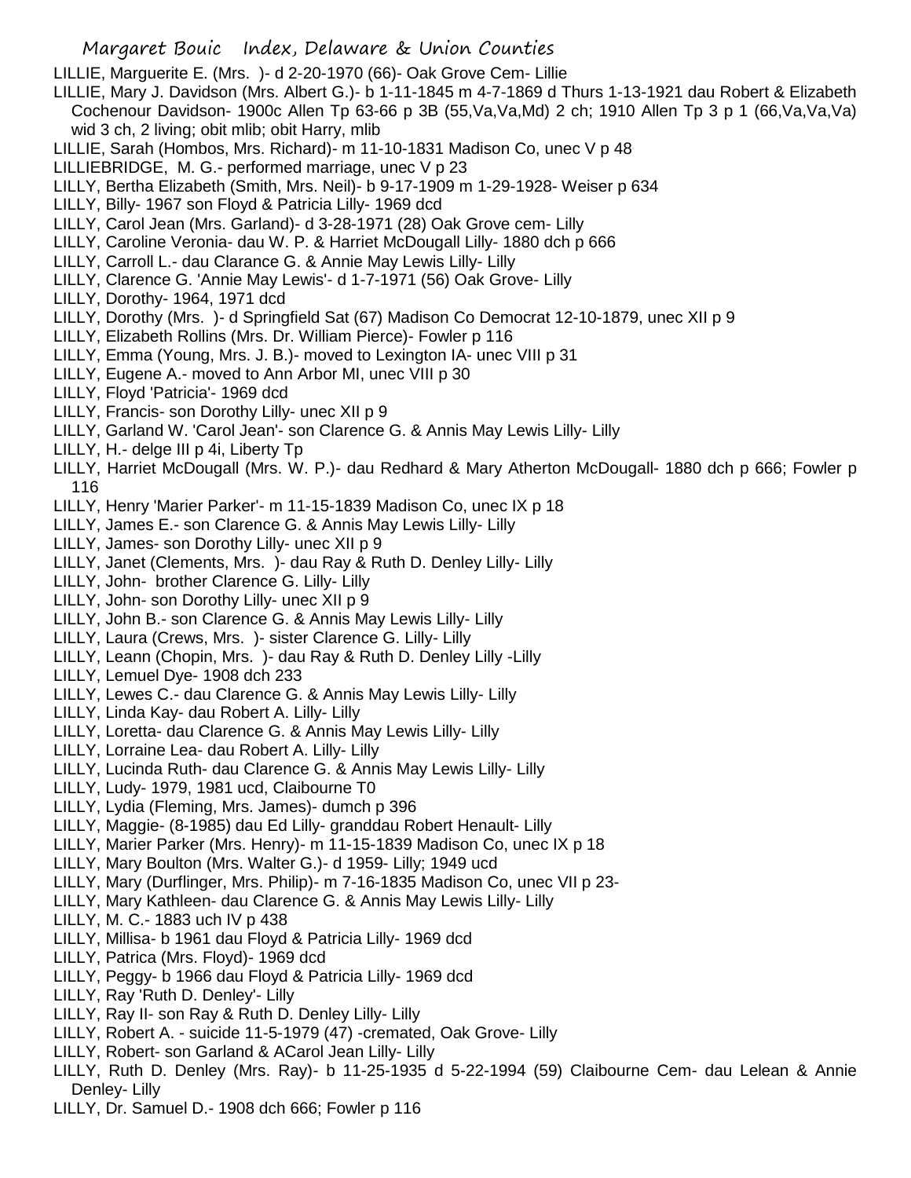LILLIE, Marguerite E. (Mrs. )- d 2-20-1970 (66)- Oak Grove Cem- Lillie

LILLIE, Mary J. Davidson (Mrs. Albert G.)- b 1-11-1845 m 4-7-1869 d Thurs 1-13-1921 dau Robert & Elizabeth Cochenour Davidson- 1900c Allen Tp 63-66 p 3B (55,Va,Va,Md) 2 ch; 1910 Allen Tp 3 p 1 (66,Va,Va,Va) wid 3 ch, 2 living; obit mlib; obit Harry, mlib

LILLIE, Sarah (Hombos, Mrs. Richard)- m 11-10-1831 Madison Co, unec V p 48

LILLIEBRIDGE, M. G.- performed marriage, unec V p 23

LILLY, Bertha Elizabeth (Smith, Mrs. Neil)- b 9-17-1909 m 1-29-1928- Weiser p 634

LILLY, Billy- 1967 son Floyd & Patricia Lilly- 1969 dcd

LILLY, Carol Jean (Mrs. Garland)- d 3-28-1971 (28) Oak Grove cem- Lilly

LILLY, Caroline Veronia- dau W. P. & Harriet McDougall Lilly- 1880 dch p 666

LILLY, Carroll L.- dau Clarance G. & Annie May Lewis Lilly- Lilly

LILLY, Clarence G. 'Annie May Lewis'- d 1-7-1971 (56) Oak Grove- Lilly

LILLY, Dorothy- 1964, 1971 dcd

LILLY, Dorothy (Mrs. )- d Springfield Sat (67) Madison Co Democrat 12-10-1879, unec XII p 9

LILLY, Elizabeth Rollins (Mrs. Dr. William Pierce)- Fowler p 116

LILLY, Emma (Young, Mrs. J. B.)- moved to Lexington IA- unec VIII p 31

LILLY, Eugene A.- moved to Ann Arbor MI, unec VIII p 30

LILLY, Floyd 'Patricia'- 1969 dcd

LILLY, Francis- son Dorothy Lilly- unec XII p 9

LILLY, Garland W. 'Carol Jean'- son Clarence G. & Annis May Lewis Lilly- Lilly

LILLY, H.- delge III p 4i, Liberty Tp

LILLY, Harriet McDougall (Mrs. W. P.)- dau Redhard & Mary Atherton McDougall- 1880 dch p 666; Fowler p 116

LILLY, Henry 'Marier Parker'- m 11-15-1839 Madison Co, unec IX p 18

LILLY, James E.- son Clarence G. & Annis May Lewis Lilly- Lilly

LILLY, James- son Dorothy Lilly- unec XII p 9

LILLY, Janet (Clements, Mrs. )- dau Ray & Ruth D. Denley Lilly- Lilly

LILLY, John- brother Clarence G. Lilly- Lilly

LILLY, John- son Dorothy Lilly- unec XII p 9

LILLY, John B.- son Clarence G. & Annis May Lewis Lilly- Lilly

LILLY, Laura (Crews, Mrs. )- sister Clarence G. Lilly- Lilly

LILLY, Leann (Chopin, Mrs. )- dau Ray & Ruth D. Denley Lilly -Lilly

LILLY, Lemuel Dye- 1908 dch 233

LILLY, Lewes C.- dau Clarence G. & Annis May Lewis Lilly- Lilly

LILLY, Linda Kay- dau Robert A. Lilly- Lilly

LILLY, Loretta- dau Clarence G. & Annis May Lewis Lilly- Lilly

LILLY, Lorraine Lea- dau Robert A. Lilly- Lilly

LILLY, Lucinda Ruth- dau Clarence G. & Annis May Lewis Lilly- Lilly

LILLY, Ludy- 1979, 1981 ucd, Claibourne T0

LILLY, Lydia (Fleming, Mrs. James)- dumch p 396

LILLY, Maggie- (8-1985) dau Ed Lilly- granddau Robert Henault- Lilly

LILLY, Marier Parker (Mrs. Henry)- m 11-15-1839 Madison Co, unec IX p 18

LILLY, Mary Boulton (Mrs. Walter G.)- d 1959- Lilly; 1949 ucd

LILLY, Mary (Durflinger, Mrs. Philip)- m 7-16-1835 Madison Co, unec VII p 23-

LILLY, Mary Kathleen- dau Clarence G. & Annis May Lewis Lilly- Lilly

LILLY, M. C.- 1883 uch IV p 438

LILLY, Millisa- b 1961 dau Floyd & Patricia Lilly- 1969 dcd

LILLY, Patrica (Mrs. Floyd)- 1969 dcd

LILLY, Peggy- b 1966 dau Floyd & Patricia Lilly- 1969 dcd

LILLY, Ray 'Ruth D. Denley'- Lilly

LILLY, Ray II- son Ray & Ruth D. Denley Lilly- Lilly

LILLY, Robert A. - suicide 11-5-1979 (47) -cremated, Oak Grove- Lilly

LILLY, Robert- son Garland & ACarol Jean Lilly- Lilly

LILLY, Ruth D. Denley (Mrs. Ray)- b 11-25-1935 d 5-22-1994 (59) Claibourne Cem- dau Lelean & Annie Denley- Lilly

LILLY, Dr. Samuel D.- 1908 dch 666; Fowler p 116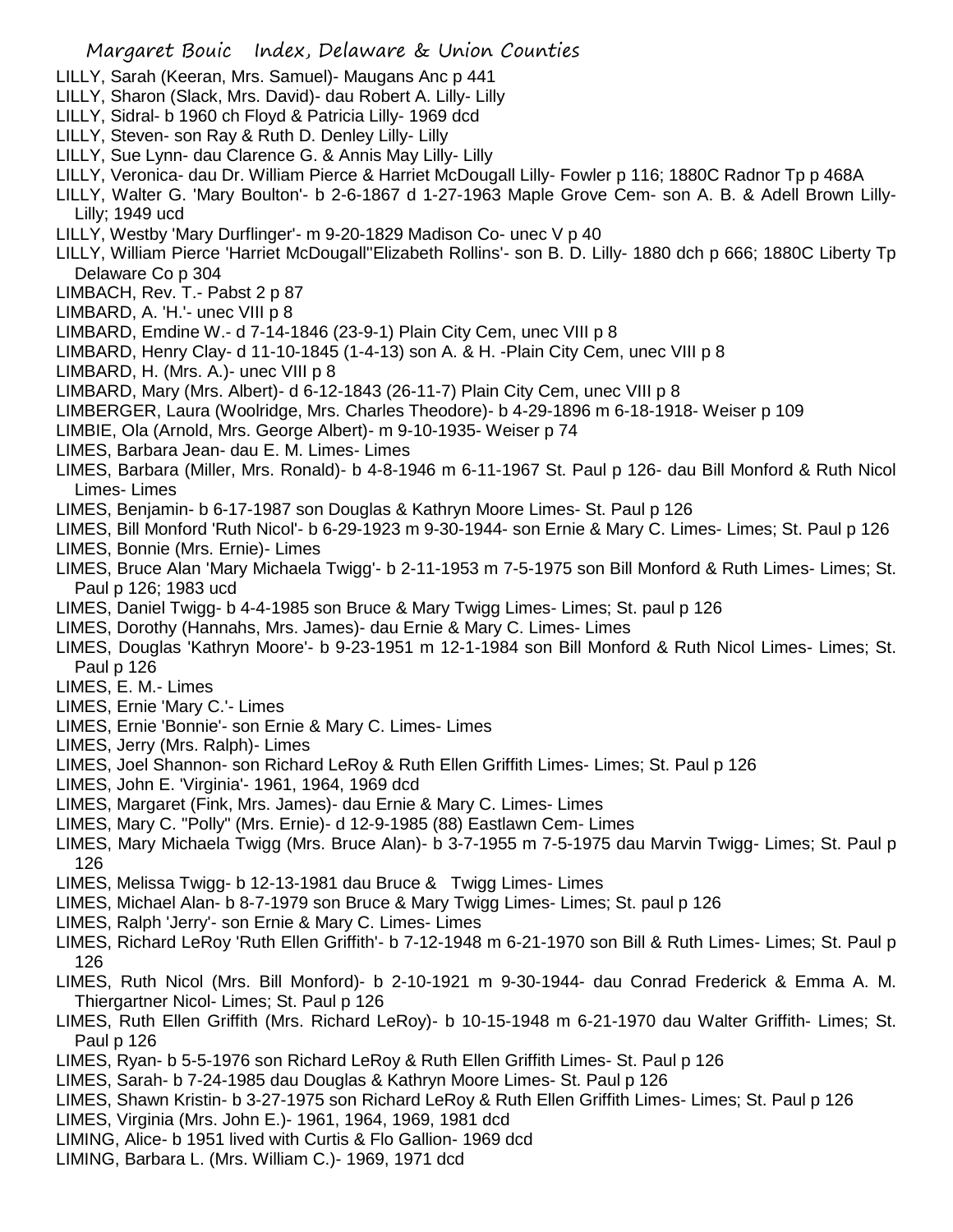LILLY, Sarah (Keeran, Mrs. Samuel)- Maugans Anc p 441

LILLY, Sharon (Slack, Mrs. David)- dau Robert A. Lilly- Lilly

LILLY, Sidral- b 1960 ch Floyd & Patricia Lilly- 1969 dcd

LILLY, Steven- son Ray & Ruth D. Denley Lilly- Lilly

LILLY, Sue Lynn- dau Clarence G. & Annis May Lilly- Lilly

LILLY, Veronica- dau Dr. William Pierce & Harriet McDougall Lilly- Fowler p 116; 1880C Radnor Tp p 468A

LILLY, Walter G. 'Mary Boulton'- b 2-6-1867 d 1-27-1963 Maple Grove Cem- son A. B. & Adell Brown Lilly- Lilly; 1949 ucd

LILLY, Westby 'Mary Durflinger'- m 9-20-1829 Madison Co- unec V p 40

LILLY, William Pierce 'Harriet McDougall''Elizabeth Rollins'- son B. D. Lilly- 1880 dch p 666; 1880C Liberty Tp Delaware Co p 304

LIMBACH, Rev. T.- Pabst 2 p 87

LIMBARD, A. 'H.'- unec VIII p 8

LIMBARD, Emdine W.- d 7-14-1846 (23-9-1) Plain City Cem, unec VIII p 8

LIMBARD, Henry Clay- d 11-10-1845 (1-4-13) son A. & H. -Plain City Cem, unec VIII p 8

LIMBARD, H. (Mrs. A.)- unec VIII p 8

LIMBARD, Mary (Mrs. Albert)- d 6-12-1843 (26-11-7) Plain City Cem, unec VIII p 8

LIMBERGER, Laura (Woolridge, Mrs. Charles Theodore)- b 4-29-1896 m 6-18-1918- Weiser p 109

LIMBIE, Ola (Arnold, Mrs. George Albert)- m 9-10-1935- Weiser p 74

LIMES, Barbara Jean- dau E. M. Limes- Limes

LIMES, Barbara (Miller, Mrs. Ronald)- b 4-8-1946 m 6-11-1967 St. Paul p 126- dau Bill Monford & Ruth Nicol Limes- Limes

LIMES, Benjamin- b 6-17-1987 son Douglas & Kathryn Moore Limes- St. Paul p 126

LIMES, Bill Monford 'Ruth Nicol'- b 6-29-1923 m 9-30-1944- son Ernie & Mary C. Limes- Limes; St. Paul p 126

LIMES, Bonnie (Mrs. Ernie)- Limes

LIMES, Bruce Alan 'Mary Michaela Twigg'- b 2-11-1953 m 7-5-1975 son Bill Monford & Ruth Limes- Limes; St. Paul p 126; 1983 ucd

LIMES, Daniel Twigg- b 4-4-1985 son Bruce & Mary Twigg Limes- Limes; St. paul p 126

LIMES, Dorothy (Hannahs, Mrs. James)- dau Ernie & Mary C. Limes- Limes

LIMES, Douglas 'Kathryn Moore'- b 9-23-1951 m 12-1-1984 son Bill Monford & Ruth Nicol Limes- Limes; St. Paul p 126

LIMES, E. M.- Limes

LIMES, Ernie 'Mary C.'- Limes

LIMES, Ernie 'Bonnie'- son Ernie & Mary C. Limes- Limes

LIMES, Jerry (Mrs. Ralph)- Limes

LIMES, Joel Shannon- son Richard LeRoy & Ruth Ellen Griffith Limes- Limes; St. Paul p 126

LIMES, John E. 'Virginia'- 1961, 1964, 1969 dcd

LIMES, Margaret (Fink, Mrs. James)- dau Ernie & Mary C. Limes- Limes

LIMES, Mary C. "Polly" (Mrs. Ernie)- d 12-9-1985 (88) Eastlawn Cem- Limes

LIMES, Mary Michaela Twigg (Mrs. Bruce Alan)- b 3-7-1955 m 7-5-1975 dau Marvin Twigg- Limes; St. Paul p 126

LIMES, Melissa Twigg- b 12-13-1981 dau Bruce & Twigg Limes- Limes

LIMES, Michael Alan- b 8-7-1979 son Bruce & Mary Twigg Limes- Limes; St. paul p 126

LIMES, Ralph 'Jerry'- son Ernie & Mary C. Limes- Limes

LIMES, Richard LeRoy 'Ruth Ellen Griffith'- b 7-12-1948 m 6-21-1970 son Bill & Ruth Limes- Limes; St. Paul p 126

LIMES, Ruth Nicol (Mrs. Bill Monford)- b 2-10-1921 m 9-30-1944- dau Conrad Frederick & Emma A. M. Thiergartner Nicol- Limes; St. Paul p 126

LIMES, Ruth Ellen Griffith (Mrs. Richard LeRoy)- b 10-15-1948 m 6-21-1970 dau Walter Griffith- Limes; St. Paul p 126

LIMES, Ryan- b 5-5-1976 son Richard LeRoy & Ruth Ellen Griffith Limes- St. Paul p 126

LIMES, Sarah- b 7-24-1985 dau Douglas & Kathryn Moore Limes- St. Paul p 126

LIMES, Shawn Kristin- b 3-27-1975 son Richard LeRoy & Ruth Ellen Griffith Limes- Limes; St. Paul p 126

LIMES, Virginia (Mrs. John E.)- 1961, 1964, 1969, 1981 dcd

LIMING, Alice- b 1951 lived with Curtis & Flo Gallion- 1969 dcd

LIMING, Barbara L. (Mrs. William C.)- 1969, 1971 dcd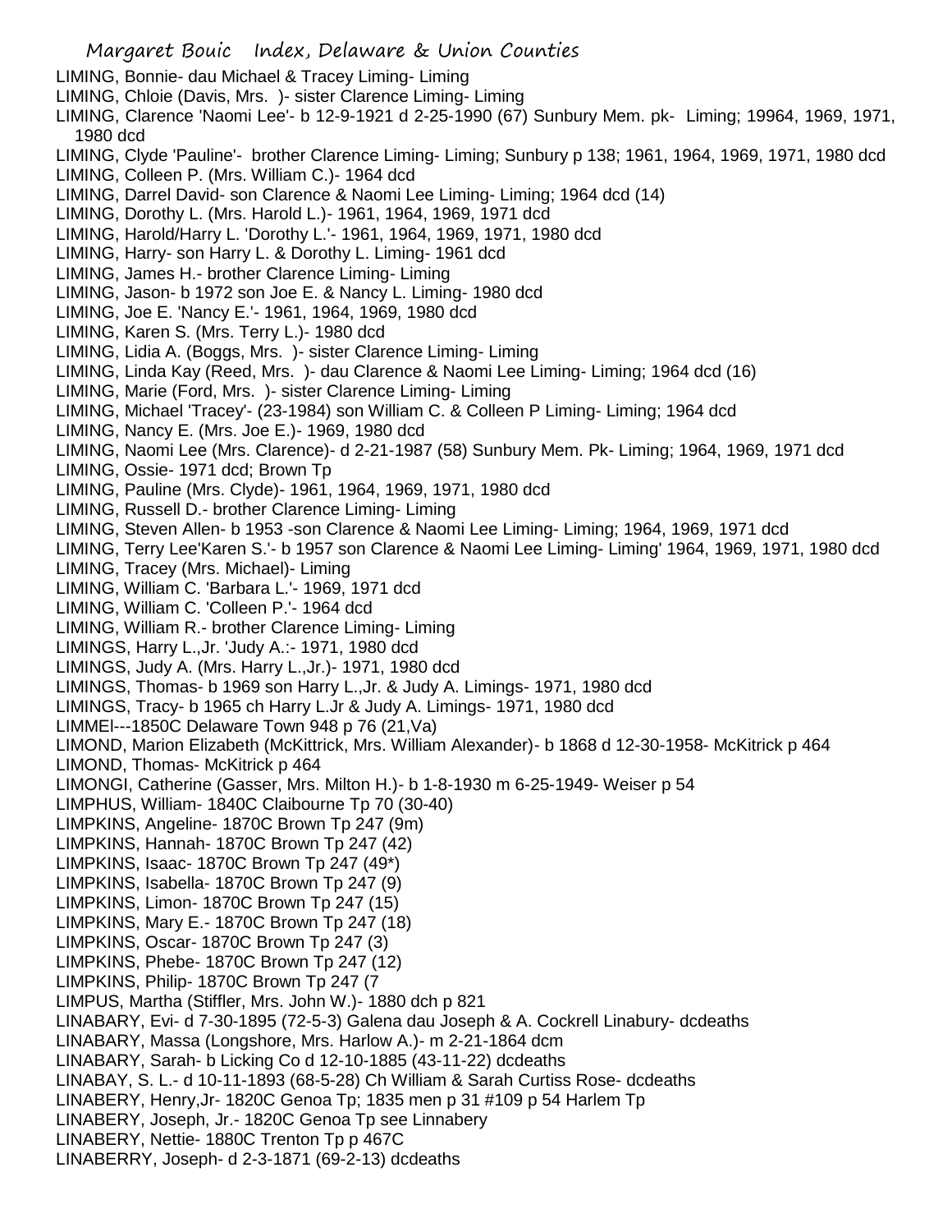LIMING, Bonnie- dau Michael & Tracey Liming- Liming
LIMING, Chloie (Davis, Mrs. )- sister Clarence Liming- Liming
LIMING, Clarence 'Naomi Lee'- b 12-9-1921 d 2-25-1990 (67) Sunbury Mem. pk- Liming; 19964, 1969, 1971, 1980 dcd
LIMING, Clyde 'Pauline'- brother Clarence Liming- Liming; Sunbury p 138; 1961, 1964, 1969, 1971, 1980 dcd
LIMING, Colleen P. (Mrs. William C.)- 1964 dcd
LIMING, Darrel David- son Clarence & Naomi Lee Liming- Liming; 1964 dcd (14)
LIMING, Dorothy L. (Mrs. Harold L.)- 1961, 1964, 1969, 1971 dcd
LIMING, Harold/Harry L. 'Dorothy L.'- 1961, 1964, 1969, 1971, 1980 dcd
LIMING, Harry- son Harry L. & Dorothy L. Liming- 1961 dcd
LIMING, James H.- brother Clarence Liming- Liming
LIMING, Jason- b 1972 son Joe E. & Nancy L. Liming- 1980 dcd
LIMING, Joe E. 'Nancy E.'- 1961, 1964, 1969, 1980 dcd
LIMING, Karen S. (Mrs. Terry L.)- 1980 dcd
LIMING, Lidia A. (Boggs, Mrs. )- sister Clarence Liming- Liming
LIMING, Linda Kay (Reed, Mrs. )- dau Clarence & Naomi Lee Liming- Liming; 1964 dcd (16)
LIMING, Marie (Ford, Mrs. )- sister Clarence Liming- Liming
LIMING, Michael 'Tracey'- (23-1984) son William C. & Colleen P Liming- Liming; 1964 dcd
LIMING, Nancy E. (Mrs. Joe E.)- 1969, 1980 dcd
LIMING, Naomi Lee (Mrs. Clarence)- d 2-21-1987 (58) Sunbury Mem. Pk- Liming; 1964, 1969, 1971 dcd
LIMING, Ossie- 1971 dcd; Brown Tp
LIMING, Pauline (Mrs. Clyde)- 1961, 1964, 1969, 1971, 1980 dcd
LIMING, Russell D.- brother Clarence Liming- Liming
LIMING, Steven Allen- b 1953 -son Clarence & Naomi Lee Liming- Liming; 1964, 1969, 1971 dcd
LIMING, Terry Lee'Karen S.'- b 1957 son Clarence & Naomi Lee Liming- Liming' 1964, 1969, 1971, 1980 dcd
LIMING, Tracey (Mrs. Michael)- Liming
LIMING, William C. 'Barbara L.'- 1969, 1971 dcd
LIMING, William C. 'Colleen P.'- 1964 dcd
LIMING, William R.- brother Clarence Liming- Liming
LIMINGS, Harry L.,Jr. 'Judy A.:- 1971, 1980 dcd
LIMINGS, Judy A. (Mrs. Harry L.,Jr.)- 1971, 1980 dcd
LIMINGS, Thomas- b 1969 son Harry L.,Jr. & Judy A. Limings- 1971, 1980 dcd
LIMINGS, Tracy- b 1965 ch Harry L.Jr & Judy A. Limings- 1971, 1980 dcd
LIMMEl---1850C Delaware Town 948 p 76 (21,Va)
LIMOND, Marion Elizabeth (McKittrick, Mrs. William Alexander)- b 1868 d 12-30-1958- McKitrick p 464
LIMOND, Thomas- McKitrick p 464
LIMONGI, Catherine (Gasser, Mrs. Milton H.)- b 1-8-1930 m 6-25-1949- Weiser p 54
LIMPHUS, William- 1840C Claibourne Tp 70 (30-40)
LIMPKINS, Angeline- 1870C Brown Tp 247 (9m)
LIMPKINS, Hannah- 1870C Brown Tp 247 (42)
LIMPKINS, Isaac- 1870C Brown Tp 247 (49*)
LIMPKINS, Isabella- 1870C Brown Tp 247 (9)
LIMPKINS, Limon- 1870C Brown Tp 247 (15)
LIMPKINS, Mary E.- 1870C Brown Tp 247 (18)
LIMPKINS, Oscar- 1870C Brown Tp 247 (3)
LIMPKINS, Phebe- 1870C Brown Tp 247 (12)
LIMPKINS, Philip- 1870C Brown Tp 247 (7
LIMPUS, Martha (Stiffler, Mrs. John W.)- 1880 dch p 821
LINABARY, Evi- d 7-30-1895 (72-5-3) Galena dau Joseph & A. Cockrell Linabury- dcdeaths
LINABARY, Massa (Longshore, Mrs. Harlow A.)- m 2-21-1864 dcm
LINABARY, Sarah- b Licking Co d 12-10-1885 (43-11-22) dcdeaths
LINABAY, S. L.- d 10-11-1893 (68-5-28) Ch William & Sarah Curtiss Rose- dcdeaths
LINABERY, Henry,Jr- 1820C Genoa Tp; 1835 men p 31 #109 p 54 Harlem Tp
LINABERY, Joseph, Jr.- 1820C Genoa Tp see Linnabery
LINABERY, Nettie- 1880C Trenton Tp p 467C
LINABERRY, Joseph- d 2-3-1871 (69-2-13) dcdeaths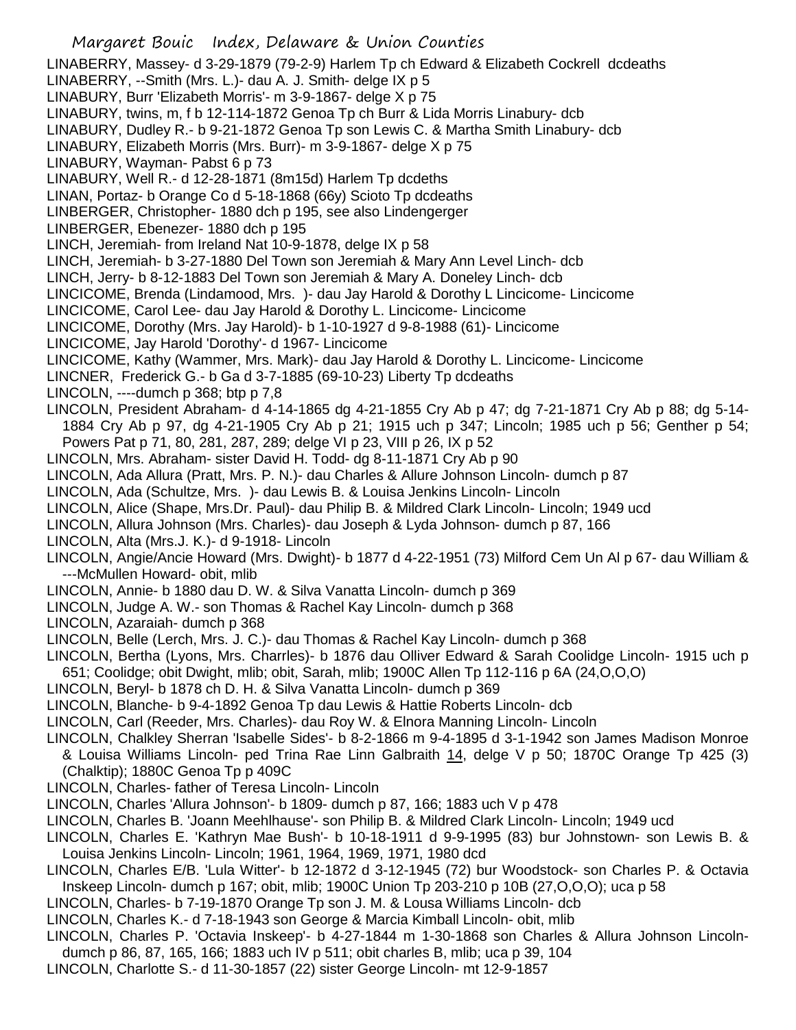LINABERRY, Massey- d 3-29-1879 (79-2-9) Harlem Tp ch Edward & Elizabeth Cockrell dcdeaths
LINABERRY, --Smith (Mrs. L.)- dau A. J. Smith- delge IX p 5
LINABURY, Burr 'Elizabeth Morris'- m 3-9-1867- delge X p 75
LINABURY, twins, m, f b 12-114-1872 Genoa Tp ch Burr & Lida Morris Linabury- dcb
LINABURY, Dudley R.- b 9-21-1872 Genoa Tp son Lewis C. & Martha Smith Linabury- dcb
LINABURY, Elizabeth Morris (Mrs. Burr)- m 3-9-1867- delge X p 75
LINABURY, Wayman- Pabst 6 p 73
LINABURY, Well R.- d 12-28-1871 (8m15d) Harlem Tp dcdeths
LINAN, Portaz- b Orange Co d 5-18-1868 (66y) Scioto Tp dcdeaths
LINBERGER, Christopher- 1880 dch p 195, see also Lindengerger
LINBERGER, Ebenezer- 1880 dch p 195
LINCH, Jeremiah- from Ireland Nat 10-9-1878, delge IX p 58
LINCH, Jeremiah- b 3-27-1880 Del Town son Jeremiah & Mary Ann Level Linch- dcb
LINCH, Jerry- b 8-12-1883 Del Town son Jeremiah & Mary A. Doneley Linch- dcb
LINCICOME, Brenda (Lindamood, Mrs. )- dau Jay Harold & Dorothy L Lincicome- Lincicome
LINCICOME, Carol Lee- dau Jay Harold & Dorothy L. Lincicome- Lincicome
LINCICOME, Dorothy (Mrs. Jay Harold)- b 1-10-1927 d 9-8-1988 (61)- Lincicome
LINCICOME, Jay Harold 'Dorothy'- d 1967- Lincicome
LINCICOME, Kathy (Wammer, Mrs. Mark)- dau Jay Harold & Dorothy L. Lincicome- Lincicome
LINCNER, Frederick G.- b Ga d 3-7-1885 (69-10-23) Liberty Tp dcdeaths
LINCOLN, ----dumch p 368; btp p 7,8
LINCOLN, President Abraham- d 4-14-1865 dg 4-21-1855 Cry Ab p 47; dg 7-21-1871 Cry Ab p 88; dg 5-14-1884 Cry Ab p 97, dg 4-21-1905 Cry Ab p 21; 1915 uch p 347; Lincoln; 1985 uch p 56; Genther p 54; Powers Pat p 71, 80, 281, 287, 289; delge VI p 23, VIII p 26, IX p 52
LINCOLN, Mrs. Abraham- sister David H. Todd- dg 8-11-1871 Cry Ab p 90
LINCOLN, Ada Allura (Pratt, Mrs. P. N.)- dau Charles & Allure Johnson Lincoln- dumch p 87
LINCOLN, Ada (Schultze, Mrs. )- dau Lewis B. & Louisa Jenkins Lincoln- Lincoln
LINCOLN, Alice (Shape, Mrs.Dr. Paul)- dau Philip B. & Mildred Clark Lincoln- Lincoln; 1949 ucd
LINCOLN, Allura Johnson (Mrs. Charles)- dau Joseph & Lyda Johnson- dumch p 87, 166
LINCOLN, Alta (Mrs.J. K.)- d 9-1918- Lincoln
LINCOLN, Angie/Ancie Howard (Mrs. Dwight)- b 1877 d 4-22-1951 (73) Milford Cem Un Al p 67- dau William & ---McMullen Howard- obit, mlib
LINCOLN, Annie- b 1880 dau D. W. & Silva Vanatta Lincoln- dumch p 369
LINCOLN, Judge A. W.- son Thomas & Rachel Kay Lincoln- dumch p 368
LINCOLN, Azaraiah- dumch p 368
LINCOLN, Belle (Lerch, Mrs. J. C.)- dau Thomas & Rachel Kay Lincoln- dumch p 368
LINCOLN, Bertha (Lyons, Mrs. Charrles)- b 1876 dau Olliver Edward & Sarah Coolidge Lincoln- 1915 uch p 651; Coolidge; obit Dwight, mlib; obit, Sarah, mlib; 1900C Allen Tp 112-116 p 6A (24,O,O,O)
LINCOLN, Beryl- b 1878 ch D. H. & Silva Vanatta Lincoln- dumch p 369
LINCOLN, Blanche- b 9-4-1892 Genoa Tp dau Lewis & Hattie Roberts Lincoln- dcb
LINCOLN, Carl (Reeder, Mrs. Charles)- dau Roy W. & Elnora Manning Lincoln- Lincoln
LINCOLN, Chalkley Sherran 'Isabelle Sides'- b 8-2-1866 m 9-4-1895 d 3-1-1942 son James Madison Monroe & Louisa Williams Lincoln- ped Trina Rae Linn Galbraith 14, delge V p 50; 1870C Orange Tp 425 (3) (Chalktip); 1880C Genoa Tp p 409C
LINCOLN, Charles- father of Teresa Lincoln- Lincoln
LINCOLN, Charles 'Allura Johnson'- b 1809- dumch p 87, 166; 1883 uch V p 478
LINCOLN, Charles B. 'Joann Meehlhause'- son Philip B. & Mildred Clark Lincoln- Lincoln; 1949 ucd
LINCOLN, Charles E. 'Kathryn Mae Bush'- b 10-18-1911 d 9-9-1995 (83) bur Johnstown- son Lewis B. & Louisa Jenkins Lincoln- Lincoln; 1961, 1964, 1969, 1971, 1980 dcd
LINCOLN, Charles E/B. 'Lula Witter'- b 12-1872 d 3-12-1945 (72) bur Woodstock- son Charles P. & Octavia Inskeep Lincoln- dumch p 167; obit, mlib; 1900C Union Tp 203-210 p 10B (27,O,O,O); uca p 58
LINCOLN, Charles- b 7-19-1870 Orange Tp son J. M. & Lousa Williams Lincoln- dcb
LINCOLN, Charles K.- d 7-18-1943 son George & Marcia Kimball Lincoln- obit, mlib
LINCOLN, Charles P. 'Octavia Inskeep'- b 4-27-1844 m 1-30-1868 son Charles & Allura Johnson Lincoln- dumch p 86, 87, 165, 166; 1883 uch IV p 511; obit charles B, mlib; uca p 39, 104
LINCOLN, Charlotte S.- d 11-30-1857 (22) sister George Lincoln- mt 12-9-1857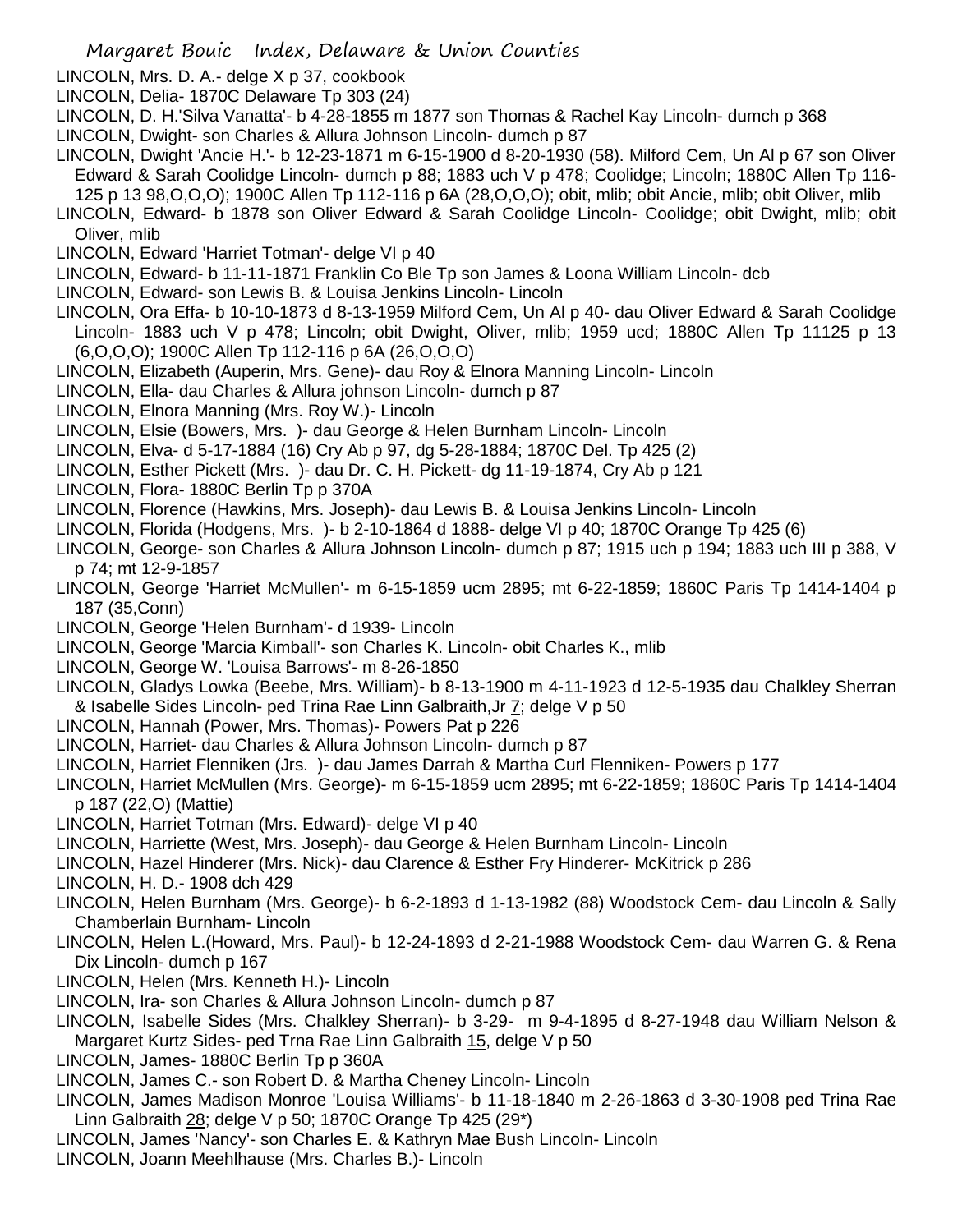LINCOLN, Mrs. D. A.- delge X p 37, cookbook

LINCOLN, Delia- 1870C Delaware Tp 303 (24)

LINCOLN, D. H.'Silva Vanatta'- b 4-28-1855 m 1877 son Thomas & Rachel Kay Lincoln- dumch p 368

LINCOLN, Dwight- son Charles & Allura Johnson Lincoln- dumch p 87

LINCOLN, Dwight 'Ancie H.'- b 12-23-1871 m 6-15-1900 d 8-20-1930 (58). Milford Cem, Un Al p 67 son Oliver Edward & Sarah Coolidge Lincoln- dumch p 88; 1883 uch V p 478; Coolidge; Lincoln; 1880C Allen Tp 116-125 p 13 98,O,O,O); 1900C Allen Tp 112-116 p 6A (28,O,O,O); obit, mlib; obit Ancie, mlib; obit Oliver, mlib

LINCOLN, Edward- b 1878 son Oliver Edward & Sarah Coolidge Lincoln- Coolidge; obit Dwight, mlib; obit Oliver, mlib

LINCOLN, Edward 'Harriet Totman'- delge VI p 40

LINCOLN, Edward- b 11-11-1871 Franklin Co Ble Tp son James & Loona William Lincoln- dcb

LINCOLN, Edward- son Lewis B. & Louisa Jenkins Lincoln- Lincoln

LINCOLN, Ora Effa- b 10-10-1873 d 8-13-1959 Milford Cem, Un Al p 40- dau Oliver Edward & Sarah Coolidge Lincoln- 1883 uch V p 478; Lincoln; obit Dwight, Oliver, mlib; 1959 ucd; 1880C Allen Tp 11125 p 13 (6,O,O,O); 1900C Allen Tp 112-116 p 6A (26,O,O,O)

LINCOLN, Elizabeth (Auperin, Mrs. Gene)- dau Roy & Elnora Manning Lincoln- Lincoln

LINCOLN, Ella- dau Charles & Allura johnson Lincoln- dumch p 87

LINCOLN, Elnora Manning (Mrs. Roy W.)- Lincoln

LINCOLN, Elsie (Bowers, Mrs. )- dau George & Helen Burnham Lincoln- Lincoln

LINCOLN, Elva- d 5-17-1884 (16) Cry Ab p 97, dg 5-28-1884; 1870C Del. Tp 425 (2)

LINCOLN, Esther Pickett (Mrs. )- dau Dr. C. H. Pickett- dg 11-19-1874, Cry Ab p 121

LINCOLN, Flora- 1880C Berlin Tp p 370A

LINCOLN, Florence (Hawkins, Mrs. Joseph)- dau Lewis B. & Louisa Jenkins Lincoln- Lincoln

LINCOLN, Florida (Hodgens, Mrs. )- b 2-10-1864 d 1888- delge VI p 40; 1870C Orange Tp 425 (6)

LINCOLN, George- son Charles & Allura Johnson Lincoln- dumch p 87; 1915 uch p 194; 1883 uch III p 388, V p 74; mt 12-9-1857

LINCOLN, George 'Harriet McMullen'- m 6-15-1859 ucm 2895; mt 6-22-1859; 1860C Paris Tp 1414-1404 p 187 (35,Conn)

LINCOLN, George 'Helen Burnham'- d 1939- Lincoln

LINCOLN, George 'Marcia Kimball'- son Charles K. Lincoln- obit Charles K., mlib

LINCOLN, George W. 'Louisa Barrows'- m 8-26-1850

LINCOLN, Gladys Lowka (Beebe, Mrs. William)- b 8-13-1900 m 4-11-1923 d 12-5-1935 dau Chalkley Sherran & Isabelle Sides Lincoln- ped Trina Rae Linn Galbraith,Jr 7; delge V p 50

LINCOLN, Hannah (Power, Mrs. Thomas)- Powers Pat p 226

LINCOLN, Harriet- dau Charles & Allura Johnson Lincoln- dumch p 87

LINCOLN, Harriet Flenniken (Jrs. )- dau James Darrah & Martha Curl Flenniken- Powers p 177

LINCOLN, Harriet McMullen (Mrs. George)- m 6-15-1859 ucm 2895; mt 6-22-1859; 1860C Paris Tp 1414-1404 p 187 (22,O) (Mattie)

LINCOLN, Harriet Totman (Mrs. Edward)- delge VI p 40

LINCOLN, Harriette (West, Mrs. Joseph)- dau George & Helen Burnham Lincoln- Lincoln

LINCOLN, Hazel Hinderer (Mrs. Nick)- dau Clarence & Esther Fry Hinderer- McKitrick p 286

LINCOLN, H. D.- 1908 dch 429

LINCOLN, Helen Burnham (Mrs. George)- b 6-2-1893 d 1-13-1982 (88) Woodstock Cem- dau Lincoln & Sally Chamberlain Burnham- Lincoln

LINCOLN, Helen L.(Howard, Mrs. Paul)- b 12-24-1893 d 2-21-1988 Woodstock Cem- dau Warren G. & Rena Dix Lincoln- dumch p 167

LINCOLN, Helen (Mrs. Kenneth H.)- Lincoln

LINCOLN, Ira- son Charles & Allura Johnson Lincoln- dumch p 87

LINCOLN, Isabelle Sides (Mrs. Chalkley Sherran)- b 3-29- m 9-4-1895 d 8-27-1948 dau William Nelson & Margaret Kurtz Sides- ped Trna Rae Linn Galbraith 15, delge V p 50

LINCOLN, James- 1880C Berlin Tp p 360A

LINCOLN, James C.- son Robert D. & Martha Cheney Lincoln- Lincoln

LINCOLN, James Madison Monroe 'Louisa Williams'- b 11-18-1840 m 2-26-1863 d 3-30-1908 ped Trina Rae Linn Galbraith 28; delge V p 50; 1870C Orange Tp 425 (29*)

LINCOLN, James 'Nancy'- son Charles E. & Kathryn Mae Bush Lincoln- Lincoln

LINCOLN, Joann Meehlhause (Mrs. Charles B.)- Lincoln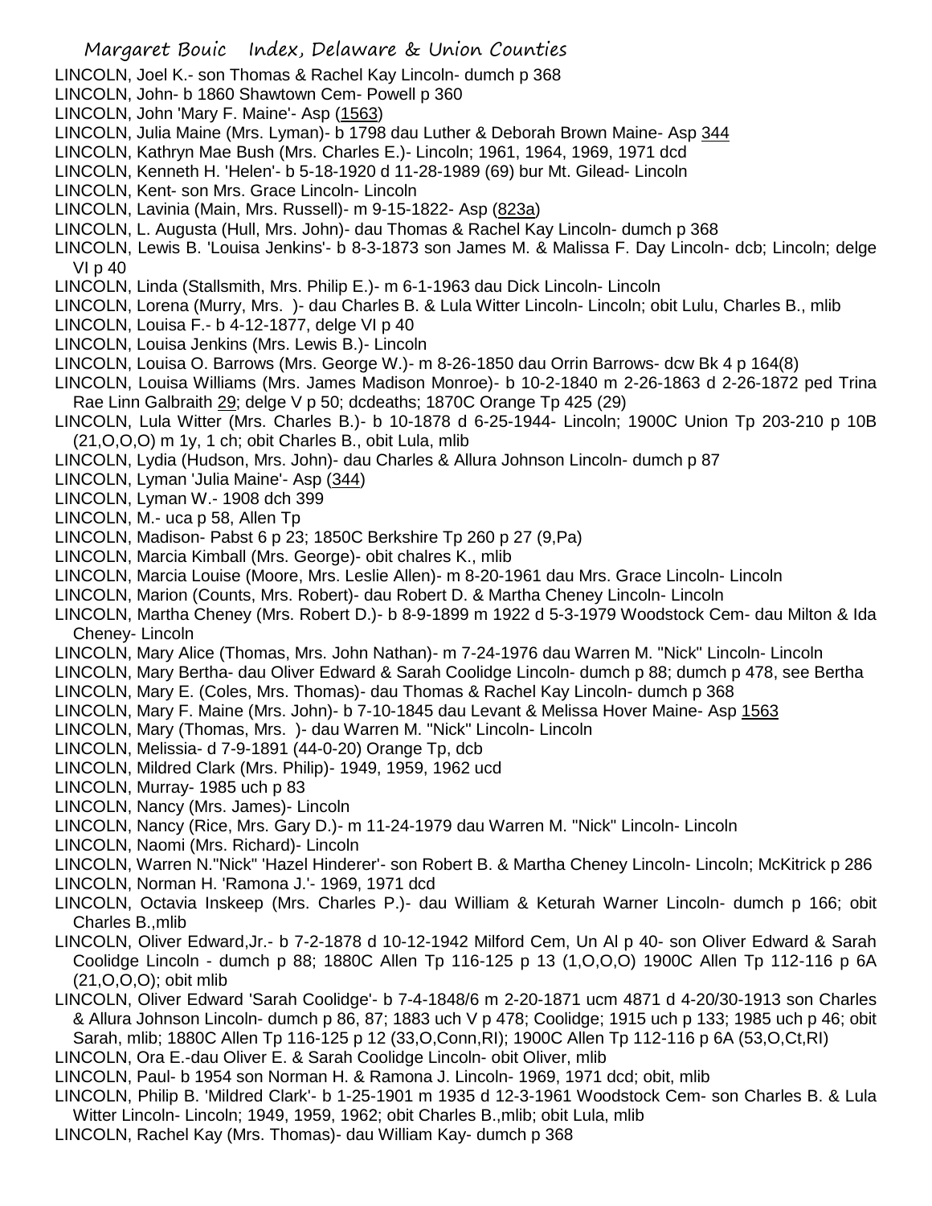LINCOLN, Joel K.- son Thomas & Rachel Kay Lincoln- dumch p 368

LINCOLN, John- b 1860 Shawtown Cem- Powell p 360

LINCOLN, John 'Mary F. Maine'- Asp (1563)

LINCOLN, Julia Maine (Mrs. Lyman)- b 1798 dau Luther & Deborah Brown Maine- Asp 344

LINCOLN, Kathryn Mae Bush (Mrs. Charles E.)- Lincoln; 1961, 1964, 1969, 1971 dcd

LINCOLN, Kenneth H. 'Helen'- b 5-18-1920 d 11-28-1989 (69) bur Mt. Gilead- Lincoln

LINCOLN, Kent- son Mrs. Grace Lincoln- Lincoln

LINCOLN, Lavinia (Main, Mrs. Russell)- m 9-15-1822- Asp (823a)

LINCOLN, L. Augusta (Hull, Mrs. John)- dau Thomas & Rachel Kay Lincoln- dumch p 368

LINCOLN, Lewis B. 'Louisa Jenkins'- b 8-3-1873 son James M. & Malissa F. Day Lincoln- dcb; Lincoln; delge VI p 40

LINCOLN, Linda (Stallsmith, Mrs. Philip E.)- m 6-1-1963 dau Dick Lincoln- Lincoln

LINCOLN, Lorena (Murry, Mrs. )- dau Charles B. & Lula Witter Lincoln- Lincoln; obit Lulu, Charles B., mlib

LINCOLN, Louisa F.- b 4-12-1877, delge VI p 40

LINCOLN, Louisa Jenkins (Mrs. Lewis B.)- Lincoln

LINCOLN, Louisa O. Barrows (Mrs. George W.)- m 8-26-1850 dau Orrin Barrows- dcw Bk 4 p 164(8)

LINCOLN, Louisa Williams (Mrs. James Madison Monroe)- b 10-2-1840 m 2-26-1863 d 2-26-1872 ped Trina Rae Linn Galbraith 29; delge V p 50; dcdeaths; 1870C Orange Tp 425 (29)

LINCOLN, Lula Witter (Mrs. Charles B.)- b 10-1878 d 6-25-1944- Lincoln; 1900C Union Tp 203-210 p 10B (21,O,O,O) m 1y, 1 ch; obit Charles B., obit Lula, mlib

LINCOLN, Lydia (Hudson, Mrs. John)- dau Charles & Allura Johnson Lincoln- dumch p 87

LINCOLN, Lyman 'Julia Maine'- Asp (344)

LINCOLN, Lyman W.- 1908 dch 399

LINCOLN, M.- uca p 58, Allen Tp

LINCOLN, Madison- Pabst 6 p 23; 1850C Berkshire Tp 260 p 27 (9,Pa)

LINCOLN, Marcia Kimball (Mrs. George)- obit chalres K., mlib

LINCOLN, Marcia Louise (Moore, Mrs. Leslie Allen)- m 8-20-1961 dau Mrs. Grace Lincoln- Lincoln

LINCOLN, Marion (Counts, Mrs. Robert)- dau Robert D. & Martha Cheney Lincoln- Lincoln

LINCOLN, Martha Cheney (Mrs. Robert D.)- b 8-9-1899 m 1922 d 5-3-1979 Woodstock Cem- dau Milton & Ida Cheney- Lincoln

LINCOLN, Mary Alice (Thomas, Mrs. John Nathan)- m 7-24-1976 dau Warren M. "Nick" Lincoln- Lincoln

LINCOLN, Mary Bertha- dau Oliver Edward & Sarah Coolidge Lincoln- dumch p 88; dumch p 478, see Bertha

LINCOLN, Mary E. (Coles, Mrs. Thomas)- dau Thomas & Rachel Kay Lincoln- dumch p 368

LINCOLN, Mary F. Maine (Mrs. John)- b 7-10-1845 dau Levant & Melissa Hover Maine- Asp 1563

LINCOLN, Mary (Thomas, Mrs. )- dau Warren M. "Nick" Lincoln- Lincoln

LINCOLN, Melissia- d 7-9-1891 (44-0-20) Orange Tp, dcb

LINCOLN, Mildred Clark (Mrs. Philip)- 1949, 1959, 1962 ucd

LINCOLN, Murray- 1985 uch p 83

LINCOLN, Nancy (Mrs. James)- Lincoln

LINCOLN, Nancy (Rice, Mrs. Gary D.)- m 11-24-1979 dau Warren M. "Nick" Lincoln- Lincoln

LINCOLN, Naomi (Mrs. Richard)- Lincoln

LINCOLN, Warren N."Nick" 'Hazel Hinderer'- son Robert B. & Martha Cheney Lincoln- Lincoln; McKitrick p 286

LINCOLN, Norman H. 'Ramona J.'- 1969, 1971 dcd

LINCOLN, Octavia Inskeep (Mrs. Charles P.)- dau William & Keturah Warner Lincoln- dumch p 166; obit Charles B.,mlib

LINCOLN, Oliver Edward,Jr.- b 7-2-1878 d 10-12-1942 Milford Cem, Un Al p 40- son Oliver Edward & Sarah Coolidge Lincoln - dumch p 88; 1880C Allen Tp 116-125 p 13 (1,O,O,O) 1900C Allen Tp 112-116 p 6A (21,O,O,O); obit mlib

LINCOLN, Oliver Edward 'Sarah Coolidge'- b 7-4-1848/6 m 2-20-1871 ucm 4871 d 4-20/30-1913 son Charles & Allura Johnson Lincoln- dumch p 86, 87; 1883 uch V p 478; Coolidge; 1915 uch p 133; 1985 uch p 46; obit Sarah, mlib; 1880C Allen Tp 116-125 p 12 (33,O,Conn,RI); 1900C Allen Tp 112-116 p 6A (53,O,Ct,RI)

LINCOLN, Ora E.-dau Oliver E. & Sarah Coolidge Lincoln- obit Oliver, mlib

LINCOLN, Paul- b 1954 son Norman H. & Ramona J. Lincoln- 1969, 1971 dcd; obit, mlib

LINCOLN, Philip B. 'Mildred Clark'- b 1-25-1901 m 1935 d 12-3-1961 Woodstock Cem- son Charles B. & Lula Witter Lincoln- Lincoln; 1949, 1959, 1962; obit Charles B.,mlib; obit Lula, mlib

LINCOLN, Rachel Kay (Mrs. Thomas)- dau William Kay- dumch p 368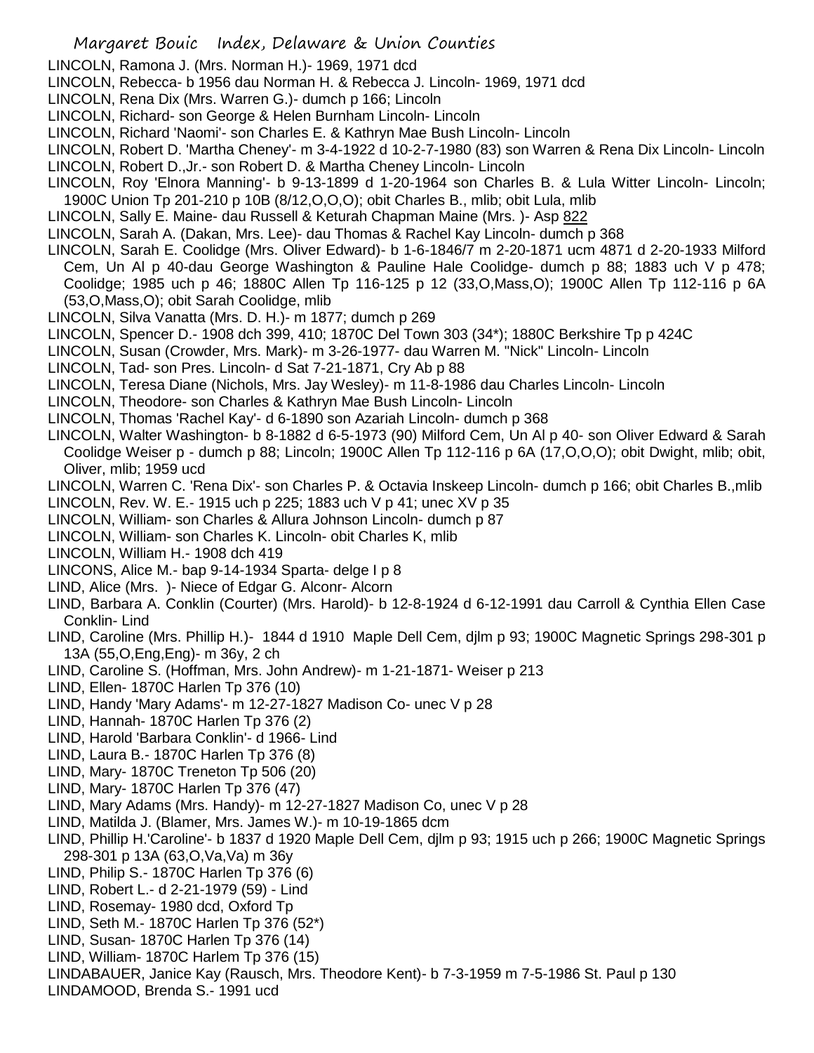LINCOLN, Ramona J. (Mrs. Norman H.)- 1969, 1971 dcd

LINCOLN, Rebecca- b 1956 dau Norman H. & Rebecca J. Lincoln- 1969, 1971 dcd

LINCOLN, Rena Dix (Mrs. Warren G.)- dumch p 166; Lincoln

LINCOLN, Richard- son George & Helen Burnham Lincoln- Lincoln

LINCOLN, Richard 'Naomi'- son Charles E. & Kathryn Mae Bush Lincoln- Lincoln

LINCOLN, Robert D. 'Martha Cheney'- m 3-4-1922 d 10-2-7-1980 (83) son Warren & Rena Dix Lincoln- Lincoln

LINCOLN, Robert D.,Jr.- son Robert D. & Martha Cheney Lincoln- Lincoln

LINCOLN, Roy 'Elnora Manning'- b 9-13-1899 d 1-20-1964 son Charles B. & Lula Witter Lincoln- Lincoln; 1900C Union Tp 201-210 p 10B (8/12,O,O,O); obit Charles B., mlib; obit Lula, mlib

LINCOLN, Sally E. Maine- dau Russell & Keturah Chapman Maine (Mrs. )- Asp 822

LINCOLN, Sarah A. (Dakan, Mrs. Lee)- dau Thomas & Rachel Kay Lincoln- dumch p 368

LINCOLN, Sarah E. Coolidge (Mrs. Oliver Edward)- b 1-6-1846/7 m 2-20-1871 ucm 4871 d 2-20-1933 Milford Cem, Un Al p 40-dau George Washington & Pauline Hale Coolidge- dumch p 88; 1883 uch V p 478; Coolidge; 1985 uch p 46; 1880C Allen Tp 116-125 p 12 (33,O,Mass,O); 1900C Allen Tp 112-116 p 6A (53,O,Mass,O); obit Sarah Coolidge, mlib

LINCOLN, Silva Vanatta (Mrs. D. H.)- m 1877; dumch p 269

LINCOLN, Spencer D.- 1908 dch 399, 410; 1870C Del Town 303 (34*); 1880C Berkshire Tp p 424C

LINCOLN, Susan (Crowder, Mrs. Mark)- m 3-26-1977- dau Warren M. "Nick" Lincoln- Lincoln

LINCOLN, Tad- son Pres. Lincoln- d Sat 7-21-1871, Cry Ab p 88

LINCOLN, Teresa Diane (Nichols, Mrs. Jay Wesley)- m 11-8-1986 dau Charles Lincoln- Lincoln

LINCOLN, Theodore- son Charles & Kathryn Mae Bush Lincoln- Lincoln

LINCOLN, Thomas 'Rachel Kay'- d 6-1890 son Azariah Lincoln- dumch p 368

LINCOLN, Walter Washington- b 8-1882 d 6-5-1973 (90) Milford Cem, Un Al p 40- son Oliver Edward & Sarah Coolidge Weiser p - dumch p 88; Lincoln; 1900C Allen Tp 112-116 p 6A (17,O,O,O); obit Dwight, mlib; obit, Oliver, mlib; 1959 ucd

LINCOLN, Warren C. 'Rena Dix'- son Charles P. & Octavia Inskeep Lincoln- dumch p 166; obit Charles B.,mlib

LINCOLN, Rev. W. E.- 1915 uch p 225; 1883 uch V p 41; unec XV p 35

LINCOLN, William- son Charles & Allura Johnson Lincoln- dumch p 87

LINCOLN, William- son Charles K. Lincoln- obit Charles K, mlib

LINCOLN, William H.- 1908 dch 419

LINCONS, Alice M.- bap 9-14-1934 Sparta- delge I p 8

LIND, Alice (Mrs. )- Niece of Edgar G. Alconr- Alcorn

LIND, Barbara A. Conklin (Courter) (Mrs. Harold)- b 12-8-1924 d 6-12-1991 dau Carroll & Cynthia Ellen Case Conklin- Lind

LIND, Caroline (Mrs. Phillip H.)- 1844 d 1910 Maple Dell Cem, djlm p 93; 1900C Magnetic Springs 298-301 p 13A (55,O,Eng,Eng)- m 36y, 2 ch

LIND, Caroline S. (Hoffman, Mrs. John Andrew)- m 1-21-1871- Weiser p 213

LIND, Ellen- 1870C Harlen Tp 376 (10)

LIND, Handy 'Mary Adams'- m 12-27-1827 Madison Co- unec V p 28

LIND, Hannah- 1870C Harlen Tp 376 (2)

LIND, Harold 'Barbara Conklin'- d 1966- Lind

LIND, Laura B.- 1870C Harlen Tp 376 (8)

LIND, Mary- 1870C Treneton Tp 506 (20)

LIND, Mary- 1870C Harlen Tp 376 (47)

LIND, Mary Adams (Mrs. Handy)- m 12-27-1827 Madison Co, unec V p 28

LIND, Matilda J. (Blamer, Mrs. James W.)- m 10-19-1865 dcm

LIND, Phillip H.'Caroline'- b 1837 d 1920 Maple Dell Cem, djlm p 93; 1915 uch p 266; 1900C Magnetic Springs 298-301 p 13A (63,O,Va,Va) m 36y

LIND, Philip S.- 1870C Harlen Tp 376 (6)

LIND, Robert L.- d 2-21-1979 (59) - Lind

LIND, Rosemay- 1980 dcd, Oxford Tp

LIND, Seth M.- 1870C Harlen Tp 376 (52*)

LIND, Susan- 1870C Harlen Tp 376 (14)

LIND, William- 1870C Harlem Tp 376 (15)

LINDABAUER, Janice Kay (Rausch, Mrs. Theodore Kent)- b 7-3-1959 m 7-5-1986 St. Paul p 130

LINDAMOOD, Brenda S.- 1991 ucd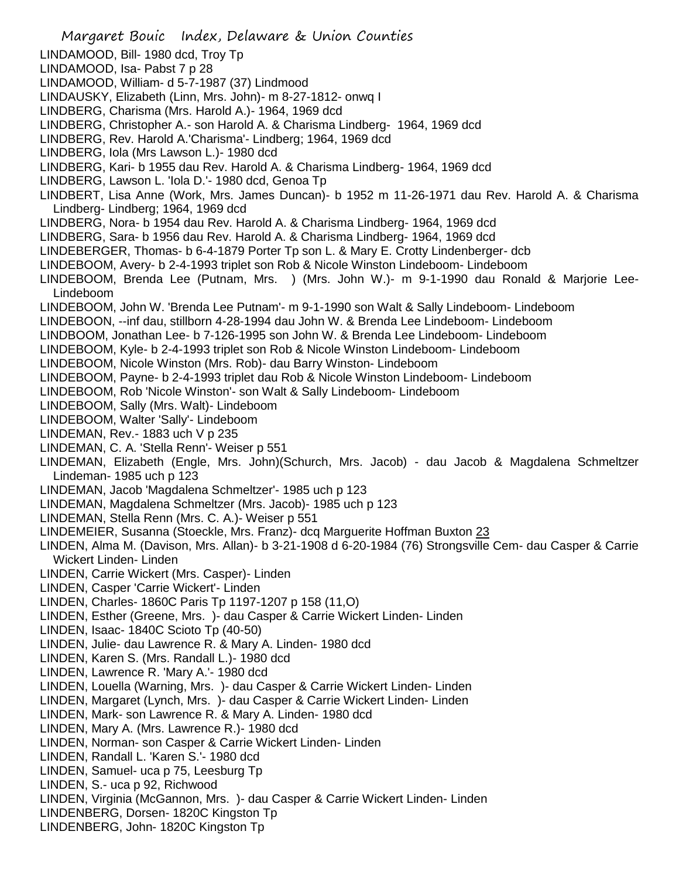LINDAMOOD, Bill- 1980 dcd, Troy Tp
LINDAMOOD, Isa- Pabst 7 p 28
LINDAMOOD, William- d 5-7-1987 (37) Lindmood
LINDAUSKY, Elizabeth (Linn, Mrs. John)- m 8-27-1812- onwq I
LINDBERG, Charisma (Mrs. Harold A.)- 1964, 1969 dcd
LINDBERG, Christopher A.- son Harold A. & Charisma Lindberg- 1964, 1969 dcd
LINDBERG, Rev. Harold A.'Charisma'- Lindberg; 1964, 1969 dcd
LINDBERG, Iola (Mrs Lawson L.)- 1980 dcd
LINDBERG, Kari- b 1955 dau Rev. Harold A. & Charisma Lindberg- 1964, 1969 dcd
LINDBERG, Lawson L. 'Iola D.'- 1980 dcd, Genoa Tp
LINDBERT, Lisa Anne (Work, Mrs. James Duncan)- b 1952 m 11-26-1971 dau Rev. Harold A. & Charisma Lindberg- Lindberg; 1964, 1969 dcd
LINDBERG, Nora- b 1954 dau Rev. Harold A. & Charisma Lindberg- 1964, 1969 dcd
LINDBERG, Sara- b 1956 dau Rev. Harold A. & Charisma Lindberg- 1964, 1969 dcd
LINDEBERGER, Thomas- b 6-4-1879 Porter Tp son L. & Mary E. Crotty Lindenberger- dcb
LINDEBOOM, Avery- b 2-4-1993 triplet son Rob & Nicole Winston Lindeboom- Lindeboom
LINDEBOOM, Brenda Lee (Putnam, Mrs. ) (Mrs. John W.)- m 9-1-1990 dau Ronald & Marjorie Lee- Lindeboom
LINDEBOOM, John W. 'Brenda Lee Putnam'- m 9-1-1990 son Walt & Sally Lindeboom- Lindeboom
LINDEBOON, --inf dau, stillborn 4-28-1994 dau John W. & Brenda Lee Lindeboom- Lindeboom
LINDBOOM, Jonathan Lee- b 7-126-1995 son John W. & Brenda Lee Lindeboom- Lindeboom
LINDEBOOM, Kyle- b 2-4-1993 triplet son Rob & Nicole Winston Lindeboom- Lindeboom
LINDEBOOM, Nicole Winston (Mrs. Rob)- dau Barry Winston- Lindeboom
LINDEBOOM, Payne- b 2-4-1993 triplet dau Rob & Nicole Winston Lindeboom- Lindeboom
LINDEBOOM, Rob 'Nicole Winston'- son Walt & Sally Lindeboom- Lindeboom
LINDEBOOM, Sally (Mrs. Walt)- Lindeboom
LINDEBOOM, Walter 'Sally'- Lindeboom
LINDEMAN, Rev.- 1883 uch V p 235
LINDEMAN, C. A. 'Stella Renn'- Weiser p 551
LINDEMAN, Elizabeth (Engle, Mrs. John)(Schurch, Mrs. Jacob) - dau Jacob & Magdalena Schmeltzer Lindeman- 1985 uch p 123
LINDEMAN, Jacob 'Magdalena Schmeltzer'- 1985 uch p 123
LINDEMAN, Magdalena Schmeltzer (Mrs. Jacob)- 1985 uch p 123
LINDEMAN, Stella Renn (Mrs. C. A.)- Weiser p 551
LINDEMEIER, Susanna (Stoeckle, Mrs. Franz)- dcq Marguerite Hoffman Buxton 23
LINDEN, Alma M. (Davison, Mrs. Allan)- b 3-21-1908 d 6-20-1984 (76) Strongsville Cem- dau Casper & Carrie Wickert Linden- Linden
LINDEN, Carrie Wickert (Mrs. Casper)- Linden
LINDEN, Casper 'Carrie Wickert'- Linden
LINDEN, Charles- 1860C Paris Tp 1197-1207 p 158 (11,O)
LINDEN, Esther (Greene, Mrs. )- dau Casper & Carrie Wickert Linden- Linden
LINDEN, Isaac- 1840C Scioto Tp (40-50)
LINDEN, Julie- dau Lawrence R. & Mary A. Linden- 1980 dcd
LINDEN, Karen S. (Mrs. Randall L.)- 1980 dcd
LINDEN, Lawrence R. 'Mary A.'- 1980 dcd
LINDEN, Louella (Warning, Mrs. )- dau Casper & Carrie Wickert Linden- Linden
LINDEN, Margaret (Lynch, Mrs. )- dau Casper & Carrie Wickert Linden- Linden
LINDEN, Mark- son Lawrence R. & Mary A. Linden- 1980 dcd
LINDEN, Mary A. (Mrs. Lawrence R.)- 1980 dcd
LINDEN, Norman- son Casper & Carrie Wickert Linden- Linden
LINDEN, Randall L. 'Karen S.'- 1980 dcd
LINDEN, Samuel- uca p 75, Leesburg Tp
LINDEN, S.- uca p 92, Richwood
LINDEN, Virginia (McGannon, Mrs. )- dau Casper & Carrie Wickert Linden- Linden
LINDENBERG, Dorsen- 1820C Kingston Tp
LINDENBERG, John- 1820C Kingston Tp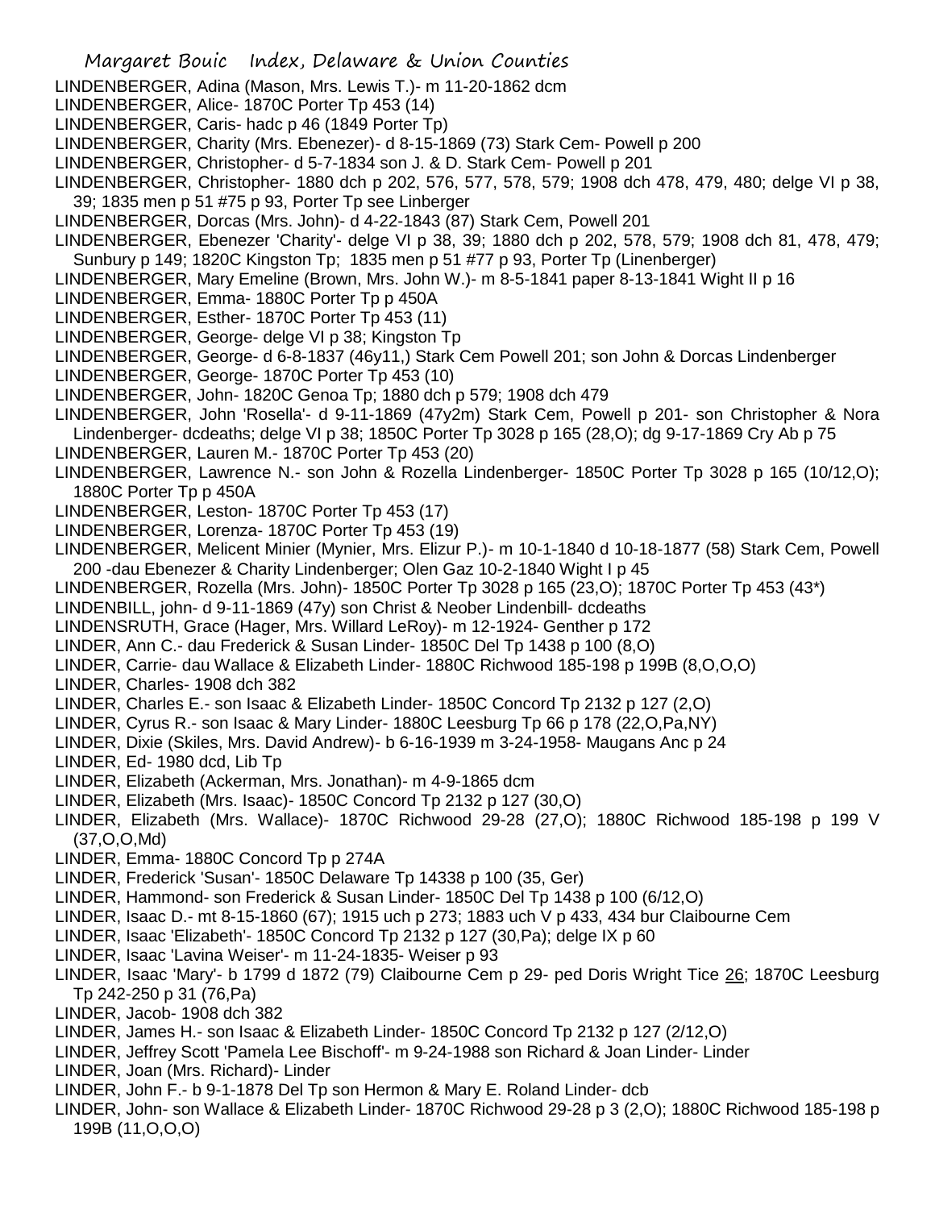LINDENBERGER, Adina (Mason, Mrs. Lewis T.)- m 11-20-1862 dcm
LINDENBERGER, Alice- 1870C Porter Tp 453 (14)
LINDENBERGER, Caris- hadc p 46 (1849 Porter Tp)
LINDENBERGER, Charity (Mrs. Ebenezer)- d 8-15-1869 (73) Stark Cem- Powell p 200
LINDENBERGER, Christopher- d 5-7-1834 son J. & D. Stark Cem- Powell p 201
LINDENBERGER, Christopher- 1880 dch p 202, 576, 577, 578, 579; 1908 dch 478, 479, 480; delge VI p 38, 39; 1835 men p 51 #75 p 93, Porter Tp see Linberger
LINDENBERGER, Dorcas (Mrs. John)- d 4-22-1843 (87) Stark Cem, Powell 201
LINDENBERGER, Ebenezer 'Charity'- delge VI p 38, 39; 1880 dch p 202, 578, 579; 1908 dch 81, 478, 479; Sunbury p 149; 1820C Kingston Tp; 1835 men p 51 #77 p 93, Porter Tp (Linenberger)
LINDENBERGER, Mary Emeline (Brown, Mrs. John W.)- m 8-5-1841 paper 8-13-1841 Wight II p 16
LINDENBERGER, Emma- 1880C Porter Tp p 450A
LINDENBERGER, Esther- 1870C Porter Tp 453 (11)
LINDENBERGER, George- delge VI p 38; Kingston Tp
LINDENBERGER, George- d 6-8-1837 (46y11,) Stark Cem Powell 201; son John & Dorcas Lindenberger
LINDENBERGER, George- 1870C Porter Tp 453 (10)
LINDENBERGER, John- 1820C Genoa Tp; 1880 dch p 579; 1908 dch 479
LINDENBERGER, John 'Rosella'- d 9-11-1869 (47y2m) Stark Cem, Powell p 201- son Christopher & Nora Lindenberger- dcdeaths; delge VI p 38; 1850C Porter Tp 3028 p 165 (28,O); dg 9-17-1869 Cry Ab p 75
LINDENBERGER, Lauren M.- 1870C Porter Tp 453 (20)
LINDENBERGER, Lawrence N.- son John & Rozella Lindenberger- 1850C Porter Tp 3028 p 165 (10/12,O); 1880C Porter Tp p 450A
LINDENBERGER, Leston- 1870C Porter Tp 453 (17)
LINDENBERGER, Lorenza- 1870C Porter Tp 453 (19)
LINDENBERGER, Melicent Minier (Mynier, Mrs. Elizur P.)- m 10-1-1840 d 10-18-1877 (58) Stark Cem, Powell 200 -dau Ebenezer & Charity Lindenberger; Olen Gaz 10-2-1840 Wight I p 45
LINDENBERGER, Rozella (Mrs. John)- 1850C Porter Tp 3028 p 165 (23,O); 1870C Porter Tp 453 (43*)
LINDENBILL, john- d 9-11-1869 (47y) son Christ & Neober Lindenbill- dcdeaths
LINDENSRUTH, Grace (Hager, Mrs. Willard LeRoy)- m 12-1924- Genther p 172
LINDER, Ann C.- dau Frederick & Susan Linder- 1850C Del Tp 1438 p 100 (8,O)
LINDER, Carrie- dau Wallace & Elizabeth Linder- 1880C Richwood 185-198 p 199B (8,O,O,O)
LINDER, Charles- 1908 dch 382
LINDER, Charles E.- son Isaac & Elizabeth Linder- 1850C Concord Tp 2132 p 127 (2,O)
LINDER, Cyrus R.- son Isaac & Mary Linder- 1880C Leesburg Tp 66 p 178 (22,O,Pa,NY)
LINDER, Dixie (Skiles, Mrs. David Andrew)- b 6-16-1939 m 3-24-1958- Maugans Anc p 24
LINDER, Ed- 1980 dcd, Lib Tp
LINDER, Elizabeth (Ackerman, Mrs. Jonathan)- m 4-9-1865 dcm
LINDER, Elizabeth (Mrs. Isaac)- 1850C Concord Tp 2132 p 127 (30,O)
LINDER, Elizabeth (Mrs. Wallace)- 1870C Richwood 29-28 (27,O); 1880C Richwood 185-198 p 199 V (37,O,O,Md)
LINDER, Emma- 1880C Concord Tp p 274A
LINDER, Frederick 'Susan'- 1850C Delaware Tp 14338 p 100 (35, Ger)
LINDER, Hammond- son Frederick & Susan Linder- 1850C Del Tp 1438 p 100 (6/12,O)
LINDER, Isaac D.- mt 8-15-1860 (67); 1915 uch p 273; 1883 uch V p 433, 434 bur Claibourne Cem
LINDER, Isaac 'Elizabeth'- 1850C Concord Tp 2132 p 127 (30,Pa); delge IX p 60
LINDER, Isaac 'Lavina Weiser'- m 11-24-1835- Weiser p 93
LINDER, Isaac 'Mary'- b 1799 d 1872 (79) Claibourne Cem p 29- ped Doris Wright Tice 26; 1870C Leesburg Tp 242-250 p 31 (76,Pa)
LINDER, Jacob- 1908 dch 382
LINDER, James H.- son Isaac & Elizabeth Linder- 1850C Concord Tp 2132 p 127 (2/12,O)
LINDER, Jeffrey Scott 'Pamela Lee Bischoff'- m 9-24-1988 son Richard & Joan Linder- Linder
LINDER, Joan (Mrs. Richard)- Linder
LINDER, John F.- b 9-1-1878 Del Tp son Hermon & Mary E. Roland Linder- dcb
LINDER, John- son Wallace & Elizabeth Linder- 1870C Richwood 29-28 p 3 (2,O); 1880C Richwood 185-198 p 199B (11,O,O,O)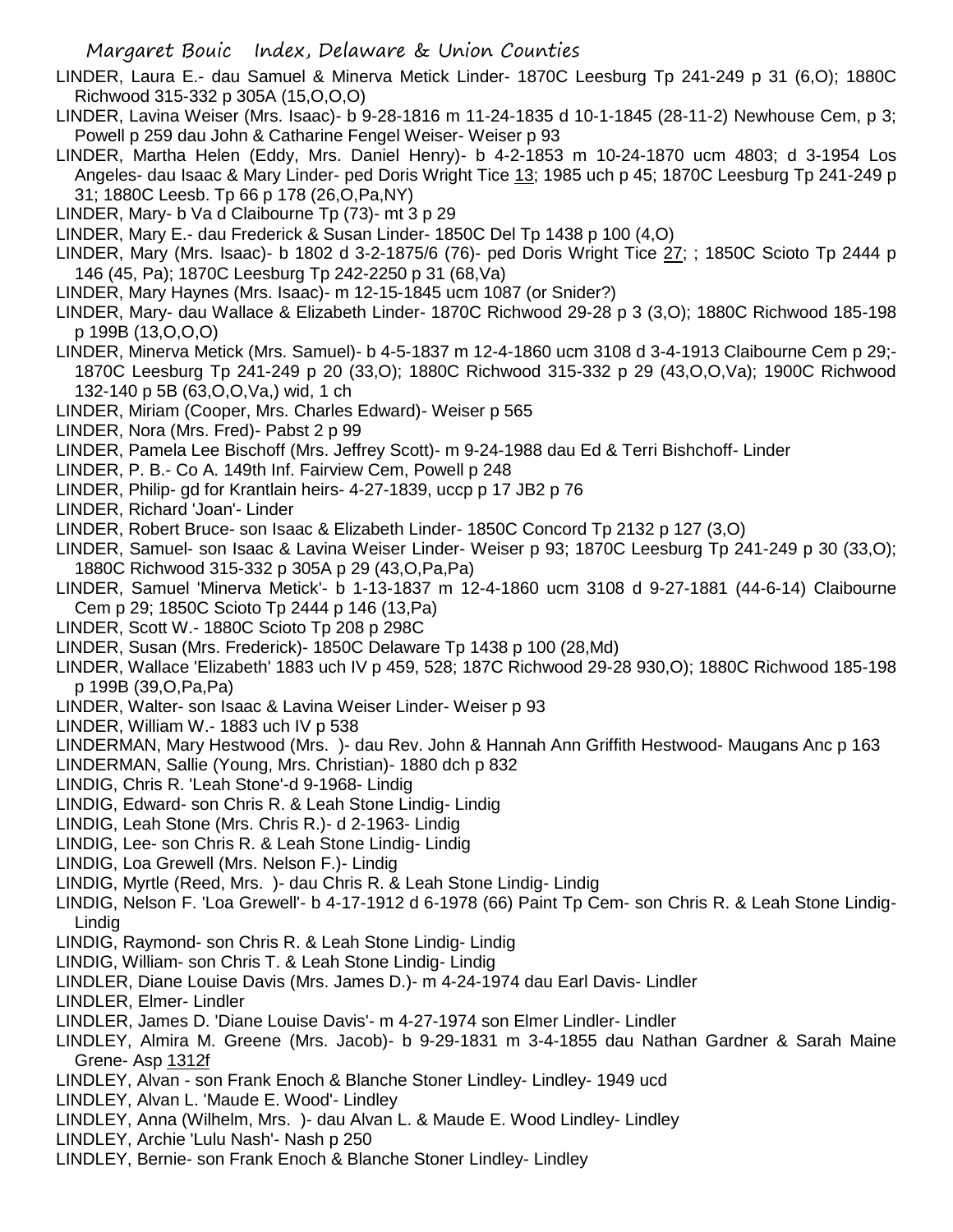LINDER, Laura E.- dau Samuel & Minerva Metick Linder- 1870C Leesburg Tp 241-249 p 31 (6,O); 1880C Richwood 315-332 p 305A (15,O,O,O)

LINDER, Lavina Weiser (Mrs. Isaac)- b 9-28-1816 m 11-24-1835 d 10-1-1845 (28-11-2) Newhouse Cem, p 3; Powell p 259 dau John & Catharine Fengel Weiser- Weiser p 93

LINDER, Martha Helen (Eddy, Mrs. Daniel Henry)- b 4-2-1853 m 10-24-1870 ucm 4803; d 3-1954 Los Angeles- dau Isaac & Mary Linder- ped Doris Wright Tice 13; 1985 uch p 45; 1870C Leesburg Tp 241-249 p 31; 1880C Leesb. Tp 66 p 178 (26,O,Pa,NY)

LINDER, Mary- b Va d Claibourne Tp (73)- mt 3 p 29

LINDER, Mary E.- dau Frederick & Susan Linder- 1850C Del Tp 1438 p 100 (4,O)

LINDER, Mary (Mrs. Isaac)- b 1802 d 3-2-1875/6 (76)- ped Doris Wright Tice 27; ; 1850C Scioto Tp 2444 p 146 (45, Pa); 1870C Leesburg Tp 242-2250 p 31 (68,Va)

LINDER, Mary Haynes (Mrs. Isaac)- m 12-15-1845 ucm 1087 (or Snider?)

LINDER, Mary- dau Wallace & Elizabeth Linder- 1870C Richwood 29-28 p 3 (3,O); 1880C Richwood 185-198 p 199B (13,O,O,O)

LINDER, Minerva Metick (Mrs. Samuel)- b 4-5-1837 m 12-4-1860 ucm 3108 d 3-4-1913 Claibourne Cem p 29;- 1870C Leesburg Tp 241-249 p 20 (33,O); 1880C Richwood 315-332 p 29 (43,O,O,Va); 1900C Richwood 132-140 p 5B (63,O,O,Va,) wid, 1 ch

LINDER, Miriam (Cooper, Mrs. Charles Edward)- Weiser p 565

LINDER, Nora (Mrs. Fred)- Pabst 2 p 99

LINDER, Pamela Lee Bischoff (Mrs. Jeffrey Scott)- m 9-24-1988 dau Ed & Terri Bishchoff- Linder

LINDER, P. B.- Co A. 149th Inf. Fairview Cem, Powell p 248

LINDER, Philip- gd for Krantlain heirs- 4-27-1839, uccp p 17 JB2 p 76

LINDER, Richard 'Joan'- Linder

LINDER, Robert Bruce- son Isaac & Elizabeth Linder- 1850C Concord Tp 2132 p 127 (3,O)

LINDER, Samuel- son Isaac & Lavina Weiser Linder- Weiser p 93; 1870C Leesburg Tp 241-249 p 30 (33,O); 1880C Richwood 315-332 p 305A p 29 (43,O,Pa,Pa)

LINDER, Samuel 'Minerva Metick'- b 1-13-1837 m 12-4-1860 ucm 3108 d 9-27-1881 (44-6-14) Claibourne Cem p 29; 1850C Scioto Tp 2444 p 146 (13,Pa)

LINDER, Scott W.- 1880C Scioto Tp 208 p 298C

LINDER, Susan (Mrs. Frederick)- 1850C Delaware Tp 1438 p 100 (28,Md)

LINDER, Wallace 'Elizabeth' 1883 uch IV p 459, 528; 187C Richwood 29-28 930,O); 1880C Richwood 185-198 p 199B (39,O,Pa,Pa)

LINDER, Walter- son Isaac & Lavina Weiser Linder- Weiser p 93

LINDER, William W.- 1883 uch IV p 538

LINDERMAN, Mary Hestwood (Mrs. )- dau Rev. John & Hannah Ann Griffith Hestwood- Maugans Anc p 163

LINDERMAN, Sallie (Young, Mrs. Christian)- 1880 dch p 832

LINDIG, Chris R. 'Leah Stone'-d 9-1968- Lindig

LINDIG, Edward- son Chris R. & Leah Stone Lindig- Lindig

LINDIG, Leah Stone (Mrs. Chris R.)- d 2-1963- Lindig

LINDIG, Lee- son Chris R. & Leah Stone Lindig- Lindig

LINDIG, Loa Grewell (Mrs. Nelson F.)- Lindig

LINDIG, Myrtle (Reed, Mrs. )- dau Chris R. & Leah Stone Lindig- Lindig

LINDIG, Nelson F. 'Loa Grewell'- b 4-17-1912 d 6-1978 (66) Paint Tp Cem- son Chris R. & Leah Stone Lindig- Lindig

LINDIG, Raymond- son Chris R. & Leah Stone Lindig- Lindig

LINDIG, William- son Chris T. & Leah Stone Lindig- Lindig

LINDLER, Diane Louise Davis (Mrs. James D.)- m 4-24-1974 dau Earl Davis- Lindler

LINDLER, Elmer- Lindler

LINDLER, James D. 'Diane Louise Davis'- m 4-27-1974 son Elmer Lindler- Lindler

LINDLEY, Almira M. Greene (Mrs. Jacob)- b 9-29-1831 m 3-4-1855 dau Nathan Gardner & Sarah Maine Grene- Asp 1312f

LINDLEY, Alvan - son Frank Enoch & Blanche Stoner Lindley- Lindley- 1949 ucd

LINDLEY, Alvan L. 'Maude E. Wood'- Lindley

LINDLEY, Anna (Wilhelm, Mrs. )- dau Alvan L. & Maude E. Wood Lindley- Lindley

LINDLEY, Archie 'Lulu Nash'- Nash p 250

LINDLEY, Bernie- son Frank Enoch & Blanche Stoner Lindley- Lindley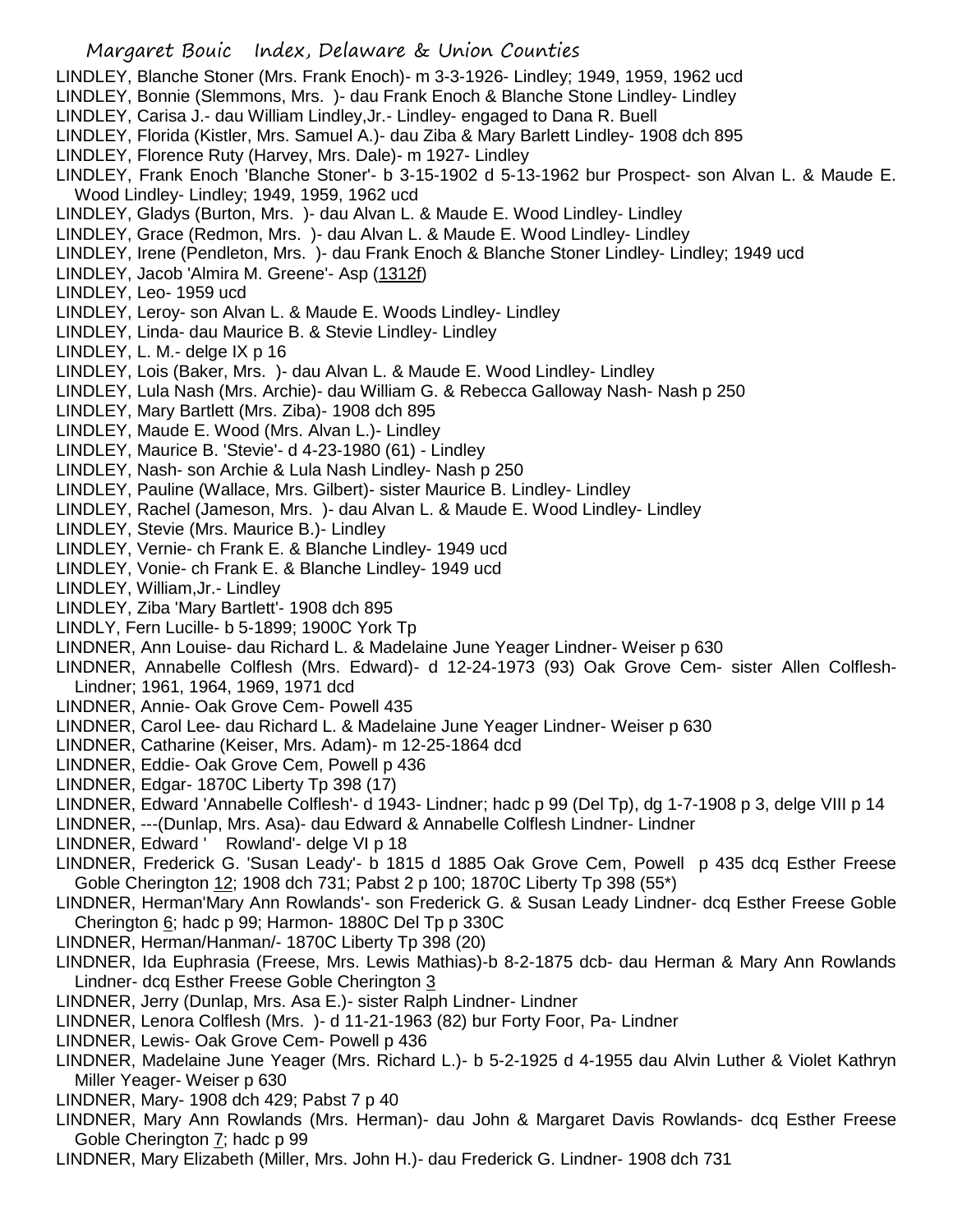LINDLEY, Blanche Stoner (Mrs. Frank Enoch)- m 3-3-1926- Lindley; 1949, 1959, 1962 ucd
LINDLEY, Bonnie (Slemmons, Mrs. )- dau Frank Enoch & Blanche Stone Lindley- Lindley
LINDLEY, Carisa J.- dau William Lindley,Jr.- Lindley- engaged to Dana R. Buell
LINDLEY, Florida (Kistler, Mrs. Samuel A.)- dau Ziba & Mary Barlett Lindley- 1908 dch 895
LINDLEY, Florence Ruty (Harvey, Mrs. Dale)- m 1927- Lindley
LINDLEY, Frank Enoch 'Blanche Stoner'- b 3-15-1902 d 5-13-1962 bur Prospect- son Alvan L. & Maude E. Wood Lindley- Lindley; 1949, 1959, 1962 ucd
LINDLEY, Gladys (Burton, Mrs. )- dau Alvan L. & Maude E. Wood Lindley- Lindley
LINDLEY, Grace (Redmon, Mrs. )- dau Alvan L. & Maude E. Wood Lindley- Lindley
LINDLEY, Irene (Pendleton, Mrs. )- dau Frank Enoch & Blanche Stoner Lindley- Lindley; 1949 ucd
LINDLEY, Jacob 'Almira M. Greene'- Asp (1312f)
LINDLEY, Leo- 1959 ucd
LINDLEY, Leroy- son Alvan L. & Maude E. Woods Lindley- Lindley
LINDLEY, Linda- dau Maurice B. & Stevie Lindley- Lindley
LINDLEY, L. M.- delge IX p 16
LINDLEY, Lois (Baker, Mrs. )- dau Alvan L. & Maude E. Wood Lindley- Lindley
LINDLEY, Lula Nash (Mrs. Archie)- dau William G. & Rebecca Galloway Nash- Nash p 250
LINDLEY, Mary Bartlett (Mrs. Ziba)- 1908 dch 895
LINDLEY, Maude E. Wood (Mrs. Alvan L.)- Lindley
LINDLEY, Maurice B. 'Stevie'- d 4-23-1980 (61) - Lindley
LINDLEY, Nash- son Archie & Lula Nash Lindley- Nash p 250
LINDLEY, Pauline (Wallace, Mrs. Gilbert)- sister Maurice B. Lindley- Lindley
LINDLEY, Rachel (Jameson, Mrs. )- dau Alvan L. & Maude E. Wood Lindley- Lindley
LINDLEY, Stevie (Mrs. Maurice B.)- Lindley
LINDLEY, Vernie- ch Frank E. & Blanche Lindley- 1949 ucd
LINDLEY, Vonie- ch Frank E. & Blanche Lindley- 1949 ucd
LINDLEY, William,Jr.- Lindley
LINDLEY, Ziba 'Mary Bartlett'- 1908 dch 895
LINDLY, Fern Lucille- b 5-1899; 1900C York Tp
LINDNER, Ann Louise- dau Richard L. & Madelaine June Yeager Lindner- Weiser p 630
LINDNER, Annabelle Colflesh (Mrs. Edward)- d 12-24-1973 (93) Oak Grove Cem- sister Allen Colflesh- Lindner; 1961, 1964, 1969, 1971 dcd
LINDNER, Annie- Oak Grove Cem- Powell 435
LINDNER, Carol Lee- dau Richard L. & Madelaine June Yeager Lindner- Weiser p 630
LINDNER, Catharine (Keiser, Mrs. Adam)- m 12-25-1864 dcd
LINDNER, Eddie- Oak Grove Cem, Powell p 436
LINDNER, Edgar- 1870C Liberty Tp 398 (17)
LINDNER, Edward 'Annabelle Colflesh'- d 1943- Lindner; hadc p 99 (Del Tp), dg 1-7-1908 p 3, delge VIII p 14
LINDNER, ---(Dunlap, Mrs. Asa)- dau Edward & Annabelle Colflesh Lindner- Lindner
LINDNER, Edward ' Rowland'- delge VI p 18
LINDNER, Frederick G. 'Susan Leady'- b 1815 d 1885 Oak Grove Cem, Powell p 435 dcq Esther Freese Goble Cherington 12; 1908 dch 731; Pabst 2 p 100; 1870C Liberty Tp 398 (55*)
LINDNER, Herman'Mary Ann Rowlands'- son Frederick G. & Susan Leady Lindner- dcq Esther Freese Goble Cherington 6; hadc p 99; Harmon- 1880C Del Tp p 330C
LINDNER, Herman/Hanman/- 1870C Liberty Tp 398 (20)
LINDNER, Ida Euphrasia (Freese, Mrs. Lewis Mathias)-b 8-2-1875 dcb- dau Herman & Mary Ann Rowlands Lindner- dcq Esther Freese Goble Cherington 3
LINDNER, Jerry (Dunlap, Mrs. Asa E.)- sister Ralph Lindner- Lindner
LINDNER, Lenora Colflesh (Mrs. )- d 11-21-1963 (82) bur Forty Foor, Pa- Lindner
LINDNER, Lewis- Oak Grove Cem- Powell p 436
LINDNER, Madelaine June Yeager (Mrs. Richard L.)- b 5-2-1925 d 4-1955 dau Alvin Luther & Violet Kathryn Miller Yeager- Weiser p 630
LINDNER, Mary- 1908 dch 429; Pabst 7 p 40
LINDNER, Mary Ann Rowlands (Mrs. Herman)- dau John & Margaret Davis Rowlands- dcq Esther Freese Goble Cherington 7; hadc p 99
LINDNER, Mary Elizabeth (Miller, Mrs. John H.)- dau Frederick G. Lindner- 1908 dch 731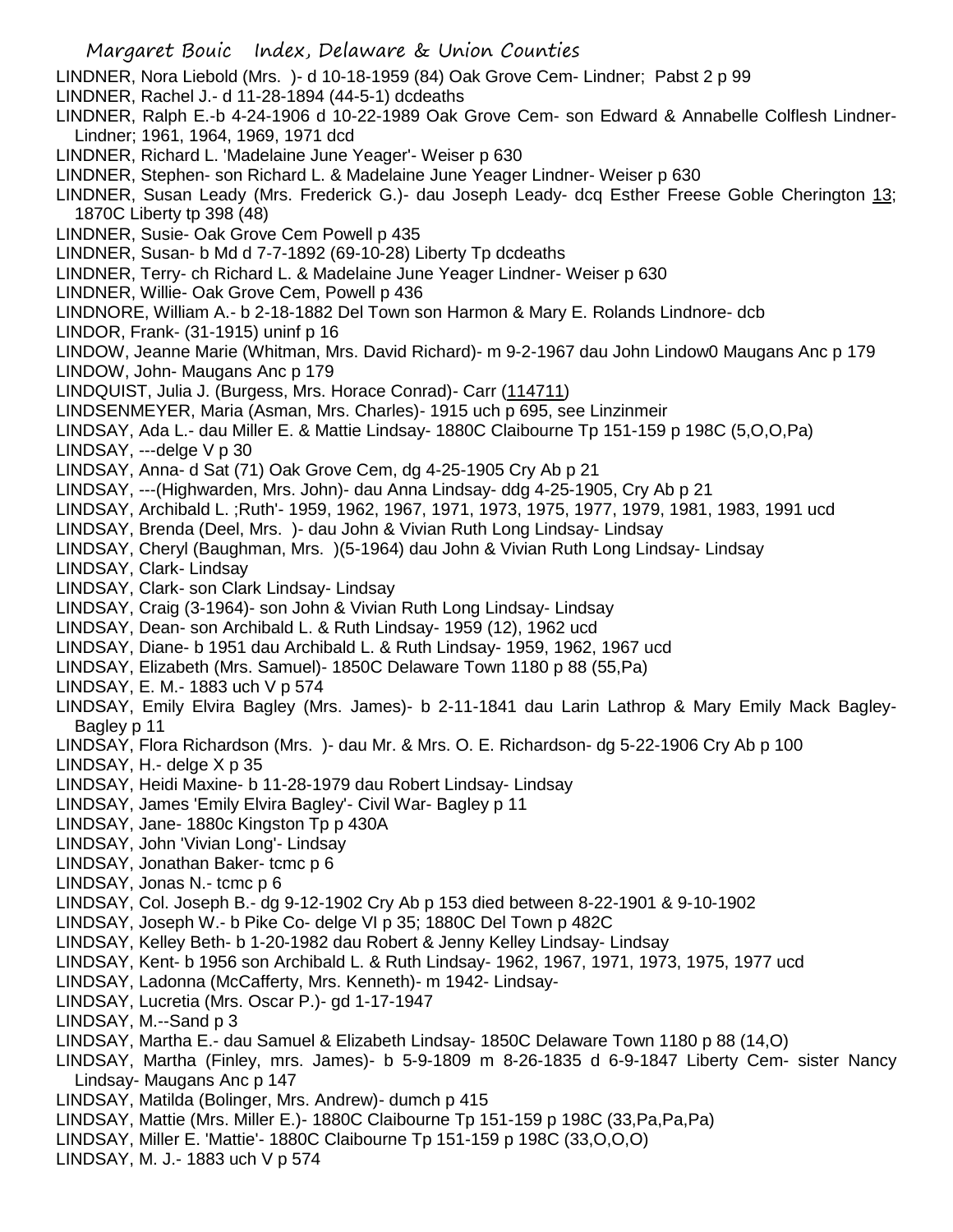LINDNER, Nora Liebold (Mrs. )- d 10-18-1959 (84) Oak Grove Cem- Lindner; Pabst 2 p 99

LINDNER, Rachel J.- d 11-28-1894 (44-5-1) dcdeaths

LINDNER, Ralph E.-b 4-24-1906 d 10-22-1989 Oak Grove Cem- son Edward & Annabelle Colflesh Lindner- Lindner; 1961, 1964, 1969, 1971 dcd

LINDNER, Richard L. 'Madelaine June Yeager'- Weiser p 630

LINDNER, Stephen- son Richard L. & Madelaine June Yeager Lindner- Weiser p 630

LINDNER, Susan Leady (Mrs. Frederick G.)- dau Joseph Leady- dcq Esther Freese Goble Cherington 13; 1870C Liberty tp 398 (48)

LINDNER, Susie- Oak Grove Cem Powell p 435

LINDNER, Susan- b Md d 7-7-1892 (69-10-28) Liberty Tp dcdeaths

LINDNER, Terry- ch Richard L. & Madelaine June Yeager Lindner- Weiser p 630

LINDNER, Willie- Oak Grove Cem, Powell p 436

LINDNORE, William A.- b 2-18-1882 Del Town son Harmon & Mary E. Rolands Lindnore- dcb

LINDOR, Frank- (31-1915) uninf p 16

LINDOW, Jeanne Marie (Whitman, Mrs. David Richard)- m 9-2-1967 dau John Lindow0 Maugans Anc p 179

LINDOW, John- Maugans Anc p 179

LINDQUIST, Julia J. (Burgess, Mrs. Horace Conrad)- Carr (114711)

LINDSENMEYER, Maria (Asman, Mrs. Charles)- 1915 uch p 695, see Linzinmeir

LINDSAY, Ada L.- dau Miller E. & Mattie Lindsay- 1880C Claibourne Tp 151-159 p 198C (5,O,O,Pa)

LINDSAY, ---delge V p 30

LINDSAY, Anna- d Sat (71) Oak Grove Cem, dg 4-25-1905 Cry Ab p 21

LINDSAY, ---(Highwarden, Mrs. John)- dau Anna Lindsay- ddg 4-25-1905, Cry Ab p 21

LINDSAY, Archibald L. ;Ruth'- 1959, 1962, 1967, 1971, 1973, 1975, 1977, 1979, 1981, 1983, 1991 ucd

LINDSAY, Brenda (Deel, Mrs. )- dau John & Vivian Ruth Long Lindsay- Lindsay

LINDSAY, Cheryl (Baughman, Mrs. )(5-1964) dau John & Vivian Ruth Long Lindsay- Lindsay

LINDSAY, Clark- Lindsay

LINDSAY, Clark- son Clark Lindsay- Lindsay

LINDSAY, Craig (3-1964)- son John & Vivian Ruth Long Lindsay- Lindsay

LINDSAY, Dean- son Archibald L. & Ruth Lindsay- 1959 (12), 1962 ucd

LINDSAY, Diane- b 1951 dau Archibald L. & Ruth Lindsay- 1959, 1962, 1967 ucd

LINDSAY, Elizabeth (Mrs. Samuel)- 1850C Delaware Town 1180 p 88 (55,Pa)

LINDSAY, E. M.- 1883 uch V p 574

LINDSAY, Emily Elvira Bagley (Mrs. James)- b 2-11-1841 dau Larin Lathrop & Mary Emily Mack Bagley- Bagley p 11

LINDSAY, Flora Richardson (Mrs. )- dau Mr. & Mrs. O. E. Richardson- dg 5-22-1906 Cry Ab p 100

LINDSAY, H.- delge X p 35

LINDSAY, Heidi Maxine- b 11-28-1979 dau Robert Lindsay- Lindsay

LINDSAY, James 'Emily Elvira Bagley'- Civil War- Bagley p 11

LINDSAY, Jane- 1880c Kingston Tp p 430A

LINDSAY, John 'Vivian Long'- Lindsay

LINDSAY, Jonathan Baker- tcmc p 6

LINDSAY, Jonas N.- tcmc p 6

LINDSAY, Col. Joseph B.- dg 9-12-1902 Cry Ab p 153 died between 8-22-1901 & 9-10-1902

LINDSAY, Joseph W.- b Pike Co- delge VI p 35; 1880C Del Town p 482C

LINDSAY, Kelley Beth- b 1-20-1982 dau Robert & Jenny Kelley Lindsay- Lindsay

LINDSAY, Kent- b 1956 son Archibald L. & Ruth Lindsay- 1962, 1967, 1971, 1973, 1975, 1977 ucd

LINDSAY, Ladonna (McCafferty, Mrs. Kenneth)- m 1942- Lindsay-

LINDSAY, Lucretia (Mrs. Oscar P.)- gd 1-17-1947

LINDSAY, M.--Sand p 3

LINDSAY, Martha E.- dau Samuel & Elizabeth Lindsay- 1850C Delaware Town 1180 p 88 (14,O)

LINDSAY, Martha (Finley, mrs. James)- b 5-9-1809 m 8-26-1835 d 6-9-1847 Liberty Cem- sister Nancy Lindsay- Maugans Anc p 147

LINDSAY, Matilda (Bolinger, Mrs. Andrew)- dumch p 415

LINDSAY, Mattie (Mrs. Miller E.)- 1880C Claibourne Tp 151-159 p 198C (33,Pa,Pa,Pa)

LINDSAY, Miller E. 'Mattie'- 1880C Claibourne Tp 151-159 p 198C (33,O,O,O)

LINDSAY, M. J.- 1883 uch V p 574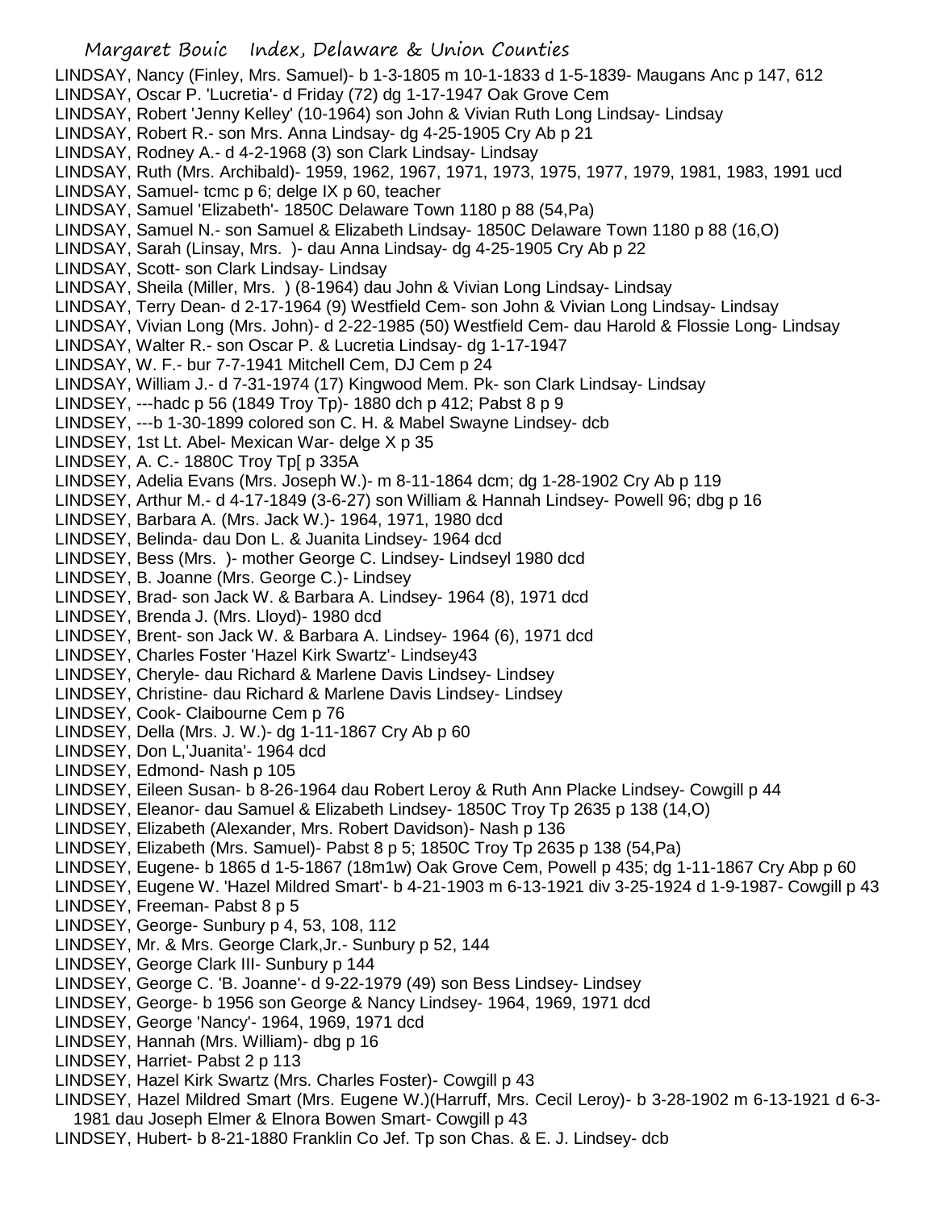LINDSAY, Nancy (Finley, Mrs. Samuel)- b 1-3-1805 m 10-1-1833 d 1-5-1839- Maugans Anc p 147, 612
LINDSAY, Oscar P. 'Lucretia'- d Friday (72) dg 1-17-1947 Oak Grove Cem
LINDSAY, Robert 'Jenny Kelley' (10-1964) son John & Vivian Ruth Long Lindsay- Lindsay
LINDSAY, Robert R.- son Mrs. Anna Lindsay- dg 4-25-1905 Cry Ab p 21
LINDSAY, Rodney A.- d 4-2-1968 (3) son Clark Lindsay- Lindsay
LINDSAY, Ruth (Mrs. Archibald)- 1959, 1962, 1967, 1971, 1973, 1975, 1977, 1979, 1981, 1983, 1991 ucd
LINDSAY, Samuel- tcmc p 6; delge IX p 60, teacher
LINDSAY, Samuel 'Elizabeth'- 1850C Delaware Town 1180 p 88 (54,Pa)
LINDSAY, Samuel N.- son Samuel & Elizabeth Lindsay- 1850C Delaware Town 1180 p 88 (16,O)
LINDSAY, Sarah (Linsay, Mrs. )- dau Anna Lindsay- dg 4-25-1905 Cry Ab p 22
LINDSAY, Scott- son Clark Lindsay- Lindsay
LINDSAY, Sheila (Miller, Mrs. ) (8-1964) dau John & Vivian Long Lindsay- Lindsay
LINDSAY, Terry Dean- d 2-17-1964 (9) Westfield Cem- son John & Vivian Long Lindsay- Lindsay
LINDSAY, Vivian Long (Mrs. John)- d 2-22-1985 (50) Westfield Cem- dau Harold & Flossie Long- Lindsay
LINDSAY, Walter R.- son Oscar P. & Lucretia Lindsay- dg 1-17-1947
LINDSAY, W. F.- bur 7-7-1941 Mitchell Cem, DJ Cem p 24
LINDSAY, William J.- d 7-31-1974 (17) Kingwood Mem. Pk- son Clark Lindsay- Lindsay
LINDSEY, ---hadc p 56 (1849 Troy Tp)- 1880 dch p 412; Pabst 8 p 9
LINDSEY, ---b 1-30-1899 colored son C. H. & Mabel Swayne Lindsey- dcb
LINDSEY, 1st Lt. Abel- Mexican War- delge X p 35
LINDSEY, A. C.- 1880C Troy Tp[ p 335A
LINDSEY, Adelia Evans (Mrs. Joseph W.)- m 8-11-1864 dcm; dg 1-28-1902 Cry Ab p 119
LINDSEY, Arthur M.- d 4-17-1849 (3-6-27) son William & Hannah Lindsey- Powell 96; dbg p 16
LINDSEY, Barbara A. (Mrs. Jack W.)- 1964, 1971, 1980 dcd
LINDSEY, Belinda- dau Don L. & Juanita Lindsey- 1964 dcd
LINDSEY, Bess (Mrs. )- mother George C. Lindsey- Lindseyl 1980 dcd
LINDSEY, B. Joanne (Mrs. George C.)- Lindsey
LINDSEY, Brad- son Jack W. & Barbara A. Lindsey- 1964 (8), 1971 dcd
LINDSEY, Brenda J. (Mrs. Lloyd)- 1980 dcd
LINDSEY, Brent- son Jack W. & Barbara A. Lindsey- 1964 (6), 1971 dcd
LINDSEY, Charles Foster 'Hazel Kirk Swartz'- Lindsey43
LINDSEY, Cheryle- dau Richard & Marlene Davis Lindsey- Lindsey
LINDSEY, Christine- dau Richard & Marlene Davis Lindsey- Lindsey
LINDSEY, Cook- Claibourne Cem p 76
LINDSEY, Della (Mrs. J. W.)- dg 1-11-1867 Cry Ab p 60
LINDSEY, Don L,'Juanita'- 1964 dcd
LINDSEY, Edmond- Nash p 105
LINDSEY, Eileen Susan- b 8-26-1964 dau Robert Leroy & Ruth Ann Placke Lindsey- Cowgill p 44
LINDSEY, Eleanor- dau Samuel & Elizabeth Lindsey- 1850C Troy Tp 2635 p 138 (14,O)
LINDSEY, Elizabeth (Alexander, Mrs. Robert Davidson)- Nash p 136
LINDSEY, Elizabeth (Mrs. Samuel)- Pabst 8 p 5; 1850C Troy Tp 2635 p 138 (54,Pa)
LINDSEY, Eugene- b 1865 d 1-5-1867 (18m1w) Oak Grove Cem, Powell p 435; dg 1-11-1867 Cry Abp p 60
LINDSEY, Eugene W. 'Hazel Mildred Smart'- b 4-21-1903 m 6-13-1921 div 3-25-1924 d 1-9-1987- Cowgill p 43
LINDSEY, Freeman- Pabst 8 p 5
LINDSEY, George- Sunbury p 4, 53, 108, 112
LINDSEY, Mr. & Mrs. George Clark,Jr.- Sunbury p 52, 144
LINDSEY, George Clark III- Sunbury p 144
LINDSEY, George C. 'B. Joanne'- d 9-22-1979 (49) son Bess Lindsey- Lindsey
LINDSEY, George- b 1956 son George & Nancy Lindsey- 1964, 1969, 1971 dcd
LINDSEY, George 'Nancy'- 1964, 1969, 1971 dcd
LINDSEY, Hannah (Mrs. William)- dbg p 16
LINDSEY, Harriet- Pabst 2 p 113
LINDSEY, Hazel Kirk Swartz (Mrs. Charles Foster)- Cowgill p 43
LINDSEY, Hazel Mildred Smart (Mrs. Eugene W.)(Harruff, Mrs. Cecil Leroy)- b 3-28-1902 m 6-13-1921 d 6-3-1981 dau Joseph Elmer & Elnora Bowen Smart- Cowgill p 43
LINDSEY, Hubert- b 8-21-1880 Franklin Co Jef. Tp son Chas. & E. J. Lindsey- dcb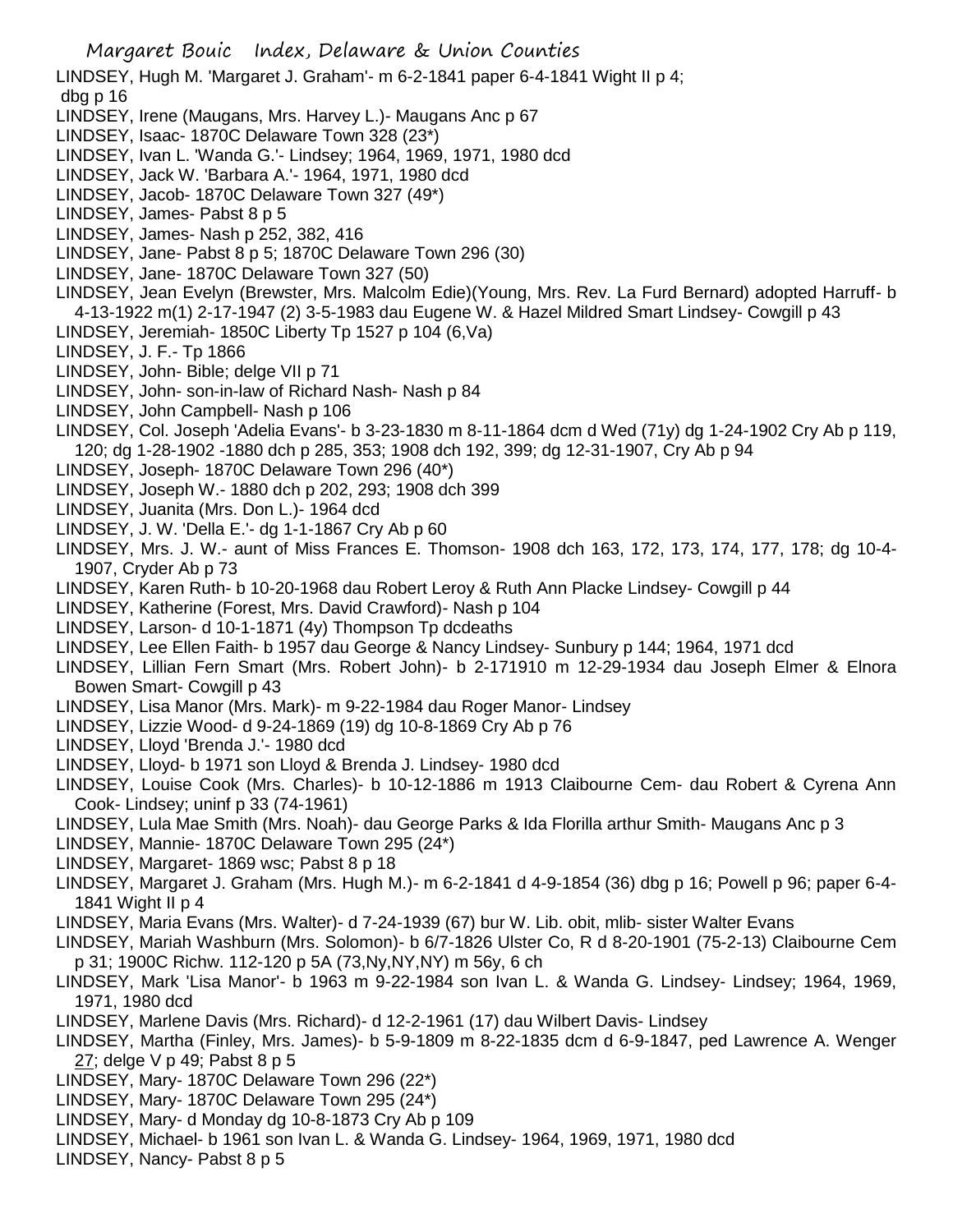LINDSEY, Hugh M. 'Margaret J. Graham'- m 6-2-1841 paper 6-4-1841 Wight II p 4; dbg p 16

LINDSEY, Irene (Maugans, Mrs. Harvey L.)- Maugans Anc p 67

LINDSEY, Isaac- 1870C Delaware Town 328 (23*)

LINDSEY, Ivan L. 'Wanda G.'- Lindsey; 1964, 1969, 1971, 1980 dcd

LINDSEY, Jack W. 'Barbara A.'- 1964, 1971, 1980 dcd

LINDSEY, Jacob- 1870C Delaware Town 327 (49*)

LINDSEY, James- Pabst 8 p 5

LINDSEY, James- Nash p 252, 382, 416

LINDSEY, Jane- Pabst 8 p 5; 1870C Delaware Town 296 (30)

LINDSEY, Jane- 1870C Delaware Town 327 (50)

LINDSEY, Jean Evelyn (Brewster, Mrs. Malcolm Edie)(Young, Mrs. Rev. La Furd Bernard) adopted Harruff- b 4-13-1922 m(1) 2-17-1947 (2) 3-5-1983 dau Eugene W. & Hazel Mildred Smart Lindsey- Cowgill p 43

LINDSEY, Jeremiah- 1850C Liberty Tp 1527 p 104 (6,Va)

LINDSEY, J. F.- Tp 1866

LINDSEY, John- Bible; delge VII p 71

LINDSEY, John- son-in-law of Richard Nash- Nash p 84

LINDSEY, John Campbell- Nash p 106

LINDSEY, Col. Joseph 'Adelia Evans'- b 3-23-1830 m 8-11-1864 dcm d Wed (71y) dg 1-24-1902 Cry Ab p 119, 120; dg 1-28-1902 -1880 dch p 285, 353; 1908 dch 192, 399; dg 12-31-1907, Cry Ab p 94

LINDSEY, Joseph- 1870C Delaware Town 296 (40*)

LINDSEY, Joseph W.- 1880 dch p 202, 293; 1908 dch 399

LINDSEY, Juanita (Mrs. Don L.)- 1964 dcd

LINDSEY, J. W. 'Della E.'- dg 1-1-1867 Cry Ab p 60

LINDSEY, Mrs. J. W.- aunt of Miss Frances E. Thomson- 1908 dch 163, 172, 173, 174, 177, 178; dg 10-4-1907, Cryder Ab p 73

LINDSEY, Karen Ruth- b 10-20-1968 dau Robert Leroy & Ruth Ann Placke Lindsey- Cowgill p 44

LINDSEY, Katherine (Forest, Mrs. David Crawford)- Nash p 104

LINDSEY, Larson- d 10-1-1871 (4y) Thompson Tp dcdeaths

LINDSEY, Lee Ellen Faith- b 1957 dau George & Nancy Lindsey- Sunbury p 144; 1964, 1971 dcd

LINDSEY, Lillian Fern Smart (Mrs. Robert John)- b 2-171910 m 12-29-1934 dau Joseph Elmer & Elnora Bowen Smart- Cowgill p 43

LINDSEY, Lisa Manor (Mrs. Mark)- m 9-22-1984 dau Roger Manor- Lindsey

LINDSEY, Lizzie Wood- d 9-24-1869 (19) dg 10-8-1869 Cry Ab p 76

LINDSEY, Lloyd 'Brenda J.'- 1980 dcd

LINDSEY, Lloyd- b 1971 son Lloyd & Brenda J. Lindsey- 1980 dcd

LINDSEY, Louise Cook (Mrs. Charles)- b 10-12-1886 m 1913 Claibourne Cem- dau Robert & Cyrena Ann Cook- Lindsey; uninf p 33 (74-1961)

LINDSEY, Lula Mae Smith (Mrs. Noah)- dau George Parks & Ida Florilla arthur Smith- Maugans Anc p 3

LINDSEY, Mannie- 1870C Delaware Town 295 (24*)

LINDSEY, Margaret- 1869 wsc; Pabst 8 p 18

LINDSEY, Margaret J. Graham (Mrs. Hugh M.)- m 6-2-1841 d 4-9-1854 (36) dbg p 16; Powell p 96; paper 6-4-1841 Wight II p 4

LINDSEY, Maria Evans (Mrs. Walter)- d 7-24-1939 (67) bur W. Lib. obit, mlib- sister Walter Evans

LINDSEY, Mariah Washburn (Mrs. Solomon)- b 6/7-1826 Ulster Co, R d 8-20-1901 (75-2-13) Claibourne Cem p 31; 1900C Richw. 112-120 p 5A (73,Ny,NY,NY) m 56y, 6 ch

LINDSEY, Mark 'Lisa Manor'- b 1963 m 9-22-1984 son Ivan L. & Wanda G. Lindsey- Lindsey; 1964, 1969, 1971, 1980 dcd

LINDSEY, Marlene Davis (Mrs. Richard)- d 12-2-1961 (17) dau Wilbert Davis- Lindsey

LINDSEY, Martha (Finley, Mrs. James)- b 5-9-1809 m 8-22-1835 dcm d 6-9-1847, ped Lawrence A. Wenger 27; delge V p 49; Pabst 8 p 5

LINDSEY, Mary- 1870C Delaware Town 296 (22*)

LINDSEY, Mary- 1870C Delaware Town 295 (24*)

LINDSEY, Mary- d Monday dg 10-8-1873 Cry Ab p 109

LINDSEY, Michael- b 1961 son Ivan L. & Wanda G. Lindsey- 1964, 1969, 1971, 1980 dcd

LINDSEY, Nancy- Pabst 8 p 5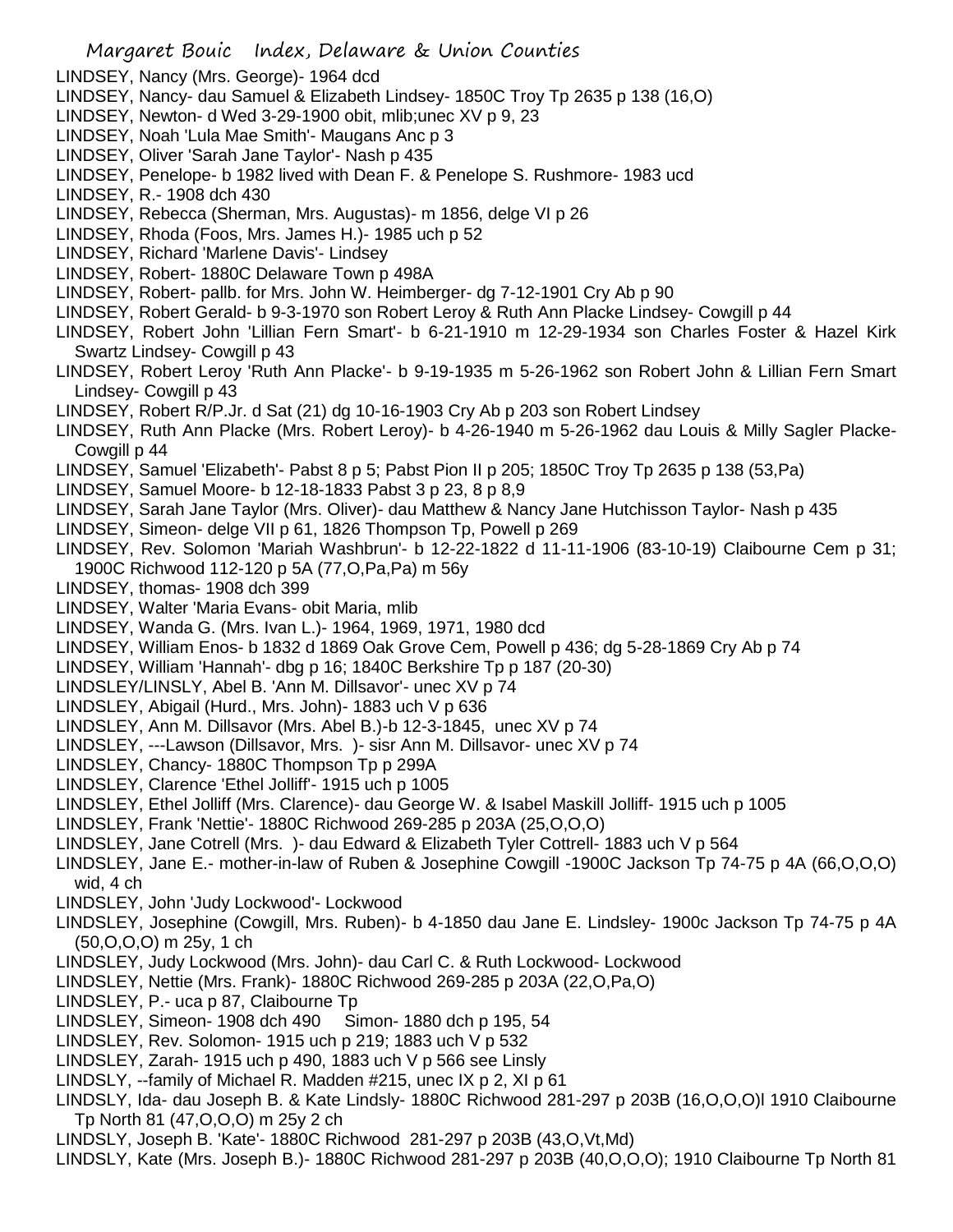LINDSEY, Nancy (Mrs. George)- 1964 dcd
LINDSEY, Nancy- dau Samuel & Elizabeth Lindsey- 1850C Troy Tp 2635 p 138 (16,O)
LINDSEY, Newton- d Wed 3-29-1900 obit, mlib;unec XV p 9, 23
LINDSEY, Noah 'Lula Mae Smith'- Maugans Anc p 3
LINDSEY, Oliver 'Sarah Jane Taylor'- Nash p 435
LINDSEY, Penelope- b 1982 lived with Dean F. & Penelope S. Rushmore- 1983 ucd
LINDSEY, R.- 1908 dch 430
LINDSEY, Rebecca (Sherman, Mrs. Augustas)- m 1856, delge VI p 26
LINDSEY, Rhoda (Foos, Mrs. James H.)- 1985 uch p 52
LINDSEY, Richard 'Marlene Davis'- Lindsey
LINDSEY, Robert- 1880C Delaware Town p 498A
LINDSEY, Robert- pallb. for Mrs. John W. Heimberger- dg 7-12-1901 Cry Ab p 90
LINDSEY, Robert Gerald- b 9-3-1970 son Robert Leroy & Ruth Ann Placke Lindsey- Cowgill p 44
LINDSEY, Robert John 'Lillian Fern Smart'- b 6-21-1910 m 12-29-1934 son Charles Foster & Hazel Kirk Swartz Lindsey- Cowgill p 43
LINDSEY, Robert Leroy 'Ruth Ann Placke'- b 9-19-1935 m 5-26-1962 son Robert John & Lillian Fern Smart Lindsey- Cowgill p 43
LINDSEY, Robert R/P.Jr. d Sat (21) dg 10-16-1903 Cry Ab p 203 son Robert Lindsey
LINDSEY, Ruth Ann Placke (Mrs. Robert Leroy)- b 4-26-1940 m 5-26-1962 dau Louis & Milly Sagler Placke- Cowgill p 44
LINDSEY, Samuel 'Elizabeth'- Pabst 8 p 5; Pabst Pion II p 205; 1850C Troy Tp 2635 p 138 (53,Pa)
LINDSEY, Samuel Moore- b 12-18-1833 Pabst 3 p 23, 8 p 8,9
LINDSEY, Sarah Jane Taylor (Mrs. Oliver)- dau Matthew & Nancy Jane Hutchisson Taylor- Nash p 435
LINDSEY, Simeon- delge VII p 61, 1826 Thompson Tp, Powell p 269
LINDSEY, Rev. Solomon 'Mariah Washbrun'- b 12-22-1822 d 11-11-1906 (83-10-19) Claibourne Cem p 31; 1900C Richwood 112-120 p 5A (77,O,Pa,Pa) m 56y
LINDSEY, thomas- 1908 dch 399
LINDSEY, Walter 'Maria Evans- obit Maria, mlib
LINDSEY, Wanda G. (Mrs. Ivan L.)- 1964, 1969, 1971, 1980 dcd
LINDSEY, William Enos- b 1832 d 1869 Oak Grove Cem, Powell p 436; dg 5-28-1869 Cry Ab p 74
LINDSEY, William 'Hannah'- dbg p 16; 1840C Berkshire Tp p 187 (20-30)
LINDSLEY/LINSLY, Abel B. 'Ann M. Dillsavor'- unec XV p 74
LINDSLEY, Abigail (Hurd., Mrs. John)- 1883 uch V p 636
LINDSLEY, Ann M. Dillsavor (Mrs. Abel B.)-b 12-3-1845, unec XV p 74
LINDSLEY, ---Lawson (Dillsavor, Mrs. )- sisr Ann M. Dillsavor- unec XV p 74
LINDSLEY, Chancy- 1880C Thompson Tp p 299A
LINDSLEY, Clarence 'Ethel Jolliff'- 1915 uch p 1005
LINDSLEY, Ethel Jolliff (Mrs. Clarence)- dau George W. & Isabel Maskill Jolliff- 1915 uch p 1005
LINDSLEY, Frank 'Nettie'- 1880C Richwood 269-285 p 203A (25,O,O,O)
LINDSLEY, Jane Cotrell (Mrs. )- dau Edward & Elizabeth Tyler Cottrell- 1883 uch V p 564
LINDSLEY, Jane E.- mother-in-law of Ruben & Josephine Cowgill -1900C Jackson Tp 74-75 p 4A (66,O,O,O) wid, 4 ch
LINDSLEY, John 'Judy Lockwood'- Lockwood
LINDSLEY, Josephine (Cowgill, Mrs. Ruben)- b 4-1850 dau Jane E. Lindsley- 1900c Jackson Tp 74-75 p 4A (50,O,O,O) m 25y, 1 ch
LINDSLEY, Judy Lockwood (Mrs. John)- dau Carl C. & Ruth Lockwood- Lockwood
LINDSLEY, Nettie (Mrs. Frank)- 1880C Richwood 269-285 p 203A (22,O,Pa,O)
LINDSLEY, P.- uca p 87, Claibourne Tp
LINDSLEY, Simeon- 1908 dch 490 Simon- 1880 dch p 195, 54
LINDSLEY, Rev. Solomon- 1915 uch p 219; 1883 uch V p 532
LINDSLEY, Zarah- 1915 uch p 490, 1883 uch V p 566 see Linsly
LINDSLY, --family of Michael R. Madden #215, unec IX p 2, XI p 61
LINDSLY, Ida- dau Joseph B. & Kate Lindsly- 1880C Richwood 281-297 p 203B (16,O,O,O)l 1910 Claibourne Tp North 81 (47,O,O,O) m 25y 2 ch
LINDSLY, Joseph B. 'Kate'- 1880C Richwood 281-297 p 203B (43,O,Vt,Md)
LINDSLY, Kate (Mrs. Joseph B.)- 1880C Richwood 281-297 p 203B (40,O,O,O); 1910 Claibourne Tp North 81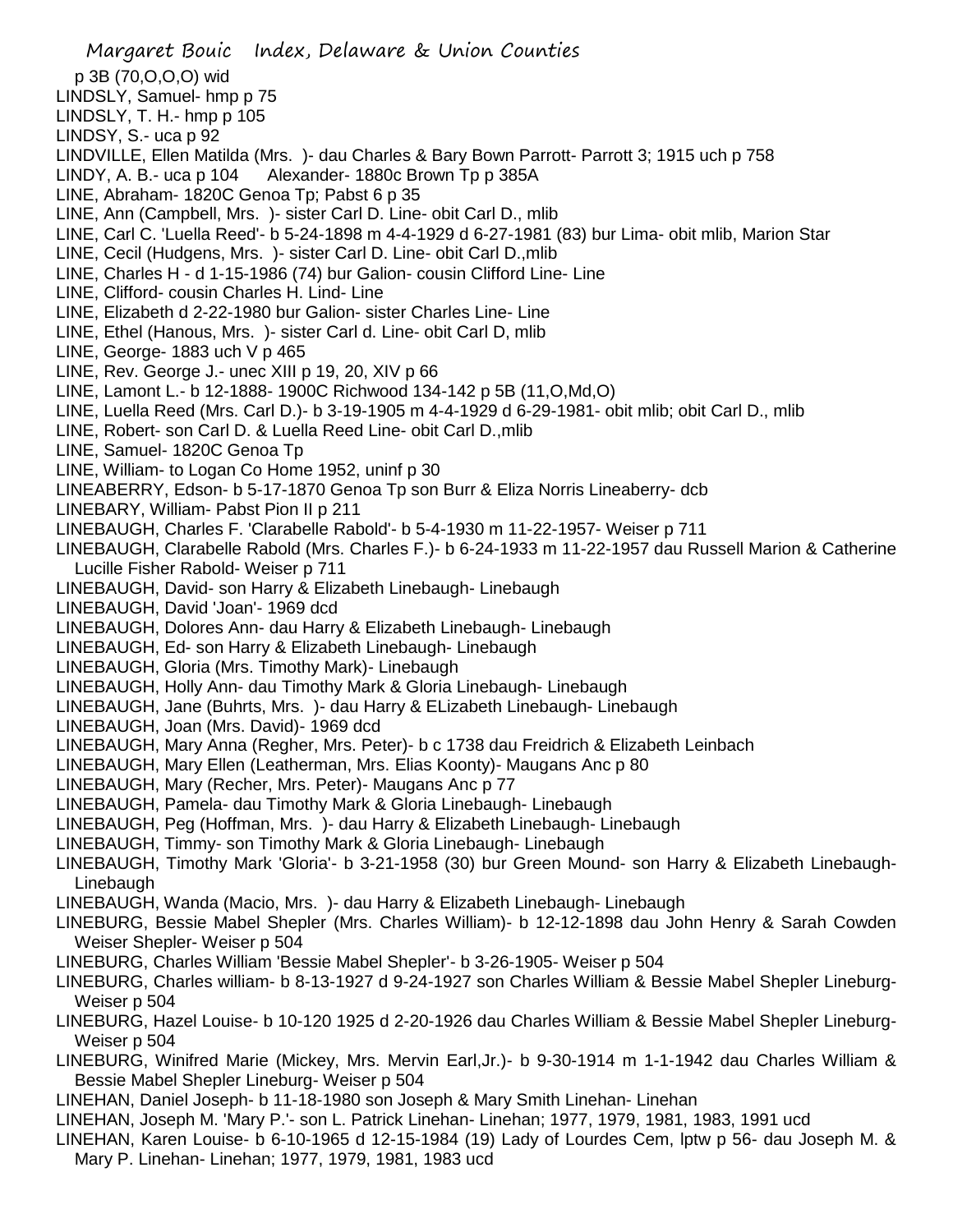p 3B (70,O,O,O) wid

LINDSLY, Samuel- hmp p 75

LINDSLY, T. H.- hmp p 105

LINDSY, S.- uca p 92

LINDVILLE, Ellen Matilda (Mrs. )- dau Charles & Bary Bown Parrott- Parrott 3; 1915 uch p 758

LINDY, A. B.- uca p 104 Alexander- 1880c Brown Tp p 385A

LINE, Abraham- 1820C Genoa Tp; Pabst 6 p 35

LINE, Ann (Campbell, Mrs. )- sister Carl D. Line- obit Carl D., mlib

LINE, Carl C. 'Luella Reed'- b 5-24-1898 m 4-4-1929 d 6-27-1981 (83) bur Lima- obit mlib, Marion Star

LINE, Cecil (Hudgens, Mrs. )- sister Carl D. Line- obit Carl D.,mlib

LINE, Charles H - d 1-15-1986 (74) bur Galion- cousin Clifford Line- Line

LINE, Clifford- cousin Charles H. Lind- Line

LINE, Elizabeth d 2-22-1980 bur Galion- sister Charles Line- Line

LINE, Ethel (Hanous, Mrs. )- sister Carl d. Line- obit Carl D, mlib

LINE, George- 1883 uch V p 465

LINE, Rev. George J.- unec XIII p 19, 20, XIV p 66

LINE, Lamont L.- b 12-1888- 1900C Richwood 134-142 p 5B (11,O,Md,O)

LINE, Luella Reed (Mrs. Carl D.)- b 3-19-1905 m 4-4-1929 d 6-29-1981- obit mlib; obit Carl D., mlib

LINE, Robert- son Carl D. & Luella Reed Line- obit Carl D.,mlib

LINE, Samuel- 1820C Genoa Tp

LINE, William- to Logan Co Home 1952, uninf p 30

LINEABERRY, Edson- b 5-17-1870 Genoa Tp son Burr & Eliza Norris Lineaberry- dcb

LINEBARY, William- Pabst Pion II p 211

LINEBAUGH, Charles F. 'Clarabelle Rabold'- b 5-4-1930 m 11-22-1957- Weiser p 711

LINEBAUGH, Clarabelle Rabold (Mrs. Charles F.)- b 6-24-1933 m 11-22-1957 dau Russell Marion & Catherine Lucille Fisher Rabold- Weiser p 711

LINEBAUGH, David- son Harry & Elizabeth Linebaugh- Linebaugh

LINEBAUGH, David 'Joan'- 1969 dcd

LINEBAUGH, Dolores Ann- dau Harry & Elizabeth Linebaugh- Linebaugh

LINEBAUGH, Ed- son Harry & Elizabeth Linebaugh- Linebaugh

LINEBAUGH, Gloria (Mrs. Timothy Mark)- Linebaugh

LINEBAUGH, Holly Ann- dau Timothy Mark & Gloria Linebaugh- Linebaugh

LINEBAUGH, Jane (Buhrts, Mrs. )- dau Harry & ELizabeth Linebaugh- Linebaugh

LINEBAUGH, Joan (Mrs. David)- 1969 dcd

LINEBAUGH, Mary Anna (Regher, Mrs. Peter)- b c 1738 dau Freidrich & Elizabeth Leinbach

LINEBAUGH, Mary Ellen (Leatherman, Mrs. Elias Koonty)- Maugans Anc p 80

LINEBAUGH, Mary (Recher, Mrs. Peter)- Maugans Anc p 77

LINEBAUGH, Pamela- dau Timothy Mark & Gloria Linebaugh- Linebaugh

LINEBAUGH, Peg (Hoffman, Mrs. )- dau Harry & Elizabeth Linebaugh- Linebaugh

LINEBAUGH, Timmy- son Timothy Mark & Gloria Linebaugh- Linebaugh

LINEBAUGH, Timothy Mark 'Gloria'- b 3-21-1958 (30) bur Green Mound- son Harry & Elizabeth Linebaugh- Linebaugh

LINEBAUGH, Wanda (Macio, Mrs. )- dau Harry & Elizabeth Linebaugh- Linebaugh

LINEBURG, Bessie Mabel Shepler (Mrs. Charles William)- b 12-12-1898 dau John Henry & Sarah Cowden Weiser Shepler- Weiser p 504

LINEBURG, Charles William 'Bessie Mabel Shepler'- b 3-26-1905- Weiser p 504

LINEBURG, Charles william- b 8-13-1927 d 9-24-1927 son Charles William & Bessie Mabel Shepler Lineburg- Weiser p 504

LINEBURG, Hazel Louise- b 10-120 1925 d 2-20-1926 dau Charles William & Bessie Mabel Shepler Lineburg- Weiser p 504

LINEBURG, Winifred Marie (Mickey, Mrs. Mervin Earl,Jr.)- b 9-30-1914 m 1-1-1942 dau Charles William & Bessie Mabel Shepler Lineburg- Weiser p 504

LINEHAN, Daniel Joseph- b 11-18-1980 son Joseph & Mary Smith Linehan- Linehan

LINEHAN, Joseph M. 'Mary P.'- son L. Patrick Linehan- Linehan; 1977, 1979, 1981, 1983, 1991 ucd

LINEHAN, Karen Louise- b 6-10-1965 d 12-15-1984 (19) Lady of Lourdes Cem, lptw p 56- dau Joseph M. & Mary P. Linehan- Linehan; 1977, 1979, 1981, 1983 ucd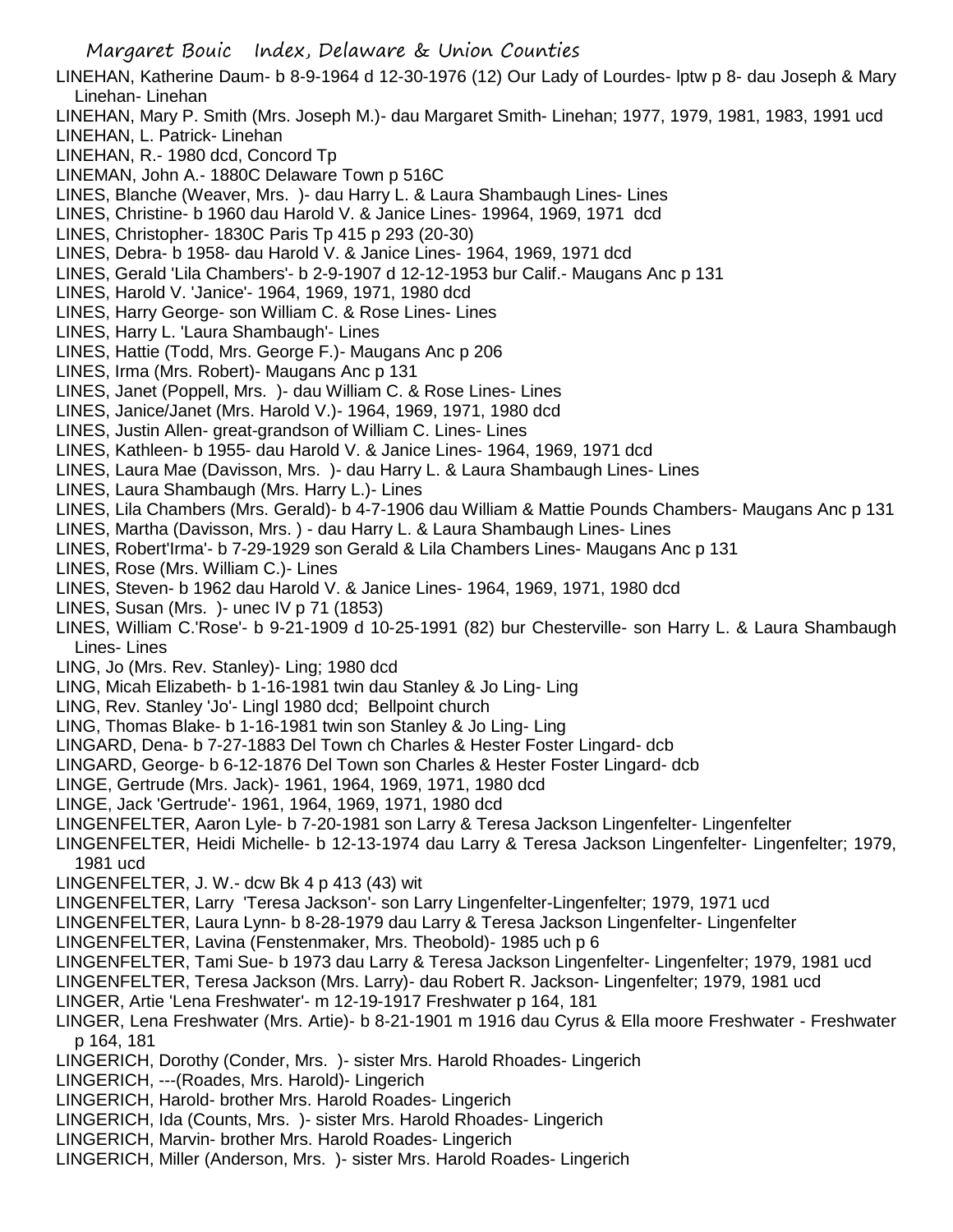LINEHAN, Katherine Daum- b 8-9-1964 d 12-30-1976 (12) Our Lady of Lourdes- lptw p 8- dau Joseph & Mary Linehan- Linehan

LINEHAN, Mary P. Smith (Mrs. Joseph M.)- dau Margaret Smith- Linehan; 1977, 1979, 1981, 1983, 1991 ucd

LINEHAN, L. Patrick- Linehan

LINEHAN, R.- 1980 dcd, Concord Tp

LINEMAN, John A.- 1880C Delaware Town p 516C

LINES, Blanche (Weaver, Mrs. )- dau Harry L. & Laura Shambaugh Lines- Lines

LINES, Christine- b 1960 dau Harold V. & Janice Lines- 19964, 1969, 1971 dcd

LINES, Christopher- 1830C Paris Tp 415 p 293 (20-30)

LINES, Debra- b 1958- dau Harold V. & Janice Lines- 1964, 1969, 1971 dcd

LINES, Gerald 'Lila Chambers'- b 2-9-1907 d 12-12-1953 bur Calif.- Maugans Anc p 131

LINES, Harold V. 'Janice'- 1964, 1969, 1971, 1980 dcd

LINES, Harry George- son William C. & Rose Lines- Lines

LINES, Harry L. 'Laura Shambaugh'- Lines

LINES, Hattie (Todd, Mrs. George F.)- Maugans Anc p 206

LINES, Irma (Mrs. Robert)- Maugans Anc p 131

LINES, Janet (Poppell, Mrs. )- dau William C. & Rose Lines- Lines

LINES, Janice/Janet (Mrs. Harold V.)- 1964, 1969, 1971, 1980 dcd

LINES, Justin Allen- great-grandson of William C. Lines- Lines

LINES, Kathleen- b 1955- dau Harold V. & Janice Lines- 1964, 1969, 1971 dcd

LINES, Laura Mae (Davisson, Mrs. )- dau Harry L. & Laura Shambaugh Lines- Lines

LINES, Laura Shambaugh (Mrs. Harry L.)- Lines

LINES, Lila Chambers (Mrs. Gerald)- b 4-7-1906 dau William & Mattie Pounds Chambers- Maugans Anc p 131

LINES, Martha (Davisson, Mrs. ) - dau Harry L. & Laura Shambaugh Lines- Lines

LINES, Robert'Irma'- b 7-29-1929 son Gerald & Lila Chambers Lines- Maugans Anc p 131

LINES, Rose (Mrs. William C.)- Lines

LINES, Steven- b 1962 dau Harold V. & Janice Lines- 1964, 1969, 1971, 1980 dcd

LINES, Susan (Mrs. )- unec IV p 71 (1853)

LINES, William C.'Rose'- b 9-21-1909 d 10-25-1991 (82) bur Chesterville- son Harry L. & Laura Shambaugh Lines- Lines

LING, Jo (Mrs. Rev. Stanley)- Ling; 1980 dcd

LING, Micah Elizabeth- b 1-16-1981 twin dau Stanley & Jo Ling- Ling

LING, Rev. Stanley 'Jo'- Lingl 1980 dcd; Bellpoint church

LING, Thomas Blake- b 1-16-1981 twin son Stanley & Jo Ling- Ling

LINGARD, Dena- b 7-27-1883 Del Town ch Charles & Hester Foster Lingard- dcb

LINGARD, George- b 6-12-1876 Del Town son Charles & Hester Foster Lingard- dcb

LINGE, Gertrude (Mrs. Jack)- 1961, 1964, 1969, 1971, 1980 dcd

LINGE, Jack 'Gertrude'- 1961, 1964, 1969, 1971, 1980 dcd

LINGENFELTER, Aaron Lyle- b 7-20-1981 son Larry & Teresa Jackson Lingenfelter- Lingenfelter

LINGENFELTER, Heidi Michelle- b 12-13-1974 dau Larry & Teresa Jackson Lingenfelter- Lingenfelter; 1979, 1981 ucd

LINGENFELTER, J. W.- dcw Bk 4 p 413 (43) wit

LINGENFELTER, Larry 'Teresa Jackson'- son Larry Lingenfelter-Lingenfelter; 1979, 1971 ucd

LINGENFELTER, Laura Lynn- b 8-28-1979 dau Larry & Teresa Jackson Lingenfelter- Lingenfelter

LINGENFELTER, Lavina (Fenstenmaker, Mrs. Theobold)- 1985 uch p 6

LINGENFELTER, Tami Sue- b 1973 dau Larry & Teresa Jackson Lingenfelter- Lingenfelter; 1979, 1981 ucd

LINGENFELTER, Teresa Jackson (Mrs. Larry)- dau Robert R. Jackson- Lingenfelter; 1979, 1981 ucd

LINGER, Artie 'Lena Freshwater'- m 12-19-1917 Freshwater p 164, 181

LINGER, Lena Freshwater (Mrs. Artie)- b 8-21-1901 m 1916 dau Cyrus & Ella moore Freshwater - Freshwater p 164, 181

LINGERICH, Dorothy (Conder, Mrs. )- sister Mrs. Harold Rhoades- Lingerich

LINGERICH, ---(Roades, Mrs. Harold)- Lingerich

LINGERICH, Harold- brother Mrs. Harold Roades- Lingerich

LINGERICH, Ida (Counts, Mrs. )- sister Mrs. Harold Rhoades- Lingerich

LINGERICH, Marvin- brother Mrs. Harold Roades- Lingerich

LINGERICH, Miller (Anderson, Mrs. )- sister Mrs. Harold Roades- Lingerich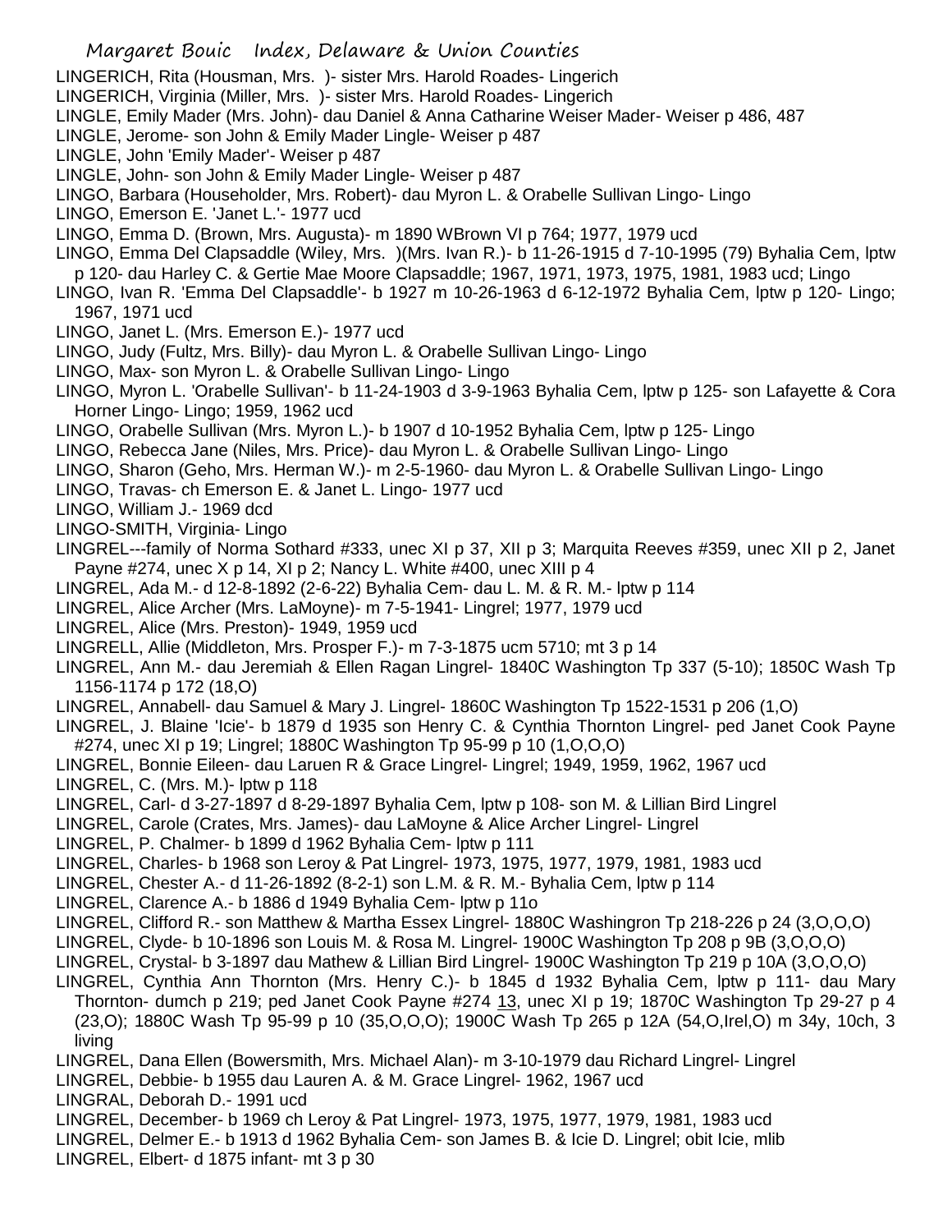LINGERICH, Rita (Housman, Mrs. )- sister Mrs. Harold Roades- Lingerich
LINGERICH, Virginia (Miller, Mrs. )- sister Mrs. Harold Roades- Lingerich
LINGLE, Emily Mader (Mrs. John)- dau Daniel & Anna Catharine Weiser Mader- Weiser p 486, 487
LINGLE, Jerome- son John & Emily Mader Lingle- Weiser p 487
LINGLE, John 'Emily Mader'- Weiser p 487
LINGLE, John- son John & Emily Mader Lingle- Weiser p 487
LINGO, Barbara (Householder, Mrs. Robert)- dau Myron L. & Orabelle Sullivan Lingo- Lingo
LINGO, Emerson E. 'Janet L.'- 1977 ucd
LINGO, Emma D. (Brown, Mrs. Augusta)- m 1890 WBrown VI p 764; 1977, 1979 ucd
LINGO, Emma Del Clapsaddle (Wiley, Mrs. )(Mrs. Ivan R.)- b 11-26-1915 d 7-10-1995 (79) Byhalia Cem, lptw p 120- dau Harley C. & Gertie Mae Moore Clapsaddle; 1967, 1971, 1973, 1975, 1981, 1983 ucd; Lingo
LINGO, Ivan R. 'Emma Del Clapsaddle'- b 1927 m 10-26-1963 d 6-12-1972 Byhalia Cem, lptw p 120- Lingo; 1967, 1971 ucd
LINGO, Janet L. (Mrs. Emerson E.)- 1977 ucd
LINGO, Judy (Fultz, Mrs. Billy)- dau Myron L. & Orabelle Sullivan Lingo- Lingo
LINGO, Max- son Myron L. & Orabelle Sullivan Lingo- Lingo
LINGO, Myron L. 'Orabelle Sullivan'- b 11-24-1903 d 3-9-1963 Byhalia Cem, lptw p 125- son Lafayette & Cora Horner Lingo- Lingo; 1959, 1962 ucd
LINGO, Orabelle Sullivan (Mrs. Myron L.)- b 1907 d 10-1952 Byhalia Cem, lptw p 125- Lingo
LINGO, Rebecca Jane (Niles, Mrs. Price)- dau Myron L. & Orabelle Sullivan Lingo- Lingo
LINGO, Sharon (Geho, Mrs. Herman W.)- m 2-5-1960- dau Myron L. & Orabelle Sullivan Lingo- Lingo
LINGO, Travas- ch Emerson E. & Janet L. Lingo- 1977 ucd
LINGO, William J.- 1969 dcd
LINGO-SMITH, Virginia- Lingo
LINGREL---family of Norma Sothard #333, unec XI p 37, XII p 3; Marquita Reeves #359, unec XII p 2, Janet Payne #274, unec X p 14, XI p 2; Nancy L. White #400, unec XIII p 4
LINGREL, Ada M.- d 12-8-1892 (2-6-22) Byhalia Cem- dau L. M. & R. M.- lptw p 114
LINGREL, Alice Archer (Mrs. LaMoyne)- m 7-5-1941- Lingrel; 1977, 1979 ucd
LINGREL, Alice (Mrs. Preston)- 1949, 1959 ucd
LINGRELL, Allie (Middleton, Mrs. Prosper F.)- m 7-3-1875 ucm 5710; mt 3 p 14
LINGREL, Ann M.- dau Jeremiah & Ellen Ragan Lingrel- 1840C Washington Tp 337 (5-10); 1850C Wash Tp 1156-1174 p 172 (18,O)
LINGREL, Annabell- dau Samuel & Mary J. Lingrel- 1860C Washington Tp 1522-1531 p 206 (1,O)
LINGREL, J. Blaine 'Icie'- b 1879 d 1935 son Henry C. & Cynthia Thornton Lingrel- ped Janet Cook Payne #274, unec XI p 19; Lingrel; 1880C Washington Tp 95-99 p 10 (1,O,O,O)
LINGREL, Bonnie Eileen- dau Laruen R & Grace Lingrel- Lingrel; 1949, 1959, 1962, 1967 ucd
LINGREL, C. (Mrs. M.)- lptw p 118
LINGREL, Carl- d 3-27-1897 d 8-29-1897 Byhalia Cem, lptw p 108- son M. & Lillian Bird Lingrel
LINGREL, Carole (Crates, Mrs. James)- dau LaMoyne & Alice Archer Lingrel- Lingrel
LINGREL, P. Chalmer- b 1899 d 1962 Byhalia Cem- lptw p 111
LINGREL, Charles- b 1968 son Leroy & Pat Lingrel- 1973, 1975, 1977, 1979, 1981, 1983 ucd
LINGREL, Chester A.- d 11-26-1892 (8-2-1) son L.M. & R. M.- Byhalia Cem, lptw p 114
LINGREL, Clarence A.- b 1886 d 1949 Byhalia Cem- lptw p 11o
LINGREL, Clifford R.- son Matthew & Martha Essex Lingrel- 1880C Washingron Tp 218-226 p 24 (3,O,O,O)
LINGREL, Clyde- b 10-1896 son Louis M. & Rosa M. Lingrel- 1900C Washington Tp 208 p 9B (3,O,O,O)
LINGREL, Crystal- b 3-1897 dau Mathew & Lillian Bird Lingrel- 1900C Washington Tp 219 p 10A (3,O,O,O)
LINGREL, Cynthia Ann Thornton (Mrs. Henry C.)- b 1845 d 1932 Byhalia Cem, lptw p 111- dau Mary Thornton- dumch p 219; ped Janet Cook Payne #274 13, unec XI p 19; 1870C Washington Tp 29-27 p 4 (23,O); 1880C Wash Tp 95-99 p 10 (35,O,O,O); 1900C Wash Tp 265 p 12A (54,O,Irel,O) m 34y, 10ch, 3 living
LINGREL, Dana Ellen (Bowersmith, Mrs. Michael Alan)- m 3-10-1979 dau Richard Lingrel- Lingrel
LINGREL, Debbie- b 1955 dau Lauren A. & M. Grace Lingrel- 1962, 1967 ucd
LINGRAL, Deborah D.- 1991 ucd
LINGREL, December- b 1969 ch Leroy & Pat Lingrel- 1973, 1975, 1977, 1979, 1981, 1983 ucd
LINGREL, Delmer E.- b 1913 d 1962 Byhalia Cem- son James B. & Icie D. Lingrel; obit Icie, mlib
LINGREL, Elbert- d 1875 infant- mt 3 p 30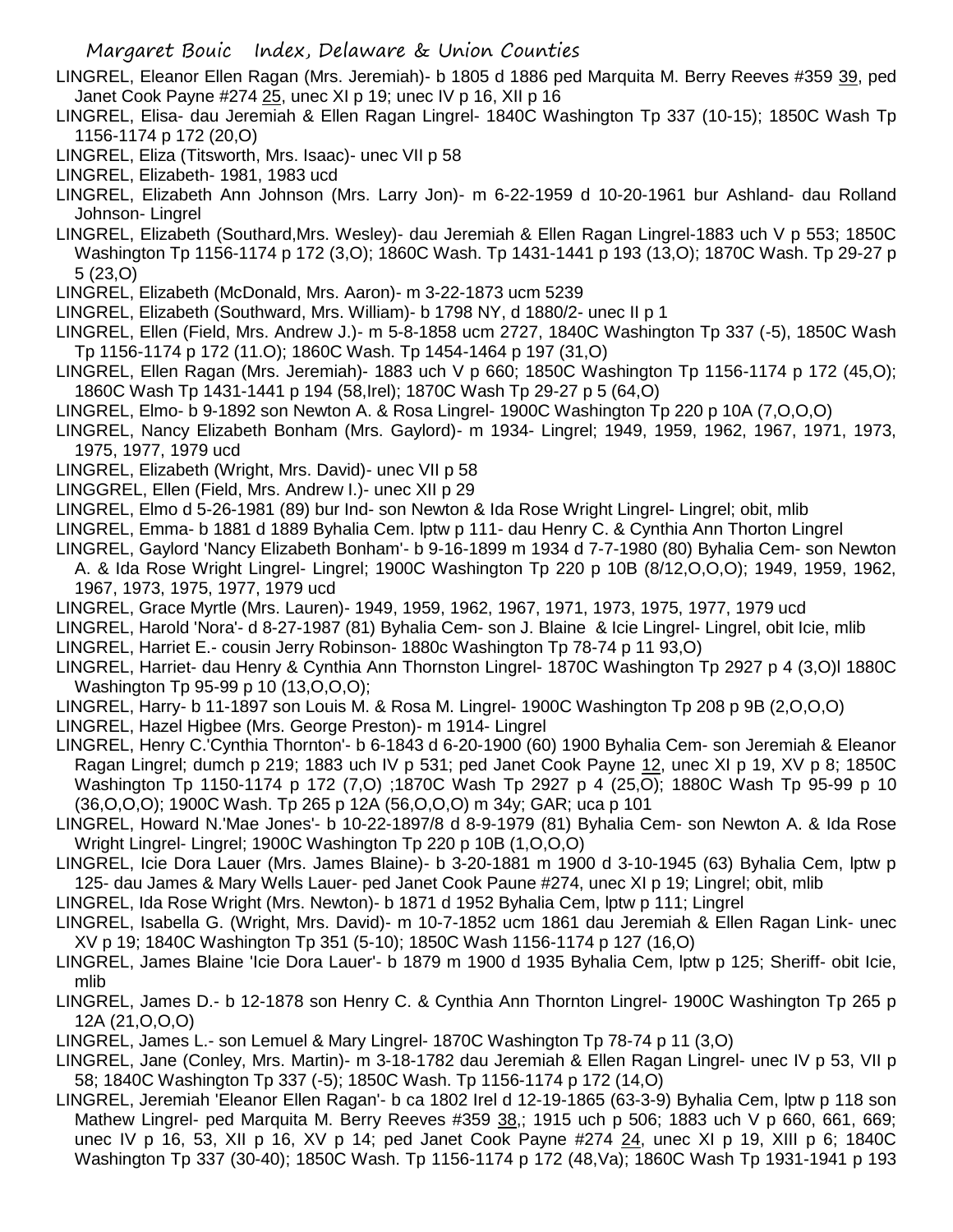LINGREL, Eleanor Ellen Ragan (Mrs. Jeremiah)- b 1805 d 1886 ped Marquita M. Berry Reeves #359 39, ped Janet Cook Payne #274 25, unec XI p 19; unec IV p 16, XII p 16

LINGREL, Elisa- dau Jeremiah & Ellen Ragan Lingrel- 1840C Washington Tp 337 (10-15); 1850C Wash Tp 1156-1174 p 172 (20,O)

LINGREL, Eliza (Titsworth, Mrs. Isaac)- unec VII p 58

LINGREL, Elizabeth- 1981, 1983 ucd

LINGREL, Elizabeth Ann Johnson (Mrs. Larry Jon)- m 6-22-1959 d 10-20-1961 bur Ashland- dau Rolland Johnson- Lingrel

LINGREL, Elizabeth (Southard,Mrs. Wesley)- dau Jeremiah & Ellen Ragan Lingrel-1883 uch V p 553; 1850C Washington Tp 1156-1174 p 172 (3,O); 1860C Wash. Tp 1431-1441 p 193 (13,O); 1870C Wash. Tp 29-27 p 5 (23,O)

LINGREL, Elizabeth (McDonald, Mrs. Aaron)- m 3-22-1873 ucm 5239

LINGREL, Elizabeth (Southward, Mrs. William)- b 1798 NY, d 1880/2- unec II p 1

LINGREL, Ellen (Field, Mrs. Andrew J.)- m 5-8-1858 ucm 2727, 1840C Washington Tp 337 (-5), 1850C Wash Tp 1156-1174 p 172 (11.O); 1860C Wash. Tp 1454-1464 p 197 (31,O)

LINGREL, Ellen Ragan (Mrs. Jeremiah)- 1883 uch V p 660; 1850C Washington Tp 1156-1174 p 172 (45,O); 1860C Wash Tp 1431-1441 p 194 (58,Irel); 1870C Wash Tp 29-27 p 5 (64,O)

LINGREL, Elmo- b 9-1892 son Newton A. & Rosa Lingrel- 1900C Washington Tp 220 p 10A (7,O,O,O)

LINGREL, Nancy Elizabeth Bonham (Mrs. Gaylord)- m 1934- Lingrel; 1949, 1959, 1962, 1967, 1971, 1973, 1975, 1977, 1979 ucd

LINGREL, Elizabeth (Wright, Mrs. David)- unec VII p 58

LINGGREL, Ellen (Field, Mrs. Andrew I.)- unec XII p 29

LINGREL, Elmo d 5-26-1981 (89) bur Ind- son Newton & Ida Rose Wright Lingrel- Lingrel; obit, mlib

LINGREL, Emma- b 1881 d 1889 Byhalia Cem. lptw p 111- dau Henry C. & Cynthia Ann Thorton Lingrel

LINGREL, Gaylord 'Nancy Elizabeth Bonham'- b 9-16-1899 m 1934 d 7-7-1980 (80) Byhalia Cem- son Newton A. & Ida Rose Wright Lingrel- Lingrel; 1900C Washington Tp 220 p 10B (8/12,O,O,O); 1949, 1959, 1962, 1967, 1973, 1975, 1977, 1979 ucd

LINGREL, Grace Myrtle (Mrs. Lauren)- 1949, 1959, 1962, 1967, 1971, 1973, 1975, 1977, 1979 ucd

LINGREL, Harold 'Nora'- d 8-27-1987 (81) Byhalia Cem- son J. Blaine & Icie Lingrel- Lingrel, obit Icie, mlib

LINGREL, Harriet E.- cousin Jerry Robinson- 1880c Washington Tp 78-74 p 11 93,O)

LINGREL, Harriet- dau Henry & Cynthia Ann Thornston Lingrel- 1870C Washington Tp 2927 p 4 (3,O)l 1880C Washington Tp 95-99 p 10 (13,O,O,O);

LINGREL, Harry- b 11-1897 son Louis M. & Rosa M. Lingrel- 1900C Washington Tp 208 p 9B (2,O,O,O)

LINGREL, Hazel Higbee (Mrs. George Preston)- m 1914- Lingrel

LINGREL, Henry C.'Cynthia Thornton'- b 6-1843 d 6-20-1900 (60) 1900 Byhalia Cem- son Jeremiah & Eleanor Ragan Lingrel; dumch p 219; 1883 uch IV p 531; ped Janet Cook Payne 12, unec XI p 19, XV p 8; 1850C Washington Tp 1150-1174 p 172 (7,O) ;1870C Wash Tp 2927 p 4 (25,O); 1880C Wash Tp 95-99 p 10 (36,O,O,O); 1900C Wash. Tp 265 p 12A (56,O,O,O) m 34y; GAR; uca p 101

LINGREL, Howard N.'Mae Jones'- b 10-22-1897/8 d 8-9-1979 (81) Byhalia Cem- son Newton A. & Ida Rose Wright Lingrel- Lingrel; 1900C Washington Tp 220 p 10B (1,O,O,O)

LINGREL, Icie Dora Lauer (Mrs. James Blaine)- b 3-20-1881 m 1900 d 3-10-1945 (63) Byhalia Cem, lptw p 125- dau James & Mary Wells Lauer- ped Janet Cook Paune #274, unec XI p 19; Lingrel; obit, mlib

LINGREL, Ida Rose Wright (Mrs. Newton)- b 1871 d 1952 Byhalia Cem, lptw p 111; Lingrel

LINGREL, Isabella G. (Wright, Mrs. David)- m 10-7-1852 ucm 1861 dau Jeremiah & Ellen Ragan Link- unec XV p 19; 1840C Washington Tp 351 (5-10); 1850C Wash 1156-1174 p 127 (16,O)

LINGREL, James Blaine 'Icie Dora Lauer'- b 1879 m 1900 d 1935 Byhalia Cem, lptw p 125; Sheriff- obit Icie, mlib

LINGREL, James D.- b 12-1878 son Henry C. & Cynthia Ann Thornton Lingrel- 1900C Washington Tp 265 p 12A (21,O,O,O)

LINGREL, James L.- son Lemuel & Mary Lingrel- 1870C Washington Tp 78-74 p 11 (3,O)

LINGREL, Jane (Conley, Mrs. Martin)- m 3-18-1782 dau Jeremiah & Ellen Ragan Lingrel- unec IV p 53, VII p 58; 1840C Washington Tp 337 (-5); 1850C Wash. Tp 1156-1174 p 172 (14,O)

LINGREL, Jeremiah 'Eleanor Ellen Ragan'- b ca 1802 Irel d 12-19-1865 (63-3-9) Byhalia Cem, lptw p 118 son Mathew Lingrel- ped Marquita M. Berry Reeves #359 38,; 1915 uch p 506; 1883 uch V p 660, 661, 669; unec IV p 16, 53, XII p 16, XV p 14; ped Janet Cook Payne #274 24, unec XI p 19, XIII p 6; 1840C Washington Tp 337 (30-40); 1850C Wash. Tp 1156-1174 p 172 (48,Va); 1860C Wash Tp 1931-1941 p 193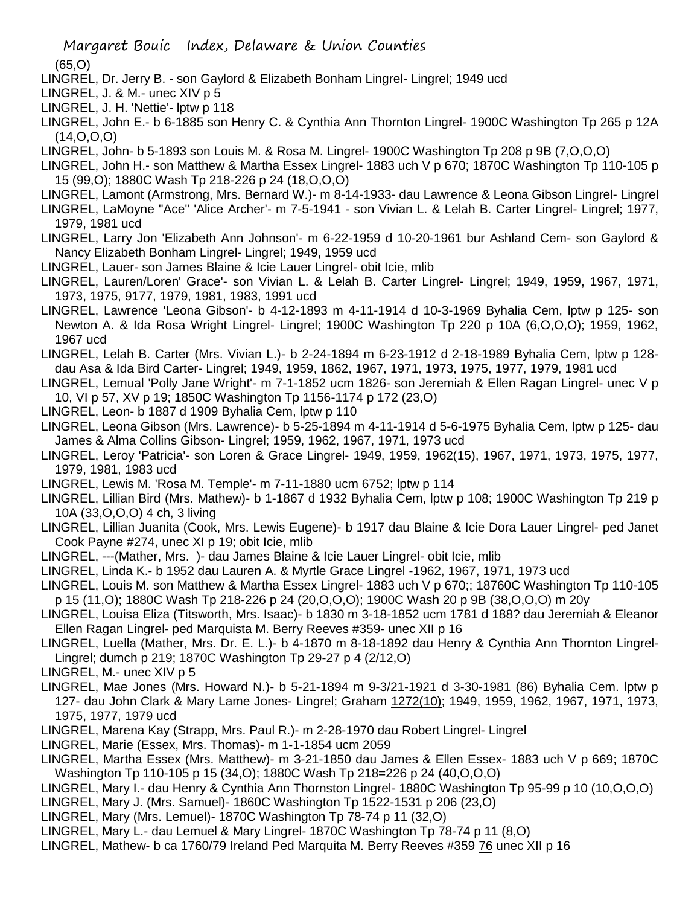(65,O)

LINGREL, Dr. Jerry B. - son Gaylord & Elizabeth Bonham Lingrel- Lingrel; 1949 ucd

LINGREL, J. & M.- unec XIV p 5

LINGREL, J. H. 'Nettie'- lptw p 118

LINGREL, John E.- b 6-1885 son Henry C. & Cynthia Ann Thornton Lingrel- 1900C Washington Tp 265 p 12A (14,O,O,O)

LINGREL, John- b 5-1893 son Louis M. & Rosa M. Lingrel- 1900C Washington Tp 208 p 9B (7,O,O,O)

LINGREL, John H.- son Matthew & Martha Essex Lingrel- 1883 uch V p 670; 1870C Washington Tp 110-105 p 15 (99,O); 1880C Wash Tp 218-226 p 24 (18,O,O,O)

LINGREL, Lamont (Armstrong, Mrs. Bernard W.)- m 8-14-1933- dau Lawrence & Leona Gibson Lingrel- Lingrel

LINGREL, LaMoyne "Ace" 'Alice Archer'- m 7-5-1941 - son Vivian L. & Lelah B. Carter Lingrel- Lingrel; 1977, 1979, 1981 ucd

LINGREL, Larry Jon 'Elizabeth Ann Johnson'- m 6-22-1959 d 10-20-1961 bur Ashland Cem- son Gaylord & Nancy Elizabeth Bonham Lingrel- Lingrel; 1949, 1959 ucd

LINGREL, Lauer- son James Blaine & Icie Lauer Lingrel- obit Icie, mlib

LINGREL, Lauren/Loren' Grace'- son Vivian L. & Lelah B. Carter Lingrel- Lingrel; 1949, 1959, 1967, 1971, 1973, 1975, 9177, 1979, 1981, 1983, 1991 ucd

LINGREL, Lawrence 'Leona Gibson'- b 4-12-1893 m 4-11-1914 d 10-3-1969 Byhalia Cem, lptw p 125- son Newton A. & Ida Rosa Wright Lingrel- Lingrel; 1900C Washington Tp 220 p 10A (6,O,O,O); 1959, 1962, 1967 ucd

LINGREL, Lelah B. Carter (Mrs. Vivian L.)- b 2-24-1894 m 6-23-1912 d 2-18-1989 Byhalia Cem, lptw p 128- dau Asa & Ida Bird Carter- Lingrel; 1949, 1959, 1862, 1967, 1971, 1973, 1975, 1977, 1979, 1981 ucd

LINGREL, Lemual 'Polly Jane Wright'- m 7-1-1852 ucm 1826- son Jeremiah & Ellen Ragan Lingrel- unec V p 10, VI p 57, XV p 19; 1850C Washington Tp 1156-1174 p 172 (23,O)

LINGREL, Leon- b 1887 d 1909 Byhalia Cem, lptw p 110

LINGREL, Leona Gibson (Mrs. Lawrence)- b 5-25-1894 m 4-11-1914 d 5-6-1975 Byhalia Cem, lptw p 125- dau James & Alma Collins Gibson- Lingrel; 1959, 1962, 1967, 1971, 1973 ucd

LINGREL, Leroy 'Patricia'- son Loren & Grace Lingrel- 1949, 1959, 1962(15), 1967, 1971, 1973, 1975, 1977, 1979, 1981, 1983 ucd

LINGREL, Lewis M. 'Rosa M. Temple'- m 7-11-1880 ucm 6752; lptw p 114

LINGREL, Lillian Bird (Mrs. Mathew)- b 1-1867 d 1932 Byhalia Cem, lptw p 108; 1900C Washington Tp 219 p 10A (33,O,O,O) 4 ch, 3 living

LINGREL, Lillian Juanita (Cook, Mrs. Lewis Eugene)- b 1917 dau Blaine & Icie Dora Lauer Lingrel- ped Janet Cook Payne #274, unec XI p 19; obit Icie, mlib

LINGREL, ---(Mather, Mrs. )- dau James Blaine & Icie Lauer Lingrel- obit Icie, mlib

LINGREL, Linda K.- b 1952 dau Lauren A. & Myrtle Grace Lingrel -1962, 1967, 1971, 1973 ucd

LINGREL, Louis M. son Matthew & Martha Essex Lingrel- 1883 uch V p 670;; 18760C Washington Tp 110-105 p 15 (11,O); 1880C Wash Tp 218-226 p 24 (20,O,O,O); 1900C Wash 20 p 9B (38,O,O,O) m 20y

LINGREL, Louisa Eliza (Titsworth, Mrs. Isaac)- b 1830 m 3-18-1852 ucm 1781 d 188? dau Jeremiah & Eleanor Ellen Ragan Lingrel- ped Marquista M. Berry Reeves #359- unec XII p 16

LINGREL, Luella (Mather, Mrs. Dr. E. L.)- b 4-1870 m 8-18-1892 dau Henry & Cynthia Ann Thornton Lingrel- Lingrel; dumch p 219; 1870C Washington Tp 29-27 p 4 (2/12,O)

LINGREL, M.- unec XIV p 5

LINGREL, Mae Jones (Mrs. Howard N.)- b 5-21-1894 m 9-3/21-1921 d 3-30-1981 (86) Byhalia Cem. lptw p 127- dau John Clark & Mary Lame Jones- Lingrel; Graham 1272(10); 1949, 1959, 1962, 1967, 1971, 1973, 1975, 1977, 1979 ucd

LINGREL, Marena Kay (Strapp, Mrs. Paul R.)- m 2-28-1970 dau Robert Lingrel- Lingrel

LINGREL, Marie (Essex, Mrs. Thomas)- m 1-1-1854 ucm 2059

LINGREL, Martha Essex (Mrs. Matthew)- m 3-21-1850 dau James & Ellen Essex- 1883 uch V p 669; 1870C Washington Tp 110-105 p 15 (34,O); 1880C Wash Tp 218=226 p 24 (40,O,O,O)

LINGREL, Mary I.- dau Henry & Cynthia Ann Thornston Lingrel- 1880C Washington Tp 95-99 p 10 (10,O,O,O)

LINGREL, Mary J. (Mrs. Samuel)- 1860C Washington Tp 1522-1531 p 206 (23,O)

LINGREL, Mary (Mrs. Lemuel)- 1870C Washington Tp 78-74 p 11 (32,O)

LINGREL, Mary L.- dau Lemuel & Mary Lingrel- 1870C Washington Tp 78-74 p 11 (8,O)

LINGREL, Mathew- b ca 1760/79 Ireland Ped Marquita M. Berry Reeves #359 76 unec XII p 16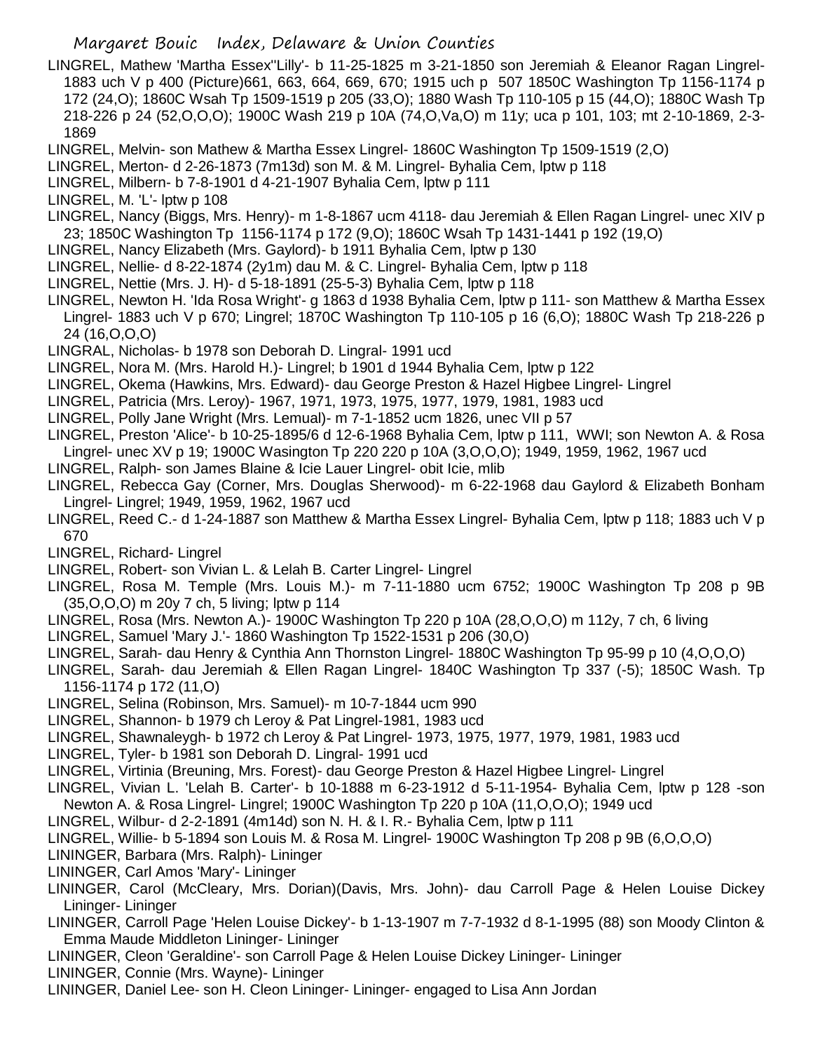LINGREL, Mathew 'Martha Essex''Lilly'- b 11-25-1825 m 3-21-1850 son Jeremiah & Eleanor Ragan Lingrel- 1883 uch V p 400 (Picture)661, 663, 664, 669, 670; 1915 uch p 507 1850C Washington Tp 1156-1174 p 172 (24,O); 1860C Wsah Tp 1509-1519 p 205 (33,O); 1880 Wash Tp 110-105 p 15 (44,O); 1880C Wash Tp 218-226 p 24 (52,O,O,O); 1900C Wash 219 p 10A (74,O,Va,O) m 11y; uca p 101, 103; mt 2-10-1869, 2-3-1869

LINGREL, Melvin- son Mathew & Martha Essex Lingrel- 1860C Washington Tp 1509-1519 (2,O)

LINGREL, Merton- d 2-26-1873 (7m13d) son M. & M. Lingrel- Byhalia Cem, lptw p 118

LINGREL, Milbern- b 7-8-1901 d 4-21-1907 Byhalia Cem, lptw p 111

LINGREL, M. 'L'- lptw p 108

LINGREL, Nancy (Biggs, Mrs. Henry)- m 1-8-1867 ucm 4118- dau Jeremiah & Ellen Ragan Lingrel- unec XIV p 23; 1850C Washington Tp 1156-1174 p 172 (9,O); 1860C Wsah Tp 1431-1441 p 192 (19,O)

LINGREL, Nancy Elizabeth (Mrs. Gaylord)- b 1911 Byhalia Cem, lptw p 130

LINGREL, Nellie- d 8-22-1874 (2y1m) dau M. & C. Lingrel- Byhalia Cem, lptw p 118

LINGREL, Nettie (Mrs. J. H)- d 5-18-1891 (25-5-3) Byhalia Cem, lptw p 118

LINGREL, Newton H. 'Ida Rosa Wright'- g 1863 d 1938 Byhalia Cem, lptw p 111- son Matthew & Martha Essex Lingrel- 1883 uch V p 670; Lingrel; 1870C Washington Tp 110-105 p 16 (6,O); 1880C Wash Tp 218-226 p 24 (16,O,O,O)

LINGRAL, Nicholas- b 1978 son Deborah D. Lingral- 1991 ucd

LINGREL, Nora M. (Mrs. Harold H.)- Lingrel; b 1901 d 1944 Byhalia Cem, lptw p 122

LINGREL, Okema (Hawkins, Mrs. Edward)- dau George Preston & Hazel Higbee Lingrel- Lingrel

LINGREL, Patricia (Mrs. Leroy)- 1967, 1971, 1973, 1975, 1977, 1979, 1981, 1983 ucd

LINGREL, Polly Jane Wright (Mrs. Lemual)- m 7-1-1852 ucm 1826, unec VII p 57

LINGREL, Preston 'Alice'- b 10-25-1895/6 d 12-6-1968 Byhalia Cem, lptw p 111, WWI; son Newton A. & Rosa Lingrel- unec XV p 19; 1900C Wasington Tp 220 220 p 10A (3,O,O,O); 1949, 1959, 1962, 1967 ucd

LINGREL, Ralph- son James Blaine & Icie Lauer Lingrel- obit Icie, mlib

LINGREL, Rebecca Gay (Corner, Mrs. Douglas Sherwood)- m 6-22-1968 dau Gaylord & Elizabeth Bonham Lingrel- Lingrel; 1949, 1959, 1962, 1967 ucd

LINGREL, Reed C.- d 1-24-1887 son Matthew & Martha Essex Lingrel- Byhalia Cem, lptw p 118; 1883 uch V p 670

LINGREL, Richard- Lingrel

LINGREL, Robert- son Vivian L. & Lelah B. Carter Lingrel- Lingrel

LINGREL, Rosa M. Temple (Mrs. Louis M.)- m 7-11-1880 ucm 6752; 1900C Washington Tp 208 p 9B (35,O,O,O) m 20y 7 ch, 5 living; lptw p 114

LINGREL, Rosa (Mrs. Newton A.)- 1900C Washington Tp 220 p 10A (28,O,O,O) m 112y, 7 ch, 6 living

LINGREL, Samuel 'Mary J.'- 1860 Washington Tp 1522-1531 p 206 (30,O)

LINGREL, Sarah- dau Henry & Cynthia Ann Thornston Lingrel- 1880C Washington Tp 95-99 p 10 (4,O,O,O)

LINGREL, Sarah- dau Jeremiah & Ellen Ragan Lingrel- 1840C Washington Tp 337 (-5); 1850C Wash. Tp 1156-1174 p 172 (11,O)

LINGREL, Selina (Robinson, Mrs. Samuel)- m 10-7-1844 ucm 990

LINGREL, Shannon- b 1979 ch Leroy & Pat Lingrel-1981, 1983 ucd

LINGREL, Shawnaleygh- b 1972 ch Leroy & Pat Lingrel- 1973, 1975, 1977, 1979, 1981, 1983 ucd

LINGREL, Tyler- b 1981 son Deborah D. Lingral- 1991 ucd

LINGREL, Virtinia (Breuning, Mrs. Forest)- dau George Preston & Hazel Higbee Lingrel- Lingrel

LINGREL, Vivian L. 'Lelah B. Carter'- b 10-1888 m 6-23-1912 d 5-11-1954- Byhalia Cem, lptw p 128 -son Newton A. & Rosa Lingrel- Lingrel; 1900C Washington Tp 220 p 10A (11,O,O,O); 1949 ucd

LINGREL, Wilbur- d 2-2-1891 (4m14d) son N. H. & I. R.- Byhalia Cem, lptw p 111

LINGREL, Willie- b 5-1894 son Louis M. & Rosa M. Lingrel- 1900C Washington Tp 208 p 9B (6,O,O,O)

LININGER, Barbara (Mrs. Ralph)- Lininger

LININGER, Carl Amos 'Mary'- Lininger

LININGER, Carol (McCleary, Mrs. Dorian)(Davis, Mrs. John)- dau Carroll Page & Helen Louise Dickey Lininger- Lininger

LININGER, Carroll Page 'Helen Louise Dickey'- b 1-13-1907 m 7-7-1932 d 8-1-1995 (88) son Moody Clinton & Emma Maude Middleton Lininger- Lininger

LININGER, Cleon 'Geraldine'- son Carroll Page & Helen Louise Dickey Lininger- Lininger

LININGER, Connie (Mrs. Wayne)- Lininger

LININGER, Daniel Lee- son H. Cleon Lininger- Lininger- engaged to Lisa Ann Jordan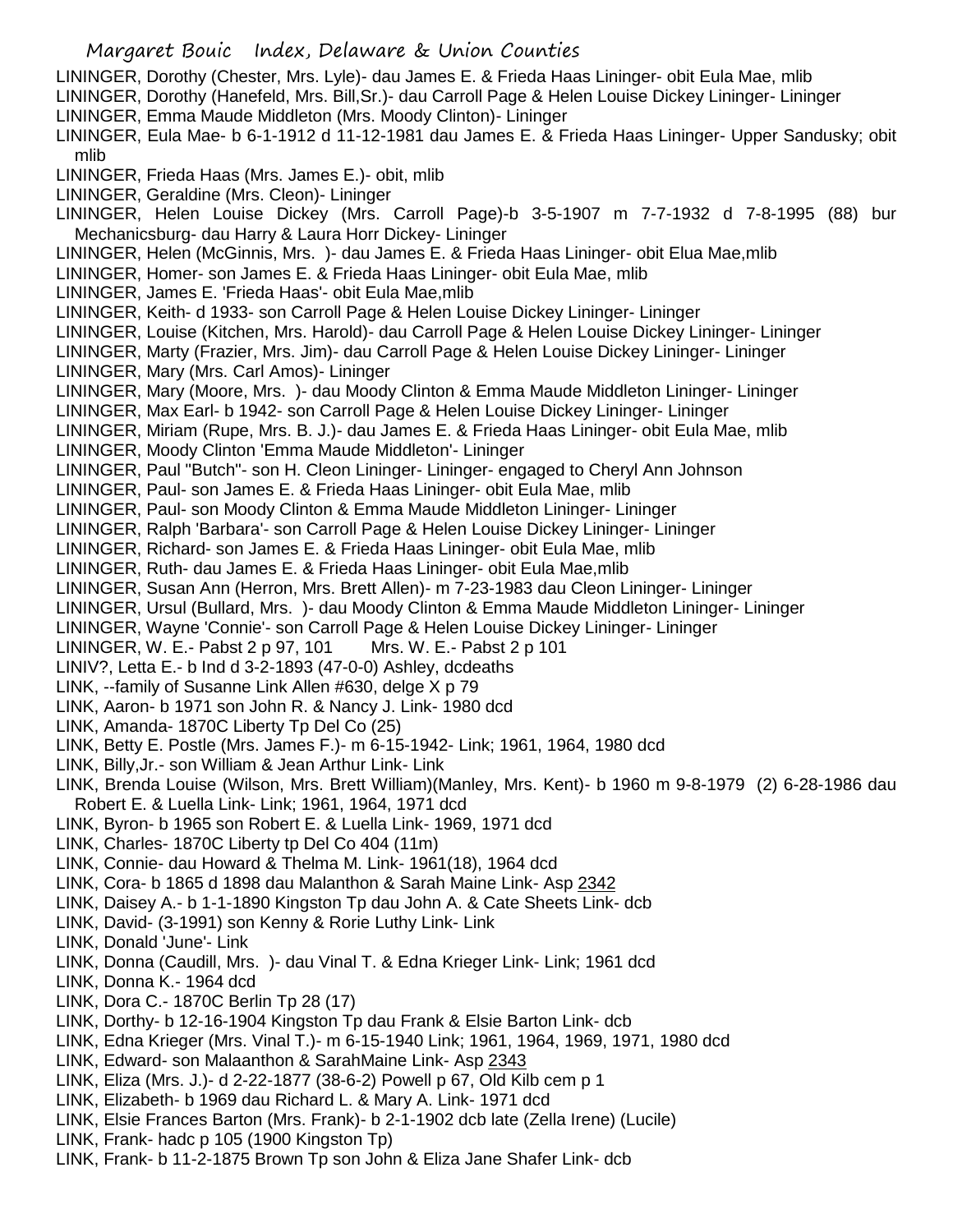LININGER, Dorothy (Chester, Mrs. Lyle)- dau James E. & Frieda Haas Lininger- obit Eula Mae, mlib
LININGER, Dorothy (Hanefeld, Mrs. Bill,Sr.)- dau Carroll Page & Helen Louise Dickey Lininger- Lininger
LININGER, Emma Maude Middleton (Mrs. Moody Clinton)- Lininger
LININGER, Eula Mae- b 6-1-1912 d 11-12-1981 dau James E. & Frieda Haas Lininger- Upper Sandusky; obit mlib
LININGER, Frieda Haas (Mrs. James E.)- obit, mlib
LININGER, Geraldine (Mrs. Cleon)- Lininger
LININGER, Helen Louise Dickey (Mrs. Carroll Page)-b 3-5-1907 m 7-7-1932 d 7-8-1995 (88) bur Mechanicsburg- dau Harry & Laura Horr Dickey- Lininger
LININGER, Helen (McGinnis, Mrs. )- dau James E. & Frieda Haas Lininger- obit Elua Mae,mlib
LININGER, Homer- son James E. & Frieda Haas Lininger- obit Eula Mae, mlib
LININGER, James E. 'Frieda Haas'- obit Eula Mae,mlib
LININGER, Keith- d 1933- son Carroll Page & Helen Louise Dickey Lininger- Lininger
LININGER, Louise (Kitchen, Mrs. Harold)- dau Carroll Page & Helen Louise Dickey Lininger- Lininger
LININGER, Marty (Frazier, Mrs. Jim)- dau Carroll Page & Helen Louise Dickey Lininger- Lininger
LININGER, Mary (Mrs. Carl Amos)- Lininger
LININGER, Mary (Moore, Mrs. )- dau Moody Clinton & Emma Maude Middleton Lininger- Lininger
LININGER, Max Earl- b 1942- son Carroll Page & Helen Louise Dickey Lininger- Lininger
LININGER, Miriam (Rupe, Mrs. B. J.)- dau James E. & Frieda Haas Lininger- obit Eula Mae, mlib
LININGER, Moody Clinton 'Emma Maude Middleton'- Lininger
LININGER, Paul "Butch"- son H. Cleon Lininger- Lininger- engaged to Cheryl Ann Johnson
LININGER, Paul- son James E. & Frieda Haas Lininger- obit Eula Mae, mlib
LININGER, Paul- son Moody Clinton & Emma Maude Middleton Lininger- Lininger
LININGER, Ralph 'Barbara'- son Carroll Page & Helen Louise Dickey Lininger- Lininger
LININGER, Richard- son James E. & Frieda Haas Lininger- obit Eula Mae, mlib
LININGER, Ruth- dau James E. & Frieda Haas Lininger- obit Eula Mae,mlib
LININGER, Susan Ann (Herron, Mrs. Brett Allen)- m 7-23-1983 dau Cleon Lininger- Lininger
LININGER, Ursul (Bullard, Mrs. )- dau Moody Clinton & Emma Maude Middleton Lininger- Lininger
LININGER, Wayne 'Connie'- son Carroll Page & Helen Louise Dickey Lininger- Lininger
LININGER, W. E.- Pabst 2 p 97, 101 Mrs. W. E.- Pabst 2 p 101
LINIV?, Letta E.- b Ind d 3-2-1893 (47-0-0) Ashley, dcdeaths
LINK, --family of Susanne Link Allen #630, delge X p 79
LINK, Aaron- b 1971 son John R. & Nancy J. Link- 1980 dcd
LINK, Amanda- 1870C Liberty Tp Del Co (25)
LINK, Betty E. Postle (Mrs. James F.)- m 6-15-1942- Link; 1961, 1964, 1980 dcd
LINK, Billy,Jr.- son William & Jean Arthur Link- Link
LINK, Brenda Louise (Wilson, Mrs. Brett William)(Manley, Mrs. Kent)- b 1960 m 9-8-1979 (2) 6-28-1986 dau Robert E. & Luella Link- Link; 1961, 1964, 1971 dcd
LINK, Byron- b 1965 son Robert E. & Luella Link- 1969, 1971 dcd
LINK, Charles- 1870C Liberty tp Del Co 404 (11m)
LINK, Connie- dau Howard & Thelma M. Link- 1961(18), 1964 dcd
LINK, Cora- b 1865 d 1898 dau Malanthon & Sarah Maine Link- Asp 2342
LINK, Daisey A.- b 1-1-1890 Kingston Tp dau John A. & Cate Sheets Link- dcb
LINK, David- (3-1991) son Kenny & Rorie Luthy Link- Link
LINK, Donald 'June'- Link
LINK, Donna (Caudill, Mrs. )- dau Vinal T. & Edna Krieger Link- Link; 1961 dcd
LINK, Donna K.- 1964 dcd
LINK, Dora C.- 1870C Berlin Tp 28 (17)
LINK, Dorthy- b 12-16-1904 Kingston Tp dau Frank & Elsie Barton Link- dcb
LINK, Edna Krieger (Mrs. Vinal T.)- m 6-15-1940 Link; 1961, 1964, 1969, 1971, 1980 dcd
LINK, Edward- son Malaanthon & SarahMaine Link- Asp 2343
LINK, Eliza (Mrs. J.)- d 2-22-1877 (38-6-2) Powell p 67, Old Kilb cem p 1
LINK, Elizabeth- b 1969 dau Richard L. & Mary A. Link- 1971 dcd
LINK, Elsie Frances Barton (Mrs. Frank)- b 2-1-1902 dcb late (Zella Irene) (Lucile)
LINK, Frank- hadc p 105 (1900 Kingston Tp)
LINK, Frank- b 11-2-1875 Brown Tp son John & Eliza Jane Shafer Link- dcb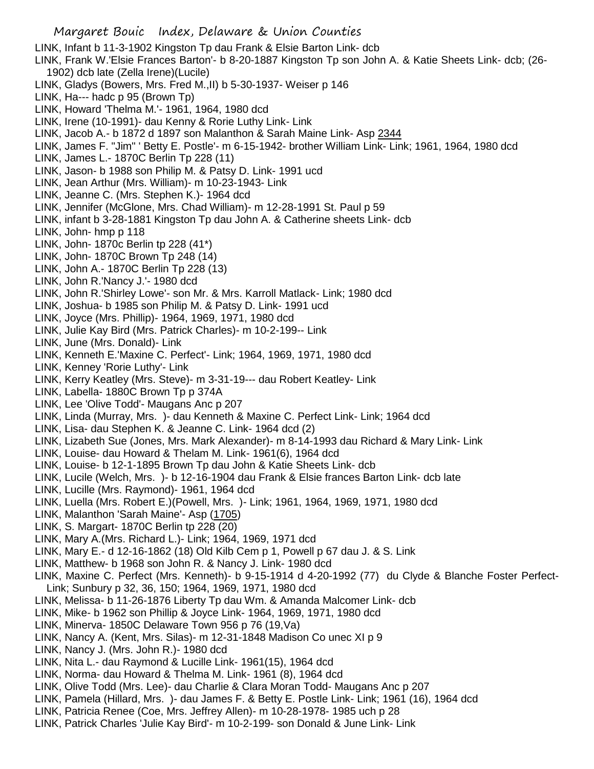LINK, Infant b 11-3-1902 Kingston Tp dau Frank & Elsie Barton Link- dcb

LINK, Frank W.'Elsie Frances Barton'- b 8-20-1887 Kingston Tp son John A. & Katie Sheets Link- dcb; (26-1902) dcb late (Zella Irene)(Lucile)

LINK, Gladys (Bowers, Mrs. Fred M.,II) b 5-30-1937- Weiser p 146

LINK, Ha--- hadc p 95 (Brown Tp)

LINK, Howard 'Thelma M.'- 1961, 1964, 1980 dcd

LINK, Irene (10-1991)- dau Kenny & Rorie Luthy Link- Link

LINK, Jacob A.- b 1872 d 1897 son Malanthon & Sarah Maine Link- Asp 2344

LINK, James F. "Jim" ' Betty E. Postle'- m 6-15-1942- brother William Link- Link; 1961, 1964, 1980 dcd

LINK, James L.- 1870C Berlin Tp 228 (11)

LINK, Jason- b 1988 son Philip M. & Patsy D. Link- 1991 ucd

LINK, Jean Arthur (Mrs. William)- m 10-23-1943- Link

LINK, Jeanne C. (Mrs. Stephen K.)- 1964 dcd

LINK, Jennifer (McGlone, Mrs. Chad William)- m 12-28-1991 St. Paul p 59

LINK, infant b 3-28-1881 Kingston Tp dau John A. & Catherine sheets Link- dcb

LINK, John- hmp p 118

LINK, John- 1870c Berlin tp 228 (41*)

LINK, John- 1870C Brown Tp 248 (14)

LINK, John A.- 1870C Berlin Tp 228 (13)

LINK, John R.'Nancy J.'- 1980 dcd

LINK, John R.'Shirley Lowe'- son Mr. & Mrs. Karroll Matlack- Link; 1980 dcd

LINK, Joshua- b 1985 son Philip M. & Patsy D. Link- 1991 ucd

LINK, Joyce (Mrs. Phillip)- 1964, 1969, 1971, 1980 dcd

LINK, Julie Kay Bird (Mrs. Patrick Charles)- m 10-2-199-- Link

LINK, June (Mrs. Donald)- Link

LINK, Kenneth E.'Maxine C. Perfect'- Link; 1964, 1969, 1971, 1980 dcd

LINK, Kenney 'Rorie Luthy'- Link

LINK, Kerry Keatley (Mrs. Steve)- m 3-31-19--- dau Robert Keatley- Link

LINK, Labella- 1880C Brown Tp p 374A

LINK, Lee 'Olive Todd'- Maugans Anc p 207

LINK, Linda (Murray, Mrs. )- dau Kenneth & Maxine C. Perfect Link- Link; 1964 dcd

LINK, Lisa- dau Stephen K. & Jeanne C. Link- 1964 dcd (2)

LINK, Lizabeth Sue (Jones, Mrs. Mark Alexander)- m 8-14-1993 dau Richard & Mary Link- Link

LINK, Louise- dau Howard & Thelam M. Link- 1961(6), 1964 dcd

LINK, Louise- b 12-1-1895 Brown Tp dau John & Katie Sheets Link- dcb

LINK, Lucile (Welch, Mrs. )- b 12-16-1904 dau Frank & Elsie frances Barton Link- dcb late

LINK, Lucille (Mrs. Raymond)- 1961, 1964 dcd

LINK, Luella (Mrs. Robert E.)(Powell, Mrs. )- Link; 1961, 1964, 1969, 1971, 1980 dcd

LINK, Malanthon 'Sarah Maine'- Asp (1705)

LINK, S. Margart- 1870C Berlin tp 228 (20)

LINK, Mary A.(Mrs. Richard L.)- Link; 1964, 1969, 1971 dcd

LINK, Mary E.- d 12-16-1862 (18) Old Kilb Cem p 1, Powell p 67 dau J. & S. Link

LINK, Matthew- b 1968 son John R. & Nancy J. Link- 1980 dcd

LINK, Maxine C. Perfect (Mrs. Kenneth)- b 9-15-1914 d 4-20-1992 (77) du Clyde & Blanche Foster Perfect-Link; Sunbury p 32, 36, 150; 1964, 1969, 1971, 1980 dcd

LINK, Melissa- b 11-26-1876 Liberty Tp dau Wm. & Amanda Malcomer Link- dcb

LINK, Mike- b 1962 son Phillip & Joyce Link- 1964, 1969, 1971, 1980 dcd

LINK, Minerva- 1850C Delaware Town 956 p 76 (19,Va)

LINK, Nancy A. (Kent, Mrs. Silas)- m 12-31-1848 Madison Co unec XI p 9

LINK, Nancy J. (Mrs. John R.)- 1980 dcd

LINK, Nita L.- dau Raymond & Lucille Link- 1961(15), 1964 dcd

LINK, Norma- dau Howard & Thelma M. Link- 1961 (8), 1964 dcd

LINK, Olive Todd (Mrs. Lee)- dau Charlie & Clara Moran Todd- Maugans Anc p 207

LINK, Pamela (Hillard, Mrs. )- dau James F. & Betty E. Postle Link- Link; 1961 (16), 1964 dcd

LINK, Patricia Renee (Coe, Mrs. Jeffrey Allen)- m 10-28-1978- 1985 uch p 28

LINK, Patrick Charles 'Julie Kay Bird'- m 10-2-199- son Donald & June Link- Link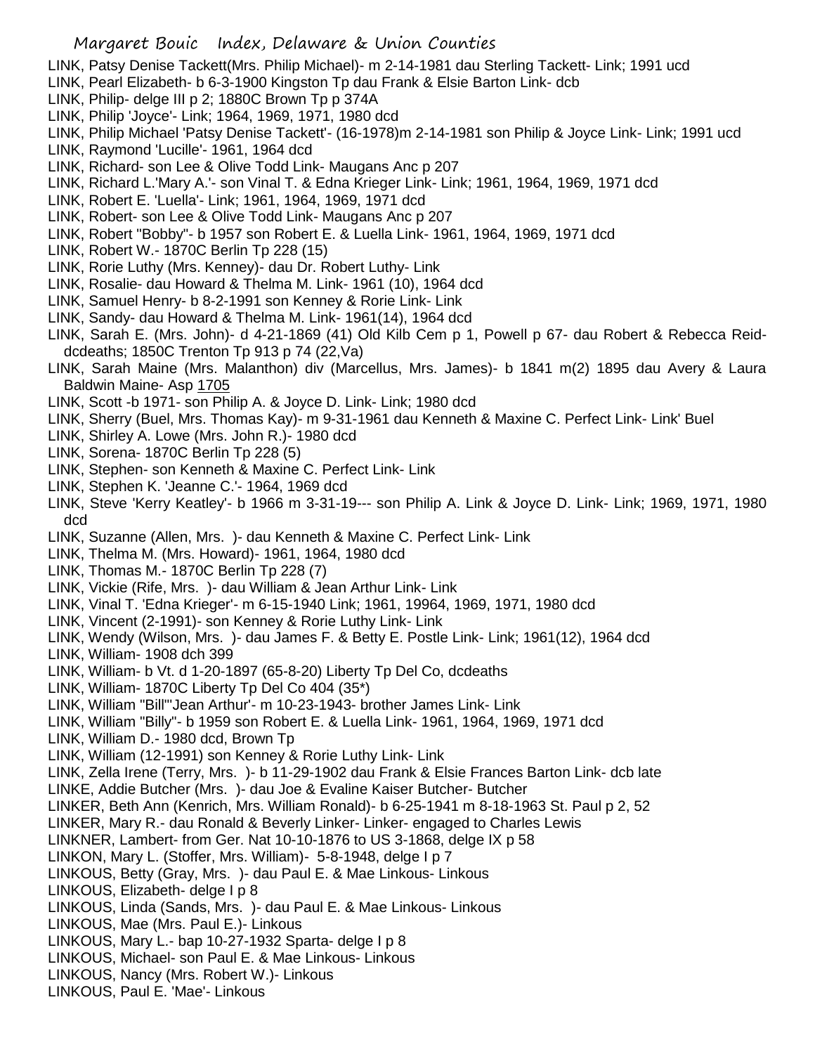LINK, Patsy Denise Tackett(Mrs. Philip Michael)- m 2-14-1981 dau Sterling Tackett- Link; 1991 ucd
LINK, Pearl Elizabeth- b 6-3-1900 Kingston Tp dau Frank & Elsie Barton Link- dcb
LINK, Philip- delge III p 2; 1880C Brown Tp p 374A
LINK, Philip 'Joyce'- Link; 1964, 1969, 1971, 1980 dcd
LINK, Philip Michael 'Patsy Denise Tackett'- (16-1978)m 2-14-1981 son Philip & Joyce Link- Link; 1991 ucd
LINK, Raymond 'Lucille'- 1961, 1964 dcd
LINK, Richard- son Lee & Olive Todd Link- Maugans Anc p 207
LINK, Richard L.'Mary A.'- son Vinal T. & Edna Krieger Link- Link; 1961, 1964, 1969, 1971 dcd
LINK, Robert E. 'Luella'- Link; 1961, 1964, 1969, 1971 dcd
LINK, Robert- son Lee & Olive Todd Link- Maugans Anc p 207
LINK, Robert "Bobby"- b 1957 son Robert E. & Luella Link- 1961, 1964, 1969, 1971 dcd
LINK, Robert W.- 1870C Berlin Tp 228 (15)
LINK, Rorie Luthy (Mrs. Kenney)- dau Dr. Robert Luthy- Link
LINK, Rosalie- dau Howard & Thelma M. Link- 1961 (10), 1964 dcd
LINK, Samuel Henry- b 8-2-1991 son Kenney & Rorie Link- Link
LINK, Sandy- dau Howard & Thelma M. Link- 1961(14), 1964 dcd
LINK, Sarah E. (Mrs. John)- d 4-21-1869 (41) Old Kilb Cem p 1, Powell p 67- dau Robert & Rebecca Reid- dcdeaths; 1850C Trenton Tp 913 p 74 (22,Va)
LINK, Sarah Maine (Mrs. Malanthon) div (Marcellus, Mrs. James)- b 1841 m(2) 1895 dau Avery & Laura Baldwin Maine- Asp 1705
LINK, Scott -b 1971- son Philip A. & Joyce D. Link- Link; 1980 dcd
LINK, Sherry (Buel, Mrs. Thomas Kay)- m 9-31-1961 dau Kenneth & Maxine C. Perfect Link- Link' Buel
LINK, Shirley A. Lowe (Mrs. John R.)- 1980 dcd
LINK, Sorena- 1870C Berlin Tp 228 (5)
LINK, Stephen- son Kenneth & Maxine C. Perfect Link- Link
LINK, Stephen K. 'Jeanne C.'- 1964, 1969 dcd
LINK, Steve 'Kerry Keatley'- b 1966 m 3-31-19--- son Philip A. Link & Joyce D. Link- Link; 1969, 1971, 1980 dcd
LINK, Suzanne (Allen, Mrs. )- dau Kenneth & Maxine C. Perfect Link- Link
LINK, Thelma M. (Mrs. Howard)- 1961, 1964, 1980 dcd
LINK, Thomas M.- 1870C Berlin Tp 228 (7)
LINK, Vickie (Rife, Mrs. )- dau William & Jean Arthur Link- Link
LINK, Vinal T. 'Edna Krieger'- m 6-15-1940 Link; 1961, 19964, 1969, 1971, 1980 dcd
LINK, Vincent (2-1991)- son Kenney & Rorie Luthy Link- Link
LINK, Wendy (Wilson, Mrs. )- dau James F. & Betty E. Postle Link- Link; 1961(12), 1964 dcd
LINK, William- 1908 dch 399
LINK, William- b Vt. d 1-20-1897 (65-8-20) Liberty Tp Del Co, dcdeaths
LINK, William- 1870C Liberty Tp Del Co 404 (35*)
LINK, William "Bill"'Jean Arthur'- m 10-23-1943- brother James Link- Link
LINK, William "Billy"- b 1959 son Robert E. & Luella Link- 1961, 1964, 1969, 1971 dcd
LINK, William D.- 1980 dcd, Brown Tp
LINK, William (12-1991) son Kenney & Rorie Luthy Link- Link
LINK, Zella Irene (Terry, Mrs. )- b 11-29-1902 dau Frank & Elsie Frances Barton Link- dcb late
LINKE, Addie Butcher (Mrs. )- dau Joe & Evaline Kaiser Butcher- Butcher
LINKER, Beth Ann (Kenrich, Mrs. William Ronald)- b 6-25-1941 m 8-18-1963 St. Paul p 2, 52
LINKER, Mary R.- dau Ronald & Beverly Linker- Linker- engaged to Charles Lewis
LINKNER, Lambert- from Ger. Nat 10-10-1876 to US 3-1868, delge IX p 58
LINKON, Mary L. (Stoffer, Mrs. William)- 5-8-1948, delge I p 7
LINKOUS, Betty (Gray, Mrs. )- dau Paul E. & Mae Linkous- Linkous
LINKOUS, Elizabeth- delge I p 8
LINKOUS, Linda (Sands, Mrs. )- dau Paul E. & Mae Linkous- Linkous
LINKOUS, Mae (Mrs. Paul E.)- Linkous
LINKOUS, Mary L.- bap 10-27-1932 Sparta- delge I p 8
LINKOUS, Michael- son Paul E. & Mae Linkous- Linkous
LINKOUS, Nancy (Mrs. Robert W.)- Linkous
LINKOUS, Paul E. 'Mae'- Linkous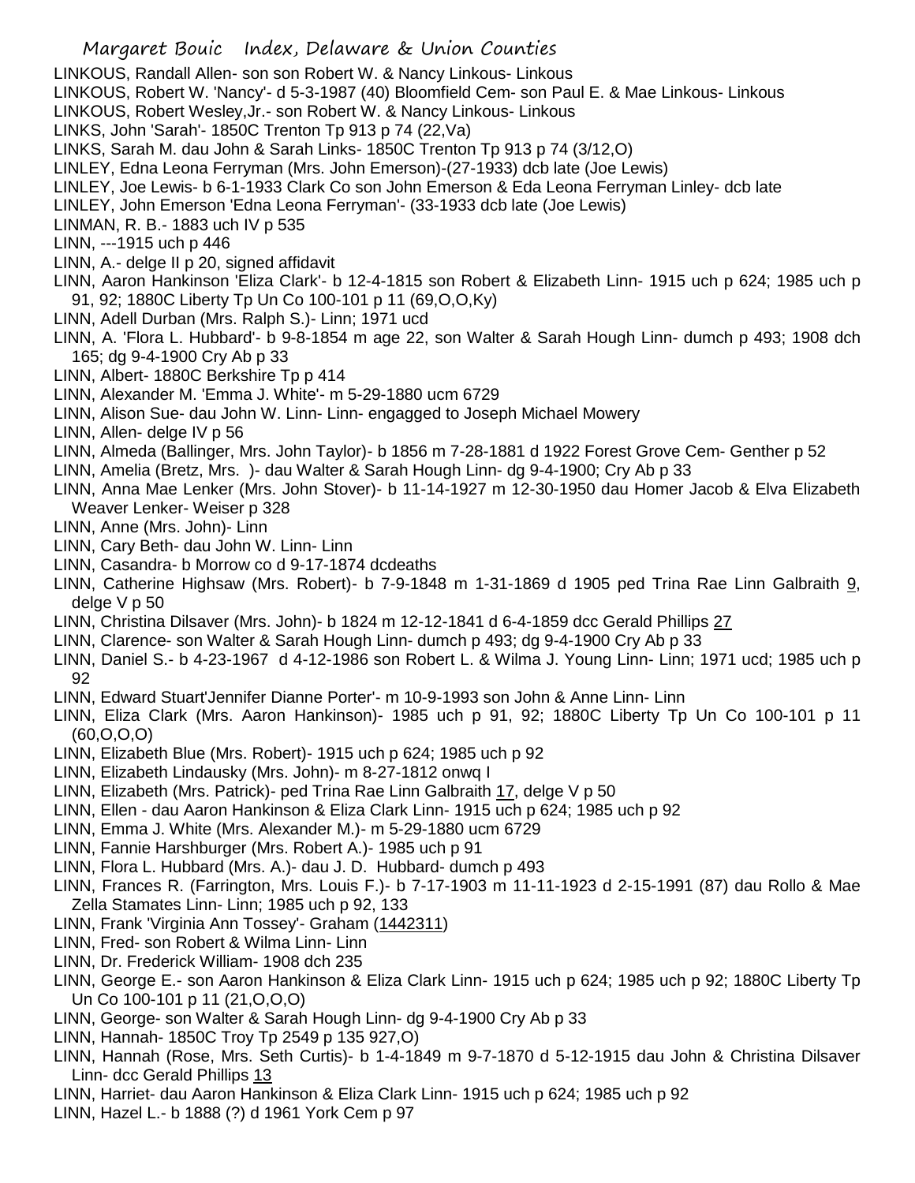LINKOUS, Randall Allen- son son Robert W. & Nancy Linkous- Linkous
LINKOUS, Robert W. 'Nancy'- d 5-3-1987 (40) Bloomfield Cem- son Paul E. & Mae Linkous- Linkous
LINKOUS, Robert Wesley,Jr.- son Robert W. & Nancy Linkous- Linkous
LINKS, John 'Sarah'- 1850C Trenton Tp 913 p 74 (22,Va)
LINKS, Sarah M. dau John & Sarah Links- 1850C Trenton Tp 913 p 74 (3/12,O)
LINLEY, Edna Leona Ferryman (Mrs. John Emerson)-(27-1933) dcb late (Joe Lewis)
LINLEY, Joe Lewis- b 6-1-1933 Clark Co son John Emerson & Eda Leona Ferryman Linley- dcb late
LINLEY, John Emerson 'Edna Leona Ferryman'- (33-1933 dcb late (Joe Lewis)
LINMAN, R. B.- 1883 uch IV p 535
LINN, ---1915 uch p 446
LINN, A.- delge II p 20, signed affidavit
LINN, Aaron Hankinson 'Eliza Clark'- b 12-4-1815 son Robert & Elizabeth Linn- 1915 uch p 624; 1985 uch p 91, 92; 1880C Liberty Tp Un Co 100-101 p 11 (69,O,O,Ky)
LINN, Adell Durban (Mrs. Ralph S.)- Linn; 1971 ucd
LINN, A. 'Flora L. Hubbard'- b 9-8-1854 m age 22, son Walter & Sarah Hough Linn- dumch p 493; 1908 dch 165; dg 9-4-1900 Cry Ab p 33
LINN, Albert- 1880C Berkshire Tp p 414
LINN, Alexander M. 'Emma J. White'- m 5-29-1880 ucm 6729
LINN, Alison Sue- dau John W. Linn- Linn- engagged to Joseph Michael Mowery
LINN, Allen- delge IV p 56
LINN, Almeda (Ballinger, Mrs. John Taylor)- b 1856 m 7-28-1881 d 1922 Forest Grove Cem- Genther p 52
LINN, Amelia (Bretz, Mrs. )- dau Walter & Sarah Hough Linn- dg 9-4-1900; Cry Ab p 33
LINN, Anna Mae Lenker (Mrs. John Stover)- b 11-14-1927 m 12-30-1950 dau Homer Jacob & Elva Elizabeth Weaver Lenker- Weiser p 328
LINN, Anne (Mrs. John)- Linn
LINN, Cary Beth- dau John W. Linn- Linn
LINN, Casandra- b Morrow co d 9-17-1874 dcdeaths
LINN, Catherine Highsaw (Mrs. Robert)- b 7-9-1848 m 1-31-1869 d 1905 ped Trina Rae Linn Galbraith 9, delge V p 50
LINN, Christina Dilsaver (Mrs. John)- b 1824 m 12-12-1841 d 6-4-1859 dcc Gerald Phillips 27
LINN, Clarence- son Walter & Sarah Hough Linn- dumch p 493; dg 9-4-1900 Cry Ab p 33
LINN, Daniel S.- b 4-23-1967 d 4-12-1986 son Robert L. & Wilma J. Young Linn- Linn; 1971 ucd; 1985 uch p 92
LINN, Edward Stuart'Jennifer Dianne Porter'- m 10-9-1993 son John & Anne Linn- Linn
LINN, Eliza Clark (Mrs. Aaron Hankinson)- 1985 uch p 91, 92; 1880C Liberty Tp Un Co 100-101 p 11 (60,O,O,O)
LINN, Elizabeth Blue (Mrs. Robert)- 1915 uch p 624; 1985 uch p 92
LINN, Elizabeth Lindausky (Mrs. John)- m 8-27-1812 onwq I
LINN, Elizabeth (Mrs. Patrick)- ped Trina Rae Linn Galbraith 17, delge V p 50
LINN, Ellen - dau Aaron Hankinson & Eliza Clark Linn- 1915 uch p 624; 1985 uch p 92
LINN, Emma J. White (Mrs. Alexander M.)- m 5-29-1880 ucm 6729
LINN, Fannie Harshburger (Mrs. Robert A.)- 1985 uch p 91
LINN, Flora L. Hubbard (Mrs. A.)- dau J. D. Hubbard- dumch p 493
LINN, Frances R. (Farrington, Mrs. Louis F.)- b 7-17-1903 m 11-11-1923 d 2-15-1991 (87) dau Rollo & Mae Zella Stamates Linn- Linn; 1985 uch p 92, 133
LINN, Frank 'Virginia Ann Tossey'- Graham (1442311)
LINN, Fred- son Robert & Wilma Linn- Linn
LINN, Dr. Frederick William- 1908 dch 235
LINN, George E.- son Aaron Hankinson & Eliza Clark Linn- 1915 uch p 624; 1985 uch p 92; 1880C Liberty Tp Un Co 100-101 p 11 (21,O,O,O)
LINN, George- son Walter & Sarah Hough Linn- dg 9-4-1900 Cry Ab p 33
LINN, Hannah- 1850C Troy Tp 2549 p 135 927,O)
LINN, Hannah (Rose, Mrs. Seth Curtis)- b 1-4-1849 m 9-7-1870 d 5-12-1915 dau John & Christina Dilsaver Linn- dcc Gerald Phillips 13
LINN, Harriet- dau Aaron Hankinson & Eliza Clark Linn- 1915 uch p 624; 1985 uch p 92
LINN, Hazel L.- b 1888 (?) d 1961 York Cem p 97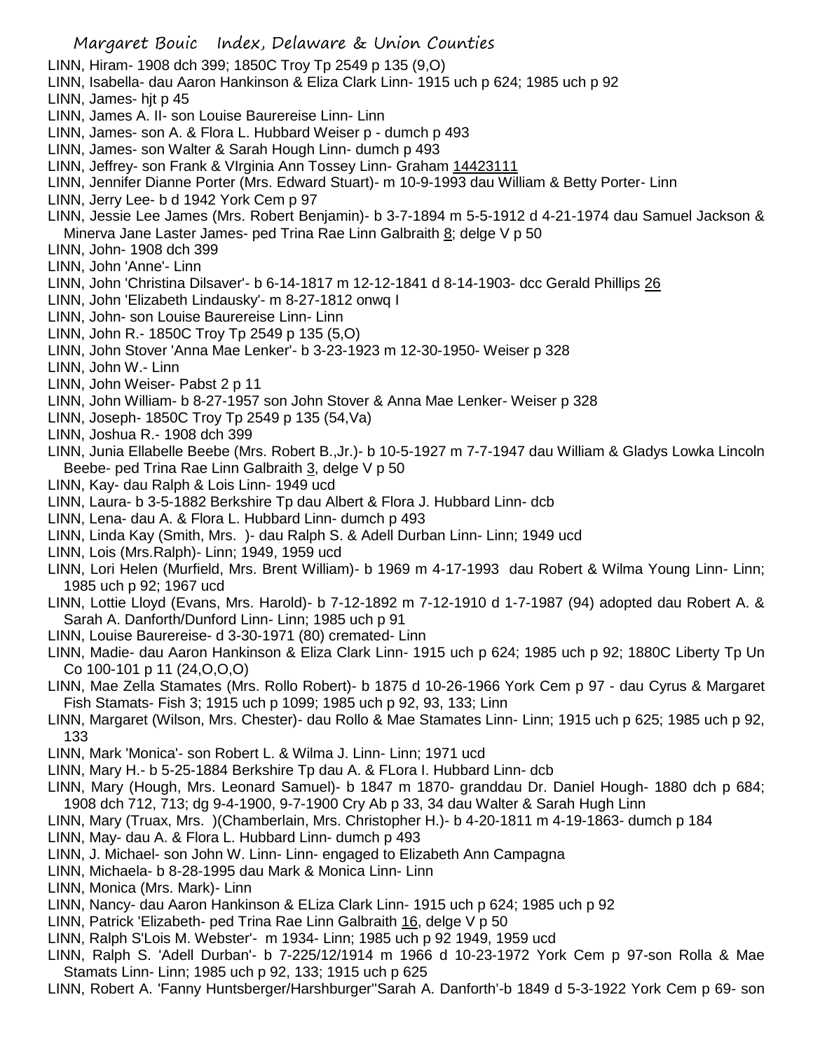LINN, Hiram- 1908 dch 399; 1850C Troy Tp 2549 p 135 (9,O)

LINN, Isabella- dau Aaron Hankinson & Eliza Clark Linn- 1915 uch p 624; 1985 uch p 92

LINN, James- hjt p 45

LINN, James A. II- son Louise Baurereise Linn- Linn

LINN, James- son A. & Flora L. Hubbard Weiser p - dumch p 493

LINN, James- son Walter & Sarah Hough Linn- dumch p 493

LINN, Jeffrey- son Frank & VIrginia Ann Tossey Linn- Graham 14423111

LINN, Jennifer Dianne Porter (Mrs. Edward Stuart)- m 10-9-1993 dau William & Betty Porter- Linn

LINN, Jerry Lee- b d 1942 York Cem p 97

LINN, Jessie Lee James (Mrs. Robert Benjamin)- b 3-7-1894 m 5-5-1912 d 4-21-1974 dau Samuel Jackson & Minerva Jane Laster James- ped Trina Rae Linn Galbraith 8; delge V p 50

LINN, John- 1908 dch 399

LINN, John 'Anne'- Linn

LINN, John 'Christina Dilsaver'- b 6-14-1817 m 12-12-1841 d 8-14-1903- dcc Gerald Phillips 26

LINN, John 'Elizabeth Lindausky'- m 8-27-1812 onwq I

LINN, John- son Louise Baurereise Linn- Linn

LINN, John R.- 1850C Troy Tp 2549 p 135 (5,O)

LINN, John Stover 'Anna Mae Lenker'- b 3-23-1923 m 12-30-1950- Weiser p 328

LINN, John W.- Linn

LINN, John Weiser- Pabst 2 p 11

LINN, John William- b 8-27-1957 son John Stover & Anna Mae Lenker- Weiser p 328

LINN, Joseph- 1850C Troy Tp 2549 p 135 (54,Va)

LINN, Joshua R.- 1908 dch 399

LINN, Junia Ellabelle Beebe (Mrs. Robert B.,Jr.)- b 10-5-1927 m 7-7-1947 dau William & Gladys Lowka Lincoln Beebe- ped Trina Rae Linn Galbraith 3, delge V p 50

LINN, Kay- dau Ralph & Lois Linn- 1949 ucd

LINN, Laura- b 3-5-1882 Berkshire Tp dau Albert & Flora J. Hubbard Linn- dcb

LINN, Lena- dau A. & Flora L. Hubbard Linn- dumch p 493

LINN, Linda Kay (Smith, Mrs. )- dau Ralph S. & Adell Durban Linn- Linn; 1949 ucd

LINN, Lois (Mrs.Ralph)- Linn; 1949, 1959 ucd

LINN, Lori Helen (Murfield, Mrs. Brent William)- b 1969 m 4-17-1993 dau Robert & Wilma Young Linn- Linn; 1985 uch p 92; 1967 ucd

LINN, Lottie Lloyd (Evans, Mrs. Harold)- b 7-12-1892 m 7-12-1910 d 1-7-1987 (94) adopted dau Robert A. & Sarah A. Danforth/Dunford Linn- Linn; 1985 uch p 91

LINN, Louise Baurereise- d 3-30-1971 (80) cremated- Linn

LINN, Madie- dau Aaron Hankinson & Eliza Clark Linn- 1915 uch p 624; 1985 uch p 92; 1880C Liberty Tp Un Co 100-101 p 11 (24,O,O,O)

LINN, Mae Zella Stamates (Mrs. Rollo Robert)- b 1875 d 10-26-1966 York Cem p 97 - dau Cyrus & Margaret Fish Stamats- Fish 3; 1915 uch p 1099; 1985 uch p 92, 93, 133; Linn

LINN, Margaret (Wilson, Mrs. Chester)- dau Rollo & Mae Stamates Linn- Linn; 1915 uch p 625; 1985 uch p 92, 133

LINN, Mark 'Monica'- son Robert L. & Wilma J. Linn- Linn; 1971 ucd

LINN, Mary H.- b 5-25-1884 Berkshire Tp dau A. & FLora I. Hubbard Linn- dcb

LINN, Mary (Hough, Mrs. Leonard Samuel)- b 1847 m 1870- granddau Dr. Daniel Hough- 1880 dch p 684; 1908 dch 712, 713; dg 9-4-1900, 9-7-1900 Cry Ab p 33, 34 dau Walter & Sarah Hugh Linn

LINN, Mary (Truax, Mrs. )(Chamberlain, Mrs. Christopher H.)- b 4-20-1811 m 4-19-1863- dumch p 184

LINN, May- dau A. & Flora L. Hubbard Linn- dumch p 493

LINN, J. Michael- son John W. Linn- Linn- engaged to Elizabeth Ann Campagna

LINN, Michaela- b 8-28-1995 dau Mark & Monica Linn- Linn

LINN, Monica (Mrs. Mark)- Linn

LINN, Nancy- dau Aaron Hankinson & ELiza Clark Linn- 1915 uch p 624; 1985 uch p 92

LINN, Patrick 'Elizabeth- ped Trina Rae Linn Galbraith 16, delge V p 50

LINN, Ralph S'Lois M. Webster'- m 1934- Linn; 1985 uch p 92 1949, 1959 ucd

LINN, Ralph S. 'Adell Durban'- b 7-225/12/1914 m 1966 d 10-23-1972 York Cem p 97-son Rolla & Mae Stamats Linn- Linn; 1985 uch p 92, 133; 1915 uch p 625

LINN, Robert A. 'Fanny Huntsberger/Harshburger''Sarah A. Danforth'-b 1849 d 5-3-1922 York Cem p 69- son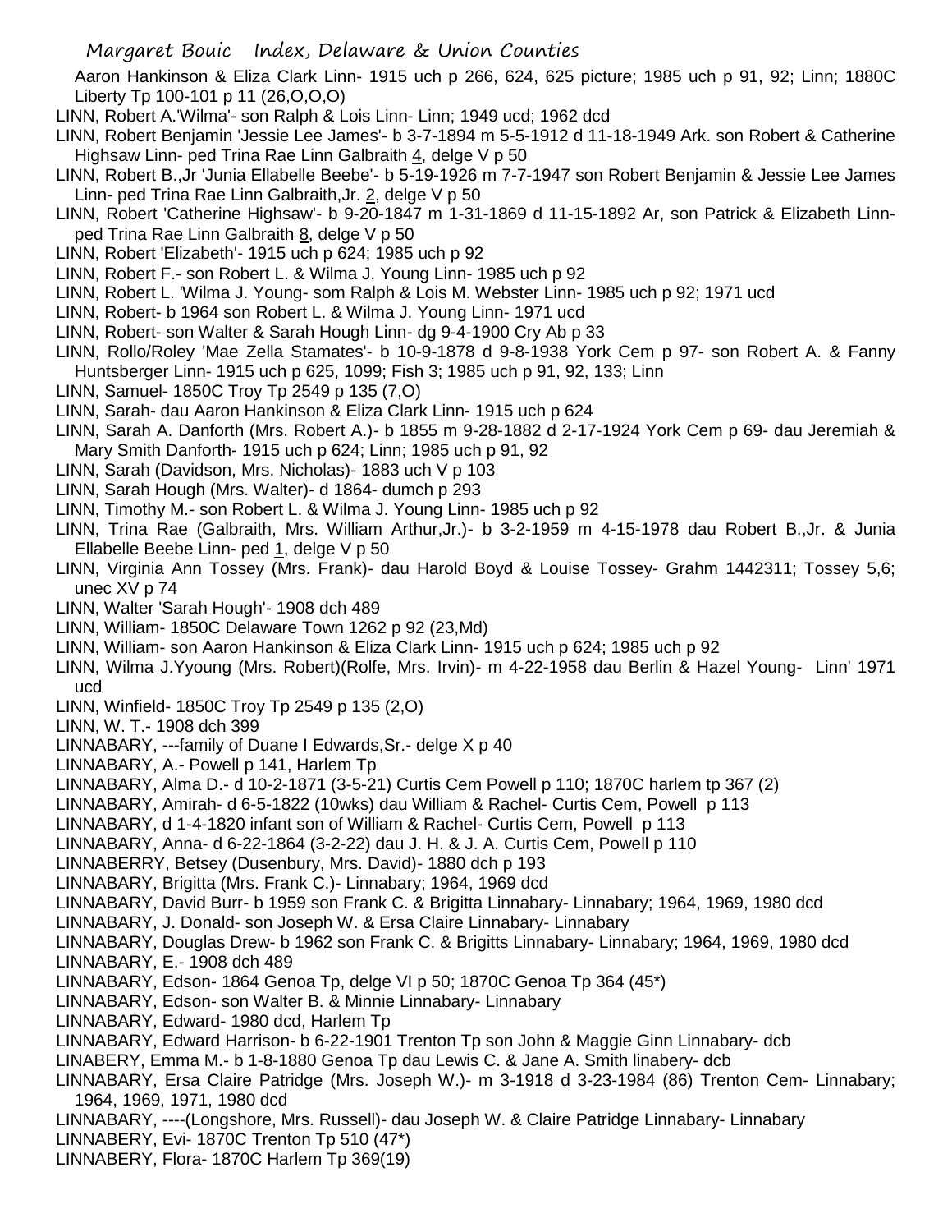Aaron Hankinson & Eliza Clark Linn- 1915 uch p 266, 624, 625 picture; 1985 uch p 91, 92; Linn; 1880C Liberty Tp 100-101 p 11 (26,O,O,O)

LINN, Robert A.'Wilma'- son Ralph & Lois Linn- Linn; 1949 ucd; 1962 dcd

LINN, Robert Benjamin 'Jessie Lee James'- b 3-7-1894 m 5-5-1912 d 11-18-1949 Ark. son Robert & Catherine Highsaw Linn- ped Trina Rae Linn Galbraith 4, delge V p 50

LINN, Robert B.,Jr 'Junia Ellabelle Beebe'- b 5-19-1926 m 7-7-1947 son Robert Benjamin & Jessie Lee James Linn- ped Trina Rae Linn Galbraith,Jr. 2, delge V p 50

LINN, Robert 'Catherine Highsaw'- b 9-20-1847 m 1-31-1869 d 11-15-1892 Ar, son Patrick & Elizabeth Linn- ped Trina Rae Linn Galbraith 8, delge V p 50

LINN, Robert 'Elizabeth'- 1915 uch p 624; 1985 uch p 92

LINN, Robert F.- son Robert L. & Wilma J. Young Linn- 1985 uch p 92

LINN, Robert L. 'Wilma J. Young- som Ralph & Lois M. Webster Linn- 1985 uch p 92; 1971 ucd

LINN, Robert- b 1964 son Robert L. & Wilma J. Young Linn- 1971 ucd

LINN, Robert- son Walter & Sarah Hough Linn- dg 9-4-1900 Cry Ab p 33

LINN, Rollo/Roley 'Mae Zella Stamates'- b 10-9-1878 d 9-8-1938 York Cem p 97- son Robert A. & Fanny Huntsberger Linn- 1915 uch p 625, 1099; Fish 3; 1985 uch p 91, 92, 133; Linn

LINN, Samuel- 1850C Troy Tp 2549 p 135 (7,O)

LINN, Sarah- dau Aaron Hankinson & Eliza Clark Linn- 1915 uch p 624

LINN, Sarah A. Danforth (Mrs. Robert A.)- b 1855 m 9-28-1882 d 2-17-1924 York Cem p 69- dau Jeremiah & Mary Smith Danforth- 1915 uch p 624; Linn; 1985 uch p 91, 92

LINN, Sarah (Davidson, Mrs. Nicholas)- 1883 uch V p 103

LINN, Sarah Hough (Mrs. Walter)- d 1864- dumch p 293

LINN, Timothy M.- son Robert L. & Wilma J. Young Linn- 1985 uch p 92

LINN, Trina Rae (Galbraith, Mrs. William Arthur,Jr.)- b 3-2-1959 m 4-15-1978 dau Robert B.,Jr. & Junia Ellabelle Beebe Linn- ped 1, delge V p 50

LINN, Virginia Ann Tossey (Mrs. Frank)- dau Harold Boyd & Louise Tossey- Grahm 1442311; Tossey 5,6; unec XV p 74

LINN, Walter 'Sarah Hough'- 1908 dch 489

LINN, William- 1850C Delaware Town 1262 p 92 (23,Md)

LINN, William- son Aaron Hankinson & Eliza Clark Linn- 1915 uch p 624; 1985 uch p 92

LINN, Wilma J.Yyoung (Mrs. Robert)(Rolfe, Mrs. Irvin)- m 4-22-1958 dau Berlin & Hazel Young- Linn' 1971 ucd

LINN, Winfield- 1850C Troy Tp 2549 p 135 (2,O)

LINN, W. T.- 1908 dch 399

LINNABARY, ---family of Duane I Edwards,Sr.- delge X p 40

LINNABARY, A.- Powell p 141, Harlem Tp

LINNABARY, Alma D.- d 10-2-1871 (3-5-21) Curtis Cem Powell p 110; 1870C harlem tp 367 (2)

LINNABARY, Amirah- d 6-5-1822 (10wks) dau William & Rachel- Curtis Cem, Powell p 113

LINNABARY, d 1-4-1820 infant son of William & Rachel- Curtis Cem, Powell p 113

LINNABARY, Anna- d 6-22-1864 (3-2-22) dau J. H. & J. A. Curtis Cem, Powell p 110

LINNABERRY, Betsey (Dusenbury, Mrs. David)- 1880 dch p 193

LINNABARY, Brigitta (Mrs. Frank C.)- Linnabary; 1964, 1969 dcd

LINNABARY, David Burr- b 1959 son Frank C. & Brigitta Linnabary- Linnabary; 1964, 1969, 1980 dcd

LINNABARY, J. Donald- son Joseph W. & Ersa Claire Linnabary- Linnabary

LINNABARY, Douglas Drew- b 1962 son Frank C. & Brigitts Linnabary- Linnabary; 1964, 1969, 1980 dcd

LINNABARY, E.- 1908 dch 489

LINNABARY, Edson- 1864 Genoa Tp, delge VI p 50; 1870C Genoa Tp 364 (45*)

LINNABARY, Edson- son Walter B. & Minnie Linnabary- Linnabary

LINNABARY, Edward- 1980 dcd, Harlem Tp

LINNABARY, Edward Harrison- b 6-22-1901 Trenton Tp son John & Maggie Ginn Linnabary- dcb

LINABERY, Emma M.- b 1-8-1880 Genoa Tp dau Lewis C. & Jane A. Smith linabery- dcb

LINNABARY, Ersa Claire Patridge (Mrs. Joseph W.)- m 3-1918 d 3-23-1984 (86) Trenton Cem- Linnabary; 1964, 1969, 1971, 1980 dcd

LINNABARY, ----(Longshore, Mrs. Russell)- dau Joseph W. & Claire Patridge Linnabary- Linnabary

LINNABERY, Evi- 1870C Trenton Tp 510 (47*)

LINNABERY, Flora- 1870C Harlem Tp 369(19)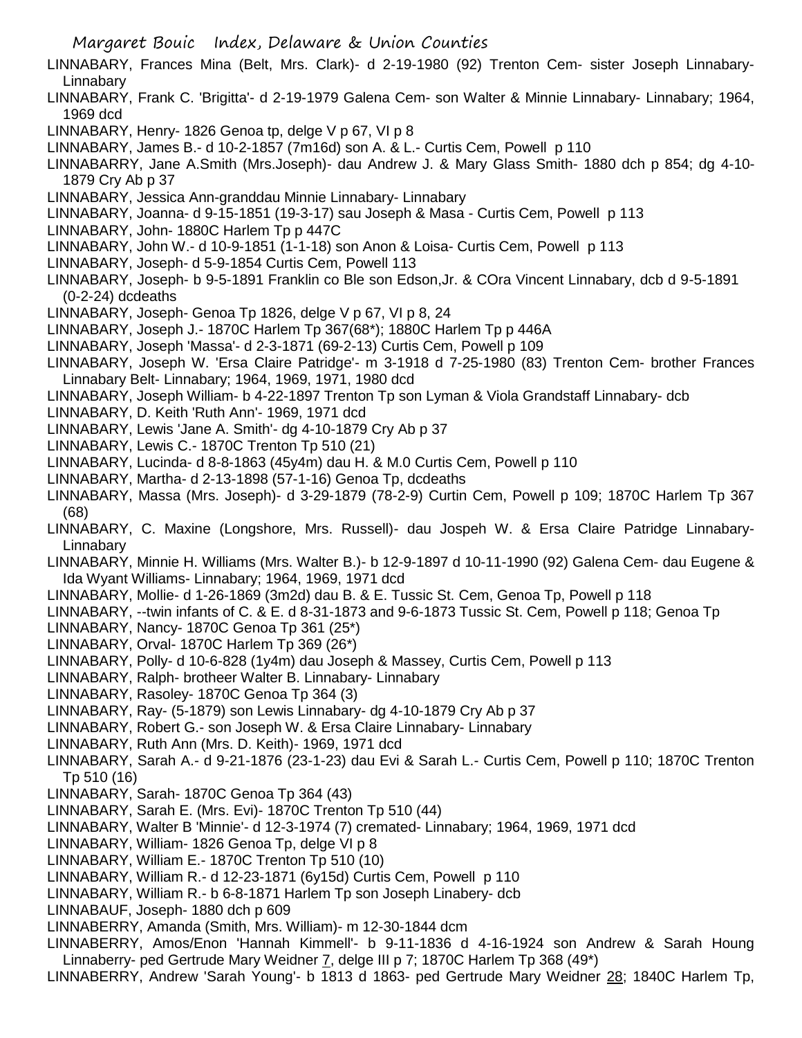LINNABARY, Frances Mina (Belt, Mrs. Clark)- d 2-19-1980 (92) Trenton Cem- sister Joseph Linnabary- Linnabary

LINNABARY, Frank C. 'Brigitta'- d 2-19-1979 Galena Cem- son Walter & Minnie Linnabary- Linnabary; 1964, 1969 dcd

LINNABARY, Henry- 1826 Genoa tp, delge V p 67, VI p 8

LINNABARY, James B.- d 10-2-1857 (7m16d) son A. & L.- Curtis Cem, Powell p 110

LINNABARRY, Jane A.Smith (Mrs.Joseph)- dau Andrew J. & Mary Glass Smith- 1880 dch p 854; dg 4-10-1879 Cry Ab p 37

LINNABARY, Jessica Ann-granddau Minnie Linnabary- Linnabary

LINNABARY, Joanna- d 9-15-1851 (19-3-17) sau Joseph & Masa - Curtis Cem, Powell p 113

LINNABARY, John- 1880C Harlem Tp p 447C

LINNABARY, John W.- d 10-9-1851 (1-1-18) son Anon & Loisa- Curtis Cem, Powell p 113

LINNABARY, Joseph- d 5-9-1854 Curtis Cem, Powell 113

LINNABARY, Joseph- b 9-5-1891 Franklin co Ble son Edson,Jr. & COra Vincent Linnabary, dcb d 9-5-1891 (0-2-24) dcdeaths

LINNABARY, Joseph- Genoa Tp 1826, delge V p 67, VI p 8, 24

LINNABARY, Joseph J.- 1870C Harlem Tp 367(68*); 1880C Harlem Tp p 446A

LINNABARY, Joseph 'Massa'- d 2-3-1871 (69-2-13) Curtis Cem, Powell p 109

LINNABARY, Joseph W. 'Ersa Claire Patridge'- m 3-1918 d 7-25-1980 (83) Trenton Cem- brother Frances Linnabary Belt- Linnabary; 1964, 1969, 1971, 1980 dcd

LINNABARY, Joseph William- b 4-22-1897 Trenton Tp son Lyman & Viola Grandstaff Linnabary- dcb

LINNABARY, D. Keith 'Ruth Ann'- 1969, 1971 dcd

LINNABARY, Lewis 'Jane A. Smith'- dg 4-10-1879 Cry Ab p 37

LINNABARY, Lewis C.- 1870C Trenton Tp 510 (21)

LINNABARY, Lucinda- d 8-8-1863 (45y4m) dau H. & M.0 Curtis Cem, Powell p 110

LINNABARY, Martha- d 2-13-1898 (57-1-16) Genoa Tp, dcdeaths

LINNABARY, Massa (Mrs. Joseph)- d 3-29-1879 (78-2-9) Curtin Cem, Powell p 109; 1870C Harlem Tp 367 (68)

LINNABARY, C. Maxine (Longshore, Mrs. Russell)- dau Jospeh W. & Ersa Claire Patridge Linnabary- Linnabary

LINNABARY, Minnie H. Williams (Mrs. Walter B.)- b 12-9-1897 d 10-11-1990 (92) Galena Cem- dau Eugene & Ida Wyant Williams- Linnabary; 1964, 1969, 1971 dcd

LINNABARY, Mollie- d 1-26-1869 (3m2d) dau B. & E. Tussic St. Cem, Genoa Tp, Powell p 118

LINNABARY, --twin infants of C. & E. d 8-31-1873 and 9-6-1873 Tussic St. Cem, Powell p 118; Genoa Tp

LINNABARY, Nancy- 1870C Genoa Tp 361 (25*)

LINNABARY, Orval- 1870C Harlem Tp 369 (26*)

LINNABARY, Polly- d 10-6-828 (1y4m) dau Joseph & Massey, Curtis Cem, Powell p 113

LINNABARY, Ralph- brotheer Walter B. Linnabary- Linnabary

LINNABARY, Rasoley- 1870C Genoa Tp 364 (3)

LINNABARY, Ray- (5-1879) son Lewis Linnabary- dg 4-10-1879 Cry Ab p 37

LINNABARY, Robert G.- son Joseph W. & Ersa Claire Linnabary- Linnabary

LINNABARY, Ruth Ann (Mrs. D. Keith)- 1969, 1971 dcd

LINNABARY, Sarah A.- d 9-21-1876 (23-1-23) dau Evi & Sarah L.- Curtis Cem, Powell p 110; 1870C Trenton Tp 510 (16)

LINNABARY, Sarah- 1870C Genoa Tp 364 (43)

LINNABARY, Sarah E. (Mrs. Evi)- 1870C Trenton Tp 510 (44)

LINNABARY, Walter B 'Minnie'- d 12-3-1974 (7) cremated- Linnabary; 1964, 1969, 1971 dcd

LINNABARY, William- 1826 Genoa Tp, delge VI p 8

LINNABARY, William E.- 1870C Trenton Tp 510 (10)

LINNABARY, William R.- d 12-23-1871 (6y15d) Curtis Cem, Powell p 110

LINNABARY, William R.- b 6-8-1871 Harlem Tp son Joseph Linabery- dcb

LINNABAUF, Joseph- 1880 dch p 609

LINNABERRY, Amanda (Smith, Mrs. William)- m 12-30-1844 dcm

LINNABERRY, Amos/Enon 'Hannah Kimmell'- b 9-11-1836 d 4-16-1924 son Andrew & Sarah Houng Linnaberry- ped Gertrude Mary Weidner 7, delge III p 7; 1870C Harlem Tp 368 (49*)

LINNABERRY, Andrew 'Sarah Young'- b 1813 d 1863- ped Gertrude Mary Weidner 28; 1840C Harlem Tp,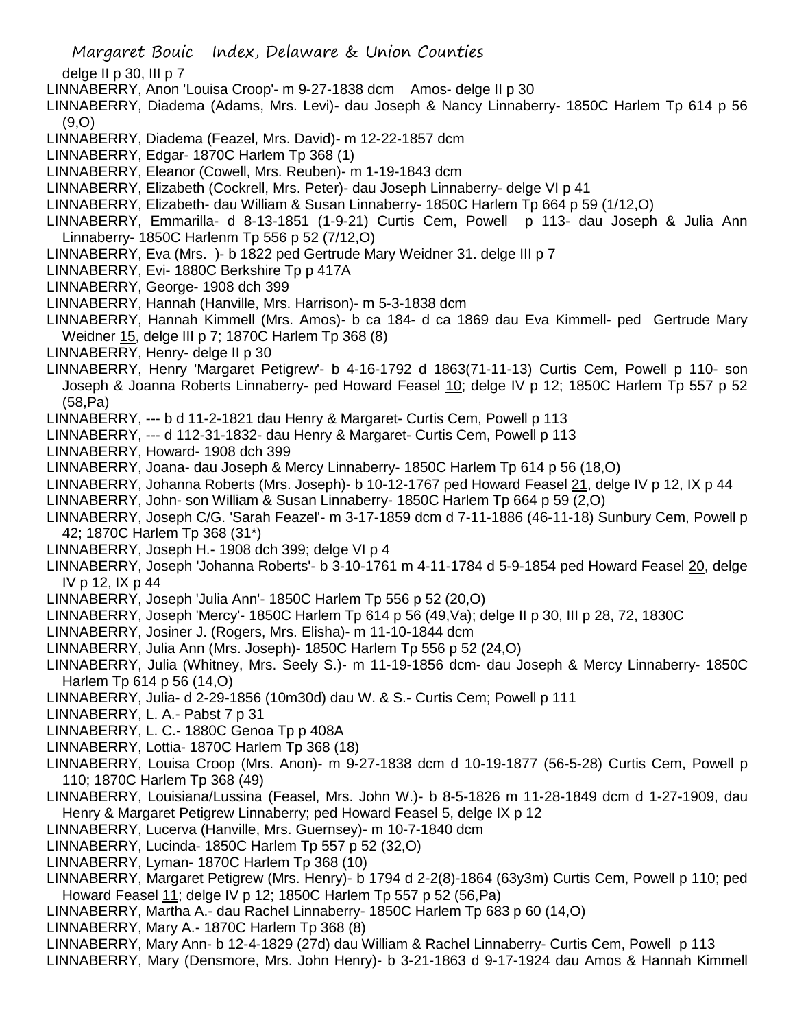delge II p 30, III p 7

LINNABERRY, Anon 'Louisa Croop'- m 9-27-1838 dcm Amos- delge II p 30

LINNABERRY, Diadema (Adams, Mrs. Levi)- dau Joseph & Nancy Linnaberry- 1850C Harlem Tp 614 p 56 (9,O)

LINNABERRY, Diadema (Feazel, Mrs. David)- m 12-22-1857 dcm

LINNABERRY, Edgar- 1870C Harlem Tp 368 (1)

LINNABERRY, Eleanor (Cowell, Mrs. Reuben)- m 1-19-1843 dcm

LINNABERRY, Elizabeth (Cockrell, Mrs. Peter)- dau Joseph Linnaberry- delge VI p 41

LINNABERRY, Elizabeth- dau William & Susan Linnaberry- 1850C Harlem Tp 664 p 59 (1/12,O)

LINNABERRY, Emmarilla- d 8-13-1851 (1-9-21) Curtis Cem, Powell p 113- dau Joseph & Julia Ann Linnaberry- 1850C Harlenm Tp 556 p 52 (7/12,O)

LINNABERRY, Eva (Mrs. )- b 1822 ped Gertrude Mary Weidner 31. delge III p 7

LINNABERRY, Evi- 1880C Berkshire Tp p 417A

LINNABERRY, George- 1908 dch 399

LINNABERRY, Hannah (Hanville, Mrs. Harrison)- m 5-3-1838 dcm

LINNABERRY, Hannah Kimmell (Mrs. Amos)- b ca 184- d ca 1869 dau Eva Kimmell- ped Gertrude Mary Weidner 15, delge III p 7; 1870C Harlem Tp 368 (8)

LINNABERRY, Henry- delge II p 30

LINNABERRY, Henry 'Margaret Petigrew'- b 4-16-1792 d 1863(71-11-13) Curtis Cem, Powell p 110- son Joseph & Joanna Roberts Linnaberry- ped Howard Feasel 10; delge IV p 12; 1850C Harlem Tp 557 p 52 (58,Pa)

LINNABERRY, --- b d 11-2-1821 dau Henry & Margaret- Curtis Cem, Powell p 113

LINNABERRY, --- d 112-31-1832- dau Henry & Margaret- Curtis Cem, Powell p 113

LINNABERRY, Howard- 1908 dch 399

LINNABERRY, Joana- dau Joseph & Mercy Linnaberry- 1850C Harlem Tp 614 p 56 (18,O)

LINNABERRY, Johanna Roberts (Mrs. Joseph)- b 10-12-1767 ped Howard Feasel 21, delge IV p 12, IX p 44

LINNABERRY, John- son William & Susan Linnaberry- 1850C Harlem Tp 664 p 59 (2,O)

LINNABERRY, Joseph C/G. 'Sarah Feazel'- m 3-17-1859 dcm d 7-11-1886 (46-11-18) Sunbury Cem, Powell p 42; 1870C Harlem Tp 368 (31*)

LINNABERRY, Joseph H.- 1908 dch 399; delge VI p 4

LINNABERRY, Joseph 'Johanna Roberts'- b 3-10-1761 m 4-11-1784 d 5-9-1854 ped Howard Feasel 20, delge IV p 12, IX p 44

LINNABERRY, Joseph 'Julia Ann'- 1850C Harlem Tp 556 p 52 (20,O)

LINNABERRY, Joseph 'Mercy'- 1850C Harlem Tp 614 p 56 (49,Va); delge II p 30, III p 28, 72, 1830C

LINNABERRY, Josiner J. (Rogers, Mrs. Elisha)- m 11-10-1844 dcm

LINNABERRY, Julia Ann (Mrs. Joseph)- 1850C Harlem Tp 556 p 52 (24,O)

LINNABERRY, Julia (Whitney, Mrs. Seely S.)- m 11-19-1856 dcm- dau Joseph & Mercy Linnaberry- 1850C Harlem Tp 614 p 56 (14,O)

LINNABERRY, Julia- d 2-29-1856 (10m30d) dau W. & S.- Curtis Cem; Powell p 111

LINNABERRY, L. A.- Pabst 7 p 31

LINNABERRY, L. C.- 1880C Genoa Tp p 408A

LINNABERRY, Lottia- 1870C Harlem Tp 368 (18)

LINNABERRY, Louisa Croop (Mrs. Anon)- m 9-27-1838 dcm d 10-19-1877 (56-5-28) Curtis Cem, Powell p 110; 1870C Harlem Tp 368 (49)

LINNABERRY, Louisiana/Lussina (Feasel, Mrs. John W.)- b 8-5-1826 m 11-28-1849 dcm d 1-27-1909, dau Henry & Margaret Petigrew Linnaberry; ped Howard Feasel 5, delge IX p 12

LINNABERRY, Lucerva (Hanville, Mrs. Guernsey)- m 10-7-1840 dcm

LINNABERRY, Lucinda- 1850C Harlem Tp 557 p 52 (32,O)

LINNABERRY, Lyman- 1870C Harlem Tp 368 (10)

LINNABERRY, Margaret Petigrew (Mrs. Henry)- b 1794 d 2-2(8)-1864 (63y3m) Curtis Cem, Powell p 110; ped Howard Feasel 11; delge IV p 12; 1850C Harlem Tp 557 p 52 (56,Pa)

LINNABERRY, Martha A.- dau Rachel Linnaberry- 1850C Harlem Tp 683 p 60 (14,O)

LINNABERRY, Mary A.- 1870C Harlem Tp 368 (8)

LINNABERRY, Mary Ann- b 12-4-1829 (27d) dau William & Rachel Linnaberry- Curtis Cem, Powell p 113

LINNABERRY, Mary (Densmore, Mrs. John Henry)- b 3-21-1863 d 9-17-1924 dau Amos & Hannah Kimmell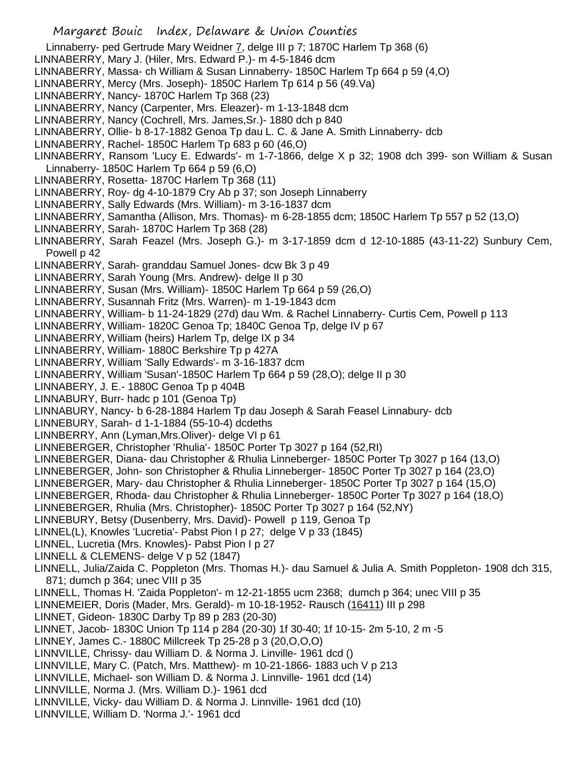Linnaberry- ped Gertrude Mary Weidner 7, delge III p 7; 1870C Harlem Tp 368 (6)
LINNABERRY, Mary J. (Hiler, Mrs. Edward P.)- m 4-5-1846 dcm
LINNABERRY, Massa- ch William & Susan Linnaberry- 1850C Harlem Tp 664 p 59 (4,O)
LINNABERRY, Mercy (Mrs. Joseph)- 1850C Harlem Tp 614 p 56 (49.Va)
LINNABERRY, Nancy- 1870C Harlem Tp 368 (23)
LINNABERRY, Nancy (Carpenter, Mrs. Eleazer)- m 1-13-1848 dcm
LINNABERRY, Nancy (Cochrell, Mrs. James,Sr.)- 1880 dch p 840
LINNABERRY, Ollie- b 8-17-1882 Genoa Tp dau L. C. & Jane A. Smith Linnaberry- dcb
LINNABERRY, Rachel- 1850C Harlem Tp 683 p 60 (46,O)
LINNABERRY, Ransom 'Lucy E. Edwards'- m 1-7-1866, delge X p 32; 1908 dch 399- son William & Susan Linnaberry- 1850C Harlem Tp 664 p 59 (6,O)
LINNABERRY, Rosetta- 1870C Harlem Tp 368 (11)
LINNABERRY, Roy- dg 4-10-1879 Cry Ab p 37; son Joseph Linnaberry
LINNABERRY, Sally Edwards (Mrs. William)- m 3-16-1837 dcm
LINNABERRY, Samantha (Allison, Mrs. Thomas)- m 6-28-1855 dcm; 1850C Harlem Tp 557 p 52 (13,O)
LINNABERRY, Sarah- 1870C Harlem Tp 368 (28)
LINNABERRY, Sarah Feazel (Mrs. Joseph G.)- m 3-17-1859 dcm d 12-10-1885 (43-11-22) Sunbury Cem, Powell p 42
LINNABERRY, Sarah- granddau Samuel Jones- dcw Bk 3 p 49
LINNABERRY, Sarah Young (Mrs. Andrew)- delge II p 30
LINNABERRY, Susan (Mrs. William)- 1850C Harlem Tp 664 p 59 (26,O)
LINNABERRY, Susannah Fritz (Mrs. Warren)- m 1-19-1843 dcm
LINNABERRY, William- b 11-24-1829 (27d) dau Wm. & Rachel Linnaberry- Curtis Cem, Powell p 113
LINNABERRY, William- 1820C Genoa Tp; 1840C Genoa Tp, delge IV p 67
LINNABERRY, William (heirs) Harlem Tp, delge IX p 34
LINNABERRY, William- 1880C Berkshire Tp p 427A
LINNABERRY, William 'Sally Edwards'- m 3-16-1837 dcm
LINNABERRY, William 'Susan'-1850C Harlem Tp 664 p 59 (28,O); delge II p 30
LINNABERY, J. E.- 1880C Genoa Tp p 404B
LINNABURY, Burr- hadc p 101 (Genoa Tp)
LINNABURY, Nancy- b 6-28-1884 Harlem Tp dau Joseph & Sarah Feasel Linnabury- dcb
LINNEBURY, Sarah- d 1-1-1884 (55-10-4) dcdeths
LINNBERRY, Ann (Lyman,Mrs.Oliver)- delge VI p 61
LINNEBERGER, Christopher 'Rhulia'- 1850C Porter Tp 3027 p 164 (52,RI)
LINNEBERGER, Diana- dau Christopher & Rhulia Linneberger- 1850C Porter Tp 3027 p 164 (13,O)
LINNEBERGER, John- son Christopher & Rhulia Linneberger- 1850C Porter Tp 3027 p 164 (23,O)
LINNEBERGER, Mary- dau Christopher & Rhulia Linneberger- 1850C Porter Tp 3027 p 164 (15,O)
LINNEBERGER, Rhoda- dau Christopher & Rhulia Linneberger- 1850C Porter Tp 3027 p 164 (18,O)
LINNEBERGER, Rhulia (Mrs. Christopher)- 1850C Porter Tp 3027 p 164 (52,NY)
LINNEBURY, Betsy (Dusenberry, Mrs. David)- Powell p 119, Genoa Tp
LINNEL(L), Knowles 'Lucretia'- Pabst Pion I p 27; delge V p 33 (1845)
LINNEL, Lucretia (Mrs. Knowles)- Pabst Pion I p 27
LINNELL & CLEMENS- delge V p 52 (1847)
LINNELL, Julia/Zaida C. Poppleton (Mrs. Thomas H.)- dau Samuel & Julia A. Smith Poppleton- 1908 dch 315, 871; dumch p 364; unec VIII p 35
LINNELL, Thomas H. 'Zaida Poppleton'- m 12-21-1855 ucm 2368; dumch p 364; unec VIII p 35
LINNEMEIER, Doris (Mader, Mrs. Gerald)- m 10-18-1952- Rausch (16411) III p 298
LINNET, Gideon- 1830C Darby Tp 89 p 283 (20-30)
LINNET, Jacob- 1830C Union Tp 114 p 284 (20-30) 1f 30-40; 1f 10-15- 2m 5-10, 2 m -5
LINNEY, James C.- 1880C Millcreek Tp 25-28 p 3 (20,O,O,O)
LINNVILLE, Chrissy- dau William D. & Norma J. Linville- 1961 dcd ()
LINNVILLE, Mary C. (Patch, Mrs. Matthew)- m 10-21-1866- 1883 uch V p 213
LINNVILLE, Michael- son William D. & Norma J. Linnville- 1961 dcd (14)
LINNVILLE, Norma J. (Mrs. William D.)- 1961 dcd
LINNVILLE, Vicky- dau William D. & Norma J. Linnville- 1961 dcd (10)
LINNVILLE, William D. 'Norma J.'- 1961 dcd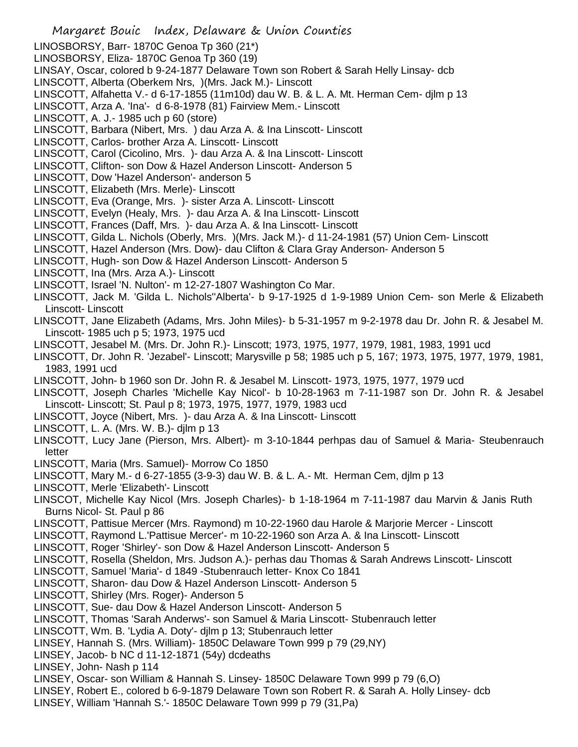LINOSBORSY, Barr- 1870C Genoa Tp 360 (21*)
LINOSBORSY, Eliza- 1870C Genoa Tp 360 (19)
LINSAY, Oscar, colored b 9-24-1877 Delaware Town son Robert & Sarah Helly Linsay- dcb
LINSCOTT, Alberta (Oberkem Nrs, )(Mrs. Jack M.)- Linscott
LINSCOTT, Alfahetta V.- d 6-17-1855 (11m10d) dau W. B. & L. A. Mt. Herman Cem- djlm p 13
LINSCOTT, Arza A. 'Ina'- d 6-8-1978 (81) Fairview Mem.- Linscott
LINSCOTT, A. J.- 1985 uch p 60 (store)
LINSCOTT, Barbara (Nibert, Mrs. ) dau Arza A. & Ina Linscott- Linscott
LINSCOTT, Carlos- brother Arza A. Linscott- Linscott
LINSCOTT, Carol (Cicolino, Mrs. )- dau Arza A. & Ina Linscott- Linscott
LINSCOTT, Clifton- son Dow & Hazel Anderson Linscott- Anderson 5
LINSCOTT, Dow 'Hazel Anderson'- anderson 5
LINSCOTT, Elizabeth (Mrs. Merle)- Linscott
LINSCOTT, Eva (Orange, Mrs. )- sister Arza A. Linscott- Linscott
LINSCOTT, Evelyn (Healy, Mrs. )- dau Arza A. & Ina Linscott- Linscott
LINSCOTT, Frances (Daff, Mrs. )- dau Arza A. & Ina Linscott- Linscott
LINSCOTT, Gilda L. Nichols (Oberly, Mrs. )(Mrs. Jack M.)- d 11-24-1981 (57) Union Cem- Linscott
LINSCOTT, Hazel Anderson (Mrs. Dow)- dau Clifton & Clara Gray Anderson- Anderson 5
LINSCOTT, Hugh- son Dow & Hazel Anderson Linscott- Anderson 5
LINSCOTT, Ina (Mrs. Arza A.)- Linscott
LINSCOTT, Israel 'N. Nulton'- m 12-27-1807 Washington Co Mar.
LINSCOTT, Jack M. 'Gilda L. Nichols''Alberta'- b 9-17-1925 d 1-9-1989 Union Cem- son Merle & Elizabeth Linscott- Linscott
LINSCOTT, Jane Elizabeth (Adams, Mrs. John Miles)- b 5-31-1957 m 9-2-1978 dau Dr. John R. & Jesabel M. Linscott- 1985 uch p 5; 1973, 1975 ucd
LINSCOTT, Jesabel M. (Mrs. Dr. John R.)- Linscott; 1973, 1975, 1977, 1979, 1981, 1983, 1991 ucd
LINSCOTT, Dr. John R. 'Jezabel'- Linscott; Marysville p 58; 1985 uch p 5, 167; 1973, 1975, 1977, 1979, 1981, 1983, 1991 ucd
LINSCOTT, John- b 1960 son Dr. John R. & Jesabel M. Linscott- 1973, 1975, 1977, 1979 ucd
LINSCOTT, Joseph Charles 'Michelle Kay Nicol'- b 10-28-1963 m 7-11-1987 son Dr. John R. & Jesabel Linscott- Linscott; St. Paul p 8; 1973, 1975, 1977, 1979, 1983 ucd
LINSCOTT, Joyce (Nibert, Mrs. )- dau Arza A. & Ina Linscott- Linscott
LINSCOTT, L. A. (Mrs. W. B.)- djlm p 13
LINSCOTT, Lucy Jane (Pierson, Mrs. Albert)- m 3-10-1844 perhpas dau of Samuel & Maria- Steubenrauch letter
LINSCOTT, Maria (Mrs. Samuel)- Morrow Co 1850
LINSCOTT, Mary M.- d 6-27-1855 (3-9-3) dau W. B. & L. A.- Mt. Herman Cem, djlm p 13
LINSCOTT, Merle 'Elizabeth'- Linscott
LINSCOT, Michelle Kay Nicol (Mrs. Joseph Charles)- b 1-18-1964 m 7-11-1987 dau Marvin & Janis Ruth Burns Nicol- St. Paul p 86
LINSCOTT, Pattisue Mercer (Mrs. Raymond) m 10-22-1960 dau Harole & Marjorie Mercer - Linscott
LINSCOTT, Raymond L.'Pattisue Mercer'- m 10-22-1960 son Arza A. & Ina Linscott- Linscott
LINSCOTT, Roger 'Shirley'- son Dow & Hazel Anderson Linscott- Anderson 5
LINSCOTT, Rosella (Sheldon, Mrs. Judson A.)- perhas dau Thomas & Sarah Andrews Linscott- Linscott
LINSCOTT, Samuel 'Maria'- d 1849 -Stubenrauch letter- Knox Co 1841
LINSCOTT, Sharon- dau Dow & Hazel Anderson Linscott- Anderson 5
LINSCOTT, Shirley (Mrs. Roger)- Anderson 5
LINSCOTT, Sue- dau Dow & Hazel Anderson Linscott- Anderson 5
LINSCOTT, Thomas 'Sarah Anderws'- son Samuel & Maria Linscott- Stubenrauch letter
LINSCOTT, Wm. B. 'Lydia A. Doty'- djlm p 13; Stubenrauch letter
LINSEY, Hannah S. (Mrs. William)- 1850C Delaware Town 999 p 79 (29,NY)
LINSEY, Jacob- b NC d 11-12-1871 (54y) dcdeaths
LINSEY, John- Nash p 114
LINSEY, Oscar- son William & Hannah S. Linsey- 1850C Delaware Town 999 p 79 (6,O)
LINSEY, Robert E., colored b 6-9-1879 Delaware Town son Robert R. & Sarah A. Holly Linsey- dcb
LINSEY, William 'Hannah S.'- 1850C Delaware Town 999 p 79 (31,Pa)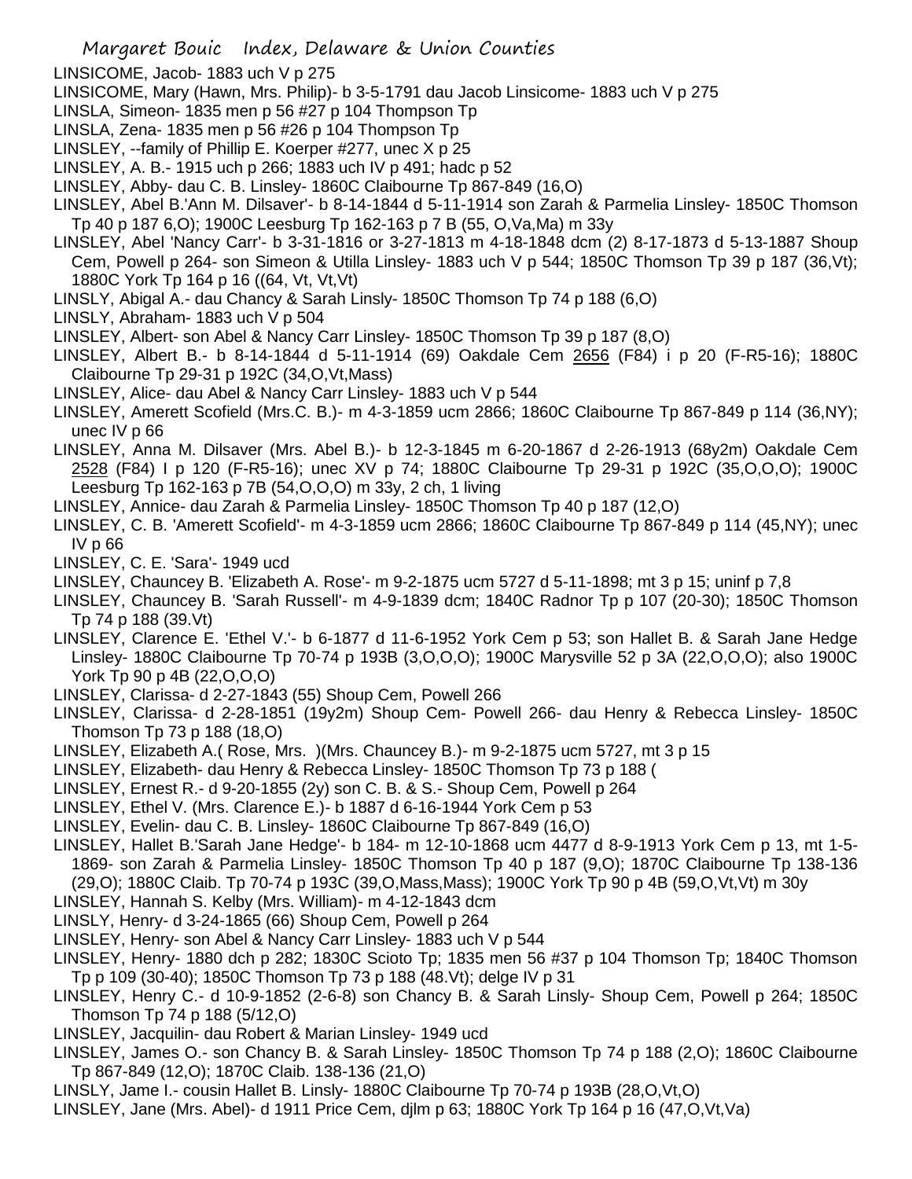LINSICOME, Jacob- 1883 uch V p 275

LINSICOME, Mary (Hawn, Mrs. Philip)- b 3-5-1791 dau Jacob Linsicome- 1883 uch V p 275

LINSLA, Simeon- 1835 men p 56 #27 p 104 Thompson Tp

LINSLA, Zena- 1835 men p 56 #26 p 104 Thompson Tp

LINSLEY, --family of Phillip E. Koerper #277, unec X p 25

LINSLEY, A. B.- 1915 uch p 266; 1883 uch IV p 491; hadc p 52

LINSLEY, Abby- dau C. B. Linsley- 1860C Claibourne Tp 867-849 (16,O)

LINSLEY, Abel B.'Ann M. Dilsaver'- b 8-14-1844 d 5-11-1914 son Zarah & Parmelia Linsley- 1850C Thomson Tp 40 p 187 6,O); 1900C Leesburg Tp 162-163 p 7 B (55, O,Va,Ma) m 33y

LINSLEY, Abel 'Nancy Carr'- b 3-31-1816 or 3-27-1813 m 4-18-1848 dcm (2) 8-17-1873 d 5-13-1887 Shoup Cem, Powell p 264- son Simeon & Utilla Linsley- 1883 uch V p 544; 1850C Thomson Tp 39 p 187 (36,Vt); 1880C York Tp 164 p 16 ((64, Vt, Vt,Vt)

LINSLY, Abigal A.- dau Chancy & Sarah Linsly- 1850C Thomson Tp 74 p 188 (6,O)

LINSLY, Abraham- 1883 uch V p 504

LINSLEY, Albert- son Abel & Nancy Carr Linsley- 1850C Thomson Tp 39 p 187 (8,O)

LINSLEY, Albert B.- b 8-14-1844 d 5-11-1914 (69) Oakdale Cem 2656 (F84) i p 20 (F-R5-16); 1880C Claibourne Tp 29-31 p 192C (34,O,Vt,Mass)

LINSLEY, Alice- dau Abel & Nancy Carr Linsley- 1883 uch V p 544

LINSLEY, Amerett Scofield (Mrs.C. B.)- m 4-3-1859 ucm 2866; 1860C Claibourne Tp 867-849 p 114 (36,NY); unec IV p 66

LINSLEY, Anna M. Dilsaver (Mrs. Abel B.)- b 12-3-1845 m 6-20-1867 d 2-26-1913 (68y2m) Oakdale Cem 2528 (F84) I p 120 (F-R5-16); unec XV p 74; 1880C Claibourne Tp 29-31 p 192C (35,O,O,O); 1900C Leesburg Tp 162-163 p 7B (54,O,O,O) m 33y, 2 ch, 1 living

LINSLEY, Annice- dau Zarah & Parmelia Linsley- 1850C Thomson Tp 40 p 187 (12,O)

LINSLEY, C. B. 'Amerett Scofield'- m 4-3-1859 ucm 2866; 1860C Claibourne Tp 867-849 p 114 (45,NY); unec IV p 66

LINSLEY, C. E. 'Sara'- 1949 ucd

LINSLEY, Chauncey B. 'Elizabeth A. Rose'- m 9-2-1875 ucm 5727 d 5-11-1898; mt 3 p 15; uninf p 7,8

LINSLEY, Chauncey B. 'Sarah Russell'- m 4-9-1839 dcm; 1840C Radnor Tp p 107 (20-30); 1850C Thomson Tp 74 p 188 (39.Vt)

LINSLEY, Clarence E. 'Ethel V.'- b 6-1877 d 11-6-1952 York Cem p 53; son Hallet B. & Sarah Jane Hedge Linsley- 1880C Claibourne Tp 70-74 p 193B (3,O,O,O); 1900C Marysville 52 p 3A (22,O,O,O); also 1900C York Tp 90 p 4B (22,O,O,O)

LINSLEY, Clarissa- d 2-27-1843 (55) Shoup Cem, Powell 266

LINSLEY, Clarissa- d 2-28-1851 (19y2m) Shoup Cem- Powell 266- dau Henry & Rebecca Linsley- 1850C Thomson Tp 73 p 188 (18,O)

LINSLEY, Elizabeth A.( Rose, Mrs. )(Mrs. Chauncey B.)- m 9-2-1875 ucm 5727, mt 3 p 15

LINSLEY, Elizabeth- dau Henry & Rebecca Linsley- 1850C Thomson Tp 73 p 188 (

LINSLEY, Ernest R.- d 9-20-1855 (2y) son C. B. & S.- Shoup Cem, Powell p 264

LINSLEY, Ethel V. (Mrs. Clarence E.)- b 1887 d 6-16-1944 York Cem p 53

LINSLEY, Evelin- dau C. B. Linsley- 1860C Claibourne Tp 867-849 (16,O)

LINSLEY, Hallet B.'Sarah Jane Hedge'- b 184- m 12-10-1868 ucm 4477 d 8-9-1913 York Cem p 13, mt 1-5-1869- son Zarah & Parmelia Linsley- 1850C Thomson Tp 40 p 187 (9,O); 1870C Claibourne Tp 138-136 (29,O); 1880C Claib. Tp 70-74 p 193C (39,O,Mass,Mass); 1900C York Tp 90 p 4B (59,O,Vt,Vt) m 30y

LINSLEY, Hannah S. Kelby (Mrs. William)- m 4-12-1843 dcm

LINSLY, Henry- d 3-24-1865 (66) Shoup Cem, Powell p 264

LINSLEY, Henry- son Abel & Nancy Carr Linsley- 1883 uch V p 544

LINSLEY, Henry- 1880 dch p 282; 1830C Scioto Tp; 1835 men 56 #37 p 104 Thomson Tp; 1840C Thomson Tp p 109 (30-40); 1850C Thomson Tp 73 p 188 (48.Vt); delge IV p 31

LINSLEY, Henry C.- d 10-9-1852 (2-6-8) son Chancy B. & Sarah Linsly- Shoup Cem, Powell p 264; 1850C Thomson Tp 74 p 188 (5/12,O)

LINSLEY, Jacquilin- dau Robert & Marian Linsley- 1949 ucd

LINSLEY, James O.- son Chancy B. & Sarah Linsley- 1850C Thomson Tp 74 p 188 (2,O); 1860C Claibourne Tp 867-849 (12,O); 1870C Claib. 138-136 (21,O)

LINSLY, Jame I.- cousin Hallet B. Linsly- 1880C Claibourne Tp 70-74 p 193B (28,O,Vt,O)

LINSLEY, Jane (Mrs. Abel)- d 1911 Price Cem, djlm p 63; 1880C York Tp 164 p 16 (47,O,Vt,Va)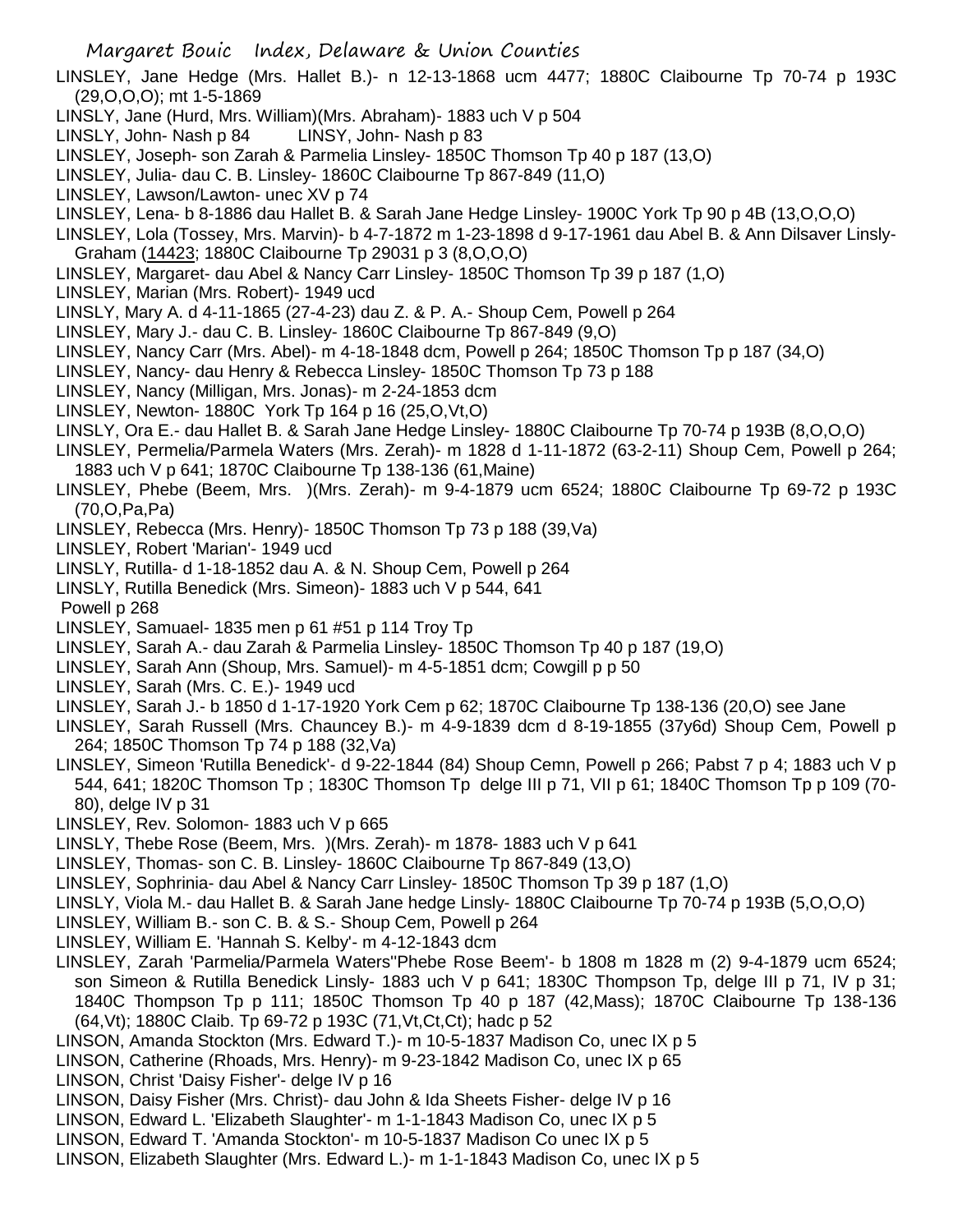LINSLEY, Jane Hedge (Mrs. Hallet B.)- n 12-13-1868 ucm 4477; 1880C Claibourne Tp 70-74 p 193C (29,O,O,O); mt 1-5-1869

LINSLY, Jane (Hurd, Mrs. William)(Mrs. Abraham)- 1883 uch V p 504

LINSLY, John- Nash p 84 LINSY, John- Nash p 83

LINSLEY, Joseph- son Zarah & Parmelia Linsley- 1850C Thomson Tp 40 p 187 (13,O)

LINSLEY, Julia- dau C. B. Linsley- 1860C Claibourne Tp 867-849 (11,O)

LINSLEY, Lawson/Lawton- unec XV p 74

LINSLEY, Lena- b 8-1886 dau Hallet B. & Sarah Jane Hedge Linsley- 1900C York Tp 90 p 4B (13,O,O,O)

LINSLEY, Lola (Tossey, Mrs. Marvin)- b 4-7-1872 m 1-23-1898 d 9-17-1961 dau Abel B. & Ann Dilsaver Linsly-Graham (14423; 1880C Claibourne Tp 29031 p 3 (8,O,O,O)

LINSLEY, Margaret- dau Abel & Nancy Carr Linsley- 1850C Thomson Tp 39 p 187 (1,O)

LINSLEY, Marian (Mrs. Robert)- 1949 ucd

LINSLY, Mary A. d 4-11-1865 (27-4-23) dau Z. & P. A.- Shoup Cem, Powell p 264

LINSLEY, Mary J.- dau C. B. Linsley- 1860C Claibourne Tp 867-849 (9,O)

LINSLEY, Nancy Carr (Mrs. Abel)- m 4-18-1848 dcm, Powell p 264; 1850C Thomson Tp p 187 (34,O)

LINSLEY, Nancy- dau Henry & Rebecca Linsley- 1850C Thomson Tp 73 p 188

LINSLEY, Nancy (Milligan, Mrs. Jonas)- m 2-24-1853 dcm

LINSLEY, Newton- 1880C York Tp 164 p 16 (25,O,Vt,O)

LINSLY, Ora E.- dau Hallet B. & Sarah Jane Hedge Linsley- 1880C Claibourne Tp 70-74 p 193B (8,O,O,O)

LINSLEY, Permelia/Parmela Waters (Mrs. Zerah)- m 1828 d 1-11-1872 (63-2-11) Shoup Cem, Powell p 264; 1883 uch V p 641; 1870C Claibourne Tp 138-136 (61,Maine)

LINSLEY, Phebe (Beem, Mrs. )(Mrs. Zerah)- m 9-4-1879 ucm 6524; 1880C Claibourne Tp 69-72 p 193C (70,O,Pa,Pa)

LINSLEY, Rebecca (Mrs. Henry)- 1850C Thomson Tp 73 p 188 (39,Va)

LINSLEY, Robert 'Marian'- 1949 ucd

LINSLY, Rutilla- d 1-18-1852 dau A. & N. Shoup Cem, Powell p 264

LINSLY, Rutilla Benedick (Mrs. Simeon)- 1883 uch V p 544, 641

Powell p 268

LINSLEY, Samuael- 1835 men p 61 #51 p 114 Troy Tp

LINSLEY, Sarah A.- dau Zarah & Parmelia Linsley- 1850C Thomson Tp 40 p 187 (19,O)

LINSLEY, Sarah Ann (Shoup, Mrs. Samuel)- m 4-5-1851 dcm; Cowgill p p 50

LINSLEY, Sarah (Mrs. C. E.)- 1949 ucd

LINSLEY, Sarah J.- b 1850 d 1-17-1920 York Cem p 62; 1870C Claibourne Tp 138-136 (20,O) see Jane

LINSLEY, Sarah Russell (Mrs. Chauncey B.)- m 4-9-1839 dcm d 8-19-1855 (37y6d) Shoup Cem, Powell p 264; 1850C Thomson Tp 74 p 188 (32,Va)

LINSLEY, Simeon 'Rutilla Benedick'- d 9-22-1844 (84) Shoup Cemn, Powell p 266; Pabst 7 p 4; 1883 uch V p 544, 641; 1820C Thomson Tp ; 1830C Thomson Tp delge III p 71, VII p 61; 1840C Thomson Tp p 109 (70-80), delge IV p 31

LINSLEY, Rev. Solomon- 1883 uch V p 665

LINSLY, Thebe Rose (Beem, Mrs. )(Mrs. Zerah)- m 1878- 1883 uch V p 641

LINSLEY, Thomas- son C. B. Linsley- 1860C Claibourne Tp 867-849 (13,O)

LINSLEY, Sophrinia- dau Abel & Nancy Carr Linsley- 1850C Thomson Tp 39 p 187 (1,O)

LINSLY, Viola M.- dau Hallet B. & Sarah Jane hedge Linsly- 1880C Claibourne Tp 70-74 p 193B (5,O,O,O)

LINSLEY, William B.- son C. B. & S.- Shoup Cem, Powell p 264

LINSLEY, William E. 'Hannah S. Kelby'- m 4-12-1843 dcm

LINSLEY, Zarah 'Parmelia/Parmela Waters''Phebe Rose Beem'- b 1808 m 1828 m (2) 9-4-1879 ucm 6524; son Simeon & Rutilla Benedick Linsly- 1883 uch V p 641; 1830C Thompson Tp, delge III p 71, IV p 31; 1840C Thompson Tp p 111; 1850C Thomson Tp 40 p 187 (42,Mass); 1870C Claibourne Tp 138-136 (64,Vt); 1880C Claib. Tp 69-72 p 193C (71,Vt,Ct,Ct); hadc p 52

LINSON, Amanda Stockton (Mrs. Edward T.)- m 10-5-1837 Madison Co, unec IX p 5

LINSON, Catherine (Rhoads, Mrs. Henry)- m 9-23-1842 Madison Co, unec IX p 65

LINSON, Christ 'Daisy Fisher'- delge IV p 16

LINSON, Daisy Fisher (Mrs. Christ)- dau John & Ida Sheets Fisher- delge IV p 16

LINSON, Edward L. 'Elizabeth Slaughter'- m 1-1-1843 Madison Co, unec IX p 5

LINSON, Edward T. 'Amanda Stockton'- m 10-5-1837 Madison Co unec IX p 5

LINSON, Elizabeth Slaughter (Mrs. Edward L.)- m 1-1-1843 Madison Co, unec IX p 5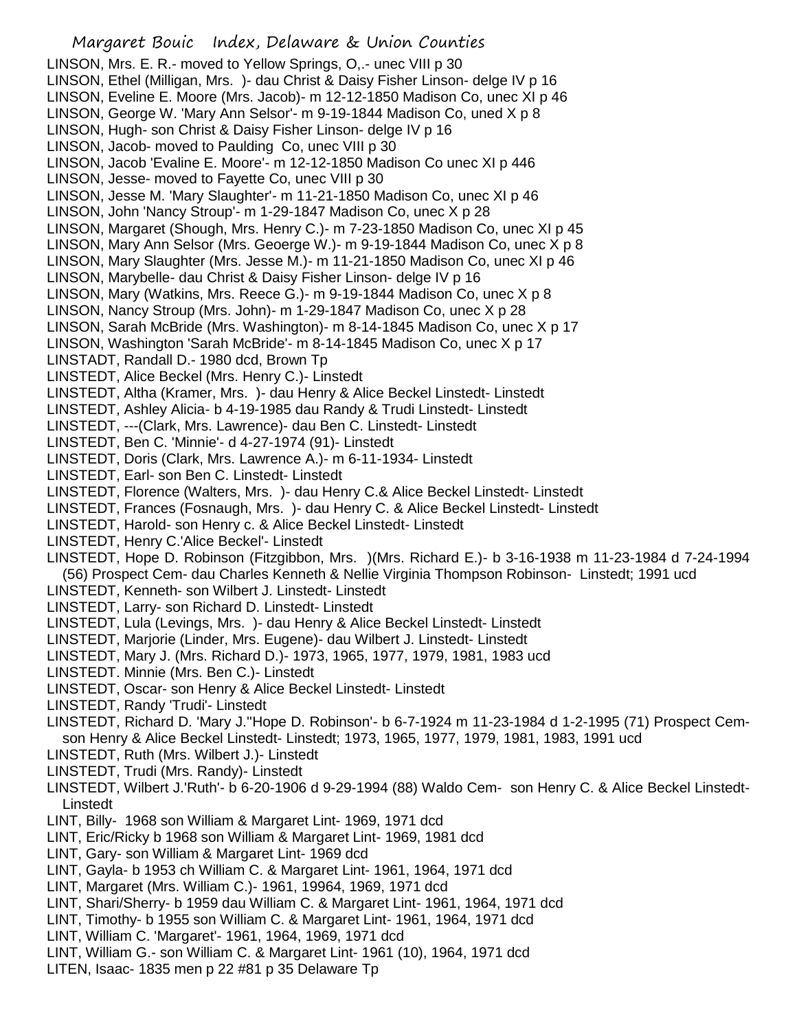LINSON, Mrs. E. R.- moved to Yellow Springs, O,.- unec VIII p 30
LINSON, Ethel (Milligan, Mrs. )- dau Christ & Daisy Fisher Linson- delge IV p 16
LINSON, Eveline E. Moore (Mrs. Jacob)- m 12-12-1850 Madison Co, unec XI p 46
LINSON, George W. 'Mary Ann Selsor'- m 9-19-1844 Madison Co, uned X p 8
LINSON, Hugh- son Christ & Daisy Fisher Linson- delge IV p 16
LINSON, Jacob- moved to Paulding Co, unec VIII p 30
LINSON, Jacob 'Evaline E. Moore'- m 12-12-1850 Madison Co unec XI p 446
LINSON, Jesse- moved to Fayette Co, unec VIII p 30
LINSON, Jesse M. 'Mary Slaughter'- m 11-21-1850 Madison Co, unec XI p 46
LINSON, John 'Nancy Stroup'- m 1-29-1847 Madison Co, unec X p 28
LINSON, Margaret (Shough, Mrs. Henry C.)- m 7-23-1850 Madison Co, unec XI p 45
LINSON, Mary Ann Selsor (Mrs. Geoerge W.)- m 9-19-1844 Madison Co, unec X p 8
LINSON, Mary Slaughter (Mrs. Jesse M.)- m 11-21-1850 Madison Co, unec XI p 46
LINSON, Marybelle- dau Christ & Daisy Fisher Linson- delge IV p 16
LINSON, Mary (Watkins, Mrs. Reece G.)- m 9-19-1844 Madison Co, unec X p 8
LINSON, Nancy Stroup (Mrs. John)- m 1-29-1847 Madison Co, unec X p 28
LINSON, Sarah McBride (Mrs. Washington)- m 8-14-1845 Madison Co, unec X p 17
LINSON, Washington 'Sarah McBride'- m 8-14-1845 Madison Co, unec X p 17
LINSTADT, Randall D.- 1980 dcd, Brown Tp
LINSTEDT, Alice Beckel (Mrs. Henry C.)- Linstedt
LINSTEDT, Altha (Kramer, Mrs. )- dau Henry & Alice Beckel Linstedt- Linstedt
LINSTEDT, Ashley Alicia- b 4-19-1985 dau Randy & Trudi Linstedt- Linstedt
LINSTEDT, ---(Clark, Mrs. Lawrence)- dau Ben C. Linstedt- Linstedt
LINSTEDT, Ben C. 'Minnie'- d 4-27-1974 (91)- Linstedt
LINSTEDT, Doris (Clark, Mrs. Lawrence A.)- m 6-11-1934- Linstedt
LINSTEDT, Earl- son Ben C. Linstedt- Linstedt
LINSTEDT, Florence (Walters, Mrs. )- dau Henry C.& Alice Beckel Linstedt- Linstedt
LINSTEDT, Frances (Fosnaugh, Mrs. )- dau Henry C. & Alice Beckel Linstedt- Linstedt
LINSTEDT, Harold- son Henry c. & Alice Beckel Linstedt- Linstedt
LINSTEDT, Henry C.'Alice Beckel'- Linstedt
LINSTEDT, Hope D. Robinson (Fitzgibbon, Mrs. )(Mrs. Richard E.)- b 3-16-1938 m 11-23-1984 d 7-24-1994 (56) Prospect Cem- dau Charles Kenneth & Nellie Virginia Thompson Robinson- Linstedt; 1991 ucd
LINSTEDT, Kenneth- son Wilbert J. Linstedt- Linstedt
LINSTEDT, Larry- son Richard D. Linstedt- Linstedt
LINSTEDT, Lula (Levings, Mrs. )- dau Henry & Alice Beckel Linstedt- Linstedt
LINSTEDT, Marjorie (Linder, Mrs. Eugene)- dau Wilbert J. Linstedt- Linstedt
LINSTEDT, Mary J. (Mrs. Richard D.)- 1973, 1965, 1977, 1979, 1981, 1983 ucd
LINSTEDT. Minnie (Mrs. Ben C.)- Linstedt
LINSTEDT, Oscar- son Henry & Alice Beckel Linstedt- Linstedt
LINSTEDT, Randy 'Trudi'- Linstedt
LINSTEDT, Richard D. 'Mary J.''Hope D. Robinson'- b 6-7-1924 m 11-23-1984 d 1-2-1995 (71) Prospect Cem- son Henry & Alice Beckel Linstedt- Linstedt; 1973, 1965, 1977, 1979, 1981, 1983, 1991 ucd
LINSTEDT, Ruth (Mrs. Wilbert J.)- Linstedt
LINSTEDT, Trudi (Mrs. Randy)- Linstedt
LINSTEDT, Wilbert J.'Ruth'- b 6-20-1906 d 9-29-1994 (88) Waldo Cem- son Henry C. & Alice Beckel Linstedt- Linstedt
LINT, Billy- 1968 son William & Margaret Lint- 1969, 1971 dcd
LINT, Eric/Ricky b 1968 son William & Margaret Lint- 1969, 1981 dcd
LINT, Gary- son William & Margaret Lint- 1969 dcd
LINT, Gayla- b 1953 ch William C. & Margaret Lint- 1961, 1964, 1971 dcd
LINT, Margaret (Mrs. William C.)- 1961, 19964, 1969, 1971 dcd
LINT, Shari/Sherry- b 1959 dau William C. & Margaret Lint- 1961, 1964, 1971 dcd
LINT, Timothy- b 1955 son William C. & Margaret Lint- 1961, 1964, 1971 dcd
LINT, William C. 'Margaret'- 1961, 1964, 1969, 1971 dcd
LINT, William G.- son William C. & Margaret Lint- 1961 (10), 1964, 1971 dcd
LITEN, Isaac- 1835 men p 22 #81 p 35 Delaware Tp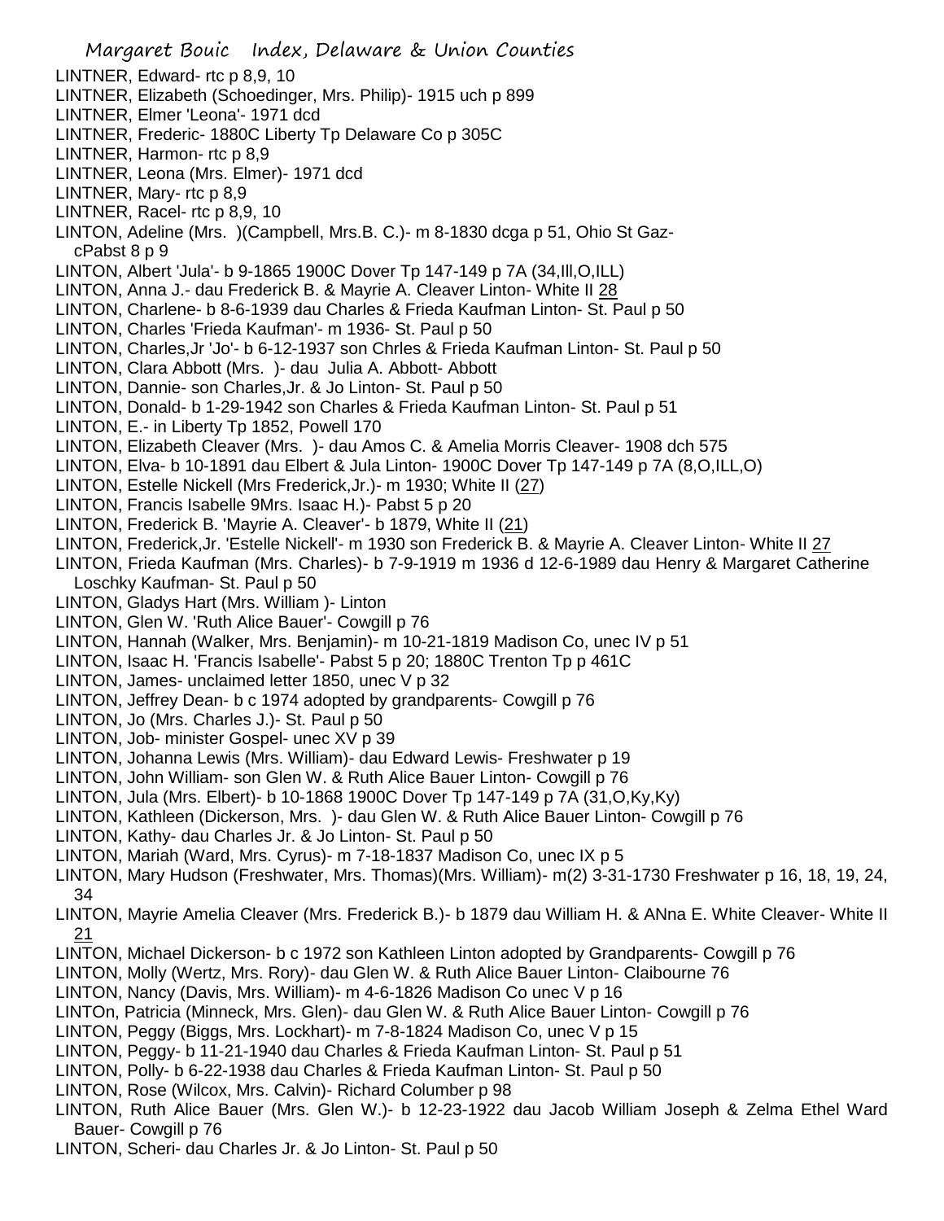LINTNER, Edward- rtc p 8,9, 10
LINTNER, Elizabeth (Schoedinger, Mrs. Philip)- 1915 uch p 899
LINTNER, Elmer 'Leona'- 1971 dcd
LINTNER, Frederic- 1880C Liberty Tp Delaware Co p 305C
LINTNER, Harmon- rtc p 8,9
LINTNER, Leona (Mrs. Elmer)- 1971 dcd
LINTNER, Mary- rtc p 8,9
LINTNER, Racel- rtc p 8,9, 10
LINTON, Adeline (Mrs. )(Campbell, Mrs.B. C.)- m 8-1830 dcga p 51, Ohio St Gaz-cPabst 8 p 9
LINTON, Albert 'Jula'- b 9-1865 1900C Dover Tp 147-149 p 7A (34,Ill,O,ILL)
LINTON, Anna J.- dau Frederick B. & Mayrie A. Cleaver Linton- White II 28
LINTON, Charlene- b 8-6-1939 dau Charles & Frieda Kaufman Linton- St. Paul p 50
LINTON, Charles 'Frieda Kaufman'- m 1936- St. Paul p 50
LINTON, Charles,Jr 'Jo'- b 6-12-1937 son Chrles & Frieda Kaufman Linton- St. Paul p 50
LINTON, Clara Abbott (Mrs. )- dau Julia A. Abbott- Abbott
LINTON, Dannie- son Charles,Jr. & Jo Linton- St. Paul p 50
LINTON, Donald- b 1-29-1942 son Charles & Frieda Kaufman Linton- St. Paul p 51
LINTON, E.- in Liberty Tp 1852, Powell 170
LINTON, Elizabeth Cleaver (Mrs. )- dau Amos C. & Amelia Morris Cleaver- 1908 dch 575
LINTON, Elva- b 10-1891 dau Elbert & Jula Linton- 1900C Dover Tp 147-149 p 7A (8,O,ILL,O)
LINTON, Estelle Nickell (Mrs Frederick,Jr.)- m 1930; White II (27)
LINTON, Francis Isabelle 9Mrs. Isaac H.)- Pabst 5 p 20
LINTON, Frederick B. 'Mayrie A. Cleaver'- b 1879, White II (21)
LINTON, Frederick,Jr. 'Estelle Nickell'- m 1930 son Frederick B. & Mayrie A. Cleaver Linton- White II 27
LINTON, Frieda Kaufman (Mrs. Charles)- b 7-9-1919 m 1936 d 12-6-1989 dau Henry & Margaret Catherine Loschky Kaufman- St. Paul p 50
LINTON, Gladys Hart (Mrs. William )- Linton
LINTON, Glen W. 'Ruth Alice Bauer'- Cowgill p 76
LINTON, Hannah (Walker, Mrs. Benjamin)- m 10-21-1819 Madison Co, unec IV p 51
LINTON, Isaac H. 'Francis Isabelle'- Pabst 5 p 20; 1880C Trenton Tp p 461C
LINTON, James- unclaimed letter 1850, unec V p 32
LINTON, Jeffrey Dean- b c 1974 adopted by grandparents- Cowgill p 76
LINTON, Jo (Mrs. Charles J.)- St. Paul p 50
LINTON, Job- minister Gospel- unec XV p 39
LINTON, Johanna Lewis (Mrs. William)- dau Edward Lewis- Freshwater p 19
LINTON, John William- son Glen W. & Ruth Alice Bauer Linton- Cowgill p 76
LINTON, Jula (Mrs. Elbert)- b 10-1868 1900C Dover Tp 147-149 p 7A (31,O,Ky,Ky)
LINTON, Kathleen (Dickerson, Mrs. )- dau Glen W. & Ruth Alice Bauer Linton- Cowgill p 76
LINTON, Kathy- dau Charles Jr. & Jo Linton- St. Paul p 50
LINTON, Mariah (Ward, Mrs. Cyrus)- m 7-18-1837 Madison Co, unec IX p 5
LINTON, Mary Hudson (Freshwater, Mrs. Thomas)(Mrs. William)- m(2) 3-31-1730 Freshwater p 16, 18, 19, 24, 34
LINTON, Mayrie Amelia Cleaver (Mrs. Frederick B.)- b 1879 dau William H. & ANna E. White Cleaver- White II 21
LINTON, Michael Dickerson- b c 1972 son Kathleen Linton adopted by Grandparents- Cowgill p 76
LINTON, Molly (Wertz, Mrs. Rory)- dau Glen W. & Ruth Alice Bauer Linton- Claibourne 76
LINTON, Nancy (Davis, Mrs. William)- m 4-6-1826 Madison Co unec V p 16
LINTOn, Patricia (Minneck, Mrs. Glen)- dau Glen W. & Ruth Alice Bauer Linton- Cowgill p 76
LINTON, Peggy (Biggs, Mrs. Lockhart)- m 7-8-1824 Madison Co, unec V p 15
LINTON, Peggy- b 11-21-1940 dau Charles & Frieda Kaufman Linton- St. Paul p 51
LINTON, Polly- b 6-22-1938 dau Charles & Frieda Kaufman Linton- St. Paul p 50
LINTON, Rose (Wilcox, Mrs. Calvin)- Richard Columber p 98
LINTON, Ruth Alice Bauer (Mrs. Glen W.)- b 12-23-1922 dau Jacob William Joseph & Zelma Ethel Ward Bauer- Cowgill p 76
LINTON, Scheri- dau Charles Jr. & Jo Linton- St. Paul p 50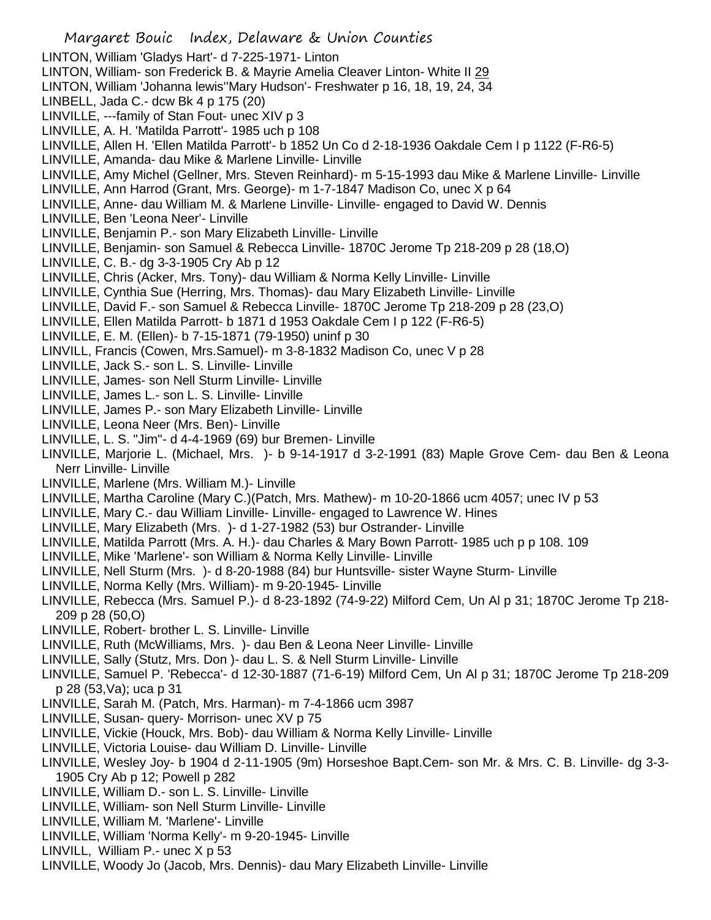LINTON, William 'Gladys Hart'- d 7-225-1971- Linton
LINTON, William- son Frederick B. & Mayrie Amelia Cleaver Linton- White II 29
LINTON, William 'Johanna lewis''Mary Hudson'- Freshwater p 16, 18, 19, 24, 34
LINBELL, Jada C.- dcw Bk 4 p 175 (20)
LINVILLE, ---family of Stan Fout- unec XIV p 3
LINVILLE, A. H. 'Matilda Parrott'- 1985 uch p 108
LINVILLE, Allen H. 'Ellen Matilda Parrott'- b 1852 Un Co d 2-18-1936 Oakdale Cem I p 1122 (F-R6-5)
LINVILLE, Amanda- dau Mike & Marlene Linville- Linville
LINVILLE, Amy Michel (Gellner, Mrs. Steven Reinhard)- m 5-15-1993 dau Mike & Marlene Linville- Linville
LINVILLE, Ann Harrod (Grant, Mrs. George)- m 1-7-1847 Madison Co, unec X p 64
LINVILLE, Anne- dau William M. & Marlene Linville- Linville- engaged to David W. Dennis
LINVILLE, Ben 'Leona Neer'- Linville
LINVILLE, Benjamin P.- son Mary Elizabeth Linville- Linville
LINVILLE, Benjamin- son Samuel & Rebecca Linville- 1870C Jerome Tp 218-209 p 28 (18,O)
LINVILLE, C. B.- dg 3-3-1905 Cry Ab p 12
LINVILLE, Chris (Acker, Mrs. Tony)- dau William & Norma Kelly Linville- Linville
LINVILLE, Cynthia Sue (Herring, Mrs. Thomas)- dau Mary Elizabeth Linville- Linville
LINVILLE, David F.- son Samuel & Rebecca Linville- 1870C Jerome Tp 218-209 p 28 (23,O)
LINVILLE, Ellen Matilda Parrott- b 1871 d 1953 Oakdale Cem I p 122 (F-R6-5)
LINVILLE, E. M. (Ellen)- b 7-15-1871 (79-1950) uninf p 30
LINVILL, Francis (Cowen, Mrs.Samuel)- m 3-8-1832 Madison Co, unec V p 28
LINVILLE, Jack S.- son L. S. Linville- Linville
LINVILLE, James- son Nell Sturm Linville- Linville
LINVILLE, James L.- son L. S. Linville- Linville
LINVILLE, James P.- son Mary Elizabeth Linville- Linville
LINVILLE, Leona Neer (Mrs. Ben)- Linville
LINVILLE, L. S. "Jim"- d 4-4-1969 (69) bur Bremen- Linville
LINVILLE, Marjorie L. (Michael, Mrs. )- b 9-14-1917 d 3-2-1991 (83) Maple Grove Cem- dau Ben & Leona Nerr Linville- Linville
LINVILLE, Marlene (Mrs. William M.)- Linville
LINVILLE, Martha Caroline (Mary C.)(Patch, Mrs. Mathew)- m 10-20-1866 ucm 4057; unec IV p 53
LINVILLE, Mary C.- dau William Linville- Linville- engaged to Lawrence W. Hines
LINVILLE, Mary Elizabeth (Mrs. )- d 1-27-1982 (53) bur Ostrander- Linville
LINVILLE, Matilda Parrott (Mrs. A. H.)- dau Charles & Mary Bown Parrott- 1985 uch p p 108. 109
LINVILLE, Mike 'Marlene'- son William & Norma Kelly Linville- Linville
LINVILLE, Nell Sturm (Mrs. )- d 8-20-1988 (84) bur Huntsville- sister Wayne Sturm- Linville
LINVILLE, Norma Kelly (Mrs. William)- m 9-20-1945- Linville
LINVILLE, Rebecca (Mrs. Samuel P.)- d 8-23-1892 (74-9-22) Milford Cem, Un Al p 31; 1870C Jerome Tp 218-209 p 28 (50,O)
LINVILLE, Robert- brother L. S. Linville- Linville
LINVILLE, Ruth (McWilliams, Mrs. )- dau Ben & Leona Neer Linville- Linville
LINVILLE, Sally (Stutz, Mrs. Don )- dau L. S. & Nell Sturm Linville- Linville
LINVILLE, Samuel P. 'Rebecca'- d 12-30-1887 (71-6-19) Milford Cem, Un Al p 31; 1870C Jerome Tp 218-209 p 28 (53,Va); uca p 31
LINVILLE, Sarah M. (Patch, Mrs. Harman)- m 7-4-1866 ucm 3987
LINVILLE, Susan- query- Morrison- unec XV p 75
LINVILLE, Vickie (Houck, Mrs. Bob)- dau William & Norma Kelly Linville- Linville
LINVILLE, Victoria Louise- dau William D. Linville- Linville
LINVILLE, Wesley Joy- b 1904 d 2-11-1905 (9m) Horseshoe Bapt.Cem- son Mr. & Mrs. C. B. Linville- dg 3-3-1905 Cry Ab p 12; Powell p 282
LINVILLE, William D.- son L. S. Linville- Linville
LINVILLE, William- son Nell Sturm Linville- Linville
LINVILLE, William M. 'Marlene'- Linville
LINVILLE, William 'Norma Kelly'- m 9-20-1945- Linville
LINVILL, William P.- unec X p 53
LINVILLE, Woody Jo (Jacob, Mrs. Dennis)- dau Mary Elizabeth Linville- Linville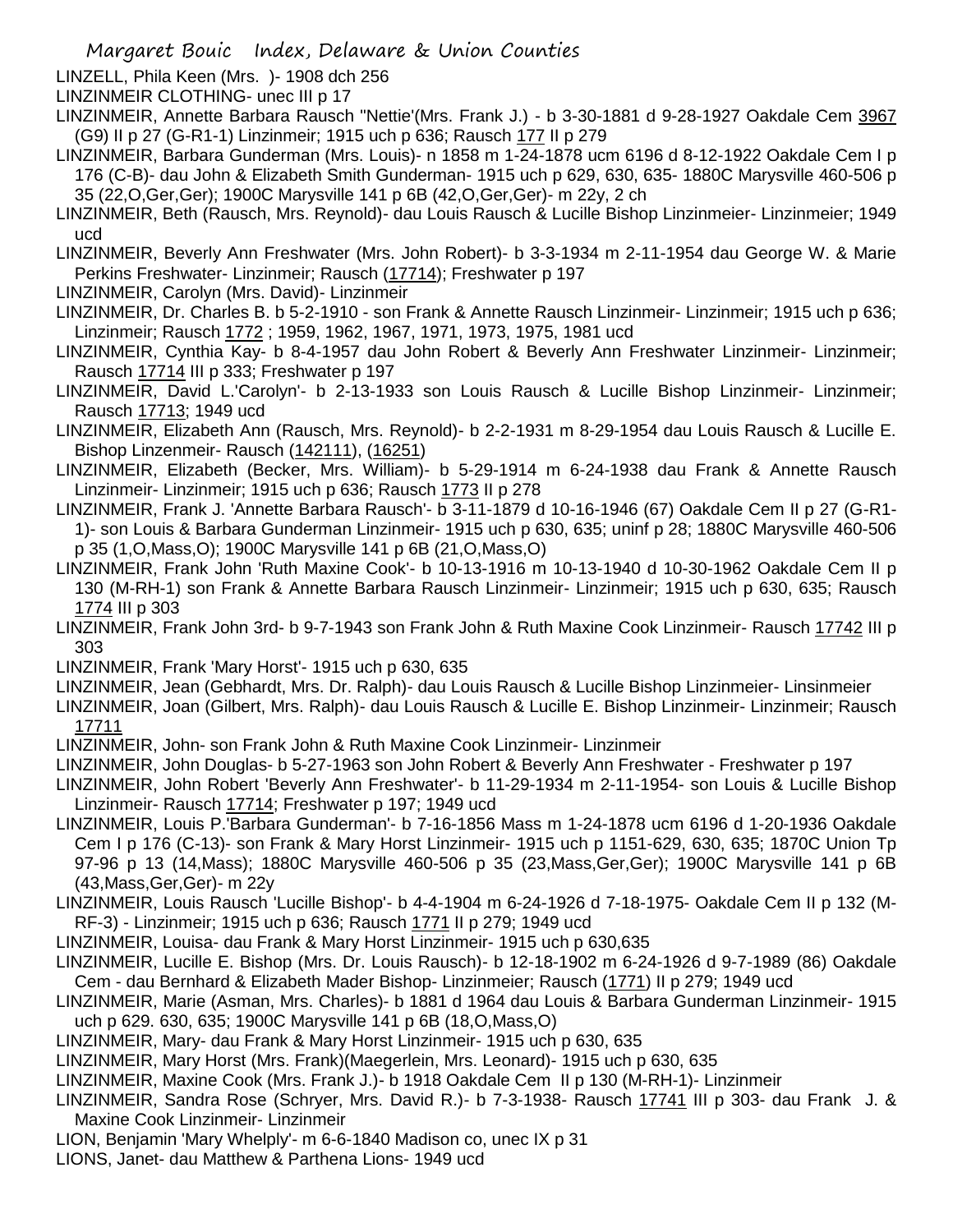LINZELL, Phila Keen (Mrs. )- 1908 dch 256

LINZINMEIR CLOTHING- unec III p 17

LINZINMEIR, Annette Barbara Rausch "Nettie'(Mrs. Frank J.) - b 3-30-1881 d 9-28-1927 Oakdale Cem 3967 (G9) II p 27 (G-R1-1) Linzinmeir; 1915 uch p 636; Rausch 177 II p 279

LINZINMEIR, Barbara Gunderman (Mrs. Louis)- n 1858 m 1-24-1878 ucm 6196 d 8-12-1922 Oakdale Cem I p 176 (C-B)- dau John & Elizabeth Smith Gunderman- 1915 uch p 629, 630, 635- 1880C Marysville 460-506 p 35 (22,O,Ger,Ger); 1900C Marysville 141 p 6B (42,O,Ger,Ger)- m 22y, 2 ch

LINZINMEIR, Beth (Rausch, Mrs. Reynold)- dau Louis Rausch & Lucille Bishop Linzinmeier- Linzinmeir; 1949 ucd

LINZINMEIR, Beverly Ann Freshwater (Mrs. John Robert)- b 3-3-1934 m 2-11-1954 dau George W. & Marie Perkins Freshwater- Linzinmeir; Rausch (17714); Freshwater p 197

LINZINMEIR, Carolyn (Mrs. David)- Linzinmeir

LINZINMEIR, Dr. Charles B. b 5-2-1910 - son Frank & Annette Rausch Linzinmeir- Linzinmeir; 1915 uch p 636; Linzinmeir; Rausch 1772 ; 1959, 1962, 1967, 1971, 1973, 1975, 1981 ucd

LINZINMEIR, Cynthia Kay- b 8-4-1957 dau John Robert & Beverly Ann Freshwater Linzinmeir- Linzinmeir; Rausch 17714 III p 333; Freshwater p 197

LINZINMEIR, David L.'Carolyn'- b 2-13-1933 son Louis Rausch & Lucille Bishop Linzinmeir- Linzinmeir; Rausch 17713; 1949 ucd

LINZINMEIR, Elizabeth Ann (Rausch, Mrs. Reynold)- b 2-2-1931 m 8-29-1954 dau Louis Rausch & Lucille E. Bishop Linzenmeir- Rausch (142111), (16251)

LINZINMEIR, Elizabeth (Becker, Mrs. William)- b 5-29-1914 m 6-24-1938 dau Frank & Annette Rausch Linzinmeir- Linzinmeir; 1915 uch p 636; Rausch 1773 II p 278

LINZINMEIR, Frank J. 'Annette Barbara Rausch'- b 3-11-1879 d 10-16-1946 (67) Oakdale Cem II p 27 (G-R1-1)- son Louis & Barbara Gunderman Linzinmeir- 1915 uch p 630, 635; uninf p 28; 1880C Marysville 460-506 p 35 (1,O,Mass,O); 1900C Marysville 141 p 6B (21,O,Mass,O)

LINZINMEIR, Frank John 'Ruth Maxine Cook'- b 10-13-1916 m 10-13-1940 d 10-30-1962 Oakdale Cem II p 130 (M-RH-1) son Frank & Annette Barbara Rausch Linzinmeir- Linzinmeir; 1915 uch p 630, 635; Rausch 1774 III p 303

LINZINMEIR, Frank John 3rd- b 9-7-1943 son Frank John & Ruth Maxine Cook Linzinmeir- Rausch 17742 III p 303

LINZINMEIR, Frank 'Mary Horst'- 1915 uch p 630, 635

LINZINMEIR, Jean (Gebhardt, Mrs. Dr. Ralph)- dau Louis Rausch & Lucille Bishop Linzinmeier- Linsinmeier

LINZINMEIR, Joan (Gilbert, Mrs. Ralph)- dau Louis Rausch & Lucille E. Bishop Linzinmeir- Linzinmeir; Rausch 17711

LINZINMEIR, John- son Frank John & Ruth Maxine Cook Linzinmeir- Linzinmeir

LINZINMEIR, John Douglas- b 5-27-1963 son John Robert & Beverly Ann Freshwater - Freshwater p 197

LINZINMEIR, John Robert 'Beverly Ann Freshwater'- b 11-29-1934 m 2-11-1954- son Louis & Lucille Bishop Linzinmeir- Rausch 17714; Freshwater p 197; 1949 ucd

LINZINMEIR, Louis P.'Barbara Gunderman'- b 7-16-1856 Mass m 1-24-1878 ucm 6196 d 1-20-1936 Oakdale Cem I p 176 (C-13)- son Frank & Mary Horst Linzinmeir- 1915 uch p 1151-629, 630, 635; 1870C Union Tp 97-96 p 13 (14,Mass); 1880C Marysville 460-506 p 35 (23,Mass,Ger,Ger); 1900C Marysville 141 p 6B (43,Mass,Ger,Ger)- m 22y

LINZINMEIR, Louis Rausch 'Lucille Bishop'- b 4-4-1904 m 6-24-1926 d 7-18-1975- Oakdale Cem II p 132 (M-RF-3) - Linzinmeir; 1915 uch p 636; Rausch 1771 II p 279; 1949 ucd

LINZINMEIR, Louisa- dau Frank & Mary Horst Linzinmeir- 1915 uch p 630,635

LINZINMEIR, Lucille E. Bishop (Mrs. Dr. Louis Rausch)- b 12-18-1902 m 6-24-1926 d 9-7-1989 (86) Oakdale Cem - dau Bernhard & Elizabeth Mader Bishop- Linzinmeier; Rausch (1771) II p 279; 1949 ucd

LINZINMEIR, Marie (Asman, Mrs. Charles)- b 1881 d 1964 dau Louis & Barbara Gunderman Linzinmeir- 1915 uch p 629. 630, 635; 1900C Marysville 141 p 6B (18,O,Mass,O)

LINZINMEIR, Mary- dau Frank & Mary Horst Linzinmeir- 1915 uch p 630, 635

LINZINMEIR, Mary Horst (Mrs. Frank)(Maegerlein, Mrs. Leonard)- 1915 uch p 630, 635

LINZINMEIR, Maxine Cook (Mrs. Frank J.)- b 1918 Oakdale Cem II p 130 (M-RH-1)- Linzinmeir

LINZINMEIR, Sandra Rose (Schryer, Mrs. David R.)- b 7-3-1938- Rausch 17741 III p 303- dau Frank J. & Maxine Cook Linzinmeir- Linzinmeir

LION, Benjamin 'Mary Whelply'- m 6-6-1840 Madison co, unec IX p 31

LIONS, Janet- dau Matthew & Parthena Lions- 1949 ucd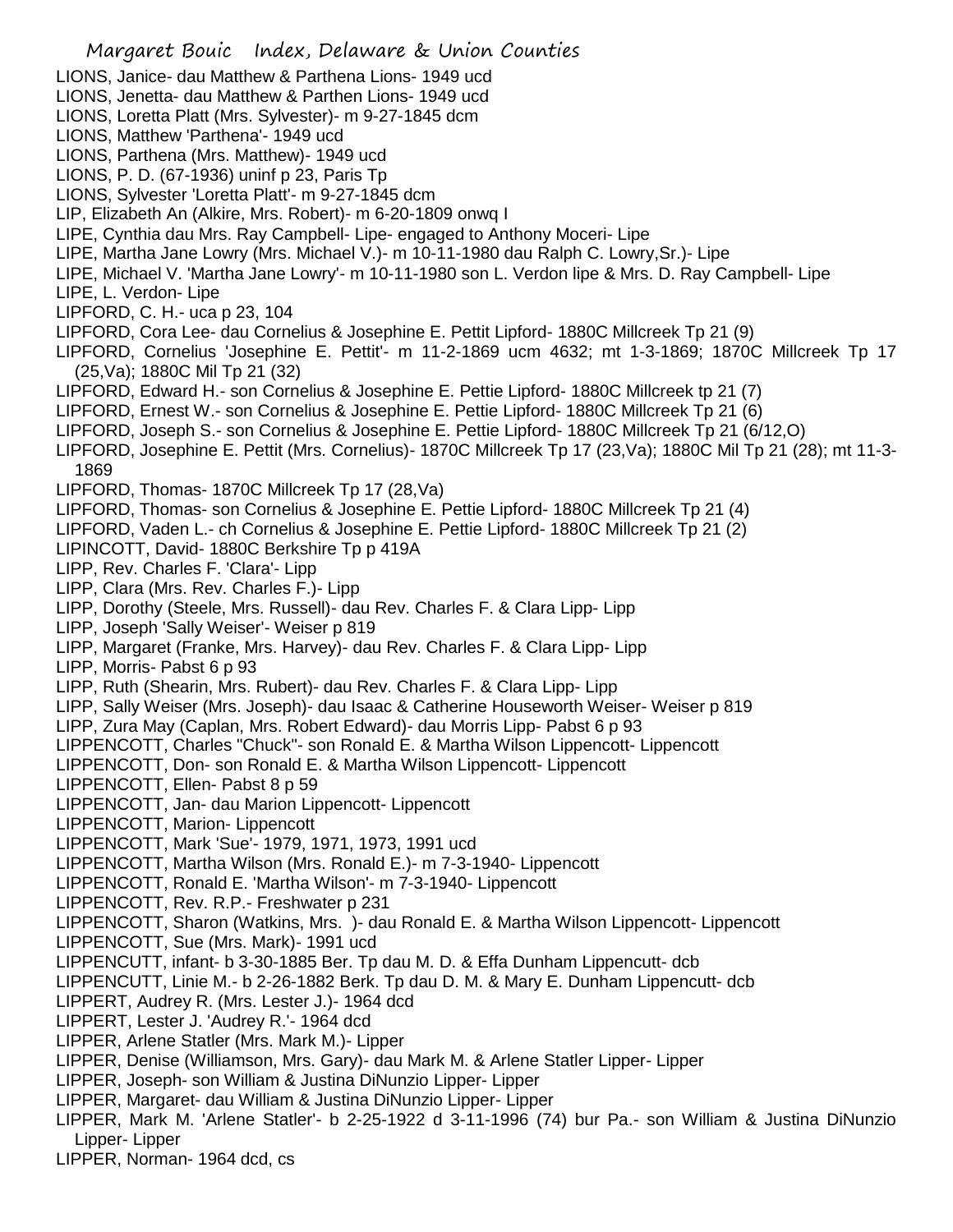LIONS, Janice- dau Matthew & Parthena Lions- 1949 ucd
LIONS, Jenetta- dau Matthew & Parthen Lions- 1949 ucd
LIONS, Loretta Platt (Mrs. Sylvester)- m 9-27-1845 dcm
LIONS, Matthew 'Parthena'- 1949 ucd
LIONS, Parthena (Mrs. Matthew)- 1949 ucd
LIONS, P. D. (67-1936) uninf p 23, Paris Tp
LIONS, Sylvester 'Loretta Platt'- m 9-27-1845 dcm
LIP, Elizabeth An (Alkire, Mrs. Robert)- m 6-20-1809 onwq I
LIPE, Cynthia dau Mrs. Ray Campbell- Lipe- engaged to Anthony Moceri- Lipe
LIPE, Martha Jane Lowry (Mrs. Michael V.)- m 10-11-1980 dau Ralph C. Lowry,Sr.)- Lipe
LIPE, Michael V. 'Martha Jane Lowry'- m 10-11-1980 son L. Verdon lipe & Mrs. D. Ray Campbell- Lipe
LIPE, L. Verdon- Lipe
LIPFORD, C. H.- uca p 23, 104
LIPFORD, Cora Lee- dau Cornelius & Josephine E. Pettit Lipford- 1880C Millcreek Tp 21 (9)
LIPFORD, Cornelius 'Josephine E. Pettit'- m 11-2-1869 ucm 4632; mt 1-3-1869; 1870C Millcreek Tp 17 (25,Va); 1880C Mil Tp 21 (32)
LIPFORD, Edward H.- son Cornelius & Josephine E. Pettie Lipford- 1880C Millcreek tp 21 (7)
LIPFORD, Ernest W.- son Cornelius & Josephine E. Pettie Lipford- 1880C Millcreek Tp 21 (6)
LIPFORD, Joseph S.- son Cornelius & Josephine E. Pettie Lipford- 1880C Millcreek Tp 21 (6/12,O)
LIPFORD, Josephine E. Pettit (Mrs. Cornelius)- 1870C Millcreek Tp 17 (23,Va); 1880C Mil Tp 21 (28); mt 11-3-1869
LIPFORD, Thomas- 1870C Millcreek Tp 17 (28,Va)
LIPFORD, Thomas- son Cornelius & Josephine E. Pettie Lipford- 1880C Millcreek Tp 21 (4)
LIPFORD, Vaden L.- ch Cornelius & Josephine E. Pettie Lipford- 1880C Millcreek Tp 21 (2)
LIPINCOTT, David- 1880C Berkshire Tp p 419A
LIPP, Rev. Charles F. 'Clara'- Lipp
LIPP, Clara (Mrs. Rev. Charles F.)- Lipp
LIPP, Dorothy (Steele, Mrs. Russell)- dau Rev. Charles F. & Clara Lipp- Lipp
LIPP, Joseph 'Sally Weiser'- Weiser p 819
LIPP, Margaret (Franke, Mrs. Harvey)- dau Rev. Charles F. & Clara Lipp- Lipp
LIPP, Morris- Pabst 6 p 93
LIPP, Ruth (Shearin, Mrs. Rubert)- dau Rev. Charles F. & Clara Lipp- Lipp
LIPP, Sally Weiser (Mrs. Joseph)- dau Isaac & Catherine Houseworth Weiser- Weiser p 819
LIPP, Zura May (Caplan, Mrs. Robert Edward)- dau Morris Lipp- Pabst 6 p 93
LIPPENCOTT, Charles "Chuck"- son Ronald E. & Martha Wilson Lippencott- Lippencott
LIPPENCOTT, Don- son Ronald E. & Martha Wilson Lippencott- Lippencott
LIPPENCOTT, Ellen- Pabst 8 p 59
LIPPENCOTT, Jan- dau Marion Lippencott- Lippencott
LIPPENCOTT, Marion- Lippencott
LIPPENCOTT, Mark 'Sue'- 1979, 1971, 1973, 1991 ucd
LIPPENCOTT, Martha Wilson (Mrs. Ronald E.)- m 7-3-1940- Lippencott
LIPPENCOTT, Ronald E. 'Martha Wilson'- m 7-3-1940- Lippencott
LIPPENCOTT, Rev. R.P.- Freshwater p 231
LIPPENCOTT, Sharon (Watkins, Mrs. )- dau Ronald E. & Martha Wilson Lippencott- Lippencott
LIPPENCOTT, Sue (Mrs. Mark)- 1991 ucd
LIPPENCUTT, infant- b 3-30-1885 Ber. Tp dau M. D. & Effa Dunham Lippencutt- dcb
LIPPENCUTT, Linie M.- b 2-26-1882 Berk. Tp dau D. M. & Mary E. Dunham Lippencutt- dcb
LIPPERT, Audrey R. (Mrs. Lester J.)- 1964 dcd
LIPPERT, Lester J. 'Audrey R.'- 1964 dcd
LIPPER, Arlene Statler (Mrs. Mark M.)- Lipper
LIPPER, Denise (Williamson, Mrs. Gary)- dau Mark M. & Arlene Statler Lipper- Lipper
LIPPER, Joseph- son William & Justina DiNunzio Lipper- Lipper
LIPPER, Margaret- dau William & Justina DiNunzio Lipper- Lipper
LIPPER, Mark M. 'Arlene Statler'- b 2-25-1922 d 3-11-1996 (74) bur Pa.- son William & Justina DiNunzio Lipper- Lipper
LIPPER, Norman- 1964 dcd, cs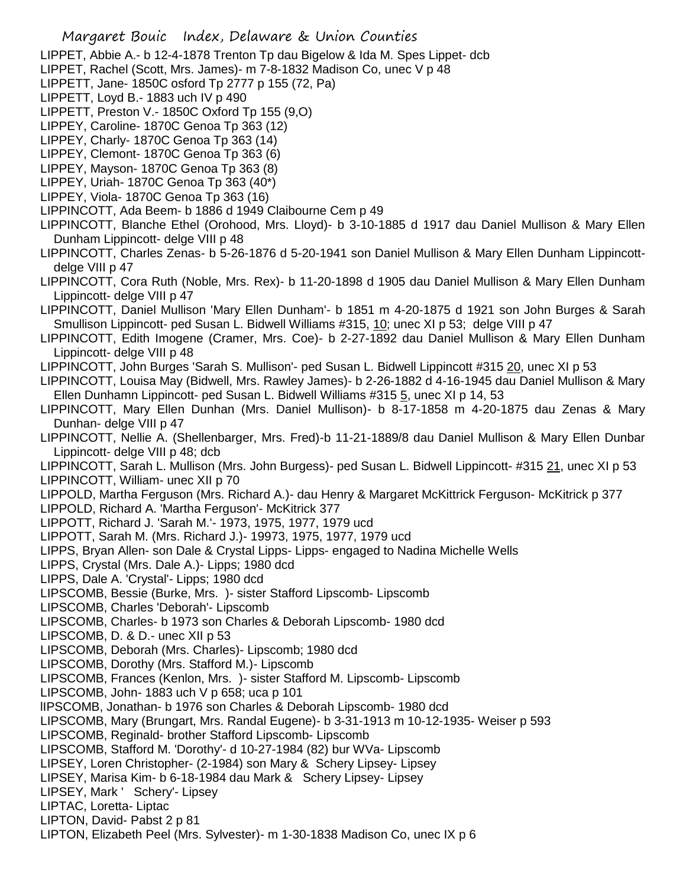LIPPET, Abbie A.- b 12-4-1878 Trenton Tp dau Bigelow & Ida M. Spes Lippet- dcb
LIPPET, Rachel (Scott, Mrs. James)- m 7-8-1832 Madison Co, unec V p 48
LIPPETT, Jane- 1850C osford Tp 2777 p 155 (72, Pa)
LIPPETT, Loyd B.- 1883 uch IV p 490
LIPPETT, Preston V.- 1850C Oxford Tp 155 (9,O)
LIPPEY, Caroline- 1870C Genoa Tp 363 (12)
LIPPEY, Charly- 1870C Genoa Tp 363 (14)
LIPPEY, Clemont- 1870C Genoa Tp 363 (6)
LIPPEY, Mayson- 1870C Genoa Tp 363 (8)
LIPPEY, Uriah- 1870C Genoa Tp 363 (40*)
LIPPEY, Viola- 1870C Genoa Tp 363 (16)
LIPPINCOTT, Ada Beem- b 1886 d 1949 Claibourne Cem p 49
LIPPINCOTT, Blanche Ethel (Orohood, Mrs. Lloyd)- b 3-10-1885 d 1917 dau Daniel Mullison & Mary Ellen Dunham Lippincott- delge VIII p 48
LIPPINCOTT, Charles Zenas- b 5-26-1876 d 5-20-1941 son Daniel Mullison & Mary Ellen Dunham Lippincott- delge VIII p 47
LIPPINCOTT, Cora Ruth (Noble, Mrs. Rex)- b 11-20-1898 d 1905 dau Daniel Mullison & Mary Ellen Dunham Lippincott- delge VIII p 47
LIPPINCOTT, Daniel Mullison 'Mary Ellen Dunham'- b 1851 m 4-20-1875 d 1921 son John Burges & Sarah Smullison Lippincott- ped Susan L. Bidwell Williams #315, 10; unec XI p 53; delge VIII p 47
LIPPINCOTT, Edith Imogene (Cramer, Mrs. Coe)- b 2-27-1892 dau Daniel Mullison & Mary Ellen Dunham Lippincott- delge VIII p 48
LIPPINCOTT, John Burges 'Sarah S. Mullison'- ped Susan L. Bidwell Lippincott #315 20, unec XI p 53
LIPPINCOTT, Louisa May (Bidwell, Mrs. Rawley James)- b 2-26-1882 d 4-16-1945 dau Daniel Mullison & Mary Ellen Dunhamn Lippincott- ped Susan L. Bidwell Williams #315 5, unec XI p 14, 53
LIPPINCOTT, Mary Ellen Dunhan (Mrs. Daniel Mullison)- b 8-17-1858 m 4-20-1875 dau Zenas & Mary Dunhan- delge VIII p 47
LIPPINCOTT, Nellie A. (Shellenbarger, Mrs. Fred)-b 11-21-1889/8 dau Daniel Mullison & Mary Ellen Dunbar Lippincott- delge VIII p 48; dcb
LIPPINCOTT, Sarah L. Mullison (Mrs. John Burgess)- ped Susan L. Bidwell Lippincott- #315 21, unec XI p 53
LIPPINCOTT, William- unec XII p 70
LIPPOLD, Martha Ferguson (Mrs. Richard A.)- dau Henry & Margaret McKittrick Ferguson- McKitrick p 377
LIPPOLD, Richard A. 'Martha Ferguson'- McKitrick 377
LIPPOTT, Richard J. 'Sarah M.'- 1973, 1975, 1977, 1979 ucd
LIPPOTT, Sarah M. (Mrs. Richard J.)- 19973, 1975, 1977, 1979 ucd
LIPPS, Bryan Allen- son Dale & Crystal Lipps- Lipps- engaged to Nadina Michelle Wells
LIPPS, Crystal (Mrs. Dale A.)- Lipps; 1980 dcd
LIPPS, Dale A. 'Crystal'- Lipps; 1980 dcd
LIPSCOMB, Bessie (Burke, Mrs. )- sister Stafford Lipscomb- Lipscomb
LIPSCOMB, Charles 'Deborah'- Lipscomb
LIPSCOMB, Charles- b 1973 son Charles & Deborah Lipscomb- 1980 dcd
LIPSCOMB, D. & D.- unec XII p 53
LIPSCOMB, Deborah (Mrs. Charles)- Lipscomb; 1980 dcd
LIPSCOMB, Dorothy (Mrs. Stafford M.)- Lipscomb
LIPSCOMB, Frances (Kenlon, Mrs. )- sister Stafford M. Lipscomb- Lipscomb
LIPSCOMB, John- 1883 uch V p 658; uca p 101
lIPSCOMB, Jonathan- b 1976 son Charles & Deborah Lipscomb- 1980 dcd
LIPSCOMB, Mary (Brungart, Mrs. Randal Eugene)- b 3-31-1913 m 10-12-1935- Weiser p 593
LIPSCOMB, Reginald- brother Stafford Lipscomb- Lipscomb
LIPSCOMB, Stafford M. 'Dorothy'- d 10-27-1984 (82) bur WVa- Lipscomb
LIPSEY, Loren Christopher- (2-1984) son Mary & Schery Lipsey- Lipsey
LIPSEY, Marisa Kim- b 6-18-1984 dau Mark & Schery Lipsey- Lipsey
LIPSEY, Mark ' Schery'- Lipsey
LIPTAC, Loretta- Liptac
LIPTON, David- Pabst 2 p 81
LIPTON, Elizabeth Peel (Mrs. Sylvester)- m 1-30-1838 Madison Co, unec IX p 6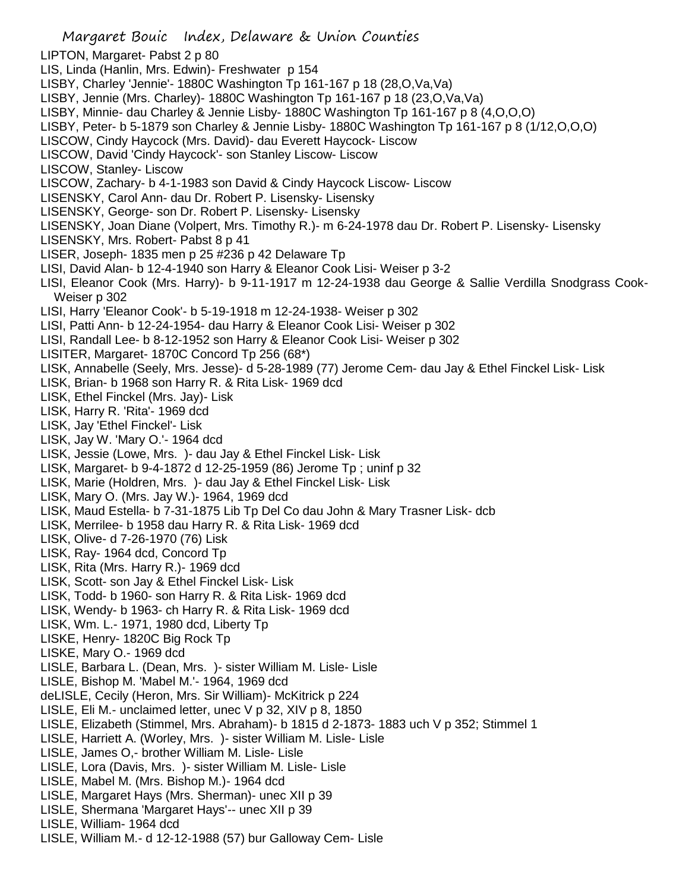LIPTON, Margaret- Pabst 2 p 80
LIS, Linda (Hanlin, Mrs. Edwin)- Freshwater p 154
LISBY, Charley 'Jennie'- 1880C Washington Tp 161-167 p 18 (28,O,Va,Va)
LISBY, Jennie (Mrs. Charley)- 1880C Washington Tp 161-167 p 18 (23,O,Va,Va)
LISBY, Minnie- dau Charley & Jennie Lisby- 1880C Washington Tp 161-167 p 8 (4,O,O,O)
LISBY, Peter- b 5-1879 son Charley & Jennie Lisby- 1880C Washington Tp 161-167 p 8 (1/12,O,O,O)
LISCOW, Cindy Haycock (Mrs. David)- dau Everett Haycock- Liscow
LISCOW, David 'Cindy Haycock'- son Stanley Liscow- Liscow
LISCOW, Stanley- Liscow
LISCOW, Zachary- b 4-1-1983 son David & Cindy Haycock Liscow- Liscow
LISENSKY, Carol Ann- dau Dr. Robert P. Lisensky- Lisensky
LISENSKY, George- son Dr. Robert P. Lisensky- Lisensky
LISENSKY, Joan Diane (Volpert, Mrs. Timothy R.)- m 6-24-1978 dau Dr. Robert P. Lisensky- Lisensky
LISENSKY, Mrs. Robert- Pabst 8 p 41
LISER, Joseph- 1835 men p 25 #236 p 42 Delaware Tp
LISI, David Alan- b 12-4-1940 son Harry & Eleanor Cook Lisi- Weiser p 3-2
LISI, Eleanor Cook (Mrs. Harry)- b 9-11-1917 m 12-24-1938 dau George & Sallie Verdilla Snodgrass Cook- Weiser p 302
LISI, Harry 'Eleanor Cook'- b 5-19-1918 m 12-24-1938- Weiser p 302
LISI, Patti Ann- b 12-24-1954- dau Harry & Eleanor Cook Lisi- Weiser p 302
LISI, Randall Lee- b 8-12-1952 son Harry & Eleanor Cook Lisi- Weiser p 302
LISITER, Margaret- 1870C Concord Tp 256 (68*)
LISK, Annabelle (Seely, Mrs. Jesse)- d 5-28-1989 (77) Jerome Cem- dau Jay & Ethel Finckel Lisk- Lisk
LISK, Brian- b 1968 son Harry R. & Rita Lisk- 1969 dcd
LISK, Ethel Finckel (Mrs. Jay)- Lisk
LISK, Harry R. 'Rita'- 1969 dcd
LISK, Jay 'Ethel Finckel'- Lisk
LISK, Jay W. 'Mary O.'- 1964 dcd
LISK, Jessie (Lowe, Mrs. )- dau Jay & Ethel Finckel Lisk- Lisk
LISK, Margaret- b 9-4-1872 d 12-25-1959 (86) Jerome Tp ; uninf p 32
LISK, Marie (Holdren, Mrs. )- dau Jay & Ethel Finckel Lisk- Lisk
LISK, Mary O. (Mrs. Jay W.)- 1964, 1969 dcd
LISK, Maud Estella- b 7-31-1875 Lib Tp Del Co dau John & Mary Trasner Lisk- dcb
LISK, Merrilee- b 1958 dau Harry R. & Rita Lisk- 1969 dcd
LISK, Olive- d 7-26-1970 (76) Lisk
LISK, Ray- 1964 dcd, Concord Tp
LISK, Rita (Mrs. Harry R.)- 1969 dcd
LISK, Scott- son Jay & Ethel Finckel Lisk- Lisk
LISK, Todd- b 1960- son Harry R. & Rita Lisk- 1969 dcd
LISK, Wendy- b 1963- ch Harry R. & Rita Lisk- 1969 dcd
LISK, Wm. L.- 1971, 1980 dcd, Liberty Tp
LISKE, Henry- 1820C Big Rock Tp
LISKE, Mary O.- 1969 dcd
LISLE, Barbara L. (Dean, Mrs. )- sister William M. Lisle- Lisle
LISLE, Bishop M. 'Mabel M.'- 1964, 1969 dcd
deLISLE, Cecily (Heron, Mrs. Sir William)- McKitrick p 224
LISLE, Eli M.- unclaimed letter, unec V p 32, XIV p 8, 1850
LISLE, Elizabeth (Stimmel, Mrs. Abraham)- b 1815 d 2-1873- 1883 uch V p 352; Stimmel 1
LISLE, Harriett A. (Worley, Mrs. )- sister William M. Lisle- Lisle
LISLE, James O,- brother William M. Lisle- Lisle
LISLE, Lora (Davis, Mrs. )- sister William M. Lisle- Lisle
LISLE, Mabel M. (Mrs. Bishop M.)- 1964 dcd
LISLE, Margaret Hays (Mrs. Sherman)- unec XII p 39
LISLE, Shermana 'Margaret Hays'-- unec XII p 39
LISLE, William- 1964 dcd
LISLE, William M.- d 12-12-1988 (57) bur Galloway Cem- Lisle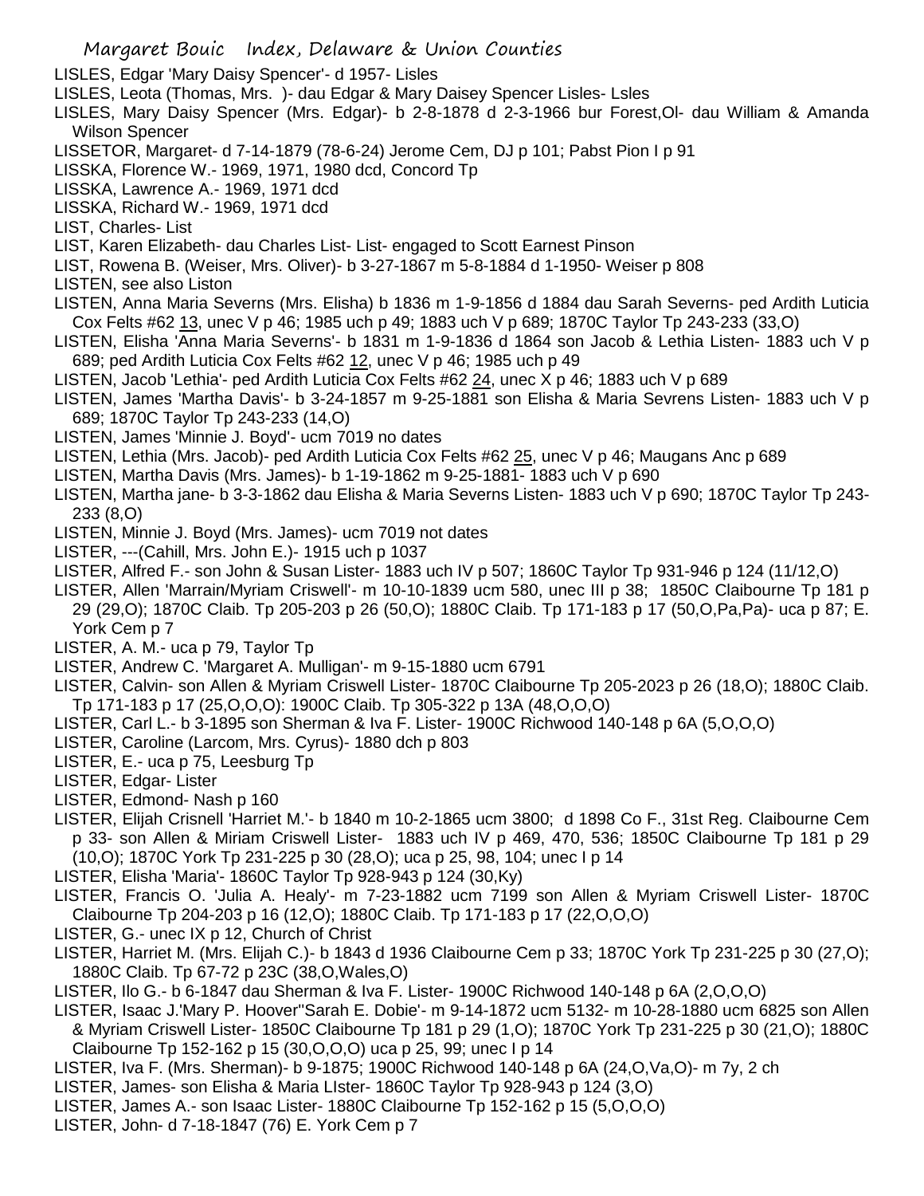LISLES, Edgar 'Mary Daisy Spencer'- d 1957- Lisles

LISLES, Leota (Thomas, Mrs. )- dau Edgar & Mary Daisey Spencer Lisles- Lsles

LISLES, Mary Daisy Spencer (Mrs. Edgar)- b 2-8-1878 d 2-3-1966 bur Forest,Ol- dau William & Amanda Wilson Spencer

LISSETOR, Margaret- d 7-14-1879 (78-6-24) Jerome Cem, DJ p 101; Pabst Pion I p 91

LISSKA, Florence W.- 1969, 1971, 1980 dcd, Concord Tp

LISSKA, Lawrence A.- 1969, 1971 dcd

LISSKA, Richard W.- 1969, 1971 dcd

LIST, Charles- List

LIST, Karen Elizabeth- dau Charles List- List- engaged to Scott Earnest Pinson

LIST, Rowena B. (Weiser, Mrs. Oliver)- b 3-27-1867 m 5-8-1884 d 1-1950- Weiser p 808

LISTEN, see also Liston

LISTEN, Anna Maria Severns (Mrs. Elisha) b 1836 m 1-9-1856 d 1884 dau Sarah Severns- ped Ardith Luticia Cox Felts #62 13, unec V p 46; 1985 uch p 49; 1883 uch V p 689; 1870C Taylor Tp 243-233 (33,O)

LISTEN, Elisha 'Anna Maria Severns'- b 1831 m 1-9-1836 d 1864 son Jacob & Lethia Listen- 1883 uch V p 689; ped Ardith Luticia Cox Felts #62 12, unec V p 46; 1985 uch p 49

LISTEN, Jacob 'Lethia'- ped Ardith Luticia Cox Felts #62 24, unec X p 46; 1883 uch V p 689

LISTEN, James 'Martha Davis'- b 3-24-1857 m 9-25-1881 son Elisha & Maria Sevrens Listen- 1883 uch V p 689; 1870C Taylor Tp 243-233 (14,O)

LISTEN, James 'Minnie J. Boyd'- ucm 7019 no dates

LISTEN, Lethia (Mrs. Jacob)- ped Ardith Luticia Cox Felts #62 25, unec V p 46; Maugans Anc p 689

LISTEN, Martha Davis (Mrs. James)- b 1-19-1862 m 9-25-1881- 1883 uch V p 690

LISTEN, Martha jane- b 3-3-1862 dau Elisha & Maria Severns Listen- 1883 uch V p 690; 1870C Taylor Tp 243-233 (8,O)

LISTEN, Minnie J. Boyd (Mrs. James)- ucm 7019 not dates

LISTER, ---(Cahill, Mrs. John E.)- 1915 uch p 1037

LISTER, Alfred F.- son John & Susan Lister- 1883 uch IV p 507; 1860C Taylor Tp 931-946 p 124 (11/12,O)

LISTER, Allen 'Marrain/Myriam Criswell'- m 10-10-1839 ucm 580, unec III p 38; 1850C Claibourne Tp 181 p 29 (29,O); 1870C Claib. Tp 205-203 p 26 (50,O); 1880C Claib. Tp 171-183 p 17 (50,O,Pa,Pa)- uca p 87; E. York Cem p 7

LISTER, A. M.- uca p 79, Taylor Tp

LISTER, Andrew C. 'Margaret A. Mulligan'- m 9-15-1880 ucm 6791

LISTER, Calvin- son Allen & Myriam Criswell Lister- 1870C Claibourne Tp 205-2023 p 26 (18,O); 1880C Claib. Tp 171-183 p 17 (25,O,O,O): 1900C Claib. Tp 305-322 p 13A (48,O,O,O)

LISTER, Carl L.- b 3-1895 son Sherman & Iva F. Lister- 1900C Richwood 140-148 p 6A (5,O,O,O)

LISTER, Caroline (Larcom, Mrs. Cyrus)- 1880 dch p 803

LISTER, E.- uca p 75, Leesburg Tp

LISTER, Edgar- Lister

LISTER, Edmond- Nash p 160

LISTER, Elijah Crisnell 'Harriet M.'- b 1840 m 10-2-1865 ucm 3800; d 1898 Co F., 31st Reg. Claibourne Cem p 33- son Allen & Miriam Criswell Lister- 1883 uch IV p 469, 470, 536; 1850C Claibourne Tp 181 p 29 (10,O); 1870C York Tp 231-225 p 30 (28,O); uca p 25, 98, 104; unec I p 14

LISTER, Elisha 'Maria'- 1860C Taylor Tp 928-943 p 124 (30,Ky)

LISTER, Francis O. 'Julia A. Healy'- m 7-23-1882 ucm 7199 son Allen & Myriam Criswell Lister- 1870C Claibourne Tp 204-203 p 16 (12,O); 1880C Claib. Tp 171-183 p 17 (22,O,O,O)

LISTER, G.- unec IX p 12, Church of Christ

LISTER, Harriet M. (Mrs. Elijah C.)- b 1843 d 1936 Claibourne Cem p 33; 1870C York Tp 231-225 p 30 (27,O); 1880C Claib. Tp 67-72 p 23C (38,O,Wales,O)

LISTER, Ilo G.- b 6-1847 dau Sherman & Iva F. Lister- 1900C Richwood 140-148 p 6A (2,O,O,O)

LISTER, Isaac J.'Mary P. Hoover''Sarah E. Dobie'- m 9-14-1872 ucm 5132- m 10-28-1880 ucm 6825 son Allen & Myriam Criswell Lister- 1850C Claibourne Tp 181 p 29 (1,O); 1870C York Tp 231-225 p 30 (21,O); 1880C Claibourne Tp 152-162 p 15 (30,O,O,O) uca p 25, 99; unec I p 14

LISTER, Iva F. (Mrs. Sherman)- b 9-1875; 1900C Richwood 140-148 p 6A (24,O,Va,O)- m 7y, 2 ch

LISTER, James- son Elisha & Maria LIster- 1860C Taylor Tp 928-943 p 124 (3,O)

LISTER, James A.- son Isaac Lister- 1880C Claibourne Tp 152-162 p 15 (5,O,O,O)

LISTER, John- d 7-18-1847 (76) E. York Cem p 7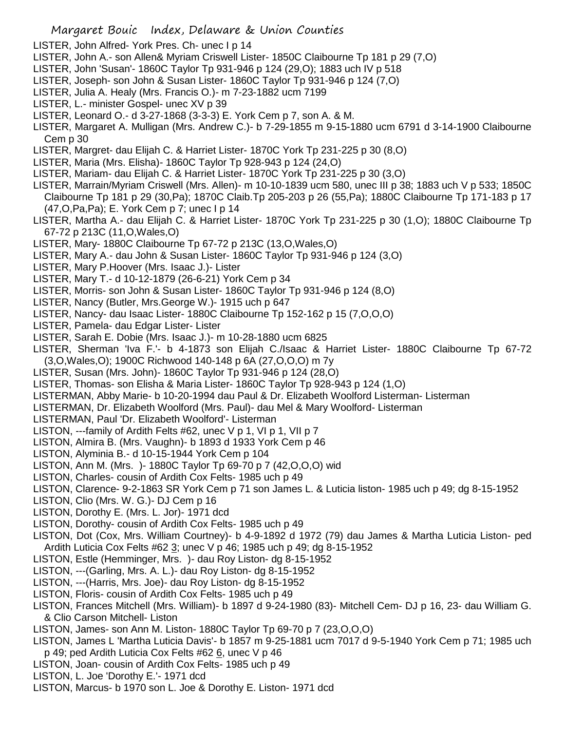LISTER, John Alfred- York Pres. Ch- unec I p 14

LISTER, John A.- son Allen& Myriam Criswell Lister- 1850C Claibourne Tp 181 p 29 (7,O)

LISTER, John 'Susan'- 1860C Taylor Tp 931-946 p 124 (29,O); 1883 uch IV p 518

LISTER, Joseph- son John & Susan Lister- 1860C Taylor Tp 931-946 p 124 (7,O)

LISTER, Julia A. Healy (Mrs. Francis O.)- m 7-23-1882 ucm 7199

LISTER, L.- minister Gospel- unec XV p 39

LISTER, Leonard O.- d 3-27-1868 (3-3-3) E. York Cem p 7, son A. & M.

LISTER, Margaret A. Mulligan (Mrs. Andrew C.)- b 7-29-1855 m 9-15-1880 ucm 6791 d 3-14-1900 Claibourne Cem p 30

LISTER, Margret- dau Elijah C. & Harriet Lister- 1870C York Tp 231-225 p 30 (8,O)

LISTER, Maria (Mrs. Elisha)- 1860C Taylor Tp 928-943 p 124 (24,O)

LISTER, Mariam- dau Elijah C. & Harriet Lister- 1870C York Tp 231-225 p 30 (3,O)

LISTER, Marrain/Myriam Criswell (Mrs. Allen)- m 10-10-1839 ucm 580, unec III p 38; 1883 uch V p 533; 1850C Claibourne Tp 181 p 29 (30,Pa); 1870C Claib.Tp 205-203 p 26 (55,Pa); 1880C Claibourne Tp 171-183 p 17 (47,O,Pa,Pa); E. York Cem p 7; unec I p 14

LISTER, Martha A.- dau Elijah C. & Harriet Lister- 1870C York Tp 231-225 p 30 (1,O); 1880C Claibourne Tp 67-72 p 213C (11,O,Wales,O)

LISTER, Mary- 1880C Claibourne Tp 67-72 p 213C (13,O,Wales,O)

LISTER, Mary A.- dau John & Susan Lister- 1860C Taylor Tp 931-946 p 124 (3,O)

LISTER, Mary P.Hoover (Mrs. Isaac J.)- Lister

LISTER, Mary T.- d 10-12-1879 (26-6-21) York Cem p 34

LISTER, Morris- son John & Susan Lister- 1860C Taylor Tp 931-946 p 124 (8,O)

LISTER, Nancy (Butler, Mrs.George W.)- 1915 uch p 647

LISTER, Nancy- dau Isaac Lister- 1880C Claibourne Tp 152-162 p 15 (7,O,O,O)

LISTER, Pamela- dau Edgar Lister- Lister

LISTER, Sarah E. Dobie (Mrs. Isaac J.)- m 10-28-1880 ucm 6825

LISTER, Sherman 'Iva F.'- b 4-1873 son Elijah C./Isaac & Harriet Lister- 1880C Claibourne Tp 67-72 (3,O,Wales,O); 1900C Richwood 140-148 p 6A (27,O,O,O) m 7y

LISTER, Susan (Mrs. John)- 1860C Taylor Tp 931-946 p 124 (28,O)

LISTER, Thomas- son Elisha & Maria Lister- 1860C Taylor Tp 928-943 p 124 (1,O)

LISTERMAN, Abby Marie- b 10-20-1994 dau Paul & Dr. Elizabeth Woolford Listerman- Listerman

LISTERMAN, Dr. Elizabeth Woolford (Mrs. Paul)- dau Mel & Mary Woolford- Listerman

LISTERMAN, Paul 'Dr. Elizabeth Woolford'- Listerman

LISTON, ---family of Ardith Felts #62, unec V p 1, VI p 1, VII p 7

LISTON, Almira B. (Mrs. Vaughn)- b 1893 d 1933 York Cem p 46

LISTON, Alyminia B.- d 10-15-1944 York Cem p 104

LISTON, Ann M. (Mrs. )- 1880C Taylor Tp 69-70 p 7 (42,O,O,O) wid

LISTON, Charles- cousin of Ardith Cox Felts- 1985 uch p 49

LISTON, Clarence- 9-2-1863 SR York Cem p 71 son James L. & Luticia liston- 1985 uch p 49; dg 8-15-1952

LISTON, Clio (Mrs. W. G.)- DJ Cem p 16

LISTON, Dorothy E. (Mrs. L. Jor)- 1971 dcd

LISTON, Dorothy- cousin of Ardith Cox Felts- 1985 uch p 49

LISTON, Dot (Cox, Mrs. William Courtney)- b 4-9-1892 d 1972 (79) dau James & Martha Luticia Liston- ped Ardith Luticia Cox Felts #62 3; unec V p 46; 1985 uch p 49; dg 8-15-1952

LISTON, Estle (Hemminger, Mrs. )- dau Roy Liston- dg 8-15-1952

LISTON, ---(Garling, Mrs. A. L.)- dau Roy Liston- dg 8-15-1952

LISTON, ---(Harris, Mrs. Joe)- dau Roy Liston- dg 8-15-1952

LISTON, Floris- cousin of Ardith Cox Felts- 1985 uch p 49

LISTON, Frances Mitchell (Mrs. William)- b 1897 d 9-24-1980 (83)- Mitchell Cem- DJ p 16, 23- dau William G. & Clio Carson Mitchell- Liston

LISTON, James- son Ann M. Liston- 1880C Taylor Tp 69-70 p 7 (23,O,O,O)

LISTON, James L 'Martha Luticia Davis'- b 1857 m 9-25-1881 ucm 7017 d 9-5-1940 York Cem p 71; 1985 uch p 49; ped Ardith Luticia Cox Felts #62 6, unec V p 46

LISTON, Joan- cousin of Ardith Cox Felts- 1985 uch p 49

LISTON, L. Joe 'Dorothy E.'- 1971 dcd

LISTON, Marcus- b 1970 son L. Joe & Dorothy E. Liston- 1971 dcd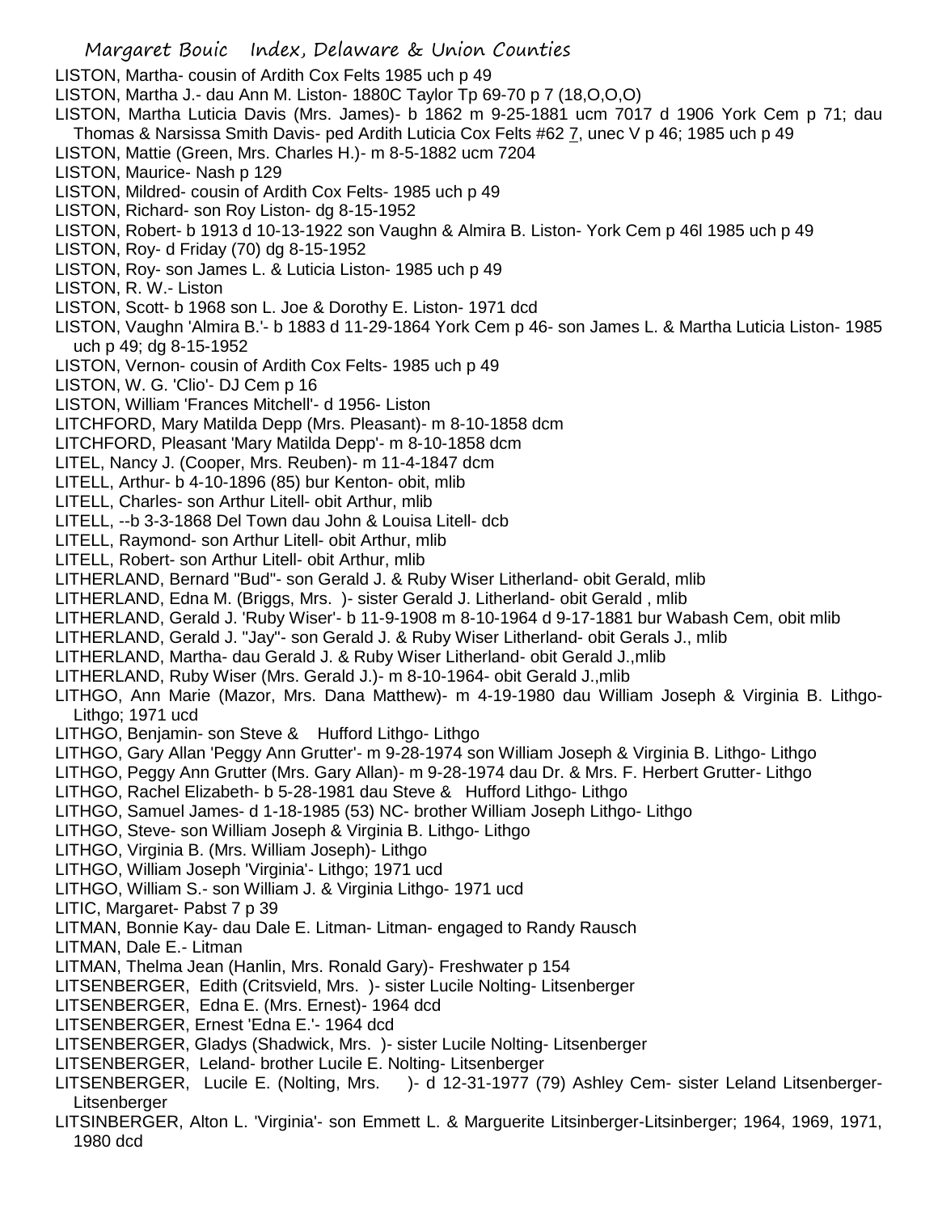LISTON, Martha- cousin of Ardith Cox Felts 1985 uch p 49

LISTON, Martha J.- dau Ann M. Liston- 1880C Taylor Tp 69-70 p 7 (18,O,O,O)

LISTON, Martha Luticia Davis (Mrs. James)- b 1862 m 9-25-1881 ucm 7017 d 1906 York Cem p 71; dau Thomas & Narsissa Smith Davis- ped Ardith Luticia Cox Felts #62 7, unec V p 46; 1985 uch p 49

LISTON, Mattie (Green, Mrs. Charles H.)- m 8-5-1882 ucm 7204

LISTON, Maurice- Nash p 129

LISTON, Mildred- cousin of Ardith Cox Felts- 1985 uch p 49

LISTON, Richard- son Roy Liston- dg 8-15-1952

LISTON, Robert- b 1913 d 10-13-1922 son Vaughn & Almira B. Liston- York Cem p 46l 1985 uch p 49

LISTON, Roy- d Friday (70) dg 8-15-1952

LISTON, Roy- son James L. & Luticia Liston- 1985 uch p 49

LISTON, R. W.- Liston

LISTON, Scott- b 1968 son L. Joe & Dorothy E. Liston- 1971 dcd

LISTON, Vaughn 'Almira B.'- b 1883 d 11-29-1864 York Cem p 46- son James L. & Martha Luticia Liston- 1985 uch p 49; dg 8-15-1952

LISTON, Vernon- cousin of Ardith Cox Felts- 1985 uch p 49

LISTON, W. G. 'Clio'- DJ Cem p 16

LISTON, William 'Frances Mitchell'- d 1956- Liston

LITCHFORD, Mary Matilda Depp (Mrs. Pleasant)- m 8-10-1858 dcm

LITCHFORD, Pleasant 'Mary Matilda Depp'- m 8-10-1858 dcm

LITEL, Nancy J. (Cooper, Mrs. Reuben)- m 11-4-1847 dcm

LITELL, Arthur- b 4-10-1896 (85) bur Kenton- obit, mlib

LITELL, Charles- son Arthur Litell- obit Arthur, mlib

LITELL, --b 3-3-1868 Del Town dau John & Louisa Litell- dcb

LITELL, Raymond- son Arthur Litell- obit Arthur, mlib

LITELL, Robert- son Arthur Litell- obit Arthur, mlib

LITHERLAND, Bernard "Bud"- son Gerald J. & Ruby Wiser Litherland- obit Gerald, mlib

LITHERLAND, Edna M. (Briggs, Mrs. )- sister Gerald J. Litherland- obit Gerald , mlib

LITHERLAND, Gerald J. 'Ruby Wiser'- b 11-9-1908 m 8-10-1964 d 9-17-1881 bur Wabash Cem, obit mlib

LITHERLAND, Gerald J. "Jay"- son Gerald J. & Ruby Wiser Litherland- obit Gerals J., mlib

LITHERLAND, Martha- dau Gerald J. & Ruby Wiser Litherland- obit Gerald J.,mlib

LITHERLAND, Ruby Wiser (Mrs. Gerald J.)- m 8-10-1964- obit Gerald J.,mlib

LITHGO, Ann Marie (Mazor, Mrs. Dana Matthew)- m 4-19-1980 dau William Joseph & Virginia B. Lithgo- Lithgo; 1971 ucd

LITHGO, Benjamin- son Steve & Hufford Lithgo- Lithgo

LITHGO, Gary Allan 'Peggy Ann Grutter'- m 9-28-1974 son William Joseph & Virginia B. Lithgo- Lithgo

LITHGO, Peggy Ann Grutter (Mrs. Gary Allan)- m 9-28-1974 dau Dr. & Mrs. F. Herbert Grutter- Lithgo

LITHGO, Rachel Elizabeth- b 5-28-1981 dau Steve & Hufford Lithgo- Lithgo

LITHGO, Samuel James- d 1-18-1985 (53) NC- brother William Joseph Lithgo- Lithgo

LITHGO, Steve- son William Joseph & Virginia B. Lithgo- Lithgo

LITHGO, Virginia B. (Mrs. William Joseph)- Lithgo

LITHGO, William Joseph 'Virginia'- Lithgo; 1971 ucd

LITHGO, William S.- son William J. & Virginia Lithgo- 1971 ucd

LITIC, Margaret- Pabst 7 p 39

LITMAN, Bonnie Kay- dau Dale E. Litman- Litman- engaged to Randy Rausch

LITMAN, Dale E.- Litman

LITMAN, Thelma Jean (Hanlin, Mrs. Ronald Gary)- Freshwater p 154

LITSENBERGER, Edith (Critsvield, Mrs. )- sister Lucile Nolting- Litsenberger

LITSENBERGER, Edna E. (Mrs. Ernest)- 1964 dcd

LITSENBERGER, Ernest 'Edna E.'- 1964 dcd

LITSENBERGER, Gladys (Shadwick, Mrs. )- sister Lucile Nolting- Litsenberger

LITSENBERGER, Leland- brother Lucile E. Nolting- Litsenberger

LITSENBERGER, Lucile E. (Nolting, Mrs. )- d 12-31-1977 (79) Ashley Cem- sister Leland Litsenberger- Litsenberger

LITSINBERGER, Alton L. 'Virginia'- son Emmett L. & Marguerite Litsinberger-Litsinberger; 1964, 1969, 1971, 1980 dcd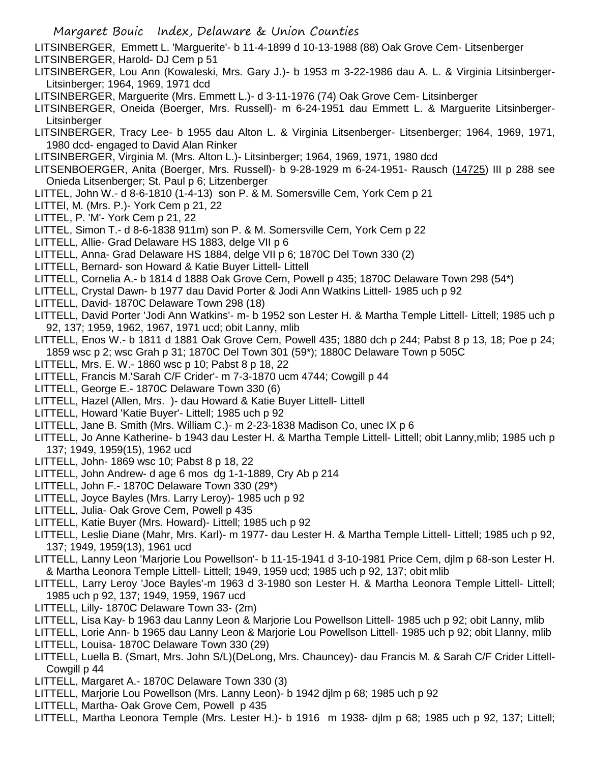LITSINBERGER, Emmett L. 'Marguerite'- b 11-4-1899 d 10-13-1988 (88) Oak Grove Cem- Litsenberger

LITSINBERGER, Harold- DJ Cem p 51

LITSINBERGER, Lou Ann (Kowaleski, Mrs. Gary J.)- b 1953 m 3-22-1986 dau A. L. & Virginia Litsinberger- Litsinberger; 1964, 1969, 1971 dcd

LITSINBERGER, Marguerite (Mrs. Emmett L.)- d 3-11-1976 (74) Oak Grove Cem- Litsinberger

LITSINBERGER, Oneida (Boerger, Mrs. Russell)- m 6-24-1951 dau Emmett L. & Marguerite Litsinberger- Litsinberger

LITSINBERGER, Tracy Lee- b 1955 dau Alton L. & Virginia Litsenberger- Litsenberger; 1964, 1969, 1971, 1980 dcd- engaged to David Alan Rinker

LITSINBERGER, Virginia M. (Mrs. Alton L.)- Litsinberger; 1964, 1969, 1971, 1980 dcd

LITSENBOERGER, Anita (Boerger, Mrs. Russell)- b 9-28-1929 m 6-24-1951- Rausch (14725) III p 288 see Onieda Litsenberger; St. Paul p 6; Litzenberger

LITTEL, John W.- d 8-6-1810 (1-4-13) son P. & M. Somersville Cem, York Cem p 21

LITTEl, M. (Mrs. P.)- York Cem p 21, 22

LITTEL, P. 'M'- York Cem p 21, 22

LITTEL, Simon T.- d 8-6-1838 911m) son P. & M. Somersville Cem, York Cem p 22

LITTELL, Allie- Grad Delaware HS 1883, delge VII p 6

LITTELL, Anna- Grad Delaware HS 1884, delge VII p 6; 1870C Del Town 330 (2)

LITTELL, Bernard- son Howard & Katie Buyer Littell- Littell

LITTELL, Cornelia A.- b 1814 d 1888 Oak Grove Cem, Powell p 435; 1870C Delaware Town 298 (54*)

LITTELL, Crystal Dawn- b 1977 dau David Porter & Jodi Ann Watkins Littell- 1985 uch p 92

LITTELL, David- 1870C Delaware Town 298 (18)

LITTELL, David Porter 'Jodi Ann Watkins'- m- b 1952 son Lester H. & Martha Temple Littell- Littell; 1985 uch p 92, 137; 1959, 1962, 1967, 1971 ucd; obit Lanny, mlib

LITTELL, Enos W.- b 1811 d 1881 Oak Grove Cem, Powell 435; 1880 dch p 244; Pabst 8 p 13, 18; Poe p 24; 1859 wsc p 2; wsc Grah p 31; 1870C Del Town 301 (59*); 1880C Delaware Town p 505C

LITTELL, Mrs. E. W.- 1860 wsc p 10; Pabst 8 p 18, 22

LITTELL, Francis M.'Sarah C/F Crider'- m 7-3-1870 ucm 4744; Cowgill p 44

LITTELL, George E.- 1870C Delaware Town 330 (6)

LITTELL, Hazel (Allen, Mrs. )- dau Howard & Katie Buyer Littell- Littell

LITTELL, Howard 'Katie Buyer'- Littell; 1985 uch p 92

LITTELL, Jane B. Smith (Mrs. William C.)- m 2-23-1838 Madison Co, unec IX p 6

LITTELL, Jo Anne Katherine- b 1943 dau Lester H. & Martha Temple Littell- Littell; obit Lanny,mlib; 1985 uch p 137; 1949, 1959(15), 1962 ucd

LITTELL, John- 1869 wsc 10; Pabst 8 p 18, 22

LITTELL, John Andrew- d age 6 mos dg 1-1-1889, Cry Ab p 214

LITTELL, John F.- 1870C Delaware Town 330 (29*)

LITTELL, Joyce Bayles (Mrs. Larry Leroy)- 1985 uch p 92

LITTELL, Julia- Oak Grove Cem, Powell p 435

LITTELL, Katie Buyer (Mrs. Howard)- Littell; 1985 uch p 92

LITTELL, Leslie Diane (Mahr, Mrs. Karl)- m 1977- dau Lester H. & Martha Temple Littell- Littell; 1985 uch p 92, 137; 1949, 1959(13), 1961 ucd

LITTELL, Lanny Leon 'Marjorie Lou Powellson'- b 11-15-1941 d 3-10-1981 Price Cem, djlm p 68-son Lester H. & Martha Leonora Temple Littell- Littell; 1949, 1959 ucd; 1985 uch p 92, 137; obit mlib

LITTELL, Larry Leroy 'Joce Bayles'-m 1963 d 3-1980 son Lester H. & Martha Leonora Temple Littell- Littell; 1985 uch p 92, 137; 1949, 1959, 1967 ucd

LITTELL, Lilly- 1870C Delaware Town 33- (2m)

LITTELL, Lisa Kay- b 1963 dau Lanny Leon & Marjorie Lou Powellson Littell- 1985 uch p 92; obit Lanny, mlib

LITTELL, Lorie Ann- b 1965 dau Lanny Leon & Marjorie Lou Powellson Littell- 1985 uch p 92; obit Llanny, mlib

LITTELL, Louisa- 1870C Delaware Town 330 (29)

LITTELL, Luella B. (Smart, Mrs. John S/L)(DeLong, Mrs. Chauncey)- dau Francis M. & Sarah C/F Crider Littell- Cowgill p 44

LITTELL, Margaret A.- 1870C Delaware Town 330 (3)

LITTELL, Marjorie Lou Powellson (Mrs. Lanny Leon)- b 1942 djlm p 68; 1985 uch p 92

LITTELL, Martha- Oak Grove Cem, Powell p 435

LITTELL, Martha Leonora Temple (Mrs. Lester H.)- b 1916 m 1938- djlm p 68; 1985 uch p 92, 137; Littell;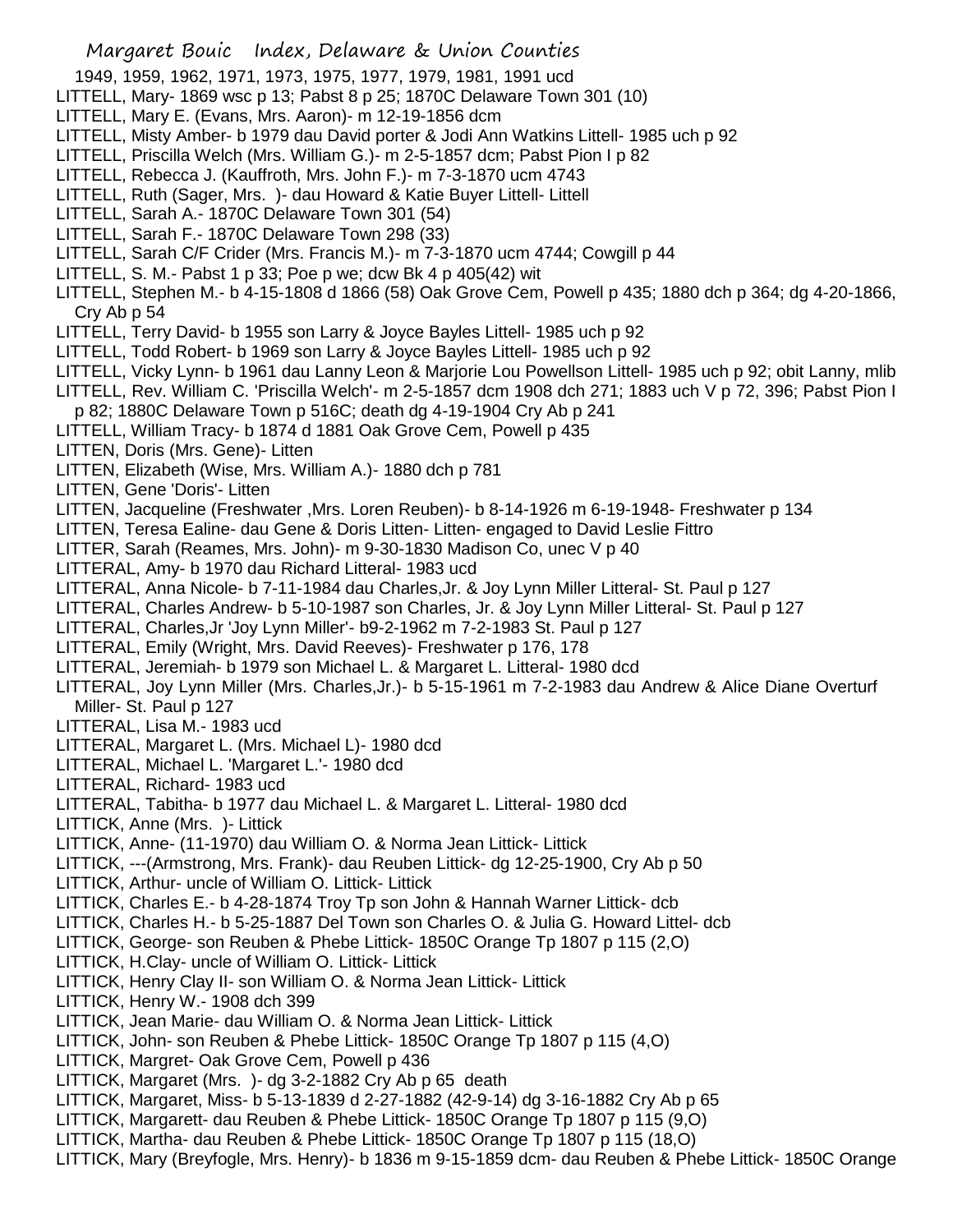1949, 1959, 1962, 1971, 1973, 1975, 1977, 1979, 1981, 1991 ucd

LITTELL, Mary- 1869 wsc p 13; Pabst 8 p 25; 1870C Delaware Town 301 (10)

LITTELL, Mary E. (Evans, Mrs. Aaron)- m 12-19-1856 dcm

LITTELL, Misty Amber- b 1979 dau David porter & Jodi Ann Watkins Littell- 1985 uch p 92

LITTELL, Priscilla Welch (Mrs. William G.)- m 2-5-1857 dcm; Pabst Pion I p 82

LITTELL, Rebecca J. (Kauffroth, Mrs. John F.)- m 7-3-1870 ucm 4743

LITTELL, Ruth (Sager, Mrs. )- dau Howard & Katie Buyer Littell- Littell

LITTELL, Sarah A.- 1870C Delaware Town 301 (54)

LITTELL, Sarah F.- 1870C Delaware Town 298 (33)

LITTELL, Sarah C/F Crider (Mrs. Francis M.)- m 7-3-1870 ucm 4744; Cowgill p 44

LITTELL, S. M.- Pabst 1 p 33; Poe p we; dcw Bk 4 p 405(42) wit

LITTELL, Stephen M.- b 4-15-1808 d 1866 (58) Oak Grove Cem, Powell p 435; 1880 dch p 364; dg 4-20-1866, Cry Ab p 54

LITTELL, Terry David- b 1955 son Larry & Joyce Bayles Littell- 1985 uch p 92

LITTELL, Todd Robert- b 1969 son Larry & Joyce Bayles Littell- 1985 uch p 92

LITTELL, Vicky Lynn- b 1961 dau Lanny Leon & Marjorie Lou Powellson Littell- 1985 uch p 92; obit Lanny, mlib

LITTELL, Rev. William C. 'Priscilla Welch'- m 2-5-1857 dcm 1908 dch 271; 1883 uch V p 72, 396; Pabst Pion I p 82; 1880C Delaware Town p 516C; death dg 4-19-1904 Cry Ab p 241

LITTELL, William Tracy- b 1874 d 1881 Oak Grove Cem, Powell p 435

LITTEN, Doris (Mrs. Gene)- Litten

LITTEN, Elizabeth (Wise, Mrs. William A.)- 1880 dch p 781

LITTEN, Gene 'Doris'- Litten

LITTEN, Jacqueline (Freshwater ,Mrs. Loren Reuben)- b 8-14-1926 m 6-19-1948- Freshwater p 134

LITTEN, Teresa Ealine- dau Gene & Doris Litten- Litten- engaged to David Leslie Fittro

LITTER, Sarah (Reames, Mrs. John)- m 9-30-1830 Madison Co, unec V p 40

LITTERAL, Amy- b 1970 dau Richard Litteral- 1983 ucd

LITTERAL, Anna Nicole- b 7-11-1984 dau Charles,Jr. & Joy Lynn Miller Litteral- St. Paul p 127

LITTERAL, Charles Andrew- b 5-10-1987 son Charles, Jr. & Joy Lynn Miller Litteral- St. Paul p 127

LITTERAL, Charles,Jr 'Joy Lynn Miller'- b9-2-1962 m 7-2-1983 St. Paul p 127

LITTERAL, Emily (Wright, Mrs. David Reeves)- Freshwater p 176, 178

LITTERAL, Jeremiah- b 1979 son Michael L. & Margaret L. Litteral- 1980 dcd

LITTERAL, Joy Lynn Miller (Mrs. Charles,Jr.)- b 5-15-1961 m 7-2-1983 dau Andrew & Alice Diane Overturf Miller- St. Paul p 127

LITTERAL, Lisa M.- 1983 ucd

LITTERAL, Margaret L. (Mrs. Michael L)- 1980 dcd

LITTERAL, Michael L. 'Margaret L.'- 1980 dcd

LITTERAL, Richard- 1983 ucd

LITTERAL, Tabitha- b 1977 dau Michael L. & Margaret L. Litteral- 1980 dcd

LITTICK, Anne (Mrs. )- Littick

LITTICK, Anne- (11-1970) dau William O. & Norma Jean Littick- Littick

LITTICK, ---(Armstrong, Mrs. Frank)- dau Reuben Littick- dg 12-25-1900, Cry Ab p 50

LITTICK, Arthur- uncle of William O. Littick- Littick

LITTICK, Charles E.- b 4-28-1874 Troy Tp son John & Hannah Warner Littick- dcb

LITTICK, Charles H.- b 5-25-1887 Del Town son Charles O. & Julia G. Howard Littel- dcb

LITTICK, George- son Reuben & Phebe Littick- 1850C Orange Tp 1807 p 115 (2,O)

LITTICK, H.Clay- uncle of William O. Littick- Littick

LITTICK, Henry Clay II- son William O. & Norma Jean Littick- Littick

LITTICK, Henry W.- 1908 dch 399

LITTICK, Jean Marie- dau William O. & Norma Jean Littick- Littick

LITTICK, John- son Reuben & Phebe Littick- 1850C Orange Tp 1807 p 115 (4,O)

LITTICK, Margret- Oak Grove Cem, Powell p 436

LITTICK, Margaret (Mrs. )- dg 3-2-1882 Cry Ab p 65 death

LITTICK, Margaret, Miss- b 5-13-1839 d 2-27-1882 (42-9-14) dg 3-16-1882 Cry Ab p 65

LITTICK, Margarett- dau Reuben & Phebe Littick- 1850C Orange Tp 1807 p 115 (9,O)

LITTICK, Martha- dau Reuben & Phebe Littick- 1850C Orange Tp 1807 p 115 (18,O)

LITTICK, Mary (Breyfogle, Mrs. Henry)- b 1836 m 9-15-1859 dcm- dau Reuben & Phebe Littick- 1850C Orange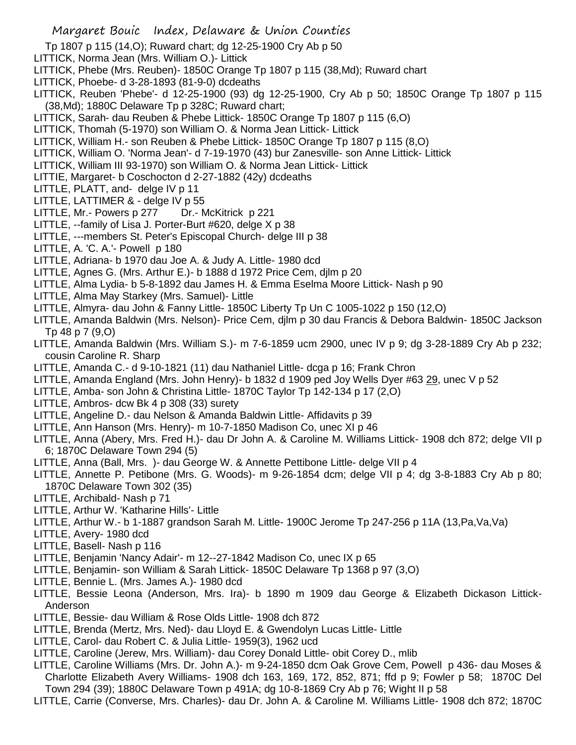Tp 1807 p 115 (14,O); Ruward chart; dg 12-25-1900 Cry Ab p 50

LITTICK, Norma Jean (Mrs. William O.)- Littick

LITTICK, Phebe (Mrs. Reuben)- 1850C Orange Tp 1807 p 115 (38,Md); Ruward chart

LITTICK, Phoebe- d 3-28-1893 (81-9-0) dcdeaths

LITTICK, Reuben 'Phebe'- d 12-25-1900 (93) dg 12-25-1900, Cry Ab p 50; 1850C Orange Tp 1807 p 115 (38,Md); 1880C Delaware Tp p 328C; Ruward chart;

LITTICK, Sarah- dau Reuben & Phebe Littick- 1850C Orange Tp 1807 p 115 (6,O)

LITTICK, Thomah (5-1970) son William O. & Norma Jean Littick- Littick

LITTICK, William H.- son Reuben & Phebe Littick- 1850C Orange Tp 1807 p 115 (8,O)

LITTICK, William O. 'Norma Jean'- d 7-19-1970 (43) bur Zanesville- son Anne Littick- Littick

LITTICK, William III 93-1970) son William O. & Norma Jean Littick- Littick

LITTIE, Margaret- b Coschocton d 2-27-1882 (42y) dcdeaths

LITTLE, PLATT, and- delge IV p 11

LITTLE, LATTIMER & - delge IV p 55

LITTLE, Mr.- Powers p 277 Dr.- McKitrick p 221

LITTLE, --family of Lisa J. Porter-Burt #620, delge X p 38

LITTLE, ---members St. Peter's Episcopal Church- delge III p 38

LITTLE, A. 'C. A.'- Powell p 180

LITTLE, Adriana- b 1970 dau Joe A. & Judy A. Little- 1980 dcd

LITTLE, Agnes G. (Mrs. Arthur E.)- b 1888 d 1972 Price Cem, djlm p 20

LITTLE, Alma Lydia- b 5-8-1892 dau James H. & Emma Eselma Moore Littick- Nash p 90

LITTLE, Alma May Starkey (Mrs. Samuel)- Little

LITTLE, Almyra- dau John & Fanny Little- 1850C Liberty Tp Un C 1005-1022 p 150 (12,O)

LITTLE, Amanda Baldwin (Mrs. Nelson)- Price Cem, djlm p 30 dau Francis & Debora Baldwin- 1850C Jackson Tp 48 p 7 (9,O)

LITTLE, Amanda Baldwin (Mrs. William S.)- m 7-6-1859 ucm 2900, unec IV p 9; dg 3-28-1889 Cry Ab p 232; cousin Caroline R. Sharp

LITTLE, Amanda C.- d 9-10-1821 (11) dau Nathaniel Little- dcga p 16; Frank Chron

LITTLE, Amanda England (Mrs. John Henry)- b 1832 d 1909 ped Joy Wells Dyer #63 29, unec V p 52

LITTLE, Amba- son John & Christina Little- 1870C Taylor Tp 142-134 p 17 (2,O)

LITTLE, Ambros- dcw Bk 4 p 308 (33) surety

LITTLE, Angeline D.- dau Nelson & Amanda Baldwin Little- Affidavits p 39

LITTLE, Ann Hanson (Mrs. Henry)- m 10-7-1850 Madison Co, unec XI p 46

LITTLE, Anna (Abery, Mrs. Fred H.)- dau Dr John A. & Caroline M. Williams Littick- 1908 dch 872; delge VII p 6; 1870C Delaware Town 294 (5)

LITTLE, Anna (Ball, Mrs. )- dau George W. & Annette Pettibone Little- delge VII p 4

LITTLE, Annette P. Petibone (Mrs. G. Woods)- m 9-26-1854 dcm; delge VII p 4; dg 3-8-1883 Cry Ab p 80; 1870C Delaware Town 302 (35)

LITTLE, Archibald- Nash p 71

LITTLE, Arthur W. 'Katharine Hills'- Little

LITTLE, Arthur W.- b 1-1887 grandson Sarah M. Little- 1900C Jerome Tp 247-256 p 11A (13,Pa,Va,Va)

LITTLE, Avery- 1980 dcd

LITTLE, Basell- Nash p 116

LITTLE, Benjamin 'Nancy Adair'- m 12--27-1842 Madison Co, unec IX p 65

LITTLE, Benjamin- son William & Sarah Littick- 1850C Delaware Tp 1368 p 97 (3,O)

LITTLE, Bennie L. (Mrs. James A.)- 1980 dcd

LITTLE, Bessie Leona (Anderson, Mrs. Ira)- b 1890 m 1909 dau George & Elizabeth Dickason Littick- Anderson

LITTLE, Bessie- dau William & Rose Olds Little- 1908 dch 872

LITTLE, Brenda (Mertz, Mrs. Ned)- dau Lloyd E. & Gwendolyn Lucas Little- Little

LITTLE, Carol- dau Robert C. & Julia Little- 1959(3), 1962 ucd

LITTLE, Caroline (Jerew, Mrs. William)- dau Corey Donald Little- obit Corey D., mlib

LITTLE, Caroline Williams (Mrs. Dr. John A.)- m 9-24-1850 dcm Oak Grove Cem, Powell p 436- dau Moses & Charlotte Elizabeth Avery Williams- 1908 dch 163, 169, 172, 852, 871; ffd p 9; Fowler p 58; 1870C Del Town 294 (39); 1880C Delaware Town p 491A; dg 10-8-1869 Cry Ab p 76; Wight II p 58

LITTLE, Carrie (Converse, Mrs. Charles)- dau Dr. John A. & Caroline M. Williams Little- 1908 dch 872; 1870C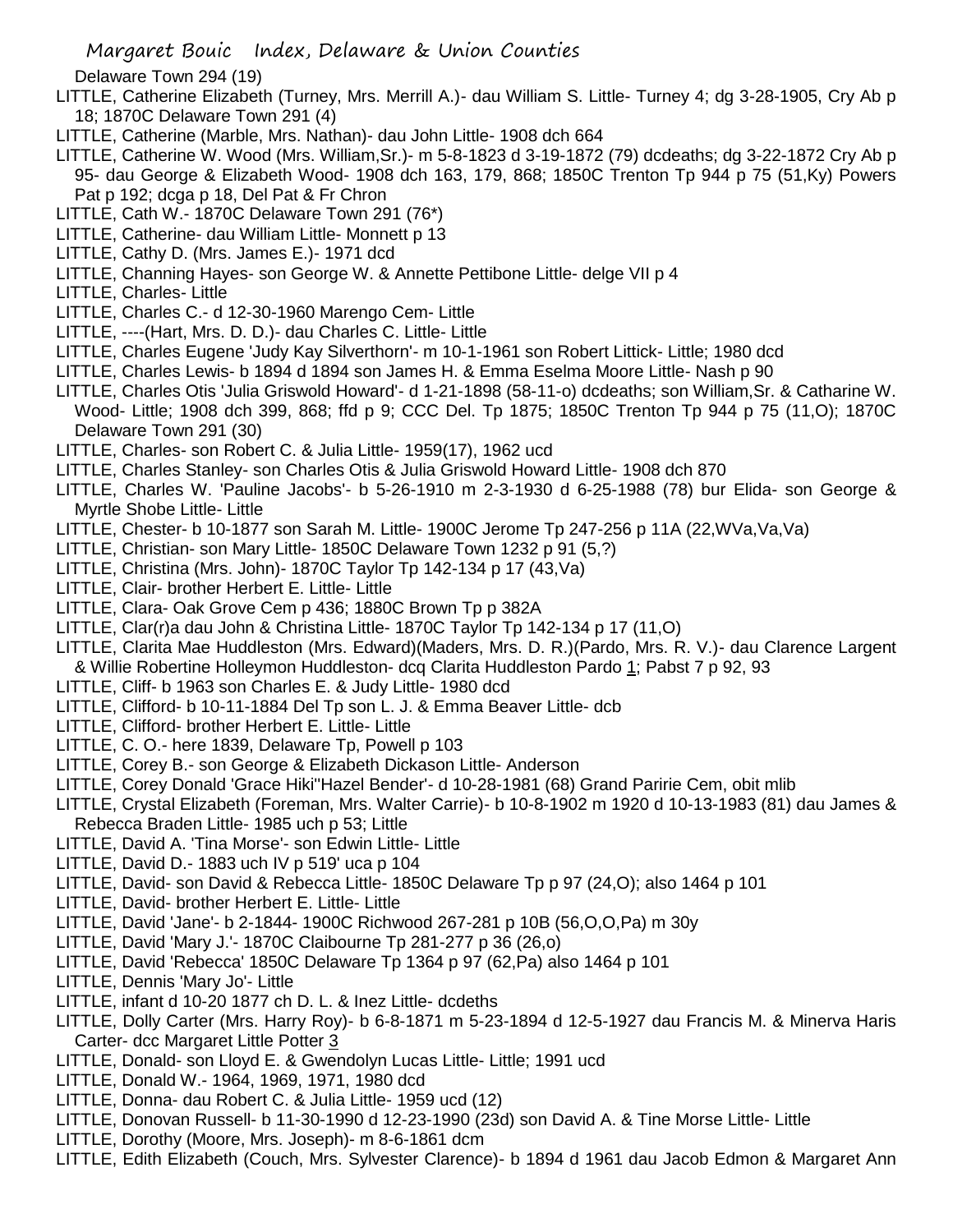Delaware Town 294 (19)

LITTLE, Catherine Elizabeth (Turney, Mrs. Merrill A.)- dau William S. Little- Turney 4; dg 3-28-1905, Cry Ab p 18; 1870C Delaware Town 291 (4)

LITTLE, Catherine (Marble, Mrs. Nathan)- dau John Little- 1908 dch 664

LITTLE, Catherine W. Wood (Mrs. William,Sr.)- m 5-8-1823 d 3-19-1872 (79) dcdeaths; dg 3-22-1872 Cry Ab p 95- dau George & Elizabeth Wood- 1908 dch 163, 179, 868; 1850C Trenton Tp 944 p 75 (51,Ky) Powers Pat p 192; dcga p 18, Del Pat & Fr Chron

LITTLE, Cath W.- 1870C Delaware Town 291 (76*)

LITTLE, Catherine- dau William Little- Monnett p 13

LITTLE, Cathy D. (Mrs. James E.)- 1971 dcd

LITTLE, Channing Hayes- son George W. & Annette Pettibone Little- delge VII p 4

LITTLE, Charles- Little

LITTLE, Charles C.- d 12-30-1960 Marengo Cem- Little

LITTLE, ----(Hart, Mrs. D. D.)- dau Charles C. Little- Little

LITTLE, Charles Eugene 'Judy Kay Silverthorn'- m 10-1-1961 son Robert Littick- Little; 1980 dcd

LITTLE, Charles Lewis- b 1894 d 1894 son James H. & Emma Eselma Moore Little- Nash p 90

LITTLE, Charles Otis 'Julia Griswold Howard'- d 1-21-1898 (58-11-o) dcdeaths; son William,Sr. & Catharine W. Wood- Little; 1908 dch 399, 868; ffd p 9; CCC Del. Tp 1875; 1850C Trenton Tp 944 p 75 (11,O); 1870C Delaware Town 291 (30)

LITTLE, Charles- son Robert C. & Julia Little- 1959(17), 1962 ucd

LITTLE, Charles Stanley- son Charles Otis & Julia Griswold Howard Little- 1908 dch 870

LITTLE, Charles W. 'Pauline Jacobs'- b 5-26-1910 m 2-3-1930 d 6-25-1988 (78) bur Elida- son George & Myrtle Shobe Little- Little

LITTLE, Chester- b 10-1877 son Sarah M. Little- 1900C Jerome Tp 247-256 p 11A (22,WVa,Va,Va)

LITTLE, Christian- son Mary Little- 1850C Delaware Town 1232 p 91 (5,?)

LITTLE, Christina (Mrs. John)- 1870C Taylor Tp 142-134 p 17 (43,Va)

LITTLE, Clair- brother Herbert E. Little- Little

LITTLE, Clara- Oak Grove Cem p 436; 1880C Brown Tp p 382A

LITTLE, Clar(r)a dau John & Christina Little- 1870C Taylor Tp 142-134 p 17 (11,O)

LITTLE, Clarita Mae Huddleston (Mrs. Edward)(Maders, Mrs. D. R.)(Pardo, Mrs. R. V.)- dau Clarence Largent & Willie Robertine Holleymon Huddleston- dcq Clarita Huddleston Pardo 1; Pabst 7 p 92, 93

LITTLE, Cliff- b 1963 son Charles E. & Judy Little- 1980 dcd

LITTLE, Clifford- b 10-11-1884 Del Tp son L. J. & Emma Beaver Little- dcb

LITTLE, Clifford- brother Herbert E. Little- Little

LITTLE, C. O.- here 1839, Delaware Tp, Powell p 103

LITTLE, Corey B.- son George & Elizabeth Dickason Little- Anderson

LITTLE, Corey Donald 'Grace Hiki''Hazel Bender'- d 10-28-1981 (68) Grand Paririe Cem, obit mlib

LITTLE, Crystal Elizabeth (Foreman, Mrs. Walter Carrie)- b 10-8-1902 m 1920 d 10-13-1983 (81) dau James & Rebecca Braden Little- 1985 uch p 53; Little

LITTLE, David A. 'Tina Morse'- son Edwin Little- Little

LITTLE, David D.- 1883 uch IV p 519' uca p 104

LITTLE, David- son David & Rebecca Little- 1850C Delaware Tp p 97 (24,O); also 1464 p 101

LITTLE, David- brother Herbert E. Little- Little

LITTLE, David 'Jane'- b 2-1844- 1900C Richwood 267-281 p 10B (56,O,O,Pa) m 30y

LITTLE, David 'Mary J.'- 1870C Claibourne Tp 281-277 p 36 (26,o)

LITTLE, David 'Rebecca' 1850C Delaware Tp 1364 p 97 (62,Pa) also 1464 p 101

LITTLE, Dennis 'Mary Jo'- Little

LITTLE, infant d 10-20 1877 ch D. L. & Inez Little- dcdeaths

LITTLE, Dolly Carter (Mrs. Harry Roy)- b 6-8-1871 m 5-23-1894 d 12-5-1927 dau Francis M. & Minerva Haris Carter- dcc Margaret Little Potter 3

LITTLE, Donald- son Lloyd E. & Gwendolyn Lucas Little- Little; 1991 ucd

LITTLE, Donald W.- 1964, 1969, 1971, 1980 dcd

LITTLE, Donna- dau Robert C. & Julia Little- 1959 ucd (12)

LITTLE, Donovan Russell- b 11-30-1990 d 12-23-1990 (23d) son David A. & Tine Morse Little- Little

LITTLE, Dorothy (Moore, Mrs. Joseph)- m 8-6-1861 dcm

LITTLE, Edith Elizabeth (Couch, Mrs. Sylvester Clarence)- b 1894 d 1961 dau Jacob Edmon & Margaret Ann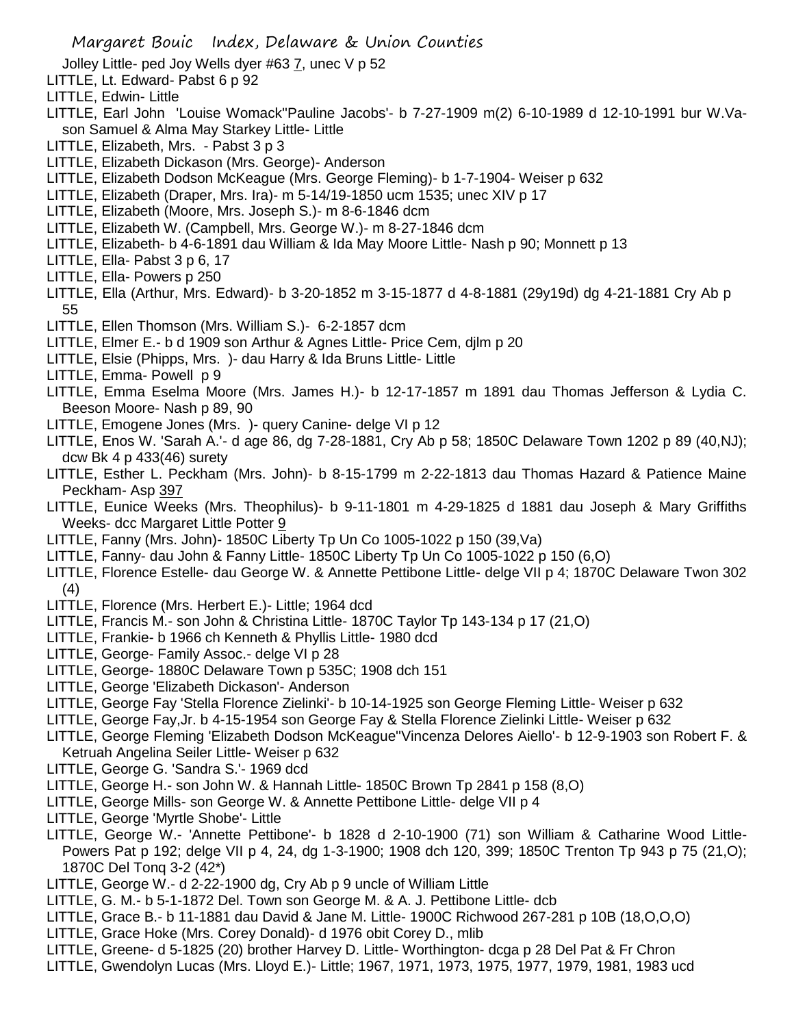Jolley Little- ped Joy Wells dyer #63 7, unec V p 52

LITTLE, Lt. Edward- Pabst 6 p 92

LITTLE, Edwin- Little

LITTLE, Earl John 'Louise Womack''Pauline Jacobs'- b 7-27-1909 m(2) 6-10-1989 d 12-10-1991 bur W.Va- son Samuel & Alma May Starkey Little- Little

LITTLE, Elizabeth, Mrs. - Pabst 3 p 3

LITTLE, Elizabeth Dickason (Mrs. George)- Anderson

LITTLE, Elizabeth Dodson McKeague (Mrs. George Fleming)- b 1-7-1904- Weiser p 632

LITTLE, Elizabeth (Draper, Mrs. Ira)- m 5-14/19-1850 ucm 1535; unec XIV p 17

LITTLE, Elizabeth (Moore, Mrs. Joseph S.)- m 8-6-1846 dcm

LITTLE, Elizabeth W. (Campbell, Mrs. George W.)- m 8-27-1846 dcm

LITTLE, Elizabeth- b 4-6-1891 dau William & Ida May Moore Little- Nash p 90; Monnett p 13

LITTLE, Ella- Pabst 3 p 6, 17

LITTLE, Ella- Powers p 250

LITTLE, Ella (Arthur, Mrs. Edward)- b 3-20-1852 m 3-15-1877 d 4-8-1881 (29y19d) dg 4-21-1881 Cry Ab p 55

LITTLE, Ellen Thomson (Mrs. William S.)- 6-2-1857 dcm

LITTLE, Elmer E.- b d 1909 son Arthur & Agnes Little- Price Cem, djlm p 20

LITTLE, Elsie (Phipps, Mrs. )- dau Harry & Ida Bruns Little- Little

LITTLE, Emma- Powell p 9

LITTLE, Emma Eselma Moore (Mrs. James H.)- b 12-17-1857 m 1891 dau Thomas Jefferson & Lydia C. Beeson Moore- Nash p 89, 90

LITTLE, Emogene Jones (Mrs. )- query Canine- delge VI p 12

LITTLE, Enos W. 'Sarah A.'- d age 86, dg 7-28-1881, Cry Ab p 58; 1850C Delaware Town 1202 p 89 (40,NJ); dcw Bk 4 p 433(46) surety

LITTLE, Esther L. Peckham (Mrs. John)- b 8-15-1799 m 2-22-1813 dau Thomas Hazard & Patience Maine Peckham- Asp 397

LITTLE, Eunice Weeks (Mrs. Theophilus)- b 9-11-1801 m 4-29-1825 d 1881 dau Joseph & Mary Griffiths Weeks- dcc Margaret Little Potter 9

LITTLE, Fanny (Mrs. John)- 1850C Liberty Tp Un Co 1005-1022 p 150 (39,Va)

LITTLE, Fanny- dau John & Fanny Little- 1850C Liberty Tp Un Co 1005-1022 p 150 (6,O)

LITTLE, Florence Estelle- dau George W. & Annette Pettibone Little- delge VII p 4; 1870C Delaware Twon 302 (4)

LITTLE, Florence (Mrs. Herbert E.)- Little; 1964 dcd

LITTLE, Francis M.- son John & Christina Little- 1870C Taylor Tp 143-134 p 17 (21,O)

LITTLE, Frankie- b 1966 ch Kenneth & Phyllis Little- 1980 dcd

LITTLE, George- Family Assoc.- delge VI p 28

LITTLE, George- 1880C Delaware Town p 535C; 1908 dch 151

LITTLE, George 'Elizabeth Dickason'- Anderson

LITTLE, George Fay 'Stella Florence Zielinki'- b 10-14-1925 son George Fleming Little- Weiser p 632

LITTLE, George Fay,Jr. b 4-15-1954 son George Fay & Stella Florence Zielinki Little- Weiser p 632

LITTLE, George Fleming 'Elizabeth Dodson McKeague''Vincenza Delores Aiello'- b 12-9-1903 son Robert F. & Ketruah Angelina Seiler Little- Weiser p 632

LITTLE, George G. 'Sandra S.'- 1969 dcd

LITTLE, George H.- son John W. & Hannah Little- 1850C Brown Tp 2841 p 158 (8,O)

LITTLE, George Mills- son George W. & Annette Pettibone Little- delge VII p 4

LITTLE, George 'Myrtle Shobe'- Little

LITTLE, George W.- 'Annette Pettibone'- b 1828 d 2-10-1900 (71) son William & Catharine Wood Little- Powers Pat p 192; delge VII p 4, 24, dg 1-3-1900; 1908 dch 120, 399; 1850C Trenton Tp 943 p 75 (21,O); 1870C Del Tonq 3-2 (42*)

LITTLE, George W.- d 2-22-1900 dg, Cry Ab p 9 uncle of William Little

LITTLE, G. M.- b 5-1-1872 Del. Town son George M. & A. J. Pettibone Little- dcb

LITTLE, Grace B.- b 11-1881 dau David & Jane M. Little- 1900C Richwood 267-281 p 10B (18,O,O,O)

LITTLE, Grace Hoke (Mrs. Corey Donald)- d 1976 obit Corey D., mlib

LITTLE, Greene- d 5-1825 (20) brother Harvey D. Little- Worthington- dcga p 28 Del Pat & Fr Chron

LITTLE, Gwendolyn Lucas (Mrs. Lloyd E.)- Little; 1967, 1971, 1973, 1975, 1977, 1979, 1981, 1983 ucd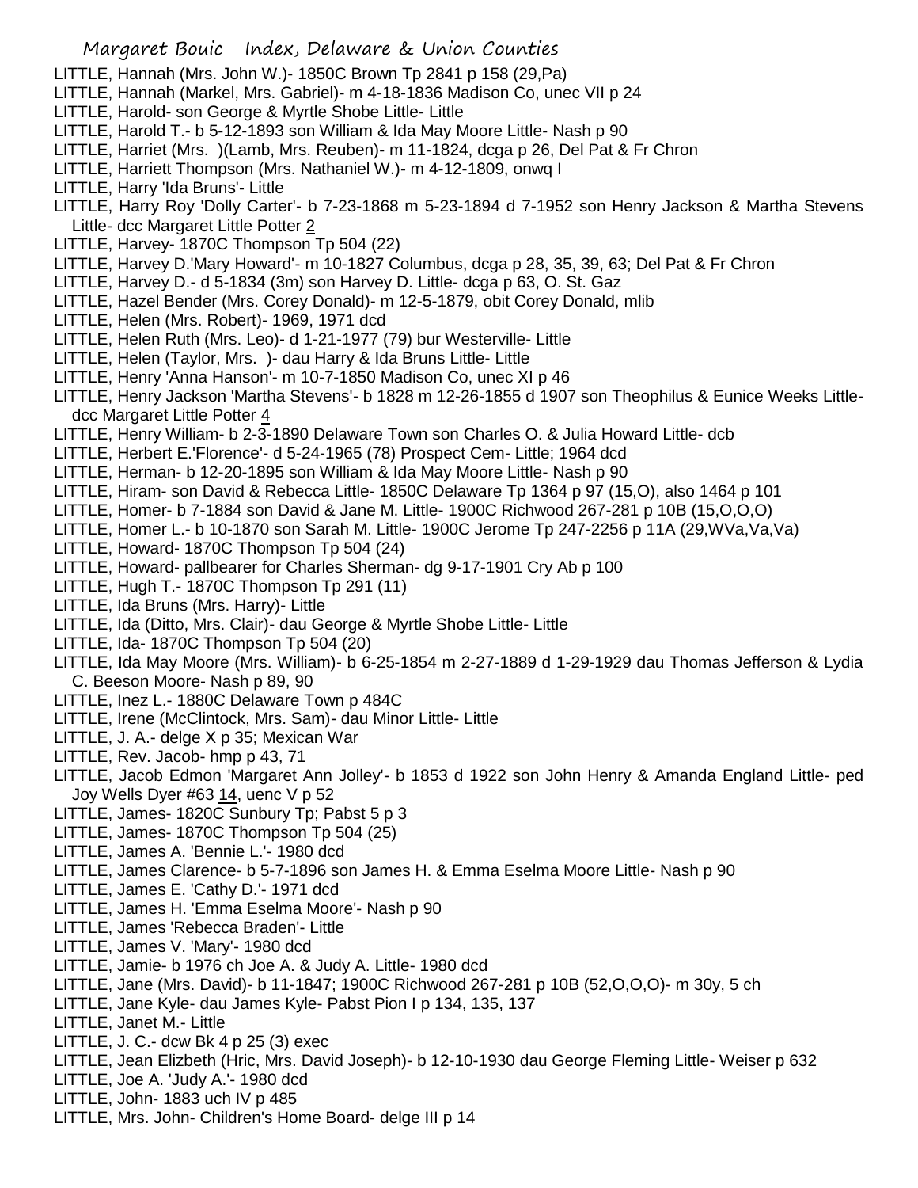LITTLE, Hannah (Mrs. John W.)- 1850C Brown Tp 2841 p 158 (29,Pa)
LITTLE, Hannah (Markel, Mrs. Gabriel)- m 4-18-1836 Madison Co, unec VII p 24
LITTLE, Harold- son George & Myrtle Shobe Little- Little
LITTLE, Harold T.- b 5-12-1893 son William & Ida May Moore Little- Nash p 90
LITTLE, Harriet (Mrs. )(Lamb, Mrs. Reuben)- m 11-1824, dcga p 26, Del Pat & Fr Chron
LITTLE, Harriett Thompson (Mrs. Nathaniel W.)- m 4-12-1809, onwq I
LITTLE, Harry 'Ida Bruns'- Little
LITTLE, Harry Roy 'Dolly Carter'- b 7-23-1868 m 5-23-1894 d 7-1952 son Henry Jackson & Martha Stevens Little- dcc Margaret Little Potter 2
LITTLE, Harvey- 1870C Thompson Tp 504 (22)
LITTLE, Harvey D.'Mary Howard'- m 10-1827 Columbus, dcga p 28, 35, 39, 63; Del Pat & Fr Chron
LITTLE, Harvey D.- d 5-1834 (3m) son Harvey D. Little- dcga p 63, O. St. Gaz
LITTLE, Hazel Bender (Mrs. Corey Donald)- m 12-5-1879, obit Corey Donald, mlib
LITTLE, Helen (Mrs. Robert)- 1969, 1971 dcd
LITTLE, Helen Ruth (Mrs. Leo)- d 1-21-1977 (79) bur Westerville- Little
LITTLE, Helen (Taylor, Mrs. )- dau Harry & Ida Bruns Little- Little
LITTLE, Henry 'Anna Hanson'- m 10-7-1850 Madison Co, unec XI p 46
LITTLE, Henry Jackson 'Martha Stevens'- b 1828 m 12-26-1855 d 1907 son Theophilus & Eunice Weeks Little- dcc Margaret Little Potter 4
LITTLE, Henry William- b 2-3-1890 Delaware Town son Charles O. & Julia Howard Little- dcb
LITTLE, Herbert E.'Florence'- d 5-24-1965 (78) Prospect Cem- Little; 1964 dcd
LITTLE, Herman- b 12-20-1895 son William & Ida May Moore Little- Nash p 90
LITTLE, Hiram- son David & Rebecca Little- 1850C Delaware Tp 1364 p 97 (15,O), also 1464 p 101
LITTLE, Homer- b 7-1884 son David & Jane M. Little- 1900C Richwood 267-281 p 10B (15,O,O,O)
LITTLE, Homer L.- b 10-1870 son Sarah M. Little- 1900C Jerome Tp 247-2256 p 11A (29,WVa,Va,Va)
LITTLE, Howard- 1870C Thompson Tp 504 (24)
LITTLE, Howard- pallbearer for Charles Sherman- dg 9-17-1901 Cry Ab p 100
LITTLE, Hugh T.- 1870C Thompson Tp 291 (11)
LITTLE, Ida Bruns (Mrs. Harry)- Little
LITTLE, Ida (Ditto, Mrs. Clair)- dau George & Myrtle Shobe Little- Little
LITTLE, Ida- 1870C Thompson Tp 504 (20)
LITTLE, Ida May Moore (Mrs. William)- b 6-25-1854 m 2-27-1889 d 1-29-1929 dau Thomas Jefferson & Lydia C. Beeson Moore- Nash p 89, 90
LITTLE, Inez L.- 1880C Delaware Town p 484C
LITTLE, Irene (McClintock, Mrs. Sam)- dau Minor Little- Little
LITTLE, J. A.- delge X p 35; Mexican War
LITTLE, Rev. Jacob- hmp p 43, 71
LITTLE, Jacob Edmon 'Margaret Ann Jolley'- b 1853 d 1922 son John Henry & Amanda England Little- ped Joy Wells Dyer #63 14, uenc V p 52
LITTLE, James- 1820C Sunbury Tp; Pabst 5 p 3
LITTLE, James- 1870C Thompson Tp 504 (25)
LITTLE, James A. 'Bennie L.'- 1980 dcd
LITTLE, James Clarence- b 5-7-1896 son James H. & Emma Eselma Moore Little- Nash p 90
LITTLE, James E. 'Cathy D.'- 1971 dcd
LITTLE, James H. 'Emma Eselma Moore'- Nash p 90
LITTLE, James 'Rebecca Braden'- Little
LITTLE, James V. 'Mary'- 1980 dcd
LITTLE, Jamie- b 1976 ch Joe A. & Judy A. Little- 1980 dcd
LITTLE, Jane (Mrs. David)- b 11-1847; 1900C Richwood 267-281 p 10B (52,O,O,O)- m 30y, 5 ch
LITTLE, Jane Kyle- dau James Kyle- Pabst Pion I p 134, 135, 137
LITTLE, Janet M.- Little
LITTLE, J. C.- dcw Bk 4 p 25 (3) exec
LITTLE, Jean Elizbeth (Hric, Mrs. David Joseph)- b 12-10-1930 dau George Fleming Little- Weiser p 632
LITTLE, Joe A. 'Judy A.'- 1980 dcd
LITTLE, John- 1883 uch IV p 485
LITTLE, Mrs. John- Children's Home Board- delge III p 14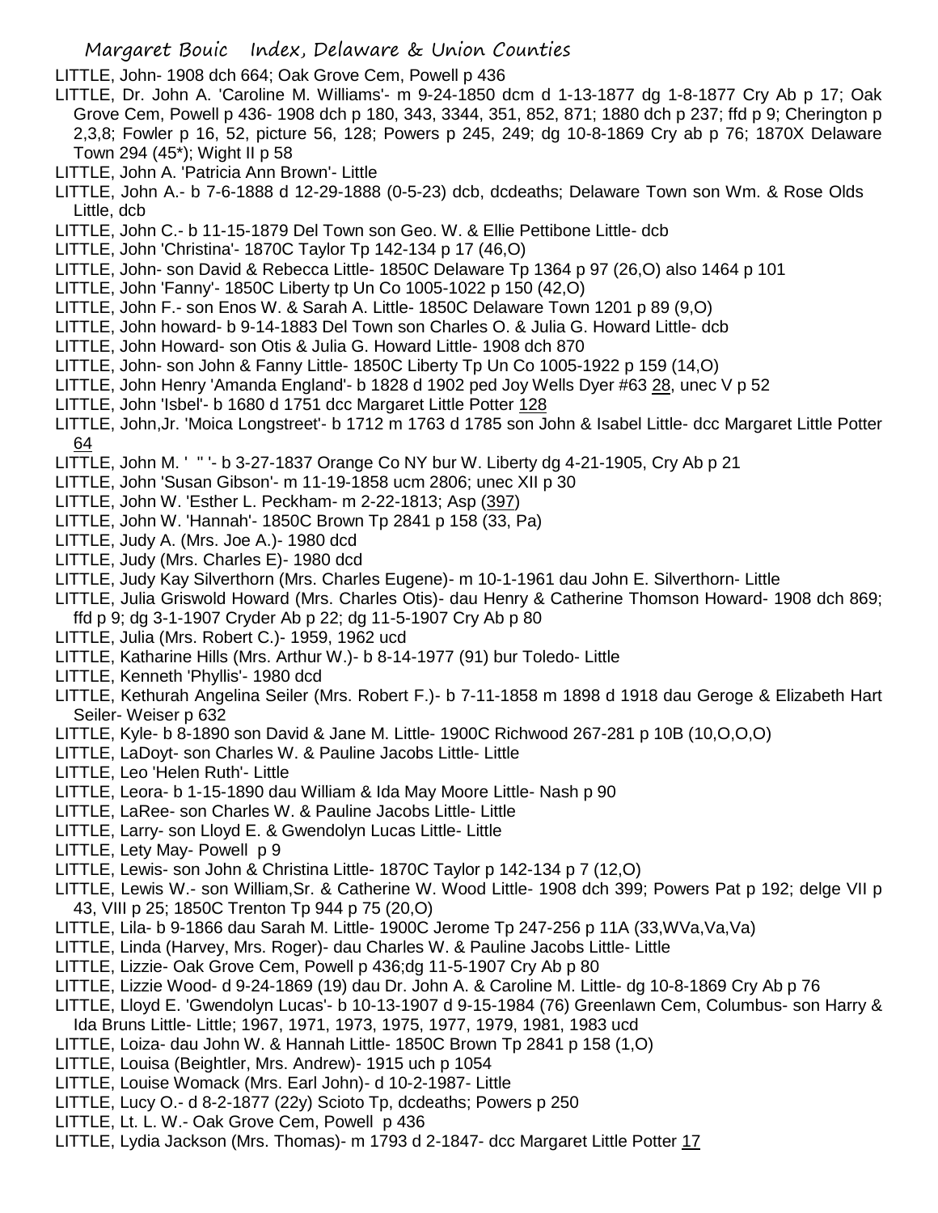LITTLE, John- 1908 dch 664; Oak Grove Cem, Powell p 436

LITTLE, Dr. John A. 'Caroline M. Williams'- m 9-24-1850 dcm d 1-13-1877 dg 1-8-1877 Cry Ab p 17; Oak Grove Cem, Powell p 436- 1908 dch p 180, 343, 3344, 351, 852, 871; 1880 dch p 237; ffd p 9; Cherington p 2,3,8; Fowler p 16, 52, picture 56, 128; Powers p 245, 249; dg 10-8-1869 Cry ab p 76; 1870X Delaware Town 294 (45*); Wight II p 58

LITTLE, John A. 'Patricia Ann Brown'- Little

LITTLE, John A.- b 7-6-1888 d 12-29-1888 (0-5-23) dcb, dcdeaths; Delaware Town son Wm. & Rose Olds Little, dcb

LITTLE, John C.- b 11-15-1879 Del Town son Geo. W. & Ellie Pettibone Little- dcb

LITTLE, John 'Christina'- 1870C Taylor Tp 142-134 p 17 (46,O)

LITTLE, John- son David & Rebecca Little- 1850C Delaware Tp 1364 p 97 (26,O) also 1464 p 101

LITTLE, John 'Fanny'- 1850C Liberty tp Un Co 1005-1022 p 150 (42,O)

LITTLE, John F.- son Enos W. & Sarah A. Little- 1850C Delaware Town 1201 p 89 (9,O)

LITTLE, John howard- b 9-14-1883 Del Town son Charles O. & Julia G. Howard Little- dcb

LITTLE, John Howard- son Otis & Julia G. Howard Little- 1908 dch 870

LITTLE, John- son John & Fanny Little- 1850C Liberty Tp Un Co 1005-1922 p 159 (14,O)

LITTLE, John Henry 'Amanda England'- b 1828 d 1902 ped Joy Wells Dyer #63 28, unec V p 52

LITTLE, John 'Isbel'- b 1680 d 1751 dcc Margaret Little Potter 128

LITTLE, John,Jr. 'Moica Longstreet'- b 1712 m 1763 d 1785 son John & Isabel Little- dcc Margaret Little Potter 64

LITTLE, John M. ' " '- b 3-27-1837 Orange Co NY bur W. Liberty dg 4-21-1905, Cry Ab p 21

LITTLE, John 'Susan Gibson'- m 11-19-1858 ucm 2806; unec XII p 30

LITTLE, John W. 'Esther L. Peckham- m 2-22-1813; Asp (397)

LITTLE, John W. 'Hannah'- 1850C Brown Tp 2841 p 158 (33, Pa)

LITTLE, Judy A. (Mrs. Joe A.)- 1980 dcd

LITTLE, Judy (Mrs. Charles E)- 1980 dcd

LITTLE, Judy Kay Silverthorn (Mrs. Charles Eugene)- m 10-1-1961 dau John E. Silverthorn- Little

LITTLE, Julia Griswold Howard (Mrs. Charles Otis)- dau Henry & Catherine Thomson Howard- 1908 dch 869; ffd p 9; dg 3-1-1907 Cryder Ab p 22; dg 11-5-1907 Cry Ab p 80

LITTLE, Julia (Mrs. Robert C.)- 1959, 1962 ucd

LITTLE, Katharine Hills (Mrs. Arthur W.)- b 8-14-1977 (91) bur Toledo- Little

LITTLE, Kenneth 'Phyllis'- 1980 dcd

LITTLE, Kethurah Angelina Seiler (Mrs. Robert F.)- b 7-11-1858 m 1898 d 1918 dau Geroge & Elizabeth Hart Seiler- Weiser p 632

LITTLE, Kyle- b 8-1890 son David & Jane M. Little- 1900C Richwood 267-281 p 10B (10,O,O,O)

LITTLE, LaDoyt- son Charles W. & Pauline Jacobs Little- Little

LITTLE, Leo 'Helen Ruth'- Little

LITTLE, Leora- b 1-15-1890 dau William & Ida May Moore Little- Nash p 90

LITTLE, LaRee- son Charles W. & Pauline Jacobs Little- Little

LITTLE, Larry- son Lloyd E. & Gwendolyn Lucas Little- Little

LITTLE, Lety May- Powell p 9

LITTLE, Lewis- son John & Christina Little- 1870C Taylor p 142-134 p 7 (12,O)

LITTLE, Lewis W.- son William,Sr. & Catherine W. Wood Little- 1908 dch 399; Powers Pat p 192; delge VII p 43, VIII p 25; 1850C Trenton Tp 944 p 75 (20,O)

LITTLE, Lila- b 9-1866 dau Sarah M. Little- 1900C Jerome Tp 247-256 p 11A (33,WVa,Va,Va)

LITTLE, Linda (Harvey, Mrs. Roger)- dau Charles W. & Pauline Jacobs Little- Little

LITTLE, Lizzie- Oak Grove Cem, Powell p 436;dg 11-5-1907 Cry Ab p 80

LITTLE, Lizzie Wood- d 9-24-1869 (19) dau Dr. John A. & Caroline M. Little- dg 10-8-1869 Cry Ab p 76

LITTLE, Lloyd E. 'Gwendolyn Lucas'- b 10-13-1907 d 9-15-1984 (76) Greenlawn Cem, Columbus- son Harry & Ida Bruns Little- Little; 1967, 1971, 1973, 1975, 1977, 1979, 1981, 1983 ucd

LITTLE, Loiza- dau John W. & Hannah Little- 1850C Brown Tp 2841 p 158 (1,O)

LITTLE, Louisa (Beightler, Mrs. Andrew)- 1915 uch p 1054

LITTLE, Louise Womack (Mrs. Earl John)- d 10-2-1987- Little

LITTLE, Lucy O.- d 8-2-1877 (22y) Scioto Tp, dcdeaths; Powers p 250

LITTLE, Lt. L. W.- Oak Grove Cem, Powell p 436

LITTLE, Lydia Jackson (Mrs. Thomas)- m 1793 d 2-1847- dcc Margaret Little Potter 17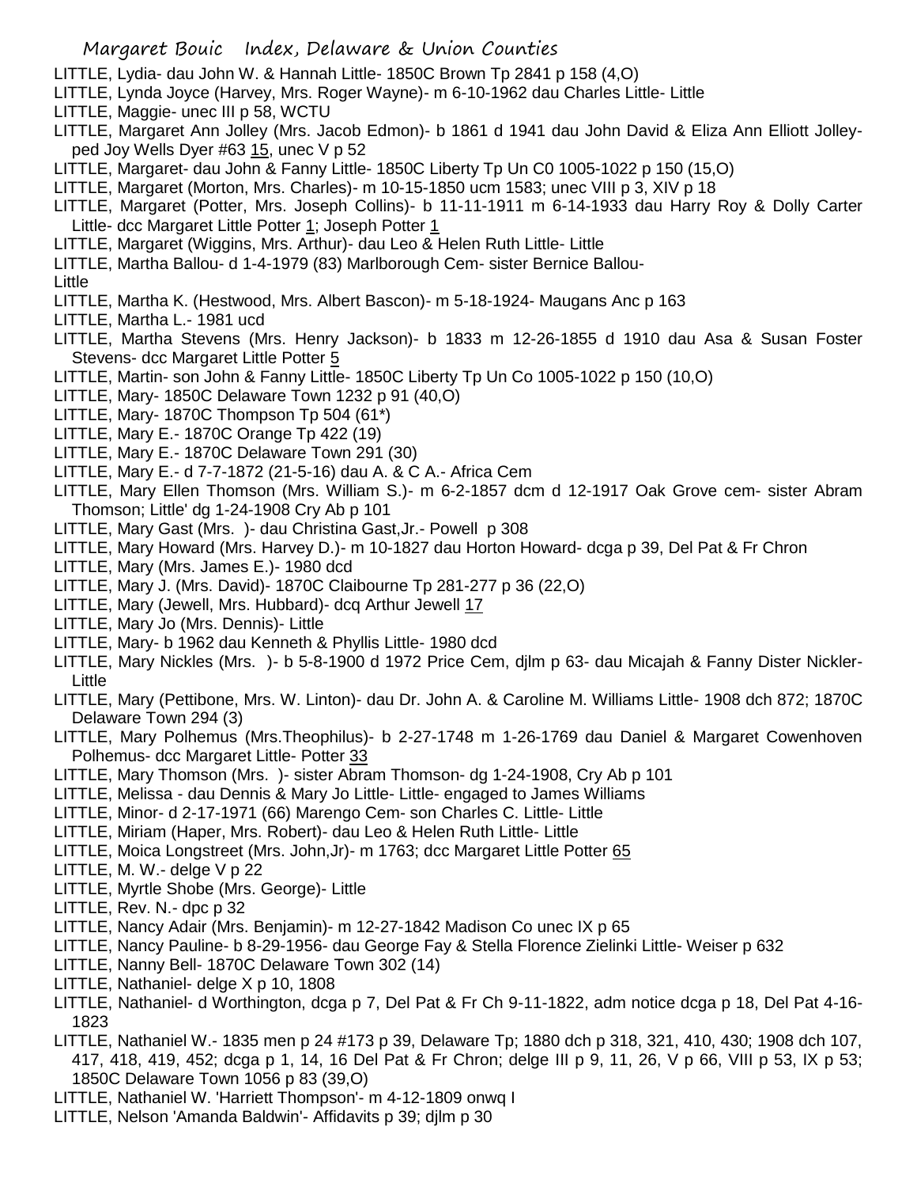LITTLE, Lydia- dau John W. & Hannah Little- 1850C Brown Tp 2841 p 158 (4,O)

LITTLE, Lynda Joyce (Harvey, Mrs. Roger Wayne)- m 6-10-1962 dau Charles Little- Little

LITTLE, Maggie- unec III p 58, WCTU

LITTLE, Margaret Ann Jolley (Mrs. Jacob Edmon)- b 1861 d 1941 dau John David & Eliza Ann Elliott Jolley- ped Joy Wells Dyer #63 15, unec V p 52

LITTLE, Margaret- dau John & Fanny Little- 1850C Liberty Tp Un C0 1005-1022 p 150 (15,O)

LITTLE, Margaret (Morton, Mrs. Charles)- m 10-15-1850 ucm 1583; unec VIII p 3, XIV p 18

LITTLE, Margaret (Potter, Mrs. Joseph Collins)- b 11-11-1911 m 6-14-1933 dau Harry Roy & Dolly Carter Little- dcc Margaret Little Potter 1; Joseph Potter 1

LITTLE, Margaret (Wiggins, Mrs. Arthur)- dau Leo & Helen Ruth Little- Little

LITTLE, Martha Ballou- d 1-4-1979 (83) Marlborough Cem- sister Bernice Ballou-Little

LITTLE, Martha K. (Hestwood, Mrs. Albert Bascon)- m 5-18-1924- Maugans Anc p 163

LITTLE, Martha L.- 1981 ucd

LITTLE, Martha Stevens (Mrs. Henry Jackson)- b 1833 m 12-26-1855 d 1910 dau Asa & Susan Foster Stevens- dcc Margaret Little Potter 5

LITTLE, Martin- son John & Fanny Little- 1850C Liberty Tp Un Co 1005-1022 p 150 (10,O)

LITTLE, Mary- 1850C Delaware Town 1232 p 91 (40,O)

LITTLE, Mary- 1870C Thompson Tp 504 (61*)

LITTLE, Mary E.- 1870C Orange Tp 422 (19)

LITTLE, Mary E.- 1870C Delaware Town 291 (30)

LITTLE, Mary E.- d 7-7-1872 (21-5-16) dau A. & C A.- Africa Cem

LITTLE, Mary Ellen Thomson (Mrs. William S.)- m 6-2-1857 dcm d 12-1917 Oak Grove cem- sister Abram Thomson; Little' dg 1-24-1908 Cry Ab p 101

LITTLE, Mary Gast (Mrs. )- dau Christina Gast,Jr.- Powell p 308

LITTLE, Mary Howard (Mrs. Harvey D.)- m 10-1827 dau Horton Howard- dcga p 39, Del Pat & Fr Chron

LITTLE, Mary (Mrs. James E.)- 1980 dcd

LITTLE, Mary J. (Mrs. David)- 1870C Claibourne Tp 281-277 p 36 (22,O)

LITTLE, Mary (Jewell, Mrs. Hubbard)- dcq Arthur Jewell 17

LITTLE, Mary Jo (Mrs. Dennis)- Little

LITTLE, Mary- b 1962 dau Kenneth & Phyllis Little- 1980 dcd

LITTLE, Mary Nickles (Mrs. )- b 5-8-1900 d 1972 Price Cem, djlm p 63- dau Micajah & Fanny Dister Nickler- Little

LITTLE, Mary (Pettibone, Mrs. W. Linton)- dau Dr. John A. & Caroline M. Williams Little- 1908 dch 872; 1870C Delaware Town 294 (3)

LITTLE, Mary Polhemus (Mrs.Theophilus)- b 2-27-1748 m 1-26-1769 dau Daniel & Margaret Cowenhoven Polhemus- dcc Margaret Little- Potter 33

LITTLE, Mary Thomson (Mrs. )- sister Abram Thomson- dg 1-24-1908, Cry Ab p 101

LITTLE, Melissa - dau Dennis & Mary Jo Little- Little- engaged to James Williams

LITTLE, Minor- d 2-17-1971 (66) Marengo Cem- son Charles C. Little- Little

LITTLE, Miriam (Haper, Mrs. Robert)- dau Leo & Helen Ruth Little- Little

LITTLE, Moica Longstreet (Mrs. John,Jr)- m 1763; dcc Margaret Little Potter 65

LITTLE, M. W.- delge V p 22

LITTLE, Myrtle Shobe (Mrs. George)- Little

LITTLE, Rev. N.- dpc p 32

LITTLE, Nancy Adair (Mrs. Benjamin)- m 12-27-1842 Madison Co unec IX p 65

LITTLE, Nancy Pauline- b 8-29-1956- dau George Fay & Stella Florence Zielinki Little- Weiser p 632

LITTLE, Nanny Bell- 1870C Delaware Town 302 (14)

LITTLE, Nathaniel- delge X p 10, 1808

LITTLE, Nathaniel- d Worthington, dcga p 7, Del Pat & Fr Ch 9-11-1822, adm notice dcga p 18, Del Pat 4-16-1823

LITTLE, Nathaniel W.- 1835 men p 24 #173 p 39, Delaware Tp; 1880 dch p 318, 321, 410, 430; 1908 dch 107, 417, 418, 419, 452; dcga p 1, 14, 16 Del Pat & Fr Chron; delge III p 9, 11, 26, V p 66, VIII p 53, IX p 53; 1850C Delaware Town 1056 p 83 (39,O)

LITTLE, Nathaniel W. 'Harriett Thompson'- m 4-12-1809 onwq I

LITTLE, Nelson 'Amanda Baldwin'- Affidavits p 39; djlm p 30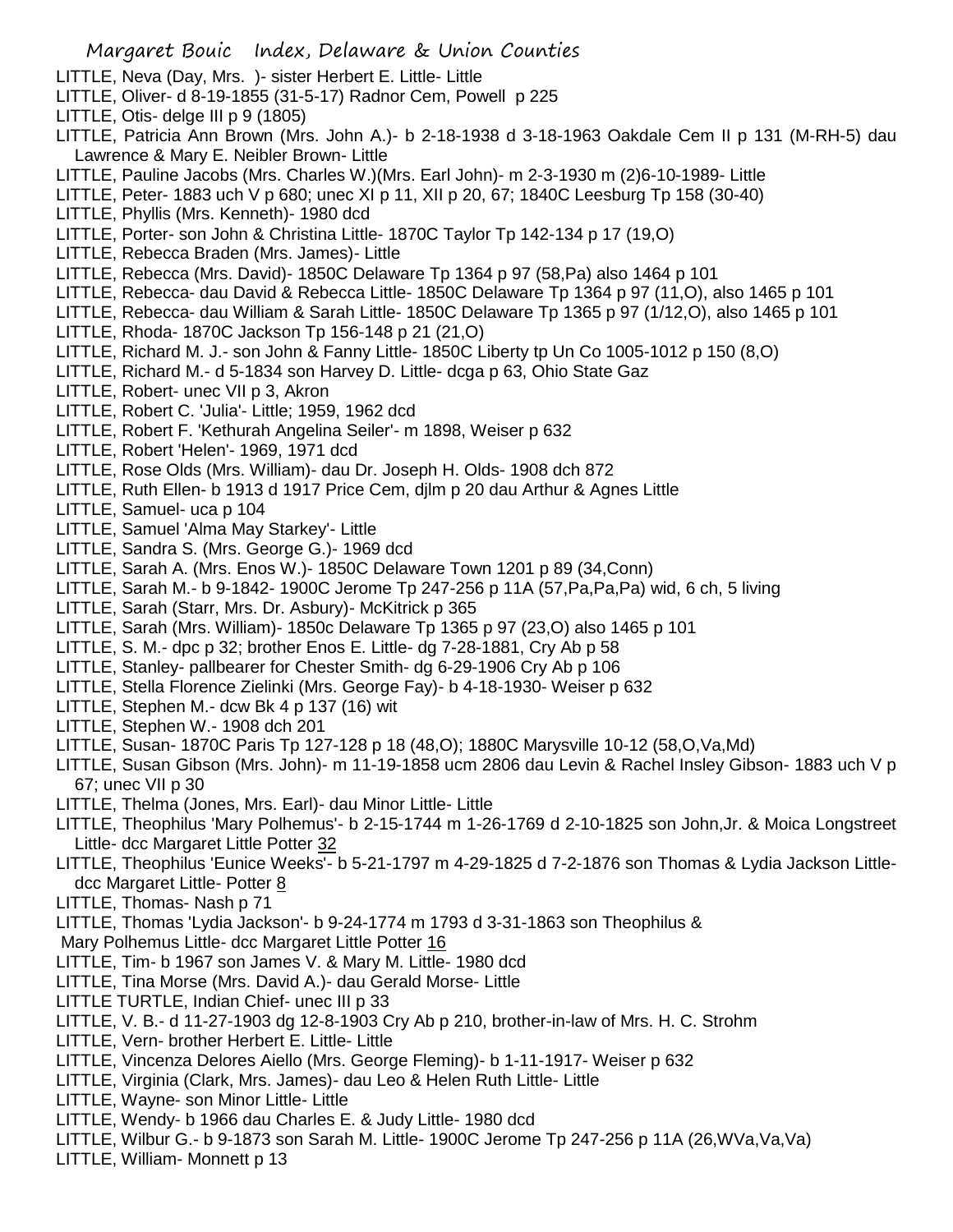LITTLE, Neva (Day, Mrs. )- sister Herbert E. Little- Little
LITTLE, Oliver- d 8-19-1855 (31-5-17) Radnor Cem, Powell p 225
LITTLE, Otis- delge III p 9 (1805)
LITTLE, Patricia Ann Brown (Mrs. John A.)- b 2-18-1938 d 3-18-1963 Oakdale Cem II p 131 (M-RH-5) dau Lawrence & Mary E. Neibler Brown- Little
LITTLE, Pauline Jacobs (Mrs. Charles W.)(Mrs. Earl John)- m 2-3-1930 m (2)6-10-1989- Little
LITTLE, Peter- 1883 uch V p 680; unec XI p 11, XII p 20, 67; 1840C Leesburg Tp 158 (30-40)
LITTLE, Phyllis (Mrs. Kenneth)- 1980 dcd
LITTLE, Porter- son John & Christina Little- 1870C Taylor Tp 142-134 p 17 (19,O)
LITTLE, Rebecca Braden (Mrs. James)- Little
LITTLE, Rebecca (Mrs. David)- 1850C Delaware Tp 1364 p 97 (58,Pa) also 1464 p 101
LITTLE, Rebecca- dau David & Rebecca Little- 1850C Delaware Tp 1364 p 97 (11,O), also 1465 p 101
LITTLE, Rebecca- dau William & Sarah Little- 1850C Delaware Tp 1365 p 97 (1/12,O), also 1465 p 101
LITTLE, Rhoda- 1870C Jackson Tp 156-148 p 21 (21,O)
LITTLE, Richard M. J.- son John & Fanny Little- 1850C Liberty tp Un Co 1005-1012 p 150 (8,O)
LITTLE, Richard M.- d 5-1834 son Harvey D. Little- dcga p 63, Ohio State Gaz
LITTLE, Robert- unec VII p 3, Akron
LITTLE, Robert C. 'Julia'- Little; 1959, 1962 dcd
LITTLE, Robert F. 'Kethurah Angelina Seiler'- m 1898, Weiser p 632
LITTLE, Robert 'Helen'- 1969, 1971 dcd
LITTLE, Rose Olds (Mrs. William)- dau Dr. Joseph H. Olds- 1908 dch 872
LITTLE, Ruth Ellen- b 1913 d 1917 Price Cem, djlm p 20 dau Arthur & Agnes Little
LITTLE, Samuel- uca p 104
LITTLE, Samuel 'Alma May Starkey'- Little
LITTLE, Sandra S. (Mrs. George G.)- 1969 dcd
LITTLE, Sarah A. (Mrs. Enos W.)- 1850C Delaware Town 1201 p 89 (34,Conn)
LITTLE, Sarah M.- b 9-1842- 1900C Jerome Tp 247-256 p 11A (57,Pa,Pa,Pa) wid, 6 ch, 5 living
LITTLE, Sarah (Starr, Mrs. Dr. Asbury)- McKitrick p 365
LITTLE, Sarah (Mrs. William)- 1850c Delaware Tp 1365 p 97 (23,O) also 1465 p 101
LITTLE, S. M.- dpc p 32; brother Enos E. Little- dg 7-28-1881, Cry Ab p 58
LITTLE, Stanley- pallbearer for Chester Smith- dg 6-29-1906 Cry Ab p 106
LITTLE, Stella Florence Zielinki (Mrs. George Fay)- b 4-18-1930- Weiser p 632
LITTLE, Stephen M.- dcw Bk 4 p 137 (16) wit
LITTLE, Stephen W.- 1908 dch 201
LITTLE, Susan- 1870C Paris Tp 127-128 p 18 (48,O); 1880C Marysville 10-12 (58,O,Va,Md)
LITTLE, Susan Gibson (Mrs. John)- m 11-19-1858 ucm 2806 dau Levin & Rachel Insley Gibson- 1883 uch V p 67; unec VII p 30
LITTLE, Thelma (Jones, Mrs. Earl)- dau Minor Little- Little
LITTLE, Theophilus 'Mary Polhemus'- b 2-15-1744 m 1-26-1769 d 2-10-1825 son John,Jr. & Moica Longstreet Little- dcc Margaret Little Potter 32
LITTLE, Theophilus 'Eunice Weeks'- b 5-21-1797 m 4-29-1825 d 7-2-1876 son Thomas & Lydia Jackson Little- dcc Margaret Little- Potter 8
LITTLE, Thomas- Nash p 71
LITTLE, Thomas 'Lydia Jackson'- b 9-24-1774 m 1793 d 3-31-1863 son Theophilus & Mary Polhemus Little- dcc Margaret Little Potter 16
LITTLE, Tim- b 1967 son James V. & Mary M. Little- 1980 dcd
LITTLE, Tina Morse (Mrs. David A.)- dau Gerald Morse- Little
LITTLE TURTLE, Indian Chief- unec III p 33
LITTLE, V. B.- d 11-27-1903 dg 12-8-1903 Cry Ab p 210, brother-in-law of Mrs. H. C. Strohm
LITTLE, Vern- brother Herbert E. Little- Little
LITTLE, Vincenza Delores Aiello (Mrs. George Fleming)- b 1-11-1917- Weiser p 632
LITTLE, Virginia (Clark, Mrs. James)- dau Leo & Helen Ruth Little- Little
LITTLE, Wayne- son Minor Little- Little
LITTLE, Wendy- b 1966 dau Charles E. & Judy Little- 1980 dcd
LITTLE, Wilbur G.- b 9-1873 son Sarah M. Little- 1900C Jerome Tp 247-256 p 11A (26,WVa,Va,Va)
LITTLE, William- Monnett p 13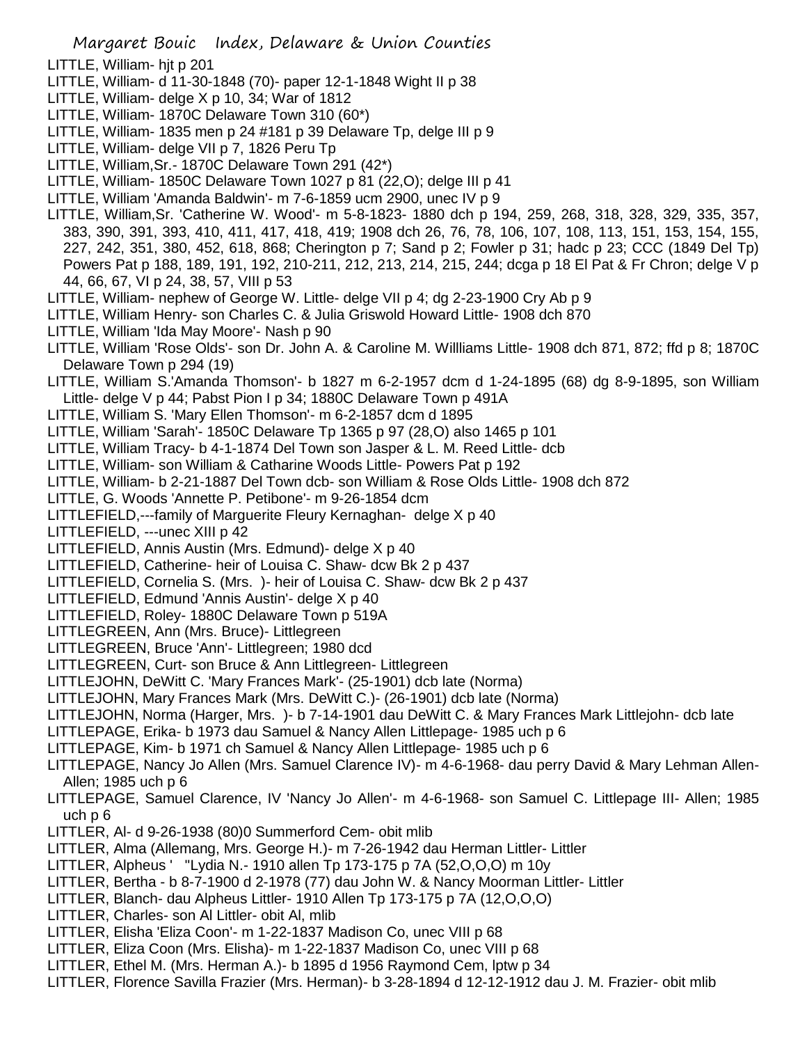LITTLE, William- hjt p 201
LITTLE, William- d 11-30-1848 (70)- paper 12-1-1848 Wight II p 38
LITTLE, William- delge X p 10, 34; War of 1812
LITTLE, William- 1870C Delaware Town 310 (60*)
LITTLE, William- 1835 men p 24 #181 p 39 Delaware Tp, delge III p 9
LITTLE, William- delge VII p 7, 1826 Peru Tp
LITTLE, William,Sr.- 1870C Delaware Town 291 (42*)
LITTLE, William- 1850C Delaware Town 1027 p 81 (22,O); delge III p 41
LITTLE, William 'Amanda Baldwin'- m 7-6-1859 ucm 2900, unec IV p 9
LITTLE, William,Sr. 'Catherine W. Wood'- m 5-8-1823- 1880 dch p 194, 259, 268, 318, 328, 329, 335, 357, 383, 390, 391, 393, 410, 411, 417, 418, 419; 1908 dch 26, 76, 78, 106, 107, 108, 113, 151, 153, 154, 155, 227, 242, 351, 380, 452, 618, 868; Cherington p 7; Sand p 2; Fowler p 31; hadc p 23; CCC (1849 Del Tp) Powers Pat p 188, 189, 191, 192, 210-211, 212, 213, 214, 215, 244; dcga p 18 El Pat & Fr Chron; delge V p 44, 66, 67, VI p 24, 38, 57, VIII p 53
LITTLE, William- nephew of George W. Little- delge VII p 4; dg 2-23-1900 Cry Ab p 9
LITTLE, William Henry- son Charles C. & Julia Griswold Howard Little- 1908 dch 870
LITTLE, William 'Ida May Moore'- Nash p 90
LITTLE, William 'Rose Olds'- son Dr. John A. & Caroline M. Willliams Little- 1908 dch 871, 872; ffd p 8; 1870C Delaware Town p 294 (19)
LITTLE, William S.'Amanda Thomson'- b 1827 m 6-2-1957 dcm d 1-24-1895 (68) dg 8-9-1895, son William Little- delge V p 44; Pabst Pion I p 34; 1880C Delaware Town p 491A
LITTLE, William S. 'Mary Ellen Thomson'- m 6-2-1857 dcm d 1895
LITTLE, William 'Sarah'- 1850C Delaware Tp 1365 p 97 (28,O) also 1465 p 101
LITTLE, William Tracy- b 4-1-1874 Del Town son Jasper & L. M. Reed Little- dcb
LITTLE, William- son William & Catharine Woods Little- Powers Pat p 192
LITTLE, William- b 2-21-1887 Del Town dcb- son William & Rose Olds Little- 1908 dch 872
LITTLE, G. Woods 'Annette P. Petibone'- m 9-26-1854 dcm
LITTLEFIELD,---family of Marguerite Fleury Kernaghan- delge X p 40
LITTLEFIELD, ---unec XIII p 42
LITTLEFIELD, Annis Austin (Mrs. Edmund)- delge X p 40
LITTLEFIELD, Catherine- heir of Louisa C. Shaw- dcw Bk 2 p 437
LITTLEFIELD, Cornelia S. (Mrs. )- heir of Louisa C. Shaw- dcw Bk 2 p 437
LITTLEFIELD, Edmund 'Annis Austin'- delge X p 40
LITTLEFIELD, Roley- 1880C Delaware Town p 519A
LITTLEGREEN, Ann (Mrs. Bruce)- Littlegreen
LITTLEGREEN, Bruce 'Ann'- Littlegreen; 1980 dcd
LITTLEGREEN, Curt- son Bruce & Ann Littlegreen- Littlegreen
LITTLEJOHN, DeWitt C. 'Mary Frances Mark'- (25-1901) dcb late (Norma)
LITTLEJOHN, Mary Frances Mark (Mrs. DeWitt C.)- (26-1901) dcb late (Norma)
LITTLEJOHN, Norma (Harger, Mrs. )- b 7-14-1901 dau DeWitt C. & Mary Frances Mark Littlejohn- dcb late
LITTLEPAGE, Erika- b 1973 dau Samuel & Nancy Allen Littlepage- 1985 uch p 6
LITTLEPAGE, Kim- b 1971 ch Samuel & Nancy Allen Littlepage- 1985 uch p 6
LITTLEPAGE, Nancy Jo Allen (Mrs. Samuel Clarence IV)- m 4-6-1968- dau perry David & Mary Lehman Allen- Allen; 1985 uch p 6
LITTLEPAGE, Samuel Clarence, IV 'Nancy Jo Allen'- m 4-6-1968- son Samuel C. Littlepage III- Allen; 1985 uch p 6
LITTLER, Al- d 9-26-1938 (80)0 Summerford Cem- obit mlib
LITTLER, Alma (Allemang, Mrs. George H.)- m 7-26-1942 dau Herman Littler- Littler
LITTLER, Alpheus ' "Lydia N.- 1910 allen Tp 173-175 p 7A (52,O,O,O) m 10y
LITTLER, Bertha - b 8-7-1900 d 2-1978 (77) dau John W. & Nancy Moorman Littler- Littler
LITTLER, Blanch- dau Alpheus Littler- 1910 Allen Tp 173-175 p 7A (12,O,O,O)
LITTLER, Charles- son Al Littler- obit Al, mlib
LITTLER, Elisha 'Eliza Coon'- m 1-22-1837 Madison Co, unec VIII p 68
LITTLER, Eliza Coon (Mrs. Elisha)- m 1-22-1837 Madison Co, unec VIII p 68
LITTLER, Ethel M. (Mrs. Herman A.)- b 1895 d 1956 Raymond Cem, lptw p 34
LITTLER, Florence Savilla Frazier (Mrs. Herman)- b 3-28-1894 d 12-12-1912 dau J. M. Frazier- obit mlib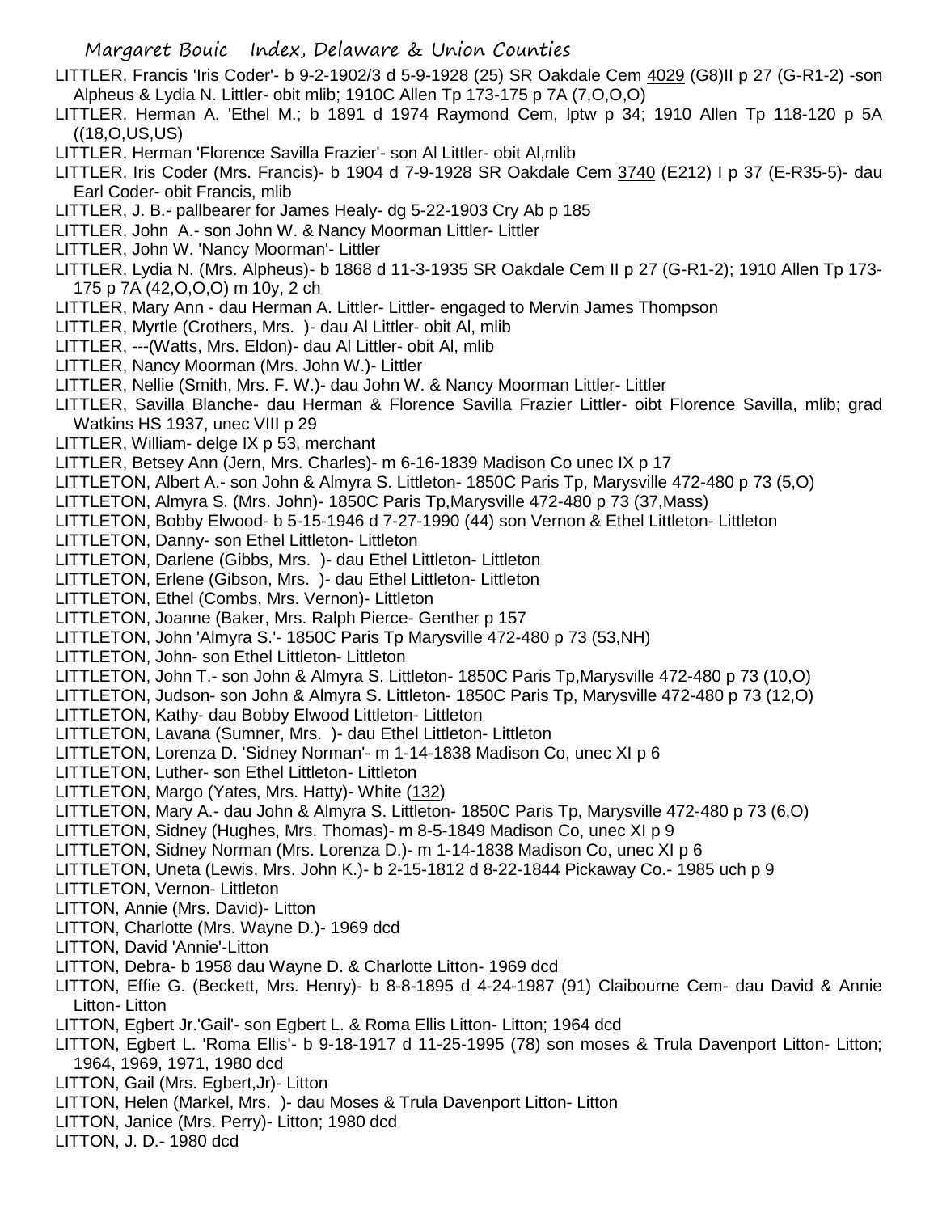LITTLER, Francis 'Iris Coder'- b 9-2-1902/3 d 5-9-1928 (25) SR Oakdale Cem 4029 (G8)II p 27 (G-R1-2) -son Alpheus & Lydia N. Littler- obit mlib; 1910C Allen Tp 173-175 p 7A (7,O,O,O)

LITTLER, Herman A. 'Ethel M.; b 1891 d 1974 Raymond Cem, lptw p 34; 1910 Allen Tp 118-120 p 5A ((18,O,US,US)

LITTLER, Herman 'Florence Savilla Frazier'- son Al Littler- obit Al,mlib

LITTLER, Iris Coder (Mrs. Francis)- b 1904 d 7-9-1928 SR Oakdale Cem 3740 (E212) I p 37 (E-R35-5)- dau Earl Coder- obit Francis, mlib

LITTLER, J. B.- pallbearer for James Healy- dg 5-22-1903 Cry Ab p 185

LITTLER, John A.- son John W. & Nancy Moorman Littler- Littler

LITTLER, John W. 'Nancy Moorman'- Littler

LITTLER, Lydia N. (Mrs. Alpheus)- b 1868 d 11-3-1935 SR Oakdale Cem II p 27 (G-R1-2); 1910 Allen Tp 173-175 p 7A (42,O,O,O) m 10y, 2 ch

LITTLER, Mary Ann - dau Herman A. Littler- Littler- engaged to Mervin James Thompson

LITTLER, Myrtle (Crothers, Mrs. )- dau Al Littler- obit Al, mlib

LITTLER, ---(Watts, Mrs. Eldon)- dau Al Littler- obit Al, mlib

LITTLER, Nancy Moorman (Mrs. John W.)- Littler

LITTLER, Nellie (Smith, Mrs. F. W.)- dau John W. & Nancy Moorman Littler- Littler

LITTLER, Savilla Blanche- dau Herman & Florence Savilla Frazier Littler- oibt Florence Savilla, mlib; grad Watkins HS 1937, unec VIII p 29

LITTLER, William- delge IX p 53, merchant

LITTLER, Betsey Ann (Jern, Mrs. Charles)- m 6-16-1839 Madison Co unec IX p 17

LITTLETON, Albert A.- son John & Almyra S. Littleton- 1850C Paris Tp, Marysville 472-480 p 73 (5,O)

LITTLETON, Almyra S. (Mrs. John)- 1850C Paris Tp,Marysville 472-480 p 73 (37,Mass)

LITTLETON, Bobby Elwood- b 5-15-1946 d 7-27-1990 (44) son Vernon & Ethel Littleton- Littleton

LITTLETON, Danny- son Ethel Littleton- Littleton

LITTLETON, Darlene (Gibbs, Mrs. )- dau Ethel Littleton- Littleton

LITTLETON, Erlene (Gibson, Mrs. )- dau Ethel Littleton- Littleton

LITTLETON, Ethel (Combs, Mrs. Vernon)- Littleton

LITTLETON, Joanne (Baker, Mrs. Ralph Pierce- Genther p 157

LITTLETON, John 'Almyra S.'- 1850C Paris Tp Marysville 472-480 p 73 (53,NH)

LITTLETON, John- son Ethel Littleton- Littleton

LITTLETON, John T.- son John & Almyra S. Littleton- 1850C Paris Tp,Marysville 472-480 p 73 (10,O)

LITTLETON, Judson- son John & Almyra S. Littleton- 1850C Paris Tp, Marysville 472-480 p 73 (12,O)

LITTLETON, Kathy- dau Bobby Elwood Littleton- Littleton

LITTLETON, Lavana (Sumner, Mrs. )- dau Ethel Littleton- Littleton

LITTLETON, Lorenza D. 'Sidney Norman'- m 1-14-1838 Madison Co, unec XI p 6

LITTLETON, Luther- son Ethel Littleton- Littleton

LITTLETON, Margo (Yates, Mrs. Hatty)- White (132)

LITTLETON, Mary A.- dau John & Almyra S. Littleton- 1850C Paris Tp, Marysville 472-480 p 73 (6,O)

LITTLETON, Sidney (Hughes, Mrs. Thomas)- m 8-5-1849 Madison Co, unec XI p 9

LITTLETON, Sidney Norman (Mrs. Lorenza D.)- m 1-14-1838 Madison Co, unec XI p 6

LITTLETON, Uneta (Lewis, Mrs. John K.)- b 2-15-1812 d 8-22-1844 Pickaway Co.- 1985 uch p 9

LITTLETON, Vernon- Littleton

LITTON, Annie (Mrs. David)- Litton

LITTON, Charlotte (Mrs. Wayne D.)- 1969 dcd

LITTON, David 'Annie'-Litton

LITTON, Debra- b 1958 dau Wayne D. & Charlotte Litton- 1969 dcd

LITTON, Effie G. (Beckett, Mrs. Henry)- b 8-8-1895 d 4-24-1987 (91) Claibourne Cem- dau David & Annie Litton- Litton

LITTON, Egbert Jr.'Gail'- son Egbert L. & Roma Ellis Litton- Litton; 1964 dcd

LITTON, Egbert L. 'Roma Ellis'- b 9-18-1917 d 11-25-1995 (78) son moses & Trula Davenport Litton- Litton; 1964, 1969, 1971, 1980 dcd

LITTON, Gail (Mrs. Egbert,Jr)- Litton

LITTON, Helen (Markel, Mrs. )- dau Moses & Trula Davenport Litton- Litton

LITTON, Janice (Mrs. Perry)- Litton; 1980 dcd

LITTON, J. D.- 1980 dcd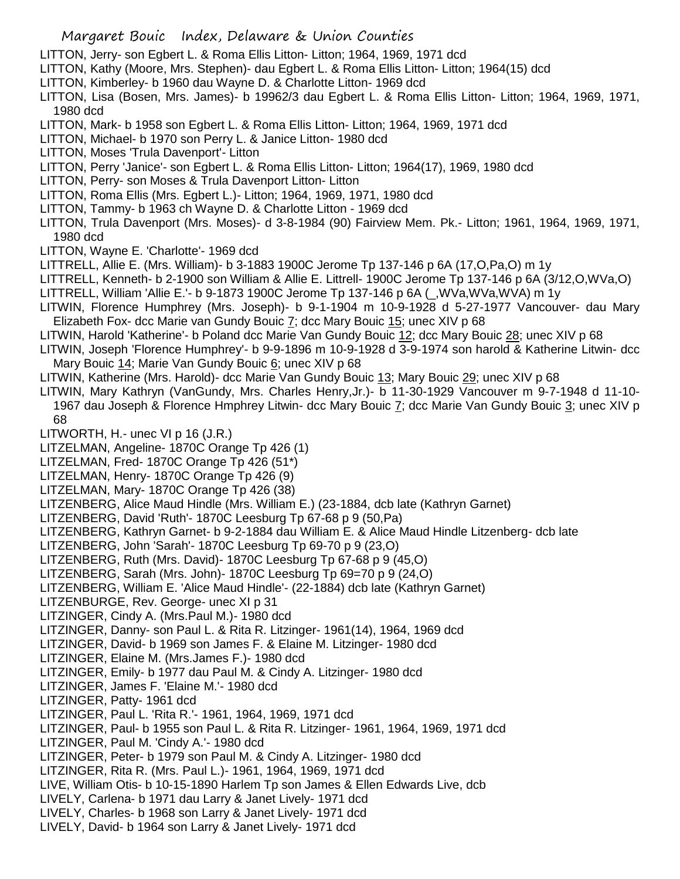LITTON, Jerry- son Egbert L. & Roma Ellis Litton- Litton; 1964, 1969, 1971 dcd

LITTON, Kathy (Moore, Mrs. Stephen)- dau Egbert L. & Roma Ellis Litton- Litton; 1964(15) dcd

LITTON, Kimberley- b 1960 dau Wayne D. & Charlotte Litton- 1969 dcd

LITTON, Lisa (Bosen, Mrs. James)- b 19962/3 dau Egbert L. & Roma Ellis Litton- Litton; 1964, 1969, 1971, 1980 dcd

LITTON, Mark- b 1958 son Egbert L. & Roma Ellis Litton- Litton; 1964, 1969, 1971 dcd

LITTON, Michael- b 1970 son Perry L. & Janice Litton- 1980 dcd

LITTON, Moses 'Trula Davenport'- Litton

LITTON, Perry 'Janice'- son Egbert L. & Roma Ellis Litton- Litton; 1964(17), 1969, 1980 dcd

LITTON, Perry- son Moses & Trula Davenport Litton- Litton

LITTON, Roma Ellis (Mrs. Egbert L.)- Litton; 1964, 1969, 1971, 1980 dcd

LITTON, Tammy- b 1963 ch Wayne D. & Charlotte Litton - 1969 dcd

LITTON, Trula Davenport (Mrs. Moses)- d 3-8-1984 (90) Fairview Mem. Pk.- Litton; 1961, 1964, 1969, 1971, 1980 dcd

LITTON, Wayne E. 'Charlotte'- 1969 dcd

LITTRELL, Allie E. (Mrs. William)- b 3-1883 1900C Jerome Tp 137-146 p 6A (17,O,Pa,O) m 1y

LITTRELL, Kenneth- b 2-1900 son William & Allie E. Littrell- 1900C Jerome Tp 137-146 p 6A (3/12,O,WVa,O)

LITTRELL, William 'Allie E.'- b 9-1873 1900C Jerome Tp 137-146 p 6A (_,WVa,WVa,WVA) m 1y

LITWIN, Florence Humphrey (Mrs. Joseph)- b 9-1-1904 m 10-9-1928 d 5-27-1977 Vancouver- dau Mary Elizabeth Fox- dcc Marie van Gundy Bouic 7; dcc Mary Bouic 15; unec XIV p 68

LITWIN, Harold 'Katherine'- b Poland dcc Marie Van Gundy Bouic 12; dcc Mary Bouic 28; unec XIV p 68

LITWIN, Joseph 'Florence Humphrey'- b 9-9-1896 m 10-9-1928 d 3-9-1974 son harold & Katherine Litwin- dcc Mary Bouic 14; Marie Van Gundy Bouic 6; unec XIV p 68

LITWIN, Katherine (Mrs. Harold)- dcc Marie Van Gundy Bouic 13; Mary Bouic 29; unec XIV p 68

LITWIN, Mary Kathryn (VanGundy, Mrs. Charles Henry,Jr.)- b 11-30-1929 Vancouver m 9-7-1948 d 11-10-1967 dau Joseph & Florence Hmphrey Litwin- dcc Mary Bouic 7; dcc Marie Van Gundy Bouic 3; unec XIV p 68

LITWORTH, H.- unec VI p 16 (J.R.)

LITZELMAN, Angeline- 1870C Orange Tp 426 (1)

LITZELMAN, Fred- 1870C Orange Tp 426 (51*)

LITZELMAN, Henry- 1870C Orange Tp 426 (9)

LITZELMAN, Mary- 1870C Orange Tp 426 (38)

LITZENBERG, Alice Maud Hindle (Mrs. William E.) (23-1884, dcb late (Kathryn Garnet)

LITZENBERG, David 'Ruth'- 1870C Leesburg Tp 67-68 p 9 (50,Pa)

LITZENBERG, Kathryn Garnet- b 9-2-1884 dau William E. & Alice Maud Hindle Litzenberg- dcb late

LITZENBERG, John 'Sarah'- 1870C Leesburg Tp 69-70 p 9 (23,O)

LITZENBERG, Ruth (Mrs. David)- 1870C Leesburg Tp 67-68 p 9 (45,O)

LITZENBERG, Sarah (Mrs. John)- 1870C Leesburg Tp 69=70 p 9 (24,O)

LITZENBERG, William E. 'Alice Maud Hindle'- (22-1884) dcb late (Kathryn Garnet)

LITZENBURGE, Rev. George- unec XI p 31

LITZINGER, Cindy A. (Mrs.Paul M.)- 1980 dcd

LITZINGER, Danny- son Paul L. & Rita R. Litzinger- 1961(14), 1964, 1969 dcd

LITZINGER, David- b 1969 son James F. & Elaine M. Litzinger- 1980 dcd

LITZINGER, Elaine M. (Mrs.James F.)- 1980 dcd

LITZINGER, Emily- b 1977 dau Paul M. & Cindy A. Litzinger- 1980 dcd

LITZINGER, James F. 'Elaine M.'- 1980 dcd

LITZINGER, Patty- 1961 dcd

LITZINGER, Paul L. 'Rita R.'- 1961, 1964, 1969, 1971 dcd

LITZINGER, Paul- b 1955 son Paul L. & Rita R. Litzinger- 1961, 1964, 1969, 1971 dcd

LITZINGER, Paul M. 'Cindy A.'- 1980 dcd

LITZINGER, Peter- b 1979 son Paul M. & Cindy A. Litzinger- 1980 dcd

LITZINGER, Rita R. (Mrs. Paul L.)- 1961, 1964, 1969, 1971 dcd

LIVE, William Otis- b 10-15-1890 Harlem Tp son James & Ellen Edwards Live, dcb

LIVELY, Carlena- b 1971 dau Larry & Janet Lively- 1971 dcd

LIVELY, Charles- b 1968 son Larry & Janet Lively- 1971 dcd

LIVELY, David- b 1964 son Larry & Janet Lively- 1971 dcd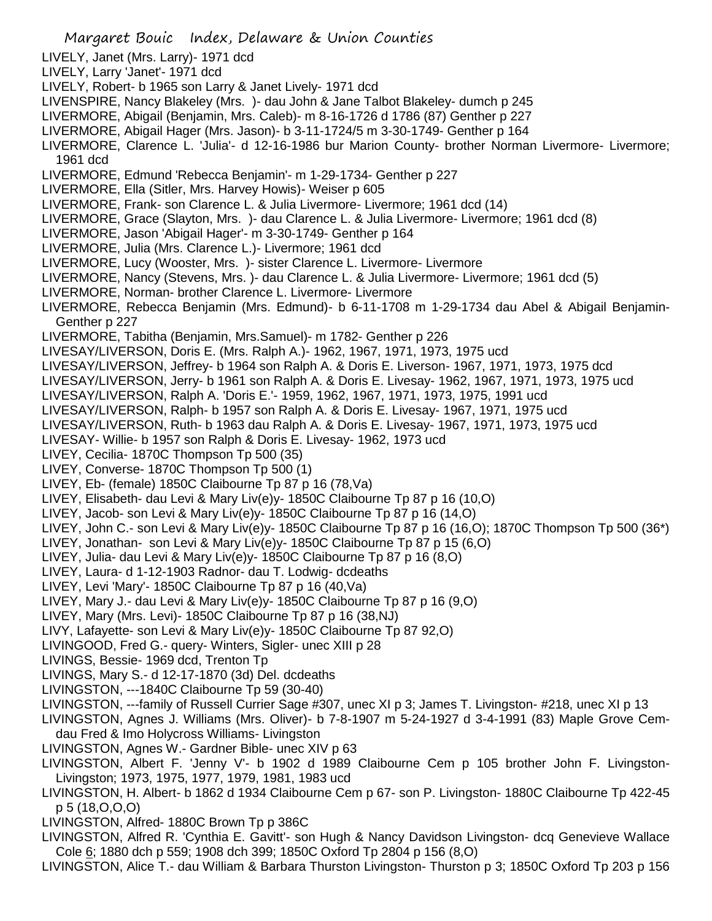LIVELY, Janet (Mrs. Larry)- 1971 dcd
LIVELY, Larry 'Janet'- 1971 dcd
LIVELY, Robert- b 1965 son Larry & Janet Lively- 1971 dcd
LIVENSPIRE, Nancy Blakeley (Mrs. )- dau John & Jane Talbot Blakeley- dumch p 245
LIVERMORE, Abigail (Benjamin, Mrs. Caleb)- m 8-16-1726 d 1786 (87) Genther p 227
LIVERMORE, Abigail Hager (Mrs. Jason)- b 3-11-1724/5 m 3-30-1749- Genther p 164
LIVERMORE, Clarence L. 'Julia'- d 12-16-1986 bur Marion County- brother Norman Livermore- Livermore; 1961 dcd
LIVERMORE, Edmund 'Rebecca Benjamin'- m 1-29-1734- Genther p 227
LIVERMORE, Ella (Sitler, Mrs. Harvey Howis)- Weiser p 605
LIVERMORE, Frank- son Clarence L. & Julia Livermore- Livermore; 1961 dcd (14)
LIVERMORE, Grace (Slayton, Mrs. )- dau Clarence L. & Julia Livermore- Livermore; 1961 dcd (8)
LIVERMORE, Jason 'Abigail Hager'- m 3-30-1749- Genther p 164
LIVERMORE, Julia (Mrs. Clarence L.)- Livermore; 1961 dcd
LIVERMORE, Lucy (Wooster, Mrs. )- sister Clarence L. Livermore- Livermore
LIVERMORE, Nancy (Stevens, Mrs. )- dau Clarence L. & Julia Livermore- Livermore; 1961 dcd (5)
LIVERMORE, Norman- brother Clarence L. Livermore- Livermore
LIVERMORE, Rebecca Benjamin (Mrs. Edmund)- b 6-11-1708 m 1-29-1734 dau Abel & Abigail Benjamin- Genther p 227
LIVERMORE, Tabitha (Benjamin, Mrs.Samuel)- m 1782- Genther p 226
LIVESAY/LIVERSON, Doris E. (Mrs. Ralph A.)- 1962, 1967, 1971, 1973, 1975 ucd
LIVESAY/LIVERSON, Jeffrey- b 1964 son Ralph A. & Doris E. Liverson- 1967, 1971, 1973, 1975 dcd
LIVESAY/LIVERSON, Jerry- b 1961 son Ralph A. & Doris E. Livesay- 1962, 1967, 1971, 1973, 1975 ucd
LIVESAY/LIVERSON, Ralph A. 'Doris E.'- 1959, 1962, 1967, 1971, 1973, 1975, 1991 ucd
LIVESAY/LIVERSON, Ralph- b 1957 son Ralph A. & Doris E. Livesay- 1967, 1971, 1975 ucd
LIVESAY/LIVERSON, Ruth- b 1963 dau Ralph A. & Doris E. Livesay- 1967, 1971, 1973, 1975 ucd
LIVESAY- Willie- b 1957 son Ralph & Doris E. Livesay- 1962, 1973 ucd
LIVEY, Cecilia- 1870C Thompson Tp 500 (35)
LIVEY, Converse- 1870C Thompson Tp 500 (1)
LIVEY, Eb- (female) 1850C Claibourne Tp 87 p 16 (78,Va)
LIVEY, Elisabeth- dau Levi & Mary Liv(e)y- 1850C Claibourne Tp 87 p 16 (10,O)
LIVEY, Jacob- son Levi & Mary Liv(e)y- 1850C Claibourne Tp 87 p 16 (14,O)
LIVEY, John C.- son Levi & Mary Liv(e)y- 1850C Claibourne Tp 87 p 16 (16,O); 1870C Thompson Tp 500 (36*)
LIVEY, Jonathan- son Levi & Mary Liv(e)y- 1850C Claibourne Tp 87 p 15 (6,O)
LIVEY, Julia- dau Levi & Mary Liv(e)y- 1850C Claibourne Tp 87 p 16 (8,O)
LIVEY, Laura- d 1-12-1903 Radnor- dau T. Lodwig- dcdeaths
LIVEY, Levi 'Mary'- 1850C Claibourne Tp 87 p 16 (40,Va)
LIVEY, Mary J.- dau Levi & Mary Liv(e)y- 1850C Claibourne Tp 87 p 16 (9,O)
LIVEY, Mary (Mrs. Levi)- 1850C Claibourne Tp 87 p 16 (38,NJ)
LIVY, Lafayette- son Levi & Mary Liv(e)y- 1850C Claibourne Tp 87 92,O)
LIVINGOOD, Fred G.- query- Winters, Sigler- unec XIII p 28
LIVINGS, Bessie- 1969 dcd, Trenton Tp
LIVINGS, Mary S.- d 12-17-1870 (3d) Del. dcdeaths
LIVINGSTON, ---1840C Claibourne Tp 59 (30-40)
LIVINGSTON, ---family of Russell Currier Sage #307, unec XI p 3; James T. Livingston- #218, unec XI p 13
LIVINGSTON, Agnes J. Williams (Mrs. Oliver)- b 7-8-1907 m 5-24-1927 d 3-4-1991 (83) Maple Grove Cem- dau Fred & Imo Holycross Williams- Livingston
LIVINGSTON, Agnes W.- Gardner Bible- unec XIV p 63
LIVINGSTON, Albert F. 'Jenny V'- b 1902 d 1989 Claibourne Cem p 105 brother John F. Livingston- Livingston; 1973, 1975, 1977, 1979, 1981, 1983 ucd
LIVINGSTON, H. Albert- b 1862 d 1934 Claibourne Cem p 67- son P. Livingston- 1880C Claibourne Tp 422-45 p 5 (18,O,O,O)
LIVINGSTON, Alfred- 1880C Brown Tp p 386C
LIVINGSTON, Alfred R. 'Cynthia E. Gavitt'- son Hugh & Nancy Davidson Livingston- dcq Genevieve Wallace Cole 6; 1880 dch p 559; 1908 dch 399; 1850C Oxford Tp 2804 p 156 (8,O)
LIVINGSTON, Alice T.- dau William & Barbara Thurston Livingston- Thurston p 3; 1850C Oxford Tp 203 p 156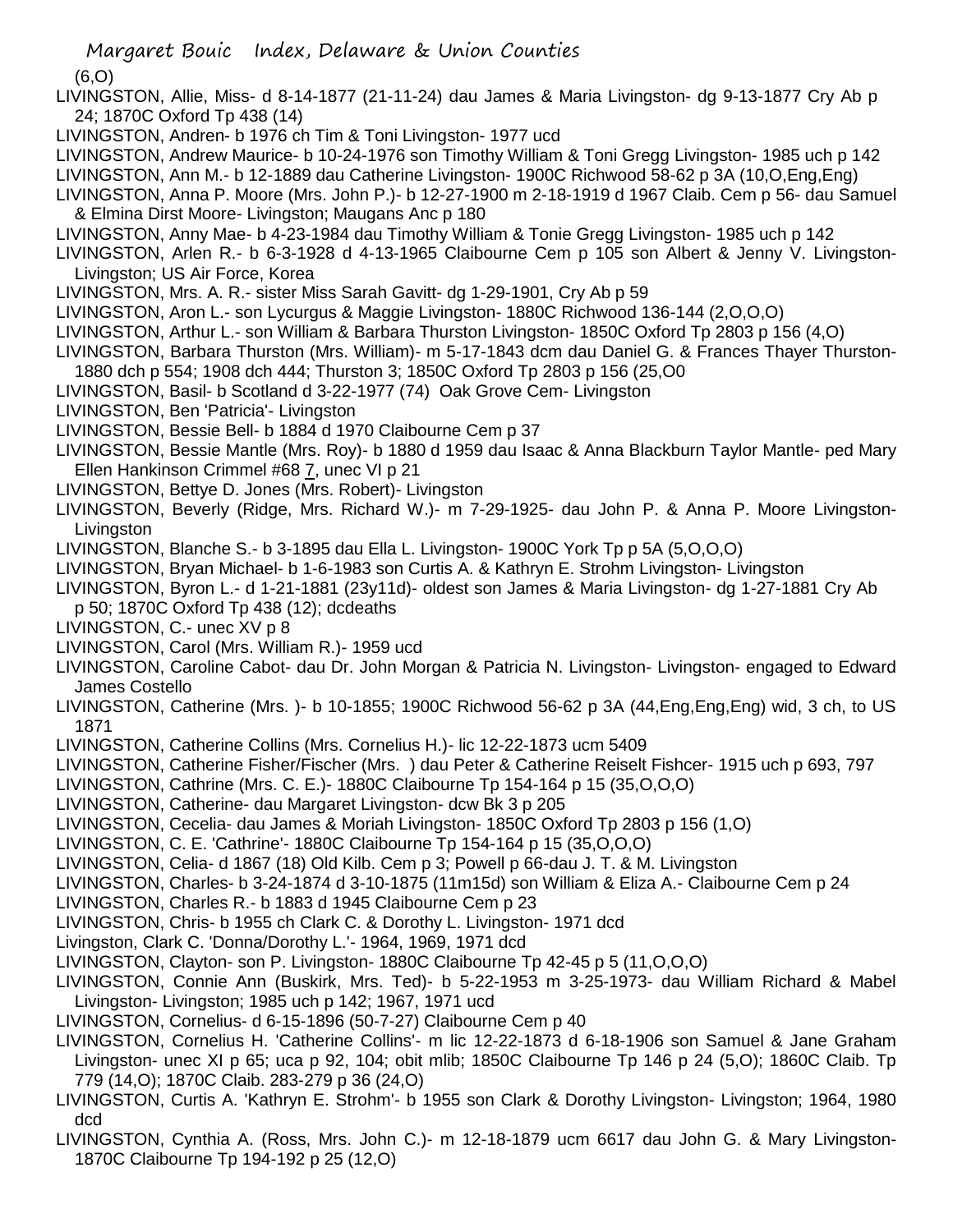(6,O)

LIVINGSTON, Allie, Miss- d 8-14-1877 (21-11-24) dau James & Maria Livingston- dg 9-13-1877 Cry Ab p 24; 1870C Oxford Tp 438 (14)

LIVINGSTON, Andren- b 1976 ch Tim & Toni Livingston- 1977 ucd

LIVINGSTON, Andrew Maurice- b 10-24-1976 son Timothy William & Toni Gregg Livingston- 1985 uch p 142

LIVINGSTON, Ann M.- b 12-1889 dau Catherine Livingston- 1900C Richwood 58-62 p 3A (10,O,Eng,Eng)

LIVINGSTON, Anna P. Moore (Mrs. John P.)- b 12-27-1900 m 2-18-1919 d 1967 Claib. Cem p 56- dau Samuel & Elmina Dirst Moore- Livingston; Maugans Anc p 180

LIVINGSTON, Anny Mae- b 4-23-1984 dau Timothy William & Tonie Gregg Livingston- 1985 uch p 142

LIVINGSTON, Arlen R.- b 6-3-1928 d 4-13-1965 Claibourne Cem p 105 son Albert & Jenny V. Livingston- Livingston; US Air Force, Korea

LIVINGSTON, Mrs. A. R.- sister Miss Sarah Gavitt- dg 1-29-1901, Cry Ab p 59

LIVINGSTON, Aron L.- son Lycurgus & Maggie Livingston- 1880C Richwood 136-144 (2,O,O,O)

LIVINGSTON, Arthur L.- son William & Barbara Thurston Livingston- 1850C Oxford Tp 2803 p 156 (4,O)

LIVINGSTON, Barbara Thurston (Mrs. William)- m 5-17-1843 dcm dau Daniel G. & Frances Thayer Thurston- 1880 dch p 554; 1908 dch 444; Thurston 3; 1850C Oxford Tp 2803 p 156 (25,O0

LIVINGSTON, Basil- b Scotland d 3-22-1977 (74) Oak Grove Cem- Livingston

LIVINGSTON, Ben 'Patricia'- Livingston

LIVINGSTON, Bessie Bell- b 1884 d 1970 Claibourne Cem p 37

LIVINGSTON, Bessie Mantle (Mrs. Roy)- b 1880 d 1959 dau Isaac & Anna Blackburn Taylor Mantle- ped Mary Ellen Hankinson Crimmel #68 7, unec VI p 21

LIVINGSTON, Bettye D. Jones (Mrs. Robert)- Livingston

LIVINGSTON, Beverly (Ridge, Mrs. Richard W.)- m 7-29-1925- dau John P. & Anna P. Moore Livingston- Livingston

LIVINGSTON, Blanche S.- b 3-1895 dau Ella L. Livingston- 1900C York Tp p 5A (5,O,O,O)

LIVINGSTON, Bryan Michael- b 1-6-1983 son Curtis A. & Kathryn E. Strohm Livingston- Livingston

LIVINGSTON, Byron L.- d 1-21-1881 (23y11d)- oldest son James & Maria Livingston- dg 1-27-1881 Cry Ab p 50; 1870C Oxford Tp 438 (12); dcdeaths

LIVINGSTON, C.- unec XV p 8

LIVINGSTON, Carol (Mrs. William R.)- 1959 ucd

LIVINGSTON, Caroline Cabot- dau Dr. John Morgan & Patricia N. Livingston- Livingston- engaged to Edward James Costello

LIVINGSTON, Catherine (Mrs. )- b 10-1855; 1900C Richwood 56-62 p 3A (44,Eng,Eng,Eng) wid, 3 ch, to US 1871

LIVINGSTON, Catherine Collins (Mrs. Cornelius H.)- lic 12-22-1873 ucm 5409

LIVINGSTON, Catherine Fisher/Fischer (Mrs. ) dau Peter & Catherine Reiselt Fishcer- 1915 uch p 693, 797

LIVINGSTON, Cathrine (Mrs. C. E.)- 1880C Claibourne Tp 154-164 p 15 (35,O,O,O)

LIVINGSTON, Catherine- dau Margaret Livingston- dcw Bk 3 p 205

LIVINGSTON, Cecelia- dau James & Moriah Livingston- 1850C Oxford Tp 2803 p 156 (1,O)

LIVINGSTON, C. E. 'Cathrine'- 1880C Claibourne Tp 154-164 p 15 (35,O,O,O)

LIVINGSTON, Celia- d 1867 (18) Old Kilb. Cem p 3; Powell p 66-dau J. T. & M. Livingston

LIVINGSTON, Charles- b 3-24-1874 d 3-10-1875 (11m15d) son William & Eliza A.- Claibourne Cem p 24

LIVINGSTON, Charles R.- b 1883 d 1945 Claibourne Cem p 23

LIVINGSTON, Chris- b 1955 ch Clark C. & Dorothy L. Livingston- 1971 dcd

Livingston, Clark C. 'Donna/Dorothy L.'- 1964, 1969, 1971 dcd

LIVINGSTON, Clayton- son P. Livingston- 1880C Claibourne Tp 42-45 p 5 (11,O,O,O)

LIVINGSTON, Connie Ann (Buskirk, Mrs. Ted)- b 5-22-1953 m 3-25-1973- dau William Richard & Mabel Livingston- Livingston; 1985 uch p 142; 1967, 1971 ucd

LIVINGSTON, Cornelius- d 6-15-1896 (50-7-27) Claibourne Cem p 40

LIVINGSTON, Cornelius H. 'Catherine Collins'- m lic 12-22-1873 d 6-18-1906 son Samuel & Jane Graham Livingston- unec XI p 65; uca p 92, 104; obit mlib; 1850C Claibourne Tp 146 p 24 (5,O); 1860C Claib. Tp 779 (14,O); 1870C Claib. 283-279 p 36 (24,O)

LIVINGSTON, Curtis A. 'Kathryn E. Strohm'- b 1955 son Clark & Dorothy Livingston- Livingston; 1964, 1980 dcd

LIVINGSTON, Cynthia A. (Ross, Mrs. John C.)- m 12-18-1879 ucm 6617 dau John G. & Mary Livingston- 1870C Claibourne Tp 194-192 p 25 (12,O)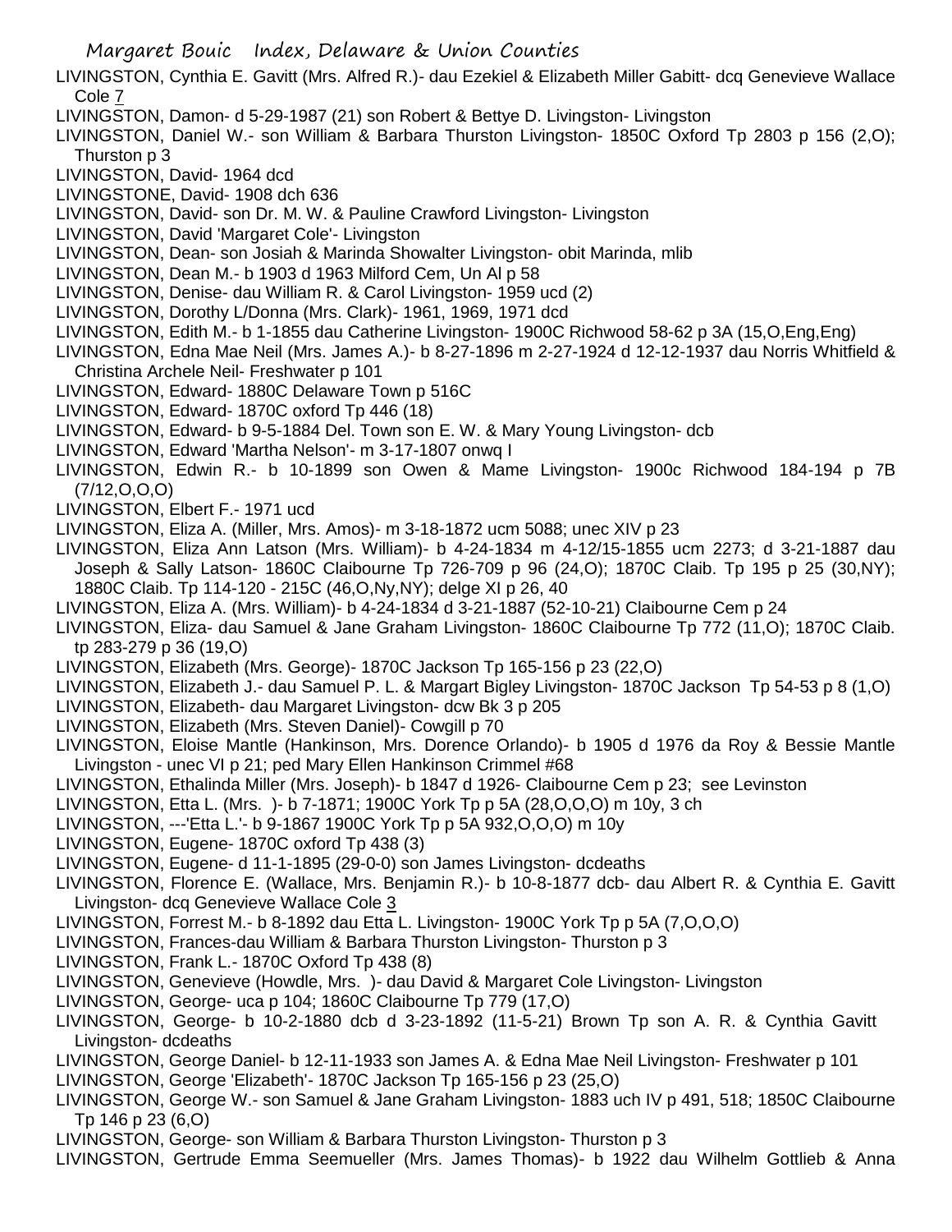LIVINGSTON, Cynthia E. Gavitt (Mrs. Alfred R.)- dau Ezekiel & Elizabeth Miller Gabitt- dcq Genevieve Wallace Cole 7

LIVINGSTON, Damon- d 5-29-1987 (21) son Robert & Bettye D. Livingston- Livingston

LIVINGSTON, Daniel W.- son William & Barbara Thurston Livingston- 1850C Oxford Tp 2803 p 156 (2,O); Thurston p 3

LIVINGSTON, David- 1964 dcd

LIVINGSTONE, David- 1908 dch 636

LIVINGSTON, David- son Dr. M. W. & Pauline Crawford Livingston- Livingston

LIVINGSTON, David 'Margaret Cole'- Livingston

LIVINGSTON, Dean- son Josiah & Marinda Showalter Livingston- obit Marinda, mlib

LIVINGSTON, Dean M.- b 1903 d 1963 Milford Cem, Un Al p 58

LIVINGSTON, Denise- dau William R. & Carol Livingston- 1959 ucd (2)

LIVINGSTON, Dorothy L/Donna (Mrs. Clark)- 1961, 1969, 1971 dcd

LIVINGSTON, Edith M.- b 1-1855 dau Catherine Livingston- 1900C Richwood 58-62 p 3A (15,O,Eng,Eng)

LIVINGSTON, Edna Mae Neil (Mrs. James A.)- b 8-27-1896 m 2-27-1924 d 12-12-1937 dau Norris Whitfield & Christina Archele Neil- Freshwater p 101

LIVINGSTON, Edward- 1880C Delaware Town p 516C

LIVINGSTON, Edward- 1870C oxford Tp 446 (18)

LIVINGSTON, Edward- b 9-5-1884 Del. Town son E. W. & Mary Young Livingston- dcb

LIVINGSTON, Edward 'Martha Nelson'- m 3-17-1807 onwq I

LIVINGSTON, Edwin R.- b 10-1899 son Owen & Mame Livingston- 1900c Richwood 184-194 p 7B (7/12,O,O,O)

LIVINGSTON, Elbert F.- 1971 ucd

LIVINGSTON, Eliza A. (Miller, Mrs. Amos)- m 3-18-1872 ucm 5088; unec XIV p 23

LIVINGSTON, Eliza Ann Latson (Mrs. William)- b 4-24-1834 m 4-12/15-1855 ucm 2273; d 3-21-1887 dau Joseph & Sally Latson- 1860C Claibourne Tp 726-709 p 96 (24,O); 1870C Claib. Tp 195 p 25 (30,NY); 1880C Claib. Tp 114-120 - 215C (46,O,Ny,NY); delge XI p 26, 40

LIVINGSTON, Eliza A. (Mrs. William)- b 4-24-1834 d 3-21-1887 (52-10-21) Claibourne Cem p 24

LIVINGSTON, Eliza- dau Samuel & Jane Graham Livingston- 1860C Claibourne Tp 772 (11,O); 1870C Claib. tp 283-279 p 36 (19,O)

LIVINGSTON, Elizabeth (Mrs. George)- 1870C Jackson Tp 165-156 p 23 (22,O)

LIVINGSTON, Elizabeth J.- dau Samuel P. L. & Margart Bigley Livingston- 1870C Jackson Tp 54-53 p 8 (1,O)

LIVINGSTON, Elizabeth- dau Margaret Livingston- dcw Bk 3 p 205

LIVINGSTON, Elizabeth (Mrs. Steven Daniel)- Cowgill p 70

LIVINGSTON, Eloise Mantle (Hankinson, Mrs. Dorence Orlando)- b 1905 d 1976 da Roy & Bessie Mantle Livingston - unec VI p 21; ped Mary Ellen Hankinson Crimmel #68

LIVINGSTON, Ethalinda Miller (Mrs. Joseph)- b 1847 d 1926- Claibourne Cem p 23; see Levinston

LIVINGSTON, Etta L. (Mrs. )- b 7-1871; 1900C York Tp p 5A (28,O,O,O) m 10y, 3 ch

LIVINGSTON, ---'Etta L.'- b 9-1867 1900C York Tp p 5A 932,O,O,O) m 10y

LIVINGSTON, Eugene- 1870C oxford Tp 438 (3)

LIVINGSTON, Eugene- d 11-1-1895 (29-0-0) son James Livingston- dcdeaths

LIVINGSTON, Florence E. (Wallace, Mrs. Benjamin R.)- b 10-8-1877 dcb- dau Albert R. & Cynthia E. Gavitt Livingston- dcq Genevieve Wallace Cole 3

LIVINGSTON, Forrest M.- b 8-1892 dau Etta L. Livingston- 1900C York Tp p 5A (7,O,O,O)

LIVINGSTON, Frances-dau William & Barbara Thurston Livingston- Thurston p 3

LIVINGSTON, Frank L.- 1870C Oxford Tp 438 (8)

LIVINGSTON, Genevieve (Howdle, Mrs. )- dau David & Margaret Cole Livingston- Livingston

LIVINGSTON, George- uca p 104; 1860C Claibourne Tp 779 (17,O)

LIVINGSTON, George- b 10-2-1880 dcb d 3-23-1892 (11-5-21) Brown Tp son A. R. & Cynthia Gavitt Livingston- dcdeaths

LIVINGSTON, George Daniel- b 12-11-1933 son James A. & Edna Mae Neil Livingston- Freshwater p 101

LIVINGSTON, George 'Elizabeth'- 1870C Jackson Tp 165-156 p 23 (25,O)

LIVINGSTON, George W.- son Samuel & Jane Graham Livingston- 1883 uch IV p 491, 518; 1850C Claibourne Tp 146 p 23 (6,O)

LIVINGSTON, George- son William & Barbara Thurston Livingston- Thurston p 3

LIVINGSTON, Gertrude Emma Seemueller (Mrs. James Thomas)- b 1922 dau Wilhelm Gottlieb & Anna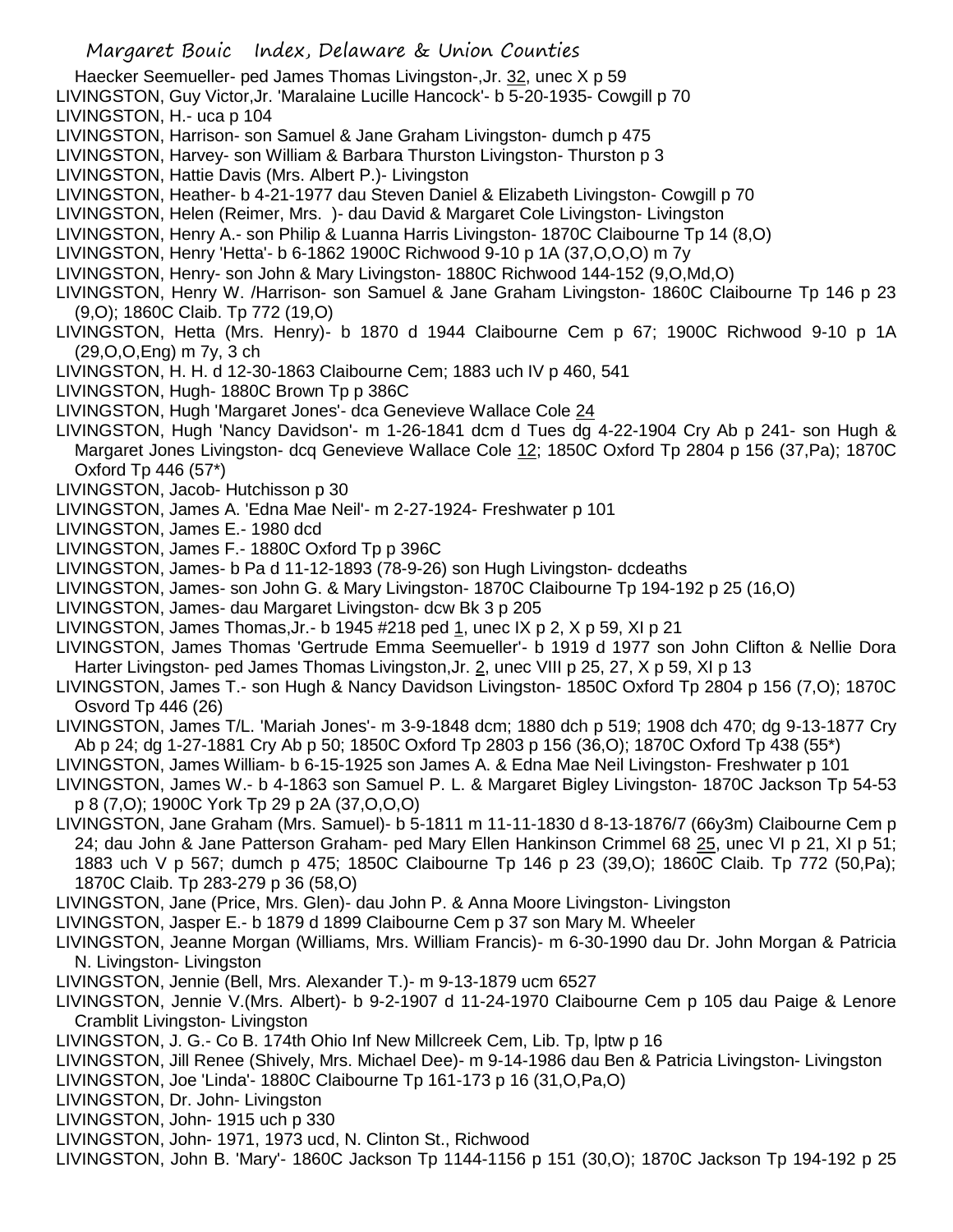Haecker Seemueller- ped James Thomas Livingston-,Jr. 32, unec X p 59

LIVINGSTON, Guy Victor,Jr. 'Maralaine Lucille Hancock'- b 5-20-1935- Cowgill p 70

LIVINGSTON, H.- uca p 104

LIVINGSTON, Harrison- son Samuel & Jane Graham Livingston- dumch p 475

LIVINGSTON, Harvey- son William & Barbara Thurston Livingston- Thurston p 3

LIVINGSTON, Hattie Davis (Mrs. Albert P.)- Livingston

LIVINGSTON, Heather- b 4-21-1977 dau Steven Daniel & Elizabeth Livingston- Cowgill p 70

LIVINGSTON, Helen (Reimer, Mrs. )- dau David & Margaret Cole Livingston- Livingston

LIVINGSTON, Henry A.- son Philip & Luanna Harris Livingston- 1870C Claibourne Tp 14 (8,O)

LIVINGSTON, Henry 'Hetta'- b 6-1862 1900C Richwood 9-10 p 1A (37,O,O,O) m 7y

LIVINGSTON, Henry- son John & Mary Livingston- 1880C Richwood 144-152 (9,O,Md,O)

LIVINGSTON, Henry W. /Harrison- son Samuel & Jane Graham Livingston- 1860C Claibourne Tp 146 p 23 (9,O); 1860C Claib. Tp 772 (19,O)

LIVINGSTON, Hetta (Mrs. Henry)- b 1870 d 1944 Claibourne Cem p 67; 1900C Richwood 9-10 p 1A (29,O,O,Eng) m 7y, 3 ch

LIVINGSTON, H. H. d 12-30-1863 Claibourne Cem; 1883 uch IV p 460, 541

LIVINGSTON, Hugh- 1880C Brown Tp p 386C

LIVINGSTON, Hugh 'Margaret Jones'- dca Genevieve Wallace Cole 24

LIVINGSTON, Hugh 'Nancy Davidson'- m 1-26-1841 dcm d Tues dg 4-22-1904 Cry Ab p 241- son Hugh & Margaret Jones Livingston- dcq Genevieve Wallace Cole 12; 1850C Oxford Tp 2804 p 156 (37,Pa); 1870C Oxford Tp 446 (57*)

LIVINGSTON, Jacob- Hutchisson p 30

LIVINGSTON, James A. 'Edna Mae Neil'- m 2-27-1924- Freshwater p 101

LIVINGSTON, James E.- 1980 dcd

LIVINGSTON, James F.- 1880C Oxford Tp p 396C

LIVINGSTON, James- b Pa d 11-12-1893 (78-9-26) son Hugh Livingston- dcdeaths

LIVINGSTON, James- son John G. & Mary Livingston- 1870C Claibourne Tp 194-192 p 25 (16,O)

LIVINGSTON, James- dau Margaret Livingston- dcw Bk 3 p 205

LIVINGSTON, James Thomas,Jr.- b 1945 #218 ped 1, unec IX p 2, X p 59, XI p 21

LIVINGSTON, James Thomas 'Gertrude Emma Seemueller'- b 1919 d 1977 son John Clifton & Nellie Dora Harter Livingston- ped James Thomas Livingston,Jr. 2, unec VIII p 25, 27, X p 59, XI p 13

LIVINGSTON, James T.- son Hugh & Nancy Davidson Livingston- 1850C Oxford Tp 2804 p 156 (7,O); 1870C Osvord Tp 446 (26)

LIVINGSTON, James T/L. 'Mariah Jones'- m 3-9-1848 dcm; 1880 dch p 519; 1908 dch 470; dg 9-13-1877 Cry Ab p 24; dg 1-27-1881 Cry Ab p 50; 1850C Oxford Tp 2803 p 156 (36,O); 1870C Oxford Tp 438 (55*)

LIVINGSTON, James William- b 6-15-1925 son James A. & Edna Mae Neil Livingston- Freshwater p 101

LIVINGSTON, James W.- b 4-1863 son Samuel P. L. & Margaret Bigley Livingston- 1870C Jackson Tp 54-53 p 8 (7,O); 1900C York Tp 29 p 2A (37,O,O,O)

LIVINGSTON, Jane Graham (Mrs. Samuel)- b 5-1811 m 11-11-1830 d 8-13-1876/7 (66y3m) Claibourne Cem p 24; dau John & Jane Patterson Graham- ped Mary Ellen Hankinson Crimmel 68 25, unec VI p 21, XI p 51; 1883 uch V p 567; dumch p 475; 1850C Claibourne Tp 146 p 23 (39,O); 1860C Claib. Tp 772 (50,Pa); 1870C Claib. Tp 283-279 p 36 (58,O)

LIVINGSTON, Jane (Price, Mrs. Glen)- dau John P. & Anna Moore Livingston- Livingston

LIVINGSTON, Jasper E.- b 1879 d 1899 Claibourne Cem p 37 son Mary M. Wheeler

LIVINGSTON, Jeanne Morgan (Williams, Mrs. William Francis)- m 6-30-1990 dau Dr. John Morgan & Patricia N. Livingston- Livingston

LIVINGSTON, Jennie (Bell, Mrs. Alexander T.)- m 9-13-1879 ucm 6527

LIVINGSTON, Jennie V.(Mrs. Albert)- b 9-2-1907 d 11-24-1970 Claibourne Cem p 105 dau Paige & Lenore Cramblit Livingston- Livingston

LIVINGSTON, J. G.- Co B. 174th Ohio Inf New Millcreek Cem, Lib. Tp, lptw p 16

LIVINGSTON, Jill Renee (Shively, Mrs. Michael Dee)- m 9-14-1986 dau Ben & Patricia Livingston- Livingston

LIVINGSTON, Joe 'Linda'- 1880C Claibourne Tp 161-173 p 16 (31,O,Pa,O)

LIVINGSTON, Dr. John- Livingston

LIVINGSTON, John- 1915 uch p 330

LIVINGSTON, John- 1971, 1973 ucd, N. Clinton St., Richwood

LIVINGSTON, John B. 'Mary'- 1860C Jackson Tp 1144-1156 p 151 (30,O); 1870C Jackson Tp 194-192 p 25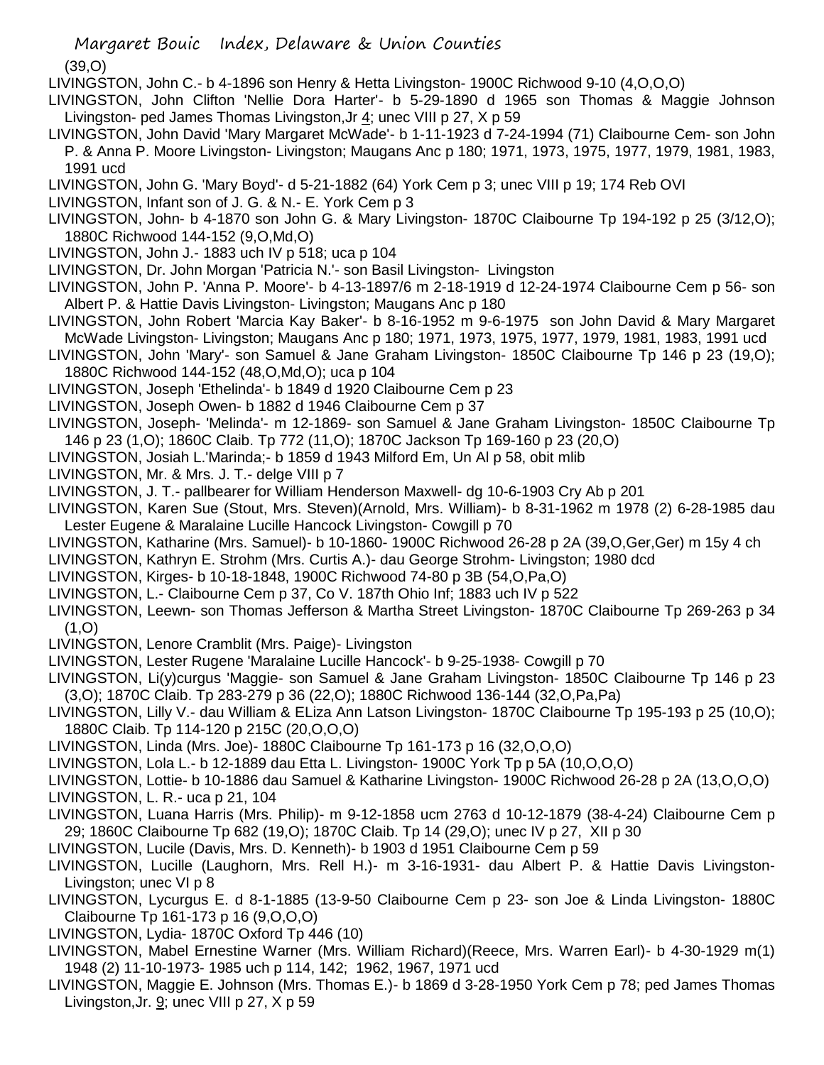(39,O)

LIVINGSTON, John C.- b 4-1896 son Henry & Hetta Livingston- 1900C Richwood 9-10 (4,O,O,O)

LIVINGSTON, John Clifton 'Nellie Dora Harter'- b 5-29-1890 d 1965 son Thomas & Maggie Johnson Livingston- ped James Thomas Livingston,Jr 4; unec VIII p 27, X p 59

LIVINGSTON, John David 'Mary Margaret McWade'- b 1-11-1923 d 7-24-1994 (71) Claibourne Cem- son John P. & Anna P. Moore Livingston- Livingston; Maugans Anc p 180; 1971, 1973, 1975, 1977, 1979, 1981, 1983, 1991 ucd

LIVINGSTON, John G. 'Mary Boyd'- d 5-21-1882 (64) York Cem p 3; unec VIII p 19; 174 Reb OVI

LIVINGSTON, Infant son of J. G. & N.- E. York Cem p 3

LIVINGSTON, John- b 4-1870 son John G. & Mary Livingston- 1870C Claibourne Tp 194-192 p 25 (3/12,O); 1880C Richwood 144-152 (9,O,Md,O)

LIVINGSTON, John J.- 1883 uch IV p 518; uca p 104

LIVINGSTON, Dr. John Morgan 'Patricia N.'- son Basil Livingston- Livingston

LIVINGSTON, John P. 'Anna P. Moore'- b 4-13-1897/6 m 2-18-1919 d 12-24-1974 Claibourne Cem p 56- son Albert P. & Hattie Davis Livingston- Livingston; Maugans Anc p 180

LIVINGSTON, John Robert 'Marcia Kay Baker'- b 8-16-1952 m 9-6-1975 son John David & Mary Margaret McWade Livingston- Livingston; Maugans Anc p 180; 1971, 1973, 1975, 1977, 1979, 1981, 1983, 1991 ucd

LIVINGSTON, John 'Mary'- son Samuel & Jane Graham Livingston- 1850C Claibourne Tp 146 p 23 (19,O); 1880C Richwood 144-152 (48,O,Md,O); uca p 104

LIVINGSTON, Joseph 'Ethelinda'- b 1849 d 1920 Claibourne Cem p 23

LIVINGSTON, Joseph Owen- b 1882 d 1946 Claibourne Cem p 37

LIVINGSTON, Joseph- 'Melinda'- m 12-1869- son Samuel & Jane Graham Livingston- 1850C Claibourne Tp 146 p 23 (1,O); 1860C Claib. Tp 772 (11,O); 1870C Jackson Tp 169-160 p 23 (20,O)

LIVINGSTON, Josiah L.'Marinda;- b 1859 d 1943 Milford Em, Un Al p 58, obit mlib

LIVINGSTON, Mr. & Mrs. J. T.- delge VIII p 7

LIVINGSTON, J. T.- pallbearer for William Henderson Maxwell- dg 10-6-1903 Cry Ab p 201

LIVINGSTON, Karen Sue (Stout, Mrs. Steven)(Arnold, Mrs. William)- b 8-31-1962 m 1978 (2) 6-28-1985 dau Lester Eugene & Maralaine Lucille Hancock Livingston- Cowgill p 70

LIVINGSTON, Katharine (Mrs. Samuel)- b 10-1860- 1900C Richwood 26-28 p 2A (39,O,Ger,Ger) m 15y 4 ch

LIVINGSTON, Kathryn E. Strohm (Mrs. Curtis A.)- dau George Strohm- Livingston; 1980 dcd

LIVINGSTON, Kirges- b 10-18-1848, 1900C Richwood 74-80 p 3B (54,O,Pa,O)

LIVINGSTON, L.- Claibourne Cem p 37, Co V. 187th Ohio Inf; 1883 uch IV p 522

LIVINGSTON, Leewn- son Thomas Jefferson & Martha Street Livingston- 1870C Claibourne Tp 269-263 p 34 (1,O)

LIVINGSTON, Lenore Cramblit (Mrs. Paige)- Livingston

LIVINGSTON, Lester Rugene 'Maralaine Lucille Hancock'- b 9-25-1938- Cowgill p 70

LIVINGSTON, Li(y)curgus 'Maggie- son Samuel & Jane Graham Livingston- 1850C Claibourne Tp 146 p 23 (3,O); 1870C Claib. Tp 283-279 p 36 (22,O); 1880C Richwood 136-144 (32,O,Pa,Pa)

LIVINGSTON, Lilly V.- dau William & ELiza Ann Latson Livingston- 1870C Claibourne Tp 195-193 p 25 (10,O); 1880C Claib. Tp 114-120 p 215C (20,O,O,O)

LIVINGSTON, Linda (Mrs. Joe)- 1880C Claibourne Tp 161-173 p 16 (32,O,O,O)

LIVINGSTON, Lola L.- b 12-1889 dau Etta L. Livingston- 1900C York Tp p 5A (10,O,O,O)

LIVINGSTON, Lottie- b 10-1886 dau Samuel & Katharine Livingston- 1900C Richwood 26-28 p 2A (13,O,O,O)

LIVINGSTON, L. R.- uca p 21, 104

LIVINGSTON, Luana Harris (Mrs. Philip)- m 9-12-1858 ucm 2763 d 10-12-1879 (38-4-24) Claibourne Cem p 29; 1860C Claibourne Tp 682 (19,O); 1870C Claib. Tp 14 (29,O); unec IV p 27, XII p 30

LIVINGSTON, Lucile (Davis, Mrs. D. Kenneth)- b 1903 d 1951 Claibourne Cem p 59

LIVINGSTON, Lucille (Laughorn, Mrs. Rell H.)- m 3-16-1931- dau Albert P. & Hattie Davis Livingston- Livingston; unec VI p 8

LIVINGSTON, Lycurgus E. d 8-1-1885 (13-9-50 Claibourne Cem p 23- son Joe & Linda Livingston- 1880C Claibourne Tp 161-173 p 16 (9,O,O,O)

LIVINGSTON, Lydia- 1870C Oxford Tp 446 (10)

LIVINGSTON, Mabel Ernestine Warner (Mrs. William Richard)(Reece, Mrs. Warren Earl)- b 4-30-1929 m(1) 1948 (2) 11-10-1973- 1985 uch p 114, 142; 1962, 1967, 1971 ucd

LIVINGSTON, Maggie E. Johnson (Mrs. Thomas E.)- b 1869 d 3-28-1950 York Cem p 78; ped James Thomas Livingston,Jr. 9; unec VIII p 27, X p 59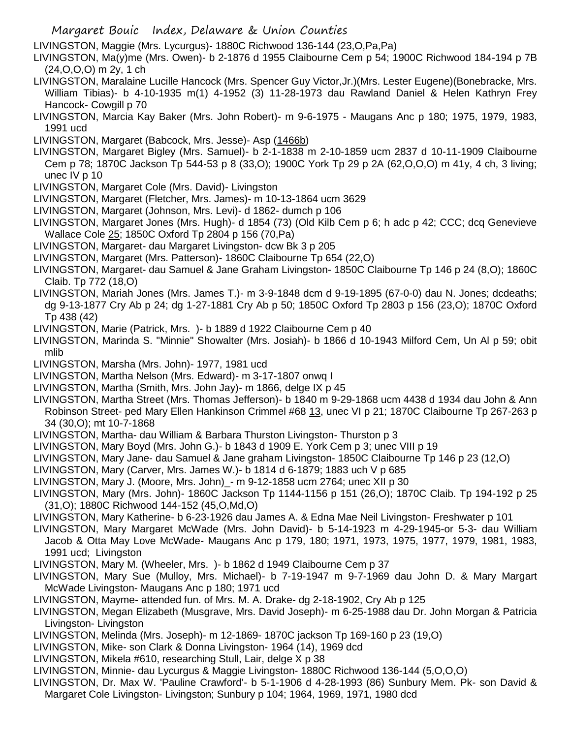LIVINGSTON, Maggie (Mrs. Lycurgus)- 1880C Richwood 136-144 (23,O,Pa,Pa)

LIVINGSTON, Ma(y)me (Mrs. Owen)- b 2-1876 d 1955 Claibourne Cem p 54; 1900C Richwood 184-194 p 7B (24,O,O,O) m 2y, 1 ch

LIVINGSTON, Maralaine Lucille Hancock (Mrs. Spencer Guy Victor,Jr.)(Mrs. Lester Eugene)(Bonebracke, Mrs. William Tibias)- b 4-10-1935 m(1) 4-1952 (3) 11-28-1973 dau Rawland Daniel & Helen Kathryn Frey Hancock- Cowgill p 70

LIVINGSTON, Marcia Kay Baker (Mrs. John Robert)- m 9-6-1975 - Maugans Anc p 180; 1975, 1979, 1983, 1991 ucd

LIVINGSTON, Margaret (Babcock, Mrs. Jesse)- Asp (1466b)

LIVINGSTON, Margaret Bigley (Mrs. Samuel)- b 2-1-1838 m 2-10-1859 ucm 2837 d 10-11-1909 Claibourne Cem p 78; 1870C Jackson Tp 544-53 p 8 (33,O); 1900C York Tp 29 p 2A (62,O,O,O) m 41y, 4 ch, 3 living; unec IV p 10

LIVINGSTON, Margaret Cole (Mrs. David)- Livingston

LIVINGSTON, Margaret (Fletcher, Mrs. James)- m 10-13-1864 ucm 3629

LIVINGSTON, Margaret (Johnson, Mrs. Levi)- d 1862- dumch p 106

LIVINGSTON, Margaret Jones (Mrs. Hugh)- d 1854 (73) (Old Kilb Cem p 6; h adc p 42; CCC; dcq Genevieve Wallace Cole 25; 1850C Oxford Tp 2804 p 156 (70,Pa)

LIVINGSTON, Margaret- dau Margaret Livingston- dcw Bk 3 p 205

LIVINGSTON, Margaret (Mrs. Patterson)- 1860C Claibourne Tp 654 (22,O)

LIVINGSTON, Margaret- dau Samuel & Jane Graham Livingston- 1850C Claibourne Tp 146 p 24 (8,O); 1860C Claib. Tp 772 (18,O)

LIVINGSTON, Mariah Jones (Mrs. James T.)- m 3-9-1848 dcm d 9-19-1895 (67-0-0) dau N. Jones; dcdeaths; dg 9-13-1877 Cry Ab p 24; dg 1-27-1881 Cry Ab p 50; 1850C Oxford Tp 2803 p 156 (23,O); 1870C Oxford Tp 438 (42)

LIVINGSTON, Marie (Patrick, Mrs. )- b 1889 d 1922 Claibourne Cem p 40

LIVINGSTON, Marinda S. "Minnie" Showalter (Mrs. Josiah)- b 1866 d 10-1943 Milford Cem, Un Al p 59; obit mlib

LIVINGSTON, Marsha (Mrs. John)- 1977, 1981 ucd

LIVINGSTON, Martha Nelson (Mrs. Edward)- m 3-17-1807 onwq I

LIVINGSTON, Martha (Smith, Mrs. John Jay)- m 1866, delge IX p 45

LIVINGSTON, Martha Street (Mrs. Thomas Jefferson)- b 1840 m 9-29-1868 ucm 4438 d 1934 dau John & Ann Robinson Street- ped Mary Ellen Hankinson Crimmel #68 13, unec VI p 21; 1870C Claibourne Tp 267-263 p 34 (30,O); mt 10-7-1868

LIVINGSTON, Martha- dau William & Barbara Thurston Livingston- Thurston p 3

LIVINGSTON, Mary Boyd (Mrs. John G.)- b 1843 d 1909 E. York Cem p 3; unec VIII p 19

LIVINGSTON, Mary Jane- dau Samuel & Jane graham Livingston- 1850C Claibourne Tp 146 p 23 (12,O)

LIVINGSTON, Mary (Carver, Mrs. James W.)- b 1814 d 6-1879; 1883 uch V p 685

LIVINGSTON, Mary J. (Moore, Mrs. John)_- m 9-12-1858 ucm 2764; unec XII p 30

LIVINGSTON, Mary (Mrs. John)- 1860C Jackson Tp 1144-1156 p 151 (26,O); 1870C Claib. Tp 194-192 p 25 (31,O); 1880C Richwood 144-152 (45,O,Md,O)

LIVINGSTON, Mary Katherine- b 6-23-1926 dau James A. & Edna Mae Neil Livingston- Freshwater p 101

LIVINGSTON, Mary Margaret McWade (Mrs. John David)- b 5-14-1923 m 4-29-1945-or 5-3- dau William Jacob & Otta May Love McWade- Maugans Anc p 179, 180; 1971, 1973, 1975, 1977, 1979, 1981, 1983, 1991 ucd; Livingston

LIVINGSTON, Mary M. (Wheeler, Mrs. )- b 1862 d 1949 Claibourne Cem p 37

LIVINGSTON, Mary Sue (Mulloy, Mrs. Michael)- b 7-19-1947 m 9-7-1969 dau John D. & Mary Margart McWade Livingston- Maugans Anc p 180; 1971 ucd

LIVINGSTON, Mayme- attended fun. of Mrs. M. A. Drake- dg 2-18-1902, Cry Ab p 125

LIVINGSTON, Megan Elizabeth (Musgrave, Mrs. David Joseph)- m 6-25-1988 dau Dr. John Morgan & Patricia Livingston- Livingston

LIVINGSTON, Melinda (Mrs. Joseph)- m 12-1869- 1870C jackson Tp 169-160 p 23 (19,O)

LIVINGSTON, Mike- son Clark & Donna Livingston- 1964 (14), 1969 dcd

LIVINGSTON, Mikela #610, researching Stull, Lair, delge X p 38

LIVINGSTON, Minnie- dau Lycurgus & Maggie Livingston- 1880C Richwood 136-144 (5,O,O,O)

LIVINGSTON, Dr. Max W. 'Pauline Crawford'- b 5-1-1906 d 4-28-1993 (86) Sunbury Mem. Pk- son David & Margaret Cole Livingston- Livingston; Sunbury p 104; 1964, 1969, 1971, 1980 dcd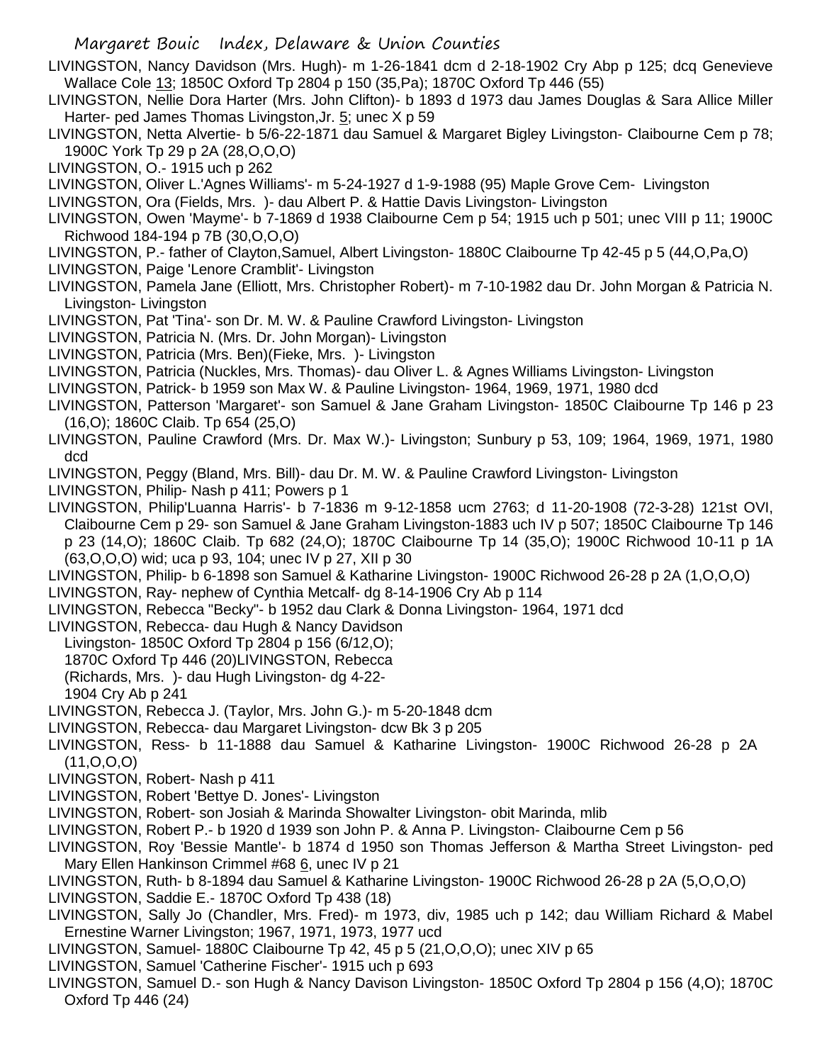LIVINGSTON, Nancy Davidson (Mrs. Hugh)- m 1-26-1841 dcm d 2-18-1902 Cry Abp p 125; dcq Genevieve Wallace Cole 13; 1850C Oxford Tp 2804 p 150 (35,Pa); 1870C Oxford Tp 446 (55)

LIVINGSTON, Nellie Dora Harter (Mrs. John Clifton)- b 1893 d 1973 dau James Douglas & Sara Allice Miller Harter- ped James Thomas Livingston,Jr. 5; unec X p 59

LIVINGSTON, Netta Alvertie- b 5/6-22-1871 dau Samuel & Margaret Bigley Livingston- Claibourne Cem p 78; 1900C York Tp 29 p 2A (28,O,O,O)

LIVINGSTON, O.- 1915 uch p 262

LIVINGSTON, Oliver L.'Agnes Williams'- m 5-24-1927 d 1-9-1988 (95) Maple Grove Cem- Livingston

LIVINGSTON, Ora (Fields, Mrs. )- dau Albert P. & Hattie Davis Livingston- Livingston

LIVINGSTON, Owen 'Mayme'- b 7-1869 d 1938 Claibourne Cem p 54; 1915 uch p 501; unec VIII p 11; 1900C Richwood 184-194 p 7B (30,O,O,O)

LIVINGSTON, P.- father of Clayton,Samuel, Albert Livingston- 1880C Claibourne Tp 42-45 p 5 (44,O,Pa,O)

LIVINGSTON, Paige 'Lenore Cramblit'- Livingston

LIVINGSTON, Pamela Jane (Elliott, Mrs. Christopher Robert)- m 7-10-1982 dau Dr. John Morgan & Patricia N. Livingston- Livingston

LIVINGSTON, Pat 'Tina'- son Dr. M. W. & Pauline Crawford Livingston- Livingston

LIVINGSTON, Patricia N. (Mrs. Dr. John Morgan)- Livingston

LIVINGSTON, Patricia (Mrs. Ben)(Fieke, Mrs. )- Livingston

LIVINGSTON, Patricia (Nuckles, Mrs. Thomas)- dau Oliver L. & Agnes Williams Livingston- Livingston

LIVINGSTON, Patrick- b 1959 son Max W. & Pauline Livingston- 1964, 1969, 1971, 1980 dcd

LIVINGSTON, Patterson 'Margaret'- son Samuel & Jane Graham Livingston- 1850C Claibourne Tp 146 p 23 (16,O); 1860C Claib. Tp 654 (25,O)

LIVINGSTON, Pauline Crawford (Mrs. Dr. Max W.)- Livingston; Sunbury p 53, 109; 1964, 1969, 1971, 1980 dcd

LIVINGSTON, Peggy (Bland, Mrs. Bill)- dau Dr. M. W. & Pauline Crawford Livingston- Livingston

LIVINGSTON, Philip- Nash p 411; Powers p 1

LIVINGSTON, Philip'Luanna Harris'- b 7-1836 m 9-12-1858 ucm 2763; d 11-20-1908 (72-3-28) 121st OVI, Claibourne Cem p 29- son Samuel & Jane Graham Livingston-1883 uch IV p 507; 1850C Claibourne Tp 146 p 23 (14,O); 1860C Claib. Tp 682 (24,O); 1870C Claibourne Tp 14 (35,O); 1900C Richwood 10-11 p 1A (63,O,O,O) wid; uca p 93, 104; unec IV p 27, XII p 30

LIVINGSTON, Philip- b 6-1898 son Samuel & Katharine Livingston- 1900C Richwood 26-28 p 2A (1,O,O,O)

LIVINGSTON, Ray- nephew of Cynthia Metcalf- dg 8-14-1906 Cry Ab p 114

LIVINGSTON, Rebecca "Becky"- b 1952 dau Clark & Donna Livingston- 1964, 1971 dcd

LIVINGSTON, Rebecca- dau Hugh & Nancy Davidson Livingston- 1850C Oxford Tp 2804 p 156 (6/12,O); 1870C Oxford Tp 446 (20)LIVINGSTON, Rebecca (Richards, Mrs. )- dau Hugh Livingston- dg 4-22-1904 Cry Ab p 241

LIVINGSTON, Rebecca J. (Taylor, Mrs. John G.)- m 5-20-1848 dcm

LIVINGSTON, Rebecca- dau Margaret Livingston- dcw Bk 3 p 205

LIVINGSTON, Ress- b 11-1888 dau Samuel & Katharine Livingston- 1900C Richwood 26-28 p 2A (11,O,O,O)

LIVINGSTON, Robert- Nash p 411

LIVINGSTON, Robert 'Bettye D. Jones'- Livingston

LIVINGSTON, Robert- son Josiah & Marinda Showalter Livingston- obit Marinda, mlib

LIVINGSTON, Robert P.- b 1920 d 1939 son John P. & Anna P. Livingston- Claibourne Cem p 56

LIVINGSTON, Roy 'Bessie Mantle'- b 1874 d 1950 son Thomas Jefferson & Martha Street Livingston- ped Mary Ellen Hankinson Crimmel #68 6, unec IV p 21

LIVINGSTON, Ruth- b 8-1894 dau Samuel & Katharine Livingston- 1900C Richwood 26-28 p 2A (5,O,O,O)

LIVINGSTON, Saddie E.- 1870C Oxford Tp 438 (18)

LIVINGSTON, Sally Jo (Chandler, Mrs. Fred)- m 1973, div, 1985 uch p 142; dau William Richard & Mabel Ernestine Warner Livingston; 1967, 1971, 1973, 1977 ucd

LIVINGSTON, Samuel- 1880C Claibourne Tp 42, 45 p 5 (21,O,O,O); unec XIV p 65

LIVINGSTON, Samuel 'Catherine Fischer'- 1915 uch p 693

LIVINGSTON, Samuel D.- son Hugh & Nancy Davison Livingston- 1850C Oxford Tp 2804 p 156 (4,O); 1870C Oxford Tp 446 (24)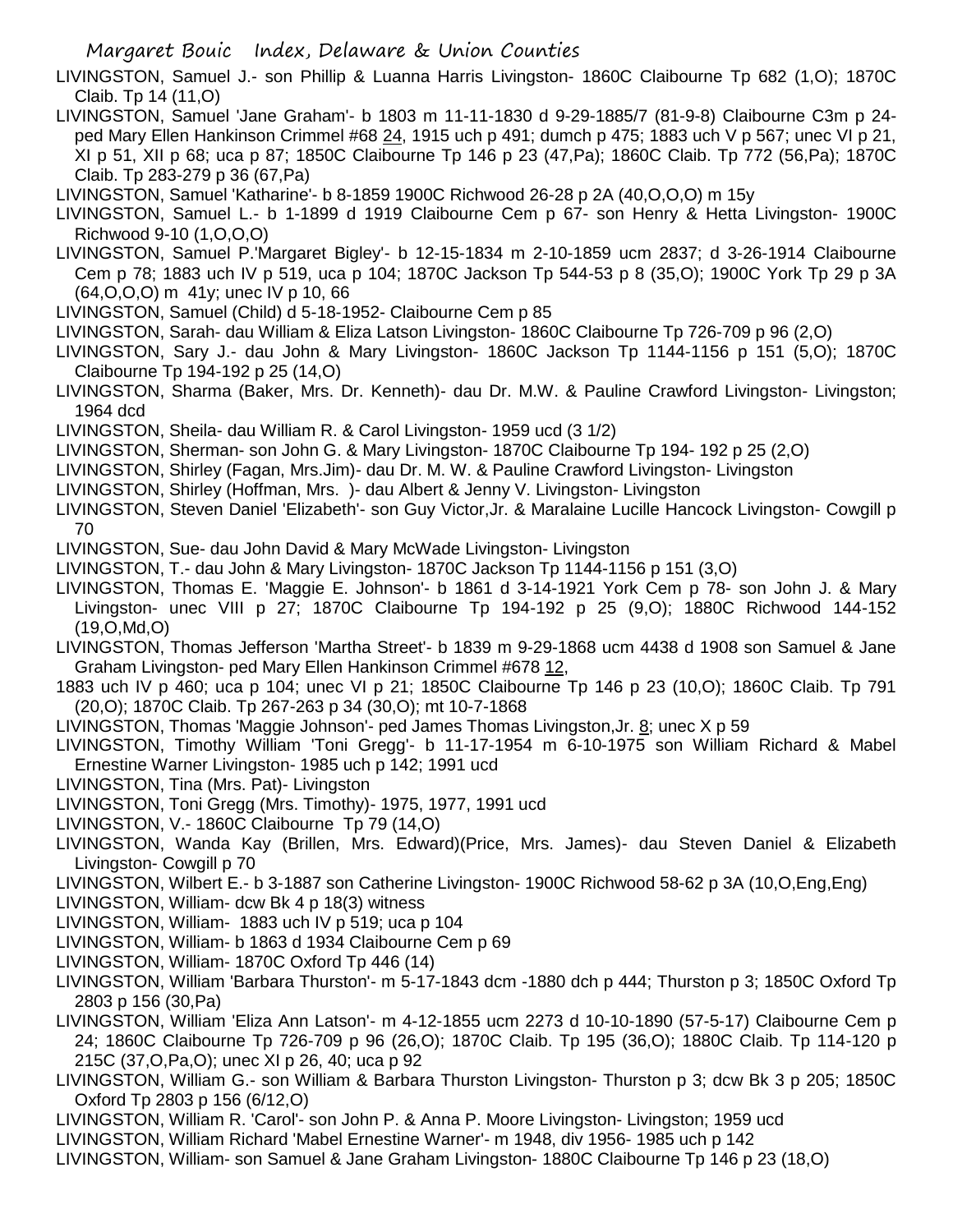LIVINGSTON, Samuel J.- son Phillip & Luanna Harris Livingston- 1860C Claibourne Tp 682 (1,O); 1870C Claib. Tp 14 (11,O)

LIVINGSTON, Samuel 'Jane Graham'- b 1803 m 11-11-1830 d 9-29-1885/7 (81-9-8) Claibourne C3m p 24- ped Mary Ellen Hankinson Crimmel #68 24, 1915 uch p 491; dumch p 475; 1883 uch V p 567; unec VI p 21, XI p 51, XII p 68; uca p 87; 1850C Claibourne Tp 146 p 23 (47,Pa); 1860C Claib. Tp 772 (56,Pa); 1870C Claib. Tp 283-279 p 36 (67,Pa)

LIVINGSTON, Samuel 'Katharine'- b 8-1859 1900C Richwood 26-28 p 2A (40,O,O,O) m 15y

LIVINGSTON, Samuel L.- b 1-1899 d 1919 Claibourne Cem p 67- son Henry & Hetta Livingston- 1900C Richwood 9-10 (1,O,O,O)

LIVINGSTON, Samuel P.'Margaret Bigley'- b 12-15-1834 m 2-10-1859 ucm 2837; d 3-26-1914 Claibourne Cem p 78; 1883 uch IV p 519, uca p 104; 1870C Jackson Tp 544-53 p 8 (35,O); 1900C York Tp 29 p 3A (64,O,O,O) m 41y; unec IV p 10, 66

LIVINGSTON, Samuel (Child) d 5-18-1952- Claibourne Cem p 85

LIVINGSTON, Sarah- dau William & Eliza Latson Livingston- 1860C Claibourne Tp 726-709 p 96 (2,O)

LIVINGSTON, Sary J.- dau John & Mary Livingston- 1860C Jackson Tp 1144-1156 p 151 (5,O); 1870C Claibourne Tp 194-192 p 25 (14,O)

LIVINGSTON, Sharma (Baker, Mrs. Dr. Kenneth)- dau Dr. M.W. & Pauline Crawford Livingston- Livingston; 1964 dcd

LIVINGSTON, Sheila- dau William R. & Carol Livingston- 1959 ucd (3 1/2)

LIVINGSTON, Sherman- son John G. & Mary Livingston- 1870C Claibourne Tp 194- 192 p 25 (2,O)

LIVINGSTON, Shirley (Fagan, Mrs.Jim)- dau Dr. M. W. & Pauline Crawford Livingston- Livingston

LIVINGSTON, Shirley (Hoffman, Mrs. )- dau Albert & Jenny V. Livingston- Livingston

LIVINGSTON, Steven Daniel 'Elizabeth'- son Guy Victor,Jr. & Maralaine Lucille Hancock Livingston- Cowgill p 70

LIVINGSTON, Sue- dau John David & Mary McWade Livingston- Livingston

LIVINGSTON, T.- dau John & Mary Livingston- 1870C Jackson Tp 1144-1156 p 151 (3,O)

LIVINGSTON, Thomas E. 'Maggie E. Johnson'- b 1861 d 3-14-1921 York Cem p 78- son John J. & Mary Livingston- unec VIII p 27; 1870C Claibourne Tp 194-192 p 25 (9,O); 1880C Richwood 144-152 (19,O,Md,O)

LIVINGSTON, Thomas Jefferson 'Martha Street'- b 1839 m 9-29-1868 ucm 4438 d 1908 son Samuel & Jane Graham Livingston- ped Mary Ellen Hankinson Crimmel #678 12,
1883 uch IV p 460; uca p 104; unec VI p 21; 1850C Claibourne Tp 146 p 23 (10,O); 1860C Claib. Tp 791 (20,O); 1870C Claib. Tp 267-263 p 34 (30,O); mt 10-7-1868

LIVINGSTON, Thomas 'Maggie Johnson'- ped James Thomas Livingston,Jr. 8; unec X p 59

LIVINGSTON, Timothy William 'Toni Gregg'- b 11-17-1954 m 6-10-1975 son William Richard & Mabel Ernestine Warner Livingston- 1985 uch p 142; 1991 ucd

LIVINGSTON, Tina (Mrs. Pat)- Livingston

LIVINGSTON, Toni Gregg (Mrs. Timothy)- 1975, 1977, 1991 ucd

LIVINGSTON, V.- 1860C Claibourne Tp 79 (14,O)

LIVINGSTON, Wanda Kay (Brillen, Mrs. Edward)(Price, Mrs. James)- dau Steven Daniel & Elizabeth Livingston- Cowgill p 70

LIVINGSTON, Wilbert E.- b 3-1887 son Catherine Livingston- 1900C Richwood 58-62 p 3A (10,O,Eng,Eng)

LIVINGSTON, William- dcw Bk 4 p 18(3) witness

LIVINGSTON, William- 1883 uch IV p 519; uca p 104

LIVINGSTON, William- b 1863 d 1934 Claibourne Cem p 69

LIVINGSTON, William- 1870C Oxford Tp 446 (14)

LIVINGSTON, William 'Barbara Thurston'- m 5-17-1843 dcm -1880 dch p 444; Thurston p 3; 1850C Oxford Tp 2803 p 156 (30,Pa)

LIVINGSTON, William 'Eliza Ann Latson'- m 4-12-1855 ucm 2273 d 10-10-1890 (57-5-17) Claibourne Cem p 24; 1860C Claibourne Tp 726-709 p 96 (26,O); 1870C Claib. Tp 195 (36,O); 1880C Claib. Tp 114-120 p 215C (37,O,Pa,O); unec XI p 26, 40; uca p 92

LIVINGSTON, William G.- son William & Barbara Thurston Livingston- Thurston p 3; dcw Bk 3 p 205; 1850C Oxford Tp 2803 p 156 (6/12,O)

LIVINGSTON, William R. 'Carol'- son John P. & Anna P. Moore Livingston- Livingston; 1959 ucd

LIVINGSTON, William Richard 'Mabel Ernestine Warner'- m 1948, div 1956- 1985 uch p 142

LIVINGSTON, William- son Samuel & Jane Graham Livingston- 1880C Claibourne Tp 146 p 23 (18,O)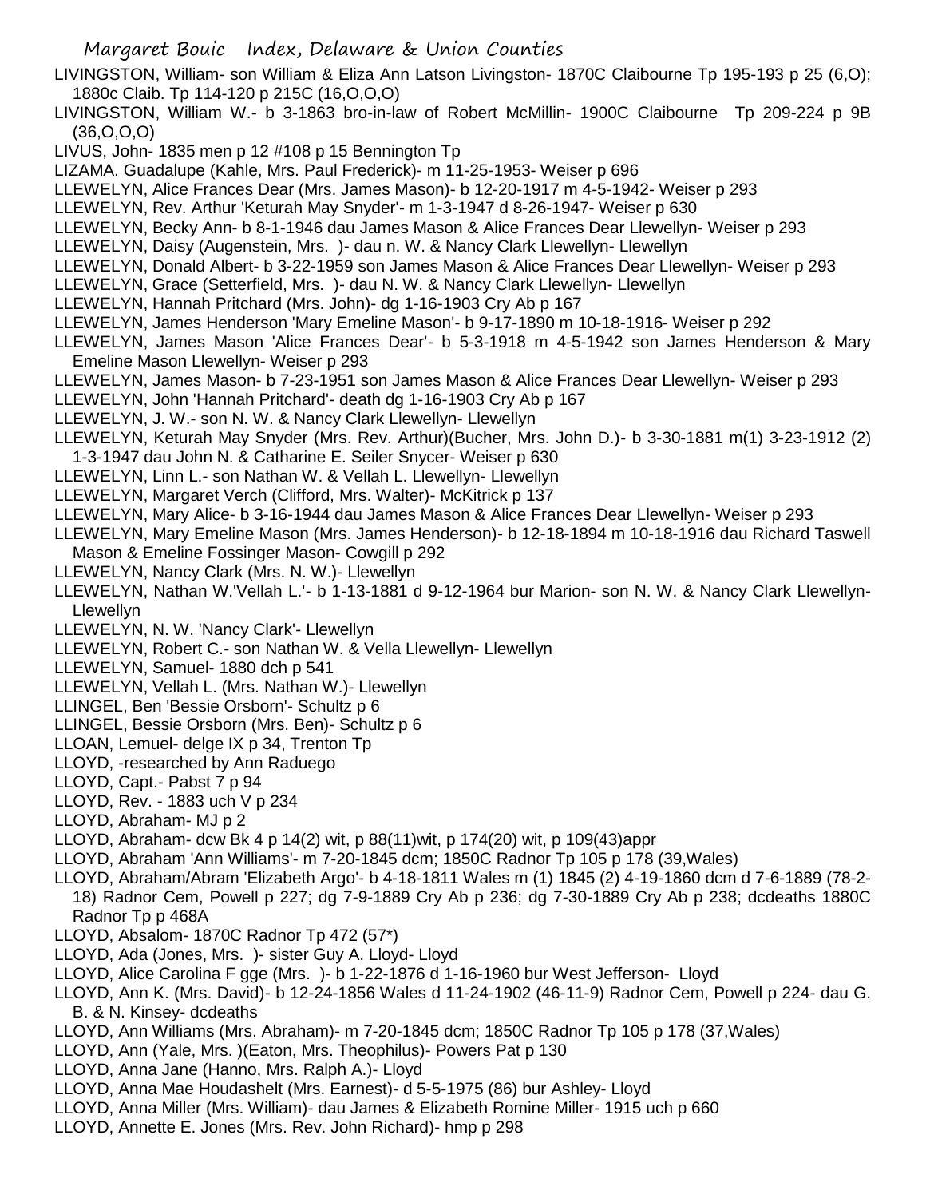LIVINGSTON, William- son William & Eliza Ann Latson Livingston- 1870C Claibourne Tp 195-193 p 25 (6,O); 1880c Claib. Tp 114-120 p 215C (16,O,O,O)

LIVINGSTON, William W.- b 3-1863 bro-in-law of Robert McMillin- 1900C Claibourne Tp 209-224 p 9B (36,O,O,O)

LIVUS, John- 1835 men p 12 #108 p 15 Bennington Tp

LIZAMA. Guadalupe (Kahle, Mrs. Paul Frederick)- m 11-25-1953- Weiser p 696

LLEWELYN, Alice Frances Dear (Mrs. James Mason)- b 12-20-1917 m 4-5-1942- Weiser p 293

LLEWELYN, Rev. Arthur 'Keturah May Snyder'- m 1-3-1947 d 8-26-1947- Weiser p 630

LLEWELYN, Becky Ann- b 8-1-1946 dau James Mason & Alice Frances Dear Llewellyn- Weiser p 293

LLEWELYN, Daisy (Augenstein, Mrs. )- dau n. W. & Nancy Clark Llewellyn- Llewellyn

LLEWELYN, Donald Albert- b 3-22-1959 son James Mason & Alice Frances Dear Llewellyn- Weiser p 293

LLEWELYN, Grace (Setterfield, Mrs. )- dau N. W. & Nancy Clark Llewellyn- Llewellyn

LLEWELYN, Hannah Pritchard (Mrs. John)- dg 1-16-1903 Cry Ab p 167

LLEWELYN, James Henderson 'Mary Emeline Mason'- b 9-17-1890 m 10-18-1916- Weiser p 292

LLEWELYN, James Mason 'Alice Frances Dear'- b 5-3-1918 m 4-5-1942 son James Henderson & Mary Emeline Mason Llewellyn- Weiser p 293

LLEWELYN, James Mason- b 7-23-1951 son James Mason & Alice Frances Dear Llewellyn- Weiser p 293

LLEWELYN, John 'Hannah Pritchard'- death dg 1-16-1903 Cry Ab p 167

LLEWELYN, J. W.- son N. W. & Nancy Clark Llewellyn- Llewellyn

LLEWELYN, Keturah May Snyder (Mrs. Rev. Arthur)(Bucher, Mrs. John D.)- b 3-30-1881 m(1) 3-23-1912 (2) 1-3-1947 dau John N. & Catharine E. Seiler Snycer- Weiser p 630

LLEWELYN, Linn L.- son Nathan W. & Vellah L. Llewellyn- Llewellyn

LLEWELYN, Margaret Verch (Clifford, Mrs. Walter)- McKitrick p 137

LLEWELYN, Mary Alice- b 3-16-1944 dau James Mason & Alice Frances Dear Llewellyn- Weiser p 293

LLEWELYN, Mary Emeline Mason (Mrs. James Henderson)- b 12-18-1894 m 10-18-1916 dau Richard Taswell Mason & Emeline Fossinger Mason- Cowgill p 292

LLEWELYN, Nancy Clark (Mrs. N. W.)- Llewellyn

LLEWELYN, Nathan W.'Vellah L.'- b 1-13-1881 d 9-12-1964 bur Marion- son N. W. & Nancy Clark Llewellyn- Llewellyn

LLEWELYN, N. W. 'Nancy Clark'- Llewellyn

LLEWELYN, Robert C.- son Nathan W. & Vella Llewellyn- Llewellyn

LLEWELYN, Samuel- 1880 dch p 541

LLEWELYN, Vellah L. (Mrs. Nathan W.)- Llewellyn

LLINGEL, Ben 'Bessie Orsborn'- Schultz p 6

LLINGEL, Bessie Orsborn (Mrs. Ben)- Schultz p 6

LLOAN, Lemuel- delge IX p 34, Trenton Tp

LLOYD, -researched by Ann Raduego

LLOYD, Capt.- Pabst 7 p 94

LLOYD, Rev. - 1883 uch V p 234

LLOYD, Abraham- MJ p 2

LLOYD, Abraham- dcw Bk 4 p 14(2) wit, p 88(11)wit, p 174(20) wit, p 109(43)appr

LLOYD, Abraham 'Ann Williams'- m 7-20-1845 dcm; 1850C Radnor Tp 105 p 178 (39,Wales)

LLOYD, Abraham/Abram 'Elizabeth Argo'- b 4-18-1811 Wales m (1) 1845 (2) 4-19-1860 dcm d 7-6-1889 (78-2-18) Radnor Cem, Powell p 227; dg 7-9-1889 Cry Ab p 236; dg 7-30-1889 Cry Ab p 238; dcdeaths 1880C Radnor Tp p 468A

LLOYD, Absalom- 1870C Radnor Tp 472 (57*)

LLOYD, Ada (Jones, Mrs. )- sister Guy A. Lloyd- Lloyd

LLOYD, Alice Carolina F gge (Mrs. )- b 1-22-1876 d 1-16-1960 bur West Jefferson- Lloyd

LLOYD, Ann K. (Mrs. David)- b 12-24-1856 Wales d 11-24-1902 (46-11-9) Radnor Cem, Powell p 224- dau G. B. & N. Kinsey- dcdeaths

LLOYD, Ann Williams (Mrs. Abraham)- m 7-20-1845 dcm; 1850C Radnor Tp 105 p 178 (37,Wales)

LLOYD, Ann (Yale, Mrs. )(Eaton, Mrs. Theophilus)- Powers Pat p 130

LLOYD, Anna Jane (Hanno, Mrs. Ralph A.)- Lloyd

LLOYD, Anna Mae Houdashelt (Mrs. Earnest)- d 5-5-1975 (86) bur Ashley- Lloyd

LLOYD, Anna Miller (Mrs. William)- dau James & Elizabeth Romine Miller- 1915 uch p 660

LLOYD, Annette E. Jones (Mrs. Rev. John Richard)- hmp p 298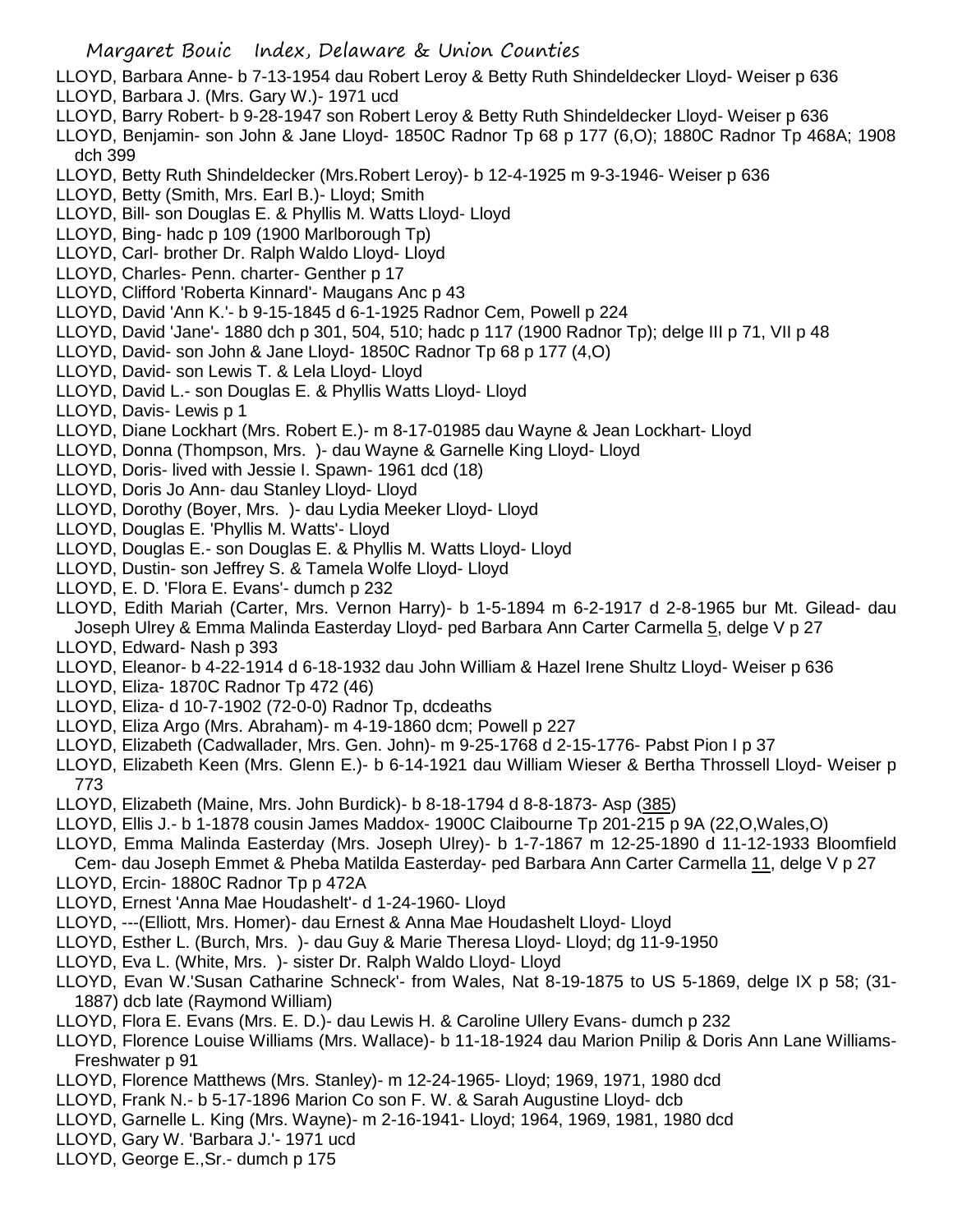LLOYD, Barbara Anne- b 7-13-1954 dau Robert Leroy & Betty Ruth Shindeldecker Lloyd- Weiser p 636

LLOYD, Barbara J. (Mrs. Gary W.)- 1971 ucd

LLOYD, Barry Robert- b 9-28-1947 son Robert Leroy & Betty Ruth Shindeldecker Lloyd- Weiser p 636

LLOYD, Benjamin- son John & Jane Lloyd- 1850C Radnor Tp 68 p 177 (6,O); 1880C Radnor Tp 468A; 1908 dch 399

LLOYD, Betty Ruth Shindeldecker (Mrs.Robert Leroy)- b 12-4-1925 m 9-3-1946- Weiser p 636

LLOYD, Betty (Smith, Mrs. Earl B.)- Lloyd; Smith

LLOYD, Bill- son Douglas E. & Phyllis M. Watts Lloyd- Lloyd

LLOYD, Bing- hadc p 109 (1900 Marlborough Tp)

LLOYD, Carl- brother Dr. Ralph Waldo Lloyd- Lloyd

LLOYD, Charles- Penn. charter- Genther p 17

LLOYD, Clifford 'Roberta Kinnard'- Maugans Anc p 43

LLOYD, David 'Ann K.'- b 9-15-1845 d 6-1-1925 Radnor Cem, Powell p 224

LLOYD, David 'Jane'- 1880 dch p 301, 504, 510; hadc p 117 (1900 Radnor Tp); delge III p 71, VII p 48

LLOYD, David- son John & Jane Lloyd- 1850C Radnor Tp 68 p 177 (4,O)

LLOYD, David- son Lewis T. & Lela Lloyd- Lloyd

LLOYD, David L.- son Douglas E. & Phyllis Watts Lloyd- Lloyd

LLOYD, Davis- Lewis p 1

LLOYD, Diane Lockhart (Mrs. Robert E.)- m 8-17-01985 dau Wayne & Jean Lockhart- Lloyd

LLOYD, Donna (Thompson, Mrs. )- dau Wayne & Garnelle King Lloyd- Lloyd

LLOYD, Doris- lived with Jessie I. Spawn- 1961 dcd (18)

LLOYD, Doris Jo Ann- dau Stanley Lloyd- Lloyd

LLOYD, Dorothy (Boyer, Mrs. )- dau Lydia Meeker Lloyd- Lloyd

LLOYD, Douglas E. 'Phyllis M. Watts'- Lloyd

LLOYD, Douglas E.- son Douglas E. & Phyllis M. Watts Lloyd- Lloyd

LLOYD, Dustin- son Jeffrey S. & Tamela Wolfe Lloyd- Lloyd

LLOYD, E. D. 'Flora E. Evans'- dumch p 232

LLOYD, Edith Mariah (Carter, Mrs. Vernon Harry)- b 1-5-1894 m 6-2-1917 d 2-8-1965 bur Mt. Gilead- dau Joseph Ulrey & Emma Malinda Easterday Lloyd- ped Barbara Ann Carter Carmella 5, delge V p 27

LLOYD, Edward- Nash p 393

LLOYD, Eleanor- b 4-22-1914 d 6-18-1932 dau John William & Hazel Irene Shultz Lloyd- Weiser p 636

LLOYD, Eliza- 1870C Radnor Tp 472 (46)

LLOYD, Eliza- d 10-7-1902 (72-0-0) Radnor Tp, dcdeaths

LLOYD, Eliza Argo (Mrs. Abraham)- m 4-19-1860 dcm; Powell p 227

LLOYD, Elizabeth (Cadwallader, Mrs. Gen. John)- m 9-25-1768 d 2-15-1776- Pabst Pion I p 37

LLOYD, Elizabeth Keen (Mrs. Glenn E.)- b 6-14-1921 dau William Wieser & Bertha Throssell Lloyd- Weiser p 773

LLOYD, Elizabeth (Maine, Mrs. John Burdick)- b 8-18-1794 d 8-8-1873- Asp (385)

LLOYD, Ellis J.- b 1-1878 cousin James Maddox- 1900C Claibourne Tp 201-215 p 9A (22,O,Wales,O)

LLOYD, Emma Malinda Easterday (Mrs. Joseph Ulrey)- b 1-7-1867 m 12-25-1890 d 11-12-1933 Bloomfield Cem- dau Joseph Emmet & Pheba Matilda Easterday- ped Barbara Ann Carter Carmella 11, delge V p 27

LLOYD, Ercin- 1880C Radnor Tp p 472A

LLOYD, Ernest 'Anna Mae Houdashelt'- d 1-24-1960- Lloyd

LLOYD, ---(Elliott, Mrs. Homer)- dau Ernest & Anna Mae Houdashelt Lloyd- Lloyd

LLOYD, Esther L. (Burch, Mrs. )- dau Guy & Marie Theresa Lloyd- Lloyd; dg 11-9-1950

LLOYD, Eva L. (White, Mrs. )- sister Dr. Ralph Waldo Lloyd- Lloyd

LLOYD, Evan W.'Susan Catharine Schneck'- from Wales, Nat 8-19-1875 to US 5-1869, delge IX p 58; (31-1887) dcb late (Raymond William)

LLOYD, Flora E. Evans (Mrs. E. D.)- dau Lewis H. & Caroline Ullery Evans- dumch p 232

LLOYD, Florence Louise Williams (Mrs. Wallace)- b 11-18-1924 dau Marion Pnilip & Doris Ann Lane Williams- Freshwater p 91

LLOYD, Florence Matthews (Mrs. Stanley)- m 12-24-1965- Lloyd; 1969, 1971, 1980 dcd

LLOYD, Frank N.- b 5-17-1896 Marion Co son F. W. & Sarah Augustine Lloyd- dcb

LLOYD, Garnelle L. King (Mrs. Wayne)- m 2-16-1941- Lloyd; 1964, 1969, 1981, 1980 dcd

LLOYD, Gary W. 'Barbara J.'- 1971 ucd

LLOYD, George E.,Sr.- dumch p 175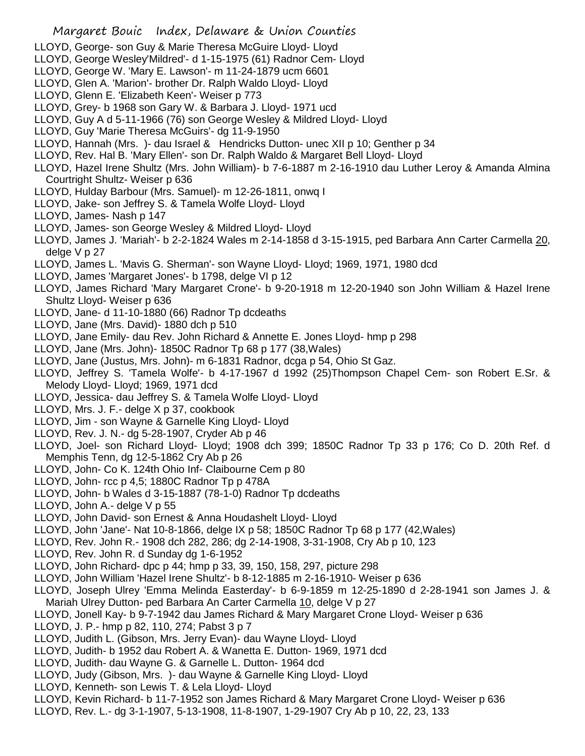LLOYD, George- son Guy & Marie Theresa McGuire Lloyd- Lloyd

LLOYD, George Wesley'Mildred'- d 1-15-1975 (61) Radnor Cem- Lloyd

LLOYD, George W. 'Mary E. Lawson'- m 11-24-1879 ucm 6601

LLOYD, Glen A. 'Marion'- brother Dr. Ralph Waldo Lloyd- Lloyd

LLOYD, Glenn E. 'Elizabeth Keen'- Weiser p 773

LLOYD, Grey- b 1968 son Gary W. & Barbara J. Lloyd- 1971 ucd

LLOYD, Guy A d 5-11-1966 (76) son George Wesley & Mildred Lloyd- Lloyd

LLOYD, Guy 'Marie Theresa McGuirs'- dg 11-9-1950

LLOYD, Hannah (Mrs. )- dau Israel & Hendricks Dutton- unec XII p 10; Genther p 34

LLOYD, Rev. Hal B. 'Mary Ellen'- son Dr. Ralph Waldo & Margaret Bell Lloyd- Lloyd

LLOYD, Hazel Irene Shultz (Mrs. John William)- b 7-6-1887 m 2-16-1910 dau Luther Leroy & Amanda Almina Courtright Shultz- Weiser p 636

LLOYD, Hulday Barbour (Mrs. Samuel)- m 12-26-1811, onwq I

LLOYD, Jake- son Jeffrey S. & Tamela Wolfe Lloyd- Lloyd

LLOYD, James- Nash p 147

LLOYD, James- son George Wesley & Mildred Lloyd- Lloyd

LLOYD, James J. 'Mariah'- b 2-2-1824 Wales m 2-14-1858 d 3-15-1915, ped Barbara Ann Carter Carmella 20, delge V p 27

LLOYD, James L. 'Mavis G. Sherman'- son Wayne Lloyd- Lloyd; 1969, 1971, 1980 dcd

LLOYD, James 'Margaret Jones'- b 1798, delge VI p 12

LLOYD, James Richard 'Mary Margaret Crone'- b 9-20-1918 m 12-20-1940 son John William & Hazel Irene Shultz Lloyd- Weiser p 636

LLOYD, Jane- d 11-10-1880 (66) Radnor Tp dcdeaths

LLOYD, Jane (Mrs. David)- 1880 dch p 510

LLOYD, Jane Emily- dau Rev. John Richard & Annette E. Jones Lloyd- hmp p 298

LLOYD, Jane (Mrs. John)- 1850C Radnor Tp 68 p 177 (38,Wales)

LLOYD, Jane (Justus, Mrs. John)- m 6-1831 Radnor, dcga p 54, Ohio St Gaz.

LLOYD, Jeffrey S. 'Tamela Wolfe'- b 4-17-1967 d 1992 (25)Thompson Chapel Cem- son Robert E.Sr. & Melody Lloyd- Lloyd; 1969, 1971 dcd

LLOYD, Jessica- dau Jeffrey S. & Tamela Wolfe Lloyd- Lloyd

LLOYD, Mrs. J. F.- delge X p 37, cookbook

LLOYD, Jim - son Wayne & Garnelle King Lloyd- Lloyd

LLOYD, Rev. J. N.- dg 5-28-1907, Cryder Ab p 46

LLOYD, Joel- son Richard Lloyd- Lloyd; 1908 dch 399; 1850C Radnor Tp 33 p 176; Co D. 20th Ref. d Memphis Tenn, dg 12-5-1862 Cry Ab p 26

LLOYD, John- Co K. 124th Ohio Inf- Claibourne Cem p 80

LLOYD, John- rcc p 4,5; 1880C Radnor Tp p 478A

LLOYD, John- b Wales d 3-15-1887 (78-1-0) Radnor Tp dcdeaths

LLOYD, John A.- delge V p 55

LLOYD, John David- son Ernest & Anna Houdashelt Lloyd- Lloyd

LLOYD, John 'Jane'- Nat 10-8-1866, delge IX p 58; 1850C Radnor Tp 68 p 177 (42,Wales)

LLOYD, Rev. John R.- 1908 dch 282, 286; dg 2-14-1908, 3-31-1908, Cry Ab p 10, 123

LLOYD, Rev. John R. d Sunday dg 1-6-1952

LLOYD, John Richard- dpc p 44; hmp p 33, 39, 150, 158, 297, picture 298

LLOYD, John William 'Hazel Irene Shultz'- b 8-12-1885 m 2-16-1910- Weiser p 636

LLOYD, Joseph Ulrey 'Emma Melinda Easterday'- b 6-9-1859 m 12-25-1890 d 2-28-1941 son James J. & Mariah Ulrey Dutton- ped Barbara An Carter Carmella 10, delge V p 27

LLOYD, Jonell Kay- b 9-7-1942 dau James Richard & Mary Margaret Crone Lloyd- Weiser p 636

LLOYD, J. P.- hmp p 82, 110, 274; Pabst 3 p 7

LLOYD, Judith L. (Gibson, Mrs. Jerry Evan)- dau Wayne Lloyd- Lloyd

LLOYD, Judith- b 1952 dau Robert A. & Wanetta E. Dutton- 1969, 1971 dcd

LLOYD, Judith- dau Wayne G. & Garnelle L. Dutton- 1964 dcd

LLOYD, Judy (Gibson, Mrs. )- dau Wayne & Garnelle King Lloyd- Lloyd

LLOYD, Kenneth- son Lewis T. & Lela Lloyd- Lloyd

LLOYD, Kevin Richard- b 11-7-1952 son James Richard & Mary Margaret Crone Lloyd- Weiser p 636

LLOYD, Rev. L.- dg 3-1-1907, 5-13-1908, 11-8-1907, 1-29-1907 Cry Ab p 10, 22, 23, 133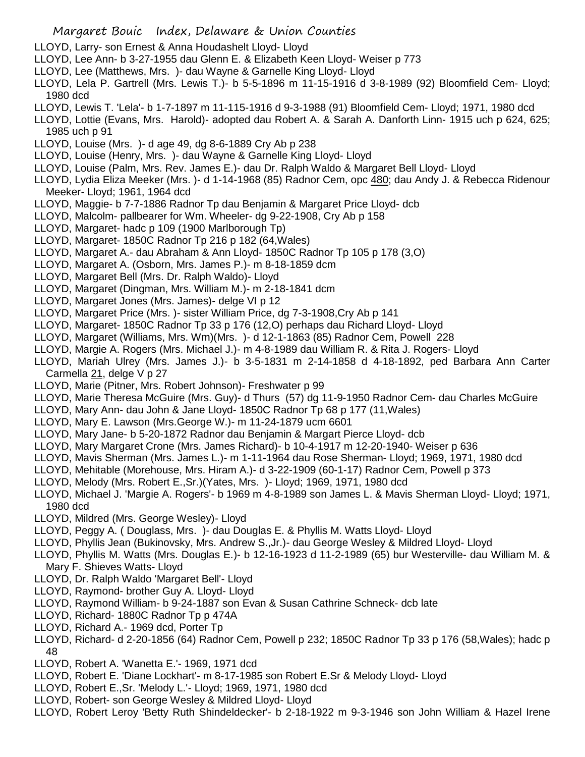LLOYD, Larry- son Ernest & Anna Houdashelt Lloyd- Lloyd

LLOYD, Lee Ann- b 3-27-1955 dau Glenn E. & Elizabeth Keen Lloyd- Weiser p 773

LLOYD, Lee (Matthews, Mrs. )- dau Wayne & Garnelle King Lloyd- Lloyd

LLOYD, Lela P. Gartrell (Mrs. Lewis T.)- b 5-5-1896 m 11-15-1916 d 3-8-1989 (92) Bloomfield Cem- Lloyd; 1980 dcd

LLOYD, Lewis T. 'Lela'- b 1-7-1897 m 11-115-1916 d 9-3-1988 (91) Bloomfield Cem- Lloyd; 1971, 1980 dcd

LLOYD, Lottie (Evans, Mrs. Harold)- adopted dau Robert A. & Sarah A. Danforth Linn- 1915 uch p 624, 625; 1985 uch p 91

LLOYD, Louise (Mrs. )- d age 49, dg 8-6-1889 Cry Ab p 238

LLOYD, Louise (Henry, Mrs. )- dau Wayne & Garnelle King Lloyd- Lloyd

LLOYD, Louise (Palm, Mrs. Rev. James E.)- dau Dr. Ralph Waldo & Margaret Bell Lloyd- Lloyd

LLOYD, Lydia Eliza Meeker (Mrs. )- d 1-14-1968 (85) Radnor Cem, opc 480; dau Andy J. & Rebecca Ridenour Meeker- Lloyd; 1961, 1964 dcd

LLOYD, Maggie- b 7-7-1886 Radnor Tp dau Benjamin & Margaret Price Lloyd- dcb

LLOYD, Malcolm- pallbearer for Wm. Wheeler- dg 9-22-1908, Cry Ab p 158

LLOYD, Margaret- hadc p 109 (1900 Marlborough Tp)

LLOYD, Margaret- 1850C Radnor Tp 216 p 182 (64,Wales)

LLOYD, Margaret A.- dau Abraham & Ann Lloyd- 1850C Radnor Tp 105 p 178 (3,O)

LLOYD, Margaret A. (Osborn, Mrs. James P.)- m 8-18-1859 dcm

LLOYD, Margaret Bell (Mrs. Dr. Ralph Waldo)- Lloyd

LLOYD, Margaret (Dingman, Mrs. William M.)- m 2-18-1841 dcm

LLOYD, Margaret Jones (Mrs. James)- delge VI p 12

LLOYD, Margaret Price (Mrs. )- sister William Price, dg 7-3-1908,Cry Ab p 141

LLOYD, Margaret- 1850C Radnor Tp 33 p 176 (12,O) perhaps dau Richard Lloyd- Lloyd

LLOYD, Margaret (Williams, Mrs. Wm)(Mrs. )- d 12-1-1863 (85) Radnor Cem, Powell 228

LLOYD, Margie A. Rogers (Mrs. Michael J.)- m 4-8-1989 dau William R. & Rita J. Rogers- Lloyd

LLOYD, Mariah Ulrey (Mrs. James J.)- b 3-5-1831 m 2-14-1858 d 4-18-1892, ped Barbara Ann Carter Carmella 21, delge V p 27

LLOYD, Marie (Pitner, Mrs. Robert Johnson)- Freshwater p 99

LLOYD, Marie Theresa McGuire (Mrs. Guy)- d Thurs (57) dg 11-9-1950 Radnor Cem- dau Charles McGuire

LLOYD, Mary Ann- dau John & Jane Lloyd- 1850C Radnor Tp 68 p 177 (11,Wales)

LLOYD, Mary E. Lawson (Mrs.George W.)- m 11-24-1879 ucm 6601

LLOYD, Mary Jane- b 5-20-1872 Radnor dau Benjamin & Margart Pierce Lloyd- dcb

LLOYD, Mary Margaret Crone (Mrs. James Richard)- b 10-4-1917 m 12-20-1940- Weiser p 636

LLOYD, Mavis Sherman (Mrs. James L.)- m 1-11-1964 dau Rose Sherman- Lloyd; 1969, 1971, 1980 dcd

LLOYD, Mehitable (Morehouse, Mrs. Hiram A.)- d 3-22-1909 (60-1-17) Radnor Cem, Powell p 373

LLOYD, Melody (Mrs. Robert E.,Sr.)(Yates, Mrs. )- Lloyd; 1969, 1971, 1980 dcd

LLOYD, Michael J. 'Margie A. Rogers'- b 1969 m 4-8-1989 son James L. & Mavis Sherman Lloyd- Lloyd; 1971, 1980 dcd

LLOYD, Mildred (Mrs. George Wesley)- Lloyd

LLOYD, Peggy A. ( Douglass, Mrs. )- dau Douglas E. & Phyllis M. Watts Lloyd- Lloyd

LLOYD, Phyllis Jean (Bukinovsky, Mrs. Andrew S.,Jr.)- dau George Wesley & Mildred Lloyd- Lloyd

LLOYD, Phyllis M. Watts (Mrs. Douglas E.)- b 12-16-1923 d 11-2-1989 (65) bur Westerville- dau William M. & Mary F. Shieves Watts- Lloyd

LLOYD, Dr. Ralph Waldo 'Margaret Bell'- Lloyd

LLOYD, Raymond- brother Guy A. Lloyd- Lloyd

LLOYD, Raymond William- b 9-24-1887 son Evan & Susan Cathrine Schneck- dcb late

LLOYD, Richard- 1880C Radnor Tp p 474A

LLOYD, Richard A.- 1969 dcd, Porter Tp

LLOYD, Richard- d 2-20-1856 (64) Radnor Cem, Powell p 232; 1850C Radnor Tp 33 p 176 (58,Wales); hadc p 48

LLOYD, Robert A. 'Wanetta E.'- 1969, 1971 dcd

LLOYD, Robert E. 'Diane Lockhart'- m 8-17-1985 son Robert E.Sr & Melody Lloyd- Lloyd

LLOYD, Robert E.,Sr. 'Melody L.'- Lloyd; 1969, 1971, 1980 dcd

LLOYD, Robert- son George Wesley & Mildred Lloyd- Lloyd

LLOYD, Robert Leroy 'Betty Ruth Shindeldecker'- b 2-18-1922 m 9-3-1946 son John William & Hazel Irene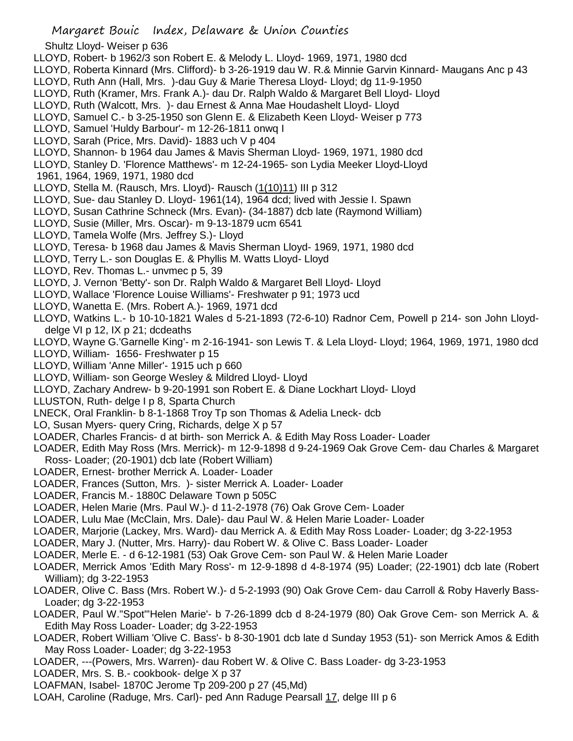Shultz Lloyd- Weiser p 636

LLOYD, Robert- b 1962/3 son Robert E. & Melody L. Lloyd- 1969, 1971, 1980 dcd

LLOYD, Roberta Kinnard (Mrs. Clifford)- b 3-26-1919 dau W. R.& Minnie Garvin Kinnard- Maugans Anc p 43

LLOYD, Ruth Ann (Hall, Mrs. )-dau Guy & Marie Theresa Lloyd- Lloyd; dg 11-9-1950

LLOYD, Ruth (Kramer, Mrs. Frank A.)- dau Dr. Ralph Waldo & Margaret Bell Lloyd- Lloyd

LLOYD, Ruth (Walcott, Mrs. )- dau Ernest & Anna Mae Houdashelt Lloyd- Lloyd

LLOYD, Samuel C.- b 3-25-1950 son Glenn E. & Elizabeth Keen Lloyd- Weiser p 773

LLOYD, Samuel 'Huldy Barbour'- m 12-26-1811 onwq I

LLOYD, Sarah (Price, Mrs. David)- 1883 uch V p 404

LLOYD, Shannon- b 1964 dau James & Mavis Sherman Lloyd- 1969, 1971, 1980 dcd

LLOYD, Stanley D. 'Florence Matthews'- m 12-24-1965- son Lydia Meeker Lloyd-Lloyd 1961, 1964, 1969, 1971, 1980 dcd

LLOYD, Stella M. (Rausch, Mrs. Lloyd)- Rausch (1(10)11) III p 312

LLOYD, Sue- dau Stanley D. Lloyd- 1961(14), 1964 dcd; lived with Jessie I. Spawn

LLOYD, Susan Cathrine Schneck (Mrs. Evan)- (34-1887) dcb late (Raymond William)

LLOYD, Susie (Miller, Mrs. Oscar)- m 9-13-1879 ucm 6541

LLOYD, Tamela Wolfe (Mrs. Jeffrey S.)- Lloyd

LLOYD, Teresa- b 1968 dau James & Mavis Sherman Lloyd- 1969, 1971, 1980 dcd

LLOYD, Terry L.- son Douglas E. & Phyllis M. Watts Lloyd- Lloyd

LLOYD, Rev. Thomas L.- unvmec p 5, 39

LLOYD, J. Vernon 'Betty'- son Dr. Ralph Waldo & Margaret Bell Lloyd- Lloyd

LLOYD, Wallace 'Florence Louise Williams'- Freshwater p 91; 1973 ucd

LLOYD, Wanetta E. (Mrs. Robert A.)- 1969, 1971 dcd

LLOYD, Watkins L.- b 10-10-1821 Wales d 5-21-1893 (72-6-10) Radnor Cem, Powell p 214- son John Lloyd- delge VI p 12, IX p 21; dcdeaths

LLOYD, Wayne G.'Garnelle King'- m 2-16-1941- son Lewis T. & Lela Lloyd- Lloyd; 1964, 1969, 1971, 1980 dcd

LLOYD, William- 1656- Freshwater p 15

LLOYD, William 'Anne Miller'- 1915 uch p 660

LLOYD, William- son George Wesley & Mildred Lloyd- Lloyd

LLOYD, Zachary Andrew- b 9-20-1991 son Robert E. & Diane Lockhart Lloyd- Lloyd

LLUSTON, Ruth- delge I p 8, Sparta Church

LNECK, Oral Franklin- b 8-1-1868 Troy Tp son Thomas & Adelia Lneck- dcb

LO, Susan Myers- query Cring, Richards, delge X p 57

LOADER, Charles Francis- d at birth- son Merrick A. & Edith May Ross Loader- Loader

LOADER, Edith May Ross (Mrs. Merrick)- m 12-9-1898 d 9-24-1969 Oak Grove Cem- dau Charles & Margaret Ross- Loader; (20-1901) dcb late (Robert William)

LOADER, Ernest- brother Merrick A. Loader- Loader

LOADER, Frances (Sutton, Mrs. )- sister Merrick A. Loader- Loader

LOADER, Francis M.- 1880C Delaware Town p 505C

LOADER, Helen Marie (Mrs. Paul W.)- d 11-2-1978 (76) Oak Grove Cem- Loader

LOADER, Lulu Mae (McClain, Mrs. Dale)- dau Paul W. & Helen Marie Loader- Loader

LOADER, Marjorie (Lackey, Mrs. Ward)- dau Merrick A. & Edith May Ross Loader- Loader; dg 3-22-1953

LOADER, Mary J. (Nutter, Mrs. Harry)- dau Robert W. & Olive C. Bass Loader- Loader

LOADER, Merle E. - d 6-12-1981 (53) Oak Grove Cem- son Paul W. & Helen Marie Loader

LOADER, Merrick Amos 'Edith Mary Ross'- m 12-9-1898 d 4-8-1974 (95) Loader; (22-1901) dcb late (Robert William); dg 3-22-1953

LOADER, Olive C. Bass (Mrs. Robert W.)- d 5-2-1993 (90) Oak Grove Cem- dau Carroll & Roby Haverly Bass- Loader; dg 3-22-1953

LOADER, Paul W."Spot"'Helen Marie'- b 7-26-1899 dcb d 8-24-1979 (80) Oak Grove Cem- son Merrick A. & Edith May Ross Loader- Loader; dg 3-22-1953

LOADER, Robert William 'Olive C. Bass'- b 8-30-1901 dcb late d Sunday 1953 (51)- son Merrick Amos & Edith May Ross Loader- Loader; dg 3-22-1953

LOADER, ---(Powers, Mrs. Warren)- dau Robert W. & Olive C. Bass Loader- dg 3-23-1953

LOADER, Mrs. S. B.- cookbook- delge X p 37

LOAFMAN, Isabel- 1870C Jerome Tp 209-200 p 27 (45,Md)

LOAH, Caroline (Raduge, Mrs. Carl)- ped Ann Raduge Pearsall 17, delge III p 6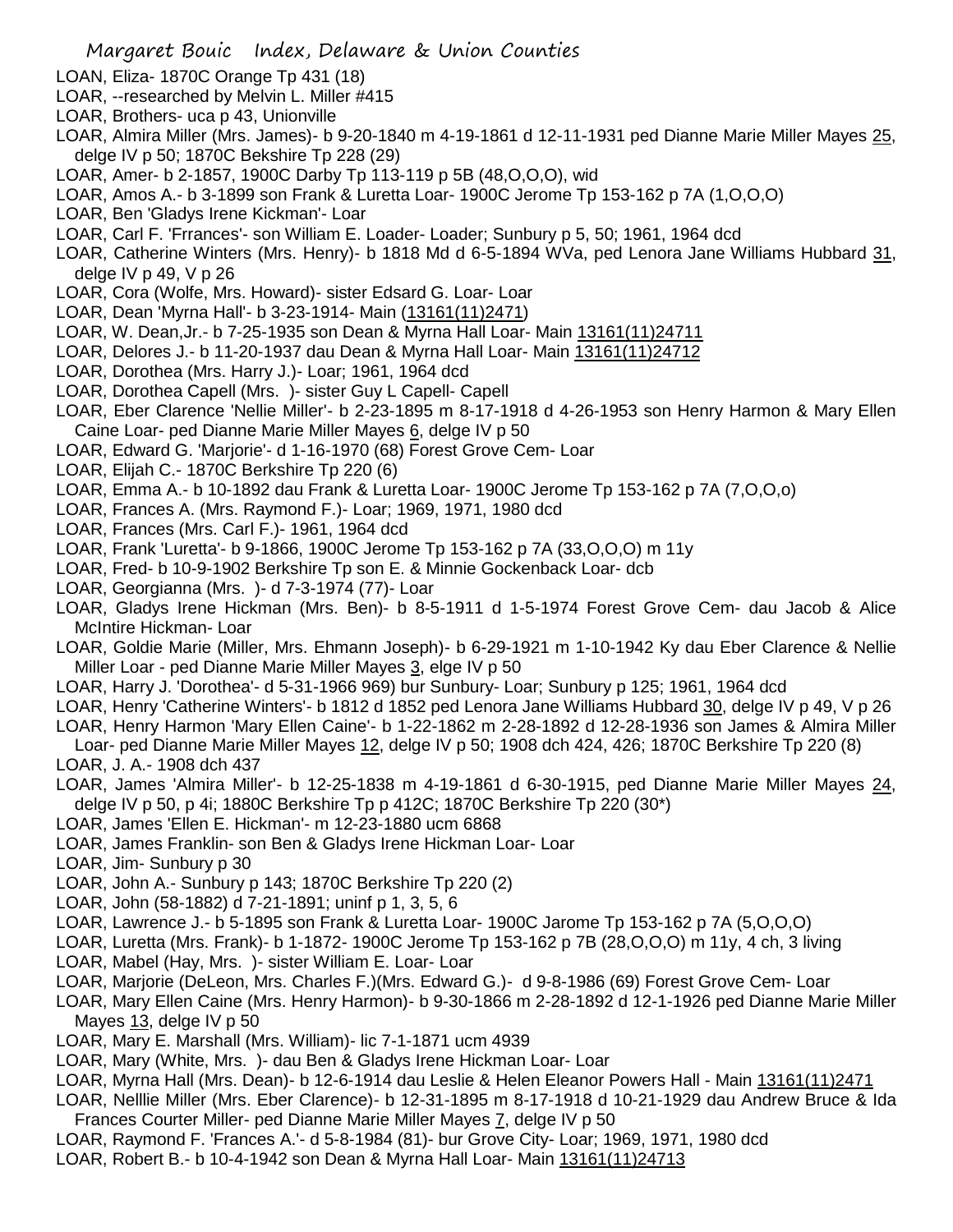LOAN, Eliza- 1870C Orange Tp 431 (18)
LOAR, --researched by Melvin L. Miller #415
LOAR, Brothers- uca p 43, Unionville
LOAR, Almira Miller (Mrs. James)- b 9-20-1840 m 4-19-1861 d 12-11-1931 ped Dianne Marie Miller Mayes 25, delge IV p 50; 1870C Bekshire Tp 228 (29)
LOAR, Amer- b 2-1857, 1900C Darby Tp 113-119 p 5B (48,O,O,O), wid
LOAR, Amos A.- b 3-1899 son Frank & Luretta Loar- 1900C Jerome Tp 153-162 p 7A (1,O,O,O)
LOAR, Ben 'Gladys Irene Kickman'- Loar
LOAR, Carl F. 'Frrances'- son William E. Loader- Loader; Sunbury p 5, 50; 1961, 1964 dcd
LOAR, Catherine Winters (Mrs. Henry)- b 1818 Md d 6-5-1894 WVa, ped Lenora Jane Williams Hubbard 31, delge IV p 49, V p 26
LOAR, Cora (Wolfe, Mrs. Howard)- sister Edsard G. Loar- Loar
LOAR, Dean 'Myrna Hall'- b 3-23-1914- Main (13161(11)2471)
LOAR, W. Dean,Jr.- b 7-25-1935 son Dean & Myrna Hall Loar- Main 13161(11)24711
LOAR, Delores J.- b 11-20-1937 dau Dean & Myrna Hall Loar- Main 13161(11)24712
LOAR, Dorothea (Mrs. Harry J.)- Loar; 1961, 1964 dcd
LOAR, Dorothea Capell (Mrs. )- sister Guy L Capell- Capell
LOAR, Eber Clarence 'Nellie Miller'- b 2-23-1895 m 8-17-1918 d 4-26-1953 son Henry Harmon & Mary Ellen Caine Loar- ped Dianne Marie Miller Mayes 6, delge IV p 50
LOAR, Edward G. 'Marjorie'- d 1-16-1970 (68) Forest Grove Cem- Loar
LOAR, Elijah C.- 1870C Berkshire Tp 220 (6)
LOAR, Emma A.- b 10-1892 dau Frank & Luretta Loar- 1900C Jerome Tp 153-162 p 7A (7,O,O,o)
LOAR, Frances A. (Mrs. Raymond F.)- Loar; 1969, 1971, 1980 dcd
LOAR, Frances (Mrs. Carl F.)- 1961, 1964 dcd
LOAR, Frank 'Luretta'- b 9-1866, 1900C Jerome Tp 153-162 p 7A (33,O,O,O) m 11y
LOAR, Fred- b 10-9-1902 Berkshire Tp son E. & Minnie Gockenback Loar- dcb
LOAR, Georgianna (Mrs. )- d 7-3-1974 (77)- Loar
LOAR, Gladys Irene Hickman (Mrs. Ben)- b 8-5-1911 d 1-5-1974 Forest Grove Cem- dau Jacob & Alice McIntire Hickman- Loar
LOAR, Goldie Marie (Miller, Mrs. Ehmann Joseph)- b 6-29-1921 m 1-10-1942 Ky dau Eber Clarence & Nellie Miller Loar - ped Dianne Marie Miller Mayes 3, elge IV p 50
LOAR, Harry J. 'Dorothea'- d 5-31-1966 969) bur Sunbury- Loar; Sunbury p 125; 1961, 1964 dcd
LOAR, Henry 'Catherine Winters'- b 1812 d 1852 ped Lenora Jane Williams Hubbard 30, delge IV p 49, V p 26
LOAR, Henry Harmon 'Mary Ellen Caine'- b 1-22-1862 m 2-28-1892 d 12-28-1936 son James & Almira Miller Loar- ped Dianne Marie Miller Mayes 12, delge IV p 50; 1908 dch 424, 426; 1870C Berkshire Tp 220 (8)
LOAR, J. A.- 1908 dch 437
LOAR, James 'Almira Miller'- b 12-25-1838 m 4-19-1861 d 6-30-1915, ped Dianne Marie Miller Mayes 24, delge IV p 50, p 4i; 1880C Berkshire Tp p 412C; 1870C Berkshire Tp 220 (30*)
LOAR, James 'Ellen E. Hickman'- m 12-23-1880 ucm 6868
LOAR, James Franklin- son Ben & Gladys Irene Hickman Loar- Loar
LOAR, Jim- Sunbury p 30
LOAR, John A.- Sunbury p 143; 1870C Berkshire Tp 220 (2)
LOAR, John (58-1882) d 7-21-1891; uninf p 1, 3, 5, 6
LOAR, Lawrence J.- b 5-1895 son Frank & Luretta Loar- 1900C Jarome Tp 153-162 p 7A (5,O,O,O)
LOAR, Luretta (Mrs. Frank)- b 1-1872- 1900C Jerome Tp 153-162 p 7B (28,O,O,O) m 11y, 4 ch, 3 living
LOAR, Mabel (Hay, Mrs. )- sister William E. Loar- Loar
LOAR, Marjorie (DeLeon, Mrs. Charles F.)(Mrs. Edward G.)- d 9-8-1986 (69) Forest Grove Cem- Loar
LOAR, Mary Ellen Caine (Mrs. Henry Harmon)- b 9-30-1866 m 2-28-1892 d 12-1-1926 ped Dianne Marie Miller Mayes 13, delge IV p 50
LOAR, Mary E. Marshall (Mrs. William)- lic 7-1-1871 ucm 4939
LOAR, Mary (White, Mrs. )- dau Ben & Gladys Irene Hickman Loar- Loar
LOAR, Myrna Hall (Mrs. Dean)- b 12-6-1914 dau Leslie & Helen Eleanor Powers Hall - Main 13161(11)2471
LOAR, Nelllie Miller (Mrs. Eber Clarence)- b 12-31-1895 m 8-17-1918 d 10-21-1929 dau Andrew Bruce & Ida Frances Courter Miller- ped Dianne Marie Miller Mayes 7, delge IV p 50
LOAR, Raymond F. 'Frances A.'- d 5-8-1984 (81)- bur Grove City- Loar; 1969, 1971, 1980 dcd
LOAR, Robert B.- b 10-4-1942 son Dean & Myrna Hall Loar- Main 13161(11)24713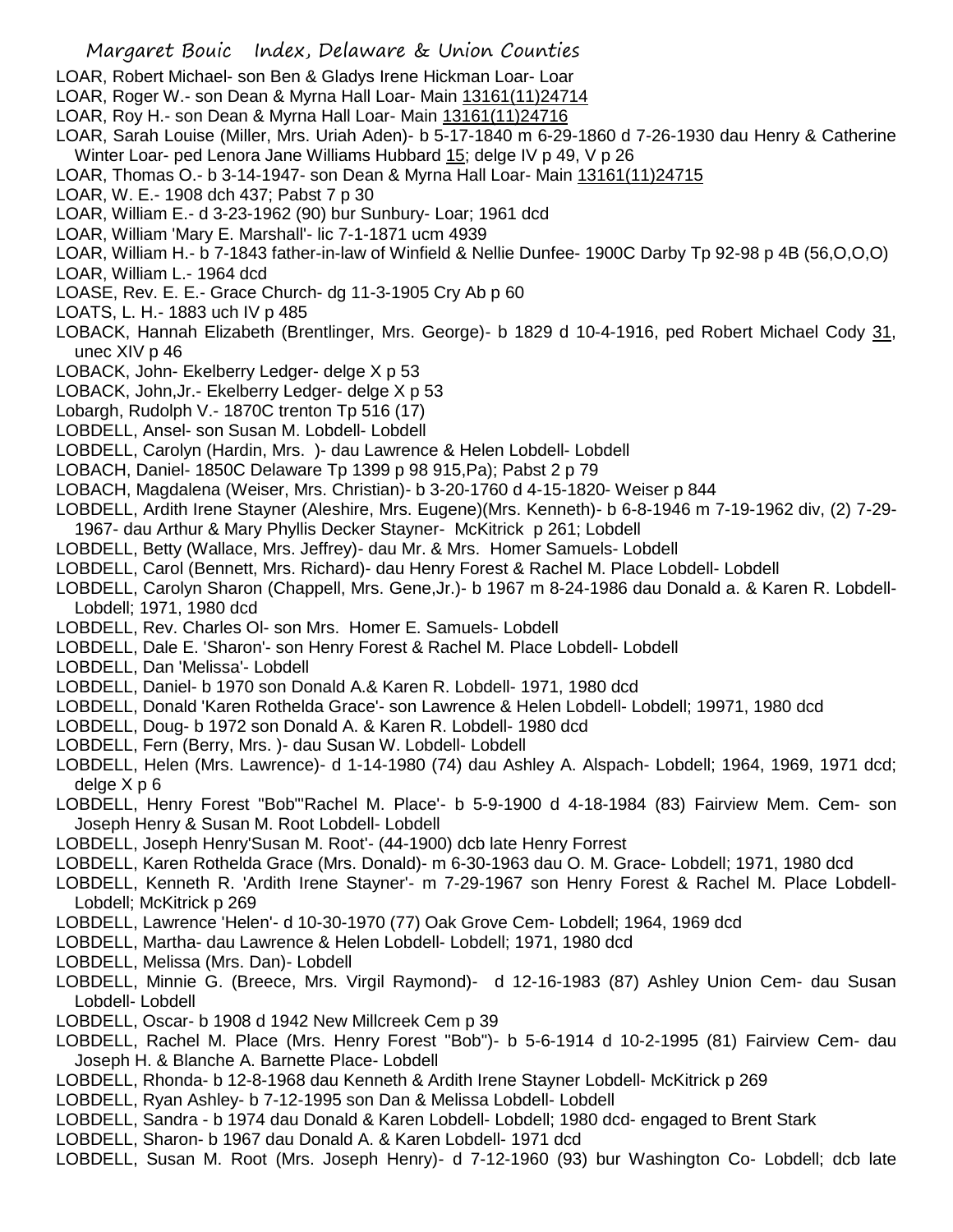LOAR, Robert Michael- son Ben & Gladys Irene Hickman Loar- Loar
LOAR, Roger W.- son Dean & Myrna Hall Loar- Main 13161(11)24714
LOAR, Roy H.- son Dean & Myrna Hall Loar- Main 13161(11)24716
LOAR, Sarah Louise (Miller, Mrs. Uriah Aden)- b 5-17-1840 m 6-29-1860 d 7-26-1930 dau Henry & Catherine Winter Loar- ped Lenora Jane Williams Hubbard 15; delge IV p 49, V p 26
LOAR, Thomas O.- b 3-14-1947- son Dean & Myrna Hall Loar- Main 13161(11)24715
LOAR, W. E.- 1908 dch 437; Pabst 7 p 30
LOAR, William E.- d 3-23-1962 (90) bur Sunbury- Loar; 1961 dcd
LOAR, William 'Mary E. Marshall'- lic 7-1-1871 ucm 4939
LOAR, William H.- b 7-1843 father-in-law of Winfield & Nellie Dunfee- 1900C Darby Tp 92-98 p 4B (56,O,O,O)
LOAR, William L.- 1964 dcd
LOASE, Rev. E. E.- Grace Church- dg 11-3-1905 Cry Ab p 60
LOATS, L. H.- 1883 uch IV p 485
LOBACK, Hannah Elizabeth (Brentlinger, Mrs. George)- b 1829 d 10-4-1916, ped Robert Michael Cody 31, unec XIV p 46
LOBACK, John- Ekelberry Ledger- delge X p 53
LOBACK, John,Jr.- Ekelberry Ledger- delge X p 53
Lobargh, Rudolph V.- 1870C trenton Tp 516 (17)
LOBDELL, Ansel- son Susan M. Lobdell- Lobdell
LOBDELL, Carolyn (Hardin, Mrs. )- dau Lawrence & Helen Lobdell- Lobdell
LOBACH, Daniel- 1850C Delaware Tp 1399 p 98 915,Pa); Pabst 2 p 79
LOBACH, Magdalena (Weiser, Mrs. Christian)- b 3-20-1760 d 4-15-1820- Weiser p 844
LOBDELL, Ardith Irene Stayner (Aleshire, Mrs. Eugene)(Mrs. Kenneth)- b 6-8-1946 m 7-19-1962 div, (2) 7-29-1967- dau Arthur & Mary Phyllis Decker Stayner- McKitrick p 261; Lobdell
LOBDELL, Betty (Wallace, Mrs. Jeffrey)- dau Mr. & Mrs. Homer Samuels- Lobdell
LOBDELL, Carol (Bennett, Mrs. Richard)- dau Henry Forest & Rachel M. Place Lobdell- Lobdell
LOBDELL, Carolyn Sharon (Chappell, Mrs. Gene,Jr.)- b 1967 m 8-24-1986 dau Donald a. & Karen R. Lobdell- Lobdell; 1971, 1980 dcd
LOBDELL, Rev. Charles Ol- son Mrs. Homer E. Samuels- Lobdell
LOBDELL, Dale E. 'Sharon'- son Henry Forest & Rachel M. Place Lobdell- Lobdell
LOBDELL, Dan 'Melissa'- Lobdell
LOBDELL, Daniel- b 1970 son Donald A.& Karen R. Lobdell- 1971, 1980 dcd
LOBDELL, Donald 'Karen Rothelda Grace'- son Lawrence & Helen Lobdell- Lobdell; 19971, 1980 dcd
LOBDELL, Doug- b 1972 son Donald A. & Karen R. Lobdell- 1980 dcd
LOBDELL, Fern (Berry, Mrs. )- dau Susan W. Lobdell- Lobdell
LOBDELL, Helen (Mrs. Lawrence)- d 1-14-1980 (74) dau Ashley A. Alspach- Lobdell; 1964, 1969, 1971 dcd; delge X p 6
LOBDELL, Henry Forest "Bob"'Rachel M. Place'- b 5-9-1900 d 4-18-1984 (83) Fairview Mem. Cem- son Joseph Henry & Susan M. Root Lobdell- Lobdell
LOBDELL, Joseph Henry'Susan M. Root'- (44-1900) dcb late Henry Forrest
LOBDELL, Karen Rothelda Grace (Mrs. Donald)- m 6-30-1963 dau O. M. Grace- Lobdell; 1971, 1980 dcd
LOBDELL, Kenneth R. 'Ardith Irene Stayner'- m 7-29-1967 son Henry Forest & Rachel M. Place Lobdell- Lobdell; McKitrick p 269
LOBDELL, Lawrence 'Helen'- d 10-30-1970 (77) Oak Grove Cem- Lobdell; 1964, 1969 dcd
LOBDELL, Martha- dau Lawrence & Helen Lobdell- Lobdell; 1971, 1980 dcd
LOBDELL, Melissa (Mrs. Dan)- Lobdell
LOBDELL, Minnie G. (Breece, Mrs. Virgil Raymond)- d 12-16-1983 (87) Ashley Union Cem- dau Susan Lobdell- Lobdell
LOBDELL, Oscar- b 1908 d 1942 New Millcreek Cem p 39
LOBDELL, Rachel M. Place (Mrs. Henry Forest "Bob")- b 5-6-1914 d 10-2-1995 (81) Fairview Cem- dau Joseph H. & Blanche A. Barnette Place- Lobdell
LOBDELL, Rhonda- b 12-8-1968 dau Kenneth & Ardith Irene Stayner Lobdell- McKitrick p 269
LOBDELL, Ryan Ashley- b 7-12-1995 son Dan & Melissa Lobdell- Lobdell
LOBDELL, Sandra - b 1974 dau Donald & Karen Lobdell- Lobdell; 1980 dcd- engaged to Brent Stark
LOBDELL, Sharon- b 1967 dau Donald A. & Karen Lobdell- 1971 dcd
LOBDELL, Susan M. Root (Mrs. Joseph Henry)- d 7-12-1960 (93) bur Washington Co- Lobdell; dcb late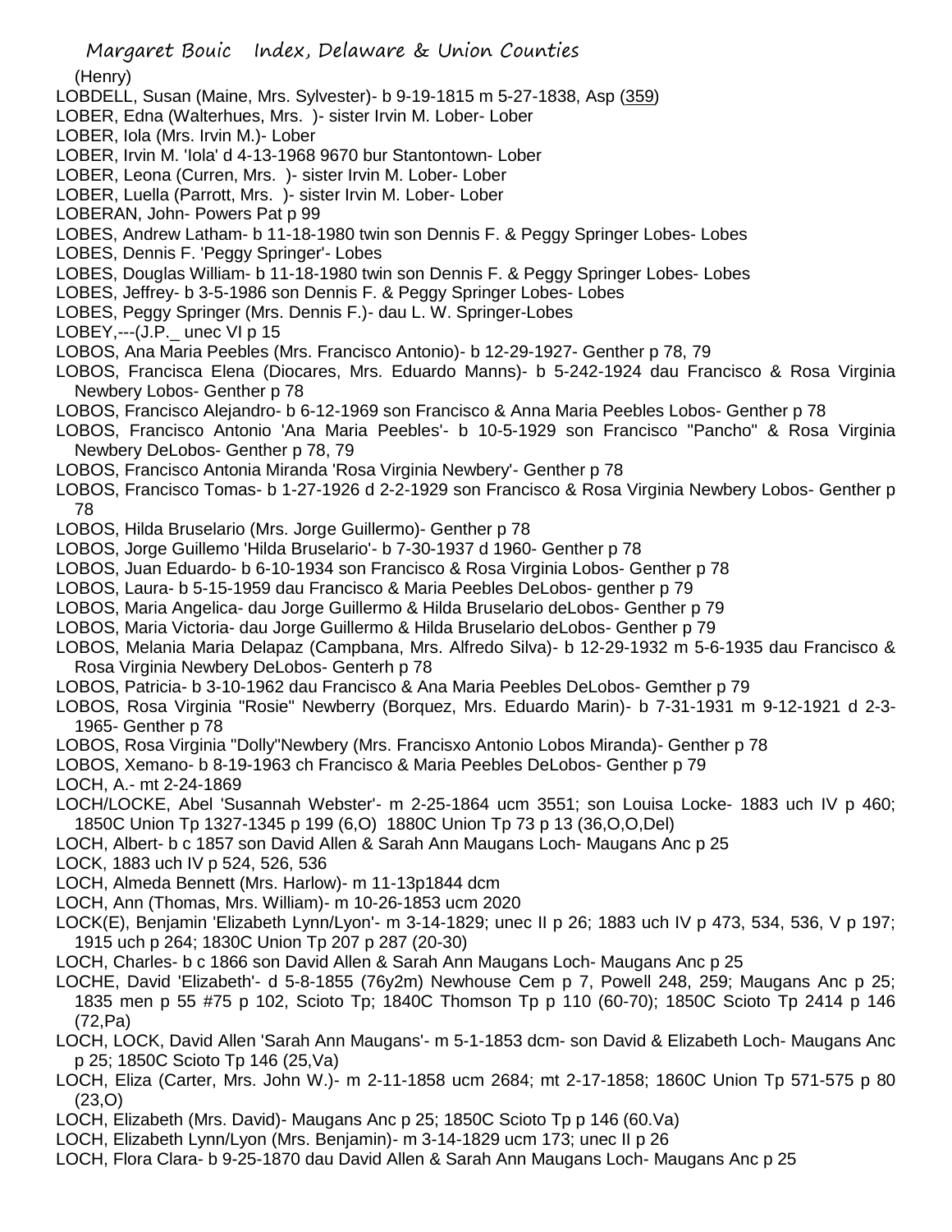(Henry)

LOBDELL, Susan (Maine, Mrs. Sylvester)- b 9-19-1815 m 5-27-1838, Asp (359)

LOBER, Edna (Walterhues, Mrs. )- sister Irvin M. Lober- Lober

LOBER, Iola (Mrs. Irvin M.)- Lober

LOBER, Irvin M. 'Iola' d 4-13-1968 9670 bur Stantontown- Lober

LOBER, Leona (Curren, Mrs. )- sister Irvin M. Lober- Lober

LOBER, Luella (Parrott, Mrs. )- sister Irvin M. Lober- Lober

LOBERAN, John- Powers Pat p 99

LOBES, Andrew Latham- b 11-18-1980 twin son Dennis F. & Peggy Springer Lobes- Lobes

LOBES, Dennis F. 'Peggy Springer'- Lobes

LOBES, Douglas William- b 11-18-1980 twin son Dennis F. & Peggy Springer Lobes- Lobes

LOBES, Jeffrey- b 3-5-1986 son Dennis F. & Peggy Springer Lobes- Lobes

LOBES, Peggy Springer (Mrs. Dennis F.)- dau L. W. Springer-Lobes

LOBEY,---(J.P._ unec VI p 15

LOBOS, Ana Maria Peebles (Mrs. Francisco Antonio)- b 12-29-1927- Genther p 78, 79

LOBOS, Francisca Elena (Diocares, Mrs. Eduardo Manns)- b 5-242-1924 dau Francisco & Rosa Virginia Newbery Lobos- Genther p 78

LOBOS, Francisco Alejandro- b 6-12-1969 son Francisco & Anna Maria Peebles Lobos- Genther p 78

LOBOS, Francisco Antonio 'Ana Maria Peebles'- b 10-5-1929 son Francisco "Pancho" & Rosa Virginia Newbery DeLobos- Genther p 78, 79

LOBOS, Francisco Antonia Miranda 'Rosa Virginia Newbery'- Genther p 78

LOBOS, Francisco Tomas- b 1-27-1926 d 2-2-1929 son Francisco & Rosa Virginia Newbery Lobos- Genther p 78

LOBOS, Hilda Bruselario (Mrs. Jorge Guillermo)- Genther p 78

LOBOS, Jorge Guillemo 'Hilda Bruselario'- b 7-30-1937 d 1960- Genther p 78

LOBOS, Juan Eduardo- b 6-10-1934 son Francisco & Rosa Virginia Lobos- Genther p 78

LOBOS, Laura- b 5-15-1959 dau Francisco & Maria Peebles DeLobos- genther p 79

LOBOS, Maria Angelica- dau Jorge Guillermo & Hilda Bruselario deLobos- Genther p 79

LOBOS, Maria Victoria- dau Jorge Guillermo & Hilda Bruselario deLobos- Genther p 79

LOBOS, Melania Maria Delapaz (Campbana, Mrs. Alfredo Silva)- b 12-29-1932 m 5-6-1935 dau Francisco & Rosa Virginia Newbery DeLobos- Genterh p 78

LOBOS, Patricia- b 3-10-1962 dau Francisco & Ana Maria Peebles DeLobos- Gemther p 79

LOBOS, Rosa Virginia "Rosie" Newberry (Borquez, Mrs. Eduardo Marin)- b 7-31-1931 m 9-12-1921 d 2-3-1965- Genther p 78

LOBOS, Rosa Virginia "Dolly"Newbery (Mrs. Francisxo Antonio Lobos Miranda)- Genther p 78

LOBOS, Xemano- b 8-19-1963 ch Francisco & Maria Peebles DeLobos- Genther p 79

LOCH, A.- mt 2-24-1869

LOCH/LOCKE, Abel 'Susannah Webster'- m 2-25-1864 ucm 3551; son Louisa Locke- 1883 uch IV p 460; 1850C Union Tp 1327-1345 p 199 (6,O) 1880C Union Tp 73 p 13 (36,O,O,Del)

LOCH, Albert- b c 1857 son David Allen & Sarah Ann Maugans Loch- Maugans Anc p 25

LOCK, 1883 uch IV p 524, 526, 536

LOCH, Almeda Bennett (Mrs. Harlow)- m 11-13p1844 dcm

LOCH, Ann (Thomas, Mrs. William)- m 10-26-1853 ucm 2020

LOCK(E), Benjamin 'Elizabeth Lynn/Lyon'- m 3-14-1829; unec II p 26; 1883 uch IV p 473, 534, 536, V p 197; 1915 uch p 264; 1830C Union Tp 207 p 287 (20-30)

LOCH, Charles- b c 1866 son David Allen & Sarah Ann Maugans Loch- Maugans Anc p 25

LOCHE, David 'Elizabeth'- d 5-8-1855 (76y2m) Newhouse Cem p 7, Powell 248, 259; Maugans Anc p 25; 1835 men p 55 #75 p 102, Scioto Tp; 1840C Thomson Tp p 110 (60-70); 1850C Scioto Tp 2414 p 146 (72,Pa)

LOCH, LOCK, David Allen 'Sarah Ann Maugans'- m 5-1-1853 dcm- son David & Elizabeth Loch- Maugans Anc p 25; 1850C Scioto Tp 146 (25,Va)

LOCH, Eliza (Carter, Mrs. John W.)- m 2-11-1858 ucm 2684; mt 2-17-1858; 1860C Union Tp 571-575 p 80 (23,O)

LOCH, Elizabeth (Mrs. David)- Maugans Anc p 25; 1850C Scioto Tp p 146 (60.Va)

LOCH, Elizabeth Lynn/Lyon (Mrs. Benjamin)- m 3-14-1829 ucm 173; unec II p 26

LOCH, Flora Clara- b 9-25-1870 dau David Allen & Sarah Ann Maugans Loch- Maugans Anc p 25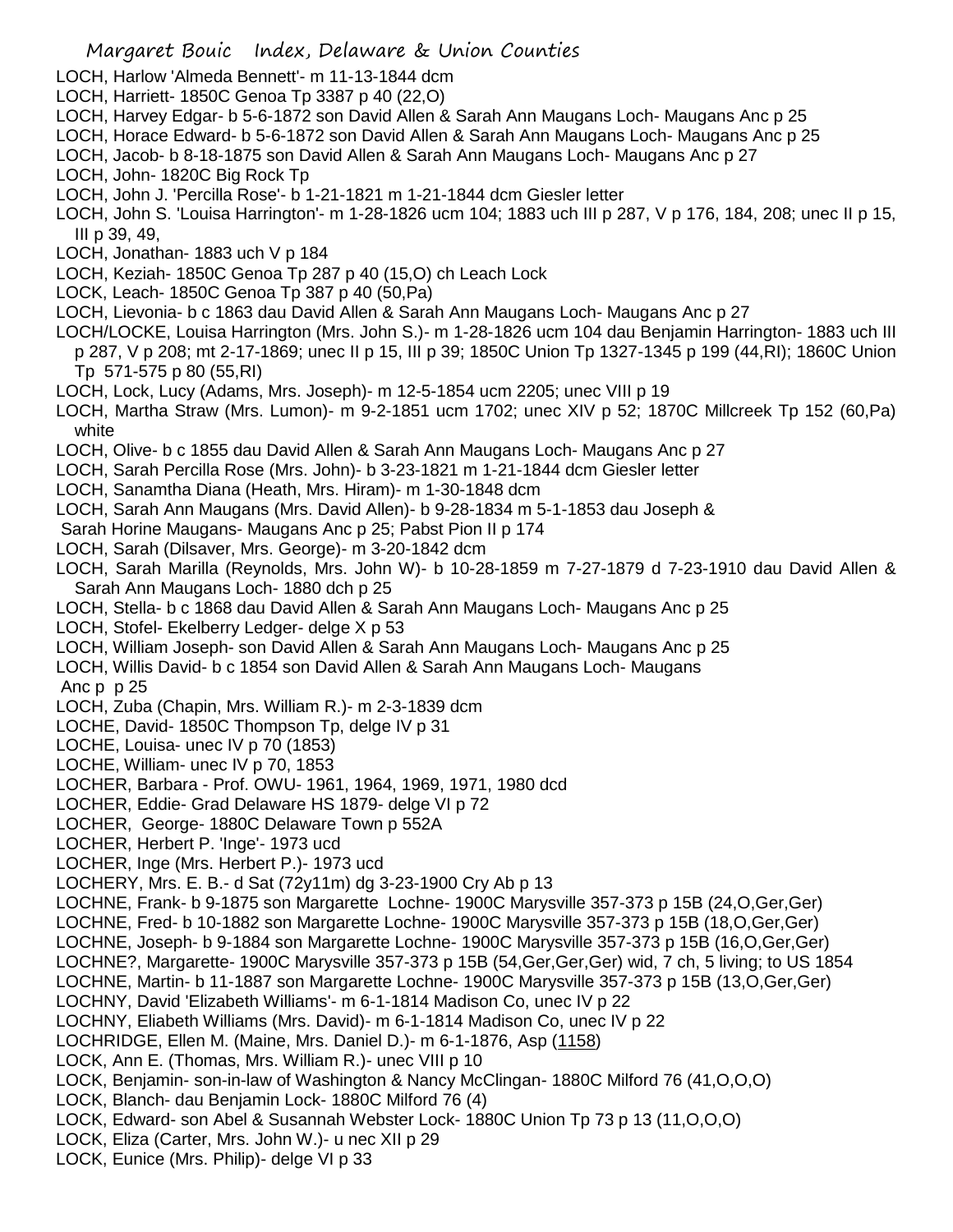LOCH, Harlow 'Almeda Bennett'- m 11-13-1844 dcm
LOCH, Harriett- 1850C Genoa Tp 3387 p 40 (22,O)
LOCH, Harvey Edgar- b 5-6-1872 son David Allen & Sarah Ann Maugans Loch- Maugans Anc p 25
LOCH, Horace Edward- b 5-6-1872 son David Allen & Sarah Ann Maugans Loch- Maugans Anc p 25
LOCH, Jacob- b 8-18-1875 son David Allen & Sarah Ann Maugans Loch- Maugans Anc p 27
LOCH, John- 1820C Big Rock Tp
LOCH, John J. 'Percilla Rose'- b 1-21-1821 m 1-21-1844 dcm Giesler letter
LOCH, John S. 'Louisa Harrington'- m 1-28-1826 ucm 104; 1883 uch III p 287, V p 176, 184, 208; unec II p 15, III p 39, 49,
LOCH, Jonathan- 1883 uch V p 184
LOCH, Keziah- 1850C Genoa Tp 287 p 40 (15,O) ch Leach Lock
LOCK, Leach- 1850C Genoa Tp 387 p 40 (50,Pa)
LOCH, Lievonia- b c 1863 dau David Allen & Sarah Ann Maugans Loch- Maugans Anc p 27
LOCH/LOCKE, Louisa Harrington (Mrs. John S.)- m 1-28-1826 ucm 104 dau Benjamin Harrington- 1883 uch III p 287, V p 208; mt 2-17-1869; unec II p 15, III p 39; 1850C Union Tp 1327-1345 p 199 (44,RI); 1860C Union Tp 571-575 p 80 (55,RI)
LOCH, Lock, Lucy (Adams, Mrs. Joseph)- m 12-5-1854 ucm 2205; unec VIII p 19
LOCH, Martha Straw (Mrs. Lumon)- m 9-2-1851 ucm 1702; unec XIV p 52; 1870C Millcreek Tp 152 (60,Pa) white
LOCH, Olive- b c 1855 dau David Allen & Sarah Ann Maugans Loch- Maugans Anc p 27
LOCH, Sarah Percilla Rose (Mrs. John)- b 3-23-1821 m 1-21-1844 dcm Giesler letter
LOCH, Sanamtha Diana (Heath, Mrs. Hiram)- m 1-30-1848 dcm
LOCH, Sarah Ann Maugans (Mrs. David Allen)- b 9-28-1834 m 5-1-1853 dau Joseph & Sarah Horine Maugans- Maugans Anc p 25; Pabst Pion II p 174
LOCH, Sarah (Dilsaver, Mrs. George)- m 3-20-1842 dcm
LOCH, Sarah Marilla (Reynolds, Mrs. John W)- b 10-28-1859 m 7-27-1879 d 7-23-1910 dau David Allen & Sarah Ann Maugans Loch- 1880 dch p 25
LOCH, Stella- b c 1868 dau David Allen & Sarah Ann Maugans Loch- Maugans Anc p 25
LOCH, Stofel- Ekelberry Ledger- delge X p 53
LOCH, William Joseph- son David Allen & Sarah Ann Maugans Loch- Maugans Anc p 25
LOCH, Willis David- b c 1854 son David Allen & Sarah Ann Maugans Loch- Maugans Anc p p 25
LOCH, Zuba (Chapin, Mrs. William R.)- m 2-3-1839 dcm
LOCHE, David- 1850C Thompson Tp, delge IV p 31
LOCHE, Louisa- unec IV p 70 (1853)
LOCHE, William- unec IV p 70, 1853
LOCHER, Barbara - Prof. OWU- 1961, 1964, 1969, 1971, 1980 dcd
LOCHER, Eddie- Grad Delaware HS 1879- delge VI p 72
LOCHER, George- 1880C Delaware Town p 552A
LOCHER, Herbert P. 'Inge'- 1973 ucd
LOCHER, Inge (Mrs. Herbert P.)- 1973 ucd
LOCHERY, Mrs. E. B.- d Sat (72y11m) dg 3-23-1900 Cry Ab p 13
LOCHNE, Frank- b 9-1875 son Margarette Lochne- 1900C Marysville 357-373 p 15B (24,O,Ger,Ger)
LOCHNE, Fred- b 10-1882 son Margarette Lochne- 1900C Marysville 357-373 p 15B (18,O,Ger,Ger)
LOCHNE, Joseph- b 9-1884 son Margarette Lochne- 1900C Marysville 357-373 p 15B (16,O,Ger,Ger)
LOCHNE?, Margarette- 1900C Marysville 357-373 p 15B (54,Ger,Ger,Ger) wid, 7 ch, 5 living; to US 1854
LOCHNE, Martin- b 11-1887 son Margarette Lochne- 1900C Marysville 357-373 p 15B (13,O,Ger,Ger)
LOCHNY, David 'Elizabeth Williams'- m 6-1-1814 Madison Co, unec IV p 22
LOCHNY, Eliabeth Williams (Mrs. David)- m 6-1-1814 Madison Co, unec IV p 22
LOCHRIDGE, Ellen M. (Maine, Mrs. Daniel D.)- m 6-1-1876, Asp (1158)
LOCK, Ann E. (Thomas, Mrs. William R.)- unec VIII p 10
LOCK, Benjamin- son-in-law of Washington & Nancy McClingan- 1880C Milford 76 (41,O,O,O)
LOCK, Blanch- dau Benjamin Lock- 1880C Milford 76 (4)
LOCK, Edward- son Abel & Susannah Webster Lock- 1880C Union Tp 73 p 13 (11,O,O,O)
LOCK, Eliza (Carter, Mrs. John W.)- u nec XII p 29
LOCK, Eunice (Mrs. Philip)- delge VI p 33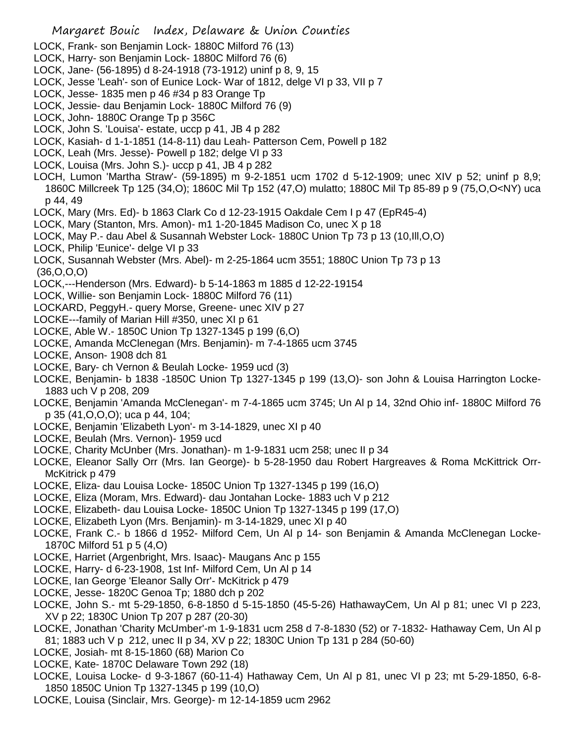LOCK, Frank- son Benjamin Lock- 1880C Milford 76 (13)
LOCK, Harry- son Benjamin Lock- 1880C Milford 76 (6)
LOCK, Jane- (56-1895) d 8-24-1918 (73-1912) uninf p 8, 9, 15
LOCK, Jesse 'Leah'- son of Eunice Lock- War of 1812, delge VI p 33, VII p 7
LOCK, Jesse- 1835 men p 46 #34 p 83 Orange Tp
LOCK, Jessie- dau Benjamin Lock- 1880C Milford 76 (9)
LOCK, John- 1880C Orange Tp p 356C
LOCK, John S. 'Louisa'- estate, uccp p 41, JB 4 p 282
LOCK, Kasiah- d 1-1-1851 (14-8-11) dau Leah- Patterson Cem, Powell p 182
LOCK, Leah (Mrs. Jesse)- Powell p 182; delge VI p 33
LOCK, Louisa (Mrs. John S.)- uccp p 41, JB 4 p 282
LOCH, Lumon 'Martha Straw'- (59-1895) m 9-2-1851 ucm 1702 d 5-12-1909; unec XIV p 52; uninf p 8,9; 1860C Millcreek Tp 125 (34,O); 1860C Mil Tp 152 (47,O) mulatto; 1880C Mil Tp 85-89 p 9 (75,O,O<NY) uca p 44, 49
LOCK, Mary (Mrs. Ed)- b 1863 Clark Co d 12-23-1915 Oakdale Cem I p 47 (EpR45-4)
LOCK, Mary (Stanton, Mrs. Amon)- m1 1-20-1845 Madison Co, unec X p 18
LOCK, May P.- dau Abel & Susannah Webster Lock- 1880C Union Tp 73 p 13 (10,Ill,O,O)
LOCK, Philip 'Eunice'- delge VI p 33
LOCK, Susannah Webster (Mrs. Abel)- m 2-25-1864 ucm 3551; 1880C Union Tp 73 p 13 (36,O,O,O)
LOCK,---Henderson (Mrs. Edward)- b 5-14-1863 m 1885 d 12-22-19154
LOCK, Willie- son Benjamin Lock- 1880C Milford 76 (11)
LOCKARD, PeggyH.- query Morse, Greene- unec XIV p 27
LOCKE---family of Marian Hill #350, unec XI p 61
LOCKE, Able W.- 1850C Union Tp 1327-1345 p 199 (6,O)
LOCKE, Amanda McClenegan (Mrs. Benjamin)- m 7-4-1865 ucm 3745
LOCKE, Anson- 1908 dch 81
LOCKE, Bary- ch Vernon & Beulah Locke- 1959 ucd (3)
LOCKE, Benjamin- b 1838 -1850C Union Tp 1327-1345 p 199 (13,O)- son John & Louisa Harrington Locke- 1883 uch V p 208, 209
LOCKE, Benjamin 'Amanda McClenegan'- m 7-4-1865 ucm 3745; Un Al p 14, 32nd Ohio inf- 1880C Milford 76 p 35 (41,O,O,O); uca p 44, 104;
LOCKE, Benjamin 'Elizabeth Lyon'- m 3-14-1829, unec XI p 40
LOCKE, Beulah (Mrs. Vernon)- 1959 ucd
LOCKE, Charity McUnber (Mrs. Jonathan)- m 1-9-1831 ucm 258; unec II p 34
LOCKE, Eleanor Sally Orr (Mrs. Ian George)- b 5-28-1950 dau Robert Hargreaves & Roma McKittrick Orr- McKitrick p 479
LOCKE, Eliza- dau Louisa Locke- 1850C Union Tp 1327-1345 p 199 (16,O)
LOCKE, Eliza (Moram, Mrs. Edward)- dau Jontahan Locke- 1883 uch V p 212
LOCKE, Elizabeth- dau Louisa Locke- 1850C Union Tp 1327-1345 p 199 (17,O)
LOCKE, Elizabeth Lyon (Mrs. Benjamin)- m 3-14-1829, unec XI p 40
LOCKE, Frank C.- b 1866 d 1952- Milford Cem, Un Al p 14- son Benjamin & Amanda McClenegan Locke- 1870C Milford 51 p 5 (4,O)
LOCKE, Harriet (Argenbright, Mrs. Isaac)- Maugans Anc p 155
LOCKE, Harry- d 6-23-1908, 1st Inf- Milford Cem, Un Al p 14
LOCKE, Ian George 'Eleanor Sally Orr'- McKitrick p 479
LOCKE, Jesse- 1820C Genoa Tp; 1880 dch p 202
LOCKE, John S.- mt 5-29-1850, 6-8-1850 d 5-15-1850 (45-5-26) HathawayCem, Un Al p 81; unec VI p 223, XV p 22; 1830C Union Tp 207 p 287 (20-30)
LOCKE, Jonathan 'Charity McUmber'-m 1-9-1831 ucm 258 d 7-8-1830 (52) or 7-1832- Hathaway Cem, Un Al p 81; 1883 uch V p 212, unec II p 34, XV p 22; 1830C Union Tp 131 p 284 (50-60)
LOCKE, Josiah- mt 8-15-1860 (68) Marion Co
LOCKE, Kate- 1870C Delaware Town 292 (18)
LOCKE, Louisa Locke- d 9-3-1867 (60-11-4) Hathaway Cem, Un Al p 81, unec VI p 23; mt 5-29-1850, 6-8-1850 1850C Union Tp 1327-1345 p 199 (10,O)
LOCKE, Louisa (Sinclair, Mrs. George)- m 12-14-1859 ucm 2962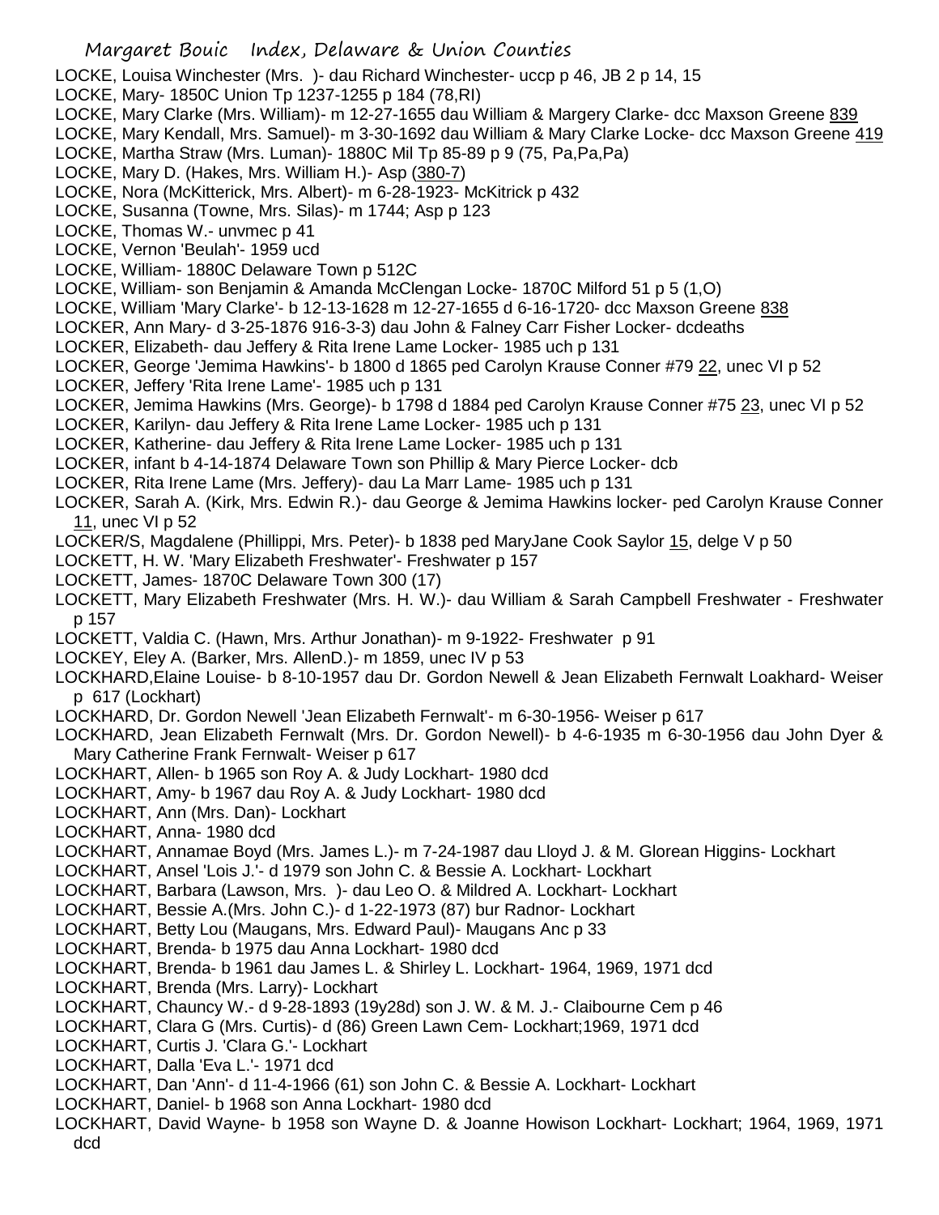LOCKE, Louisa Winchester (Mrs. )- dau Richard Winchester- uccp p 46, JB 2 p 14, 15

LOCKE, Mary- 1850C Union Tp 1237-1255 p 184 (78,RI)

LOCKE, Mary Clarke (Mrs. William)- m 12-27-1655 dau William & Margery Clarke- dcc Maxson Greene 839

LOCKE, Mary Kendall, Mrs. Samuel)- m 3-30-1692 dau William & Mary Clarke Locke- dcc Maxson Greene 419

LOCKE, Martha Straw (Mrs. Luman)- 1880C Mil Tp 85-89 p 9 (75, Pa,Pa,Pa)

LOCKE, Mary D. (Hakes, Mrs. William H.)- Asp (380-7)

LOCKE, Nora (McKitterick, Mrs. Albert)- m 6-28-1923- McKitrick p 432

LOCKE, Susanna (Towne, Mrs. Silas)- m 1744; Asp p 123

LOCKE, Thomas W.- unvmec p 41

LOCKE, Vernon 'Beulah'- 1959 ucd

LOCKE, William- 1880C Delaware Town p 512C

LOCKE, William- son Benjamin & Amanda McClengan Locke- 1870C Milford 51 p 5 (1,O)

LOCKE, William 'Mary Clarke'- b 12-13-1628 m 12-27-1655 d 6-16-1720- dcc Maxson Greene 838

LOCKER, Ann Mary- d 3-25-1876 916-3-3) dau John & Falney Carr Fisher Locker- dcdeaths

LOCKER, Elizabeth- dau Jeffery & Rita Irene Lame Locker- 1985 uch p 131

LOCKER, George 'Jemima Hawkins'- b 1800 d 1865 ped Carolyn Krause Conner #79 22, unec VI p 52

LOCKER, Jeffery 'Rita Irene Lame'- 1985 uch p 131

LOCKER, Jemima Hawkins (Mrs. George)- b 1798 d 1884 ped Carolyn Krause Conner #75 23, unec VI p 52

LOCKER, Karilyn- dau Jeffery & Rita Irene Lame Locker- 1985 uch p 131

LOCKER, Katherine- dau Jeffery & Rita Irene Lame Locker- 1985 uch p 131

LOCKER, infant b 4-14-1874 Delaware Town son Phillip & Mary Pierce Locker- dcb

LOCKER, Rita Irene Lame (Mrs. Jeffery)- dau La Marr Lame- 1985 uch p 131

LOCKER, Sarah A. (Kirk, Mrs. Edwin R.)- dau George & Jemima Hawkins locker- ped Carolyn Krause Conner 11, unec VI p 52

LOCKER/S, Magdalene (Phillippi, Mrs. Peter)- b 1838 ped MaryJane Cook Saylor 15, delge V p 50

LOCKETT, H. W. 'Mary Elizabeth Freshwater'- Freshwater p 157

LOCKETT, James- 1870C Delaware Town 300 (17)

LOCKETT, Mary Elizabeth Freshwater (Mrs. H. W.)- dau William & Sarah Campbell Freshwater - Freshwater p 157

LOCKETT, Valdia C. (Hawn, Mrs. Arthur Jonathan)- m 9-1922- Freshwater p 91

LOCKEY, Eley A. (Barker, Mrs. AllenD.)- m 1859, unec IV p 53

LOCKHARD,Elaine Louise- b 8-10-1957 dau Dr. Gordon Newell & Jean Elizabeth Fernwalt Loakhard- Weiser p 617 (Lockhart)

LOCKHARD, Dr. Gordon Newell 'Jean Elizabeth Fernwalt'- m 6-30-1956- Weiser p 617

LOCKHARD, Jean Elizabeth Fernwalt (Mrs. Dr. Gordon Newell)- b 4-6-1935 m 6-30-1956 dau John Dyer & Mary Catherine Frank Fernwalt- Weiser p 617

LOCKHART, Allen- b 1965 son Roy A. & Judy Lockhart- 1980 dcd

LOCKHART, Amy- b 1967 dau Roy A. & Judy Lockhart- 1980 dcd

LOCKHART, Ann (Mrs. Dan)- Lockhart

LOCKHART, Anna- 1980 dcd

LOCKHART, Annamae Boyd (Mrs. James L.)- m 7-24-1987 dau Lloyd J. & M. Glorean Higgins- Lockhart

LOCKHART, Ansel 'Lois J.'- d 1979 son John C. & Bessie A. Lockhart- Lockhart

LOCKHART, Barbara (Lawson, Mrs. )- dau Leo O. & Mildred A. Lockhart- Lockhart

LOCKHART, Bessie A.(Mrs. John C.)- d 1-22-1973 (87) bur Radnor- Lockhart

LOCKHART, Betty Lou (Maugans, Mrs. Edward Paul)- Maugans Anc p 33

LOCKHART, Brenda- b 1975 dau Anna Lockhart- 1980 dcd

LOCKHART, Brenda- b 1961 dau James L. & Shirley L. Lockhart- 1964, 1969, 1971 dcd

LOCKHART, Brenda (Mrs. Larry)- Lockhart

LOCKHART, Chauncy W.- d 9-28-1893 (19y28d) son J. W. & M. J.- Claibourne Cem p 46

LOCKHART, Clara G (Mrs. Curtis)- d (86) Green Lawn Cem- Lockhart;1969, 1971 dcd

LOCKHART, Curtis J. 'Clara G.'- Lockhart

LOCKHART, Dalla 'Eva L.'- 1971 dcd

LOCKHART, Dan 'Ann'- d 11-4-1966 (61) son John C. & Bessie A. Lockhart- Lockhart

LOCKHART, Daniel- b 1968 son Anna Lockhart- 1980 dcd

LOCKHART, David Wayne- b 1958 son Wayne D. & Joanne Howison Lockhart- Lockhart; 1964, 1969, 1971 dcd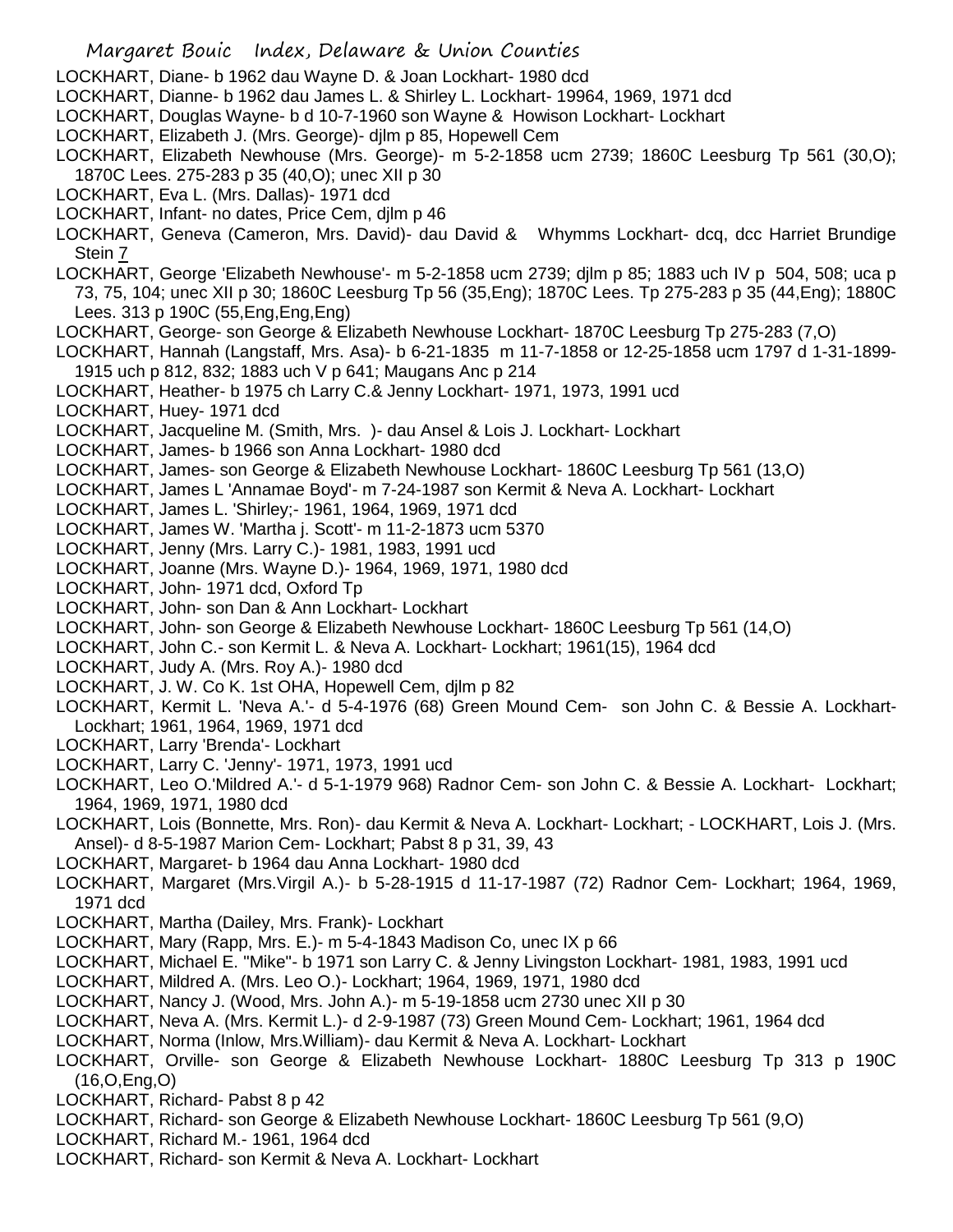LOCKHART, Diane- b 1962 dau Wayne D. & Joan Lockhart- 1980 dcd

LOCKHART, Dianne- b 1962 dau James L. & Shirley L. Lockhart- 19964, 1969, 1971 dcd

LOCKHART, Douglas Wayne- b d 10-7-1960 son Wayne & Howison Lockhart- Lockhart

LOCKHART, Elizabeth J. (Mrs. George)- djlm p 85, Hopewell Cem

LOCKHART, Elizabeth Newhouse (Mrs. George)- m 5-2-1858 ucm 2739; 1860C Leesburg Tp 561 (30,O); 1870C Lees. 275-283 p 35 (40,O); unec XII p 30

LOCKHART, Eva L. (Mrs. Dallas)- 1971 dcd

LOCKHART, Infant- no dates, Price Cem, djlm p 46

LOCKHART, Geneva (Cameron, Mrs. David)- dau David & Whymms Lockhart- dcq, dcc Harriet Brundige Stein 7

LOCKHART, George 'Elizabeth Newhouse'- m 5-2-1858 ucm 2739; djlm p 85; 1883 uch IV p 504, 508; uca p 73, 75, 104; unec XII p 30; 1860C Leesburg Tp 56 (35,Eng); 1870C Lees. Tp 275-283 p 35 (44,Eng); 1880C Lees. 313 p 190C (55,Eng,Eng,Eng)

LOCKHART, George- son George & Elizabeth Newhouse Lockhart- 1870C Leesburg Tp 275-283 (7,O)

LOCKHART, Hannah (Langstaff, Mrs. Asa)- b 6-21-1835 m 11-7-1858 or 12-25-1858 ucm 1797 d 1-31-1899- 1915 uch p 812, 832; 1883 uch V p 641; Maugans Anc p 214

LOCKHART, Heather- b 1975 ch Larry C.& Jenny Lockhart- 1971, 1973, 1991 ucd

LOCKHART, Huey- 1971 dcd

LOCKHART, Jacqueline M. (Smith, Mrs. )- dau Ansel & Lois J. Lockhart- Lockhart

LOCKHART, James- b 1966 son Anna Lockhart- 1980 dcd

LOCKHART, James- son George & Elizabeth Newhouse Lockhart- 1860C Leesburg Tp 561 (13,O)

LOCKHART, James L 'Annamae Boyd'- m 7-24-1987 son Kermit & Neva A. Lockhart- Lockhart

LOCKHART, James L. 'Shirley;- 1961, 1964, 1969, 1971 dcd

LOCKHART, James W. 'Martha j. Scott'- m 11-2-1873 ucm 5370

LOCKHART, Jenny (Mrs. Larry C.)- 1981, 1983, 1991 ucd

LOCKHART, Joanne (Mrs. Wayne D.)- 1964, 1969, 1971, 1980 dcd

LOCKHART, John- 1971 dcd, Oxford Tp

LOCKHART, John- son Dan & Ann Lockhart- Lockhart

LOCKHART, John- son George & Elizabeth Newhouse Lockhart- 1860C Leesburg Tp 561 (14,O)

LOCKHART, John C.- son Kermit L. & Neva A. Lockhart- Lockhart; 1961(15), 1964 dcd

LOCKHART, Judy A. (Mrs. Roy A.)- 1980 dcd

LOCKHART, J. W. Co K. 1st OHA, Hopewell Cem, djlm p 82

LOCKHART, Kermit L. 'Neva A.'- d 5-4-1976 (68) Green Mound Cem- son John C. & Bessie A. Lockhart- Lockhart; 1961, 1964, 1969, 1971 dcd

LOCKHART, Larry 'Brenda'- Lockhart

LOCKHART, Larry C. 'Jenny'- 1971, 1973, 1991 ucd

LOCKHART, Leo O.'Mildred A.'- d 5-1-1979 968) Radnor Cem- son John C. & Bessie A. Lockhart- Lockhart; 1964, 1969, 1971, 1980 dcd

LOCKHART, Lois (Bonnette, Mrs. Ron)- dau Kermit & Neva A. Lockhart- Lockhart; - LOCKHART, Lois J. (Mrs. Ansel)- d 8-5-1987 Marion Cem- Lockhart; Pabst 8 p 31, 39, 43

LOCKHART, Margaret- b 1964 dau Anna Lockhart- 1980 dcd

LOCKHART, Margaret (Mrs.Virgil A.)- b 5-28-1915 d 11-17-1987 (72) Radnor Cem- Lockhart; 1964, 1969, 1971 dcd

LOCKHART, Martha (Dailey, Mrs. Frank)- Lockhart

LOCKHART, Mary (Rapp, Mrs. E.)- m 5-4-1843 Madison Co, unec IX p 66

LOCKHART, Michael E. "Mike"- b 1971 son Larry C. & Jenny Livingston Lockhart- 1981, 1983, 1991 ucd

LOCKHART, Mildred A. (Mrs. Leo O.)- Lockhart; 1964, 1969, 1971, 1980 dcd

LOCKHART, Nancy J. (Wood, Mrs. John A.)- m 5-19-1858 ucm 2730 unec XII p 30

LOCKHART, Neva A. (Mrs. Kermit L.)- d 2-9-1987 (73) Green Mound Cem- Lockhart; 1961, 1964 dcd

LOCKHART, Norma (Inlow, Mrs.William)- dau Kermit & Neva A. Lockhart- Lockhart

LOCKHART, Orville- son George & Elizabeth Newhouse Lockhart- 1880C Leesburg Tp 313 p 190C (16,O,Eng,O)

LOCKHART, Richard- Pabst 8 p 42

LOCKHART, Richard- son George & Elizabeth Newhouse Lockhart- 1860C Leesburg Tp 561 (9,O)

LOCKHART, Richard M.- 1961, 1964 dcd

LOCKHART, Richard- son Kermit & Neva A. Lockhart- Lockhart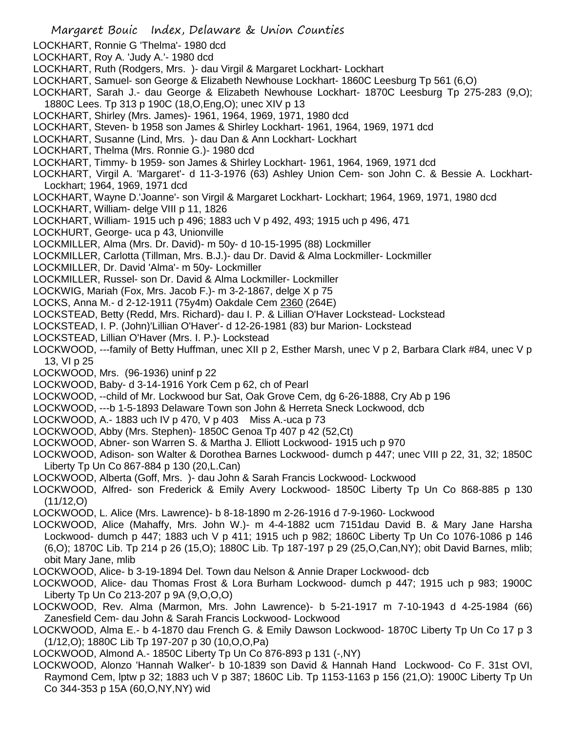LOCKHART, Ronnie G 'Thelma'- 1980 dcd

LOCKHART, Roy A. 'Judy A.'- 1980 dcd

LOCKHART, Ruth (Rodgers, Mrs. )- dau Virgil & Margaret Lockhart- Lockhart

LOCKHART, Samuel- son George & Elizabeth Newhouse Lockhart- 1860C Leesburg Tp 561 (6,O)

LOCKHART, Sarah J.- dau George & Elizabeth Newhouse Lockhart- 1870C Leesburg Tp 275-283 (9,O); 1880C Lees. Tp 313 p 190C (18,O,Eng,O); unec XIV p 13

LOCKHART, Shirley (Mrs. James)- 1961, 1964, 1969, 1971, 1980 dcd

LOCKHART, Steven- b 1958 son James & Shirley Lockhart- 1961, 1964, 1969, 1971 dcd

LOCKHART, Susanne (Lind, Mrs. )- dau Dan & Ann Lockhart- Lockhart

LOCKHART, Thelma (Mrs. Ronnie G.)- 1980 dcd

LOCKHART, Timmy- b 1959- son James & Shirley Lockhart- 1961, 1964, 1969, 1971 dcd

LOCKHART, Virgil A. 'Margaret'- d 11-3-1976 (63) Ashley Union Cem- son John C. & Bessie A. Lockhart- Lockhart; 1964, 1969, 1971 dcd

LOCKHART, Wayne D.'Joanne'- son Virgil & Margaret Lockhart- Lockhart; 1964, 1969, 1971, 1980 dcd

LOCKHART, William- delge VIII p 11, 1826

LOCKHART, William- 1915 uch p 496; 1883 uch V p 492, 493; 1915 uch p 496, 471

LOCKHURT, George- uca p 43, Unionville

LOCKMILLER, Alma (Mrs. Dr. David)- m 50y- d 10-15-1995 (88) Lockmiller

LOCKMILLER, Carlotta (Tillman, Mrs. B.J.)- dau Dr. David & Alma Lockmiller- Lockmiller

LOCKMILLER, Dr. David 'Alma'- m 50y- Lockmiller

LOCKMILLER, Russel- son Dr. David & Alma Lockmiller- Lockmiller

LOCKWIG, Mariah (Fox, Mrs. Jacob F.)- m 3-2-1867, delge X p 75

LOCKS, Anna M.- d 2-12-1911 (75y4m) Oakdale Cem 2360 (264E)

LOCKSTEAD, Betty (Redd, Mrs. Richard)- dau I. P. & Lillian O'Haver Lockstead- Lockstead

LOCKSTEAD, I. P. (John)'Lillian O'Haver'- d 12-26-1981 (83) bur Marion- Lockstead

LOCKSTEAD, Lillian O'Haver (Mrs. I. P.)- Lockstead

LOCKWOOD, ---family of Betty Huffman, unec XII p 2, Esther Marsh, unec V p 2, Barbara Clark #84, unec V p 13, VI p 25

LOCKWOOD, Mrs. (96-1936) uninf p 22

LOCKWOOD, Baby- d 3-14-1916 York Cem p 62, ch of Pearl

LOCKWOOD, --child of Mr. Lockwood bur Sat, Oak Grove Cem, dg 6-26-1888, Cry Ab p 196

LOCKWOOD, ---b 1-5-1893 Delaware Town son John & Herreta Sneck Lockwood, dcb

LOCKWOOD, A.- 1883 uch IV p 470, V p 403 Miss A.-uca p 73

LOCKWOOD, Abby (Mrs. Stephen)- 1850C Genoa Tp 407 p 42 (52,Ct)

LOCKWOOD, Abner- son Warren S. & Martha J. Elliott Lockwood- 1915 uch p 970

LOCKWOOD, Adison- son Walter & Dorothea Barnes Lockwood- dumch p 447; unec VIII p 22, 31, 32; 1850C Liberty Tp Un Co 867-884 p 130 (20,L.Can)

LOCKWOOD, Alberta (Goff, Mrs. )- dau John & Sarah Francis Lockwood- Lockwood

LOCKWOOD, Alfred- son Frederick & Emily Avery Lockwood- 1850C Liberty Tp Un Co 868-885 p 130 (11/12,O)

LOCKWOOD, L. Alice (Mrs. Lawrence)- b 8-18-1890 m 2-26-1916 d 7-9-1960- Lockwood

LOCKWOOD, Alice (Mahaffy, Mrs. John W.)- m 4-4-1882 ucm 7151dau David B. & Mary Jane Harsha Lockwood- dumch p 447; 1883 uch V p 411; 1915 uch p 982; 1860C Liberty Tp Un Co 1076-1086 p 146 (6,O); 1870C Lib. Tp 214 p 26 (15,O); 1880C Lib. Tp 187-197 p 29 (25,O,Can,NY); obit David Barnes, mlib; obit Mary Jane, mlib

LOCKWOOD, Alice- b 3-19-1894 Del. Town dau Nelson & Annie Draper Lockwood- dcb

LOCKWOOD, Alice- dau Thomas Frost & Lora Burham Lockwood- dumch p 447; 1915 uch p 983; 1900C Liberty Tp Un Co 213-207 p 9A (9,O,O,O)

LOCKWOOD, Rev. Alma (Marmon, Mrs. John Lawrence)- b 5-21-1917 m 7-10-1943 d 4-25-1984 (66) Zanesfield Cem- dau John & Sarah Francis Lockwood- Lockwood

LOCKWOOD, Alma E.- b 4-1870 dau French G. & Emily Dawson Lockwood- 1870C Liberty Tp Un Co 17 p 3 (1/12,O); 1880C Lib Tp 197-207 p 30 (10,O,O,Pa)

LOCKWOOD, Almond A.- 1850C Liberty Tp Un Co 876-893 p 131 (-,NY)

LOCKWOOD, Alonzo 'Hannah Walker'- b 10-1839 son David & Hannah Hand Lockwood- Co F. 31st OVI, Raymond Cem, lptw p 32; 1883 uch V p 387; 1860C Lib. Tp 1153-1163 p 156 (21,O): 1900C Liberty Tp Un Co 344-353 p 15A (60,O,NY,NY) wid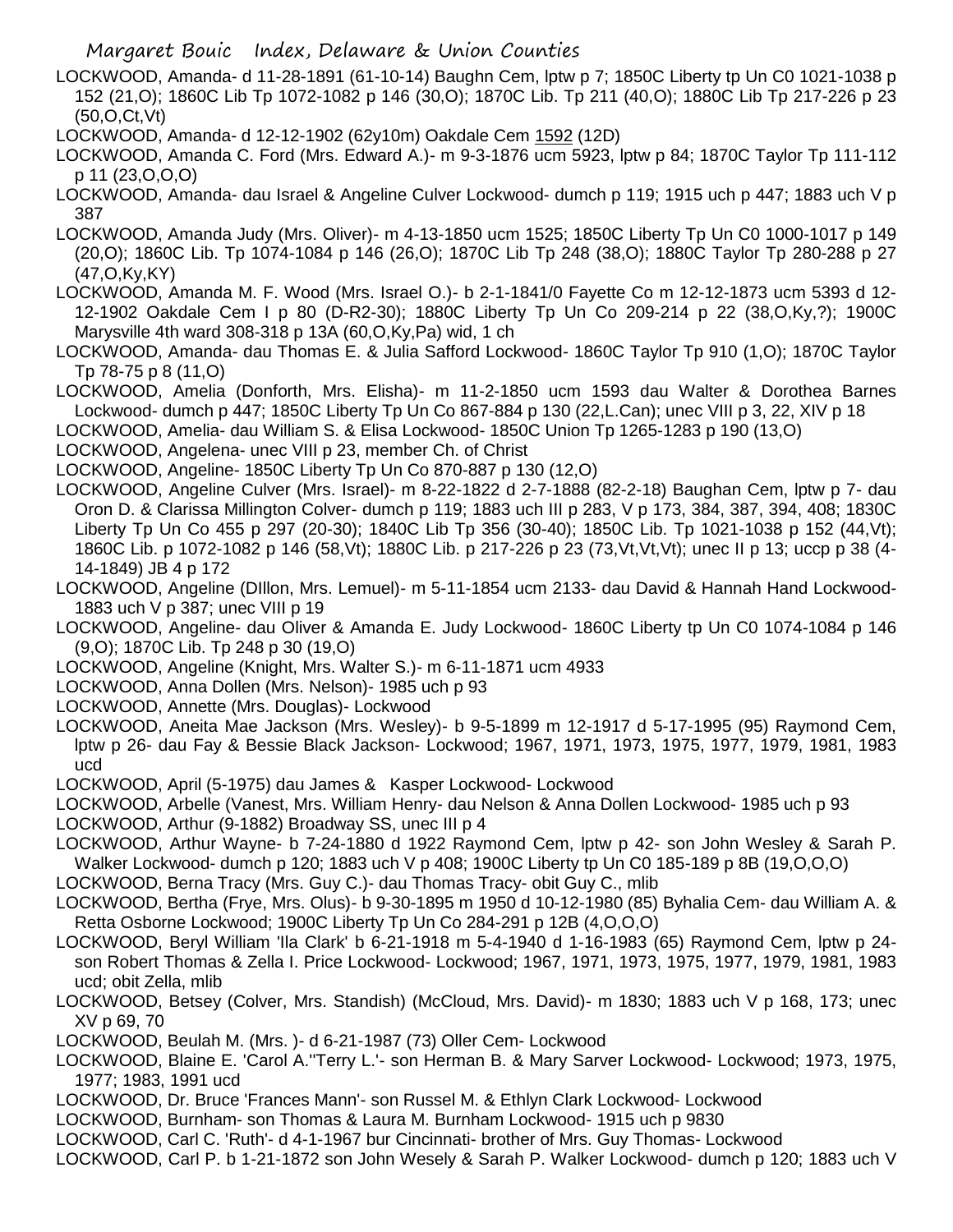LOCKWOOD, Amanda- d 11-28-1891 (61-10-14) Baughn Cem, lptw p 7; 1850C Liberty tp Un C0 1021-1038 p 152 (21,O); 1860C Lib Tp 1072-1082 p 146 (30,O); 1870C Lib. Tp 211 (40,O); 1880C Lib Tp 217-226 p 23 (50,O,Ct,Vt)

LOCKWOOD, Amanda- d 12-12-1902 (62y10m) Oakdale Cem 1592 (12D)

LOCKWOOD, Amanda C. Ford (Mrs. Edward A.)- m 9-3-1876 ucm 5923, lptw p 84; 1870C Taylor Tp 111-112 p 11 (23,O,O,O)

LOCKWOOD, Amanda- dau Israel & Angeline Culver Lockwood- dumch p 119; 1915 uch p 447; 1883 uch V p 387

LOCKWOOD, Amanda Judy (Mrs. Oliver)- m 4-13-1850 ucm 1525; 1850C Liberty Tp Un C0 1000-1017 p 149 (20,O); 1860C Lib. Tp 1074-1084 p 146 (26,O); 1870C Lib Tp 248 (38,O); 1880C Taylor Tp 280-288 p 27 (47,O,Ky,KY)

LOCKWOOD, Amanda M. F. Wood (Mrs. Israel O.)- b 2-1-1841/0 Fayette Co m 12-12-1873 ucm 5393 d 12-12-1902 Oakdale Cem I p 80 (D-R2-30); 1880C Liberty Tp Un Co 209-214 p 22 (38,O,Ky,?); 1900C Marysville 4th ward 308-318 p 13A (60,O,Ky,Pa) wid, 1 ch

LOCKWOOD, Amanda- dau Thomas E. & Julia Safford Lockwood- 1860C Taylor Tp 910 (1,O); 1870C Taylor Tp 78-75 p 8 (11,O)

LOCKWOOD, Amelia (Donforth, Mrs. Elisha)- m 11-2-1850 ucm 1593 dau Walter & Dorothea Barnes Lockwood- dumch p 447; 1850C Liberty Tp Un Co 867-884 p 130 (22,L.Can); unec VIII p 3, 22, XIV p 18

LOCKWOOD, Amelia- dau William S. & Elisa Lockwood- 1850C Union Tp 1265-1283 p 190 (13,O)

LOCKWOOD, Angelena- unec VIII p 23, member Ch. of Christ

LOCKWOOD, Angeline- 1850C Liberty Tp Un Co 870-887 p 130 (12,O)

LOCKWOOD, Angeline Culver (Mrs. Israel)- m 8-22-1822 d 2-7-1888 (82-2-18) Baughan Cem, lptw p 7- dau Oron D. & Clarissa Millington Colver- dumch p 119; 1883 uch III p 283, V p 173, 384, 387, 394, 408; 1830C Liberty Tp Un Co 455 p 297 (20-30); 1840C Lib Tp 356 (30-40); 1850C Lib. Tp 1021-1038 p 152 (44,Vt); 1860C Lib. p 1072-1082 p 146 (58,Vt); 1880C Lib. p 217-226 p 23 (73,Vt,Vt,Vt); unec II p 13; uccp p 38 (4-14-1849) JB 4 p 172

LOCKWOOD, Angeline (DIllon, Mrs. Lemuel)- m 5-11-1854 ucm 2133- dau David & Hannah Hand Lockwood- 1883 uch V p 387; unec VIII p 19

LOCKWOOD, Angeline- dau Oliver & Amanda E. Judy Lockwood- 1860C Liberty tp Un C0 1074-1084 p 146 (9,O); 1870C Lib. Tp 248 p 30 (19,O)

LOCKWOOD, Angeline (Knight, Mrs. Walter S.)- m 6-11-1871 ucm 4933

LOCKWOOD, Anna Dollen (Mrs. Nelson)- 1985 uch p 93

LOCKWOOD, Annette (Mrs. Douglas)- Lockwood

LOCKWOOD, Aneita Mae Jackson (Mrs. Wesley)- b 9-5-1899 m 12-1917 d 5-17-1995 (95) Raymond Cem, lptw p 26- dau Fay & Bessie Black Jackson- Lockwood; 1967, 1971, 1973, 1975, 1977, 1979, 1981, 1983 ucd

LOCKWOOD, April (5-1975) dau James & Kasper Lockwood- Lockwood

LOCKWOOD, Arbelle (Vanest, Mrs. William Henry- dau Nelson & Anna Dollen Lockwood- 1985 uch p 93

LOCKWOOD, Arthur (9-1882) Broadway SS, unec III p 4

LOCKWOOD, Arthur Wayne- b 7-24-1880 d 1922 Raymond Cem, lptw p 42- son John Wesley & Sarah P. Walker Lockwood- dumch p 120; 1883 uch V p 408; 1900C Liberty tp Un C0 185-189 p 8B (19,O,O,O)

LOCKWOOD, Berna Tracy (Mrs. Guy C.)- dau Thomas Tracy- obit Guy C., mlib

LOCKWOOD, Bertha (Frye, Mrs. Olus)- b 9-30-1895 m 1950 d 10-12-1980 (85) Byhalia Cem- dau William A. & Retta Osborne Lockwood; 1900C Liberty Tp Un Co 284-291 p 12B (4,O,O,O)

LOCKWOOD, Beryl William 'Ila Clark' b 6-21-1918 m 5-4-1940 d 1-16-1983 (65) Raymond Cem, lptw p 24- son Robert Thomas & Zella I. Price Lockwood- Lockwood; 1967, 1971, 1973, 1975, 1977, 1979, 1981, 1983 ucd; obit Zella, mlib

LOCKWOOD, Betsey (Colver, Mrs. Standish) (McCloud, Mrs. David)- m 1830; 1883 uch V p 168, 173; unec XV p 69, 70

LOCKWOOD, Beulah M. (Mrs. )- d 6-21-1987 (73) Oller Cem- Lockwood

LOCKWOOD, Blaine E. 'Carol A.''Terry L.'- son Herman B. & Mary Sarver Lockwood- Lockwood; 1973, 1975, 1977; 1983, 1991 ucd

LOCKWOOD, Dr. Bruce 'Frances Mann'- son Russel M. & Ethlyn Clark Lockwood- Lockwood

LOCKWOOD, Burnham- son Thomas & Laura M. Burnham Lockwood- 1915 uch p 9830

LOCKWOOD, Carl C. 'Ruth'- d 4-1-1967 bur Cincinnati- brother of Mrs. Guy Thomas- Lockwood

LOCKWOOD, Carl P. b 1-21-1872 son John Wesely & Sarah P. Walker Lockwood- dumch p 120; 1883 uch V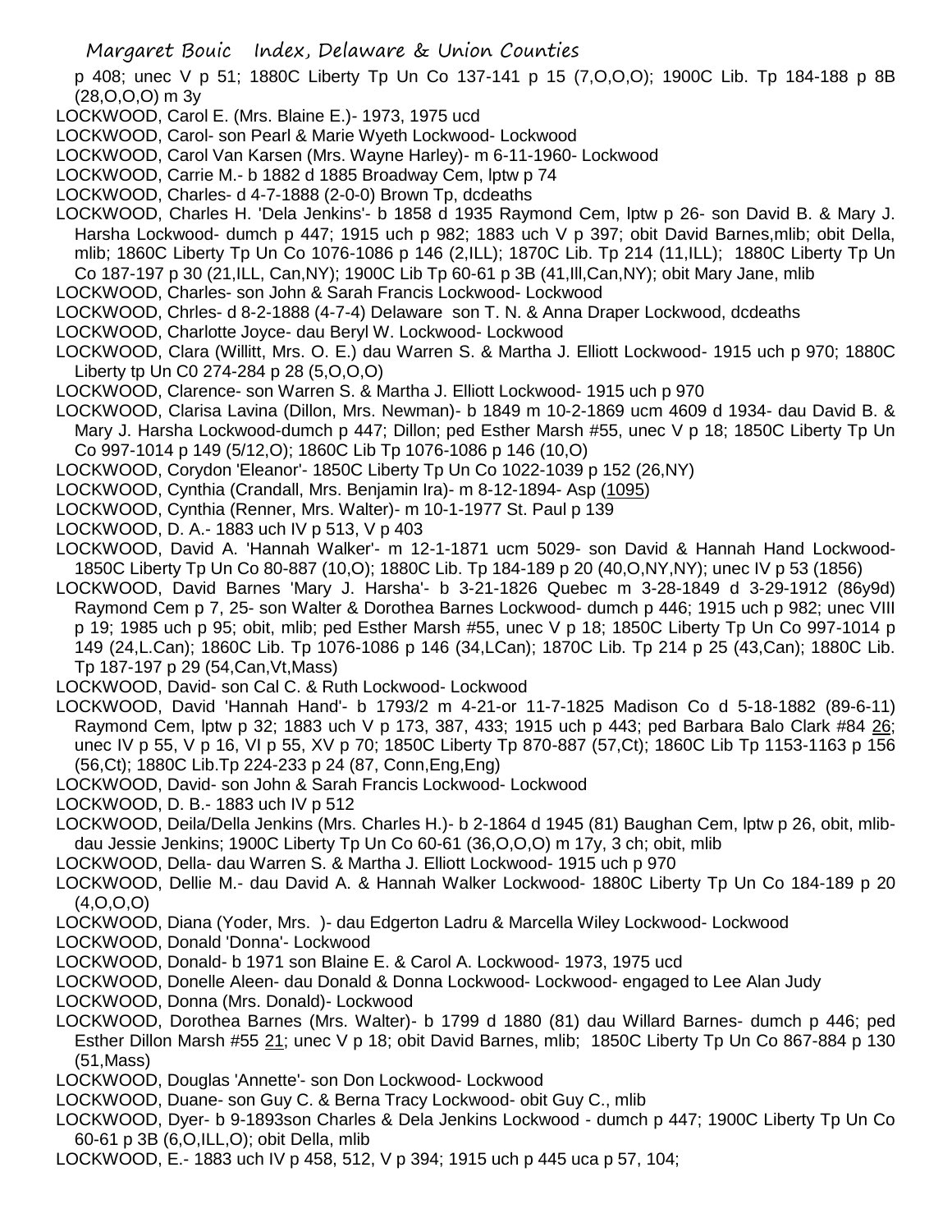p 408; unec V p 51; 1880C Liberty Tp Un Co 137-141 p 15 (7,O,O,O); 1900C Lib. Tp 184-188 p 8B (28,O,O,O) m 3y

LOCKWOOD, Carol E. (Mrs. Blaine E.)- 1973, 1975 ucd

LOCKWOOD, Carol- son Pearl & Marie Wyeth Lockwood- Lockwood

LOCKWOOD, Carol Van Karsen (Mrs. Wayne Harley)- m 6-11-1960- Lockwood

LOCKWOOD, Carrie M.- b 1882 d 1885 Broadway Cem, lptw p 74

LOCKWOOD, Charles- d 4-7-1888 (2-0-0) Brown Tp, dcdeaths

LOCKWOOD, Charles H. 'Dela Jenkins'- b 1858 d 1935 Raymond Cem, lptw p 26- son David B. & Mary J. Harsha Lockwood- dumch p 447; 1915 uch p 982; 1883 uch V p 397; obit David Barnes,mlib; obit Della, mlib; 1860C Liberty Tp Un Co 1076-1086 p 146 (2,ILL); 1870C Lib. Tp 214 (11,ILL); 1880C Liberty Tp Un Co 187-197 p 30 (21,ILL, Can,NY); 1900C Lib Tp 60-61 p 3B (41,Ill,Can,NY); obit Mary Jane, mlib

LOCKWOOD, Charles- son John & Sarah Francis Lockwood- Lockwood

LOCKWOOD, Chrles- d 8-2-1888 (4-7-4) Delaware son T. N. & Anna Draper Lockwood, dcdeaths

LOCKWOOD, Charlotte Joyce- dau Beryl W. Lockwood- Lockwood

LOCKWOOD, Clara (Willitt, Mrs. O. E.) dau Warren S. & Martha J. Elliott Lockwood- 1915 uch p 970; 1880C Liberty tp Un C0 274-284 p 28 (5,O,O,O)

LOCKWOOD, Clarence- son Warren S. & Martha J. Elliott Lockwood- 1915 uch p 970

LOCKWOOD, Clarisa Lavina (Dillon, Mrs. Newman)- b 1849 m 10-2-1869 ucm 4609 d 1934- dau David B. & Mary J. Harsha Lockwood-dumch p 447; Dillon; ped Esther Marsh #55, unec V p 18; 1850C Liberty Tp Un Co 997-1014 p 149 (5/12,O); 1860C Lib Tp 1076-1086 p 146 (10,O)

LOCKWOOD, Corydon 'Eleanor'- 1850C Liberty Tp Un Co 1022-1039 p 152 (26,NY)

LOCKWOOD, Cynthia (Crandall, Mrs. Benjamin Ira)- m 8-12-1894- Asp (1095)

LOCKWOOD, Cynthia (Renner, Mrs. Walter)- m 10-1-1977 St. Paul p 139

LOCKWOOD, D. A.- 1883 uch IV p 513, V p 403

LOCKWOOD, David A. 'Hannah Walker'- m 12-1-1871 ucm 5029- son David & Hannah Hand Lockwood- 1850C Liberty Tp Un Co 80-887 (10,O); 1880C Lib. Tp 184-189 p 20 (40,O,NY,NY); unec IV p 53 (1856)

LOCKWOOD, David Barnes 'Mary J. Harsha'- b 3-21-1826 Quebec m 3-28-1849 d 3-29-1912 (86y9d) Raymond Cem p 7, 25- son Walter & Dorothea Barnes Lockwood- dumch p 446; 1915 uch p 982; unec VIII p 19; 1985 uch p 95; obit, mlib; ped Esther Marsh #55, unec V p 18; 1850C Liberty Tp Un Co 997-1014 p 149 (24,L.Can); 1860C Lib. Tp 1076-1086 p 146 (34,LCan); 1870C Lib. Tp 214 p 25 (43,Can); 1880C Lib. Tp 187-197 p 29 (54,Can,Vt,Mass)

LOCKWOOD, David- son Cal C. & Ruth Lockwood- Lockwood

LOCKWOOD, David 'Hannah Hand'- b 1793/2 m 4-21-or 11-7-1825 Madison Co d 5-18-1882 (89-6-11) Raymond Cem, lptw p 32; 1883 uch V p 173, 387, 433; 1915 uch p 443; ped Barbara Balo Clark #84 26; unec IV p 55, V p 16, VI p 55, XV p 70; 1850C Liberty Tp 870-887 (57,Ct); 1860C Lib Tp 1153-1163 p 156 (56,Ct); 1880C Lib.Tp 224-233 p 24 (87, Conn,Eng,Eng)

LOCKWOOD, David- son John & Sarah Francis Lockwood- Lockwood

LOCKWOOD, D. B.- 1883 uch IV p 512

LOCKWOOD, Deila/Della Jenkins (Mrs. Charles H.)- b 2-1864 d 1945 (81) Baughan Cem, lptw p 26, obit, mlib- dau Jessie Jenkins; 1900C Liberty Tp Un Co 60-61 (36,O,O,O) m 17y, 3 ch; obit, mlib

LOCKWOOD, Della- dau Warren S. & Martha J. Elliott Lockwood- 1915 uch p 970

LOCKWOOD, Dellie M.- dau David A. & Hannah Walker Lockwood- 1880C Liberty Tp Un Co 184-189 p 20 (4,O,O,O)

LOCKWOOD, Diana (Yoder, Mrs. )- dau Edgerton Ladru & Marcella Wiley Lockwood- Lockwood

LOCKWOOD, Donald 'Donna'- Lockwood

LOCKWOOD, Donald- b 1971 son Blaine E. & Carol A. Lockwood- 1973, 1975 ucd

LOCKWOOD, Donelle Aleen- dau Donald & Donna Lockwood- Lockwood- engaged to Lee Alan Judy

LOCKWOOD, Donna (Mrs. Donald)- Lockwood

LOCKWOOD, Dorothea Barnes (Mrs. Walter)- b 1799 d 1880 (81) dau Willard Barnes- dumch p 446; ped Esther Dillon Marsh #55 21; unec V p 18; obit David Barnes, mlib; 1850C Liberty Tp Un Co 867-884 p 130 (51,Mass)

LOCKWOOD, Douglas 'Annette'- son Don Lockwood- Lockwood

LOCKWOOD, Duane- son Guy C. & Berna Tracy Lockwood- obit Guy C., mlib

LOCKWOOD, Dyer- b 9-1893son Charles & Dela Jenkins Lockwood - dumch p 447; 1900C Liberty Tp Un Co 60-61 p 3B (6,O,ILL,O); obit Della, mlib

LOCKWOOD, E.- 1883 uch IV p 458, 512, V p 394; 1915 uch p 445 uca p 57, 104;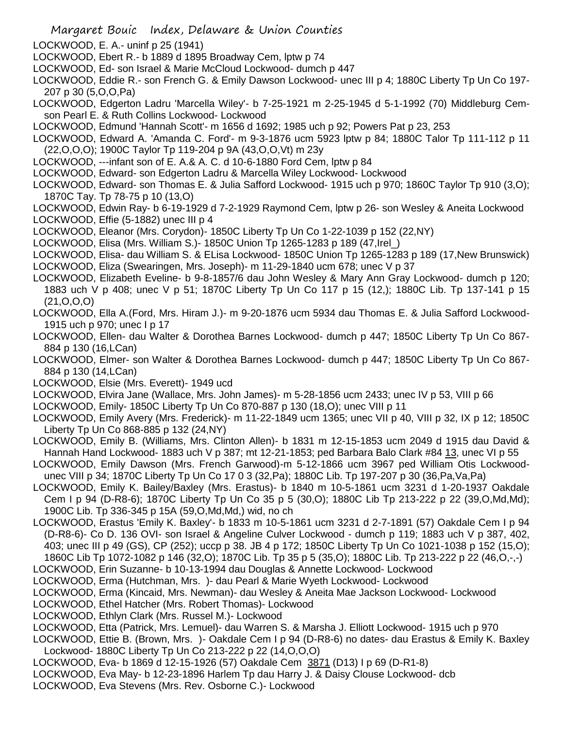LOCKWOOD, E. A.- uninf p 25 (1941)

LOCKWOOD, Ebert R.- b 1889 d 1895 Broadway Cem, lptw p 74

LOCKWOOD, Ed- son Israel & Marie McCloud Lockwood- dumch p 447

LOCKWOOD, Eddie R.- son French G. & Emily Dawson Lockwood- unec III p 4; 1880C Liberty Tp Un Co 197-207 p 30 (5,O,O,Pa)

LOCKWOOD, Edgerton Ladru 'Marcella Wiley'- b 7-25-1921 m 2-25-1945 d 5-1-1992 (70) Middleburg Cem- son Pearl E. & Ruth Collins Lockwood- Lockwood

LOCKWOOD, Edmund 'Hannah Scott'- m 1656 d 1692; 1985 uch p 92; Powers Pat p 23, 253

LOCKWOOD, Edward A. 'Amanda C. Ford'- m 9-3-1876 ucm 5923 lptw p 84; 1880C Talor Tp 111-112 p 11 (22,O,O,O); 1900C Taylor Tp 119-204 p 9A (43,O,O,Vt) m 23y

LOCKWOOD, ---infant son of E. A.& A. C. d 10-6-1880 Ford Cem, lptw p 84

LOCKWOOD, Edward- son Edgerton Ladru & Marcella Wiley Lockwood- Lockwood

LOCKWOOD, Edward- son Thomas E. & Julia Safford Lockwood- 1915 uch p 970; 1860C Taylor Tp 910 (3,O); 1870C Tay. Tp 78-75 p 10 (13,O)

LOCKWOOD, Edwin Ray- b 6-19-1929 d 7-2-1929 Raymond Cem, lptw p 26- son Wesley & Aneita Lockwood

LOCKWOOD, Effie (5-1882) unec III p 4

LOCKWOOD, Eleanor (Mrs. Corydon)- 1850C Liberty Tp Un Co 1-22-1039 p 152 (22,NY)

LOCKWOOD, Elisa (Mrs. William S.)- 1850C Union Tp 1265-1283 p 189 (47,Irel_)

LOCKWOOD, Elisa- dau William S. & ELisa Lockwood- 1850C Union Tp 1265-1283 p 189 (17,New Brunswick)

LOCKWOOD, Eliza (Swearingen, Mrs. Joseph)- m 11-29-1840 ucm 678; unec V p 37

LOCKWOOD, Elizabeth Eveline- b 9-8-1857/6 dau John Wesley & Mary Ann Gray Lockwood- dumch p 120; 1883 uch V p 408; unec V p 51; 1870C Liberty Tp Un Co 117 p 15 (12,); 1880C Lib. Tp 137-141 p 15 (21,O,O,O)

LOCKWOOD, Ella A.(Ford, Mrs. Hiram J.)- m 9-20-1876 ucm 5934 dau Thomas E. & Julia Safford Lockwood- 1915 uch p 970; unec I p 17

LOCKWOOD, Ellen- dau Walter & Dorothea Barnes Lockwood- dumch p 447; 1850C Liberty Tp Un Co 867-884 p 130 (16,LCan)

LOCKWOOD, Elmer- son Walter & Dorothea Barnes Lockwood- dumch p 447; 1850C Liberty Tp Un Co 867-884 p 130 (14,LCan)

LOCKWOOD, Elsie (Mrs. Everett)- 1949 ucd

LOCKWOOD, Elvira Jane (Wallace, Mrs. John James)- m 5-28-1856 ucm 2433; unec IV p 53, VIII p 66

LOCKWOOD, Emily- 1850C Liberty Tp Un Co 870-887 p 130 (18,O); unec VIII p 11

LOCKWOOD, Emily Avery (Mrs. Frederick)- m 11-22-1849 ucm 1365; unec VII p 40, VIII p 32, IX p 12; 1850C Liberty Tp Un Co 868-885 p 132 (24,NY)

LOCKWOOD, Emily B. (Williams, Mrs. Clinton Allen)- b 1831 m 12-15-1853 ucm 2049 d 1915 dau David & Hannah Hand Lockwood- 1883 uch V p 387; mt 12-21-1853; ped Barbara Balo Clark #84 13, unec VI p 55

LOCKWOOD, Emily Dawson (Mrs. French Garwood)-m 5-12-1866 ucm 3967 ped William Otis Lockwood- unec VIII p 34; 1870C Liberty Tp Un Co 17 0 3 (32,Pa); 1880C Lib. Tp 197-207 p 30 (36,Pa,Va,Pa)

LOCKWOOD, Emily K. Bailey/Baxley (Mrs. Erastus)- b 1840 m 10-5-1861 ucm 3231 d 1-20-1937 Oakdale Cem I p 94 (D-R8-6); 1870C Liberty Tp Un Co 35 p 5 (30,O); 1880C Lib Tp 213-222 p 22 (39,O,Md,Md); 1900C Lib. Tp 336-345 p 15A (59,O,Md,Md,) wid, no ch

LOCKWOOD, Erastus 'Emily K. Baxley'- b 1833 m 10-5-1861 ucm 3231 d 2-7-1891 (57) Oakdale Cem I p 94 (D-R8-6)- Co D. 136 OVI- son Israel & Angeline Culver Lockwood - dumch p 119; 1883 uch V p 387, 402, 403; unec III p 49 (GS), CP (252); uccp p 38. JB 4 p 172; 1850C Liberty Tp Un Co 1021-1038 p 152 (15,O); 1860C Lib Tp 1072-1082 p 146 (32,O); 1870C Lib. Tp 35 p 5 (35,O); 1880C Lib. Tp 213-222 p 22 (46,O,-,-)

LOCKWOOD, Erin Suzanne- b 10-13-1994 dau Douglas & Annette Lockwood- Lockwood

LOCKWOOD, Erma (Hutchman, Mrs. )- dau Pearl & Marie Wyeth Lockwood- Lockwood

LOCKWOOD, Erma (Kincaid, Mrs. Newman)- dau Wesley & Aneita Mae Jackson Lockwood- Lockwood

LOCKWOOD, Ethel Hatcher (Mrs. Robert Thomas)- Lockwood

LOCKWOOD, Ethlyn Clark (Mrs. Russel M.)- Lockwood

LOCKWOOD, Etta (Patrick, Mrs. Lemuel)- dau Warren S. & Marsha J. Elliott Lockwood- 1915 uch p 970

LOCKWOOD, Ettie B. (Brown, Mrs. )- Oakdale Cem I p 94 (D-R8-6) no dates- dau Erastus & Emily K. Baxley Lockwood- 1880C Liberty Tp Un Co 213-222 p 22 (14,O,O,O)

LOCKWOOD, Eva- b 1869 d 12-15-1926 (57) Oakdale Cem 3871 (D13) I p 69 (D-R1-8)

LOCKWOOD, Eva May- b 12-23-1896 Harlem Tp dau Harry J. & Daisy Clouse Lockwood- dcb

LOCKWOOD, Eva Stevens (Mrs. Rev. Osborne C.)- Lockwood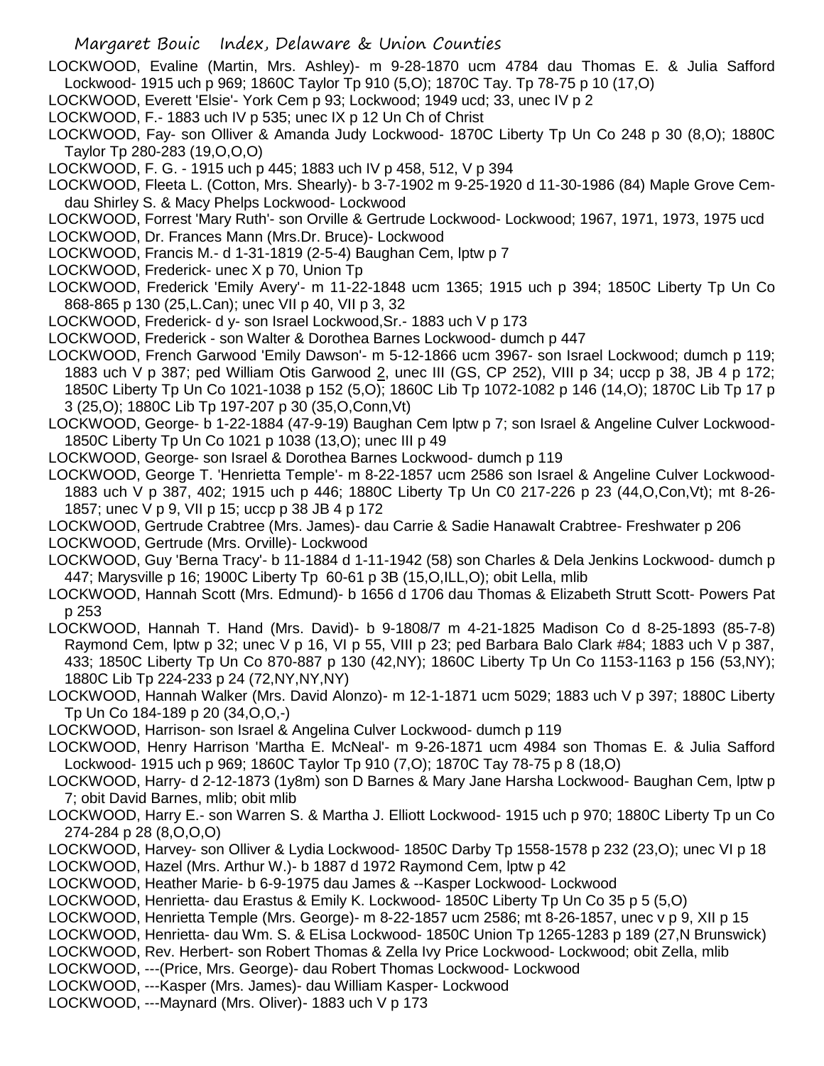LOCKWOOD, Evaline (Martin, Mrs. Ashley)- m 9-28-1870 ucm 4784 dau Thomas E. & Julia Safford Lockwood- 1915 uch p 969; 1860C Taylor Tp 910 (5,O); 1870C Tay. Tp 78-75 p 10 (17,O)

LOCKWOOD, Everett 'Elsie'- York Cem p 93; Lockwood; 1949 ucd; 33, unec IV p 2

LOCKWOOD, F.- 1883 uch IV p 535; unec IX p 12 Un Ch of Christ

LOCKWOOD, Fay- son Olliver & Amanda Judy Lockwood- 1870C Liberty Tp Un Co 248 p 30 (8,O); 1880C Taylor Tp 280-283 (19,O,O,O)

LOCKWOOD, F. G. - 1915 uch p 445; 1883 uch IV p 458, 512, V p 394

LOCKWOOD, Fleeta L. (Cotton, Mrs. Shearly)- b 3-7-1902 m 9-25-1920 d 11-30-1986 (84) Maple Grove Cem- dau Shirley S. & Macy Phelps Lockwood- Lockwood

LOCKWOOD, Forrest 'Mary Ruth'- son Orville & Gertrude Lockwood- Lockwood; 1967, 1971, 1973, 1975 ucd

LOCKWOOD, Dr. Frances Mann (Mrs.Dr. Bruce)- Lockwood

LOCKWOOD, Francis M.- d 1-31-1819 (2-5-4) Baughan Cem, lptw p 7

LOCKWOOD, Frederick- unec X p 70, Union Tp

LOCKWOOD, Frederick 'Emily Avery'- m 11-22-1848 ucm 1365; 1915 uch p 394; 1850C Liberty Tp Un Co 868-865 p 130 (25,L.Can); unec VII p 40, VII p 3, 32

LOCKWOOD, Frederick- d y- son Israel Lockwood,Sr.- 1883 uch V p 173

LOCKWOOD, Frederick - son Walter & Dorothea Barnes Lockwood- dumch p 447

LOCKWOOD, French Garwood 'Emily Dawson'- m 5-12-1866 ucm 3967- son Israel Lockwood; dumch p 119; 1883 uch V p 387; ped William Otis Garwood 2, unec III (GS, CP 252), VIII p 34; uccp p 38, JB 4 p 172; 1850C Liberty Tp Un Co 1021-1038 p 152 (5,O); 1860C Lib Tp 1072-1082 p 146 (14,O); 1870C Lib Tp 17 p 3 (25,O); 1880C Lib Tp 197-207 p 30 (35,O,Conn,Vt)

LOCKWOOD, George- b 1-22-1884 (47-9-19) Baughan Cem lptw p 7; son Israel & Angeline Culver Lockwood- 1850C Liberty Tp Un Co 1021 p 1038 (13,O); unec III p 49

LOCKWOOD, George- son Israel & Dorothea Barnes Lockwood- dumch p 119

LOCKWOOD, George T. 'Henrietta Temple'- m 8-22-1857 ucm 2586 son Israel & Angeline Culver Lockwood- 1883 uch V p 387, 402; 1915 uch p 446; 1880C Liberty Tp Un C0 217-226 p 23 (44,O,Con,Vt); mt 8-26-1857; unec V p 9, VII p 15; uccp p 38 JB 4 p 172

LOCKWOOD, Gertrude Crabtree (Mrs. James)- dau Carrie & Sadie Hanawalt Crabtree- Freshwater p 206

LOCKWOOD, Gertrude (Mrs. Orville)- Lockwood

LOCKWOOD, Guy 'Berna Tracy'- b 11-1884 d 1-11-1942 (58) son Charles & Dela Jenkins Lockwood- dumch p 447; Marysville p 16; 1900C Liberty Tp 60-61 p 3B (15,O,ILL,O); obit Lella, mlib

LOCKWOOD, Hannah Scott (Mrs. Edmund)- b 1656 d 1706 dau Thomas & Elizabeth Strutt Scott- Powers Pat p 253

LOCKWOOD, Hannah T. Hand (Mrs. David)- b 9-1808/7 m 4-21-1825 Madison Co d 8-25-1893 (85-7-8) Raymond Cem, lptw p 32; unec V p 16, VI p 55, VIII p 23; ped Barbara Balo Clark #84; 1883 uch V p 387, 433; 1850C Liberty Tp Un Co 870-887 p 130 (42,NY); 1860C Liberty Tp Un Co 1153-1163 p 156 (53,NY); 1880C Lib Tp 224-233 p 24 (72,NY,NY,NY)

LOCKWOOD, Hannah Walker (Mrs. David Alonzo)- m 12-1-1871 ucm 5029; 1883 uch V p 397; 1880C Liberty Tp Un Co 184-189 p 20 (34,O,O,-)

LOCKWOOD, Harrison- son Israel & Angelina Culver Lockwood- dumch p 119

LOCKWOOD, Henry Harrison 'Martha E. McNeal'- m 9-26-1871 ucm 4984 son Thomas E. & Julia Safford Lockwood- 1915 uch p 969; 1860C Taylor Tp 910 (7,O); 1870C Tay 78-75 p 8 (18,O)

LOCKWOOD, Harry- d 2-12-1873 (1y8m) son D Barnes & Mary Jane Harsha Lockwood- Baughan Cem, lptw p 7; obit David Barnes, mlib; obit mlib

LOCKWOOD, Harry E.- son Warren S. & Martha J. Elliott Lockwood- 1915 uch p 970; 1880C Liberty Tp un Co 274-284 p 28 (8,O,O,O)

LOCKWOOD, Harvey- son Olliver & Lydia Lockwood- 1850C Darby Tp 1558-1578 p 232 (23,O); unec VI p 18

LOCKWOOD, Hazel (Mrs. Arthur W.)- b 1887 d 1972 Raymond Cem, lptw p 42

LOCKWOOD, Heather Marie- b 6-9-1975 dau James & --Kasper Lockwood- Lockwood

LOCKWOOD, Henrietta- dau Erastus & Emily K. Lockwood- 1850C Liberty Tp Un Co 35 p 5 (5,O)

LOCKWOOD, Henrietta Temple (Mrs. George)- m 8-22-1857 ucm 2586; mt 8-26-1857, unec v p 9, XII p 15

LOCKWOOD, Henrietta- dau Wm. S. & ELisa Lockwood- 1850C Union Tp 1265-1283 p 189 (27,N Brunswick)

LOCKWOOD, Rev. Herbert- son Robert Thomas & Zella Ivy Price Lockwood- Lockwood; obit Zella, mlib

LOCKWOOD, ---(Price, Mrs. George)- dau Robert Thomas Lockwood- Lockwood

LOCKWOOD, ---Kasper (Mrs. James)- dau William Kasper- Lockwood

LOCKWOOD, ---Maynard (Mrs. Oliver)- 1883 uch V p 173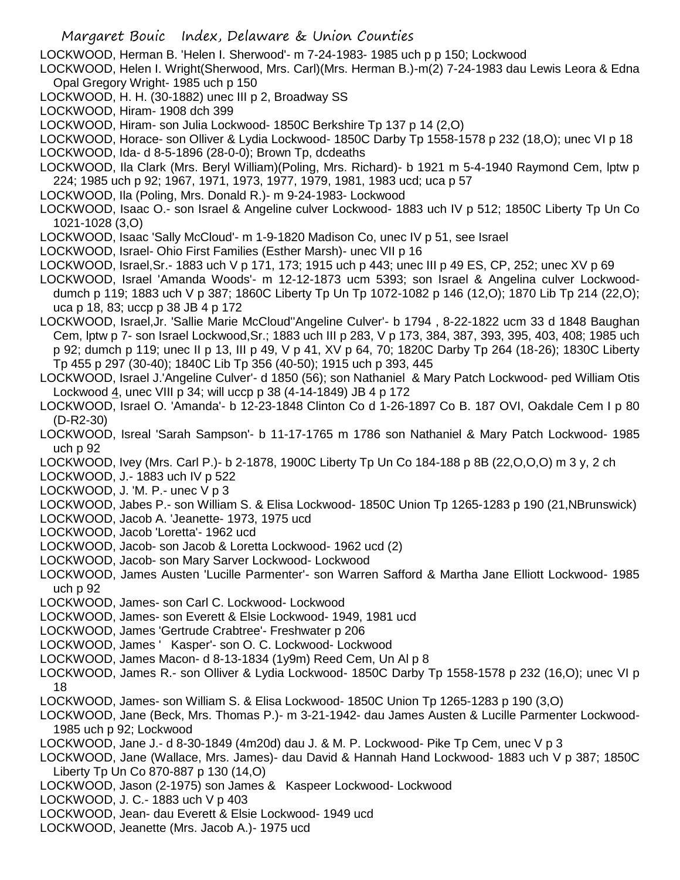LOCKWOOD, Herman B. 'Helen I. Sherwood'- m 7-24-1983- 1985 uch p p 150; Lockwood

LOCKWOOD, Helen I. Wright(Sherwood, Mrs. Carl)(Mrs. Herman B.)-m(2) 7-24-1983 dau Lewis Leora & Edna Opal Gregory Wright- 1985 uch p 150

LOCKWOOD, H. H. (30-1882) unec III p 2, Broadway SS

LOCKWOOD, Hiram- 1908 dch 399

LOCKWOOD, Hiram- son Julia Lockwood- 1850C Berkshire Tp 137 p 14 (2,O)

LOCKWOOD, Horace- son Olliver & Lydia Lockwood- 1850C Darby Tp 1558-1578 p 232 (18,O); unec VI p 18

LOCKWOOD, Ida- d 8-5-1896 (28-0-0); Brown Tp, dcdeaths

LOCKWOOD, Ila Clark (Mrs. Beryl William)(Poling, Mrs. Richard)- b 1921 m 5-4-1940 Raymond Cem, lptw p 224; 1985 uch p 92; 1967, 1971, 1973, 1977, 1979, 1981, 1983 ucd; uca p 57

LOCKWOOD, Ila (Poling, Mrs. Donald R.)- m 9-24-1983- Lockwood

LOCKWOOD, Isaac O.- son Israel & Angeline culver Lockwood- 1883 uch IV p 512; 1850C Liberty Tp Un Co 1021-1028 (3,O)

LOCKWOOD, Isaac 'Sally McCloud'- m 1-9-1820 Madison Co, unec IV p 51, see Israel

LOCKWOOD, Israel- Ohio First Families (Esther Marsh)- unec VII p 16

LOCKWOOD, Israel,Sr.- 1883 uch V p 171, 173; 1915 uch p 443; unec III p 49 ES, CP, 252; unec XV p 69

LOCKWOOD, Israel 'Amanda Woods'- m 12-12-1873 ucm 5393; son Israel & Angelina culver Lockwood- dumch p 119; 1883 uch V p 387; 1860C Liberty Tp Un Tp 1072-1082 p 146 (12,O); 1870 Lib Tp 214 (22,O); uca p 18, 83; uccp p 38 JB 4 p 172

LOCKWOOD, Israel,Jr. 'Sallie Marie McCloud''Angeline Culver'- b 1794 , 8-22-1822 ucm 33 d 1848 Baughan Cem, lptw p 7- son Israel Lockwood,Sr.; 1883 uch III p 283, V p 173, 384, 387, 393, 395, 403, 408; 1985 uch p 92; dumch p 119; unec II p 13, III p 49, V p 41, XV p 64, 70; 1820C Darby Tp 264 (18-26); 1830C Liberty Tp 455 p 297 (30-40); 1840C Lib Tp 356 (40-50); 1915 uch p 393, 445

LOCKWOOD, Israel J.'Angeline Culver'- d 1850 (56); son Nathaniel & Mary Patch Lockwood- ped William Otis Lockwood 4, unec VIII p 34; will uccp p 38 (4-14-1849) JB 4 p 172

LOCKWOOD, Israel O. 'Amanda'- b 12-23-1848 Clinton Co d 1-26-1897 Co B. 187 OVI, Oakdale Cem I p 80 (D-R2-30)

LOCKWOOD, Isreal 'Sarah Sampson'- b 11-17-1765 m 1786 son Nathaniel & Mary Patch Lockwood- 1985 uch p 92

LOCKWOOD, Ivey (Mrs. Carl P.)- b 2-1878, 1900C Liberty Tp Un Co 184-188 p 8B (22,O,O,O) m 3 y, 2 ch

LOCKWOOD, J.- 1883 uch IV p 522

LOCKWOOD, J. 'M. P.- unec V p 3

LOCKWOOD, Jabes P.- son William S. & Elisa Lockwood- 1850C Union Tp 1265-1283 p 190 (21,NBrunswick)

LOCKWOOD, Jacob A. 'Jeanette- 1973, 1975 ucd

LOCKWOOD, Jacob 'Loretta'- 1962 ucd

LOCKWOOD, Jacob- son Jacob & Loretta Lockwood- 1962 ucd (2)

LOCKWOOD, Jacob- son Mary Sarver Lockwood- Lockwood

LOCKWOOD, James Austen 'Lucille Parmenter'- son Warren Safford & Martha Jane Elliott Lockwood- 1985 uch p 92

LOCKWOOD, James- son Carl C. Lockwood- Lockwood

LOCKWOOD, James- son Everett & Elsie Lockwood- 1949, 1981 ucd

LOCKWOOD, James 'Gertrude Crabtree'- Freshwater p 206

LOCKWOOD, James ' Kasper'- son O. C. Lockwood- Lockwood

LOCKWOOD, James Macon- d 8-13-1834 (1y9m) Reed Cem, Un Al p 8

LOCKWOOD, James R.- son Olliver & Lydia Lockwood- 1850C Darby Tp 1558-1578 p 232 (16,O); unec VI p 18

LOCKWOOD, James- son William S. & Elisa Lockwood- 1850C Union Tp 1265-1283 p 190 (3,O)

LOCKWOOD, Jane (Beck, Mrs. Thomas P.)- m 3-21-1942- dau James Austen & Lucille Parmenter Lockwood- 1985 uch p 92; Lockwood

LOCKWOOD, Jane J.- d 8-30-1849 (4m20d) dau J. & M. P. Lockwood- Pike Tp Cem, unec V p 3

LOCKWOOD, Jane (Wallace, Mrs. James)- dau David & Hannah Hand Lockwood- 1883 uch V p 387; 1850C Liberty Tp Un Co 870-887 p 130 (14,O)

LOCKWOOD, Jason (2-1975) son James & Kaspeer Lockwood- Lockwood

LOCKWOOD, J. C.- 1883 uch V p 403

LOCKWOOD, Jean- dau Everett & Elsie Lockwood- 1949 ucd

LOCKWOOD, Jeanette (Mrs. Jacob A.)- 1975 ucd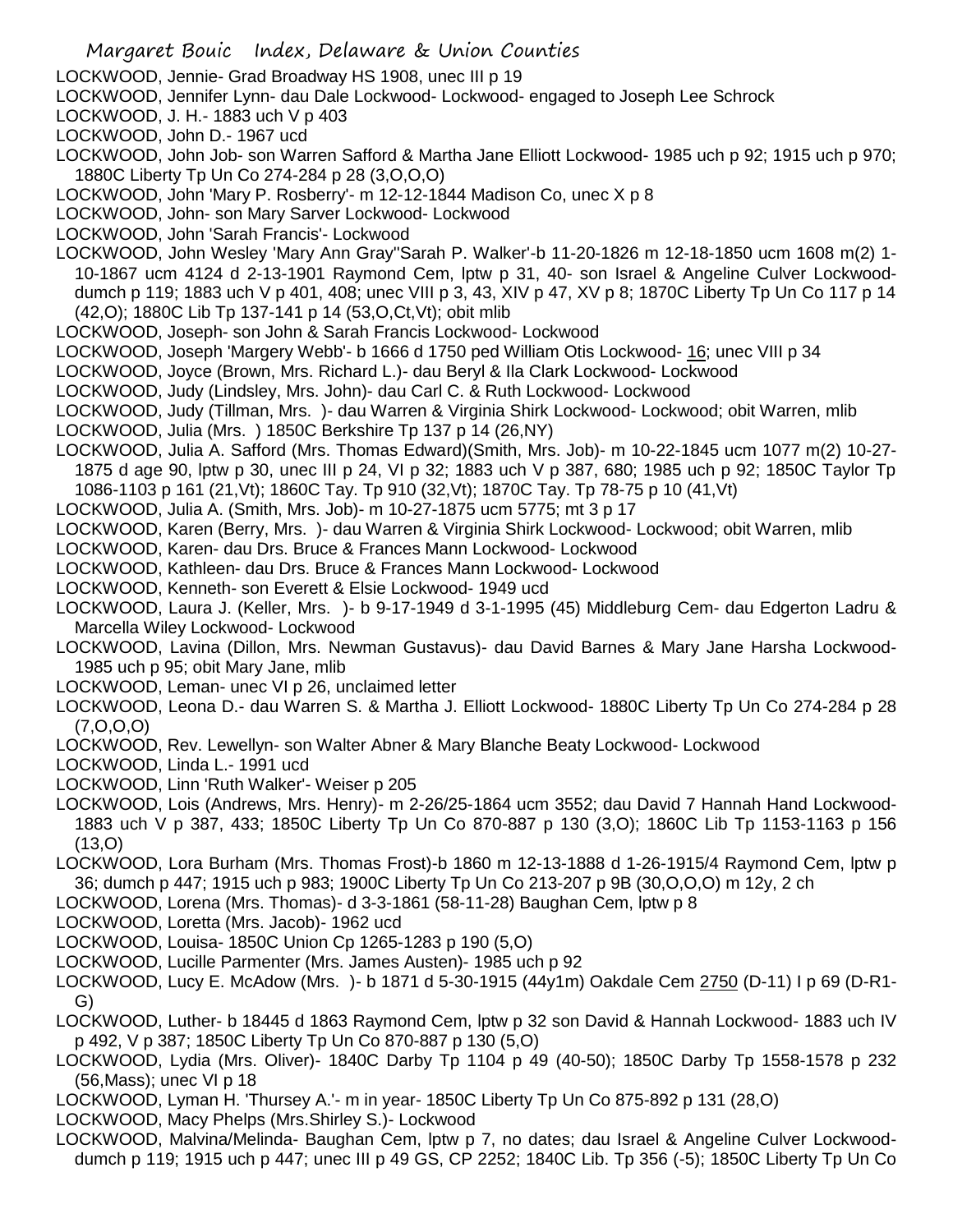LOCKWOOD, Jennie- Grad Broadway HS 1908, unec III p 19

LOCKWOOD, Jennifer Lynn- dau Dale Lockwood- Lockwood- engaged to Joseph Lee Schrock

LOCKWOOD, J. H.- 1883 uch V p 403

LOCKWOOD, John D.- 1967 ucd

LOCKWOOD, John Job- son Warren Safford & Martha Jane Elliott Lockwood- 1985 uch p 92; 1915 uch p 970; 1880C Liberty Tp Un Co 274-284 p 28 (3,O,O,O)

LOCKWOOD, John 'Mary P. Rosberry'- m 12-12-1844 Madison Co, unec X p 8

LOCKWOOD, John- son Mary Sarver Lockwood- Lockwood

LOCKWOOD, John 'Sarah Francis'- Lockwood

LOCKWOOD, John Wesley 'Mary Ann Gray''Sarah P. Walker'-b 11-20-1826 m 12-18-1850 ucm 1608 m(2) 1-10-1867 ucm 4124 d 2-13-1901 Raymond Cem, lptw p 31, 40- son Israel & Angeline Culver Lockwood- dumch p 119; 1883 uch V p 401, 408; unec VIII p 3, 43, XIV p 47, XV p 8; 1870C Liberty Tp Un Co 117 p 14 (42,O); 1880C Lib Tp 137-141 p 14 (53,O,Ct,Vt); obit mlib

LOCKWOOD, Joseph- son John & Sarah Francis Lockwood- Lockwood

LOCKWOOD, Joseph 'Margery Webb'- b 1666 d 1750 ped William Otis Lockwood- 16; unec VIII p 34

LOCKWOOD, Joyce (Brown, Mrs. Richard L.)- dau Beryl & Ila Clark Lockwood- Lockwood

LOCKWOOD, Judy (Lindsley, Mrs. John)- dau Carl C. & Ruth Lockwood- Lockwood

LOCKWOOD, Judy (Tillman, Mrs. )- dau Warren & Virginia Shirk Lockwood- Lockwood; obit Warren, mlib

LOCKWOOD, Julia (Mrs. ) 1850C Berkshire Tp 137 p 14 (26,NY)

LOCKWOOD, Julia A. Safford (Mrs. Thomas Edward)(Smith, Mrs. Job)- m 10-22-1845 ucm 1077 m(2) 10-27-1875 d age 90, lptw p 30, unec III p 24, VI p 32; 1883 uch V p 387, 680; 1985 uch p 92; 1850C Taylor Tp 1086-1103 p 161 (21,Vt); 1860C Tay. Tp 910 (32,Vt); 1870C Tay. Tp 78-75 p 10 (41,Vt)

LOCKWOOD, Julia A. (Smith, Mrs. Job)- m 10-27-1875 ucm 5775; mt 3 p 17

LOCKWOOD, Karen (Berry, Mrs. )- dau Warren & Virginia Shirk Lockwood- Lockwood; obit Warren, mlib

LOCKWOOD, Karen- dau Drs. Bruce & Frances Mann Lockwood- Lockwood

LOCKWOOD, Kathleen- dau Drs. Bruce & Frances Mann Lockwood- Lockwood

LOCKWOOD, Kenneth- son Everett & Elsie Lockwood- 1949 ucd

LOCKWOOD, Laura J. (Keller, Mrs. )- b 9-17-1949 d 3-1-1995 (45) Middleburg Cem- dau Edgerton Ladru & Marcella Wiley Lockwood- Lockwood

LOCKWOOD, Lavina (Dillon, Mrs. Newman Gustavus)- dau David Barnes & Mary Jane Harsha Lockwood- 1985 uch p 95; obit Mary Jane, mlib

LOCKWOOD, Leman- unec VI p 26, unclaimed letter

LOCKWOOD, Leona D.- dau Warren S. & Martha J. Elliott Lockwood- 1880C Liberty Tp Un Co 274-284 p 28 (7,O,O,O)

LOCKWOOD, Rev. Lewellyn- son Walter Abner & Mary Blanche Beaty Lockwood- Lockwood

LOCKWOOD, Linda L.- 1991 ucd

LOCKWOOD, Linn 'Ruth Walker'- Weiser p 205

LOCKWOOD, Lois (Andrews, Mrs. Henry)- m 2-26/25-1864 ucm 3552; dau David 7 Hannah Hand Lockwood- 1883 uch V p 387, 433; 1850C Liberty Tp Un Co 870-887 p 130 (3,O); 1860C Lib Tp 1153-1163 p 156 (13,O)

LOCKWOOD, Lora Burham (Mrs. Thomas Frost)-b 1860 m 12-13-1888 d 1-26-1915/4 Raymond Cem, lptw p 36; dumch p 447; 1915 uch p 983; 1900C Liberty Tp Un Co 213-207 p 9B (30,O,O,O) m 12y, 2 ch

LOCKWOOD, Lorena (Mrs. Thomas)- d 3-3-1861 (58-11-28) Baughan Cem, lptw p 8

LOCKWOOD, Loretta (Mrs. Jacob)- 1962 ucd

LOCKWOOD, Louisa- 1850C Union Cp 1265-1283 p 190 (5,O)

LOCKWOOD, Lucille Parmenter (Mrs. James Austen)- 1985 uch p 92

LOCKWOOD, Lucy E. McAdow (Mrs. )- b 1871 d 5-30-1915 (44y1m) Oakdale Cem 2750 (D-11) I p 69 (D-R1-G)

LOCKWOOD, Luther- b 18445 d 1863 Raymond Cem, lptw p 32 son David & Hannah Lockwood- 1883 uch IV p 492, V p 387; 1850C Liberty Tp Un Co 870-887 p 130 (5,O)

LOCKWOOD, Lydia (Mrs. Oliver)- 1840C Darby Tp 1104 p 49 (40-50); 1850C Darby Tp 1558-1578 p 232 (56,Mass); unec VI p 18

LOCKWOOD, Lyman H. 'Thursey A.'- m in year- 1850C Liberty Tp Un Co 875-892 p 131 (28,O)

LOCKWOOD, Macy Phelps (Mrs.Shirley S.)- Lockwood

LOCKWOOD, Malvina/Melinda- Baughan Cem, lptw p 7, no dates; dau Israel & Angeline Culver Lockwood- dumch p 119; 1915 uch p 447; unec III p 49 GS, CP 2252; 1840C Lib. Tp 356 (-5); 1850C Liberty Tp Un Co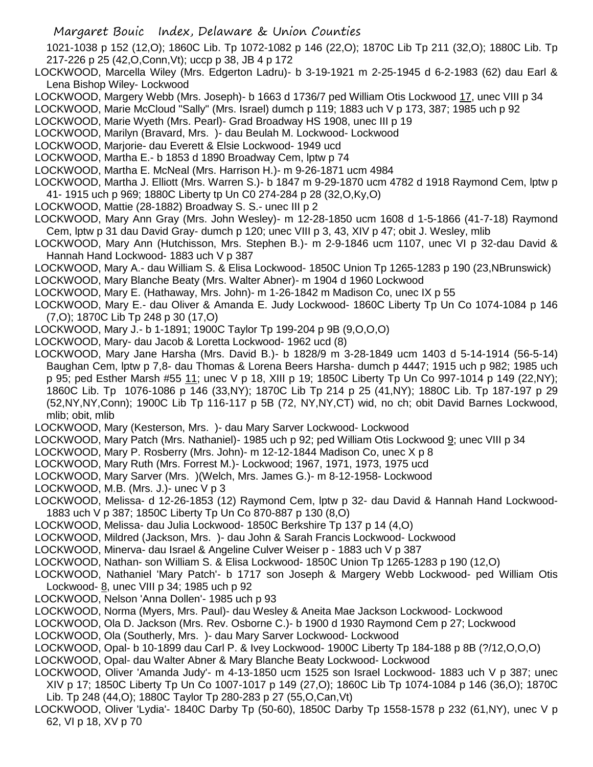1021-1038 p 152 (12,O); 1860C Lib. Tp 1072-1082 p 146 (22,O); 1870C Lib Tp 211 (32,O); 1880C Lib. Tp 217-226 p 25 (42,O,Conn,Vt); uccp p 38, JB 4 p 172

LOCKWOOD, Marcella Wiley (Mrs. Edgerton Ladru)- b 3-19-1921 m 2-25-1945 d 6-2-1983 (62) dau Earl & Lena Bishop Wiley- Lockwood

LOCKWOOD, Margery Webb (Mrs. Joseph)- b 1663 d 1736/7 ped William Otis Lockwood 17, unec VIII p 34

LOCKWOOD, Marie McCloud "Sally" (Mrs. Israel) dumch p 119; 1883 uch V p 173, 387; 1985 uch p 92

LOCKWOOD, Marie Wyeth (Mrs. Pearl)- Grad Broadway HS 1908, unec III p 19

LOCKWOOD, Marilyn (Bravard, Mrs. )- dau Beulah M. Lockwood- Lockwood

LOCKWOOD, Marjorie- dau Everett & Elsie Lockwood- 1949 ucd

LOCKWOOD, Martha E.- b 1853 d 1890 Broadway Cem, lptw p 74

LOCKWOOD, Martha E. McNeal (Mrs. Harrison H.)- m 9-26-1871 ucm 4984

LOCKWOOD, Martha J. Elliott (Mrs. Warren S.)- b 1847 m 9-29-1870 ucm 4782 d 1918 Raymond Cem, lptw p 41- 1915 uch p 969; 1880C Liberty tp Un C0 274-284 p 28 (32,O,Ky,O)

LOCKWOOD, Mattie (28-1882) Broadway S. S.- unec III p 2

LOCKWOOD, Mary Ann Gray (Mrs. John Wesley)- m 12-28-1850 ucm 1608 d 1-5-1866 (41-7-18) Raymond Cem, lptw p 31 dau David Gray- dumch p 120; unec VIII p 3, 43, XIV p 47; obit J. Wesley, mlib

LOCKWOOD, Mary Ann (Hutchisson, Mrs. Stephen B.)- m 2-9-1846 ucm 1107, unec VI p 32-dau David & Hannah Hand Lockwood- 1883 uch V p 387

LOCKWOOD, Mary A.- dau William S. & Elisa Lockwood- 1850C Union Tp 1265-1283 p 190 (23,NBrunswick)

LOCKWOOD, Mary Blanche Beaty (Mrs. Walter Abner)- m 1904 d 1960 Lockwood

LOCKWOOD, Mary E. (Hathaway, Mrs. John)- m 1-26-1842 m Madison Co, unec IX p 55

LOCKWOOD, Mary E.- dau Oliver & Amanda E. Judy Lockwood- 1860C Liberty Tp Un Co 1074-1084 p 146 (7,O); 1870C Lib Tp 248 p 30 (17,O)

LOCKWOOD, Mary J.- b 1-1891; 1900C Taylor Tp 199-204 p 9B (9,O,O,O)

LOCKWOOD, Mary- dau Jacob & Loretta Lockwood- 1962 ucd (8)

LOCKWOOD, Mary Jane Harsha (Mrs. David B.)- b 1828/9 m 3-28-1849 ucm 1403 d 5-14-1914 (56-5-14) Baughan Cem, lptw p 7,8- dau Thomas & Lorena Beers Harsha- dumch p 4447; 1915 uch p 982; 1985 uch p 95; ped Esther Marsh #55 11; unec V p 18, XIII p 19; 1850C Liberty Tp Un Co 997-1014 p 149 (22,NY); 1860C Lib. Tp 1076-1086 p 146 (33,NY); 1870C Lib Tp 214 p 25 (41,NY); 1880C Lib. Tp 187-197 p 29 (52,NY,NY,Conn); 1900C Lib Tp 116-117 p 5B (72, NY,NY,CT) wid, no ch; obit David Barnes Lockwood, mlib; obit, mlib

LOCKWOOD, Mary (Kesterson, Mrs. )- dau Mary Sarver Lockwood- Lockwood

LOCKWOOD, Mary Patch (Mrs. Nathaniel)- 1985 uch p 92; ped William Otis Lockwood 9; unec VIII p 34

LOCKWOOD, Mary P. Rosberry (Mrs. John)- m 12-12-1844 Madison Co, unec X p 8

LOCKWOOD, Mary Ruth (Mrs. Forrest M.)- Lockwood; 1967, 1971, 1973, 1975 ucd

LOCKWOOD, Mary Sarver (Mrs. )(Welch, Mrs. James G.)- m 8-12-1958- Lockwood

LOCKWOOD, M.B. (Mrs. J.)- unec V p 3

LOCKWOOD, Melissa- d 12-26-1853 (12) Raymond Cem, lptw p 32- dau David & Hannah Hand Lockwood- 1883 uch V p 387; 1850C Liberty Tp Un Co 870-887 p 130 (8,O)

LOCKWOOD, Melissa- dau Julia Lockwood- 1850C Berkshire Tp 137 p 14 (4,O)

LOCKWOOD, Mildred (Jackson, Mrs. )- dau John & Sarah Francis Lockwood- Lockwood

LOCKWOOD, Minerva- dau Israel & Angeline Culver Weiser p - 1883 uch V p 387

LOCKWOOD, Nathan- son William S. & Elisa Lockwood- 1850C Union Tp 1265-1283 p 190 (12,O)

LOCKWOOD, Nathaniel 'Mary Patch'- b 1717 son Joseph & Margery Webb Lockwood- ped William Otis Lockwood- 8, unec VIII p 34; 1985 uch p 92

LOCKWOOD, Nelson 'Anna Dollen'- 1985 uch p 93

LOCKWOOD, Norma (Myers, Mrs. Paul)- dau Wesley & Aneita Mae Jackson Lockwood- Lockwood

LOCKWOOD, Ola D. Jackson (Mrs. Rev. Osborne C.)- b 1900 d 1930 Raymond Cem p 27; Lockwood

LOCKWOOD, Ola (Southerly, Mrs. )- dau Mary Sarver Lockwood- Lockwood

LOCKWOOD, Opal- b 10-1899 dau Carl P. & Ivey Lockwood- 1900C Liberty Tp 184-188 p 8B (?/12,O,O,O)

LOCKWOOD, Opal- dau Walter Abner & Mary Blanche Beaty Lockwood- Lockwood

LOCKWOOD, Oliver 'Amanda Judy'- m 4-13-1850 ucm 1525 son Israel Lockwood- 1883 uch V p 387; unec XIV p 17; 1850C Liberty Tp Un Co 1007-1017 p 149 (27,O); 1860C Lib Tp 1074-1084 p 146 (36,O); 1870C Lib. Tp 248 (44,O); 1880C Taylor Tp 280-283 p 27 (55,O,Can,Vt)

LOCKWOOD, Oliver 'Lydia'- 1840C Darby Tp (50-60), 1850C Darby Tp 1558-1578 p 232 (61,NY), unec V p 62, VI p 18, XV p 70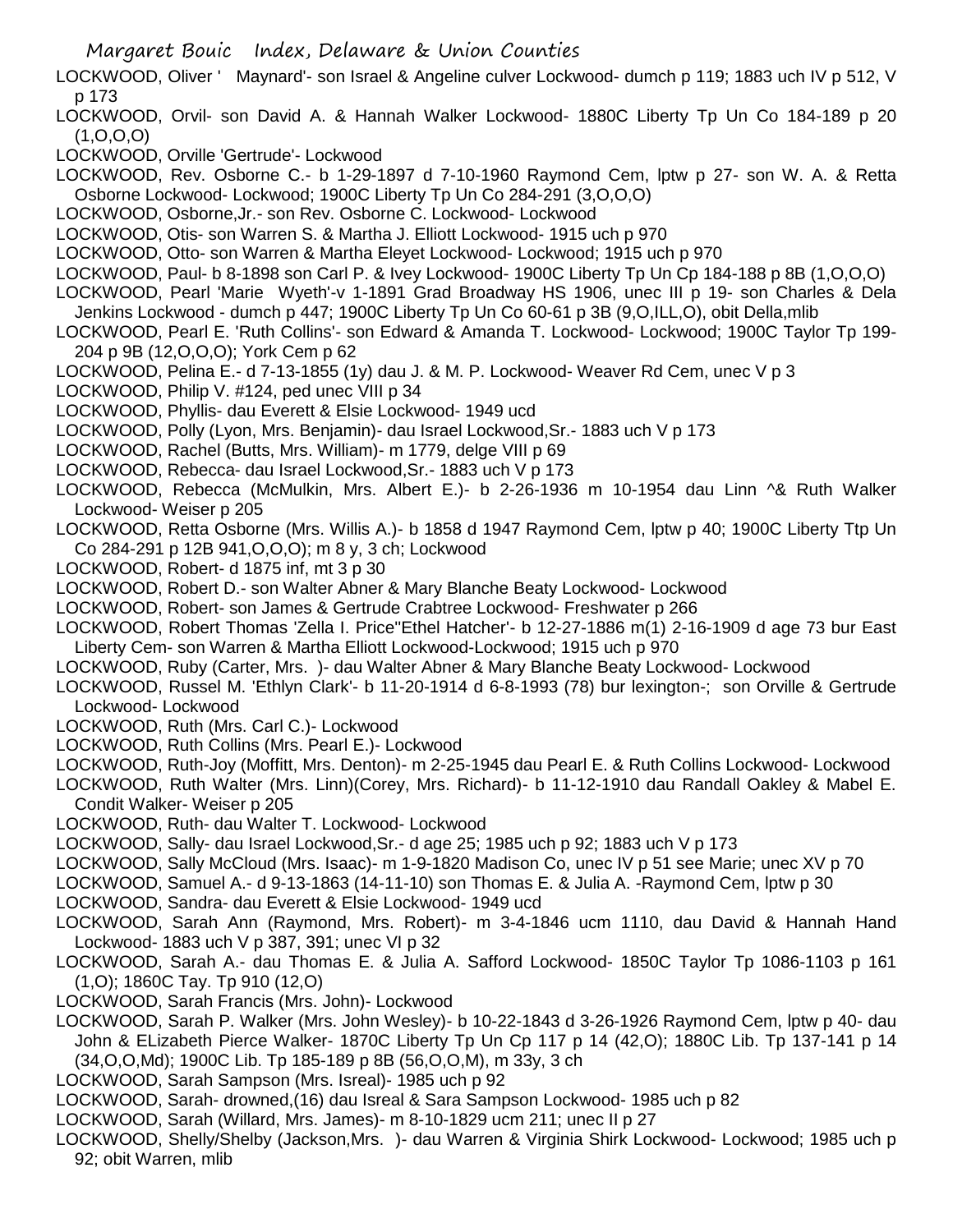LOCKWOOD, Oliver ' Maynard'- son Israel & Angeline culver Lockwood- dumch p 119; 1883 uch IV p 512, V p 173

LOCKWOOD, Orvil- son David A. & Hannah Walker Lockwood- 1880C Liberty Tp Un Co 184-189 p 20 (1,O,O,O)

LOCKWOOD, Orville 'Gertrude'- Lockwood

LOCKWOOD, Rev. Osborne C.- b 1-29-1897 d 7-10-1960 Raymond Cem, lptw p 27- son W. A. & Retta Osborne Lockwood- Lockwood; 1900C Liberty Tp Un Co 284-291 (3,O,O,O)

LOCKWOOD, Osborne,Jr.- son Rev. Osborne C. Lockwood- Lockwood

LOCKWOOD, Otis- son Warren S. & Martha J. Elliott Lockwood- 1915 uch p 970

LOCKWOOD, Otto- son Warren & Martha Eleyet Lockwood- Lockwood; 1915 uch p 970

LOCKWOOD, Paul- b 8-1898 son Carl P. & Ivey Lockwood- 1900C Liberty Tp Un Cp 184-188 p 8B (1,O,O,O)

LOCKWOOD, Pearl 'Marie Wyeth'-v 1-1891 Grad Broadway HS 1906, unec III p 19- son Charles & Dela Jenkins Lockwood - dumch p 447; 1900C Liberty Tp Un Co 60-61 p 3B (9,O,ILL,O), obit Della,mlib

LOCKWOOD, Pearl E. 'Ruth Collins'- son Edward & Amanda T. Lockwood- Lockwood; 1900C Taylor Tp 199-204 p 9B (12,O,O,O); York Cem p 62

LOCKWOOD, Pelina E.- d 7-13-1855 (1y) dau J. & M. P. Lockwood- Weaver Rd Cem, unec V p 3

LOCKWOOD, Philip V. #124, ped unec VIII p 34

LOCKWOOD, Phyllis- dau Everett & Elsie Lockwood- 1949 ucd

LOCKWOOD, Polly (Lyon, Mrs. Benjamin)- dau Israel Lockwood,Sr.- 1883 uch V p 173

LOCKWOOD, Rachel (Butts, Mrs. William)- m 1779, delge VIII p 69

LOCKWOOD, Rebecca- dau Israel Lockwood,Sr.- 1883 uch V p 173

LOCKWOOD, Rebecca (McMulkin, Mrs. Albert E.)- b 2-26-1936 m 10-1954 dau Linn ^& Ruth Walker Lockwood- Weiser p 205

LOCKWOOD, Retta Osborne (Mrs. Willis A.)- b 1858 d 1947 Raymond Cem, lptw p 40; 1900C Liberty Ttp Un Co 284-291 p 12B 941,O,O,O); m 8 y, 3 ch; Lockwood

LOCKWOOD, Robert- d 1875 inf, mt 3 p 30

LOCKWOOD, Robert D.- son Walter Abner & Mary Blanche Beaty Lockwood- Lockwood

LOCKWOOD, Robert- son James & Gertrude Crabtree Lockwood- Freshwater p 266

LOCKWOOD, Robert Thomas 'Zella I. Price''Ethel Hatcher'- b 12-27-1886 m(1) 2-16-1909 d age 73 bur East Liberty Cem- son Warren & Martha Elliott Lockwood-Lockwood; 1915 uch p 970

LOCKWOOD, Ruby (Carter, Mrs. )- dau Walter Abner & Mary Blanche Beaty Lockwood- Lockwood

LOCKWOOD, Russel M. 'Ethlyn Clark'- b 11-20-1914 d 6-8-1993 (78) bur lexington-; son Orville & Gertrude Lockwood- Lockwood

LOCKWOOD, Ruth (Mrs. Carl C.)- Lockwood

LOCKWOOD, Ruth Collins (Mrs. Pearl E.)- Lockwood

LOCKWOOD, Ruth-Joy (Moffitt, Mrs. Denton)- m 2-25-1945 dau Pearl E. & Ruth Collins Lockwood- Lockwood

LOCKWOOD, Ruth Walter (Mrs. Linn)(Corey, Mrs. Richard)- b 11-12-1910 dau Randall Oakley & Mabel E. Condit Walker- Weiser p 205

LOCKWOOD, Ruth- dau Walter T. Lockwood- Lockwood

LOCKWOOD, Sally- dau Israel Lockwood,Sr.- d age 25; 1985 uch p 92; 1883 uch V p 173

LOCKWOOD, Sally McCloud (Mrs. Isaac)- m 1-9-1820 Madison Co, unec IV p 51 see Marie; unec XV p 70

LOCKWOOD, Samuel A.- d 9-13-1863 (14-11-10) son Thomas E. & Julia A. -Raymond Cem, lptw p 30

LOCKWOOD, Sandra- dau Everett & Elsie Lockwood- 1949 ucd

LOCKWOOD, Sarah Ann (Raymond, Mrs. Robert)- m 3-4-1846 ucm 1110, dau David & Hannah Hand Lockwood- 1883 uch V p 387, 391; unec VI p 32

LOCKWOOD, Sarah A.- dau Thomas E. & Julia A. Safford Lockwood- 1850C Taylor Tp 1086-1103 p 161 (1,O); 1860C Tay. Tp 910 (12,O)

LOCKWOOD, Sarah Francis (Mrs. John)- Lockwood

LOCKWOOD, Sarah P. Walker (Mrs. John Wesley)- b 10-22-1843 d 3-26-1926 Raymond Cem, lptw p 40- dau John & ELizabeth Pierce Walker- 1870C Liberty Tp Un Cp 117 p 14 (42,O); 1880C Lib. Tp 137-141 p 14 (34,O,O,Md); 1900C Lib. Tp 185-189 p 8B (56,O,O,M), m 33y, 3 ch

LOCKWOOD, Sarah Sampson (Mrs. Isreal)- 1985 uch p 92

LOCKWOOD, Sarah- drowned,(16) dau Isreal & Sara Sampson Lockwood- 1985 uch p 82

LOCKWOOD, Sarah (Willard, Mrs. James)- m 8-10-1829 ucm 211; unec II p 27

LOCKWOOD, Shelly/Shelby (Jackson,Mrs. )- dau Warren & Virginia Shirk Lockwood- Lockwood; 1985 uch p 92; obit Warren, mlib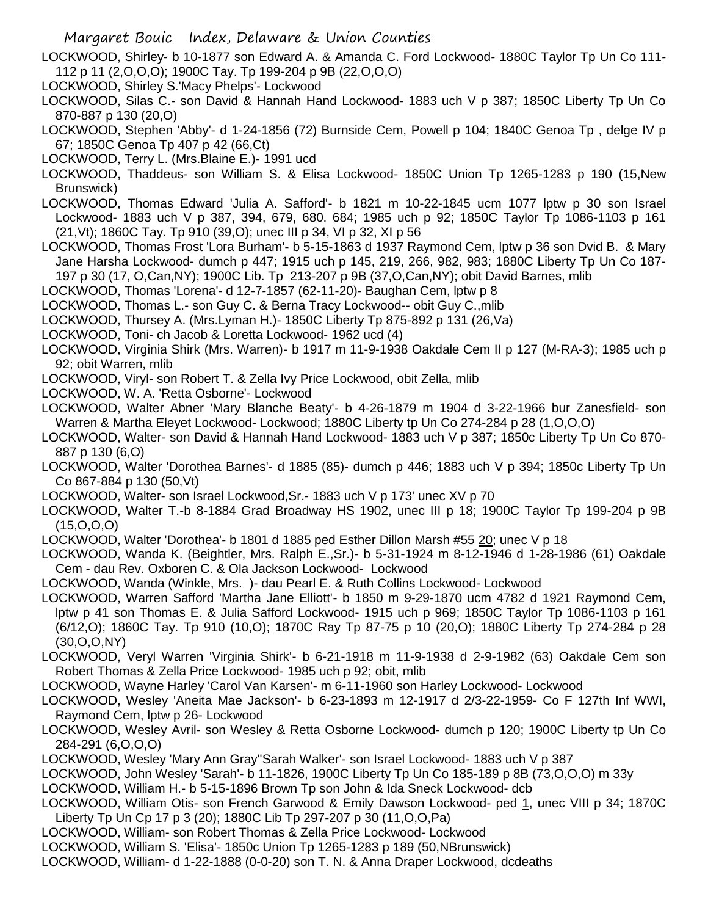LOCKWOOD, Shirley- b 10-1877 son Edward A. & Amanda C. Ford Lockwood- 1880C Taylor Tp Un Co 111-112 p 11 (2,O,O,O); 1900C Tay. Tp 199-204 p 9B (22,O,O,O)

LOCKWOOD, Shirley S.'Macy Phelps'- Lockwood

LOCKWOOD, Silas C.- son David & Hannah Hand Lockwood- 1883 uch V p 387; 1850C Liberty Tp Un Co 870-887 p 130 (20,O)

LOCKWOOD, Stephen 'Abby'- d 1-24-1856 (72) Burnside Cem, Powell p 104; 1840C Genoa Tp , delge IV p 67; 1850C Genoa Tp 407 p 42 (66,Ct)

LOCKWOOD, Terry L. (Mrs.Blaine E.)- 1991 ucd

LOCKWOOD, Thaddeus- son William S. & Elisa Lockwood- 1850C Union Tp 1265-1283 p 190 (15,New Brunswick)

LOCKWOOD, Thomas Edward 'Julia A. Safford'- b 1821 m 10-22-1845 ucm 1077 lptw p 30 son Israel Lockwood- 1883 uch V p 387, 394, 679, 680. 684; 1985 uch p 92; 1850C Taylor Tp 1086-1103 p 161 (21,Vt); 1860C Tay. Tp 910 (39,O); unec III p 34, VI p 32, XI p 56

LOCKWOOD, Thomas Frost 'Lora Burham'- b 5-15-1863 d 1937 Raymond Cem, lptw p 36 son Dvid B. & Mary Jane Harsha Lockwood- dumch p 447; 1915 uch p 145, 219, 266, 982, 983; 1880C Liberty Tp Un Co 187-197 p 30 (17, O,Can,NY); 1900C Lib. Tp 213-207 p 9B (37,O,Can,NY); obit David Barnes, mlib

LOCKWOOD, Thomas 'Lorena'- d 12-7-1857 (62-11-20)- Baughan Cem, lptw p 8

LOCKWOOD, Thomas L.- son Guy C. & Berna Tracy Lockwood-- obit Guy C.,mlib

LOCKWOOD, Thursey A. (Mrs.Lyman H.)- 1850C Liberty Tp 875-892 p 131 (26,Va)

LOCKWOOD, Toni- ch Jacob & Loretta Lockwood- 1962 ucd (4)

LOCKWOOD, Virginia Shirk (Mrs. Warren)- b 1917 m 11-9-1938 Oakdale Cem II p 127 (M-RA-3); 1985 uch p 92; obit Warren, mlib

LOCKWOOD, Viryl- son Robert T. & Zella Ivy Price Lockwood, obit Zella, mlib

LOCKWOOD, W. A. 'Retta Osborne'- Lockwood

LOCKWOOD, Walter Abner 'Mary Blanche Beaty'- b 4-26-1879 m 1904 d 3-22-1966 bur Zanesfield- son Warren & Martha Eleyet Lockwood- Lockwood; 1880C Liberty tp Un Co 274-284 p 28 (1,O,O,O)

LOCKWOOD, Walter- son David & Hannah Hand Lockwood- 1883 uch V p 387; 1850c Liberty Tp Un Co 870-887 p 130 (6,O)

LOCKWOOD, Walter 'Dorothea Barnes'- d 1885 (85)- dumch p 446; 1883 uch V p 394; 1850c Liberty Tp Un Co 867-884 p 130 (50,Vt)

LOCKWOOD, Walter- son Israel Lockwood,Sr.- 1883 uch V p 173' unec XV p 70

LOCKWOOD, Walter T.-b 8-1884 Grad Broadway HS 1902, unec III p 18; 1900C Taylor Tp 199-204 p 9B (15,O,O,O)

LOCKWOOD, Walter 'Dorothea'- b 1801 d 1885 ped Esther Dillon Marsh #55 20; unec V p 18

LOCKWOOD, Wanda K. (Beightler, Mrs. Ralph E.,Sr.)- b 5-31-1924 m 8-12-1946 d 1-28-1986 (61) Oakdale Cem - dau Rev. Oxboren C. & Ola Jackson Lockwood- Lockwood

LOCKWOOD, Wanda (Winkle, Mrs. )- dau Pearl E. & Ruth Collins Lockwood- Lockwood

LOCKWOOD, Warren Safford 'Martha Jane Elliott'- b 1850 m 9-29-1870 ucm 4782 d 1921 Raymond Cem, lptw p 41 son Thomas E. & Julia Safford Lockwood- 1915 uch p 969; 1850C Taylor Tp 1086-1103 p 161 (6/12,O); 1860C Tay. Tp 910 (10,O); 1870C Ray Tp 87-75 p 10 (20,O); 1880C Liberty Tp 274-284 p 28 (30,O,O,NY)

LOCKWOOD, Veryl Warren 'Virginia Shirk'- b 6-21-1918 m 11-9-1938 d 2-9-1982 (63) Oakdale Cem son Robert Thomas & Zella Price Lockwood- 1985 uch p 92; obit, mlib

LOCKWOOD, Wayne Harley 'Carol Van Karsen'- m 6-11-1960 son Harley Lockwood- Lockwood

LOCKWOOD, Wesley 'Aneita Mae Jackson'- b 6-23-1893 m 12-1917 d 2/3-22-1959- Co F 127th Inf WWI, Raymond Cem, lptw p 26- Lockwood

LOCKWOOD, Wesley Avril- son Wesley & Retta Osborne Lockwood- dumch p 120; 1900C Liberty tp Un Co 284-291 (6,O,O,O)

LOCKWOOD, Wesley 'Mary Ann Gray''Sarah Walker'- son Israel Lockwood- 1883 uch V p 387

LOCKWOOD, John Wesley 'Sarah'- b 11-1826, 1900C Liberty Tp Un Co 185-189 p 8B (73,O,O,O) m 33y

LOCKWOOD, William H.- b 5-15-1896 Brown Tp son John & Ida Sneck Lockwood- dcb

LOCKWOOD, William Otis- son French Garwood & Emily Dawson Lockwood- ped 1, unec VIII p 34; 1870C Liberty Tp Un Cp 17 p 3 (20); 1880C Lib Tp 297-207 p 30 (11,O,O,Pa)

LOCKWOOD, William- son Robert Thomas & Zella Price Lockwood- Lockwood

LOCKWOOD, William S. 'Elisa'- 1850c Union Tp 1265-1283 p 189 (50,NBrunswick)

LOCKWOOD, William- d 1-22-1888 (0-0-20) son T. N. & Anna Draper Lockwood, dcdeaths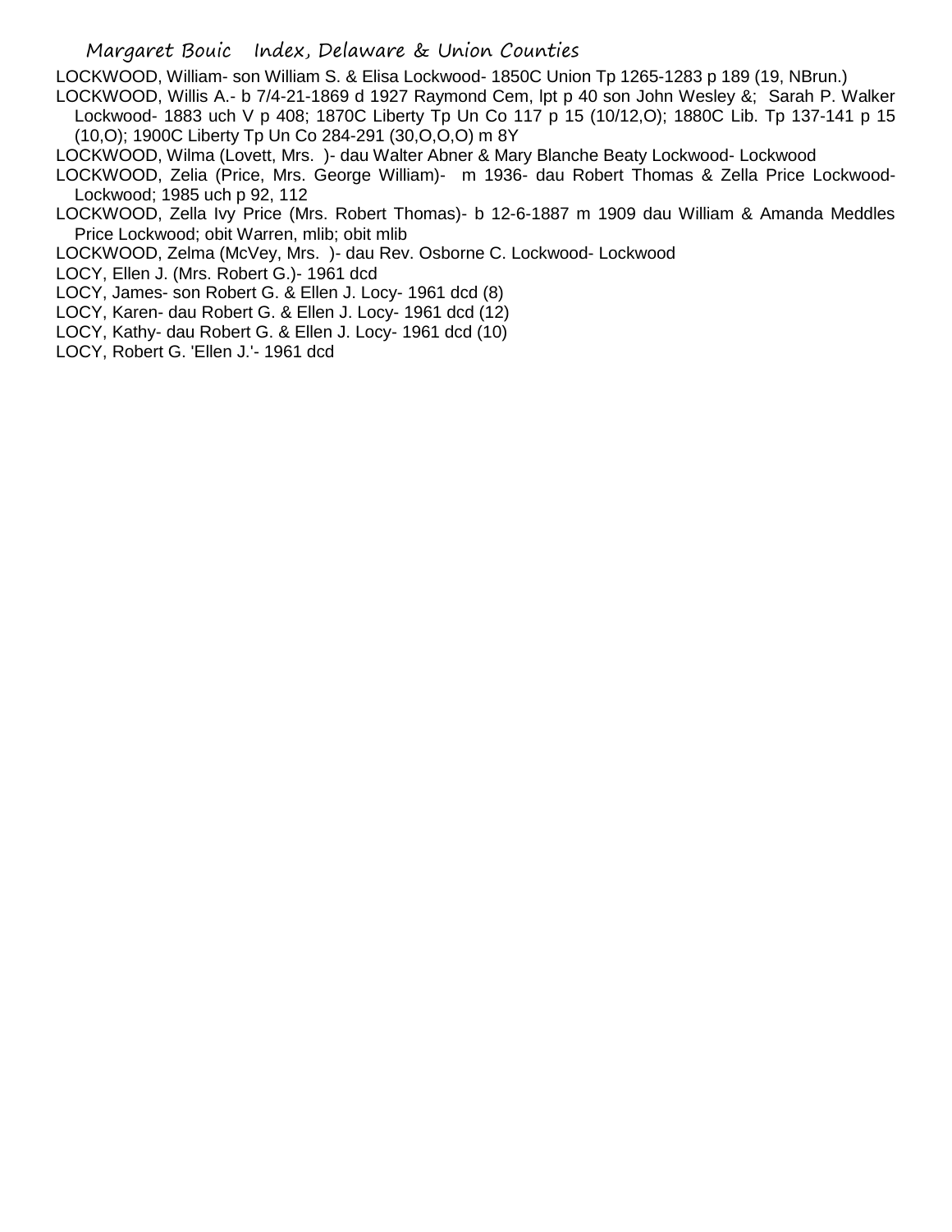LOCKWOOD, William- son William S. & Elisa Lockwood- 1850C Union Tp 1265-1283 p 189 (19, NBrun.)

LOCKWOOD, Willis A.- b 7/4-21-1869 d 1927 Raymond Cem, lpt p 40 son John Wesley &; Sarah P. Walker Lockwood- 1883 uch V p 408; 1870C Liberty Tp Un Co 117 p 15 (10/12,O); 1880C Lib. Tp 137-141 p 15 (10,O); 1900C Liberty Tp Un Co 284-291 (30,O,O,O) m 8Y

LOCKWOOD, Wilma (Lovett, Mrs. )- dau Walter Abner & Mary Blanche Beaty Lockwood- Lockwood

LOCKWOOD, Zelia (Price, Mrs. George William)- m 1936- dau Robert Thomas & Zella Price Lockwood- Lockwood; 1985 uch p 92, 112

LOCKWOOD, Zella Ivy Price (Mrs. Robert Thomas)- b 12-6-1887 m 1909 dau William & Amanda Meddles Price Lockwood; obit Warren, mlib; obit mlib

LOCKWOOD, Zelma (McVey, Mrs. )- dau Rev. Osborne C. Lockwood- Lockwood

LOCY, Ellen J. (Mrs. Robert G.)- 1961 dcd

LOCY, James- son Robert G. & Ellen J. Locy- 1961 dcd (8)

LOCY, Karen- dau Robert G. & Ellen J. Locy- 1961 dcd (12)

LOCY, Kathy- dau Robert G. & Ellen J. Locy- 1961 dcd (10)

LOCY, Robert G. 'Ellen J.'- 1961 dcd